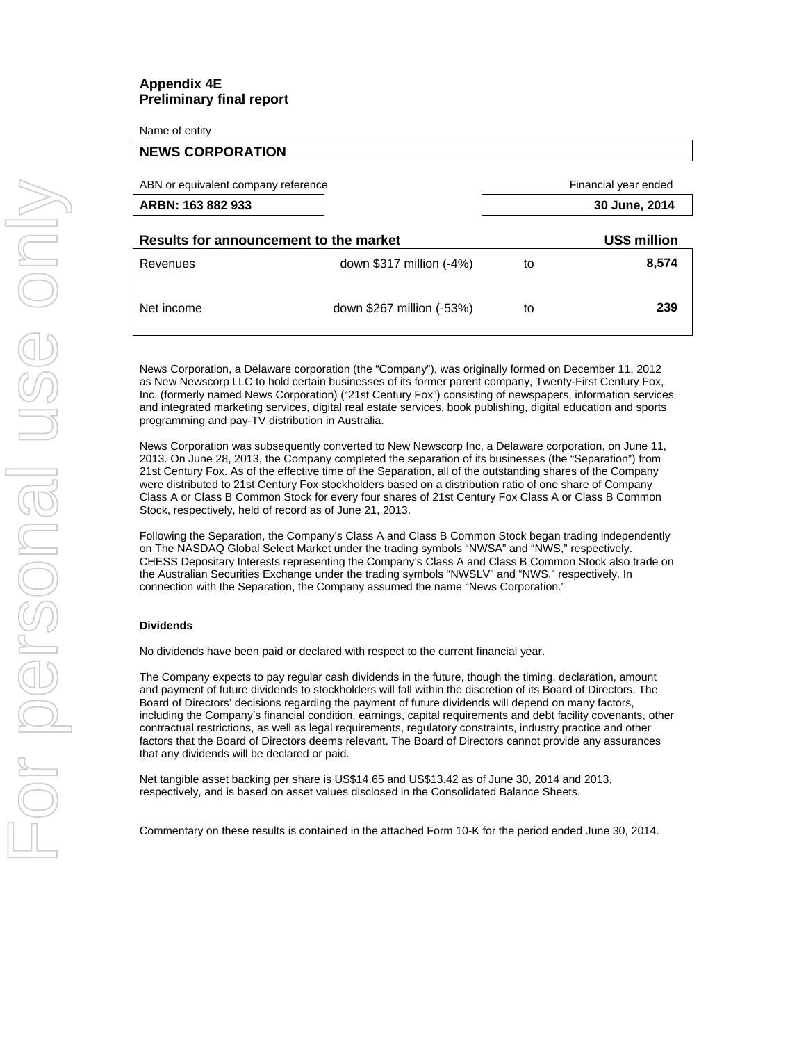**Appendix 4E**
**Preliminary final report**

Name of entity

| **NEWS CORPORATION** |
|---|

| ABN or equivalent company reference | Financial year ended |
|---|---|
| **ARBN: 163 882 933** | **30 June, 2014** |

| **Results for announcement to the market** | | | **US$ million** |
|---|---|---|---|
| Revenues | down $317 million (-4%) | to | **8,574** |
| Net income | down $267 million (-53%) | to | **239** |

News Corporation, a Delaware corporation (the "Company"), was originally formed on December 11, 2012 as New Newscorp LLC to hold certain businesses of its former parent company, Twenty-First Century Fox, Inc. (formerly named News Corporation) ("21st Century Fox") consisting of newspapers, information services and integrated marketing services, digital real estate services, book publishing, digital education and sports programming and pay-TV distribution in Australia.

News Corporation was subsequently converted to New Newscorp Inc, a Delaware corporation, on June 11, 2013. On June 28, 2013, the Company completed the separation of its businesses (the "Separation") from 21st Century Fox. As of the effective time of the Separation, all of the outstanding shares of the Company were distributed to 21st Century Fox stockholders based on a distribution ratio of one share of Company Class A or Class B Common Stock for every four shares of 21st Century Fox Class A or Class B Common Stock, respectively, held of record as of June 21, 2013.

Following the Separation, the Company's Class A and Class B Common Stock began trading independently on The NASDAQ Global Select Market under the trading symbols "NWSA" and "NWS," respectively. CHESS Depositary Interests representing the Company's Class A and Class B Common Stock also trade on the Australian Securities Exchange under the trading symbols "NWSLV" and "NWS," respectively. In connection with the Separation, the Company assumed the name "News Corporation."

**Dividends**

No dividends have been paid or declared with respect to the current financial year.

The Company expects to pay regular cash dividends in the future, though the timing, declaration, amount and payment of future dividends to stockholders will fall within the discretion of its Board of Directors. The Board of Directors' decisions regarding the payment of future dividends will depend on many factors, including the Company's financial condition, earnings, capital requirements and debt facility covenants, other contractual restrictions, as well as legal requirements, regulatory constraints, industry practice and other factors that the Board of Directors deems relevant. The Board of Directors cannot provide any assurances that any dividends will be declared or paid.

Net tangible asset backing per share is US$14.65 and US$13.42 as of June 30, 2014 and 2013, respectively, and is based on asset values disclosed in the Consolidated Balance Sheets.

Commentary on these results is contained in the attached Form 10-K for the period ended June 30, 2014.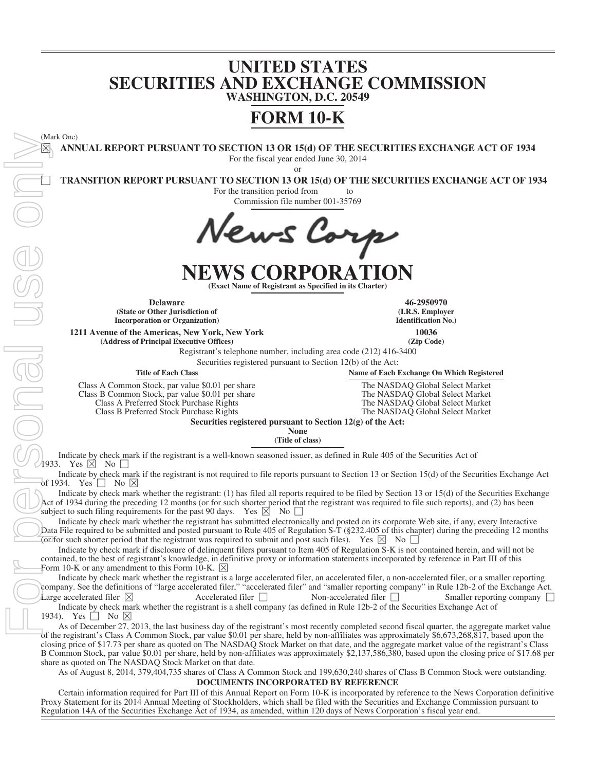# UNITED STATES
# SECURITIES AND EXCHANGE COMMISSION
## WASHINGTON, D.C. 20549

# FORM 10-K

(Mark One)

☒ **ANNUAL REPORT PURSUANT TO SECTION 13 OR 15(d) OF THE SECURITIES EXCHANGE ACT OF 1934**

For the fiscal year ended June 30, 2014

or

☐ **TRANSITION REPORT PURSUANT TO SECTION 13 OR 15(d) OF THE SECURITIES EXCHANGE ACT OF 1934**

For the transition period from to

Commission file number 001-35769

News Corp

# NEWS CORPORATION

**(Exact Name of Registrant as Specified in its Charter)**

| | |
|---|---|
| **Delaware** | **46-2950970** |
| **(State or Other Jurisdiction of Incorporation or Organization)** | **(I.R.S. Employer Identification No.)** |
| **1211 Avenue of the Americas, New York, New York** | **10036** |
| **(Address of Principal Executive Offices)** | **(Zip Code)** |

Registrant's telephone number, including area code (212) 416-3400

Securities registered pursuant to Section 12(b) of the Act:

| Title of Each Class | Name of Each Exchange On Which Registered |
|---|---|
| Class A Common Stock, par value $0.01 per share | The NASDAQ Global Select Market |
| Class B Common Stock, par value $0.01 per share | The NASDAQ Global Select Market |
| Class A Preferred Stock Purchase Rights | The NASDAQ Global Select Market |
| Class B Preferred Stock Purchase Rights | The NASDAQ Global Select Market |

**Securities registered pursuant to Section 12(g) of the Act:**

**None**

**(Title of class)**

Indicate by check mark if the registrant is a well-known seasoned issuer, as defined in Rule 405 of the Securities Act of 1933. Yes ☒ No ☐

Indicate by check mark if the registrant is not required to file reports pursuant to Section 13 or Section 15(d) of the Securities Exchange Act of 1934. Yes ☐ No ☒

Indicate by check mark whether the registrant: (1) has filed all reports required to be filed by Section 13 or 15(d) of the Securities Exchange Act of 1934 during the preceding 12 months (or for such shorter period that the registrant was required to file such reports), and (2) has been subject to such filing requirements for the past 90 days. Yes ☒ No ☐

Indicate by check mark whether the registrant has submitted electronically and posted on its corporate Web site, if any, every Interactive Data File required to be submitted and posted pursuant to Rule 405 of Regulation S-T (§232.405 of this chapter) during the preceding 12 months (or for such shorter period that the registrant was required to submit and post such files). Yes ☒ No ☐

Indicate by check mark if disclosure of delinquent filers pursuant to Item 405 of Regulation S-K is not contained herein, and will not be contained, to the best of registrant's knowledge, in definitive proxy or information statements incorporated by reference in Part III of this Form 10-K or any amendment to this Form 10-K. ☒

Indicate by check mark whether the registrant is a large accelerated filer, an accelerated filer, a non-accelerated filer, or a smaller reporting company. See the definitions of "large accelerated filer," "accelerated filer" and "smaller reporting company" in Rule 12b-2 of the Exchange Act.

Large accelerated filer ☒ Accelerated filer ☐ Non-accelerated filer ☐ Smaller reporting company ☐

Indicate by check mark whether the registrant is a shell company (as defined in Rule 12b-2 of the Securities Exchange Act of 1934). Yes ☐ No ☒

As of December 27, 2013, the last business day of the registrant's most recently completed second fiscal quarter, the aggregate market value of the registrant's Class A Common Stock, par value $0.01 per share, held by non-affiliates was approximately $6,673,268,817, based upon the closing price of $17.73 per share as quoted on The NASDAQ Stock Market on that date, and the aggregate market value of the registrant's Class B Common Stock, par value $0.01 per share, held by non-affiliates was approximately $2,137,586,380, based upon the closing price of $17.68 per share as quoted on The NASDAQ Stock Market on that date.

As of August 8, 2014, 379,404,735 shares of Class A Common Stock and 199,630,240 shares of Class B Common Stock were outstanding.

**DOCUMENTS INCORPORATED BY REFERENCE**

Certain information required for Part III of this Annual Report on Form 10-K is incorporated by reference to the News Corporation definitive Proxy Statement for its 2014 Annual Meeting of Stockholders, which shall be filed with the Securities and Exchange Commission pursuant to Regulation 14A of the Securities Exchange Act of 1934, as amended, within 120 days of News Corporation's fiscal year end.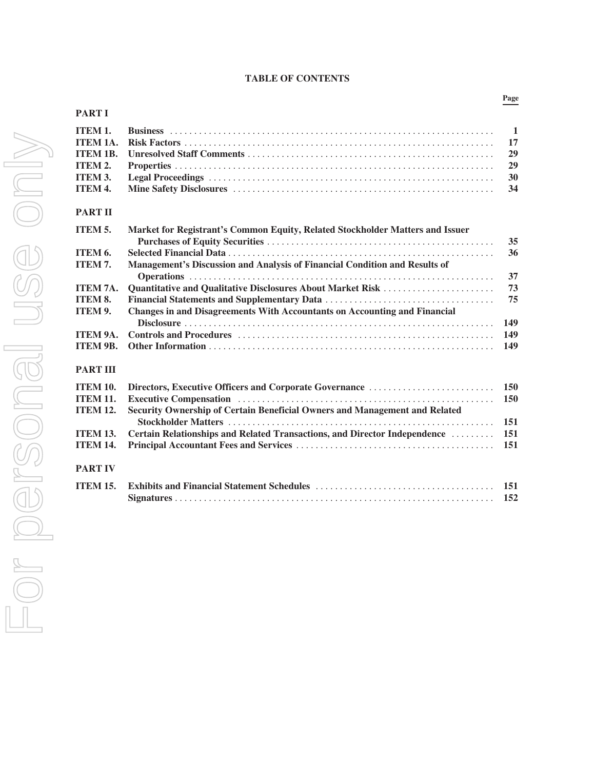# TABLE OF CONTENTS

| | | Page |
|---|---|---|
| **PART I** | | |
| **ITEM 1.** | **Business** | **1** |
| **ITEM 1A.** | **Risk Factors** | **17** |
| **ITEM 1B.** | **Unresolved Staff Comments** | **29** |
| **ITEM 2.** | **Properties** | **29** |
| **ITEM 3.** | **Legal Proceedings** | **30** |
| **ITEM 4.** | **Mine Safety Disclosures** | **34** |
| **PART II** | | |
| **ITEM 5.** | **Market for Registrant's Common Equity, Related Stockholder Matters and Issuer Purchases of Equity Securities** | **35** |
| **ITEM 6.** | **Selected Financial Data** | **36** |
| **ITEM 7.** | **Management's Discussion and Analysis of Financial Condition and Results of Operations** | **37** |
| **ITEM 7A.** | **Quantitative and Qualitative Disclosures About Market Risk** | **73** |
| **ITEM 8.** | **Financial Statements and Supplementary Data** | **75** |
| **ITEM 9.** | **Changes in and Disagreements With Accountants on Accounting and Financial Disclosure** | **149** |
| **ITEM 9A.** | **Controls and Procedures** | **149** |
| **ITEM 9B.** | **Other Information** | **149** |
| **PART III** | | |
| **ITEM 10.** | **Directors, Executive Officers and Corporate Governance** | **150** |
| **ITEM 11.** | **Executive Compensation** | **150** |
| **ITEM 12.** | **Security Ownership of Certain Beneficial Owners and Management and Related Stockholder Matters** | **151** |
| **ITEM 13.** | **Certain Relationships and Related Transactions, and Director Independence** | **151** |
| **ITEM 14.** | **Principal Accountant Fees and Services** | **151** |
| **PART IV** | | |
| **ITEM 15.** | **Exhibits and Financial Statement Schedules** | **151** |
| | **Signatures** | **152** |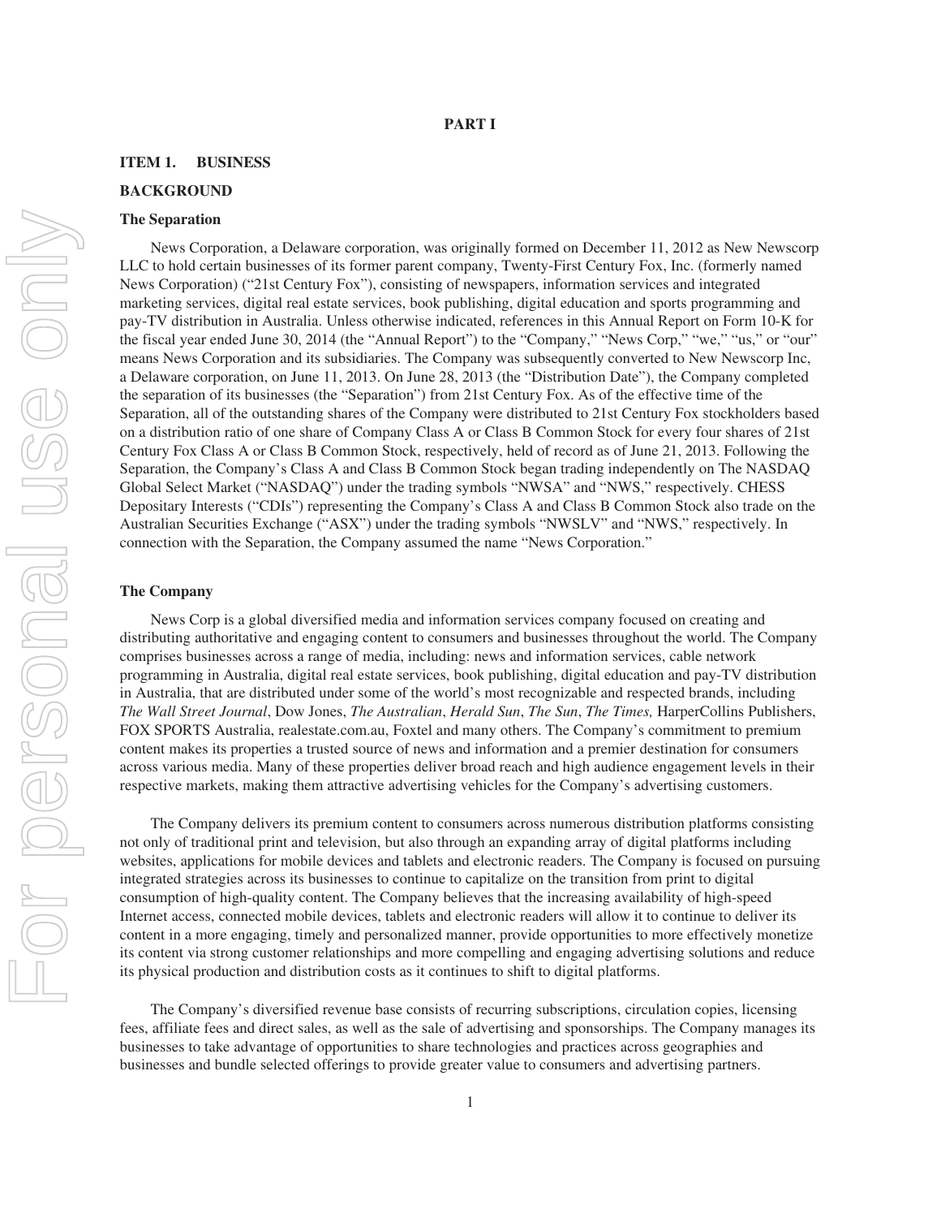# PART I

## ITEM 1. BUSINESS

### BACKGROUND

#### The Separation

News Corporation, a Delaware corporation, was originally formed on December 11, 2012 as New Newscorp LLC to hold certain businesses of its former parent company, Twenty-First Century Fox, Inc. (formerly named News Corporation) ("21st Century Fox"), consisting of newspapers, information services and integrated marketing services, digital real estate services, book publishing, digital education and sports programming and pay-TV distribution in Australia. Unless otherwise indicated, references in this Annual Report on Form 10-K for the fiscal year ended June 30, 2014 (the "Annual Report") to the "Company," "News Corp," "we," "us," or "our" means News Corporation and its subsidiaries. The Company was subsequently converted to New Newscorp Inc, a Delaware corporation, on June 11, 2013. On June 28, 2013 (the "Distribution Date"), the Company completed the separation of its businesses (the "Separation") from 21st Century Fox. As of the effective time of the Separation, all of the outstanding shares of the Company were distributed to 21st Century Fox stockholders based on a distribution ratio of one share of Company Class A or Class B Common Stock for every four shares of 21st Century Fox Class A or Class B Common Stock, respectively, held of record as of June 21, 2013. Following the Separation, the Company's Class A and Class B Common Stock began trading independently on The NASDAQ Global Select Market ("NASDAQ") under the trading symbols "NWSA" and "NWS," respectively. CHESS Depositary Interests ("CDIs") representing the Company's Class A and Class B Common Stock also trade on the Australian Securities Exchange ("ASX") under the trading symbols "NWSLV" and "NWS," respectively. In connection with the Separation, the Company assumed the name "News Corporation."

#### The Company

News Corp is a global diversified media and information services company focused on creating and distributing authoritative and engaging content to consumers and businesses throughout the world. The Company comprises businesses across a range of media, including: news and information services, cable network programming in Australia, digital real estate services, book publishing, digital education and pay-TV distribution in Australia, that are distributed under some of the world's most recognizable and respected brands, including *The Wall Street Journal*, Dow Jones, *The Australian*, *Herald Sun*, *The Sun*, *The Times,* HarperCollins Publishers, FOX SPORTS Australia, realestate.com.au, Foxtel and many others. The Company's commitment to premium content makes its properties a trusted source of news and information and a premier destination for consumers across various media. Many of these properties deliver broad reach and high audience engagement levels in their respective markets, making them attractive advertising vehicles for the Company's advertising customers.

The Company delivers its premium content to consumers across numerous distribution platforms consisting not only of traditional print and television, but also through an expanding array of digital platforms including websites, applications for mobile devices and tablets and electronic readers. The Company is focused on pursuing integrated strategies across its businesses to continue to capitalize on the transition from print to digital consumption of high-quality content. The Company believes that the increasing availability of high-speed Internet access, connected mobile devices, tablets and electronic readers will allow it to continue to deliver its content in a more engaging, timely and personalized manner, provide opportunities to more effectively monetize its content via strong customer relationships and more compelling and engaging advertising solutions and reduce its physical production and distribution costs as it continues to shift to digital platforms.

The Company's diversified revenue base consists of recurring subscriptions, circulation copies, licensing fees, affiliate fees and direct sales, as well as the sale of advertising and sponsorships. The Company manages its businesses to take advantage of opportunities to share technologies and practices across geographies and businesses and bundle selected offerings to provide greater value to consumers and advertising partners.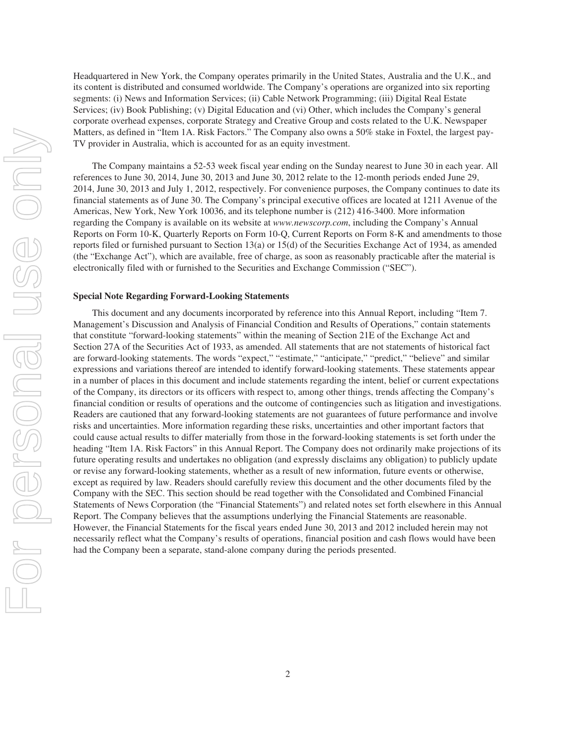Headquartered in New York, the Company operates primarily in the United States, Australia and the U.K., and its content is distributed and consumed worldwide. The Company's operations are organized into six reporting segments: (i) News and Information Services; (ii) Cable Network Programming; (iii) Digital Real Estate Services; (iv) Book Publishing; (v) Digital Education and (vi) Other, which includes the Company's general corporate overhead expenses, corporate Strategy and Creative Group and costs related to the U.K. Newspaper Matters, as defined in "Item 1A. Risk Factors." The Company also owns a 50% stake in Foxtel, the largest pay-TV provider in Australia, which is accounted for as an equity investment.

The Company maintains a 52-53 week fiscal year ending on the Sunday nearest to June 30 in each year. All references to June 30, 2014, June 30, 2013 and June 30, 2012 relate to the 12-month periods ended June 29, 2014, June 30, 2013 and July 1, 2012, respectively. For convenience purposes, the Company continues to date its financial statements as of June 30. The Company's principal executive offices are located at 1211 Avenue of the Americas, New York, New York 10036, and its telephone number is (212) 416-3400. More information regarding the Company is available on its website at *www.newscorp.com*, including the Company's Annual Reports on Form 10-K, Quarterly Reports on Form 10-Q, Current Reports on Form 8-K and amendments to those reports filed or furnished pursuant to Section 13(a) or 15(d) of the Securities Exchange Act of 1934, as amended (the "Exchange Act"), which are available, free of charge, as soon as reasonably practicable after the material is electronically filed with or furnished to the Securities and Exchange Commission ("SEC").

**Special Note Regarding Forward-Looking Statements**

This document and any documents incorporated by reference into this Annual Report, including "Item 7. Management's Discussion and Analysis of Financial Condition and Results of Operations," contain statements that constitute "forward-looking statements" within the meaning of Section 21E of the Exchange Act and Section 27A of the Securities Act of 1933, as amended. All statements that are not statements of historical fact are forward-looking statements. The words "expect," "estimate," "anticipate," "predict," "believe" and similar expressions and variations thereof are intended to identify forward-looking statements. These statements appear in a number of places in this document and include statements regarding the intent, belief or current expectations of the Company, its directors or its officers with respect to, among other things, trends affecting the Company's financial condition or results of operations and the outcome of contingencies such as litigation and investigations. Readers are cautioned that any forward-looking statements are not guarantees of future performance and involve risks and uncertainties. More information regarding these risks, uncertainties and other important factors that could cause actual results to differ materially from those in the forward-looking statements is set forth under the heading "Item 1A. Risk Factors" in this Annual Report. The Company does not ordinarily make projections of its future operating results and undertakes no obligation (and expressly disclaims any obligation) to publicly update or revise any forward-looking statements, whether as a result of new information, future events or otherwise, except as required by law. Readers should carefully review this document and the other documents filed by the Company with the SEC. This section should be read together with the Consolidated and Combined Financial Statements of News Corporation (the "Financial Statements") and related notes set forth elsewhere in this Annual Report. The Company believes that the assumptions underlying the Financial Statements are reasonable. However, the Financial Statements for the fiscal years ended June 30, 2013 and 2012 included herein may not necessarily reflect what the Company's results of operations, financial position and cash flows would have been had the Company been a separate, stand-alone company during the periods presented.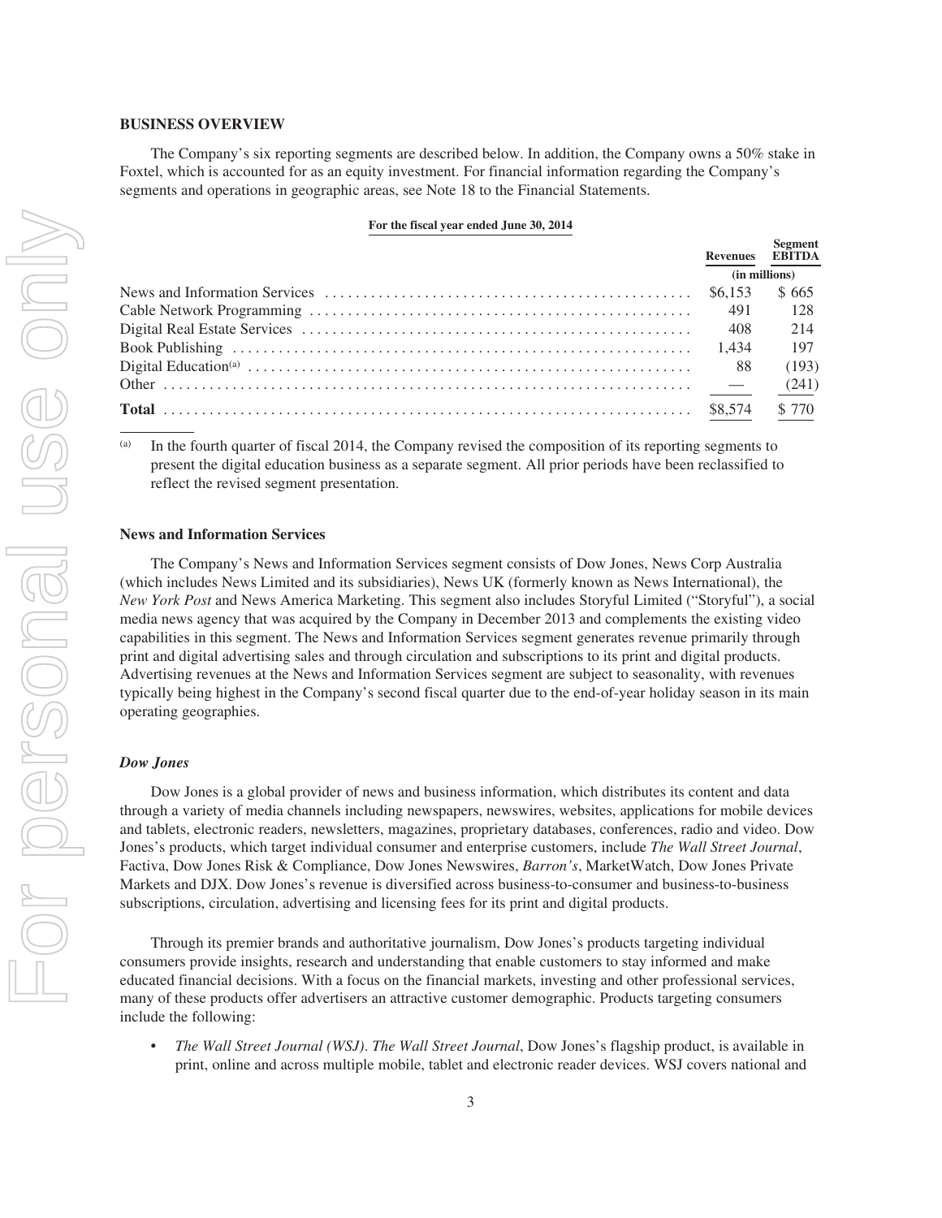## BUSINESS OVERVIEW

The Company's six reporting segments are described below. In addition, the Company owns a 50% stake in Foxtel, which is accounted for as an equity investment. For financial information regarding the Company's segments and operations in geographic areas, see Note 18 to the Financial Statements.

**For the fiscal year ended June 30, 2014**

| | Revenues | Segment EBITDA |
|---|---|---|
| | (in millions) | |
| News and Information Services | $6,153 | $ 665 |
| Cable Network Programming | 491 | 128 |
| Digital Real Estate Services | 408 | 214 |
| Book Publishing | 1,434 | 197 |
| Digital Education[(a)] | 88 | (193) |
| Other | — | (241) |
| **Total** | $8,574 | $ 770 |

(a) In the fourth quarter of fiscal 2014, the Company revised the composition of its reporting segments to present the digital education business as a separate segment. All prior periods have been reclassified to reflect the revised segment presentation.

### News and Information Services

The Company's News and Information Services segment consists of Dow Jones, News Corp Australia (which includes News Limited and its subsidiaries), News UK (formerly known as News International), the *New York Post* and News America Marketing. This segment also includes Storyful Limited ("Storyful"), a social media news agency that was acquired by the Company in December 2013 and complements the existing video capabilities in this segment. The News and Information Services segment generates revenue primarily through print and digital advertising sales and through circulation and subscriptions to its print and digital products. Advertising revenues at the News and Information Services segment are subject to seasonality, with revenues typically being highest in the Company's second fiscal quarter due to the end-of-year holiday season in its main operating geographies.

#### *Dow Jones*

Dow Jones is a global provider of news and business information, which distributes its content and data through a variety of media channels including newspapers, newswires, websites, applications for mobile devices and tablets, electronic readers, newsletters, magazines, proprietary databases, conferences, radio and video. Dow Jones's products, which target individual consumer and enterprise customers, include *The Wall Street Journal*, Factiva, Dow Jones Risk & Compliance, Dow Jones Newswires, *Barron's*, MarketWatch, Dow Jones Private Markets and DJX. Dow Jones's revenue is diversified across business-to-consumer and business-to-business subscriptions, circulation, advertising and licensing fees for its print and digital products.

Through its premier brands and authoritative journalism, Dow Jones's products targeting individual consumers provide insights, research and understanding that enable customers to stay informed and make educated financial decisions. With a focus on the financial markets, investing and other professional services, many of these products offer advertisers an attractive customer demographic. Products targeting consumers include the following:

- *The Wall Street Journal (WSJ)*. *The Wall Street Journal*, Dow Jones's flagship product, is available in print, online and across multiple mobile, tablet and electronic reader devices. WSJ covers national and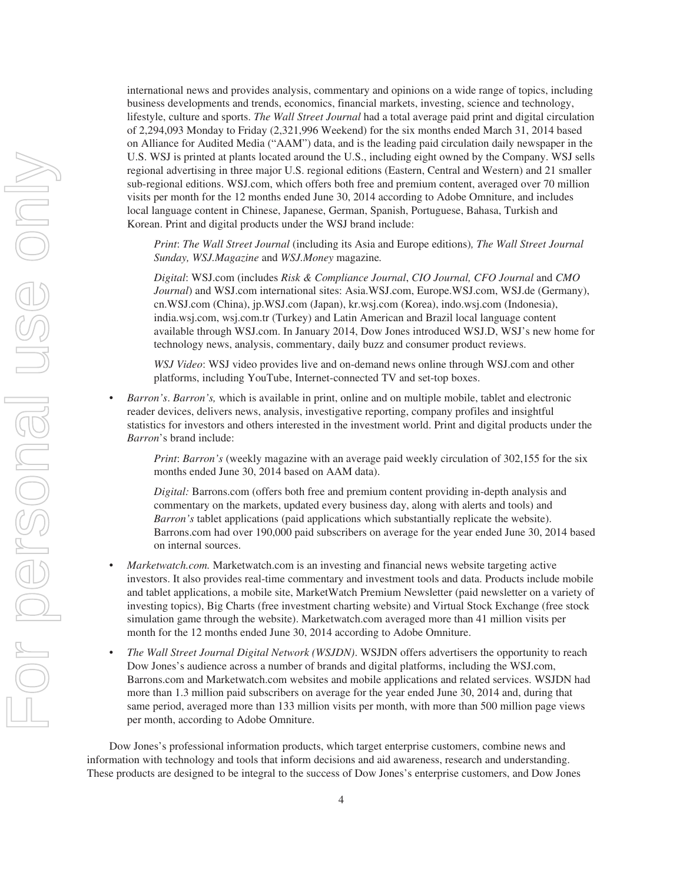international news and provides analysis, commentary and opinions on a wide range of topics, including business developments and trends, economics, financial markets, investing, science and technology, lifestyle, culture and sports. *The Wall Street Journal* had a total average paid print and digital circulation of 2,294,093 Monday to Friday (2,321,996 Weekend) for the six months ended March 31, 2014 based on Alliance for Audited Media ("AAM") data, and is the leading paid circulation daily newspaper in the U.S. WSJ is printed at plants located around the U.S., including eight owned by the Company. WSJ sells regional advertising in three major U.S. regional editions (Eastern, Central and Western) and 21 smaller sub-regional editions. WSJ.com, which offers both free and premium content, averaged over 70 million visits per month for the 12 months ended June 30, 2014 according to Adobe Omniture, and includes local language content in Chinese, Japanese, German, Spanish, Portuguese, Bahasa, Turkish and Korean. Print and digital products under the WSJ brand include:

*Print*: *The Wall Street Journal* (including its Asia and Europe editions), *The Wall Street Journal Sunday, WSJ.Magazine* and *WSJ.Money* magazine.

*Digital*: WSJ.com (includes *Risk & Compliance Journal*, *CIO Journal, CFO Journal* and *CMO Journal*) and WSJ.com international sites: Asia.WSJ.com, Europe.WSJ.com, WSJ.de (Germany), cn.WSJ.com (China), jp.WSJ.com (Japan), kr.wsj.com (Korea), indo.wsj.com (Indonesia), india.wsj.com, wsj.com.tr (Turkey) and Latin American and Brazil local language content available through WSJ.com. In January 2014, Dow Jones introduced WSJ.D, WSJ's new home for technology news, analysis, commentary, daily buzz and consumer product reviews.

*WSJ Video*: WSJ video provides live and on-demand news online through WSJ.com and other platforms, including YouTube, Internet-connected TV and set-top boxes.

- *Barron's*. *Barron's,* which is available in print, online and on multiple mobile, tablet and electronic reader devices, delivers news, analysis, investigative reporting, company profiles and insightful statistics for investors and others interested in the investment world. Print and digital products under the *Barron*'s brand include:

  *Print*: *Barron's* (weekly magazine with an average paid weekly circulation of 302,155 for the six months ended June 30, 2014 based on AAM data).

  *Digital:* Barrons.com (offers both free and premium content providing in-depth analysis and commentary on the markets, updated every business day, along with alerts and tools) and *Barron's* tablet applications (paid applications which substantially replicate the website). Barrons.com had over 190,000 paid subscribers on average for the year ended June 30, 2014 based on internal sources.

- *Marketwatch.com.* Marketwatch.com is an investing and financial news website targeting active investors. It also provides real-time commentary and investment tools and data. Products include mobile and tablet applications, a mobile site, MarketWatch Premium Newsletter (paid newsletter on a variety of investing topics), Big Charts (free investment charting website) and Virtual Stock Exchange (free stock simulation game through the website). Marketwatch.com averaged more than 41 million visits per month for the 12 months ended June 30, 2014 according to Adobe Omniture.

- *The Wall Street Journal Digital Network (WSJDN)*. WSJDN offers advertisers the opportunity to reach Dow Jones's audience across a number of brands and digital platforms, including the WSJ.com, Barrons.com and Marketwatch.com websites and mobile applications and related services. WSJDN had more than 1.3 million paid subscribers on average for the year ended June 30, 2014 and, during that same period, averaged more than 133 million visits per month, with more than 500 million page views per month, according to Adobe Omniture.

Dow Jones's professional information products, which target enterprise customers, combine news and information with technology and tools that inform decisions and aid awareness, research and understanding. These products are designed to be integral to the success of Dow Jones's enterprise customers, and Dow Jones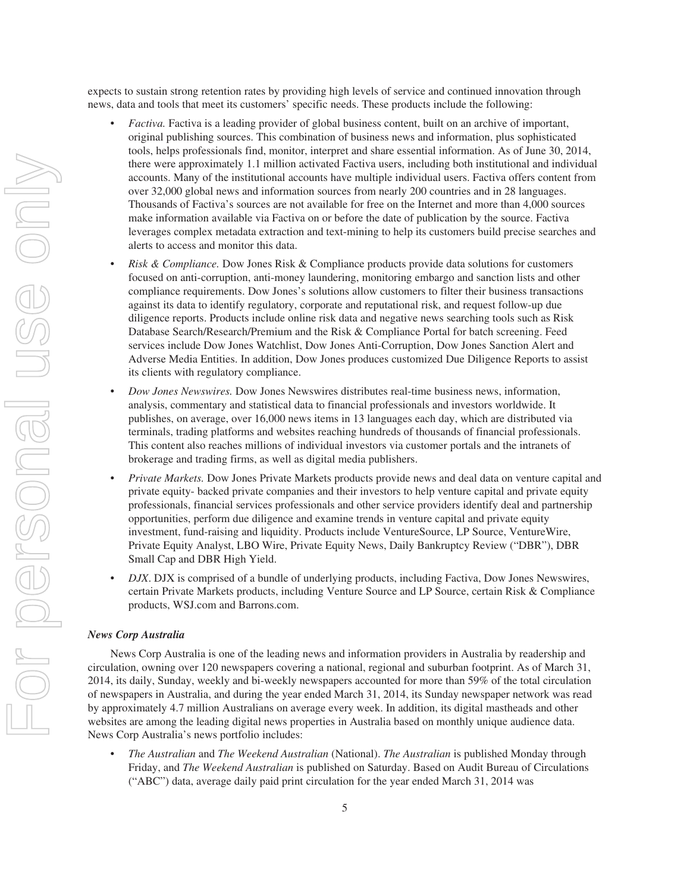expects to sustain strong retention rates by providing high levels of service and continued innovation through news, data and tools that meet its customers' specific needs. These products include the following:

- *Factiva.* Factiva is a leading provider of global business content, built on an archive of important, original publishing sources. This combination of business news and information, plus sophisticated tools, helps professionals find, monitor, interpret and share essential information. As of June 30, 2014, there were approximately 1.1 million activated Factiva users, including both institutional and individual accounts. Many of the institutional accounts have multiple individual users. Factiva offers content from over 32,000 global news and information sources from nearly 200 countries and in 28 languages. Thousands of Factiva's sources are not available for free on the Internet and more than 4,000 sources make information available via Factiva on or before the date of publication by the source. Factiva leverages complex metadata extraction and text-mining to help its customers build precise searches and alerts to access and monitor this data.

- *Risk & Compliance.* Dow Jones Risk & Compliance products provide data solutions for customers focused on anti-corruption, anti-money laundering, monitoring embargo and sanction lists and other compliance requirements. Dow Jones's solutions allow customers to filter their business transactions against its data to identify regulatory, corporate and reputational risk, and request follow-up due diligence reports. Products include online risk data and negative news searching tools such as Risk Database Search/Research/Premium and the Risk & Compliance Portal for batch screening. Feed services include Dow Jones Watchlist, Dow Jones Anti-Corruption, Dow Jones Sanction Alert and Adverse Media Entities. In addition, Dow Jones produces customized Due Diligence Reports to assist its clients with regulatory compliance.

- *Dow Jones Newswires.* Dow Jones Newswires distributes real-time business news, information, analysis, commentary and statistical data to financial professionals and investors worldwide. It publishes, on average, over 16,000 news items in 13 languages each day, which are distributed via terminals, trading platforms and websites reaching hundreds of thousands of financial professionals. This content also reaches millions of individual investors via customer portals and the intranets of brokerage and trading firms, as well as digital media publishers.

- *Private Markets.* Dow Jones Private Markets products provide news and deal data on venture capital and private equity- backed private companies and their investors to help venture capital and private equity professionals, financial services professionals and other service providers identify deal and partnership opportunities, perform due diligence and examine trends in venture capital and private equity investment, fund-raising and liquidity. Products include VentureSource, LP Source, VentureWire, Private Equity Analyst, LBO Wire, Private Equity News, Daily Bankruptcy Review ("DBR"), DBR Small Cap and DBR High Yield.

- *DJX*. DJX is comprised of a bundle of underlying products, including Factiva, Dow Jones Newswires, certain Private Markets products, including Venture Source and LP Source, certain Risk & Compliance products, WSJ.com and Barrons.com.

***News Corp Australia***

News Corp Australia is one of the leading news and information providers in Australia by readership and circulation, owning over 120 newspapers covering a national, regional and suburban footprint. As of March 31, 2014, its daily, Sunday, weekly and bi-weekly newspapers accounted for more than 59% of the total circulation of newspapers in Australia, and during the year ended March 31, 2014, its Sunday newspaper network was read by approximately 4.7 million Australians on average every week. In addition, its digital mastheads and other websites are among the leading digital news properties in Australia based on monthly unique audience data. News Corp Australia's news portfolio includes:

- *The Australian* and *The Weekend Australian* (National). *The Australian* is published Monday through Friday, and *The Weekend Australian* is published on Saturday. Based on Audit Bureau of Circulations ("ABC") data, average daily paid print circulation for the year ended March 31, 2014 was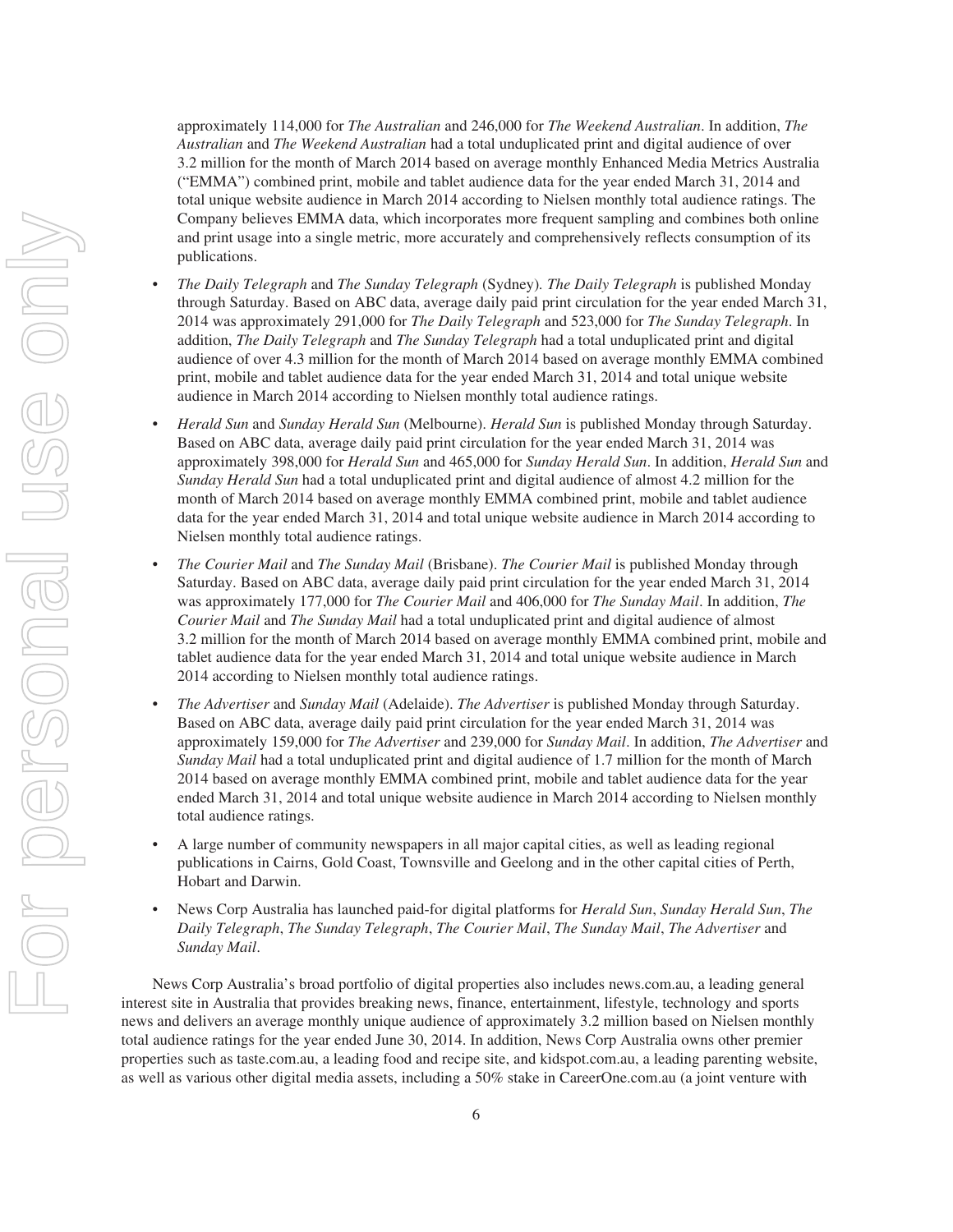approximately 114,000 for *The Australian* and 246,000 for *The Weekend Australian*. In addition, *The Australian* and *The Weekend Australian* had a total unduplicated print and digital audience of over 3.2 million for the month of March 2014 based on average monthly Enhanced Media Metrics Australia ("EMMA") combined print, mobile and tablet audience data for the year ended March 31, 2014 and total unique website audience in March 2014 according to Nielsen monthly total audience ratings. The Company believes EMMA data, which incorporates more frequent sampling and combines both online and print usage into a single metric, more accurately and comprehensively reflects consumption of its publications.

- *The Daily Telegraph* and *The Sunday Telegraph* (Sydney). *The Daily Telegraph* is published Monday through Saturday. Based on ABC data, average daily paid print circulation for the year ended March 31, 2014 was approximately 291,000 for *The Daily Telegraph* and 523,000 for *The Sunday Telegraph*. In addition, *The Daily Telegraph* and *The Sunday Telegraph* had a total unduplicated print and digital audience of over 4.3 million for the month of March 2014 based on average monthly EMMA combined print, mobile and tablet audience data for the year ended March 31, 2014 and total unique website audience in March 2014 according to Nielsen monthly total audience ratings.
- *Herald Sun* and *Sunday Herald Sun* (Melbourne). *Herald Sun* is published Monday through Saturday. Based on ABC data, average daily paid print circulation for the year ended March 31, 2014 was approximately 398,000 for *Herald Sun* and 465,000 for *Sunday Herald Sun*. In addition, *Herald Sun* and *Sunday Herald Sun* had a total unduplicated print and digital audience of almost 4.2 million for the month of March 2014 based on average monthly EMMA combined print, mobile and tablet audience data for the year ended March 31, 2014 and total unique website audience in March 2014 according to Nielsen monthly total audience ratings.
- *The Courier Mail* and *The Sunday Mail* (Brisbane). *The Courier Mail* is published Monday through Saturday. Based on ABC data, average daily paid print circulation for the year ended March 31, 2014 was approximately 177,000 for *The Courier Mail* and 406,000 for *The Sunday Mail*. In addition, *The Courier Mail* and *The Sunday Mail* had a total unduplicated print and digital audience of almost 3.2 million for the month of March 2014 based on average monthly EMMA combined print, mobile and tablet audience data for the year ended March 31, 2014 and total unique website audience in March 2014 according to Nielsen monthly total audience ratings.
- *The Advertiser* and *Sunday Mail* (Adelaide). *The Advertiser* is published Monday through Saturday. Based on ABC data, average daily paid print circulation for the year ended March 31, 2014 was approximately 159,000 for *The Advertiser* and 239,000 for *Sunday Mail*. In addition, *The Advertiser* and *Sunday Mail* had a total unduplicated print and digital audience of 1.7 million for the month of March 2014 based on average monthly EMMA combined print, mobile and tablet audience data for the year ended March 31, 2014 and total unique website audience in March 2014 according to Nielsen monthly total audience ratings.
- A large number of community newspapers in all major capital cities, as well as leading regional publications in Cairns, Gold Coast, Townsville and Geelong and in the other capital cities of Perth, Hobart and Darwin.
- News Corp Australia has launched paid-for digital platforms for *Herald Sun*, *Sunday Herald Sun*, *The Daily Telegraph*, *The Sunday Telegraph*, *The Courier Mail*, *The Sunday Mail*, *The Advertiser* and *Sunday Mail*.

News Corp Australia's broad portfolio of digital properties also includes news.com.au, a leading general interest site in Australia that provides breaking news, finance, entertainment, lifestyle, technology and sports news and delivers an average monthly unique audience of approximately 3.2 million based on Nielsen monthly total audience ratings for the year ended June 30, 2014. In addition, News Corp Australia owns other premier properties such as taste.com.au, a leading food and recipe site, and kidspot.com.au, a leading parenting website, as well as various other digital media assets, including a 50% stake in CareerOne.com.au (a joint venture with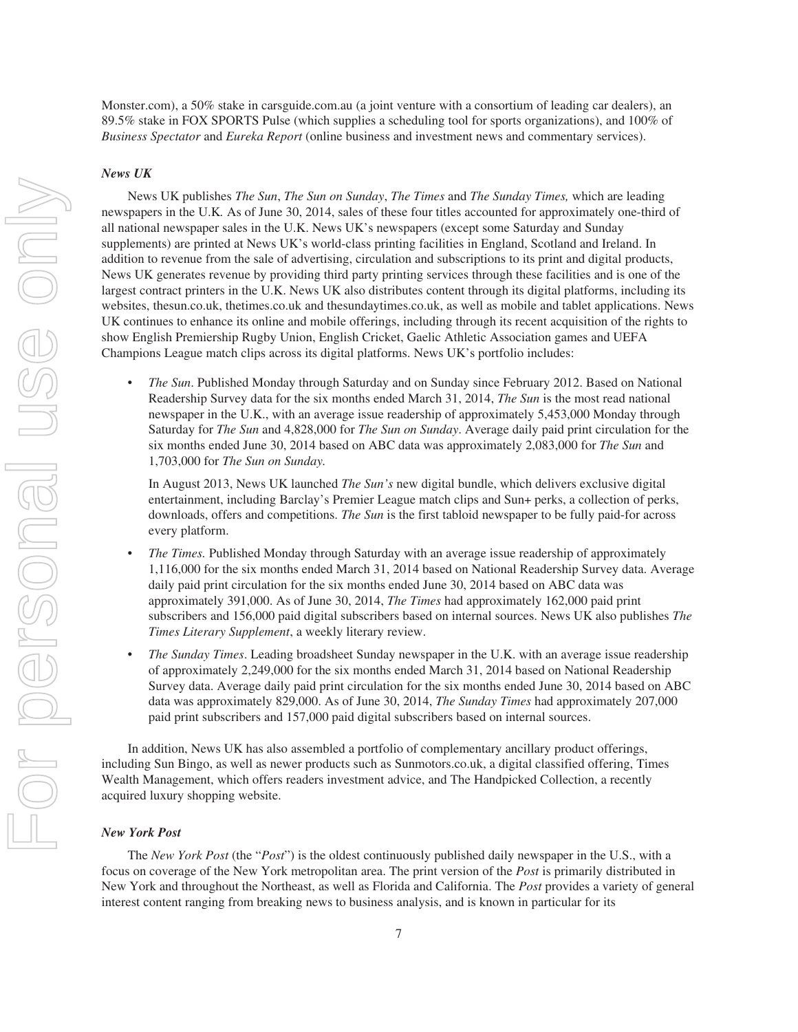Monster.com), a 50% stake in carsguide.com.au (a joint venture with a consortium of leading car dealers), an 89.5% stake in FOX SPORTS Pulse (which supplies a scheduling tool for sports organizations), and 100% of *Business Spectator* and *Eureka Report* (online business and investment news and commentary services).

### *News UK*

News UK publishes *The Sun*, *The Sun on Sunday*, *The Times* and *The Sunday Times,* which are leading newspapers in the U.K. As of June 30, 2014, sales of these four titles accounted for approximately one-third of all national newspaper sales in the U.K. News UK's newspapers (except some Saturday and Sunday supplements) are printed at News UK's world-class printing facilities in England, Scotland and Ireland. In addition to revenue from the sale of advertising, circulation and subscriptions to its print and digital products, News UK generates revenue by providing third party printing services through these facilities and is one of the largest contract printers in the U.K. News UK also distributes content through its digital platforms, including its websites, thesun.co.uk, thetimes.co.uk and thesundaytimes.co.uk, as well as mobile and tablet applications. News UK continues to enhance its online and mobile offerings, including through its recent acquisition of the rights to show English Premiership Rugby Union, English Cricket, Gaelic Athletic Association games and UEFA Champions League match clips across its digital platforms. News UK's portfolio includes:

- *The Sun*. Published Monday through Saturday and on Sunday since February 2012. Based on National Readership Survey data for the six months ended March 31, 2014, *The Sun* is the most read national newspaper in the U.K., with an average issue readership of approximately 5,453,000 Monday through Saturday for *The Sun* and 4,828,000 for *The Sun on Sunday*. Average daily paid print circulation for the six months ended June 30, 2014 based on ABC data was approximately 2,083,000 for *The Sun* and 1,703,000 for *The Sun on Sunday.*

  In August 2013, News UK launched *The Sun's* new digital bundle, which delivers exclusive digital entertainment, including Barclay's Premier League match clips and Sun+ perks, a collection of perks, downloads, offers and competitions. *The Sun* is the first tabloid newspaper to be fully paid-for across every platform.

- *The Times.* Published Monday through Saturday with an average issue readership of approximately 1,116,000 for the six months ended March 31, 2014 based on National Readership Survey data. Average daily paid print circulation for the six months ended June 30, 2014 based on ABC data was approximately 391,000. As of June 30, 2014, *The Times* had approximately 162,000 paid print subscribers and 156,000 paid digital subscribers based on internal sources. News UK also publishes *The Times Literary Supplement*, a weekly literary review.

- *The Sunday Times*. Leading broadsheet Sunday newspaper in the U.K. with an average issue readership of approximately 2,249,000 for the six months ended March 31, 2014 based on National Readership Survey data. Average daily paid print circulation for the six months ended June 30, 2014 based on ABC data was approximately 829,000. As of June 30, 2014, *The Sunday Times* had approximately 207,000 paid print subscribers and 157,000 paid digital subscribers based on internal sources.

In addition, News UK has also assembled a portfolio of complementary ancillary product offerings, including Sun Bingo, as well as newer products such as Sunmotors.co.uk, a digital classified offering, Times Wealth Management, which offers readers investment advice, and The Handpicked Collection, a recently acquired luxury shopping website.

### *New York Post*

The *New York Post* (the "*Post*") is the oldest continuously published daily newspaper in the U.S., with a focus on coverage of the New York metropolitan area. The print version of the *Post* is primarily distributed in New York and throughout the Northeast, as well as Florida and California. The *Post* provides a variety of general interest content ranging from breaking news to business analysis, and is known in particular for its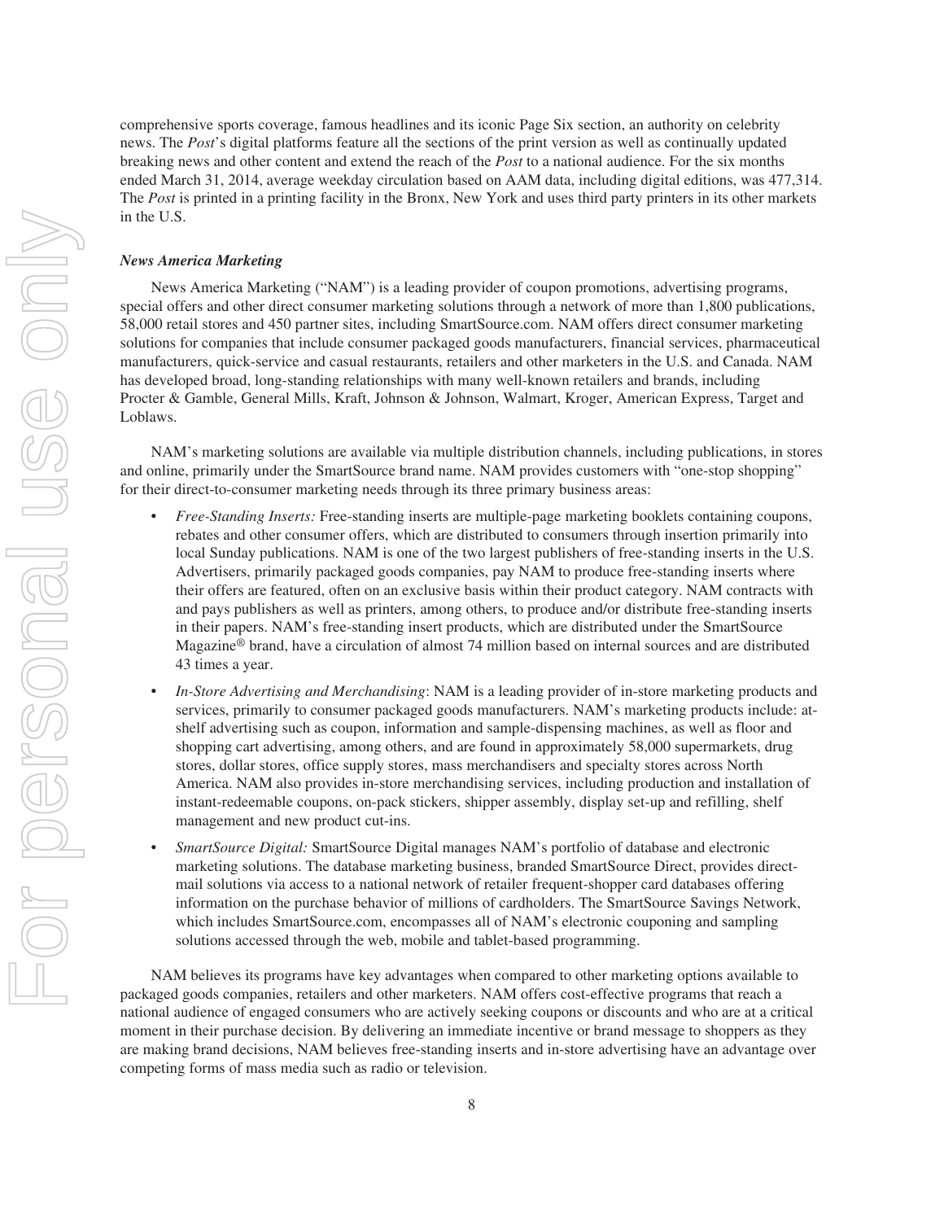comprehensive sports coverage, famous headlines and its iconic Page Six section, an authority on celebrity news. The *Post*'s digital platforms feature all the sections of the print version as well as continually updated breaking news and other content and extend the reach of the *Post* to a national audience. For the six months ended March 31, 2014, average weekday circulation based on AAM data, including digital editions, was 477,314. The *Post* is printed in a printing facility in the Bronx, New York and uses third party printers in its other markets in the U.S.

***News America Marketing***

News America Marketing ("NAM") is a leading provider of coupon promotions, advertising programs, special offers and other direct consumer marketing solutions through a network of more than 1,800 publications, 58,000 retail stores and 450 partner sites, including SmartSource.com. NAM offers direct consumer marketing solutions for companies that include consumer packaged goods manufacturers, financial services, pharmaceutical manufacturers, quick-service and casual restaurants, retailers and other marketers in the U.S. and Canada. NAM has developed broad, long-standing relationships with many well-known retailers and brands, including Procter & Gamble, General Mills, Kraft, Johnson & Johnson, Walmart, Kroger, American Express, Target and Loblaws.

NAM's marketing solutions are available via multiple distribution channels, including publications, in stores and online, primarily under the SmartSource brand name. NAM provides customers with "one-stop shopping" for their direct-to-consumer marketing needs through its three primary business areas:

- *Free-Standing Inserts:* Free-standing inserts are multiple-page marketing booklets containing coupons, rebates and other consumer offers, which are distributed to consumers through insertion primarily into local Sunday publications. NAM is one of the two largest publishers of free-standing inserts in the U.S. Advertisers, primarily packaged goods companies, pay NAM to produce free-standing inserts where their offers are featured, often on an exclusive basis within their product category. NAM contracts with and pays publishers as well as printers, among others, to produce and/or distribute free-standing inserts in their papers. NAM's free-standing insert products, which are distributed under the SmartSource Magazine® brand, have a circulation of almost 74 million based on internal sources and are distributed 43 times a year.
- *In-Store Advertising and Merchandising*: NAM is a leading provider of in-store marketing products and services, primarily to consumer packaged goods manufacturers. NAM's marketing products include: at-shelf advertising such as coupon, information and sample-dispensing machines, as well as floor and shopping cart advertising, among others, and are found in approximately 58,000 supermarkets, drug stores, dollar stores, office supply stores, mass merchandisers and specialty stores across North America. NAM also provides in-store merchandising services, including production and installation of instant-redeemable coupons, on-pack stickers, shipper assembly, display set-up and refilling, shelf management and new product cut-ins.
- *SmartSource Digital:* SmartSource Digital manages NAM's portfolio of database and electronic marketing solutions. The database marketing business, branded SmartSource Direct, provides direct-mail solutions via access to a national network of retailer frequent-shopper card databases offering information on the purchase behavior of millions of cardholders. The SmartSource Savings Network, which includes SmartSource.com, encompasses all of NAM's electronic couponing and sampling solutions accessed through the web, mobile and tablet-based programming.

NAM believes its programs have key advantages when compared to other marketing options available to packaged goods companies, retailers and other marketers. NAM offers cost-effective programs that reach a national audience of engaged consumers who are actively seeking coupons or discounts and who are at a critical moment in their purchase decision. By delivering an immediate incentive or brand message to shoppers as they are making brand decisions, NAM believes free-standing inserts and in-store advertising have an advantage over competing forms of mass media such as radio or television.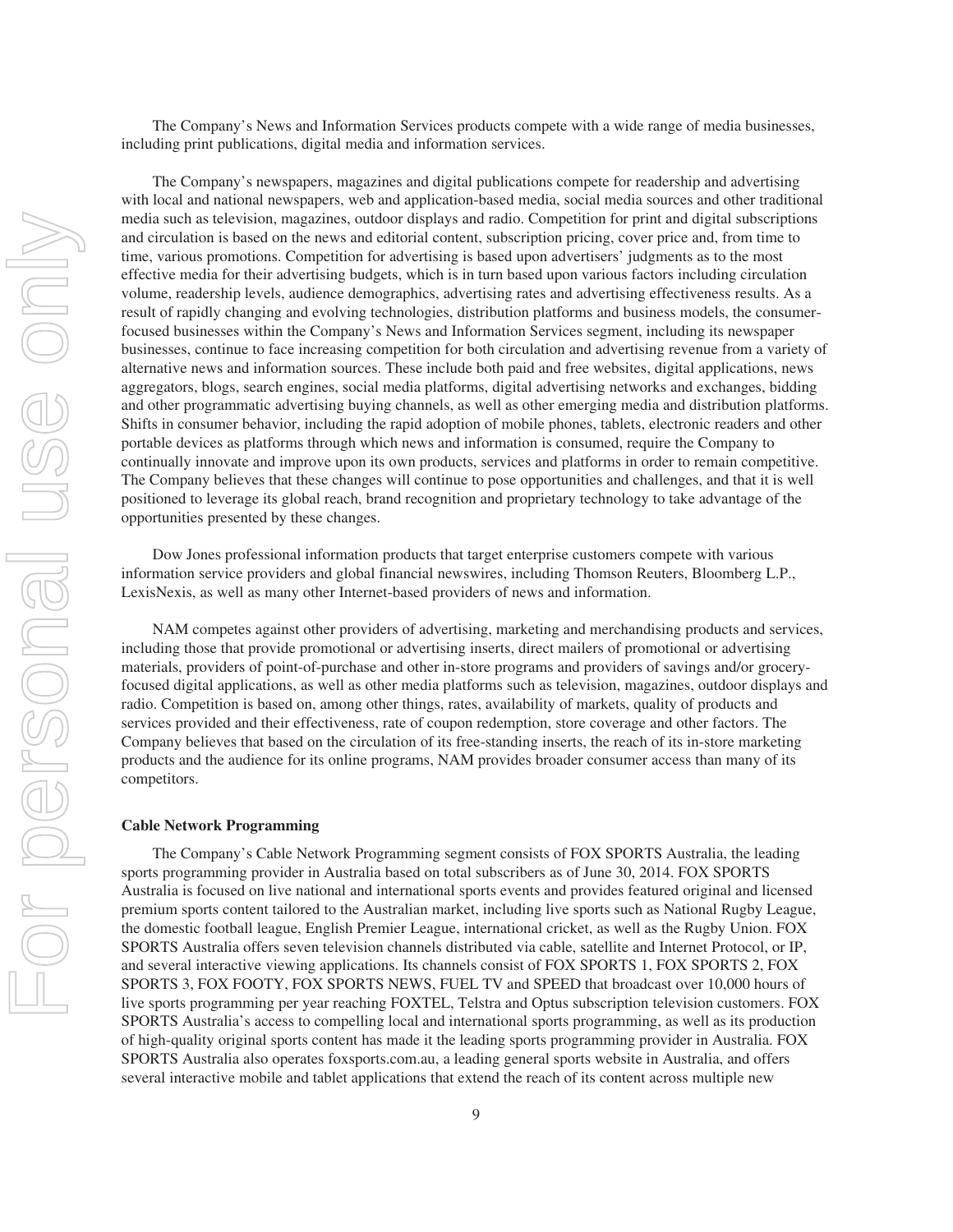The Company's News and Information Services products compete with a wide range of media businesses, including print publications, digital media and information services.

The Company's newspapers, magazines and digital publications compete for readership and advertising with local and national newspapers, web and application-based media, social media sources and other traditional media such as television, magazines, outdoor displays and radio. Competition for print and digital subscriptions and circulation is based on the news and editorial content, subscription pricing, cover price and, from time to time, various promotions. Competition for advertising is based upon advertisers' judgments as to the most effective media for their advertising budgets, which is in turn based upon various factors including circulation volume, readership levels, audience demographics, advertising rates and advertising effectiveness results. As a result of rapidly changing and evolving technologies, distribution platforms and business models, the consumer-focused businesses within the Company's News and Information Services segment, including its newspaper businesses, continue to face increasing competition for both circulation and advertising revenue from a variety of alternative news and information sources. These include both paid and free websites, digital applications, news aggregators, blogs, search engines, social media platforms, digital advertising networks and exchanges, bidding and other programmatic advertising buying channels, as well as other emerging media and distribution platforms. Shifts in consumer behavior, including the rapid adoption of mobile phones, tablets, electronic readers and other portable devices as platforms through which news and information is consumed, require the Company to continually innovate and improve upon its own products, services and platforms in order to remain competitive. The Company believes that these changes will continue to pose opportunities and challenges, and that it is well positioned to leverage its global reach, brand recognition and proprietary technology to take advantage of the opportunities presented by these changes.

Dow Jones professional information products that target enterprise customers compete with various information service providers and global financial newswires, including Thomson Reuters, Bloomberg L.P., LexisNexis, as well as many other Internet-based providers of news and information.

NAM competes against other providers of advertising, marketing and merchandising products and services, including those that provide promotional or advertising inserts, direct mailers of promotional or advertising materials, providers of point-of-purchase and other in-store programs and providers of savings and/or grocery-focused digital applications, as well as other media platforms such as television, magazines, outdoor displays and radio. Competition is based on, among other things, rates, availability of markets, quality of products and services provided and their effectiveness, rate of coupon redemption, store coverage and other factors. The Company believes that based on the circulation of its free-standing inserts, the reach of its in-store marketing products and the audience for its online programs, NAM provides broader consumer access than many of its competitors.

**Cable Network Programming**

The Company's Cable Network Programming segment consists of FOX SPORTS Australia, the leading sports programming provider in Australia based on total subscribers as of June 30, 2014. FOX SPORTS Australia is focused on live national and international sports events and provides featured original and licensed premium sports content tailored to the Australian market, including live sports such as National Rugby League, the domestic football league, English Premier League, international cricket, as well as the Rugby Union. FOX SPORTS Australia offers seven television channels distributed via cable, satellite and Internet Protocol, or IP, and several interactive viewing applications. Its channels consist of FOX SPORTS 1, FOX SPORTS 2, FOX SPORTS 3, FOX FOOTY, FOX SPORTS NEWS, FUEL TV and SPEED that broadcast over 10,000 hours of live sports programming per year reaching FOXTEL, Telstra and Optus subscription television customers. FOX SPORTS Australia's access to compelling local and international sports programming, as well as its production of high-quality original sports content has made it the leading sports programming provider in Australia. FOX SPORTS Australia also operates foxsports.com.au, a leading general sports website in Australia, and offers several interactive mobile and tablet applications that extend the reach of its content across multiple new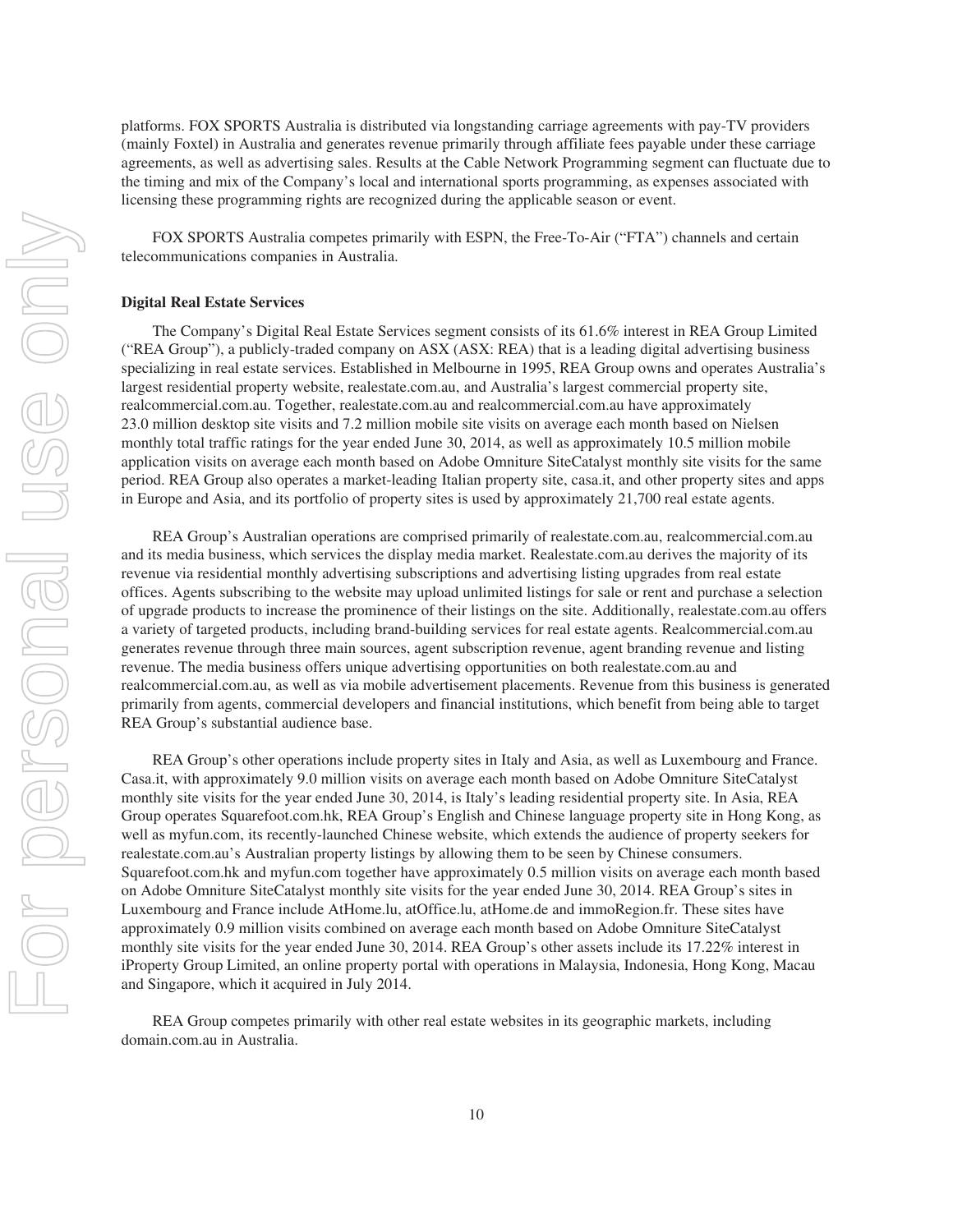platforms. FOX SPORTS Australia is distributed via longstanding carriage agreements with pay-TV providers (mainly Foxtel) in Australia and generates revenue primarily through affiliate fees payable under these carriage agreements, as well as advertising sales. Results at the Cable Network Programming segment can fluctuate due to the timing and mix of the Company's local and international sports programming, as expenses associated with licensing these programming rights are recognized during the applicable season or event.

FOX SPORTS Australia competes primarily with ESPN, the Free-To-Air ("FTA") channels and certain telecommunications companies in Australia.

**Digital Real Estate Services**

The Company's Digital Real Estate Services segment consists of its 61.6% interest in REA Group Limited ("REA Group"), a publicly-traded company on ASX (ASX: REA) that is a leading digital advertising business specializing in real estate services. Established in Melbourne in 1995, REA Group owns and operates Australia's largest residential property website, realestate.com.au, and Australia's largest commercial property site, realcommercial.com.au. Together, realestate.com.au and realcommercial.com.au have approximately 23.0 million desktop site visits and 7.2 million mobile site visits on average each month based on Nielsen monthly total traffic ratings for the year ended June 30, 2014, as well as approximately 10.5 million mobile application visits on average each month based on Adobe Omniture SiteCatalyst monthly site visits for the same period. REA Group also operates a market-leading Italian property site, casa.it, and other property sites and apps in Europe and Asia, and its portfolio of property sites is used by approximately 21,700 real estate agents.

REA Group's Australian operations are comprised primarily of realestate.com.au, realcommercial.com.au and its media business, which services the display media market. Realestate.com.au derives the majority of its revenue via residential monthly advertising subscriptions and advertising listing upgrades from real estate offices. Agents subscribing to the website may upload unlimited listings for sale or rent and purchase a selection of upgrade products to increase the prominence of their listings on the site. Additionally, realestate.com.au offers a variety of targeted products, including brand-building services for real estate agents. Realcommercial.com.au generates revenue through three main sources, agent subscription revenue, agent branding revenue and listing revenue. The media business offers unique advertising opportunities on both realestate.com.au and realcommercial.com.au, as well as via mobile advertisement placements. Revenue from this business is generated primarily from agents, commercial developers and financial institutions, which benefit from being able to target REA Group's substantial audience base.

REA Group's other operations include property sites in Italy and Asia, as well as Luxembourg and France. Casa.it, with approximately 9.0 million visits on average each month based on Adobe Omniture SiteCatalyst monthly site visits for the year ended June 30, 2014, is Italy's leading residential property site. In Asia, REA Group operates Squarefoot.com.hk, REA Group's English and Chinese language property site in Hong Kong, as well as myfun.com, its recently-launched Chinese website, which extends the audience of property seekers for realestate.com.au's Australian property listings by allowing them to be seen by Chinese consumers. Squarefoot.com.hk and myfun.com together have approximately 0.5 million visits on average each month based on Adobe Omniture SiteCatalyst monthly site visits for the year ended June 30, 2014. REA Group's sites in Luxembourg and France include AtHome.lu, atOffice.lu, atHome.de and immoRegion.fr. These sites have approximately 0.9 million visits combined on average each month based on Adobe Omniture SiteCatalyst monthly site visits for the year ended June 30, 2014. REA Group's other assets include its 17.22% interest in iProperty Group Limited, an online property portal with operations in Malaysia, Indonesia, Hong Kong, Macau and Singapore, which it acquired in July 2014.

REA Group competes primarily with other real estate websites in its geographic markets, including domain.com.au in Australia.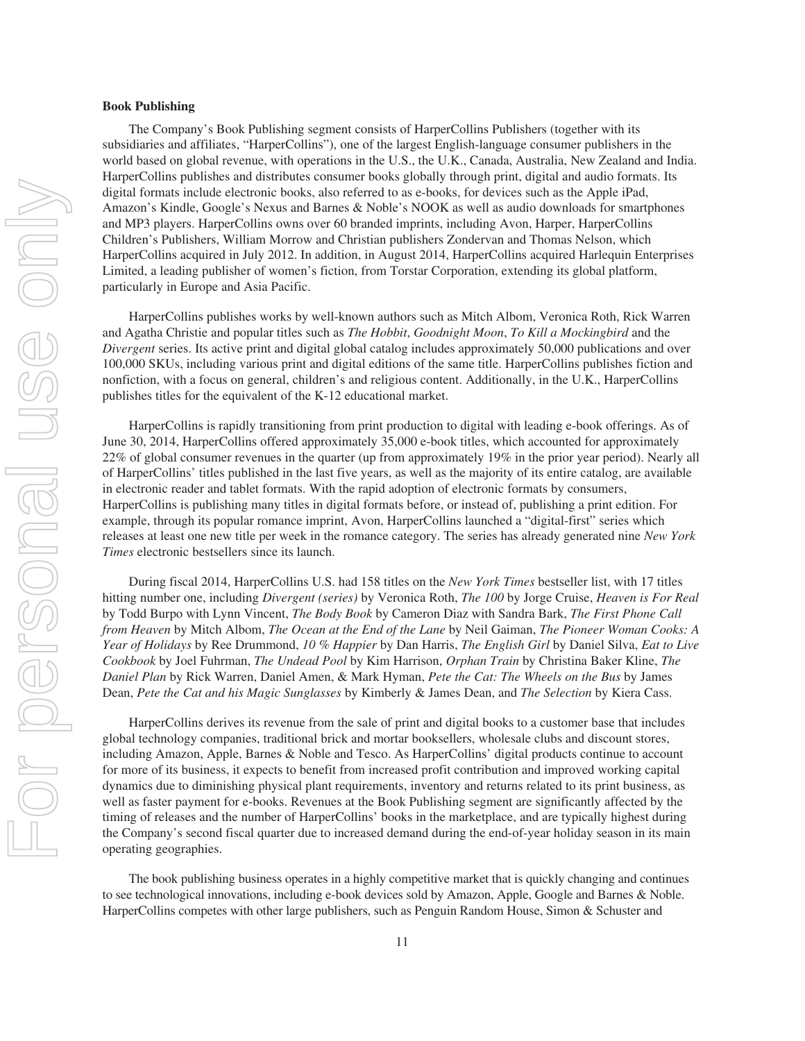**Book Publishing**

The Company's Book Publishing segment consists of HarperCollins Publishers (together with its subsidiaries and affiliates, "HarperCollins"), one of the largest English-language consumer publishers in the world based on global revenue, with operations in the U.S., the U.K., Canada, Australia, New Zealand and India. HarperCollins publishes and distributes consumer books globally through print, digital and audio formats. Its digital formats include electronic books, also referred to as e-books, for devices such as the Apple iPad, Amazon's Kindle, Google's Nexus and Barnes & Noble's NOOK as well as audio downloads for smartphones and MP3 players. HarperCollins owns over 60 branded imprints, including Avon, Harper, HarperCollins Children's Publishers, William Morrow and Christian publishers Zondervan and Thomas Nelson, which HarperCollins acquired in July 2012. In addition, in August 2014, HarperCollins acquired Harlequin Enterprises Limited, a leading publisher of women's fiction, from Torstar Corporation, extending its global platform, particularly in Europe and Asia Pacific.

HarperCollins publishes works by well-known authors such as Mitch Albom, Veronica Roth, Rick Warren and Agatha Christie and popular titles such as *The Hobbit*, *Goodnight Moon*, *To Kill a Mockingbird* and the *Divergent* series. Its active print and digital global catalog includes approximately 50,000 publications and over 100,000 SKUs, including various print and digital editions of the same title. HarperCollins publishes fiction and nonfiction, with a focus on general, children's and religious content. Additionally, in the U.K., HarperCollins publishes titles for the equivalent of the K-12 educational market.

HarperCollins is rapidly transitioning from print production to digital with leading e-book offerings. As of June 30, 2014, HarperCollins offered approximately 35,000 e-book titles, which accounted for approximately 22% of global consumer revenues in the quarter (up from approximately 19% in the prior year period). Nearly all of HarperCollins' titles published in the last five years, as well as the majority of its entire catalog, are available in electronic reader and tablet formats. With the rapid adoption of electronic formats by consumers, HarperCollins is publishing many titles in digital formats before, or instead of, publishing a print edition. For example, through its popular romance imprint, Avon, HarperCollins launched a "digital-first" series which releases at least one new title per week in the romance category. The series has already generated nine *New York Times* electronic bestsellers since its launch.

During fiscal 2014, HarperCollins U.S. had 158 titles on the *New York Times* bestseller list, with 17 titles hitting number one, including *Divergent (series)* by Veronica Roth, *The 100* by Jorge Cruise, *Heaven is For Real* by Todd Burpo with Lynn Vincent, *The Body Book* by Cameron Diaz with Sandra Bark, *The First Phone Call from Heaven* by Mitch Albom, *The Ocean at the End of the Lane* by Neil Gaiman, *The Pioneer Woman Cooks: A Year of Holidays* by Ree Drummond, *10 % Happier* by Dan Harris, *The English Girl* by Daniel Silva, *Eat to Live Cookbook* by Joel Fuhrman, *The Undead Pool* by Kim Harrison, *Orphan Train* by Christina Baker Kline, *The Daniel Plan* by Rick Warren, Daniel Amen, & Mark Hyman, *Pete the Cat: The Wheels on the Bus* by James Dean, *Pete the Cat and his Magic Sunglasses* by Kimberly & James Dean, and *The Selection* by Kiera Cass.

HarperCollins derives its revenue from the sale of print and digital books to a customer base that includes global technology companies, traditional brick and mortar booksellers, wholesale clubs and discount stores, including Amazon, Apple, Barnes & Noble and Tesco. As HarperCollins' digital products continue to account for more of its business, it expects to benefit from increased profit contribution and improved working capital dynamics due to diminishing physical plant requirements, inventory and returns related to its print business, as well as faster payment for e-books. Revenues at the Book Publishing segment are significantly affected by the timing of releases and the number of HarperCollins' books in the marketplace, and are typically highest during the Company's second fiscal quarter due to increased demand during the end-of-year holiday season in its main operating geographies.

The book publishing business operates in a highly competitive market that is quickly changing and continues to see technological innovations, including e-book devices sold by Amazon, Apple, Google and Barnes & Noble. HarperCollins competes with other large publishers, such as Penguin Random House, Simon & Schuster and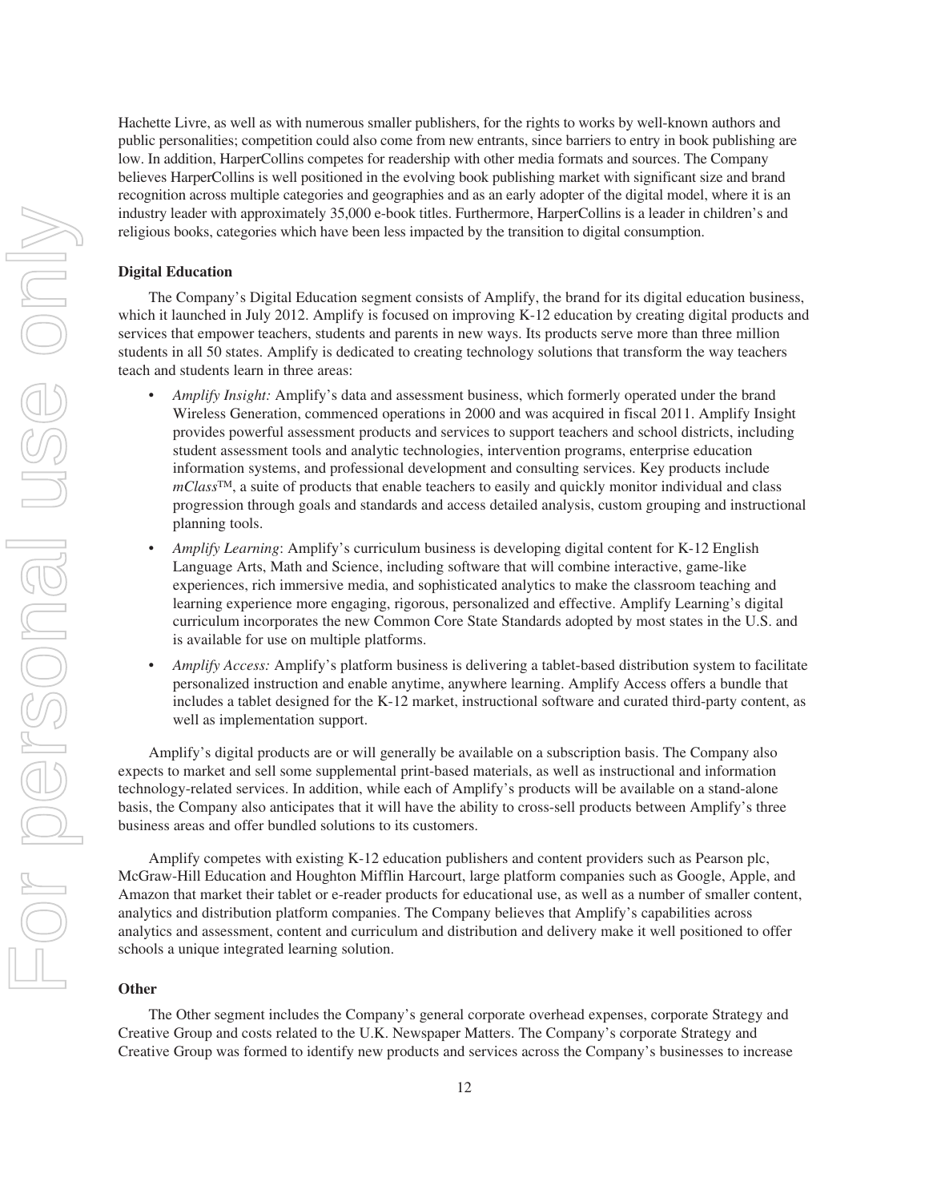Hachette Livre, as well as with numerous smaller publishers, for the rights to works by well-known authors and public personalities; competition could also come from new entrants, since barriers to entry in book publishing are low. In addition, HarperCollins competes for readership with other media formats and sources. The Company believes HarperCollins is well positioned in the evolving book publishing market with significant size and brand recognition across multiple categories and geographies and as an early adopter of the digital model, where it is an industry leader with approximately 35,000 e-book titles. Furthermore, HarperCollins is a leader in children's and religious books, categories which have been less impacted by the transition to digital consumption.

**Digital Education**

The Company's Digital Education segment consists of Amplify, the brand for its digital education business, which it launched in July 2012. Amplify is focused on improving K-12 education by creating digital products and services that empower teachers, students and parents in new ways. Its products serve more than three million students in all 50 states. Amplify is dedicated to creating technology solutions that transform the way teachers teach and students learn in three areas:

- *Amplify Insight:* Amplify's data and assessment business, which formerly operated under the brand Wireless Generation, commenced operations in 2000 and was acquired in fiscal 2011. Amplify Insight provides powerful assessment products and services to support teachers and school districts, including student assessment tools and analytic technologies, intervention programs, enterprise education information systems, and professional development and consulting services. Key products include *mClass*™, a suite of products that enable teachers to easily and quickly monitor individual and class progression through goals and standards and access detailed analysis, custom grouping and instructional planning tools.
- *Amplify Learning*: Amplify's curriculum business is developing digital content for K-12 English Language Arts, Math and Science, including software that will combine interactive, game-like experiences, rich immersive media, and sophisticated analytics to make the classroom teaching and learning experience more engaging, rigorous, personalized and effective. Amplify Learning's digital curriculum incorporates the new Common Core State Standards adopted by most states in the U.S. and is available for use on multiple platforms.
- *Amplify Access:* Amplify's platform business is delivering a tablet-based distribution system to facilitate personalized instruction and enable anytime, anywhere learning. Amplify Access offers a bundle that includes a tablet designed for the K-12 market, instructional software and curated third-party content, as well as implementation support.

Amplify's digital products are or will generally be available on a subscription basis. The Company also expects to market and sell some supplemental print-based materials, as well as instructional and information technology-related services. In addition, while each of Amplify's products will be available on a stand-alone basis, the Company also anticipates that it will have the ability to cross-sell products between Amplify's three business areas and offer bundled solutions to its customers.

Amplify competes with existing K-12 education publishers and content providers such as Pearson plc, McGraw-Hill Education and Houghton Mifflin Harcourt, large platform companies such as Google, Apple, and Amazon that market their tablet or e-reader products for educational use, as well as a number of smaller content, analytics and distribution platform companies. The Company believes that Amplify's capabilities across analytics and assessment, content and curriculum and distribution and delivery make it well positioned to offer schools a unique integrated learning solution.

**Other**

The Other segment includes the Company's general corporate overhead expenses, corporate Strategy and Creative Group and costs related to the U.K. Newspaper Matters. The Company's corporate Strategy and Creative Group was formed to identify new products and services across the Company's businesses to increase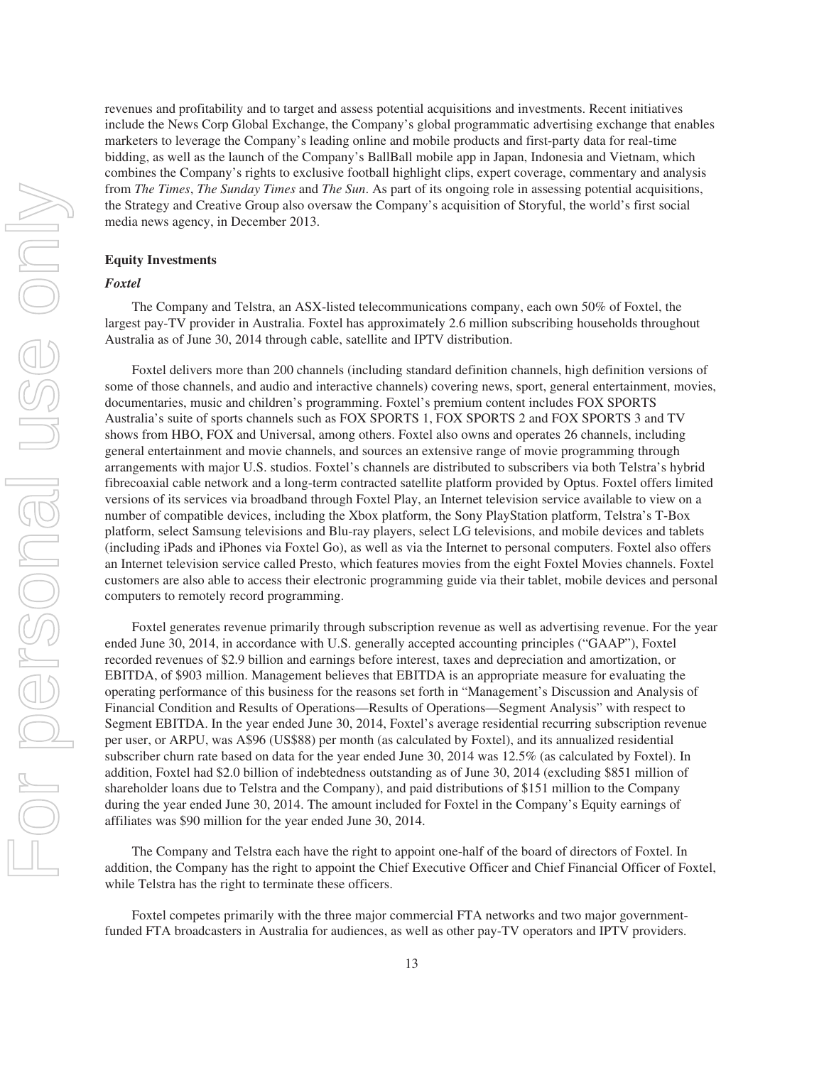revenues and profitability and to target and assess potential acquisitions and investments. Recent initiatives include the News Corp Global Exchange, the Company's global programmatic advertising exchange that enables marketers to leverage the Company's leading online and mobile products and first-party data for real-time bidding, as well as the launch of the Company's BallBall mobile app in Japan, Indonesia and Vietnam, which combines the Company's rights to exclusive football highlight clips, expert coverage, commentary and analysis from *The Times*, *The Sunday Times* and *The Sun*. As part of its ongoing role in assessing potential acquisitions, the Strategy and Creative Group also oversaw the Company's acquisition of Storyful, the world's first social media news agency, in December 2013.

**Equity Investments**

***Foxtel***

The Company and Telstra, an ASX-listed telecommunications company, each own 50% of Foxtel, the largest pay-TV provider in Australia. Foxtel has approximately 2.6 million subscribing households throughout Australia as of June 30, 2014 through cable, satellite and IPTV distribution.

Foxtel delivers more than 200 channels (including standard definition channels, high definition versions of some of those channels, and audio and interactive channels) covering news, sport, general entertainment, movies, documentaries, music and children's programming. Foxtel's premium content includes FOX SPORTS Australia's suite of sports channels such as FOX SPORTS 1, FOX SPORTS 2 and FOX SPORTS 3 and TV shows from HBO, FOX and Universal, among others. Foxtel also owns and operates 26 channels, including general entertainment and movie channels, and sources an extensive range of movie programming through arrangements with major U.S. studios. Foxtel's channels are distributed to subscribers via both Telstra's hybrid fibrecoaxial cable network and a long-term contracted satellite platform provided by Optus. Foxtel offers limited versions of its services via broadband through Foxtel Play, an Internet television service available to view on a number of compatible devices, including the Xbox platform, the Sony PlayStation platform, Telstra's T-Box platform, select Samsung televisions and Blu-ray players, select LG televisions, and mobile devices and tablets (including iPads and iPhones via Foxtel Go), as well as via the Internet to personal computers. Foxtel also offers an Internet television service called Presto, which features movies from the eight Foxtel Movies channels. Foxtel customers are also able to access their electronic programming guide via their tablet, mobile devices and personal computers to remotely record programming.

Foxtel generates revenue primarily through subscription revenue as well as advertising revenue. For the year ended June 30, 2014, in accordance with U.S. generally accepted accounting principles ("GAAP"), Foxtel recorded revenues of $2.9 billion and earnings before interest, taxes and depreciation and amortization, or EBITDA, of $903 million. Management believes that EBITDA is an appropriate measure for evaluating the operating performance of this business for the reasons set forth in "Management's Discussion and Analysis of Financial Condition and Results of Operations—Results of Operations—Segment Analysis" with respect to Segment EBITDA. In the year ended June 30, 2014, Foxtel's average residential recurring subscription revenue per user, or ARPU, was A$96 (US$88) per month (as calculated by Foxtel), and its annualized residential subscriber churn rate based on data for the year ended June 30, 2014 was 12.5% (as calculated by Foxtel). In addition, Foxtel had $2.0 billion of indebtedness outstanding as of June 30, 2014 (excluding $851 million of shareholder loans due to Telstra and the Company), and paid distributions of $151 million to the Company during the year ended June 30, 2014. The amount included for Foxtel in the Company's Equity earnings of affiliates was $90 million for the year ended June 30, 2014.

The Company and Telstra each have the right to appoint one-half of the board of directors of Foxtel. In addition, the Company has the right to appoint the Chief Executive Officer and Chief Financial Officer of Foxtel, while Telstra has the right to terminate these officers.

Foxtel competes primarily with the three major commercial FTA networks and two major government-funded FTA broadcasters in Australia for audiences, as well as other pay-TV operators and IPTV providers.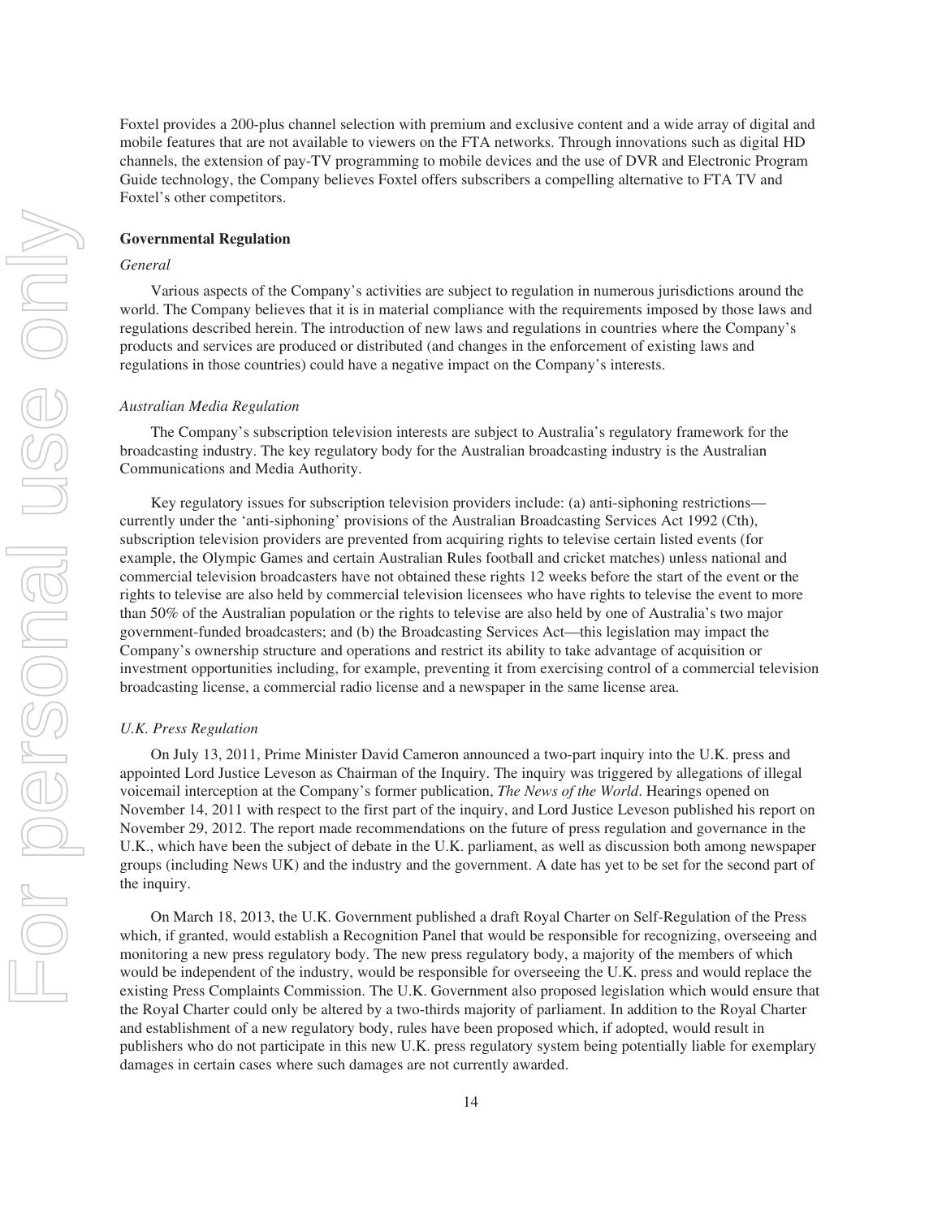Foxtel provides a 200-plus channel selection with premium and exclusive content and a wide array of digital and mobile features that are not available to viewers on the FTA networks. Through innovations such as digital HD channels, the extension of pay-TV programming to mobile devices and the use of DVR and Electronic Program Guide technology, the Company believes Foxtel offers subscribers a compelling alternative to FTA TV and Foxtel's other competitors.

## Governmental Regulation

### *General*

Various aspects of the Company's activities are subject to regulation in numerous jurisdictions around the world. The Company believes that it is in material compliance with the requirements imposed by those laws and regulations described herein. The introduction of new laws and regulations in countries where the Company's products and services are produced or distributed (and changes in the enforcement of existing laws and regulations in those countries) could have a negative impact on the Company's interests.

### *Australian Media Regulation*

The Company's subscription television interests are subject to Australia's regulatory framework for the broadcasting industry. The key regulatory body for the Australian broadcasting industry is the Australian Communications and Media Authority.

Key regulatory issues for subscription television providers include: (a) anti-siphoning restrictions—currently under the 'anti-siphoning' provisions of the Australian Broadcasting Services Act 1992 (Cth), subscription television providers are prevented from acquiring rights to televise certain listed events (for example, the Olympic Games and certain Australian Rules football and cricket matches) unless national and commercial television broadcasters have not obtained these rights 12 weeks before the start of the event or the rights to televise are also held by commercial television licensees who have rights to televise the event to more than 50% of the Australian population or the rights to televise are also held by one of Australia's two major government-funded broadcasters; and (b) the Broadcasting Services Act—this legislation may impact the Company's ownership structure and operations and restrict its ability to take advantage of acquisition or investment opportunities including, for example, preventing it from exercising control of a commercial television broadcasting license, a commercial radio license and a newspaper in the same license area.

### *U.K. Press Regulation*

On July 13, 2011, Prime Minister David Cameron announced a two-part inquiry into the U.K. press and appointed Lord Justice Leveson as Chairman of the Inquiry. The inquiry was triggered by allegations of illegal voicemail interception at the Company's former publication, *The News of the World*. Hearings opened on November 14, 2011 with respect to the first part of the inquiry, and Lord Justice Leveson published his report on November 29, 2012. The report made recommendations on the future of press regulation and governance in the U.K., which have been the subject of debate in the U.K. parliament, as well as discussion both among newspaper groups (including News UK) and the industry and the government. A date has yet to be set for the second part of the inquiry.

On March 18, 2013, the U.K. Government published a draft Royal Charter on Self-Regulation of the Press which, if granted, would establish a Recognition Panel that would be responsible for recognizing, overseeing and monitoring a new press regulatory body. The new press regulatory body, a majority of the members of which would be independent of the industry, would be responsible for overseeing the U.K. press and would replace the existing Press Complaints Commission. The U.K. Government also proposed legislation which would ensure that the Royal Charter could only be altered by a two-thirds majority of parliament. In addition to the Royal Charter and establishment of a new regulatory body, rules have been proposed which, if adopted, would result in publishers who do not participate in this new U.K. press regulatory system being potentially liable for exemplary damages in certain cases where such damages are not currently awarded.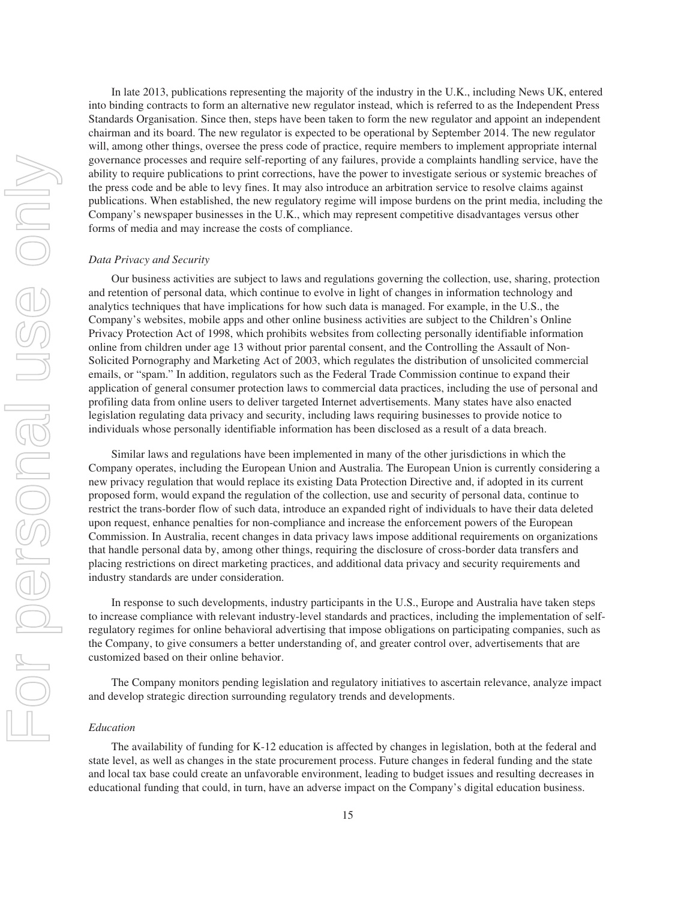In late 2013, publications representing the majority of the industry in the U.K., including News UK, entered into binding contracts to form an alternative new regulator instead, which is referred to as the Independent Press Standards Organisation. Since then, steps have been taken to form the new regulator and appoint an independent chairman and its board. The new regulator is expected to be operational by September 2014. The new regulator will, among other things, oversee the press code of practice, require members to implement appropriate internal governance processes and require self-reporting of any failures, provide a complaints handling service, have the ability to require publications to print corrections, have the power to investigate serious or systemic breaches of the press code and be able to levy fines. It may also introduce an arbitration service to resolve claims against publications. When established, the new regulatory regime will impose burdens on the print media, including the Company's newspaper businesses in the U.K., which may represent competitive disadvantages versus other forms of media and may increase the costs of compliance.

*Data Privacy and Security*

Our business activities are subject to laws and regulations governing the collection, use, sharing, protection and retention of personal data, which continue to evolve in light of changes in information technology and analytics techniques that have implications for how such data is managed. For example, in the U.S., the Company's websites, mobile apps and other online business activities are subject to the Children's Online Privacy Protection Act of 1998, which prohibits websites from collecting personally identifiable information online from children under age 13 without prior parental consent, and the Controlling the Assault of Non-Solicited Pornography and Marketing Act of 2003, which regulates the distribution of unsolicited commercial emails, or "spam." In addition, regulators such as the Federal Trade Commission continue to expand their application of general consumer protection laws to commercial data practices, including the use of personal and profiling data from online users to deliver targeted Internet advertisements. Many states have also enacted legislation regulating data privacy and security, including laws requiring businesses to provide notice to individuals whose personally identifiable information has been disclosed as a result of a data breach.

Similar laws and regulations have been implemented in many of the other jurisdictions in which the Company operates, including the European Union and Australia. The European Union is currently considering a new privacy regulation that would replace its existing Data Protection Directive and, if adopted in its current proposed form, would expand the regulation of the collection, use and security of personal data, continue to restrict the trans-border flow of such data, introduce an expanded right of individuals to have their data deleted upon request, enhance penalties for non-compliance and increase the enforcement powers of the European Commission. In Australia, recent changes in data privacy laws impose additional requirements on organizations that handle personal data by, among other things, requiring the disclosure of cross-border data transfers and placing restrictions on direct marketing practices, and additional data privacy and security requirements and industry standards are under consideration.

In response to such developments, industry participants in the U.S., Europe and Australia have taken steps to increase compliance with relevant industry-level standards and practices, including the implementation of self-regulatory regimes for online behavioral advertising that impose obligations on participating companies, such as the Company, to give consumers a better understanding of, and greater control over, advertisements that are customized based on their online behavior.

The Company monitors pending legislation and regulatory initiatives to ascertain relevance, analyze impact and develop strategic direction surrounding regulatory trends and developments.

*Education*

The availability of funding for K-12 education is affected by changes in legislation, both at the federal and state level, as well as changes in the state procurement process. Future changes in federal funding and the state and local tax base could create an unfavorable environment, leading to budget issues and resulting decreases in educational funding that could, in turn, have an adverse impact on the Company's digital education business.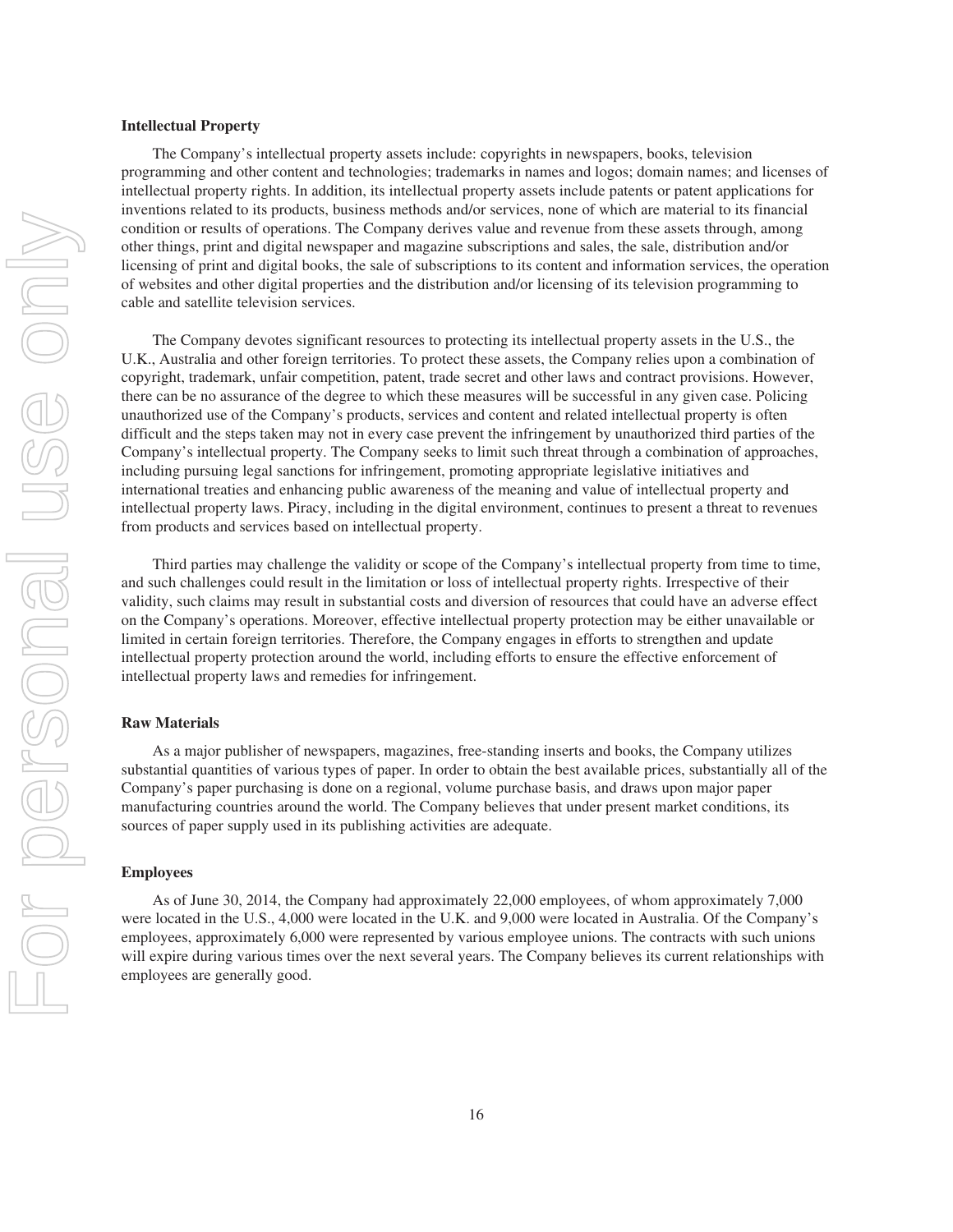**Intellectual Property**

The Company's intellectual property assets include: copyrights in newspapers, books, television programming and other content and technologies; trademarks in names and logos; domain names; and licenses of intellectual property rights. In addition, its intellectual property assets include patents or patent applications for inventions related to its products, business methods and/or services, none of which are material to its financial condition or results of operations. The Company derives value and revenue from these assets through, among other things, print and digital newspaper and magazine subscriptions and sales, the sale, distribution and/or licensing of print and digital books, the sale of subscriptions to its content and information services, the operation of websites and other digital properties and the distribution and/or licensing of its television programming to cable and satellite television services.

The Company devotes significant resources to protecting its intellectual property assets in the U.S., the U.K., Australia and other foreign territories. To protect these assets, the Company relies upon a combination of copyright, trademark, unfair competition, patent, trade secret and other laws and contract provisions. However, there can be no assurance of the degree to which these measures will be successful in any given case. Policing unauthorized use of the Company's products, services and content and related intellectual property is often difficult and the steps taken may not in every case prevent the infringement by unauthorized third parties of the Company's intellectual property. The Company seeks to limit such threat through a combination of approaches, including pursuing legal sanctions for infringement, promoting appropriate legislative initiatives and international treaties and enhancing public awareness of the meaning and value of intellectual property and intellectual property laws. Piracy, including in the digital environment, continues to present a threat to revenues from products and services based on intellectual property.

Third parties may challenge the validity or scope of the Company's intellectual property from time to time, and such challenges could result in the limitation or loss of intellectual property rights. Irrespective of their validity, such claims may result in substantial costs and diversion of resources that could have an adverse effect on the Company's operations. Moreover, effective intellectual property protection may be either unavailable or limited in certain foreign territories. Therefore, the Company engages in efforts to strengthen and update intellectual property protection around the world, including efforts to ensure the effective enforcement of intellectual property laws and remedies for infringement.

**Raw Materials**

As a major publisher of newspapers, magazines, free-standing inserts and books, the Company utilizes substantial quantities of various types of paper. In order to obtain the best available prices, substantially all of the Company's paper purchasing is done on a regional, volume purchase basis, and draws upon major paper manufacturing countries around the world. The Company believes that under present market conditions, its sources of paper supply used in its publishing activities are adequate.

**Employees**

As of June 30, 2014, the Company had approximately 22,000 employees, of whom approximately 7,000 were located in the U.S., 4,000 were located in the U.K. and 9,000 were located in Australia. Of the Company's employees, approximately 6,000 were represented by various employee unions. The contracts with such unions will expire during various times over the next several years. The Company believes its current relationships with employees are generally good.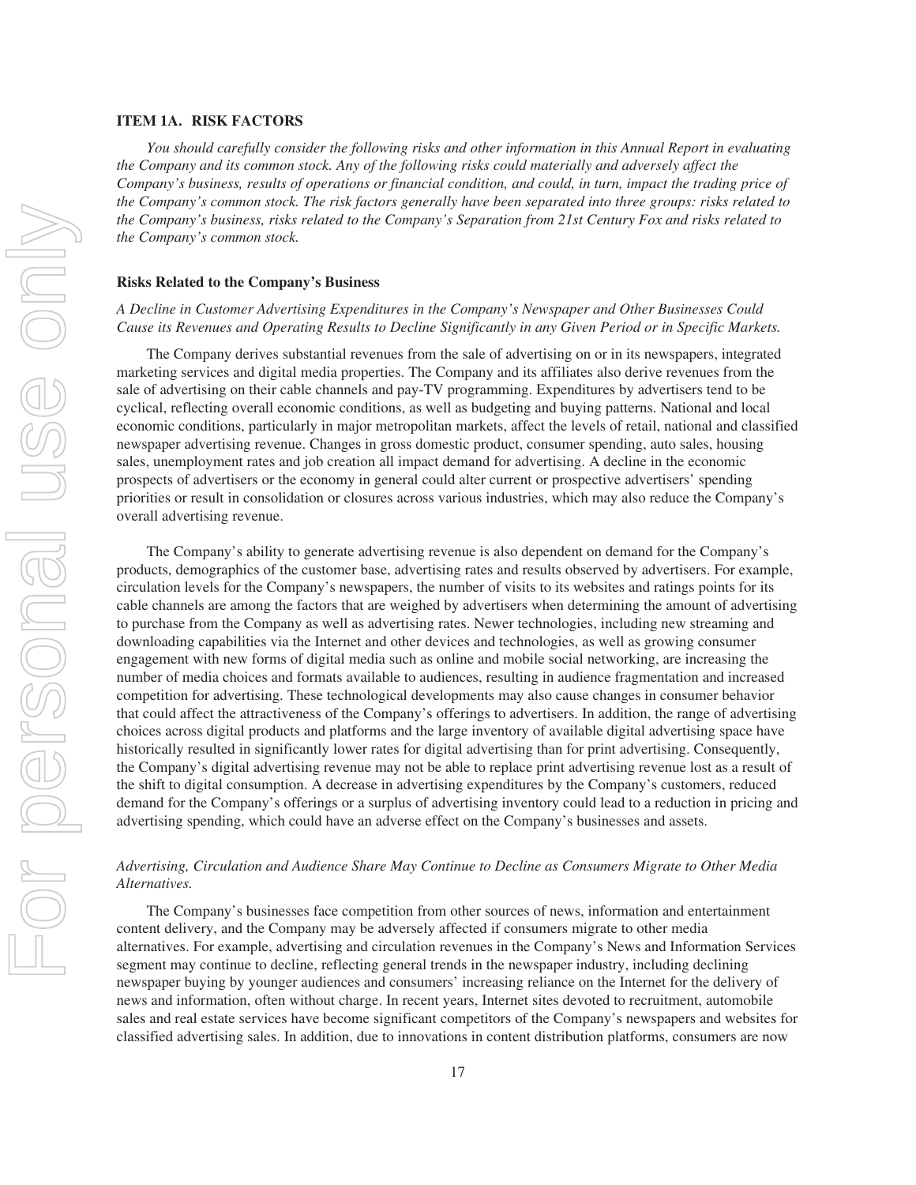## ITEM 1A. RISK FACTORS

*You should carefully consider the following risks and other information in this Annual Report in evaluating the Company and its common stock. Any of the following risks could materially and adversely affect the Company's business, results of operations or financial condition, and could, in turn, impact the trading price of the Company's common stock. The risk factors generally have been separated into three groups: risks related to the Company's business, risks related to the Company's Separation from 21st Century Fox and risks related to the Company's common stock.*

### Risks Related to the Company's Business

*A Decline in Customer Advertising Expenditures in the Company's Newspaper and Other Businesses Could Cause its Revenues and Operating Results to Decline Significantly in any Given Period or in Specific Markets.*

The Company derives substantial revenues from the sale of advertising on or in its newspapers, integrated marketing services and digital media properties. The Company and its affiliates also derive revenues from the sale of advertising on their cable channels and pay-TV programming. Expenditures by advertisers tend to be cyclical, reflecting overall economic conditions, as well as budgeting and buying patterns. National and local economic conditions, particularly in major metropolitan markets, affect the levels of retail, national and classified newspaper advertising revenue. Changes in gross domestic product, consumer spending, auto sales, housing sales, unemployment rates and job creation all impact demand for advertising. A decline in the economic prospects of advertisers or the economy in general could alter current or prospective advertisers' spending priorities or result in consolidation or closures across various industries, which may also reduce the Company's overall advertising revenue.

The Company's ability to generate advertising revenue is also dependent on demand for the Company's products, demographics of the customer base, advertising rates and results observed by advertisers. For example, circulation levels for the Company's newspapers, the number of visits to its websites and ratings points for its cable channels are among the factors that are weighed by advertisers when determining the amount of advertising to purchase from the Company as well as advertising rates. Newer technologies, including new streaming and downloading capabilities via the Internet and other devices and technologies, as well as growing consumer engagement with new forms of digital media such as online and mobile social networking, are increasing the number of media choices and formats available to audiences, resulting in audience fragmentation and increased competition for advertising. These technological developments may also cause changes in consumer behavior that could affect the attractiveness of the Company's offerings to advertisers. In addition, the range of advertising choices across digital products and platforms and the large inventory of available digital advertising space have historically resulted in significantly lower rates for digital advertising than for print advertising. Consequently, the Company's digital advertising revenue may not be able to replace print advertising revenue lost as a result of the shift to digital consumption. A decrease in advertising expenditures by the Company's customers, reduced demand for the Company's offerings or a surplus of advertising inventory could lead to a reduction in pricing and advertising spending, which could have an adverse effect on the Company's businesses and assets.

*Advertising, Circulation and Audience Share May Continue to Decline as Consumers Migrate to Other Media Alternatives.*

The Company's businesses face competition from other sources of news, information and entertainment content delivery, and the Company may be adversely affected if consumers migrate to other media alternatives. For example, advertising and circulation revenues in the Company's News and Information Services segment may continue to decline, reflecting general trends in the newspaper industry, including declining newspaper buying by younger audiences and consumers' increasing reliance on the Internet for the delivery of news and information, often without charge. In recent years, Internet sites devoted to recruitment, automobile sales and real estate services have become significant competitors of the Company's newspapers and websites for classified advertising sales. In addition, due to innovations in content distribution platforms, consumers are now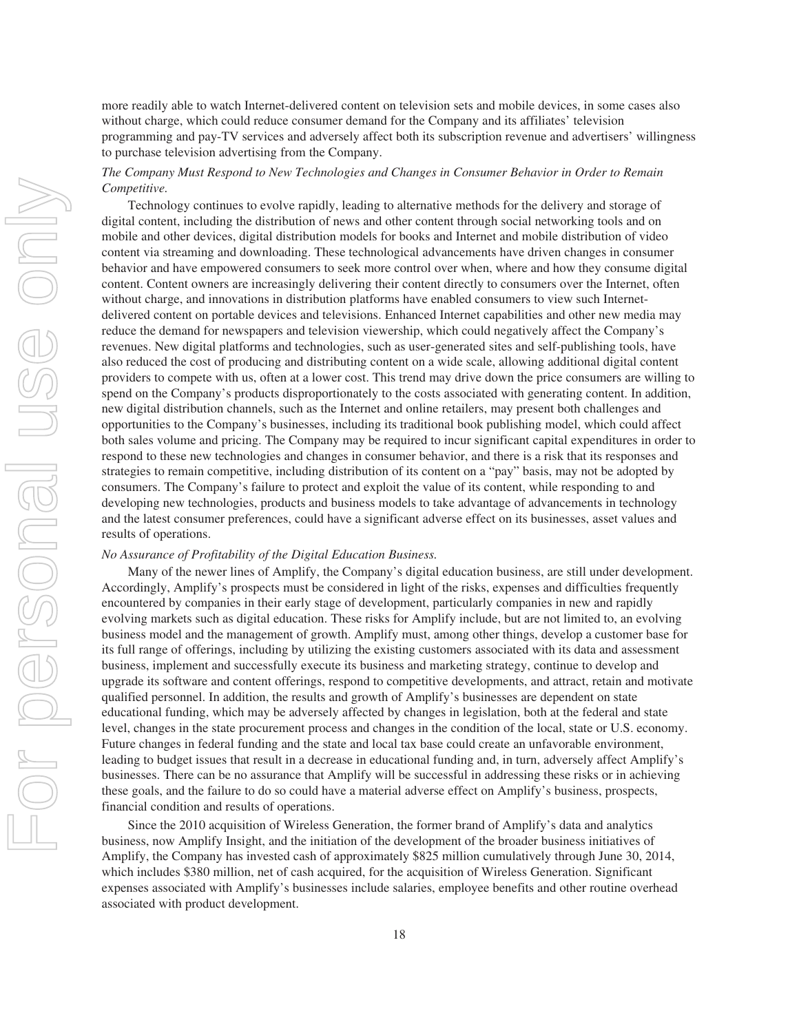more readily able to watch Internet-delivered content on television sets and mobile devices, in some cases also without charge, which could reduce consumer demand for the Company and its affiliates' television programming and pay-TV services and adversely affect both its subscription revenue and advertisers' willingness to purchase television advertising from the Company.

*The Company Must Respond to New Technologies and Changes in Consumer Behavior in Order to Remain Competitive.*

Technology continues to evolve rapidly, leading to alternative methods for the delivery and storage of digital content, including the distribution of news and other content through social networking tools and on mobile and other devices, digital distribution models for books and Internet and mobile distribution of video content via streaming and downloading. These technological advancements have driven changes in consumer behavior and have empowered consumers to seek more control over when, where and how they consume digital content. Content owners are increasingly delivering their content directly to consumers over the Internet, often without charge, and innovations in distribution platforms have enabled consumers to view such Internet-delivered content on portable devices and televisions. Enhanced Internet capabilities and other new media may reduce the demand for newspapers and television viewership, which could negatively affect the Company's revenues. New digital platforms and technologies, such as user-generated sites and self-publishing tools, have also reduced the cost of producing and distributing content on a wide scale, allowing additional digital content providers to compete with us, often at a lower cost. This trend may drive down the price consumers are willing to spend on the Company's products disproportionately to the costs associated with generating content. In addition, new digital distribution channels, such as the Internet and online retailers, may present both challenges and opportunities to the Company's businesses, including its traditional book publishing model, which could affect both sales volume and pricing. The Company may be required to incur significant capital expenditures in order to respond to these new technologies and changes in consumer behavior, and there is a risk that its responses and strategies to remain competitive, including distribution of its content on a "pay" basis, may not be adopted by consumers. The Company's failure to protect and exploit the value of its content, while responding to and developing new technologies, products and business models to take advantage of advancements in technology and the latest consumer preferences, could have a significant adverse effect on its businesses, asset values and results of operations.

*No Assurance of Profitability of the Digital Education Business.*

Many of the newer lines of Amplify, the Company's digital education business, are still under development. Accordingly, Amplify's prospects must be considered in light of the risks, expenses and difficulties frequently encountered by companies in their early stage of development, particularly companies in new and rapidly evolving markets such as digital education. These risks for Amplify include, but are not limited to, an evolving business model and the management of growth. Amplify must, among other things, develop a customer base for its full range of offerings, including by utilizing the existing customers associated with its data and assessment business, implement and successfully execute its business and marketing strategy, continue to develop and upgrade its software and content offerings, respond to competitive developments, and attract, retain and motivate qualified personnel. In addition, the results and growth of Amplify's businesses are dependent on state educational funding, which may be adversely affected by changes in legislation, both at the federal and state level, changes in the state procurement process and changes in the condition of the local, state or U.S. economy. Future changes in federal funding and the state and local tax base could create an unfavorable environment, leading to budget issues that result in a decrease in educational funding and, in turn, adversely affect Amplify's businesses. There can be no assurance that Amplify will be successful in addressing these risks or in achieving these goals, and the failure to do so could have a material adverse effect on Amplify's business, prospects, financial condition and results of operations.

Since the 2010 acquisition of Wireless Generation, the former brand of Amplify's data and analytics business, now Amplify Insight, and the initiation of the development of the broader business initiatives of Amplify, the Company has invested cash of approximately $825 million cumulatively through June 30, 2014, which includes $380 million, net of cash acquired, for the acquisition of Wireless Generation. Significant expenses associated with Amplify's businesses include salaries, employee benefits and other routine overhead associated with product development.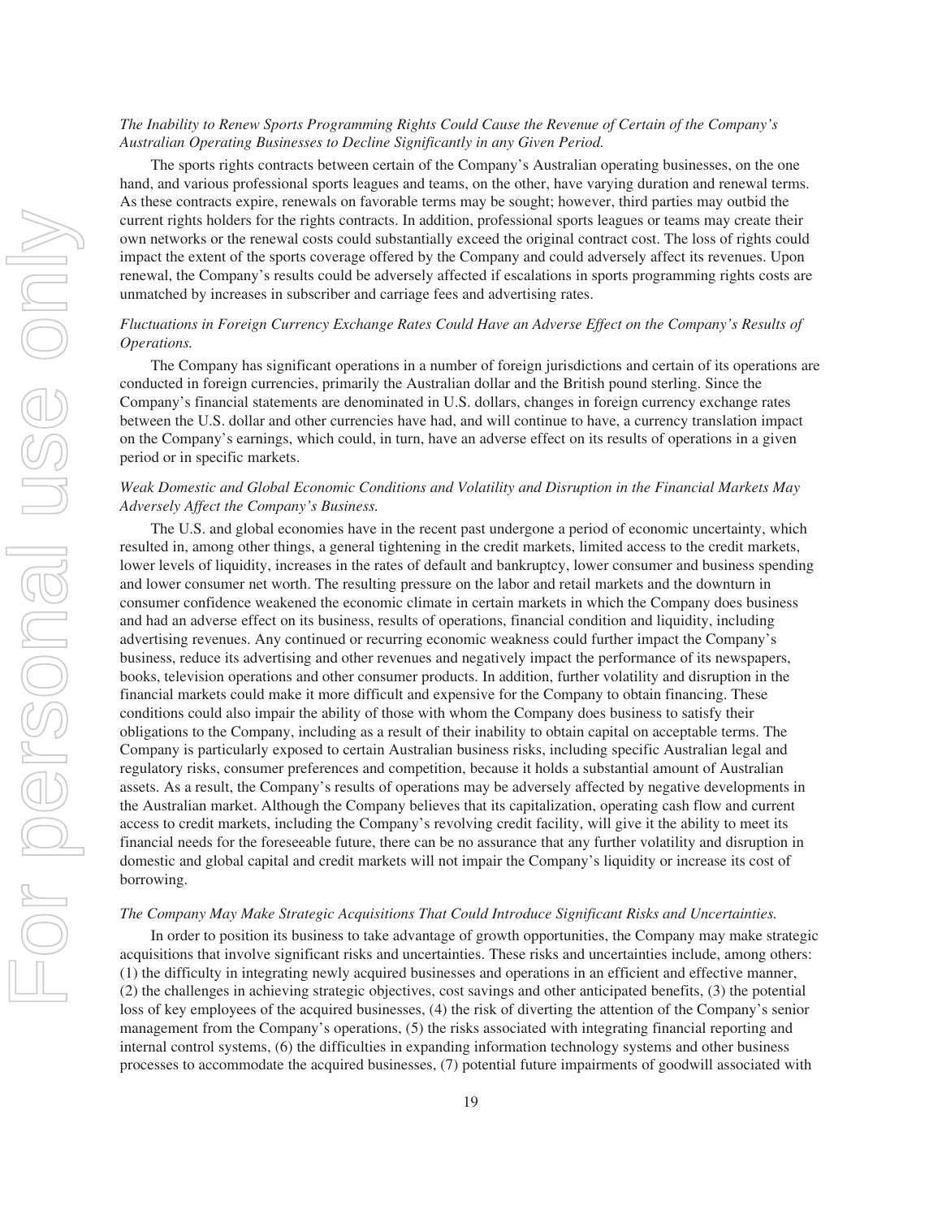*The Inability to Renew Sports Programming Rights Could Cause the Revenue of Certain of the Company's Australian Operating Businesses to Decline Significantly in any Given Period.*

The sports rights contracts between certain of the Company's Australian operating businesses, on the one hand, and various professional sports leagues and teams, on the other, have varying duration and renewal terms. As these contracts expire, renewals on favorable terms may be sought; however, third parties may outbid the current rights holders for the rights contracts. In addition, professional sports leagues or teams may create their own networks or the renewal costs could substantially exceed the original contract cost. The loss of rights could impact the extent of the sports coverage offered by the Company and could adversely affect its revenues. Upon renewal, the Company's results could be adversely affected if escalations in sports programming rights costs are unmatched by increases in subscriber and carriage fees and advertising rates.

*Fluctuations in Foreign Currency Exchange Rates Could Have an Adverse Effect on the Company's Results of Operations.*

The Company has significant operations in a number of foreign jurisdictions and certain of its operations are conducted in foreign currencies, primarily the Australian dollar and the British pound sterling. Since the Company's financial statements are denominated in U.S. dollars, changes in foreign currency exchange rates between the U.S. dollar and other currencies have had, and will continue to have, a currency translation impact on the Company's earnings, which could, in turn, have an adverse effect on its results of operations in a given period or in specific markets.

*Weak Domestic and Global Economic Conditions and Volatility and Disruption in the Financial Markets May Adversely Affect the Company's Business.*

The U.S. and global economies have in the recent past undergone a period of economic uncertainty, which resulted in, among other things, a general tightening in the credit markets, limited access to the credit markets, lower levels of liquidity, increases in the rates of default and bankruptcy, lower consumer and business spending and lower consumer net worth. The resulting pressure on the labor and retail markets and the downturn in consumer confidence weakened the economic climate in certain markets in which the Company does business and had an adverse effect on its business, results of operations, financial condition and liquidity, including advertising revenues. Any continued or recurring economic weakness could further impact the Company's business, reduce its advertising and other revenues and negatively impact the performance of its newspapers, books, television operations and other consumer products. In addition, further volatility and disruption in the financial markets could make it more difficult and expensive for the Company to obtain financing. These conditions could also impair the ability of those with whom the Company does business to satisfy their obligations to the Company, including as a result of their inability to obtain capital on acceptable terms. The Company is particularly exposed to certain Australian business risks, including specific Australian legal and regulatory risks, consumer preferences and competition, because it holds a substantial amount of Australian assets. As a result, the Company's results of operations may be adversely affected by negative developments in the Australian market. Although the Company believes that its capitalization, operating cash flow and current access to credit markets, including the Company's revolving credit facility, will give it the ability to meet its financial needs for the foreseeable future, there can be no assurance that any further volatility and disruption in domestic and global capital and credit markets will not impair the Company's liquidity or increase its cost of borrowing.

*The Company May Make Strategic Acquisitions That Could Introduce Significant Risks and Uncertainties.*

In order to position its business to take advantage of growth opportunities, the Company may make strategic acquisitions that involve significant risks and uncertainties. These risks and uncertainties include, among others: (1) the difficulty in integrating newly acquired businesses and operations in an efficient and effective manner, (2) the challenges in achieving strategic objectives, cost savings and other anticipated benefits, (3) the potential loss of key employees of the acquired businesses, (4) the risk of diverting the attention of the Company's senior management from the Company's operations, (5) the risks associated with integrating financial reporting and internal control systems, (6) the difficulties in expanding information technology systems and other business processes to accommodate the acquired businesses, (7) potential future impairments of goodwill associated with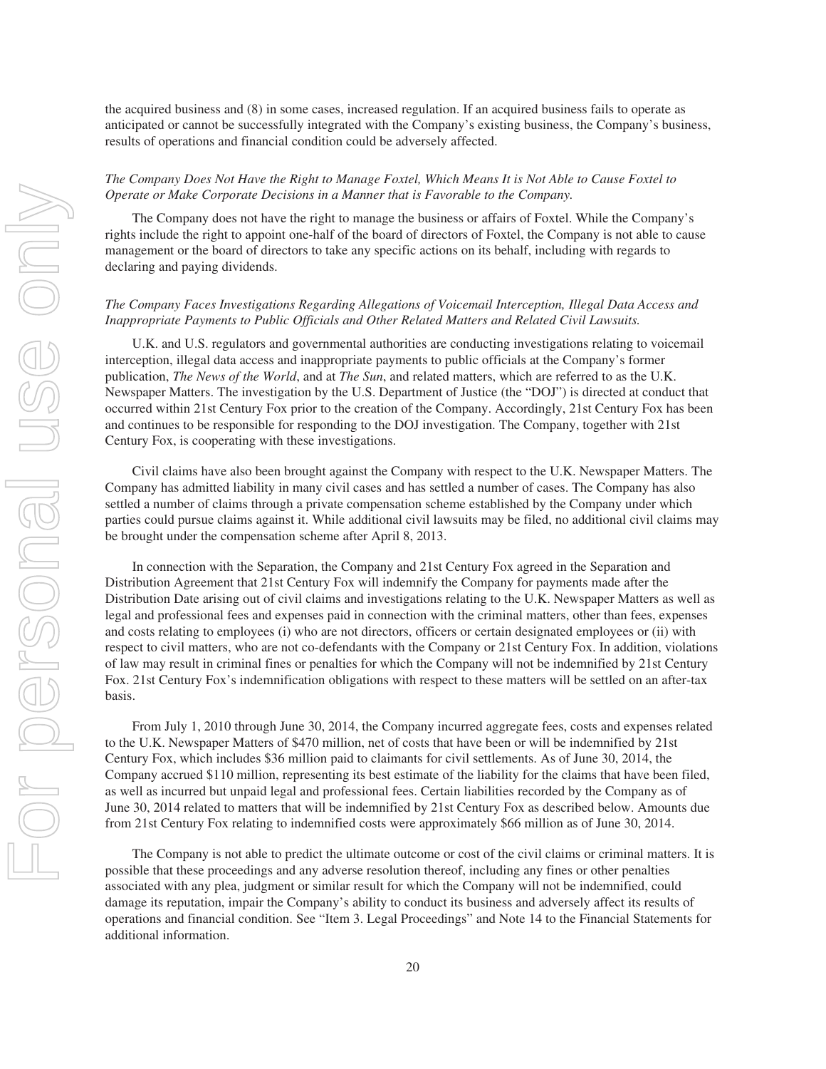the acquired business and (8) in some cases, increased regulation. If an acquired business fails to operate as anticipated or cannot be successfully integrated with the Company's existing business, the Company's business, results of operations and financial condition could be adversely affected.

*The Company Does Not Have the Right to Manage Foxtel, Which Means It is Not Able to Cause Foxtel to Operate or Make Corporate Decisions in a Manner that is Favorable to the Company.*

The Company does not have the right to manage the business or affairs of Foxtel. While the Company's rights include the right to appoint one-half of the board of directors of Foxtel, the Company is not able to cause management or the board of directors to take any specific actions on its behalf, including with regards to declaring and paying dividends.

*The Company Faces Investigations Regarding Allegations of Voicemail Interception, Illegal Data Access and Inappropriate Payments to Public Officials and Other Related Matters and Related Civil Lawsuits.*

U.K. and U.S. regulators and governmental authorities are conducting investigations relating to voicemail interception, illegal data access and inappropriate payments to public officials at the Company's former publication, *The News of the World*, and at *The Sun*, and related matters, which are referred to as the U.K. Newspaper Matters. The investigation by the U.S. Department of Justice (the "DOJ") is directed at conduct that occurred within 21st Century Fox prior to the creation of the Company. Accordingly, 21st Century Fox has been and continues to be responsible for responding to the DOJ investigation. The Company, together with 21st Century Fox, is cooperating with these investigations.

Civil claims have also been brought against the Company with respect to the U.K. Newspaper Matters. The Company has admitted liability in many civil cases and has settled a number of cases. The Company has also settled a number of claims through a private compensation scheme established by the Company under which parties could pursue claims against it. While additional civil lawsuits may be filed, no additional civil claims may be brought under the compensation scheme after April 8, 2013.

In connection with the Separation, the Company and 21st Century Fox agreed in the Separation and Distribution Agreement that 21st Century Fox will indemnify the Company for payments made after the Distribution Date arising out of civil claims and investigations relating to the U.K. Newspaper Matters as well as legal and professional fees and expenses paid in connection with the criminal matters, other than fees, expenses and costs relating to employees (i) who are not directors, officers or certain designated employees or (ii) with respect to civil matters, who are not co-defendants with the Company or 21st Century Fox. In addition, violations of law may result in criminal fines or penalties for which the Company will not be indemnified by 21st Century Fox. 21st Century Fox's indemnification obligations with respect to these matters will be settled on an after-tax basis.

From July 1, 2010 through June 30, 2014, the Company incurred aggregate fees, costs and expenses related to the U.K. Newspaper Matters of $470 million, net of costs that have been or will be indemnified by 21st Century Fox, which includes $36 million paid to claimants for civil settlements. As of June 30, 2014, the Company accrued $110 million, representing its best estimate of the liability for the claims that have been filed, as well as incurred but unpaid legal and professional fees. Certain liabilities recorded by the Company as of June 30, 2014 related to matters that will be indemnified by 21st Century Fox as described below. Amounts due from 21st Century Fox relating to indemnified costs were approximately $66 million as of June 30, 2014.

The Company is not able to predict the ultimate outcome or cost of the civil claims or criminal matters. It is possible that these proceedings and any adverse resolution thereof, including any fines or other penalties associated with any plea, judgment or similar result for which the Company will not be indemnified, could damage its reputation, impair the Company's ability to conduct its business and adversely affect its results of operations and financial condition. See "Item 3. Legal Proceedings" and Note 14 to the Financial Statements for additional information.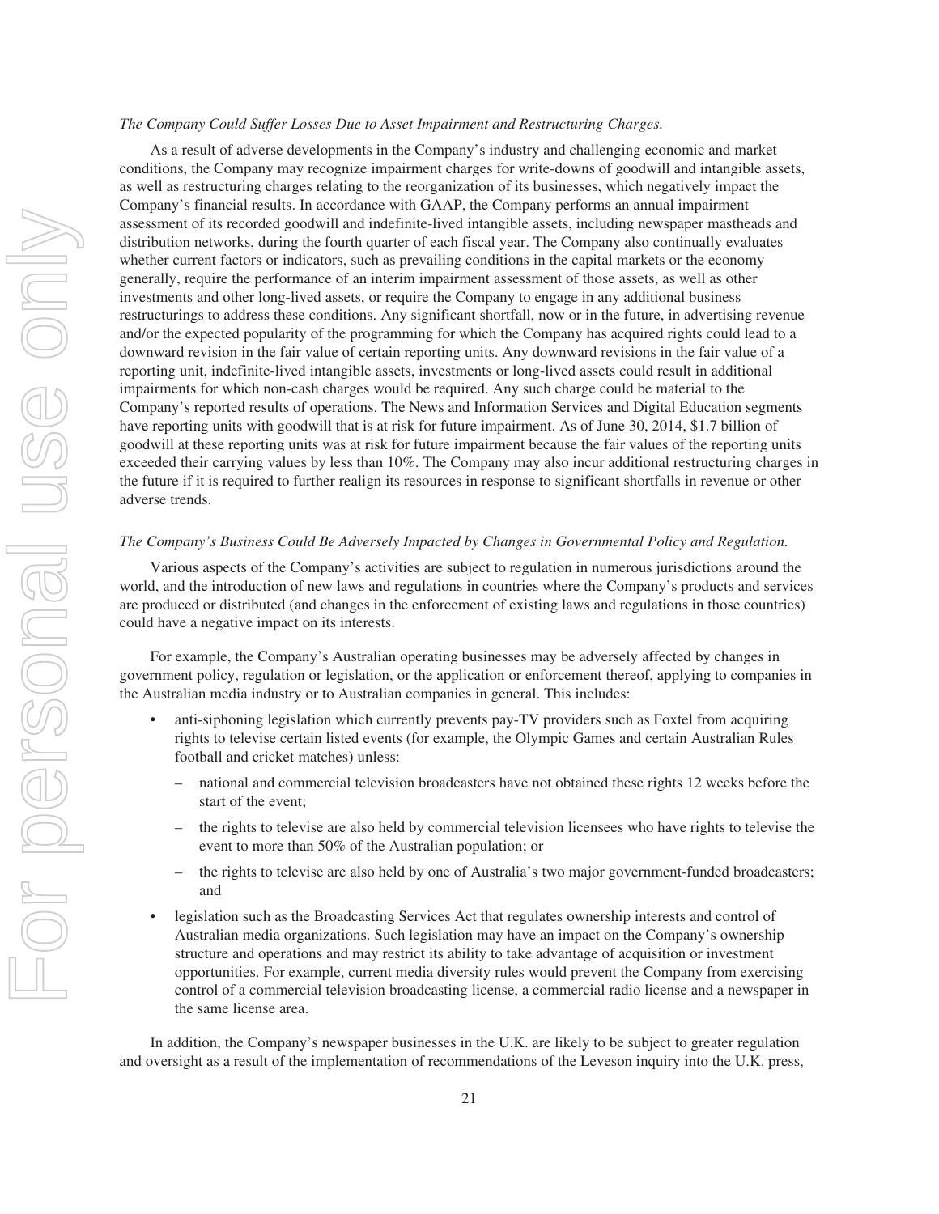*The Company Could Suffer Losses Due to Asset Impairment and Restructuring Charges.*

As a result of adverse developments in the Company's industry and challenging economic and market conditions, the Company may recognize impairment charges for write-downs of goodwill and intangible assets, as well as restructuring charges relating to the reorganization of its businesses, which negatively impact the Company's financial results. In accordance with GAAP, the Company performs an annual impairment assessment of its recorded goodwill and indefinite-lived intangible assets, including newspaper mastheads and distribution networks, during the fourth quarter of each fiscal year. The Company also continually evaluates whether current factors or indicators, such as prevailing conditions in the capital markets or the economy generally, require the performance of an interim impairment assessment of those assets, as well as other investments and other long-lived assets, or require the Company to engage in any additional business restructurings to address these conditions. Any significant shortfall, now or in the future, in advertising revenue and/or the expected popularity of the programming for which the Company has acquired rights could lead to a downward revision in the fair value of certain reporting units. Any downward revisions in the fair value of a reporting unit, indefinite-lived intangible assets, investments or long-lived assets could result in additional impairments for which non-cash charges would be required. Any such charge could be material to the Company's reported results of operations. The News and Information Services and Digital Education segments have reporting units with goodwill that is at risk for future impairment. As of June 30, 2014, $1.7 billion of goodwill at these reporting units was at risk for future impairment because the fair values of the reporting units exceeded their carrying values by less than 10%. The Company may also incur additional restructuring charges in the future if it is required to further realign its resources in response to significant shortfalls in revenue or other adverse trends.

*The Company's Business Could Be Adversely Impacted by Changes in Governmental Policy and Regulation.*

Various aspects of the Company's activities are subject to regulation in numerous jurisdictions around the world, and the introduction of new laws and regulations in countries where the Company's products and services are produced or distributed (and changes in the enforcement of existing laws and regulations in those countries) could have a negative impact on its interests.

For example, the Company's Australian operating businesses may be adversely affected by changes in government policy, regulation or legislation, or the application or enforcement thereof, applying to companies in the Australian media industry or to Australian companies in general. This includes:

- anti-siphoning legislation which currently prevents pay-TV providers such as Foxtel from acquiring rights to televise certain listed events (for example, the Olympic Games and certain Australian Rules football and cricket matches) unless:
  - national and commercial television broadcasters have not obtained these rights 12 weeks before the start of the event;
  - the rights to televise are also held by commercial television licensees who have rights to televise the event to more than 50% of the Australian population; or
  - the rights to televise are also held by one of Australia's two major government-funded broadcasters; and
- legislation such as the Broadcasting Services Act that regulates ownership interests and control of Australian media organizations. Such legislation may have an impact on the Company's ownership structure and operations and may restrict its ability to take advantage of acquisition or investment opportunities. For example, current media diversity rules would prevent the Company from exercising control of a commercial television broadcasting license, a commercial radio license and a newspaper in the same license area.

In addition, the Company's newspaper businesses in the U.K. are likely to be subject to greater regulation and oversight as a result of the implementation of recommendations of the Leveson inquiry into the U.K. press,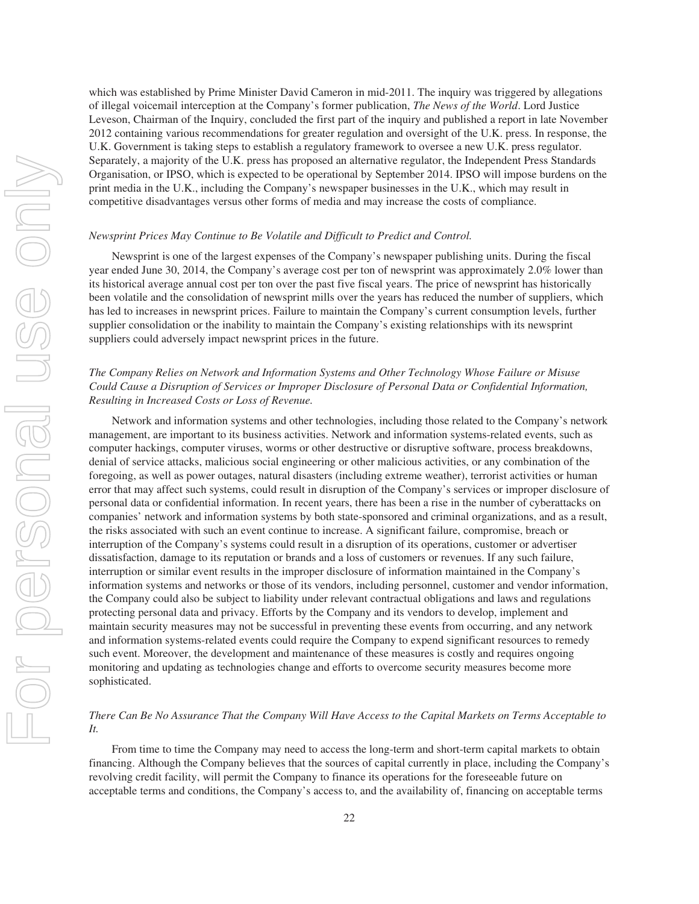which was established by Prime Minister David Cameron in mid-2011. The inquiry was triggered by allegations of illegal voicemail interception at the Company's former publication, *The News of the World*. Lord Justice Leveson, Chairman of the Inquiry, concluded the first part of the inquiry and published a report in late November 2012 containing various recommendations for greater regulation and oversight of the U.K. press. In response, the U.K. Government is taking steps to establish a regulatory framework to oversee a new U.K. press regulator. Separately, a majority of the U.K. press has proposed an alternative regulator, the Independent Press Standards Organisation, or IPSO, which is expected to be operational by September 2014. IPSO will impose burdens on the print media in the U.K., including the Company's newspaper businesses in the U.K., which may result in competitive disadvantages versus other forms of media and may increase the costs of compliance.

*Newsprint Prices May Continue to Be Volatile and Difficult to Predict and Control.*

Newsprint is one of the largest expenses of the Company's newspaper publishing units. During the fiscal year ended June 30, 2014, the Company's average cost per ton of newsprint was approximately 2.0% lower than its historical average annual cost per ton over the past five fiscal years. The price of newsprint has historically been volatile and the consolidation of newsprint mills over the years has reduced the number of suppliers, which has led to increases in newsprint prices. Failure to maintain the Company's current consumption levels, further supplier consolidation or the inability to maintain the Company's existing relationships with its newsprint suppliers could adversely impact newsprint prices in the future.

*The Company Relies on Network and Information Systems and Other Technology Whose Failure or Misuse Could Cause a Disruption of Services or Improper Disclosure of Personal Data or Confidential Information, Resulting in Increased Costs or Loss of Revenue.*

Network and information systems and other technologies, including those related to the Company's network management, are important to its business activities. Network and information systems-related events, such as computer hackings, computer viruses, worms or other destructive or disruptive software, process breakdowns, denial of service attacks, malicious social engineering or other malicious activities, or any combination of the foregoing, as well as power outages, natural disasters (including extreme weather), terrorist activities or human error that may affect such systems, could result in disruption of the Company's services or improper disclosure of personal data or confidential information. In recent years, there has been a rise in the number of cyberattacks on companies' network and information systems by both state-sponsored and criminal organizations, and as a result, the risks associated with such an event continue to increase. A significant failure, compromise, breach or interruption of the Company's systems could result in a disruption of its operations, customer or advertiser dissatisfaction, damage to its reputation or brands and a loss of customers or revenues. If any such failure, interruption or similar event results in the improper disclosure of information maintained in the Company's information systems and networks or those of its vendors, including personnel, customer and vendor information, the Company could also be subject to liability under relevant contractual obligations and laws and regulations protecting personal data and privacy. Efforts by the Company and its vendors to develop, implement and maintain security measures may not be successful in preventing these events from occurring, and any network and information systems-related events could require the Company to expend significant resources to remedy such event. Moreover, the development and maintenance of these measures is costly and requires ongoing monitoring and updating as technologies change and efforts to overcome security measures become more sophisticated.

*There Can Be No Assurance That the Company Will Have Access to the Capital Markets on Terms Acceptable to It.*

From time to time the Company may need to access the long-term and short-term capital markets to obtain financing. Although the Company believes that the sources of capital currently in place, including the Company's revolving credit facility, will permit the Company to finance its operations for the foreseeable future on acceptable terms and conditions, the Company's access to, and the availability of, financing on acceptable terms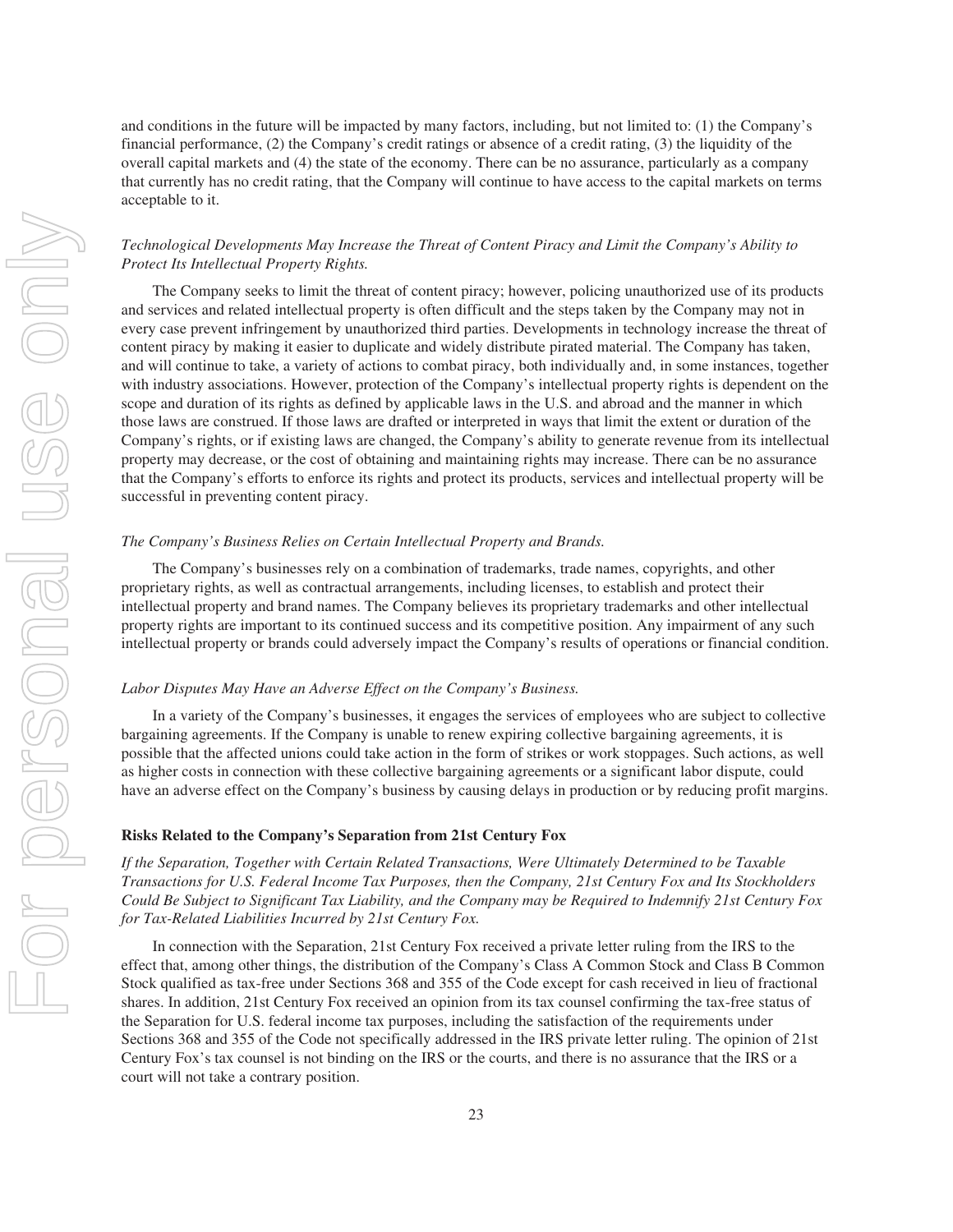and conditions in the future will be impacted by many factors, including, but not limited to: (1) the Company's financial performance, (2) the Company's credit ratings or absence of a credit rating, (3) the liquidity of the overall capital markets and (4) the state of the economy. There can be no assurance, particularly as a company that currently has no credit rating, that the Company will continue to have access to the capital markets on terms acceptable to it.

*Technological Developments May Increase the Threat of Content Piracy and Limit the Company's Ability to Protect Its Intellectual Property Rights.*

The Company seeks to limit the threat of content piracy; however, policing unauthorized use of its products and services and related intellectual property is often difficult and the steps taken by the Company may not in every case prevent infringement by unauthorized third parties. Developments in technology increase the threat of content piracy by making it easier to duplicate and widely distribute pirated material. The Company has taken, and will continue to take, a variety of actions to combat piracy, both individually and, in some instances, together with industry associations. However, protection of the Company's intellectual property rights is dependent on the scope and duration of its rights as defined by applicable laws in the U.S. and abroad and the manner in which those laws are construed. If those laws are drafted or interpreted in ways that limit the extent or duration of the Company's rights, or if existing laws are changed, the Company's ability to generate revenue from its intellectual property may decrease, or the cost of obtaining and maintaining rights may increase. There can be no assurance that the Company's efforts to enforce its rights and protect its products, services and intellectual property will be successful in preventing content piracy.

*The Company's Business Relies on Certain Intellectual Property and Brands.*

The Company's businesses rely on a combination of trademarks, trade names, copyrights, and other proprietary rights, as well as contractual arrangements, including licenses, to establish and protect their intellectual property and brand names. The Company believes its proprietary trademarks and other intellectual property rights are important to its continued success and its competitive position. Any impairment of any such intellectual property or brands could adversely impact the Company's results of operations or financial condition.

*Labor Disputes May Have an Adverse Effect on the Company's Business.*

In a variety of the Company's businesses, it engages the services of employees who are subject to collective bargaining agreements. If the Company is unable to renew expiring collective bargaining agreements, it is possible that the affected unions could take action in the form of strikes or work stoppages. Such actions, as well as higher costs in connection with these collective bargaining agreements or a significant labor dispute, could have an adverse effect on the Company's business by causing delays in production or by reducing profit margins.

**Risks Related to the Company's Separation from 21st Century Fox**

*If the Separation, Together with Certain Related Transactions, Were Ultimately Determined to be Taxable Transactions for U.S. Federal Income Tax Purposes, then the Company, 21st Century Fox and Its Stockholders Could Be Subject to Significant Tax Liability, and the Company may be Required to Indemnify 21st Century Fox for Tax-Related Liabilities Incurred by 21st Century Fox.*

In connection with the Separation, 21st Century Fox received a private letter ruling from the IRS to the effect that, among other things, the distribution of the Company's Class A Common Stock and Class B Common Stock qualified as tax-free under Sections 368 and 355 of the Code except for cash received in lieu of fractional shares. In addition, 21st Century Fox received an opinion from its tax counsel confirming the tax-free status of the Separation for U.S. federal income tax purposes, including the satisfaction of the requirements under Sections 368 and 355 of the Code not specifically addressed in the IRS private letter ruling. The opinion of 21st Century Fox's tax counsel is not binding on the IRS or the courts, and there is no assurance that the IRS or a court will not take a contrary position.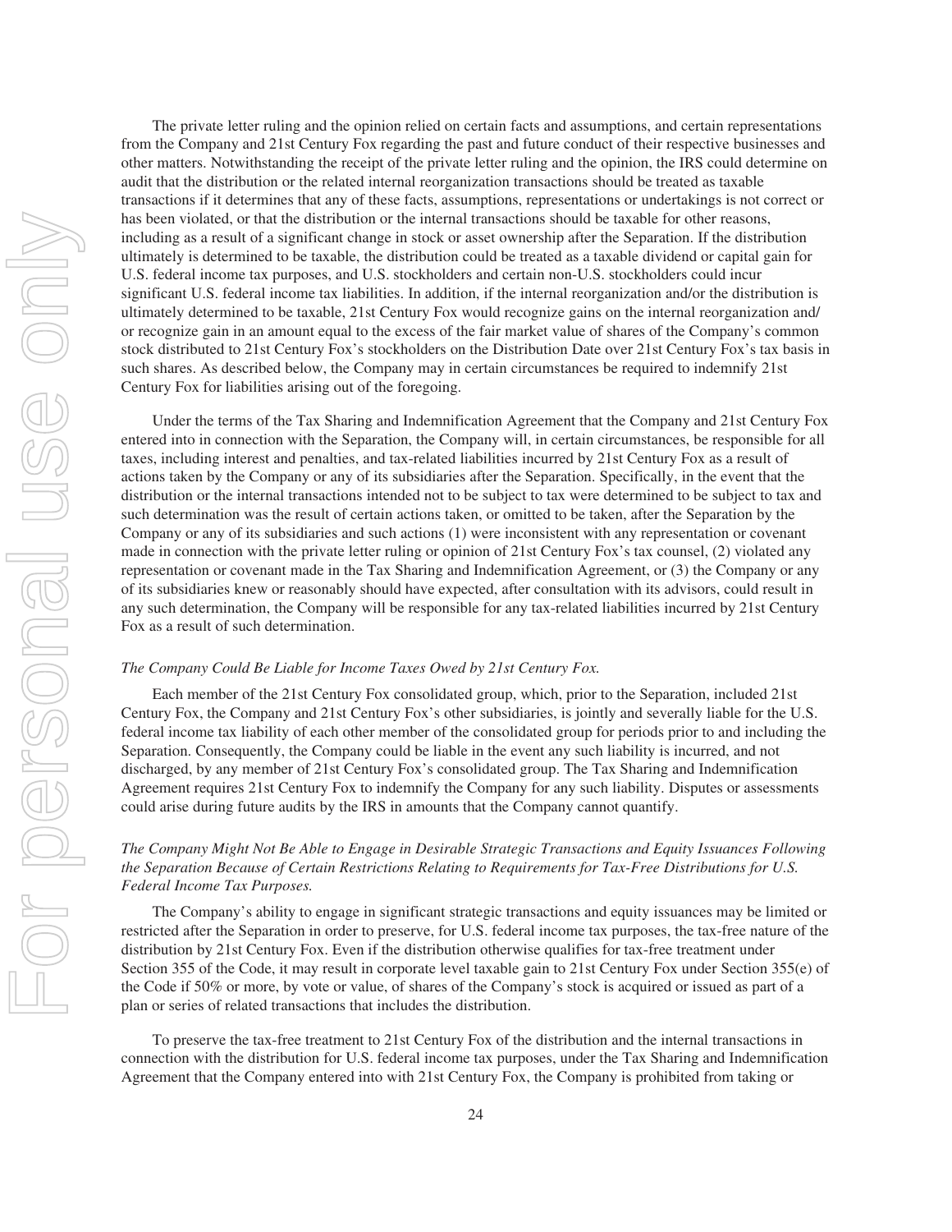The private letter ruling and the opinion relied on certain facts and assumptions, and certain representations from the Company and 21st Century Fox regarding the past and future conduct of their respective businesses and other matters. Notwithstanding the receipt of the private letter ruling and the opinion, the IRS could determine on audit that the distribution or the related internal reorganization transactions should be treated as taxable transactions if it determines that any of these facts, assumptions, representations or undertakings is not correct or has been violated, or that the distribution or the internal transactions should be taxable for other reasons, including as a result of a significant change in stock or asset ownership after the Separation. If the distribution ultimately is determined to be taxable, the distribution could be treated as a taxable dividend or capital gain for U.S. federal income tax purposes, and U.S. stockholders and certain non-U.S. stockholders could incur significant U.S. federal income tax liabilities. In addition, if the internal reorganization and/or the distribution is ultimately determined to be taxable, 21st Century Fox would recognize gains on the internal reorganization and/or recognize gain in an amount equal to the excess of the fair market value of shares of the Company's common stock distributed to 21st Century Fox's stockholders on the Distribution Date over 21st Century Fox's tax basis in such shares. As described below, the Company may in certain circumstances be required to indemnify 21st Century Fox for liabilities arising out of the foregoing.

Under the terms of the Tax Sharing and Indemnification Agreement that the Company and 21st Century Fox entered into in connection with the Separation, the Company will, in certain circumstances, be responsible for all taxes, including interest and penalties, and tax-related liabilities incurred by 21st Century Fox as a result of actions taken by the Company or any of its subsidiaries after the Separation. Specifically, in the event that the distribution or the internal transactions intended not to be subject to tax were determined to be subject to tax and such determination was the result of certain actions taken, or omitted to be taken, after the Separation by the Company or any of its subsidiaries and such actions (1) were inconsistent with any representation or covenant made in connection with the private letter ruling or opinion of 21st Century Fox's tax counsel, (2) violated any representation or covenant made in the Tax Sharing and Indemnification Agreement, or (3) the Company or any of its subsidiaries knew or reasonably should have expected, after consultation with its advisors, could result in any such determination, the Company will be responsible for any tax-related liabilities incurred by 21st Century Fox as a result of such determination.

*The Company Could Be Liable for Income Taxes Owed by 21st Century Fox.*

Each member of the 21st Century Fox consolidated group, which, prior to the Separation, included 21st Century Fox, the Company and 21st Century Fox's other subsidiaries, is jointly and severally liable for the U.S. federal income tax liability of each other member of the consolidated group for periods prior to and including the Separation. Consequently, the Company could be liable in the event any such liability is incurred, and not discharged, by any member of 21st Century Fox's consolidated group. The Tax Sharing and Indemnification Agreement requires 21st Century Fox to indemnify the Company for any such liability. Disputes or assessments could arise during future audits by the IRS in amounts that the Company cannot quantify.

*The Company Might Not Be Able to Engage in Desirable Strategic Transactions and Equity Issuances Following the Separation Because of Certain Restrictions Relating to Requirements for Tax-Free Distributions for U.S. Federal Income Tax Purposes.*

The Company's ability to engage in significant strategic transactions and equity issuances may be limited or restricted after the Separation in order to preserve, for U.S. federal income tax purposes, the tax-free nature of the distribution by 21st Century Fox. Even if the distribution otherwise qualifies for tax-free treatment under Section 355 of the Code, it may result in corporate level taxable gain to 21st Century Fox under Section 355(e) of the Code if 50% or more, by vote or value, of shares of the Company's stock is acquired or issued as part of a plan or series of related transactions that includes the distribution.

To preserve the tax-free treatment to 21st Century Fox of the distribution and the internal transactions in connection with the distribution for U.S. federal income tax purposes, under the Tax Sharing and Indemnification Agreement that the Company entered into with 21st Century Fox, the Company is prohibited from taking or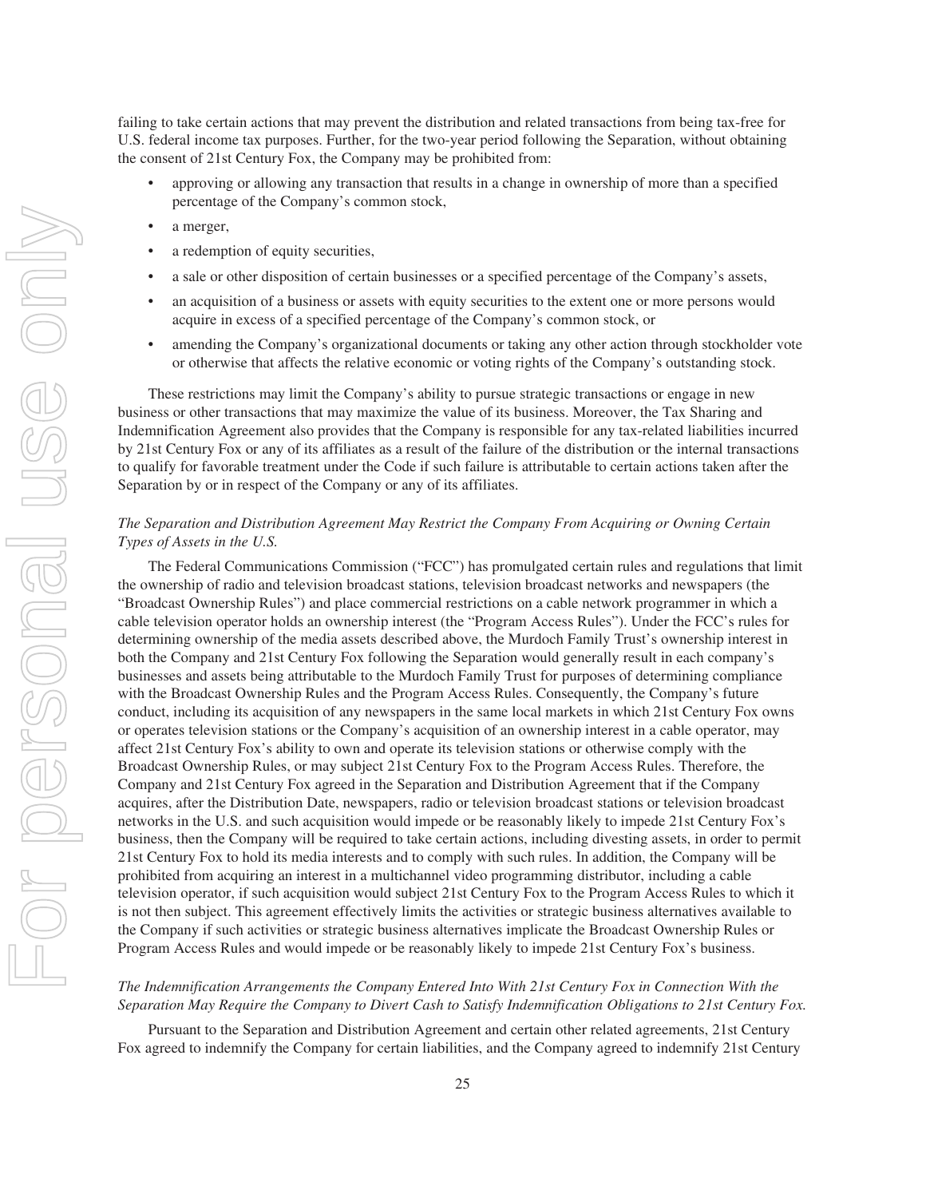failing to take certain actions that may prevent the distribution and related transactions from being tax-free for U.S. federal income tax purposes. Further, for the two-year period following the Separation, without obtaining the consent of 21st Century Fox, the Company may be prohibited from:

- approving or allowing any transaction that results in a change in ownership of more than a specified percentage of the Company's common stock,
- a merger,
- a redemption of equity securities,
- a sale or other disposition of certain businesses or a specified percentage of the Company's assets,
- an acquisition of a business or assets with equity securities to the extent one or more persons would acquire in excess of a specified percentage of the Company's common stock, or
- amending the Company's organizational documents or taking any other action through stockholder vote or otherwise that affects the relative economic or voting rights of the Company's outstanding stock.

These restrictions may limit the Company's ability to pursue strategic transactions or engage in new business or other transactions that may maximize the value of its business. Moreover, the Tax Sharing and Indemnification Agreement also provides that the Company is responsible for any tax-related liabilities incurred by 21st Century Fox or any of its affiliates as a result of the failure of the distribution or the internal transactions to qualify for favorable treatment under the Code if such failure is attributable to certain actions taken after the Separation by or in respect of the Company or any of its affiliates.

*The Separation and Distribution Agreement May Restrict the Company From Acquiring or Owning Certain Types of Assets in the U.S.*

The Federal Communications Commission ("FCC") has promulgated certain rules and regulations that limit the ownership of radio and television broadcast stations, television broadcast networks and newspapers (the "Broadcast Ownership Rules") and place commercial restrictions on a cable network programmer in which a cable television operator holds an ownership interest (the "Program Access Rules"). Under the FCC's rules for determining ownership of the media assets described above, the Murdoch Family Trust's ownership interest in both the Company and 21st Century Fox following the Separation would generally result in each company's businesses and assets being attributable to the Murdoch Family Trust for purposes of determining compliance with the Broadcast Ownership Rules and the Program Access Rules. Consequently, the Company's future conduct, including its acquisition of any newspapers in the same local markets in which 21st Century Fox owns or operates television stations or the Company's acquisition of an ownership interest in a cable operator, may affect 21st Century Fox's ability to own and operate its television stations or otherwise comply with the Broadcast Ownership Rules, or may subject 21st Century Fox to the Program Access Rules. Therefore, the Company and 21st Century Fox agreed in the Separation and Distribution Agreement that if the Company acquires, after the Distribution Date, newspapers, radio or television broadcast stations or television broadcast networks in the U.S. and such acquisition would impede or be reasonably likely to impede 21st Century Fox's business, then the Company will be required to take certain actions, including divesting assets, in order to permit 21st Century Fox to hold its media interests and to comply with such rules. In addition, the Company will be prohibited from acquiring an interest in a multichannel video programming distributor, including a cable television operator, if such acquisition would subject 21st Century Fox to the Program Access Rules to which it is not then subject. This agreement effectively limits the activities or strategic business alternatives available to the Company if such activities or strategic business alternatives implicate the Broadcast Ownership Rules or Program Access Rules and would impede or be reasonably likely to impede 21st Century Fox's business.

*The Indemnification Arrangements the Company Entered Into With 21st Century Fox in Connection With the Separation May Require the Company to Divert Cash to Satisfy Indemnification Obligations to 21st Century Fox.*

Pursuant to the Separation and Distribution Agreement and certain other related agreements, 21st Century Fox agreed to indemnify the Company for certain liabilities, and the Company agreed to indemnify 21st Century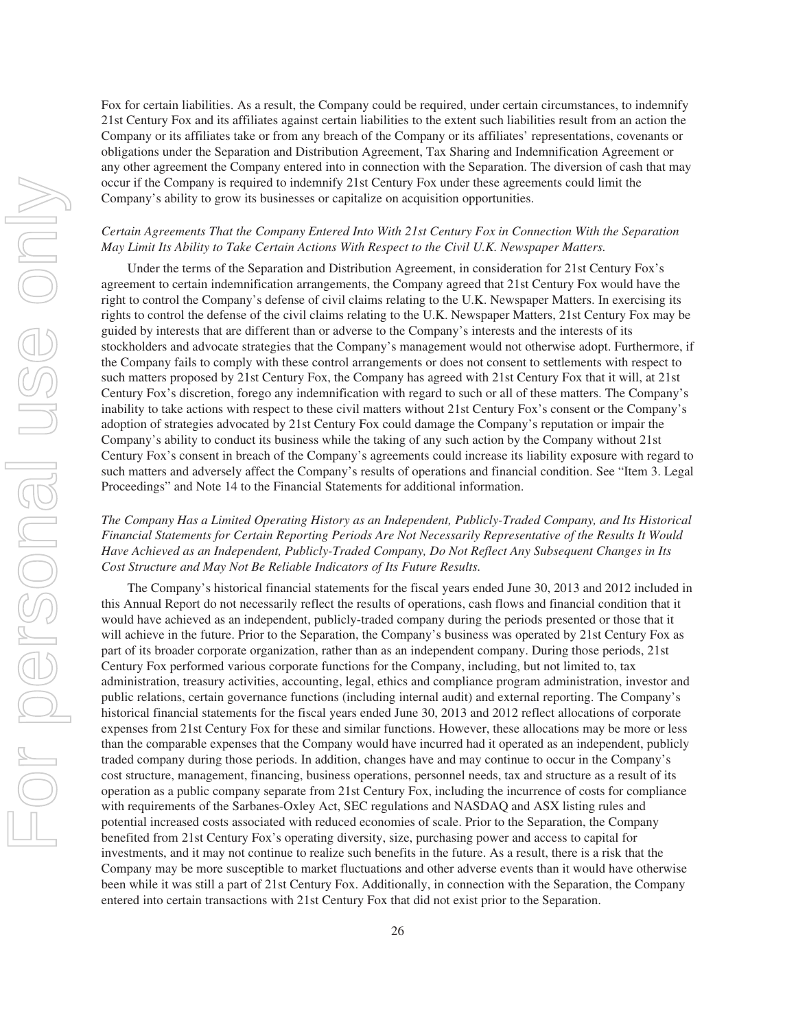Fox for certain liabilities. As a result, the Company could be required, under certain circumstances, to indemnify 21st Century Fox and its affiliates against certain liabilities to the extent such liabilities result from an action the Company or its affiliates take or from any breach of the Company or its affiliates' representations, covenants or obligations under the Separation and Distribution Agreement, Tax Sharing and Indemnification Agreement or any other agreement the Company entered into in connection with the Separation. The diversion of cash that may occur if the Company is required to indemnify 21st Century Fox under these agreements could limit the Company's ability to grow its businesses or capitalize on acquisition opportunities.

*Certain Agreements That the Company Entered Into With 21st Century Fox in Connection With the Separation May Limit Its Ability to Take Certain Actions With Respect to the Civil U.K. Newspaper Matters.*

Under the terms of the Separation and Distribution Agreement, in consideration for 21st Century Fox's agreement to certain indemnification arrangements, the Company agreed that 21st Century Fox would have the right to control the Company's defense of civil claims relating to the U.K. Newspaper Matters. In exercising its rights to control the defense of the civil claims relating to the U.K. Newspaper Matters, 21st Century Fox may be guided by interests that are different than or adverse to the Company's interests and the interests of its stockholders and advocate strategies that the Company's management would not otherwise adopt. Furthermore, if the Company fails to comply with these control arrangements or does not consent to settlements with respect to such matters proposed by 21st Century Fox, the Company has agreed with 21st Century Fox that it will, at 21st Century Fox's discretion, forego any indemnification with regard to such or all of these matters. The Company's inability to take actions with respect to these civil matters without 21st Century Fox's consent or the Company's adoption of strategies advocated by 21st Century Fox could damage the Company's reputation or impair the Company's ability to conduct its business while the taking of any such action by the Company without 21st Century Fox's consent in breach of the Company's agreements could increase its liability exposure with regard to such matters and adversely affect the Company's results of operations and financial condition. See "Item 3. Legal Proceedings" and Note 14 to the Financial Statements for additional information.

*The Company Has a Limited Operating History as an Independent, Publicly-Traded Company, and Its Historical Financial Statements for Certain Reporting Periods Are Not Necessarily Representative of the Results It Would Have Achieved as an Independent, Publicly-Traded Company, Do Not Reflect Any Subsequent Changes in Its Cost Structure and May Not Be Reliable Indicators of Its Future Results.*

The Company's historical financial statements for the fiscal years ended June 30, 2013 and 2012 included in this Annual Report do not necessarily reflect the results of operations, cash flows and financial condition that it would have achieved as an independent, publicly-traded company during the periods presented or those that it will achieve in the future. Prior to the Separation, the Company's business was operated by 21st Century Fox as part of its broader corporate organization, rather than as an independent company. During those periods, 21st Century Fox performed various corporate functions for the Company, including, but not limited to, tax administration, treasury activities, accounting, legal, ethics and compliance program administration, investor and public relations, certain governance functions (including internal audit) and external reporting. The Company's historical financial statements for the fiscal years ended June 30, 2013 and 2012 reflect allocations of corporate expenses from 21st Century Fox for these and similar functions. However, these allocations may be more or less than the comparable expenses that the Company would have incurred had it operated as an independent, publicly traded company during those periods. In addition, changes have and may continue to occur in the Company's cost structure, management, financing, business operations, personnel needs, tax and structure as a result of its operation as a public company separate from 21st Century Fox, including the incurrence of costs for compliance with requirements of the Sarbanes-Oxley Act, SEC regulations and NASDAQ and ASX listing rules and potential increased costs associated with reduced economies of scale. Prior to the Separation, the Company benefited from 21st Century Fox's operating diversity, size, purchasing power and access to capital for investments, and it may not continue to realize such benefits in the future. As a result, there is a risk that the Company may be more susceptible to market fluctuations and other adverse events than it would have otherwise been while it was still a part of 21st Century Fox. Additionally, in connection with the Separation, the Company entered into certain transactions with 21st Century Fox that did not exist prior to the Separation.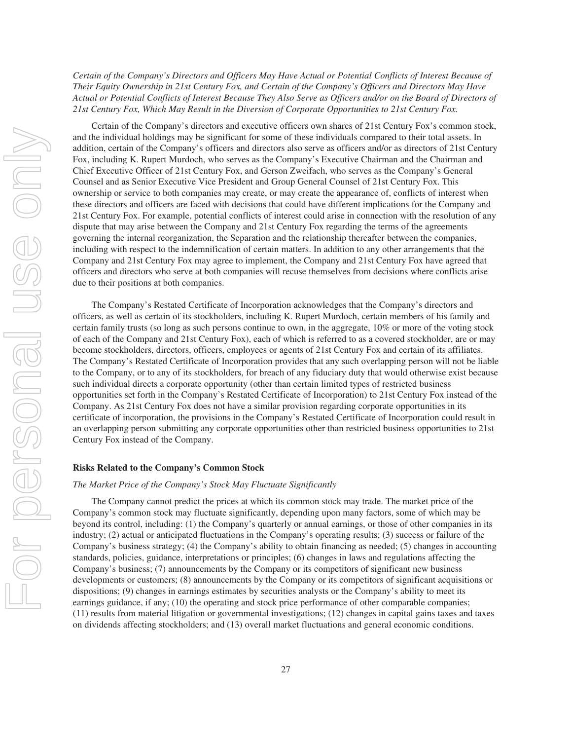*Certain of the Company's Directors and Officers May Have Actual or Potential Conflicts of Interest Because of Their Equity Ownership in 21st Century Fox, and Certain of the Company's Officers and Directors May Have Actual or Potential Conflicts of Interest Because They Also Serve as Officers and/or on the Board of Directors of 21st Century Fox, Which May Result in the Diversion of Corporate Opportunities to 21st Century Fox.*

Certain of the Company's directors and executive officers own shares of 21st Century Fox's common stock, and the individual holdings may be significant for some of these individuals compared to their total assets. In addition, certain of the Company's officers and directors also serve as officers and/or as directors of 21st Century Fox, including K. Rupert Murdoch, who serves as the Company's Executive Chairman and the Chairman and Chief Executive Officer of 21st Century Fox, and Gerson Zweifach, who serves as the Company's General Counsel and as Senior Executive Vice President and Group General Counsel of 21st Century Fox. This ownership or service to both companies may create, or may create the appearance of, conflicts of interest when these directors and officers are faced with decisions that could have different implications for the Company and 21st Century Fox. For example, potential conflicts of interest could arise in connection with the resolution of any dispute that may arise between the Company and 21st Century Fox regarding the terms of the agreements governing the internal reorganization, the Separation and the relationship thereafter between the companies, including with respect to the indemnification of certain matters. In addition to any other arrangements that the Company and 21st Century Fox may agree to implement, the Company and 21st Century Fox have agreed that officers and directors who serve at both companies will recuse themselves from decisions where conflicts arise due to their positions at both companies.

The Company's Restated Certificate of Incorporation acknowledges that the Company's directors and officers, as well as certain of its stockholders, including K. Rupert Murdoch, certain members of his family and certain family trusts (so long as such persons continue to own, in the aggregate, 10% or more of the voting stock of each of the Company and 21st Century Fox), each of which is referred to as a covered stockholder, are or may become stockholders, directors, officers, employees or agents of 21st Century Fox and certain of its affiliates. The Company's Restated Certificate of Incorporation provides that any such overlapping person will not be liable to the Company, or to any of its stockholders, for breach of any fiduciary duty that would otherwise exist because such individual directs a corporate opportunity (other than certain limited types of restricted business opportunities set forth in the Company's Restated Certificate of Incorporation) to 21st Century Fox instead of the Company. As 21st Century Fox does not have a similar provision regarding corporate opportunities in its certificate of incorporation, the provisions in the Company's Restated Certificate of Incorporation could result in an overlapping person submitting any corporate opportunities other than restricted business opportunities to 21st Century Fox instead of the Company.

**Risks Related to the Company's Common Stock**

*The Market Price of the Company's Stock May Fluctuate Significantly*

The Company cannot predict the prices at which its common stock may trade. The market price of the Company's common stock may fluctuate significantly, depending upon many factors, some of which may be beyond its control, including: (1) the Company's quarterly or annual earnings, or those of other companies in its industry; (2) actual or anticipated fluctuations in the Company's operating results; (3) success or failure of the Company's business strategy; (4) the Company's ability to obtain financing as needed; (5) changes in accounting standards, policies, guidance, interpretations or principles; (6) changes in laws and regulations affecting the Company's business; (7) announcements by the Company or its competitors of significant new business developments or customers; (8) announcements by the Company or its competitors of significant acquisitions or dispositions; (9) changes in earnings estimates by securities analysts or the Company's ability to meet its earnings guidance, if any; (10) the operating and stock price performance of other comparable companies; (11) results from material litigation or governmental investigations; (12) changes in capital gains taxes and taxes on dividends affecting stockholders; and (13) overall market fluctuations and general economic conditions.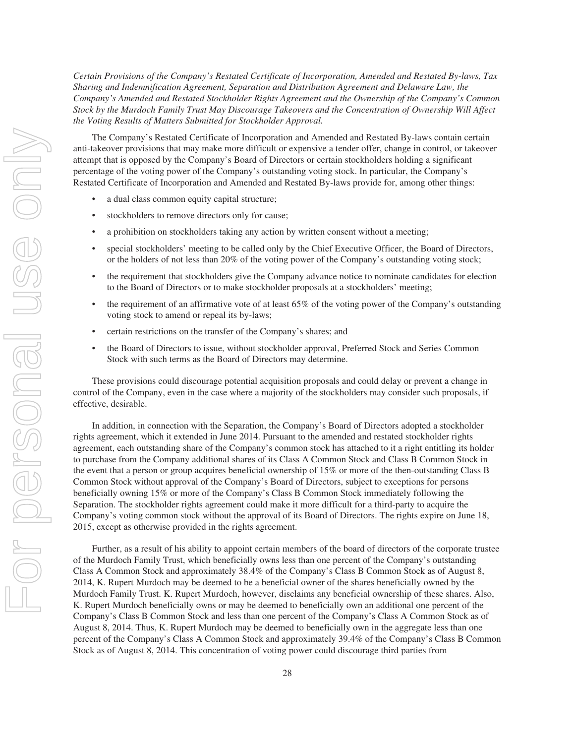*Certain Provisions of the Company's Restated Certificate of Incorporation, Amended and Restated By-laws, Tax Sharing and Indemnification Agreement, Separation and Distribution Agreement and Delaware Law, the Company's Amended and Restated Stockholder Rights Agreement and the Ownership of the Company's Common Stock by the Murdoch Family Trust May Discourage Takeovers and the Concentration of Ownership Will Affect the Voting Results of Matters Submitted for Stockholder Approval.*

The Company's Restated Certificate of Incorporation and Amended and Restated By-laws contain certain anti-takeover provisions that may make more difficult or expensive a tender offer, change in control, or takeover attempt that is opposed by the Company's Board of Directors or certain stockholders holding a significant percentage of the voting power of the Company's outstanding voting stock. In particular, the Company's Restated Certificate of Incorporation and Amended and Restated By-laws provide for, among other things:

- a dual class common equity capital structure;
- stockholders to remove directors only for cause;
- a prohibition on stockholders taking any action by written consent without a meeting;
- special stockholders' meeting to be called only by the Chief Executive Officer, the Board of Directors, or the holders of not less than 20% of the voting power of the Company's outstanding voting stock;
- the requirement that stockholders give the Company advance notice to nominate candidates for election to the Board of Directors or to make stockholder proposals at a stockholders' meeting;
- the requirement of an affirmative vote of at least 65% of the voting power of the Company's outstanding voting stock to amend or repeal its by-laws;
- certain restrictions on the transfer of the Company's shares; and
- the Board of Directors to issue, without stockholder approval, Preferred Stock and Series Common Stock with such terms as the Board of Directors may determine.

These provisions could discourage potential acquisition proposals and could delay or prevent a change in control of the Company, even in the case where a majority of the stockholders may consider such proposals, if effective, desirable.

In addition, in connection with the Separation, the Company's Board of Directors adopted a stockholder rights agreement, which it extended in June 2014. Pursuant to the amended and restated stockholder rights agreement, each outstanding share of the Company's common stock has attached to it a right entitling its holder to purchase from the Company additional shares of its Class A Common Stock and Class B Common Stock in the event that a person or group acquires beneficial ownership of 15% or more of the then-outstanding Class B Common Stock without approval of the Company's Board of Directors, subject to exceptions for persons beneficially owning 15% or more of the Company's Class B Common Stock immediately following the Separation. The stockholder rights agreement could make it more difficult for a third-party to acquire the Company's voting common stock without the approval of its Board of Directors. The rights expire on June 18, 2015, except as otherwise provided in the rights agreement.

Further, as a result of his ability to appoint certain members of the board of directors of the corporate trustee of the Murdoch Family Trust, which beneficially owns less than one percent of the Company's outstanding Class A Common Stock and approximately 38.4% of the Company's Class B Common Stock as of August 8, 2014, K. Rupert Murdoch may be deemed to be a beneficial owner of the shares beneficially owned by the Murdoch Family Trust. K. Rupert Murdoch, however, disclaims any beneficial ownership of these shares. Also, K. Rupert Murdoch beneficially owns or may be deemed to beneficially own an additional one percent of the Company's Class B Common Stock and less than one percent of the Company's Class A Common Stock as of August 8, 2014. Thus, K. Rupert Murdoch may be deemed to beneficially own in the aggregate less than one percent of the Company's Class A Common Stock and approximately 39.4% of the Company's Class B Common Stock as of August 8, 2014. This concentration of voting power could discourage third parties from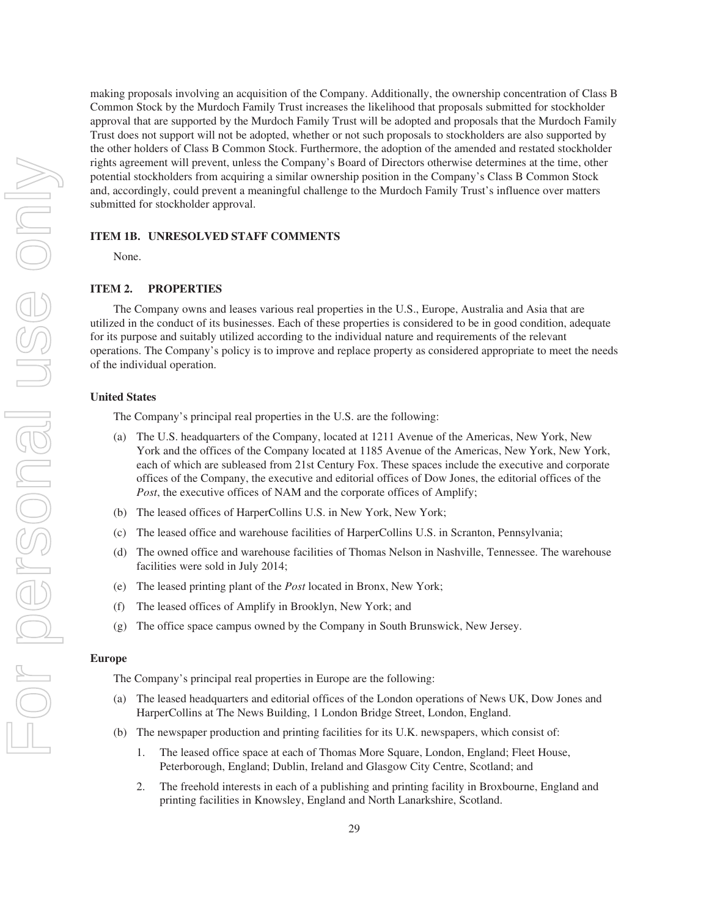making proposals involving an acquisition of the Company. Additionally, the ownership concentration of Class B Common Stock by the Murdoch Family Trust increases the likelihood that proposals submitted for stockholder approval that are supported by the Murdoch Family Trust will be adopted and proposals that the Murdoch Family Trust does not support will not be adopted, whether or not such proposals to stockholders are also supported by the other holders of Class B Common Stock. Furthermore, the adoption of the amended and restated stockholder rights agreement will prevent, unless the Company's Board of Directors otherwise determines at the time, other potential stockholders from acquiring a similar ownership position in the Company's Class B Common Stock and, accordingly, could prevent a meaningful challenge to the Murdoch Family Trust's influence over matters submitted for stockholder approval.

## ITEM 1B. UNRESOLVED STAFF COMMENTS

None.

## ITEM 2. PROPERTIES

The Company owns and leases various real properties in the U.S., Europe, Australia and Asia that are utilized in the conduct of its businesses. Each of these properties is considered to be in good condition, adequate for its purpose and suitably utilized according to the individual nature and requirements of the relevant operations. The Company's policy is to improve and replace property as considered appropriate to meet the needs of the individual operation.

### United States

The Company's principal real properties in the U.S. are the following:

(a) The U.S. headquarters of the Company, located at 1211 Avenue of the Americas, New York, New York and the offices of the Company located at 1185 Avenue of the Americas, New York, New York, each of which are subleased from 21st Century Fox. These spaces include the executive and corporate offices of the Company, the executive and editorial offices of Dow Jones, the editorial offices of the *Post*, the executive offices of NAM and the corporate offices of Amplify;

(b) The leased offices of HarperCollins U.S. in New York, New York;

(c) The leased office and warehouse facilities of HarperCollins U.S. in Scranton, Pennsylvania;

(d) The owned office and warehouse facilities of Thomas Nelson in Nashville, Tennessee. The warehouse facilities were sold in July 2014;

(e) The leased printing plant of the *Post* located in Bronx, New York;

(f) The leased offices of Amplify in Brooklyn, New York; and

(g) The office space campus owned by the Company in South Brunswick, New Jersey.

### Europe

The Company's principal real properties in Europe are the following:

(a) The leased headquarters and editorial offices of the London operations of News UK, Dow Jones and HarperCollins at The News Building, 1 London Bridge Street, London, England.

(b) The newspaper production and printing facilities for its U.K. newspapers, which consist of:

1. The leased office space at each of Thomas More Square, London, England; Fleet House, Peterborough, England; Dublin, Ireland and Glasgow City Centre, Scotland; and

2. The freehold interests in each of a publishing and printing facility in Broxbourne, England and printing facilities in Knowsley, England and North Lanarkshire, Scotland.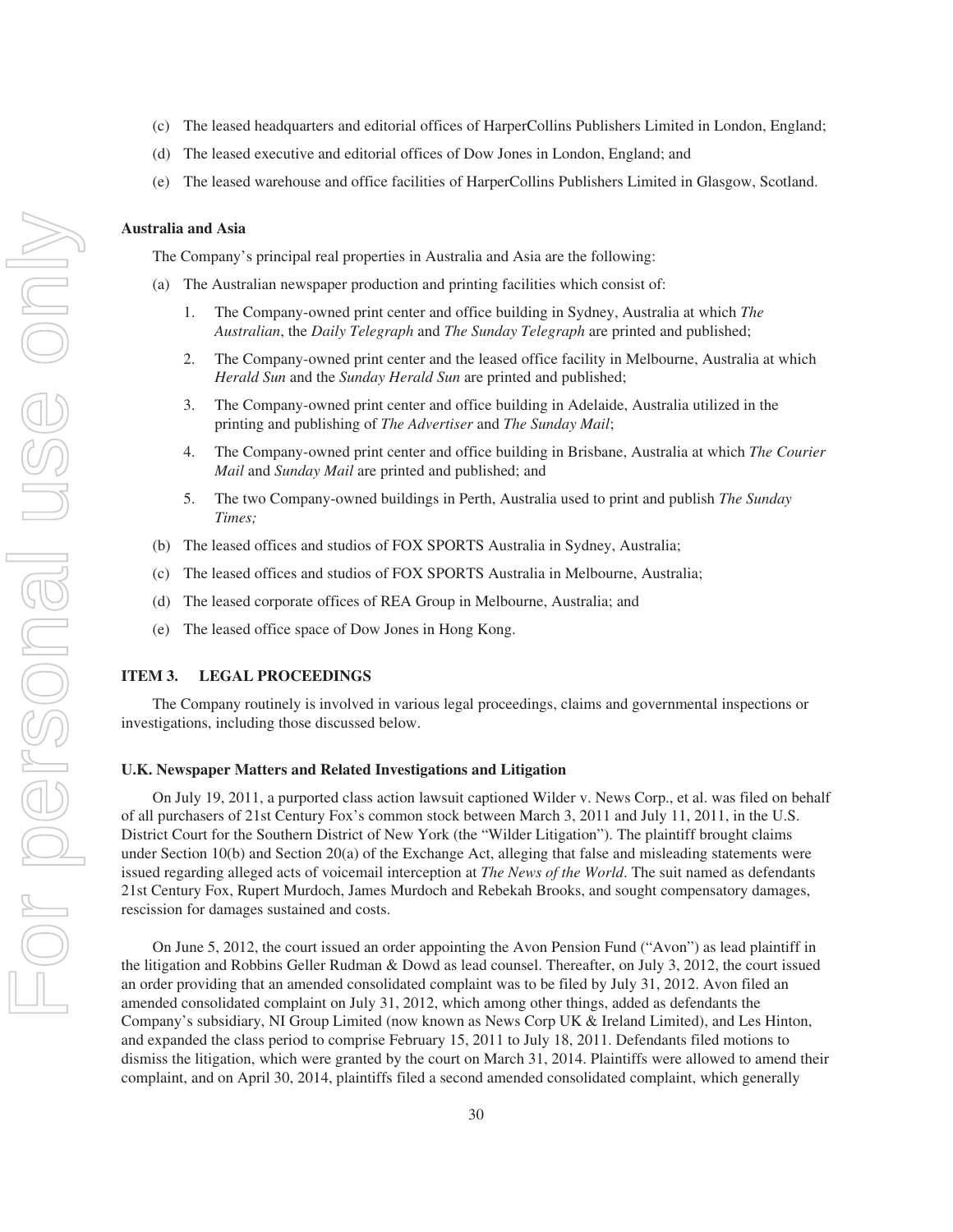(c) The leased headquarters and editorial offices of HarperCollins Publishers Limited in London, England;

(d) The leased executive and editorial offices of Dow Jones in London, England; and

(e) The leased warehouse and office facilities of HarperCollins Publishers Limited in Glasgow, Scotland.

**Australia and Asia**

The Company's principal real properties in Australia and Asia are the following:

(a) The Australian newspaper production and printing facilities which consist of:

1. The Company-owned print center and office building in Sydney, Australia at which *The Australian*, the *Daily Telegraph* and *The Sunday Telegraph* are printed and published;

2. The Company-owned print center and the leased office facility in Melbourne, Australia at which *Herald Sun* and the *Sunday Herald Sun* are printed and published;

3. The Company-owned print center and office building in Adelaide, Australia utilized in the printing and publishing of *The Advertiser* and *The Sunday Mail*;

4. The Company-owned print center and office building in Brisbane, Australia at which *The Courier Mail* and *Sunday Mail* are printed and published; and

5. The two Company-owned buildings in Perth, Australia used to print and publish *The Sunday Times;*

(b) The leased offices and studios of FOX SPORTS Australia in Sydney, Australia;

(c) The leased offices and studios of FOX SPORTS Australia in Melbourne, Australia;

(d) The leased corporate offices of REA Group in Melbourne, Australia; and

(e) The leased office space of Dow Jones in Hong Kong.

## ITEM 3. LEGAL PROCEEDINGS

The Company routinely is involved in various legal proceedings, claims and governmental inspections or investigations, including those discussed below.

**U.K. Newspaper Matters and Related Investigations and Litigation**

On July 19, 2011, a purported class action lawsuit captioned Wilder v. News Corp., et al. was filed on behalf of all purchasers of 21st Century Fox's common stock between March 3, 2011 and July 11, 2011, in the U.S. District Court for the Southern District of New York (the "Wilder Litigation"). The plaintiff brought claims under Section 10(b) and Section 20(a) of the Exchange Act, alleging that false and misleading statements were issued regarding alleged acts of voicemail interception at *The News of the World*. The suit named as defendants 21st Century Fox, Rupert Murdoch, James Murdoch and Rebekah Brooks, and sought compensatory damages, rescission for damages sustained and costs.

On June 5, 2012, the court issued an order appointing the Avon Pension Fund ("Avon") as lead plaintiff in the litigation and Robbins Geller Rudman & Dowd as lead counsel. Thereafter, on July 3, 2012, the court issued an order providing that an amended consolidated complaint was to be filed by July 31, 2012. Avon filed an amended consolidated complaint on July 31, 2012, which among other things, added as defendants the Company's subsidiary, NI Group Limited (now known as News Corp UK & Ireland Limited), and Les Hinton, and expanded the class period to comprise February 15, 2011 to July 18, 2011. Defendants filed motions to dismiss the litigation, which were granted by the court on March 31, 2014. Plaintiffs were allowed to amend their complaint, and on April 30, 2014, plaintiffs filed a second amended consolidated complaint, which generally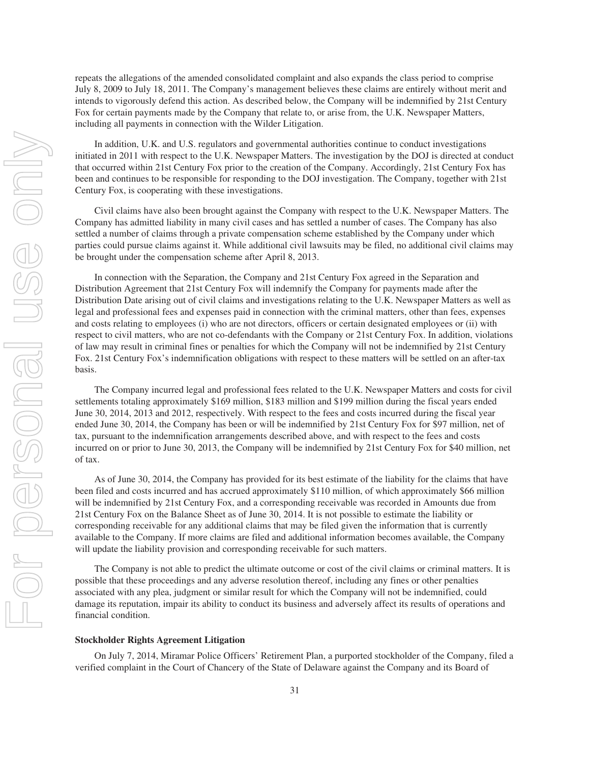repeats the allegations of the amended consolidated complaint and also expands the class period to comprise July 8, 2009 to July 18, 2011. The Company's management believes these claims are entirely without merit and intends to vigorously defend this action. As described below, the Company will be indemnified by 21st Century Fox for certain payments made by the Company that relate to, or arise from, the U.K. Newspaper Matters, including all payments in connection with the Wilder Litigation.

In addition, U.K. and U.S. regulators and governmental authorities continue to conduct investigations initiated in 2011 with respect to the U.K. Newspaper Matters. The investigation by the DOJ is directed at conduct that occurred within 21st Century Fox prior to the creation of the Company. Accordingly, 21st Century Fox has been and continues to be responsible for responding to the DOJ investigation. The Company, together with 21st Century Fox, is cooperating with these investigations.

Civil claims have also been brought against the Company with respect to the U.K. Newspaper Matters. The Company has admitted liability in many civil cases and has settled a number of cases. The Company has also settled a number of claims through a private compensation scheme established by the Company under which parties could pursue claims against it. While additional civil lawsuits may be filed, no additional civil claims may be brought under the compensation scheme after April 8, 2013.

In connection with the Separation, the Company and 21st Century Fox agreed in the Separation and Distribution Agreement that 21st Century Fox will indemnify the Company for payments made after the Distribution Date arising out of civil claims and investigations relating to the U.K. Newspaper Matters as well as legal and professional fees and expenses paid in connection with the criminal matters, other than fees, expenses and costs relating to employees (i) who are not directors, officers or certain designated employees or (ii) with respect to civil matters, who are not co-defendants with the Company or 21st Century Fox. In addition, violations of law may result in criminal fines or penalties for which the Company will not be indemnified by 21st Century Fox. 21st Century Fox's indemnification obligations with respect to these matters will be settled on an after-tax basis.

The Company incurred legal and professional fees related to the U.K. Newspaper Matters and costs for civil settlements totaling approximately $169 million, $183 million and $199 million during the fiscal years ended June 30, 2014, 2013 and 2012, respectively. With respect to the fees and costs incurred during the fiscal year ended June 30, 2014, the Company has been or will be indemnified by 21st Century Fox for $97 million, net of tax, pursuant to the indemnification arrangements described above, and with respect to the fees and costs incurred on or prior to June 30, 2013, the Company will be indemnified by 21st Century Fox for $40 million, net of tax.

As of June 30, 2014, the Company has provided for its best estimate of the liability for the claims that have been filed and costs incurred and has accrued approximately $110 million, of which approximately $66 million will be indemnified by 21st Century Fox, and a corresponding receivable was recorded in Amounts due from 21st Century Fox on the Balance Sheet as of June 30, 2014. It is not possible to estimate the liability or corresponding receivable for any additional claims that may be filed given the information that is currently available to the Company. If more claims are filed and additional information becomes available, the Company will update the liability provision and corresponding receivable for such matters.

The Company is not able to predict the ultimate outcome or cost of the civil claims or criminal matters. It is possible that these proceedings and any adverse resolution thereof, including any fines or other penalties associated with any plea, judgment or similar result for which the Company will not be indemnified, could damage its reputation, impair its ability to conduct its business and adversely affect its results of operations and financial condition.

**Stockholder Rights Agreement Litigation**

On July 7, 2014, Miramar Police Officers' Retirement Plan, a purported stockholder of the Company, filed a verified complaint in the Court of Chancery of the State of Delaware against the Company and its Board of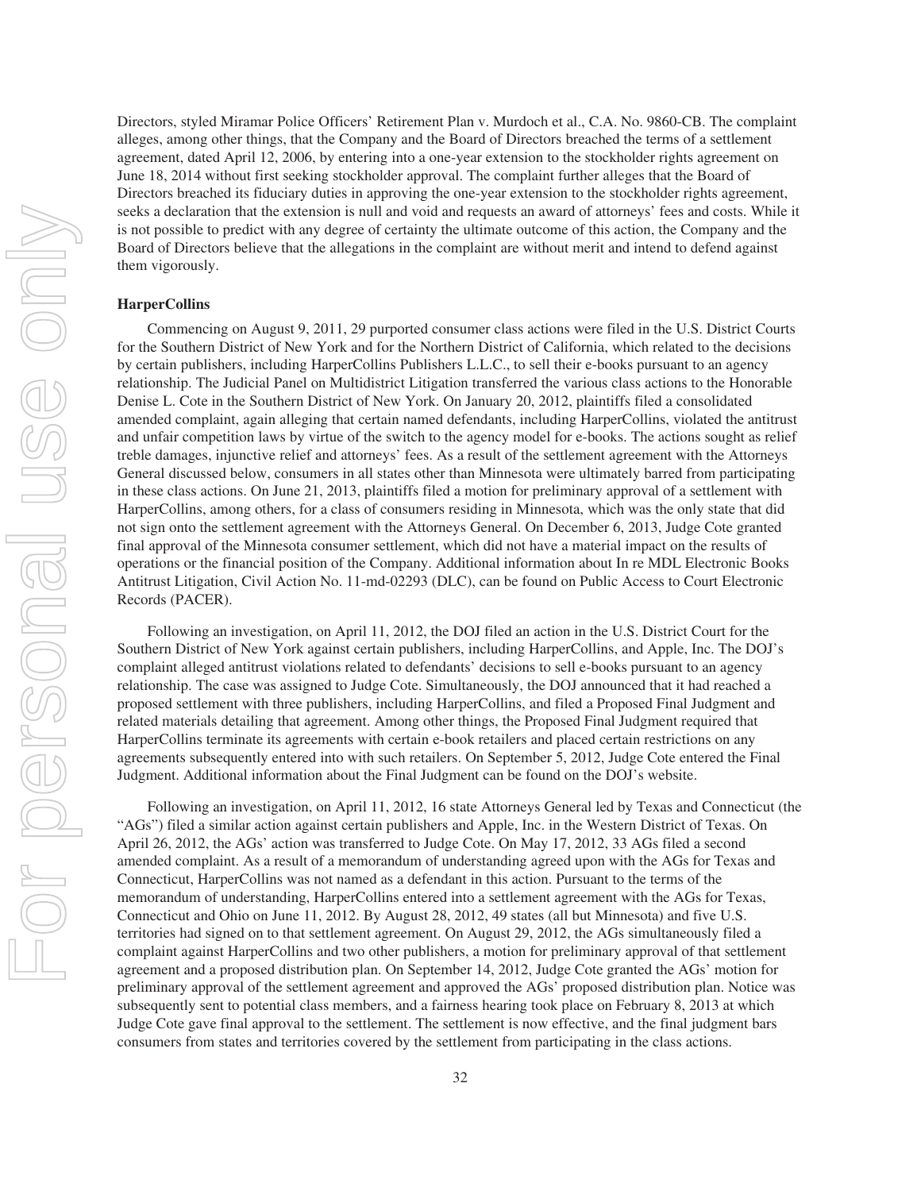Directors, styled Miramar Police Officers' Retirement Plan v. Murdoch et al., C.A. No. 9860-CB. The complaint alleges, among other things, that the Company and the Board of Directors breached the terms of a settlement agreement, dated April 12, 2006, by entering into a one-year extension to the stockholder rights agreement on June 18, 2014 without first seeking stockholder approval. The complaint further alleges that the Board of Directors breached its fiduciary duties in approving the one-year extension to the stockholder rights agreement, seeks a declaration that the extension is null and void and requests an award of attorneys' fees and costs. While it is not possible to predict with any degree of certainty the ultimate outcome of this action, the Company and the Board of Directors believe that the allegations in the complaint are without merit and intend to defend against them vigorously.

**HarperCollins**

Commencing on August 9, 2011, 29 purported consumer class actions were filed in the U.S. District Courts for the Southern District of New York and for the Northern District of California, which related to the decisions by certain publishers, including HarperCollins Publishers L.L.C., to sell their e-books pursuant to an agency relationship. The Judicial Panel on Multidistrict Litigation transferred the various class actions to the Honorable Denise L. Cote in the Southern District of New York. On January 20, 2012, plaintiffs filed a consolidated amended complaint, again alleging that certain named defendants, including HarperCollins, violated the antitrust and unfair competition laws by virtue of the switch to the agency model for e-books. The actions sought as relief treble damages, injunctive relief and attorneys' fees. As a result of the settlement agreement with the Attorneys General discussed below, consumers in all states other than Minnesota were ultimately barred from participating in these class actions. On June 21, 2013, plaintiffs filed a motion for preliminary approval of a settlement with HarperCollins, among others, for a class of consumers residing in Minnesota, which was the only state that did not sign onto the settlement agreement with the Attorneys General. On December 6, 2013, Judge Cote granted final approval of the Minnesota consumer settlement, which did not have a material impact on the results of operations or the financial position of the Company. Additional information about In re MDL Electronic Books Antitrust Litigation, Civil Action No. 11-md-02293 (DLC), can be found on Public Access to Court Electronic Records (PACER).

Following an investigation, on April 11, 2012, the DOJ filed an action in the U.S. District Court for the Southern District of New York against certain publishers, including HarperCollins, and Apple, Inc. The DOJ's complaint alleged antitrust violations related to defendants' decisions to sell e-books pursuant to an agency relationship. The case was assigned to Judge Cote. Simultaneously, the DOJ announced that it had reached a proposed settlement with three publishers, including HarperCollins, and filed a Proposed Final Judgment and related materials detailing that agreement. Among other things, the Proposed Final Judgment required that HarperCollins terminate its agreements with certain e-book retailers and placed certain restrictions on any agreements subsequently entered into with such retailers. On September 5, 2012, Judge Cote entered the Final Judgment. Additional information about the Final Judgment can be found on the DOJ's website.

Following an investigation, on April 11, 2012, 16 state Attorneys General led by Texas and Connecticut (the "AGs") filed a similar action against certain publishers and Apple, Inc. in the Western District of Texas. On April 26, 2012, the AGs' action was transferred to Judge Cote. On May 17, 2012, 33 AGs filed a second amended complaint. As a result of a memorandum of understanding agreed upon with the AGs for Texas and Connecticut, HarperCollins was not named as a defendant in this action. Pursuant to the terms of the memorandum of understanding, HarperCollins entered into a settlement agreement with the AGs for Texas, Connecticut and Ohio on June 11, 2012. By August 28, 2012, 49 states (all but Minnesota) and five U.S. territories had signed on to that settlement agreement. On August 29, 2012, the AGs simultaneously filed a complaint against HarperCollins and two other publishers, a motion for preliminary approval of that settlement agreement and a proposed distribution plan. On September 14, 2012, Judge Cote granted the AGs' motion for preliminary approval of the settlement agreement and approved the AGs' proposed distribution plan. Notice was subsequently sent to potential class members, and a fairness hearing took place on February 8, 2013 at which Judge Cote gave final approval to the settlement. The settlement is now effective, and the final judgment bars consumers from states and territories covered by the settlement from participating in the class actions.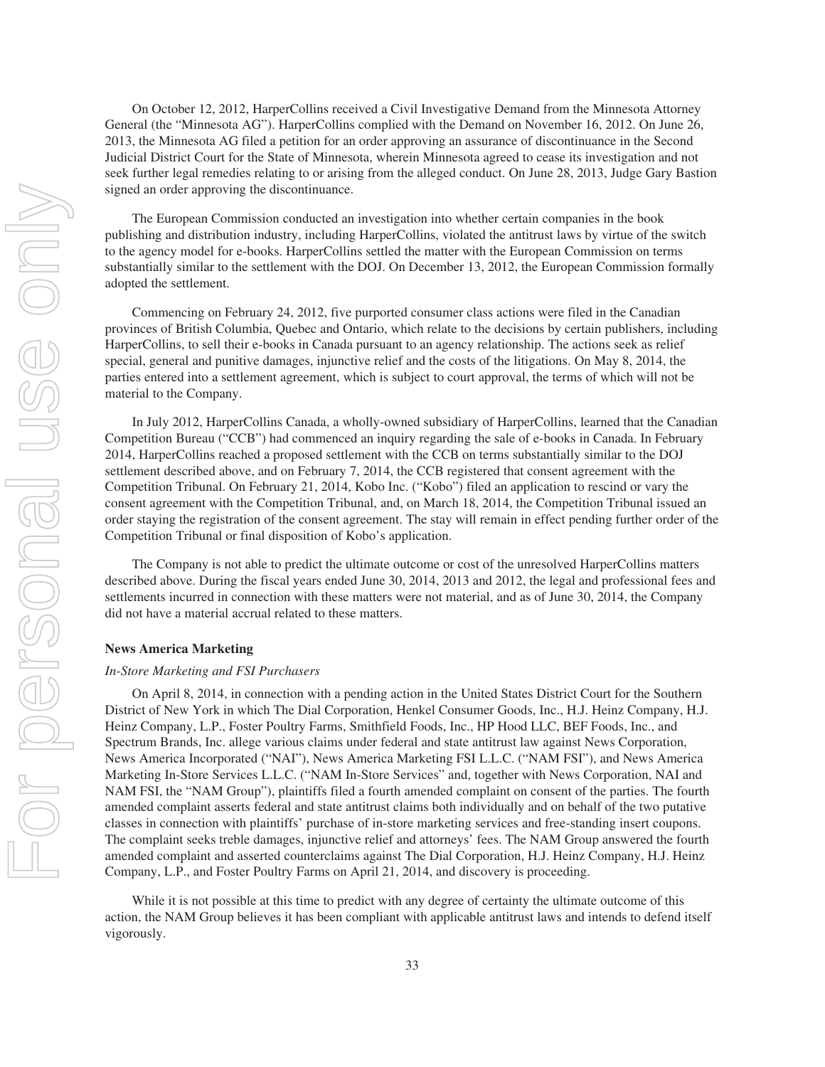On October 12, 2012, HarperCollins received a Civil Investigative Demand from the Minnesota Attorney General (the "Minnesota AG"). HarperCollins complied with the Demand on November 16, 2012. On June 26, 2013, the Minnesota AG filed a petition for an order approving an assurance of discontinuance in the Second Judicial District Court for the State of Minnesota, wherein Minnesota agreed to cease its investigation and not seek further legal remedies relating to or arising from the alleged conduct. On June 28, 2013, Judge Gary Bastion signed an order approving the discontinuance.

The European Commission conducted an investigation into whether certain companies in the book publishing and distribution industry, including HarperCollins, violated the antitrust laws by virtue of the switch to the agency model for e-books. HarperCollins settled the matter with the European Commission on terms substantially similar to the settlement with the DOJ. On December 13, 2012, the European Commission formally adopted the settlement.

Commencing on February 24, 2012, five purported consumer class actions were filed in the Canadian provinces of British Columbia, Quebec and Ontario, which relate to the decisions by certain publishers, including HarperCollins, to sell their e-books in Canada pursuant to an agency relationship. The actions seek as relief special, general and punitive damages, injunctive relief and the costs of the litigations. On May 8, 2014, the parties entered into a settlement agreement, which is subject to court approval, the terms of which will not be material to the Company.

In July 2012, HarperCollins Canada, a wholly-owned subsidiary of HarperCollins, learned that the Canadian Competition Bureau ("CCB") had commenced an inquiry regarding the sale of e-books in Canada. In February 2014, HarperCollins reached a proposed settlement with the CCB on terms substantially similar to the DOJ settlement described above, and on February 7, 2014, the CCB registered that consent agreement with the Competition Tribunal. On February 21, 2014, Kobo Inc. ("Kobo") filed an application to rescind or vary the consent agreement with the Competition Tribunal, and, on March 18, 2014, the Competition Tribunal issued an order staying the registration of the consent agreement. The stay will remain in effect pending further order of the Competition Tribunal or final disposition of Kobo's application.

The Company is not able to predict the ultimate outcome or cost of the unresolved HarperCollins matters described above. During the fiscal years ended June 30, 2014, 2013 and 2012, the legal and professional fees and settlements incurred in connection with these matters were not material, and as of June 30, 2014, the Company did not have a material accrual related to these matters.

**News America Marketing**

*In-Store Marketing and FSI Purchasers*

On April 8, 2014, in connection with a pending action in the United States District Court for the Southern District of New York in which The Dial Corporation, Henkel Consumer Goods, Inc., H.J. Heinz Company, H.J. Heinz Company, L.P., Foster Poultry Farms, Smithfield Foods, Inc., HP Hood LLC, BEF Foods, Inc., and Spectrum Brands, Inc. allege various claims under federal and state antitrust law against News Corporation, News America Incorporated ("NAI"), News America Marketing FSI L.L.C. ("NAM FSI"), and News America Marketing In-Store Services L.L.C. ("NAM In-Store Services" and, together with News Corporation, NAI and NAM FSI, the "NAM Group"), plaintiffs filed a fourth amended complaint on consent of the parties. The fourth amended complaint asserts federal and state antitrust claims both individually and on behalf of the two putative classes in connection with plaintiffs' purchase of in-store marketing services and free-standing insert coupons. The complaint seeks treble damages, injunctive relief and attorneys' fees. The NAM Group answered the fourth amended complaint and asserted counterclaims against The Dial Corporation, H.J. Heinz Company, H.J. Heinz Company, L.P., and Foster Poultry Farms on April 21, 2014, and discovery is proceeding.

While it is not possible at this time to predict with any degree of certainty the ultimate outcome of this action, the NAM Group believes it has been compliant with applicable antitrust laws and intends to defend itself vigorously.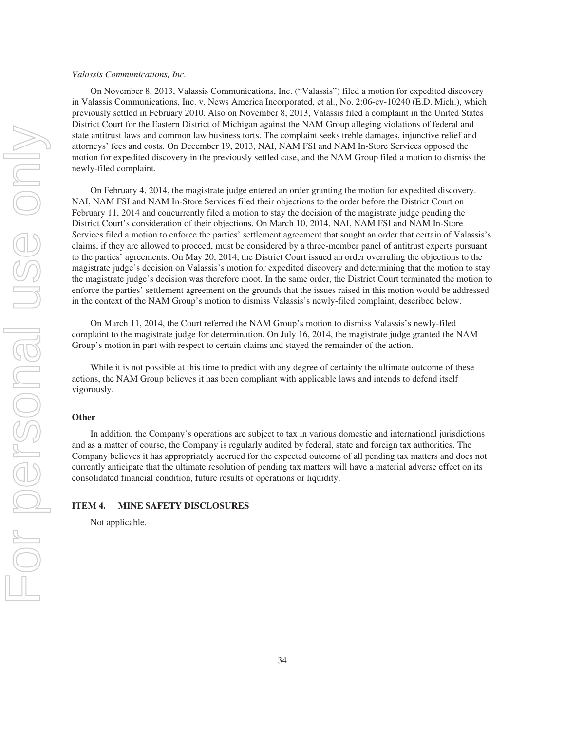*Valassis Communications, Inc.*

On November 8, 2013, Valassis Communications, Inc. ("Valassis") filed a motion for expedited discovery in Valassis Communications, Inc. v. News America Incorporated, et al., No. 2:06-cv-10240 (E.D. Mich.), which previously settled in February 2010. Also on November 8, 2013, Valassis filed a complaint in the United States District Court for the Eastern District of Michigan against the NAM Group alleging violations of federal and state antitrust laws and common law business torts. The complaint seeks treble damages, injunctive relief and attorneys' fees and costs. On December 19, 2013, NAI, NAM FSI and NAM In-Store Services opposed the motion for expedited discovery in the previously settled case, and the NAM Group filed a motion to dismiss the newly-filed complaint.

On February 4, 2014, the magistrate judge entered an order granting the motion for expedited discovery. NAI, NAM FSI and NAM In-Store Services filed their objections to the order before the District Court on February 11, 2014 and concurrently filed a motion to stay the decision of the magistrate judge pending the District Court's consideration of their objections. On March 10, 2014, NAI, NAM FSI and NAM In-Store Services filed a motion to enforce the parties' settlement agreement that sought an order that certain of Valassis's claims, if they are allowed to proceed, must be considered by a three-member panel of antitrust experts pursuant to the parties' agreements. On May 20, 2014, the District Court issued an order overruling the objections to the magistrate judge's decision on Valassis's motion for expedited discovery and determining that the motion to stay the magistrate judge's decision was therefore moot. In the same order, the District Court terminated the motion to enforce the parties' settlement agreement on the grounds that the issues raised in this motion would be addressed in the context of the NAM Group's motion to dismiss Valassis's newly-filed complaint, described below.

On March 11, 2014, the Court referred the NAM Group's motion to dismiss Valassis's newly-filed complaint to the magistrate judge for determination. On July 16, 2014, the magistrate judge granted the NAM Group's motion in part with respect to certain claims and stayed the remainder of the action.

While it is not possible at this time to predict with any degree of certainty the ultimate outcome of these actions, the NAM Group believes it has been compliant with applicable laws and intends to defend itself vigorously.

**Other**

In addition, the Company's operations are subject to tax in various domestic and international jurisdictions and as a matter of course, the Company is regularly audited by federal, state and foreign tax authorities. The Company believes it has appropriately accrued for the expected outcome of all pending tax matters and does not currently anticipate that the ultimate resolution of pending tax matters will have a material adverse effect on its consolidated financial condition, future results of operations or liquidity.

## ITEM 4. MINE SAFETY DISCLOSURES

Not applicable.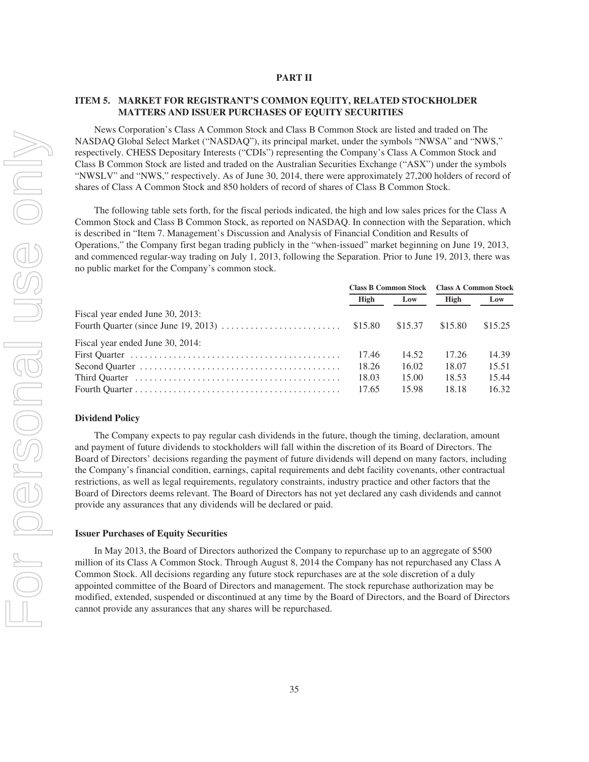# PART II

## ITEM 5. MARKET FOR REGISTRANT'S COMMON EQUITY, RELATED STOCKHOLDER MATTERS AND ISSUER PURCHASES OF EQUITY SECURITIES

News Corporation's Class A Common Stock and Class B Common Stock are listed and traded on The NASDAQ Global Select Market ("NASDAQ"), its principal market, under the symbols "NWSA" and "NWS," respectively. CHESS Depositary Interests ("CDIs") representing the Company's Class A Common Stock and Class B Common Stock are listed and traded on the Australian Securities Exchange ("ASX") under the symbols "NWSLV" and "NWS," respectively. As of June 30, 2014, there were approximately 27,200 holders of record of shares of Class A Common Stock and 850 holders of record of shares of Class B Common Stock.

The following table sets forth, for the fiscal periods indicated, the high and low sales prices for the Class A Common Stock and Class B Common Stock, as reported on NASDAQ. In connection with the Separation, which is described in "Item 7. Management's Discussion and Analysis of Financial Condition and Results of Operations," the Company first began trading publicly in the "when-issued" market beginning on June 19, 2013, and commenced regular-way trading on July 1, 2013, following the Separation. Prior to June 19, 2013, there was no public market for the Company's common stock.

| | Class B Common Stock | | Class A Common Stock | |
|---|---|---|---|---|
| | High | Low | High | Low |
| Fiscal year ended June 30, 2013: | | | | |
| Fourth Quarter (since June 19, 2013) | $15.80 | $15.37 | $15.80 | $15.25 |
| Fiscal year ended June 30, 2014: | | | | |
| First Quarter | 17.46 | 14.52 | 17.26 | 14.39 |
| Second Quarter | 18.26 | 16.02 | 18.07 | 15.51 |
| Third Quarter | 18.03 | 15.00 | 18.53 | 15.44 |
| Fourth Quarter | 17.65 | 15.98 | 18.18 | 16.32 |

### Dividend Policy

The Company expects to pay regular cash dividends in the future, though the timing, declaration, amount and payment of future dividends to stockholders will fall within the discretion of its Board of Directors. The Board of Directors' decisions regarding the payment of future dividends will depend on many factors, including the Company's financial condition, earnings, capital requirements and debt facility covenants, other contractual restrictions, as well as legal requirements, regulatory constraints, industry practice and other factors that the Board of Directors deems relevant. The Board of Directors has not yet declared any cash dividends and cannot provide any assurances that any dividends will be declared or paid.

### Issuer Purchases of Equity Securities

In May 2013, the Board of Directors authorized the Company to repurchase up to an aggregate of $500 million of its Class A Common Stock. Through August 8, 2014 the Company has not repurchased any Class A Common Stock. All decisions regarding any future stock repurchases are at the sole discretion of a duly appointed committee of the Board of Directors and management. The stock repurchase authorization may be modified, extended, suspended or discontinued at any time by the Board of Directors, and the Board of Directors cannot provide any assurances that any shares will be repurchased.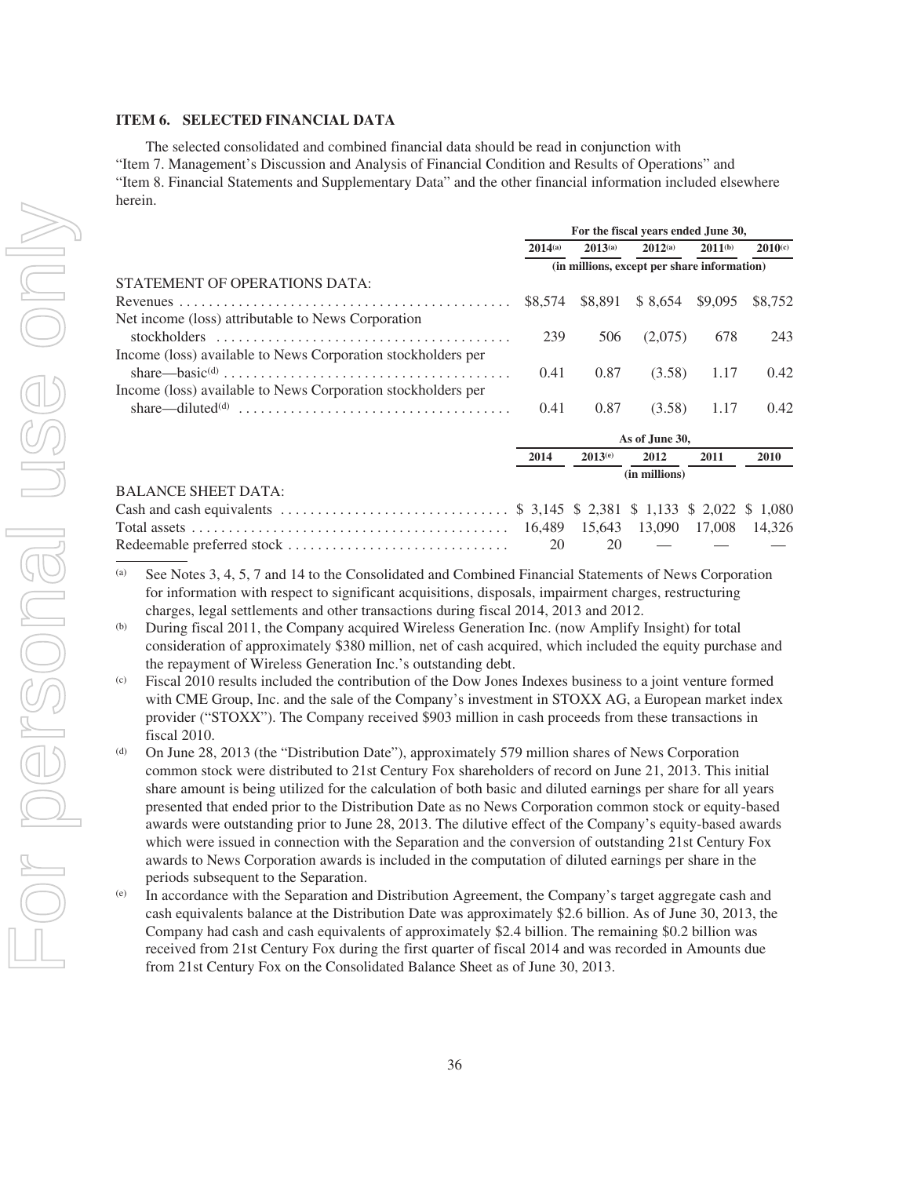## ITEM 6. SELECTED FINANCIAL DATA

The selected consolidated and combined financial data should be read in conjunction with "Item 7. Management's Discussion and Analysis of Financial Condition and Results of Operations" and "Item 8. Financial Statements and Supplementary Data" and the other financial information included elsewhere herein.

| | For the fiscal years ended June 30, | | | | |
|---|---|---|---|---|---|
| | 2014[(a)] | 2013[(a)] | 2012[(a)] | 2011[(b)] | 2010[(c)] |
| | (in millions, except per share information) | | | | |
| STATEMENT OF OPERATIONS DATA: | | | | | |
| Revenues | $8,574 | $8,891 | $ 8,654 | $9,095 | $8,752 |
| Net income (loss) attributable to News Corporation stockholders | 239 | 506 | (2,075) | 678 | 243 |
| Income (loss) available to News Corporation stockholders per share—basic[(d)] | 0.41 | 0.87 | (3.58) | 1.17 | 0.42 |
| Income (loss) available to News Corporation stockholders per share—diluted[(d)] | 0.41 | 0.87 | (3.58) | 1.17 | 0.42 |

| | As of June 30, | | | | |
|---|---|---|---|---|---|
| | 2014 | 2013[(e)] | 2012 | 2011 | 2010 |
| | (in millions) | | | | |
| BALANCE SHEET DATA: | | | | | |
| Cash and cash equivalents | $ 3,145 | $ 2,381 | $ 1,133 | $ 2,022 | $ 1,080 |
| Total assets | 16,489 | 15,643 | 13,090 | 17,008 | 14,326 |
| Redeemable preferred stock | 20 | 20 | — | — | — |

(a) See Notes 3, 4, 5, 7 and 14 to the Consolidated and Combined Financial Statements of News Corporation for information with respect to significant acquisitions, disposals, impairment charges, restructuring charges, legal settlements and other transactions during fiscal 2014, 2013 and 2012.

(b) During fiscal 2011, the Company acquired Wireless Generation Inc. (now Amplify Insight) for total consideration of approximately $380 million, net of cash acquired, which included the equity purchase and the repayment of Wireless Generation Inc.'s outstanding debt.

(c) Fiscal 2010 results included the contribution of the Dow Jones Indexes business to a joint venture formed with CME Group, Inc. and the sale of the Company's investment in STOXX AG, a European market index provider ("STOXX"). The Company received $903 million in cash proceeds from these transactions in fiscal 2010.

(d) On June 28, 2013 (the "Distribution Date"), approximately 579 million shares of News Corporation common stock were distributed to 21st Century Fox shareholders of record on June 21, 2013. This initial share amount is being utilized for the calculation of both basic and diluted earnings per share for all years presented that ended prior to the Distribution Date as no News Corporation common stock or equity-based awards were outstanding prior to June 28, 2013. The dilutive effect of the Company's equity-based awards which were issued in connection with the Separation and the conversion of outstanding 21st Century Fox awards to News Corporation awards is included in the computation of diluted earnings per share in the periods subsequent to the Separation.

(e) In accordance with the Separation and Distribution Agreement, the Company's target aggregate cash and cash equivalents balance at the Distribution Date was approximately $2.6 billion. As of June 30, 2013, the Company had cash and cash equivalents of approximately $2.4 billion. The remaining $0.2 billion was received from 21st Century Fox during the first quarter of fiscal 2014 and was recorded in Amounts due from 21st Century Fox on the Consolidated Balance Sheet as of June 30, 2013.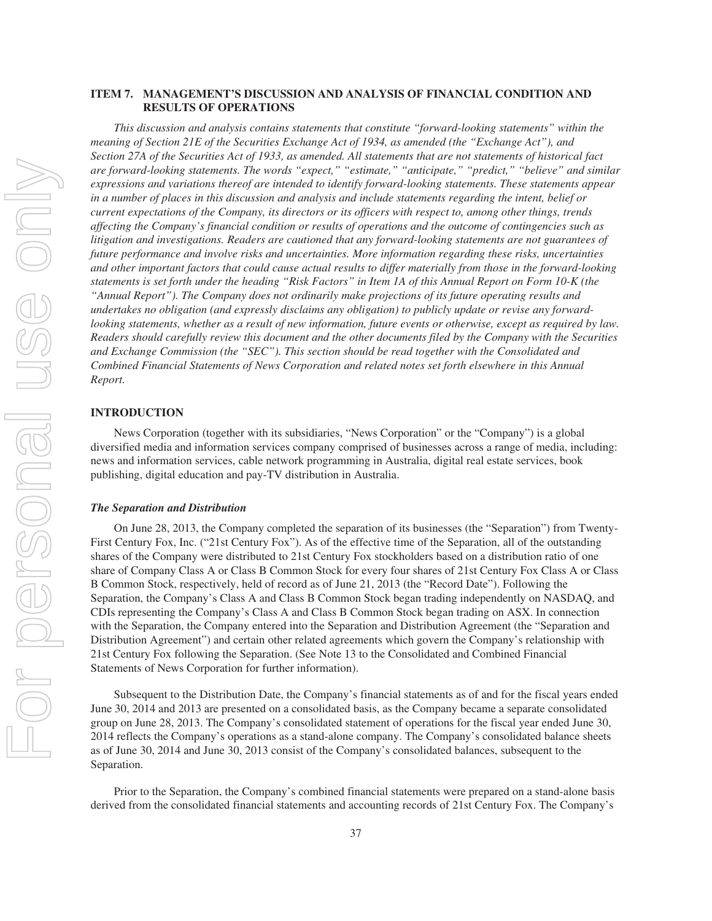## ITEM 7. MANAGEMENT'S DISCUSSION AND ANALYSIS OF FINANCIAL CONDITION AND RESULTS OF OPERATIONS

*This discussion and analysis contains statements that constitute "forward-looking statements" within the meaning of Section 21E of the Securities Exchange Act of 1934, as amended (the "Exchange Act"), and Section 27A of the Securities Act of 1933, as amended. All statements that are not statements of historical fact are forward-looking statements. The words "expect," "estimate," "anticipate," "predict," "believe" and similar expressions and variations thereof are intended to identify forward-looking statements. These statements appear in a number of places in this discussion and analysis and include statements regarding the intent, belief or current expectations of the Company, its directors or its officers with respect to, among other things, trends affecting the Company's financial condition or results of operations and the outcome of contingencies such as litigation and investigations. Readers are cautioned that any forward-looking statements are not guarantees of future performance and involve risks and uncertainties. More information regarding these risks, uncertainties and other important factors that could cause actual results to differ materially from those in the forward-looking statements is set forth under the heading "Risk Factors" in Item 1A of this Annual Report on Form 10-K (the "Annual Report"). The Company does not ordinarily make projections of its future operating results and undertakes no obligation (and expressly disclaims any obligation) to publicly update or revise any forward-looking statements, whether as a result of new information, future events or otherwise, except as required by law. Readers should carefully review this document and the other documents filed by the Company with the Securities and Exchange Commission (the "SEC"). This section should be read together with the Consolidated and Combined Financial Statements of News Corporation and related notes set forth elsewhere in this Annual Report.*

### INTRODUCTION

News Corporation (together with its subsidiaries, "News Corporation" or the "Company") is a global diversified media and information services company comprised of businesses across a range of media, including: news and information services, cable network programming in Australia, digital real estate services, book publishing, digital education and pay-TV distribution in Australia.

#### *The Separation and Distribution*

On June 28, 2013, the Company completed the separation of its businesses (the "Separation") from Twenty-First Century Fox, Inc. ("21st Century Fox"). As of the effective time of the Separation, all of the outstanding shares of the Company were distributed to 21st Century Fox stockholders based on a distribution ratio of one share of Company Class A or Class B Common Stock for every four shares of 21st Century Fox Class A or Class B Common Stock, respectively, held of record as of June 21, 2013 (the "Record Date"). Following the Separation, the Company's Class A and Class B Common Stock began trading independently on NASDAQ, and CDIs representing the Company's Class A and Class B Common Stock began trading on ASX. In connection with the Separation, the Company entered into the Separation and Distribution Agreement (the "Separation and Distribution Agreement") and certain other related agreements which govern the Company's relationship with 21st Century Fox following the Separation. (See Note 13 to the Consolidated and Combined Financial Statements of News Corporation for further information).

Subsequent to the Distribution Date, the Company's financial statements as of and for the fiscal years ended June 30, 2014 and 2013 are presented on a consolidated basis, as the Company became a separate consolidated group on June 28, 2013. The Company's consolidated statement of operations for the fiscal year ended June 30, 2014 reflects the Company's operations as a stand-alone company. The Company's consolidated balance sheets as of June 30, 2014 and June 30, 2013 consist of the Company's consolidated balances, subsequent to the Separation.

Prior to the Separation, the Company's combined financial statements were prepared on a stand-alone basis derived from the consolidated financial statements and accounting records of 21st Century Fox. The Company's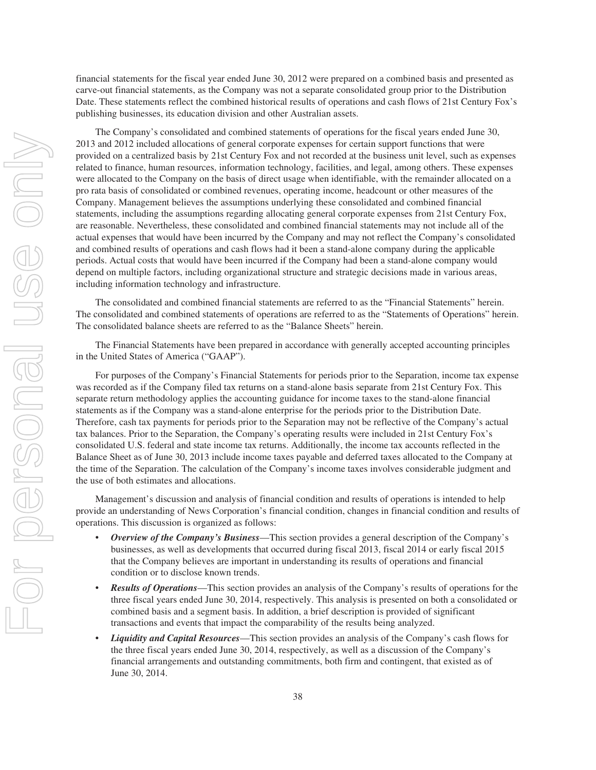financial statements for the fiscal year ended June 30, 2012 were prepared on a combined basis and presented as carve-out financial statements, as the Company was not a separate consolidated group prior to the Distribution Date. These statements reflect the combined historical results of operations and cash flows of 21st Century Fox's publishing businesses, its education division and other Australian assets.

The Company's consolidated and combined statements of operations for the fiscal years ended June 30, 2013 and 2012 included allocations of general corporate expenses for certain support functions that were provided on a centralized basis by 21st Century Fox and not recorded at the business unit level, such as expenses related to finance, human resources, information technology, facilities, and legal, among others. These expenses were allocated to the Company on the basis of direct usage when identifiable, with the remainder allocated on a pro rata basis of consolidated or combined revenues, operating income, headcount or other measures of the Company. Management believes the assumptions underlying these consolidated and combined financial statements, including the assumptions regarding allocating general corporate expenses from 21st Century Fox, are reasonable. Nevertheless, these consolidated and combined financial statements may not include all of the actual expenses that would have been incurred by the Company and may not reflect the Company's consolidated and combined results of operations and cash flows had it been a stand-alone company during the applicable periods. Actual costs that would have been incurred if the Company had been a stand-alone company would depend on multiple factors, including organizational structure and strategic decisions made in various areas, including information technology and infrastructure.

The consolidated and combined financial statements are referred to as the "Financial Statements" herein. The consolidated and combined statements of operations are referred to as the "Statements of Operations" herein. The consolidated balance sheets are referred to as the "Balance Sheets" herein.

The Financial Statements have been prepared in accordance with generally accepted accounting principles in the United States of America ("GAAP").

For purposes of the Company's Financial Statements for periods prior to the Separation, income tax expense was recorded as if the Company filed tax returns on a stand-alone basis separate from 21st Century Fox. This separate return methodology applies the accounting guidance for income taxes to the stand-alone financial statements as if the Company was a stand-alone enterprise for the periods prior to the Distribution Date. Therefore, cash tax payments for periods prior to the Separation may not be reflective of the Company's actual tax balances. Prior to the Separation, the Company's operating results were included in 21st Century Fox's consolidated U.S. federal and state income tax returns. Additionally, the income tax accounts reflected in the Balance Sheet as of June 30, 2013 include income taxes payable and deferred taxes allocated to the Company at the time of the Separation. The calculation of the Company's income taxes involves considerable judgment and the use of both estimates and allocations.

Management's discussion and analysis of financial condition and results of operations is intended to help provide an understanding of News Corporation's financial condition, changes in financial condition and results of operations. This discussion is organized as follows:

- ***Overview of the Company's Business***—This section provides a general description of the Company's businesses, as well as developments that occurred during fiscal 2013, fiscal 2014 or early fiscal 2015 that the Company believes are important in understanding its results of operations and financial condition or to disclose known trends.
- ***Results of Operations***—This section provides an analysis of the Company's results of operations for the three fiscal years ended June 30, 2014, respectively. This analysis is presented on both a consolidated or combined basis and a segment basis. In addition, a brief description is provided of significant transactions and events that impact the comparability of the results being analyzed.
- ***Liquidity and Capital Resources***—This section provides an analysis of the Company's cash flows for the three fiscal years ended June 30, 2014, respectively, as well as a discussion of the Company's financial arrangements and outstanding commitments, both firm and contingent, that existed as of June 30, 2014.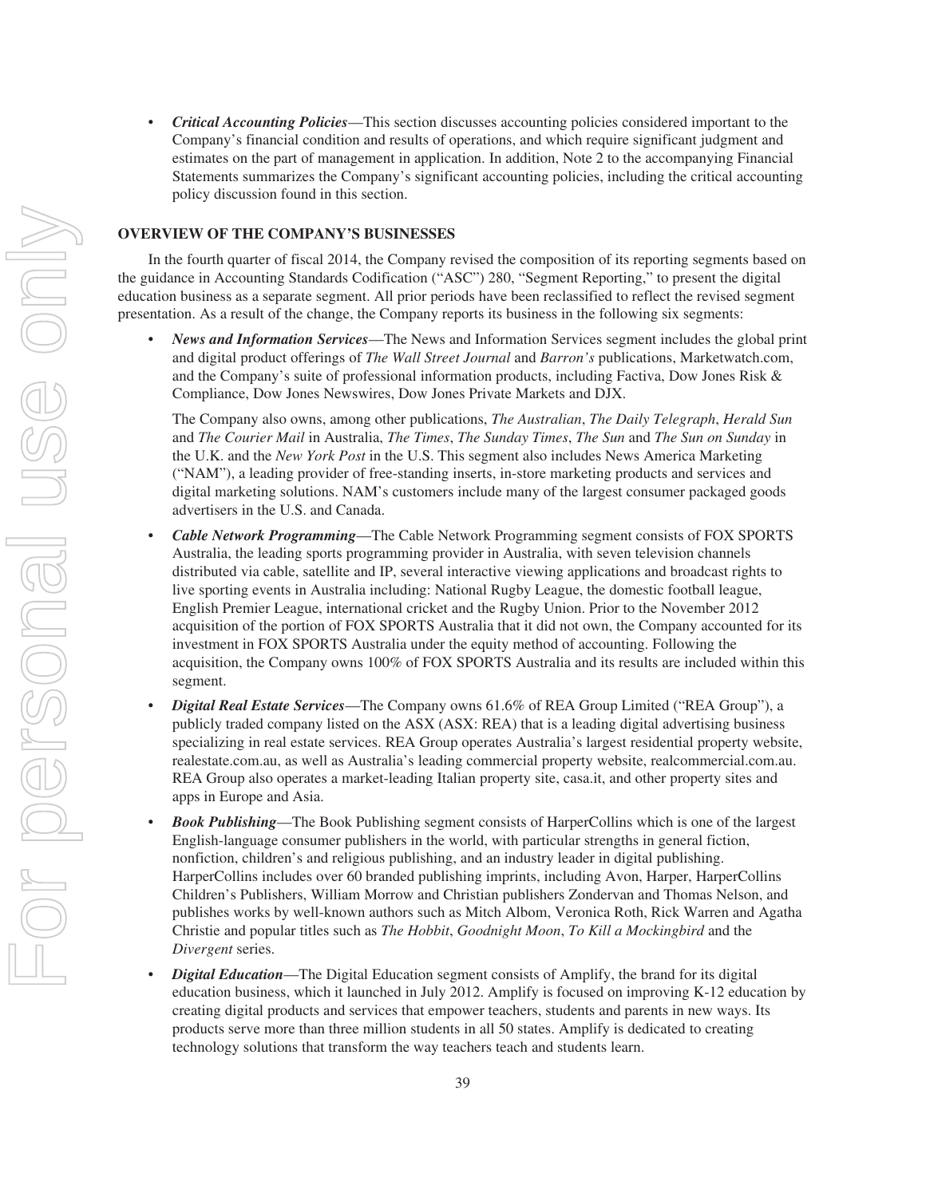- ***Critical Accounting Policies***—This section discusses accounting policies considered important to the Company's financial condition and results of operations, and which require significant judgment and estimates on the part of management in application. In addition, Note 2 to the accompanying Financial Statements summarizes the Company's significant accounting policies, including the critical accounting policy discussion found in this section.

## OVERVIEW OF THE COMPANY'S BUSINESSES

In the fourth quarter of fiscal 2014, the Company revised the composition of its reporting segments based on the guidance in Accounting Standards Codification ("ASC") 280, "Segment Reporting," to present the digital education business as a separate segment. All prior periods have been reclassified to reflect the revised segment presentation. As a result of the change, the Company reports its business in the following six segments:

- ***News and Information Services***—The News and Information Services segment includes the global print and digital product offerings of *The Wall Street Journal* and *Barron's* publications, Marketwatch.com, and the Company's suite of professional information products, including Factiva, Dow Jones Risk & Compliance, Dow Jones Newswires, Dow Jones Private Markets and DJX.

  The Company also owns, among other publications, *The Australian*, *The Daily Telegraph*, *Herald Sun* and *The Courier Mail* in Australia, *The Times*, *The Sunday Times*, *The Sun* and *The Sun on Sunday* in the U.K. and the *New York Post* in the U.S. This segment also includes News America Marketing ("NAM"), a leading provider of free-standing inserts, in-store marketing products and services and digital marketing solutions. NAM's customers include many of the largest consumer packaged goods advertisers in the U.S. and Canada.

- ***Cable Network Programming***—The Cable Network Programming segment consists of FOX SPORTS Australia, the leading sports programming provider in Australia, with seven television channels distributed via cable, satellite and IP, several interactive viewing applications and broadcast rights to live sporting events in Australia including: National Rugby League, the domestic football league, English Premier League, international cricket and the Rugby Union. Prior to the November 2012 acquisition of the portion of FOX SPORTS Australia that it did not own, the Company accounted for its investment in FOX SPORTS Australia under the equity method of accounting. Following the acquisition, the Company owns 100% of FOX SPORTS Australia and its results are included within this segment.

- ***Digital Real Estate Services***—The Company owns 61.6% of REA Group Limited ("REA Group"), a publicly traded company listed on the ASX (ASX: REA) that is a leading digital advertising business specializing in real estate services. REA Group operates Australia's largest residential property website, realestate.com.au, as well as Australia's leading commercial property website, realcommercial.com.au. REA Group also operates a market-leading Italian property site, casa.it, and other property sites and apps in Europe and Asia.

- ***Book Publishing***—The Book Publishing segment consists of HarperCollins which is one of the largest English-language consumer publishers in the world, with particular strengths in general fiction, nonfiction, children's and religious publishing, and an industry leader in digital publishing. HarperCollins includes over 60 branded publishing imprints, including Avon, Harper, HarperCollins Children's Publishers, William Morrow and Christian publishers Zondervan and Thomas Nelson, and publishes works by well-known authors such as Mitch Albom, Veronica Roth, Rick Warren and Agatha Christie and popular titles such as *The Hobbit*, *Goodnight Moon*, *To Kill a Mockingbird* and the *Divergent* series.

- ***Digital Education***—The Digital Education segment consists of Amplify, the brand for its digital education business, which it launched in July 2012. Amplify is focused on improving K-12 education by creating digital products and services that empower teachers, students and parents in new ways. Its products serve more than three million students in all 50 states. Amplify is dedicated to creating technology solutions that transform the way teachers teach and students learn.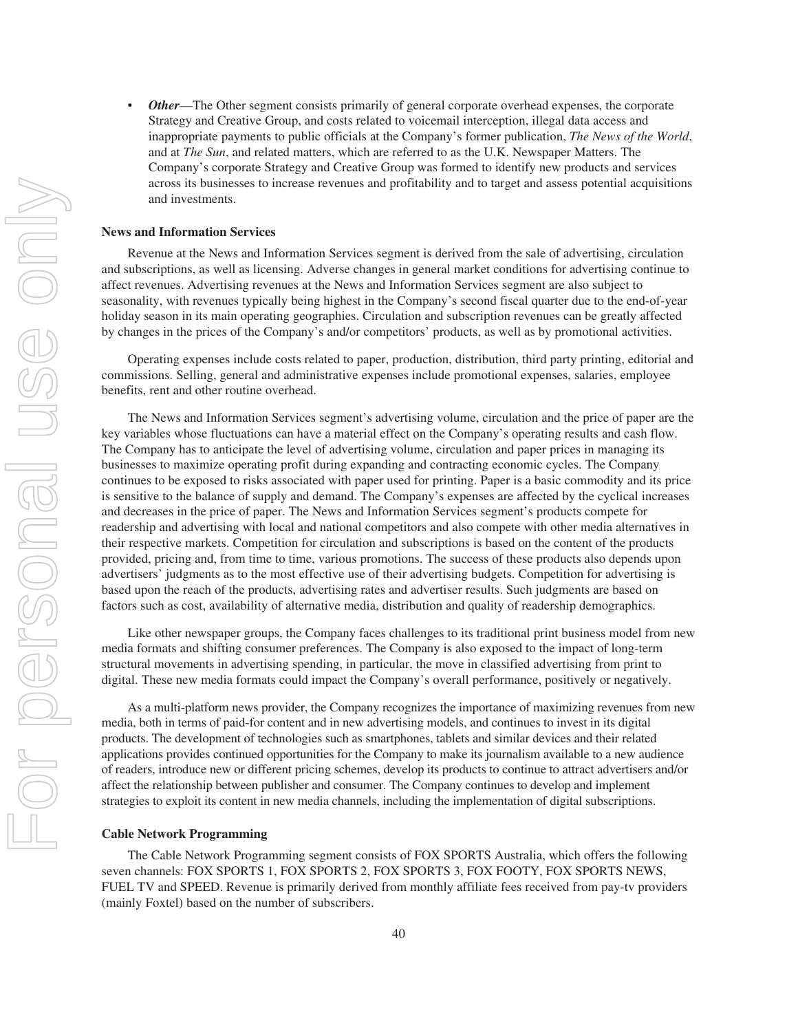- *Other*—The Other segment consists primarily of general corporate overhead expenses, the corporate Strategy and Creative Group, and costs related to voicemail interception, illegal data access and inappropriate payments to public officials at the Company's former publication, *The News of the World*, and at *The Sun*, and related matters, which are referred to as the U.K. Newspaper Matters. The Company's corporate Strategy and Creative Group was formed to identify new products and services across its businesses to increase revenues and profitability and to target and assess potential acquisitions and investments.

**News and Information Services**

Revenue at the News and Information Services segment is derived from the sale of advertising, circulation and subscriptions, as well as licensing. Adverse changes in general market conditions for advertising continue to affect revenues. Advertising revenues at the News and Information Services segment are also subject to seasonality, with revenues typically being highest in the Company's second fiscal quarter due to the end-of-year holiday season in its main operating geographies. Circulation and subscription revenues can be greatly affected by changes in the prices of the Company's and/or competitors' products, as well as by promotional activities.

Operating expenses include costs related to paper, production, distribution, third party printing, editorial and commissions. Selling, general and administrative expenses include promotional expenses, salaries, employee benefits, rent and other routine overhead.

The News and Information Services segment's advertising volume, circulation and the price of paper are the key variables whose fluctuations can have a material effect on the Company's operating results and cash flow. The Company has to anticipate the level of advertising volume, circulation and paper prices in managing its businesses to maximize operating profit during expanding and contracting economic cycles. The Company continues to be exposed to risks associated with paper used for printing. Paper is a basic commodity and its price is sensitive to the balance of supply and demand. The Company's expenses are affected by the cyclical increases and decreases in the price of paper. The News and Information Services segment's products compete for readership and advertising with local and national competitors and also compete with other media alternatives in their respective markets. Competition for circulation and subscriptions is based on the content of the products provided, pricing and, from time to time, various promotions. The success of these products also depends upon advertisers' judgments as to the most effective use of their advertising budgets. Competition for advertising is based upon the reach of the products, advertising rates and advertiser results. Such judgments are based on factors such as cost, availability of alternative media, distribution and quality of readership demographics.

Like other newspaper groups, the Company faces challenges to its traditional print business model from new media formats and shifting consumer preferences. The Company is also exposed to the impact of long-term structural movements in advertising spending, in particular, the move in classified advertising from print to digital. These new media formats could impact the Company's overall performance, positively or negatively.

As a multi-platform news provider, the Company recognizes the importance of maximizing revenues from new media, both in terms of paid-for content and in new advertising models, and continues to invest in its digital products. The development of technologies such as smartphones, tablets and similar devices and their related applications provides continued opportunities for the Company to make its journalism available to a new audience of readers, introduce new or different pricing schemes, develop its products to continue to attract advertisers and/or affect the relationship between publisher and consumer. The Company continues to develop and implement strategies to exploit its content in new media channels, including the implementation of digital subscriptions.

**Cable Network Programming**

The Cable Network Programming segment consists of FOX SPORTS Australia, which offers the following seven channels: FOX SPORTS 1, FOX SPORTS 2, FOX SPORTS 3, FOX FOOTY, FOX SPORTS NEWS, FUEL TV and SPEED. Revenue is primarily derived from monthly affiliate fees received from pay-tv providers (mainly Foxtel) based on the number of subscribers.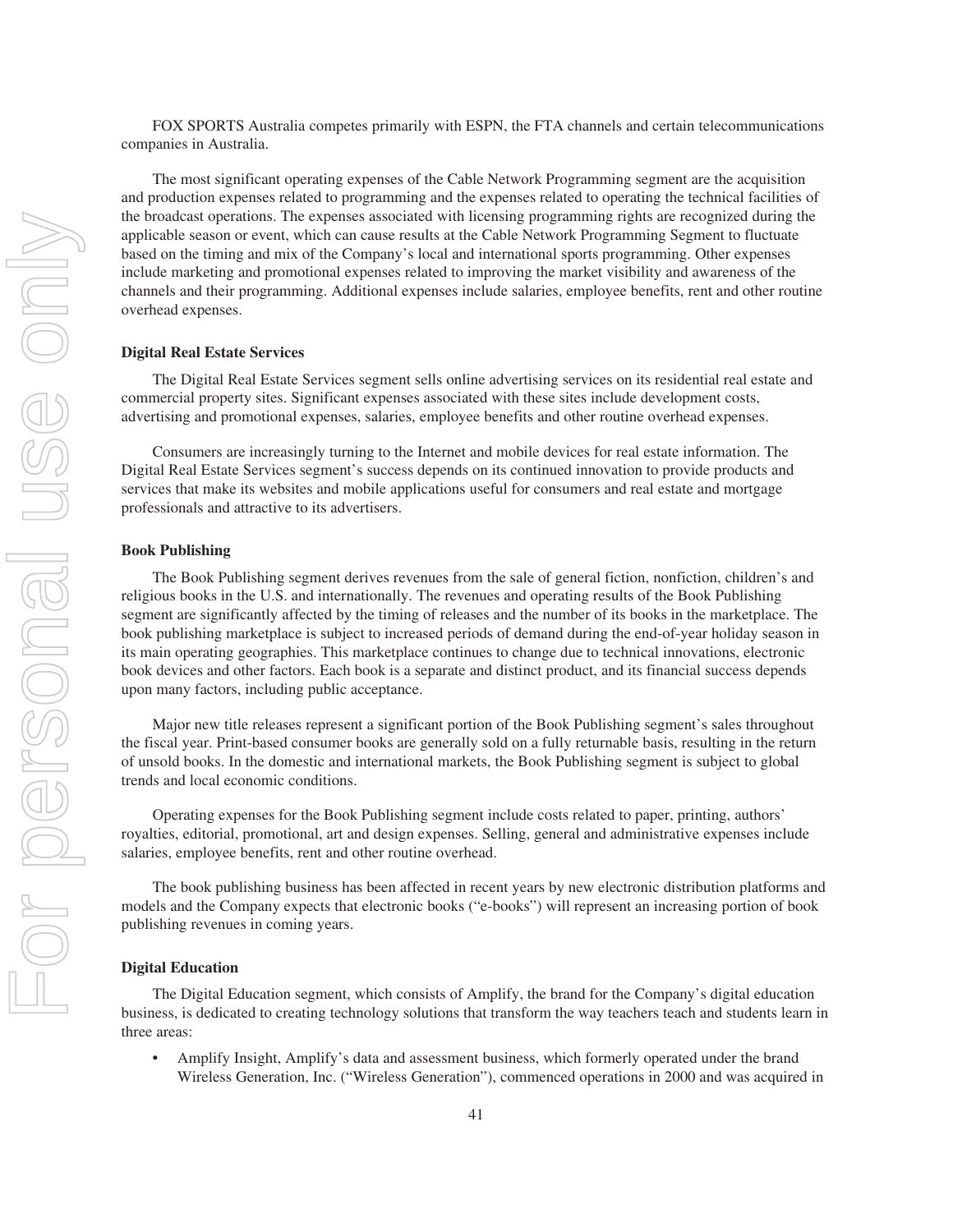FOX SPORTS Australia competes primarily with ESPN, the FTA channels and certain telecommunications companies in Australia.

The most significant operating expenses of the Cable Network Programming segment are the acquisition and production expenses related to programming and the expenses related to operating the technical facilities of the broadcast operations. The expenses associated with licensing programming rights are recognized during the applicable season or event, which can cause results at the Cable Network Programming Segment to fluctuate based on the timing and mix of the Company's local and international sports programming. Other expenses include marketing and promotional expenses related to improving the market visibility and awareness of the channels and their programming. Additional expenses include salaries, employee benefits, rent and other routine overhead expenses.

**Digital Real Estate Services**

The Digital Real Estate Services segment sells online advertising services on its residential real estate and commercial property sites. Significant expenses associated with these sites include development costs, advertising and promotional expenses, salaries, employee benefits and other routine overhead expenses.

Consumers are increasingly turning to the Internet and mobile devices for real estate information. The Digital Real Estate Services segment's success depends on its continued innovation to provide products and services that make its websites and mobile applications useful for consumers and real estate and mortgage professionals and attractive to its advertisers.

**Book Publishing**

The Book Publishing segment derives revenues from the sale of general fiction, nonfiction, children's and religious books in the U.S. and internationally. The revenues and operating results of the Book Publishing segment are significantly affected by the timing of releases and the number of its books in the marketplace. The book publishing marketplace is subject to increased periods of demand during the end-of-year holiday season in its main operating geographies. This marketplace continues to change due to technical innovations, electronic book devices and other factors. Each book is a separate and distinct product, and its financial success depends upon many factors, including public acceptance.

Major new title releases represent a significant portion of the Book Publishing segment's sales throughout the fiscal year. Print-based consumer books are generally sold on a fully returnable basis, resulting in the return of unsold books. In the domestic and international markets, the Book Publishing segment is subject to global trends and local economic conditions.

Operating expenses for the Book Publishing segment include costs related to paper, printing, authors' royalties, editorial, promotional, art and design expenses. Selling, general and administrative expenses include salaries, employee benefits, rent and other routine overhead.

The book publishing business has been affected in recent years by new electronic distribution platforms and models and the Company expects that electronic books ("e-books") will represent an increasing portion of book publishing revenues in coming years.

**Digital Education**

The Digital Education segment, which consists of Amplify, the brand for the Company's digital education business, is dedicated to creating technology solutions that transform the way teachers teach and students learn in three areas:

- Amplify Insight, Amplify's data and assessment business, which formerly operated under the brand Wireless Generation, Inc. ("Wireless Generation"), commenced operations in 2000 and was acquired in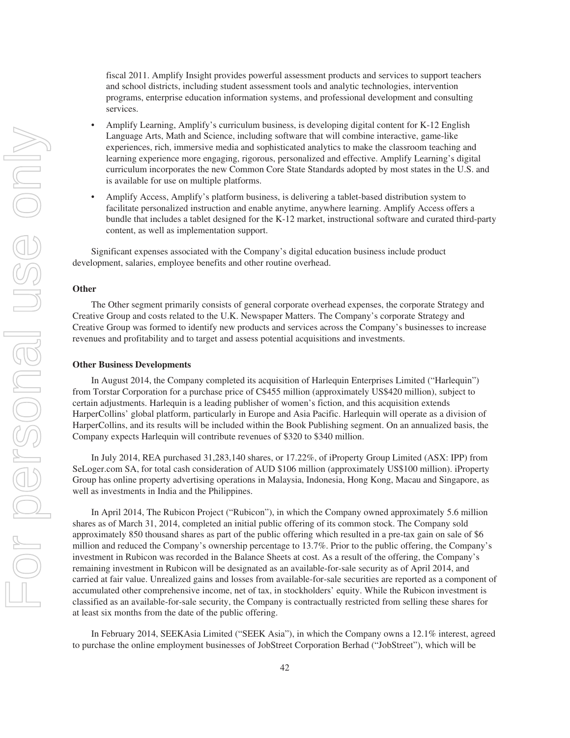fiscal 2011. Amplify Insight provides powerful assessment products and services to support teachers and school districts, including student assessment tools and analytic technologies, intervention programs, enterprise education information systems, and professional development and consulting services.

- Amplify Learning, Amplify's curriculum business, is developing digital content for K-12 English Language Arts, Math and Science, including software that will combine interactive, game-like experiences, rich, immersive media and sophisticated analytics to make the classroom teaching and learning experience more engaging, rigorous, personalized and effective. Amplify Learning's digital curriculum incorporates the new Common Core State Standards adopted by most states in the U.S. and is available for use on multiple platforms.
- Amplify Access, Amplify's platform business, is delivering a tablet-based distribution system to facilitate personalized instruction and enable anytime, anywhere learning. Amplify Access offers a bundle that includes a tablet designed for the K-12 market, instructional software and curated third-party content, as well as implementation support.

Significant expenses associated with the Company's digital education business include product development, salaries, employee benefits and other routine overhead.

**Other**

The Other segment primarily consists of general corporate overhead expenses, the corporate Strategy and Creative Group and costs related to the U.K. Newspaper Matters. The Company's corporate Strategy and Creative Group was formed to identify new products and services across the Company's businesses to increase revenues and profitability and to target and assess potential acquisitions and investments.

**Other Business Developments**

In August 2014, the Company completed its acquisition of Harlequin Enterprises Limited ("Harlequin") from Torstar Corporation for a purchase price of C$455 million (approximately US$420 million), subject to certain adjustments. Harlequin is a leading publisher of women's fiction, and this acquisition extends HarperCollins' global platform, particularly in Europe and Asia Pacific. Harlequin will operate as a division of HarperCollins, and its results will be included within the Book Publishing segment. On an annualized basis, the Company expects Harlequin will contribute revenues of $320 to $340 million.

In July 2014, REA purchased 31,283,140 shares, or 17.22%, of iProperty Group Limited (ASX: IPP) from SeLoger.com SA, for total cash consideration of AUD $106 million (approximately US$100 million). iProperty Group has online property advertising operations in Malaysia, Indonesia, Hong Kong, Macau and Singapore, as well as investments in India and the Philippines.

In April 2014, The Rubicon Project ("Rubicon"), in which the Company owned approximately 5.6 million shares as of March 31, 2014, completed an initial public offering of its common stock. The Company sold approximately 850 thousand shares as part of the public offering which resulted in a pre-tax gain on sale of $6 million and reduced the Company's ownership percentage to 13.7%. Prior to the public offering, the Company's investment in Rubicon was recorded in the Balance Sheets at cost. As a result of the offering, the Company's remaining investment in Rubicon will be designated as an available-for-sale security as of April 2014, and carried at fair value. Unrealized gains and losses from available-for-sale securities are reported as a component of accumulated other comprehensive income, net of tax, in stockholders' equity. While the Rubicon investment is classified as an available-for-sale security, the Company is contractually restricted from selling these shares for at least six months from the date of the public offering.

In February 2014, SEEKAsia Limited ("SEEK Asia"), in which the Company owns a 12.1% interest, agreed to purchase the online employment businesses of JobStreet Corporation Berhad ("JobStreet"), which will be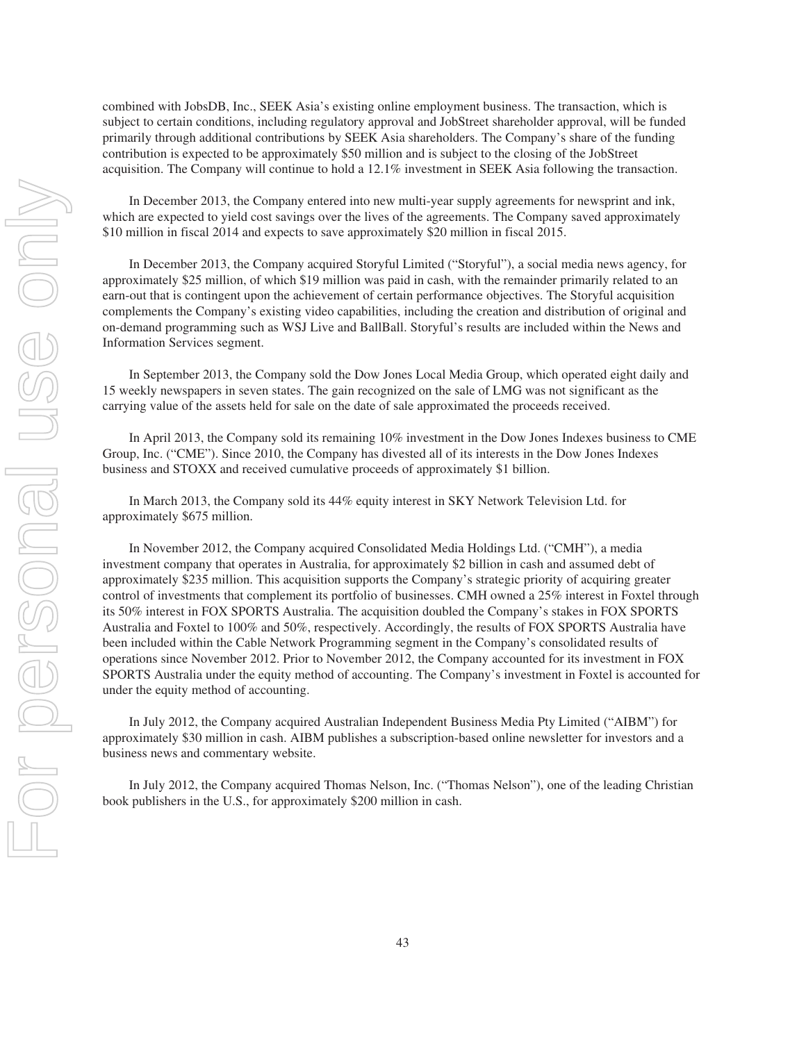combined with JobsDB, Inc., SEEK Asia's existing online employment business. The transaction, which is subject to certain conditions, including regulatory approval and JobStreet shareholder approval, will be funded primarily through additional contributions by SEEK Asia shareholders. The Company's share of the funding contribution is expected to be approximately $50 million and is subject to the closing of the JobStreet acquisition. The Company will continue to hold a 12.1% investment in SEEK Asia following the transaction.

In December 2013, the Company entered into new multi-year supply agreements for newsprint and ink, which are expected to yield cost savings over the lives of the agreements. The Company saved approximately $10 million in fiscal 2014 and expects to save approximately $20 million in fiscal 2015.

In December 2013, the Company acquired Storyful Limited ("Storyful"), a social media news agency, for approximately $25 million, of which $19 million was paid in cash, with the remainder primarily related to an earn-out that is contingent upon the achievement of certain performance objectives. The Storyful acquisition complements the Company's existing video capabilities, including the creation and distribution of original and on-demand programming such as WSJ Live and BallBall. Storyful's results are included within the News and Information Services segment.

In September 2013, the Company sold the Dow Jones Local Media Group, which operated eight daily and 15 weekly newspapers in seven states. The gain recognized on the sale of LMG was not significant as the carrying value of the assets held for sale on the date of sale approximated the proceeds received.

In April 2013, the Company sold its remaining 10% investment in the Dow Jones Indexes business to CME Group, Inc. ("CME"). Since 2010, the Company has divested all of its interests in the Dow Jones Indexes business and STOXX and received cumulative proceeds of approximately $1 billion.

In March 2013, the Company sold its 44% equity interest in SKY Network Television Ltd. for approximately $675 million.

In November 2012, the Company acquired Consolidated Media Holdings Ltd. ("CMH"), a media investment company that operates in Australia, for approximately $2 billion in cash and assumed debt of approximately $235 million. This acquisition supports the Company's strategic priority of acquiring greater control of investments that complement its portfolio of businesses. CMH owned a 25% interest in Foxtel through its 50% interest in FOX SPORTS Australia. The acquisition doubled the Company's stakes in FOX SPORTS Australia and Foxtel to 100% and 50%, respectively. Accordingly, the results of FOX SPORTS Australia have been included within the Cable Network Programming segment in the Company's consolidated results of operations since November 2012. Prior to November 2012, the Company accounted for its investment in FOX SPORTS Australia under the equity method of accounting. The Company's investment in Foxtel is accounted for under the equity method of accounting.

In July 2012, the Company acquired Australian Independent Business Media Pty Limited ("AIBM") for approximately $30 million in cash. AIBM publishes a subscription-based online newsletter for investors and a business news and commentary website.

In July 2012, the Company acquired Thomas Nelson, Inc. ("Thomas Nelson"), one of the leading Christian book publishers in the U.S., for approximately $200 million in cash.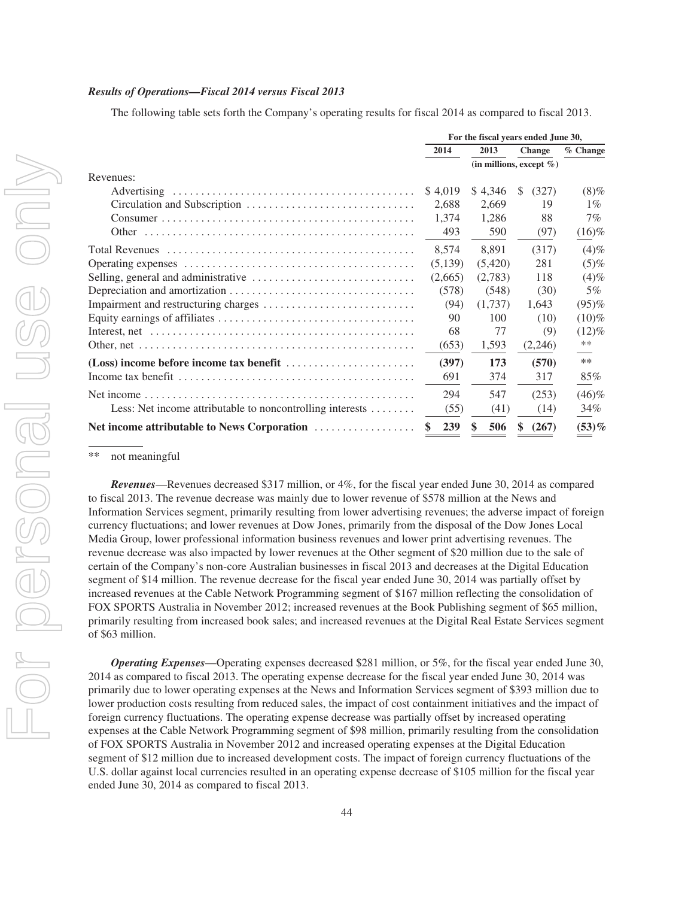***Results of Operations—Fiscal 2014 versus Fiscal 2013***

The following table sets forth the Company's operating results for fiscal 2014 as compared to fiscal 2013.

| | For the fiscal years ended June 30, | | | |
|---|---|---|---|---|
| | 2014 | 2013 | Change | % Change |
| | (in millions, except %) | | | |
| Revenues: | | | | |
| Advertising | $ 4,019 | $ 4,346 | $ (327) | (8)% |
| Circulation and Subscription | 2,688 | 2,669 | 19 | 1% |
| Consumer | 1,374 | 1,286 | 88 | 7% |
| Other | 493 | 590 | (97) | (16)% |
| Total Revenues | 8,574 | 8,891 | (317) | (4)% |
| Operating expenses | (5,139) | (5,420) | 281 | (5)% |
| Selling, general and administrative | (2,665) | (2,783) | 118 | (4)% |
| Depreciation and amortization | (578) | (548) | (30) | 5% |
| Impairment and restructuring charges | (94) | (1,737) | 1,643 | (95)% |
| Equity earnings of affiliates | 90 | 100 | (10) | (10)% |
| Interest, net | 68 | 77 | (9) | (12)% |
| Other, net | (653) | 1,593 | (2,246) | ** |
| **(Loss) income before income tax benefit** | **(397)** | **173** | **(570)** | ** |
| Income tax benefit | 691 | 374 | 317 | 85% |
| Net income | 294 | 547 | (253) | (46)% |
| Less: Net income attributable to noncontrolling interests | (55) | (41) | (14) | 34% |
| **Net income attributable to News Corporation** | **$ 239** | **$ 506** | **$ (267)** | **(53)%** |

** not meaningful

***Revenues***—Revenues decreased $317 million, or 4%, for the fiscal year ended June 30, 2014 as compared to fiscal 2013. The revenue decrease was mainly due to lower revenue of $578 million at the News and Information Services segment, primarily resulting from lower advertising revenues; the adverse impact of foreign currency fluctuations; and lower revenues at Dow Jones, primarily from the disposal of the Dow Jones Local Media Group, lower professional information business revenues and lower print advertising revenues. The revenue decrease was also impacted by lower revenues at the Other segment of $20 million due to the sale of certain of the Company's non-core Australian businesses in fiscal 2013 and decreases at the Digital Education segment of $14 million. The revenue decrease for the fiscal year ended June 30, 2014 was partially offset by increased revenues at the Cable Network Programming segment of $167 million reflecting the consolidation of FOX SPORTS Australia in November 2012; increased revenues at the Book Publishing segment of $65 million, primarily resulting from increased book sales; and increased revenues at the Digital Real Estate Services segment of $63 million.

***Operating Expenses***—Operating expenses decreased $281 million, or 5%, for the fiscal year ended June 30, 2014 as compared to fiscal 2013. The operating expense decrease for the fiscal year ended June 30, 2014 was primarily due to lower operating expenses at the News and Information Services segment of $393 million due to lower production costs resulting from reduced sales, the impact of cost containment initiatives and the impact of foreign currency fluctuations. The operating expense decrease was partially offset by increased operating expenses at the Cable Network Programming segment of $98 million, primarily resulting from the consolidation of FOX SPORTS Australia in November 2012 and increased operating expenses at the Digital Education segment of $12 million due to increased development costs. The impact of foreign currency fluctuations of the U.S. dollar against local currencies resulted in an operating expense decrease of $105 million for the fiscal year ended June 30, 2014 as compared to fiscal 2013.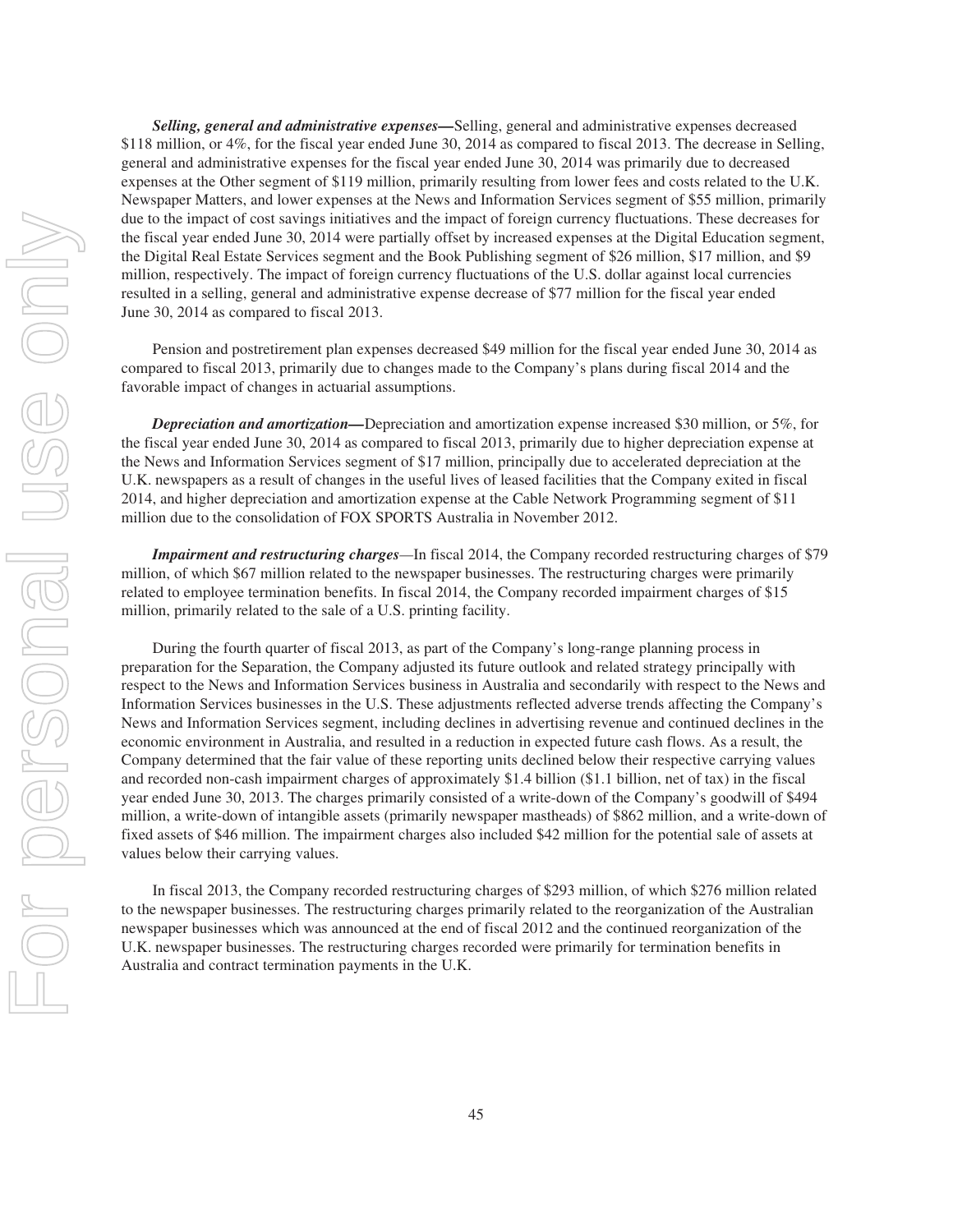***Selling, general and administrative expenses***—Selling, general and administrative expenses decreased $118 million, or 4%, for the fiscal year ended June 30, 2014 as compared to fiscal 2013. The decrease in Selling, general and administrative expenses for the fiscal year ended June 30, 2014 was primarily due to decreased expenses at the Other segment of $119 million, primarily resulting from lower fees and costs related to the U.K. Newspaper Matters, and lower expenses at the News and Information Services segment of $55 million, primarily due to the impact of cost savings initiatives and the impact of foreign currency fluctuations. These decreases for the fiscal year ended June 30, 2014 were partially offset by increased expenses at the Digital Education segment, the Digital Real Estate Services segment and the Book Publishing segment of $26 million, $17 million, and $9 million, respectively. The impact of foreign currency fluctuations of the U.S. dollar against local currencies resulted in a selling, general and administrative expense decrease of $77 million for the fiscal year ended June 30, 2014 as compared to fiscal 2013.

Pension and postretirement plan expenses decreased $49 million for the fiscal year ended June 30, 2014 as compared to fiscal 2013, primarily due to changes made to the Company's plans during fiscal 2014 and the favorable impact of changes in actuarial assumptions.

***Depreciation and amortization***—Depreciation and amortization expense increased $30 million, or 5%, for the fiscal year ended June 30, 2014 as compared to fiscal 2013, primarily due to higher depreciation expense at the News and Information Services segment of $17 million, principally due to accelerated depreciation at the U.K. newspapers as a result of changes in the useful lives of leased facilities that the Company exited in fiscal 2014, and higher depreciation and amortization expense at the Cable Network Programming segment of $11 million due to the consolidation of FOX SPORTS Australia in November 2012.

***Impairment and restructuring charges***—In fiscal 2014, the Company recorded restructuring charges of $79 million, of which $67 million related to the newspaper businesses. The restructuring charges were primarily related to employee termination benefits. In fiscal 2014, the Company recorded impairment charges of $15 million, primarily related to the sale of a U.S. printing facility.

During the fourth quarter of fiscal 2013, as part of the Company's long-range planning process in preparation for the Separation, the Company adjusted its future outlook and related strategy principally with respect to the News and Information Services business in Australia and secondarily with respect to the News and Information Services businesses in the U.S. These adjustments reflected adverse trends affecting the Company's News and Information Services segment, including declines in advertising revenue and continued declines in the economic environment in Australia, and resulted in a reduction in expected future cash flows. As a result, the Company determined that the fair value of these reporting units declined below their respective carrying values and recorded non-cash impairment charges of approximately $1.4 billion ($1.1 billion, net of tax) in the fiscal year ended June 30, 2013. The charges primarily consisted of a write-down of the Company's goodwill of $494 million, a write-down of intangible assets (primarily newspaper mastheads) of $862 million, and a write-down of fixed assets of $46 million. The impairment charges also included $42 million for the potential sale of assets at values below their carrying values.

In fiscal 2013, the Company recorded restructuring charges of $293 million, of which $276 million related to the newspaper businesses. The restructuring charges primarily related to the reorganization of the Australian newspaper businesses which was announced at the end of fiscal 2012 and the continued reorganization of the U.K. newspaper businesses. The restructuring charges recorded were primarily for termination benefits in Australia and contract termination payments in the U.K.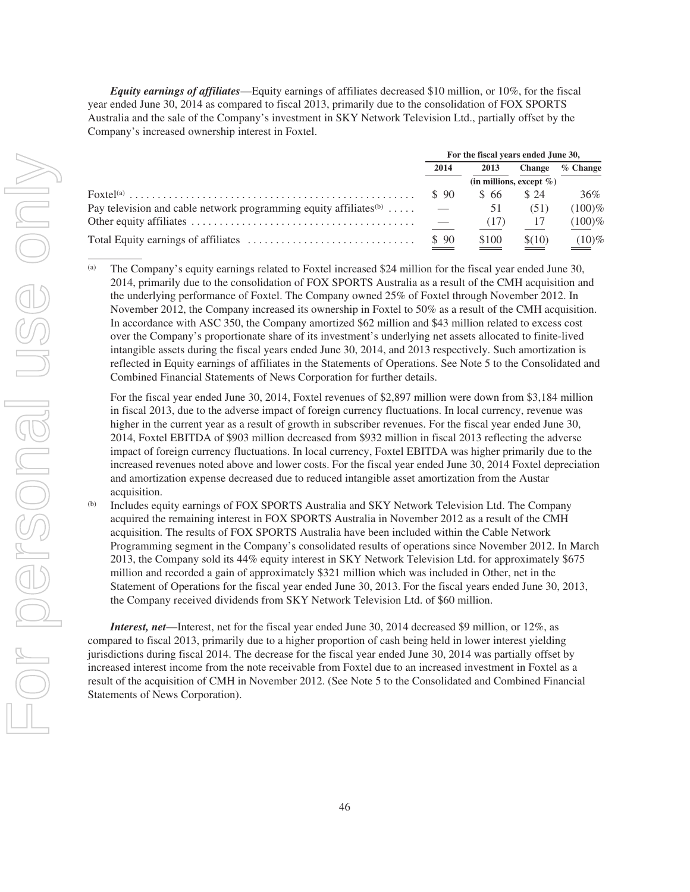***Equity earnings of affiliates***—Equity earnings of affiliates decreased $10 million, or 10%, for the fiscal year ended June 30, 2014 as compared to fiscal 2013, primarily due to the consolidation of FOX SPORTS Australia and the sale of the Company's investment in SKY Network Television Ltd., partially offset by the Company's increased ownership interest in Foxtel.

| | For the fiscal years ended June 30, | | | |
|---|---|---|---|---|
| | 2014 | 2013 | Change | % Change |
| | (in millions, except %) | | | |
| Foxtel[(a)] | $ 90 | $ 66 | $ 24 | 36% |
| Pay television and cable network programming equity affiliates[(b)] | — | 51 | (51) | (100)% |
| Other equity affiliates | — | (17) | 17 | (100)% |
| Total Equity earnings of affiliates | $ 90 | $100 | $(10) | (10)% |

(a) The Company's equity earnings related to Foxtel increased $24 million for the fiscal year ended June 30, 2014, primarily due to the consolidation of FOX SPORTS Australia as a result of the CMH acquisition and the underlying performance of Foxtel. The Company owned 25% of Foxtel through November 2012. In November 2012, the Company increased its ownership in Foxtel to 50% as a result of the CMH acquisition. In accordance with ASC 350, the Company amortized $62 million and $43 million related to excess cost over the Company's proportionate share of its investment's underlying net assets allocated to finite-lived intangible assets during the fiscal years ended June 30, 2014, and 2013 respectively. Such amortization is reflected in Equity earnings of affiliates in the Statements of Operations. See Note 5 to the Consolidated and Combined Financial Statements of News Corporation for further details.

For the fiscal year ended June 30, 2014, Foxtel revenues of $2,897 million were down from $3,184 million in fiscal 2013, due to the adverse impact of foreign currency fluctuations. In local currency, revenue was higher in the current year as a result of growth in subscriber revenues. For the fiscal year ended June 30, 2014, Foxtel EBITDA of $903 million decreased from $932 million in fiscal 2013 reflecting the adverse impact of foreign currency fluctuations. In local currency, Foxtel EBITDA was higher primarily due to the increased revenues noted above and lower costs. For the fiscal year ended June 30, 2014 Foxtel depreciation and amortization expense decreased due to reduced intangible asset amortization from the Austar acquisition.

(b) Includes equity earnings of FOX SPORTS Australia and SKY Network Television Ltd. The Company acquired the remaining interest in FOX SPORTS Australia in November 2012 as a result of the CMH acquisition. The results of FOX SPORTS Australia have been included within the Cable Network Programming segment in the Company's consolidated results of operations since November 2012. In March 2013, the Company sold its 44% equity interest in SKY Network Television Ltd. for approximately $675 million and recorded a gain of approximately $321 million which was included in Other, net in the Statement of Operations for the fiscal year ended June 30, 2013. For the fiscal years ended June 30, 2013, the Company received dividends from SKY Network Television Ltd. of $60 million.

***Interest, net***—Interest, net for the fiscal year ended June 30, 2014 decreased $9 million, or 12%, as compared to fiscal 2013, primarily due to a higher proportion of cash being held in lower interest yielding jurisdictions during fiscal 2014. The decrease for the fiscal year ended June 30, 2014 was partially offset by increased interest income from the note receivable from Foxtel due to an increased investment in Foxtel as a result of the acquisition of CMH in November 2012. (See Note 5 to the Consolidated and Combined Financial Statements of News Corporation).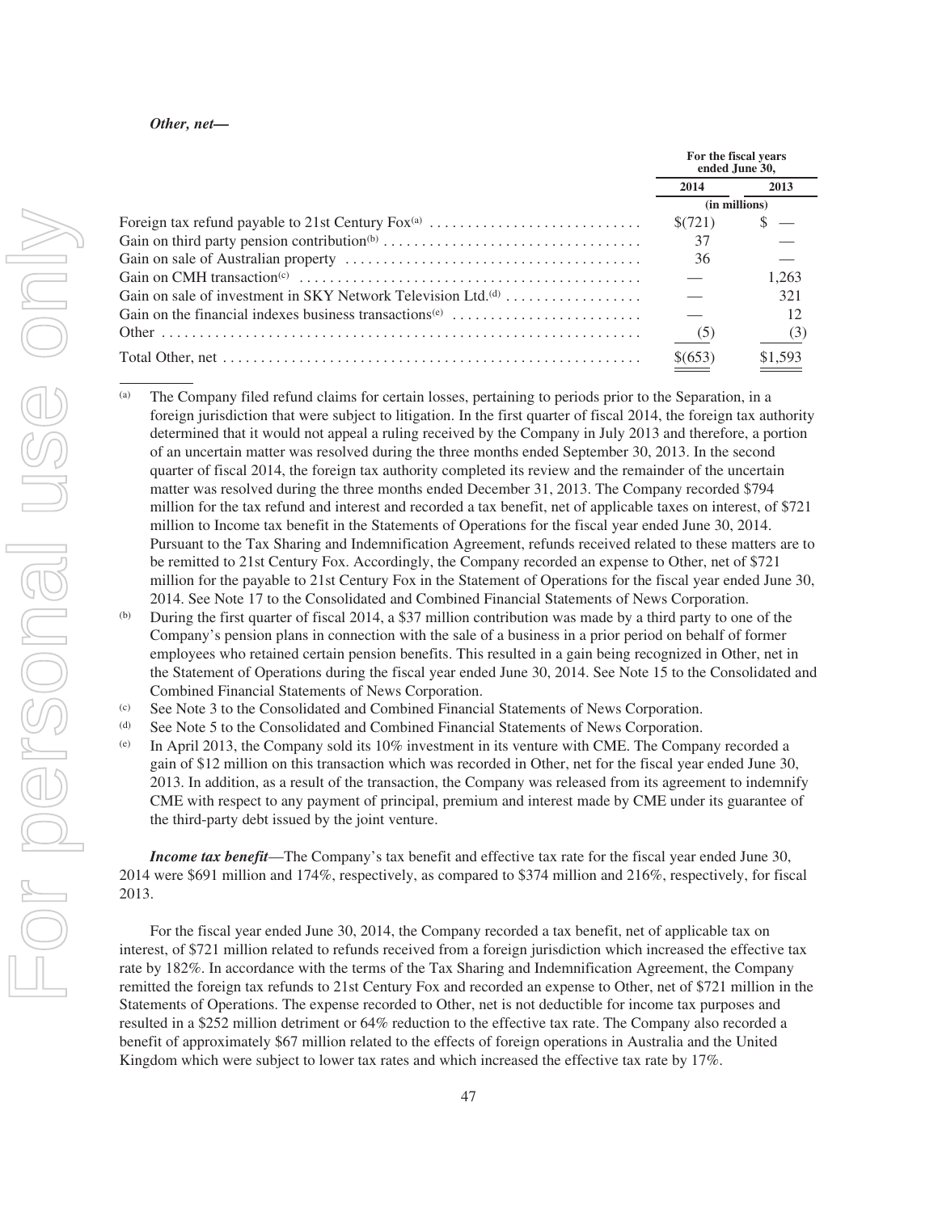***Other, net—***

| | For the fiscal years ended June 30, | |
|---|---|---|
| | 2014 | 2013 |
| | (in millions) | |
| Foreign tax refund payable to 21st Century Fox[(a)] | $(721) | $ — |
| Gain on third party pension contribution[(b)] | 37 | — |
| Gain on sale of Australian property | 36 | — |
| Gain on CMH transaction[(c)] | — | 1,263 |
| Gain on sale of investment in SKY Network Television Ltd.[(d)] | — | 321 |
| Gain on the financial indexes business transactions[(e)] | — | 12 |
| Other | (5) | (3) |
| Total Other, net | $(653) | $1,593 |

(a) The Company filed refund claims for certain losses, pertaining to periods prior to the Separation, in a foreign jurisdiction that were subject to litigation. In the first quarter of fiscal 2014, the foreign tax authority determined that it would not appeal a ruling received by the Company in July 2013 and therefore, a portion of an uncertain matter was resolved during the three months ended September 30, 2013. In the second quarter of fiscal 2014, the foreign tax authority completed its review and the remainder of the uncertain matter was resolved during the three months ended December 31, 2013. The Company recorded $794 million for the tax refund and interest and recorded a tax benefit, net of applicable taxes on interest, of $721 million to Income tax benefit in the Statements of Operations for the fiscal year ended June 30, 2014. Pursuant to the Tax Sharing and Indemnification Agreement, refunds received related to these matters are to be remitted to 21st Century Fox. Accordingly, the Company recorded an expense to Other, net of $721 million for the payable to 21st Century Fox in the Statement of Operations for the fiscal year ended June 30, 2014. See Note 17 to the Consolidated and Combined Financial Statements of News Corporation.

(b) During the first quarter of fiscal 2014, a $37 million contribution was made by a third party to one of the Company's pension plans in connection with the sale of a business in a prior period on behalf of former employees who retained certain pension benefits. This resulted in a gain being recognized in Other, net in the Statement of Operations during the fiscal year ended June 30, 2014. See Note 15 to the Consolidated and Combined Financial Statements of News Corporation.

(c) See Note 3 to the Consolidated and Combined Financial Statements of News Corporation.

(d) See Note 5 to the Consolidated and Combined Financial Statements of News Corporation.

(e) In April 2013, the Company sold its 10% investment in its venture with CME. The Company recorded a gain of $12 million on this transaction which was recorded in Other, net for the fiscal year ended June 30, 2013. In addition, as a result of the transaction, the Company was released from its agreement to indemnify CME with respect to any payment of principal, premium and interest made by CME under its guarantee of the third-party debt issued by the joint venture.

***Income tax benefit***—The Company's tax benefit and effective tax rate for the fiscal year ended June 30, 2014 were $691 million and 174%, respectively, as compared to $374 million and 216%, respectively, for fiscal 2013.

For the fiscal year ended June 30, 2014, the Company recorded a tax benefit, net of applicable tax on interest, of $721 million related to refunds received from a foreign jurisdiction which increased the effective tax rate by 182%. In accordance with the terms of the Tax Sharing and Indemnification Agreement, the Company remitted the foreign tax refunds to 21st Century Fox and recorded an expense to Other, net of $721 million in the Statements of Operations. The expense recorded to Other, net is not deductible for income tax purposes and resulted in a $252 million detriment or 64% reduction to the effective tax rate. The Company also recorded a benefit of approximately $67 million related to the effects of foreign operations in Australia and the United Kingdom which were subject to lower tax rates and which increased the effective tax rate by 17%.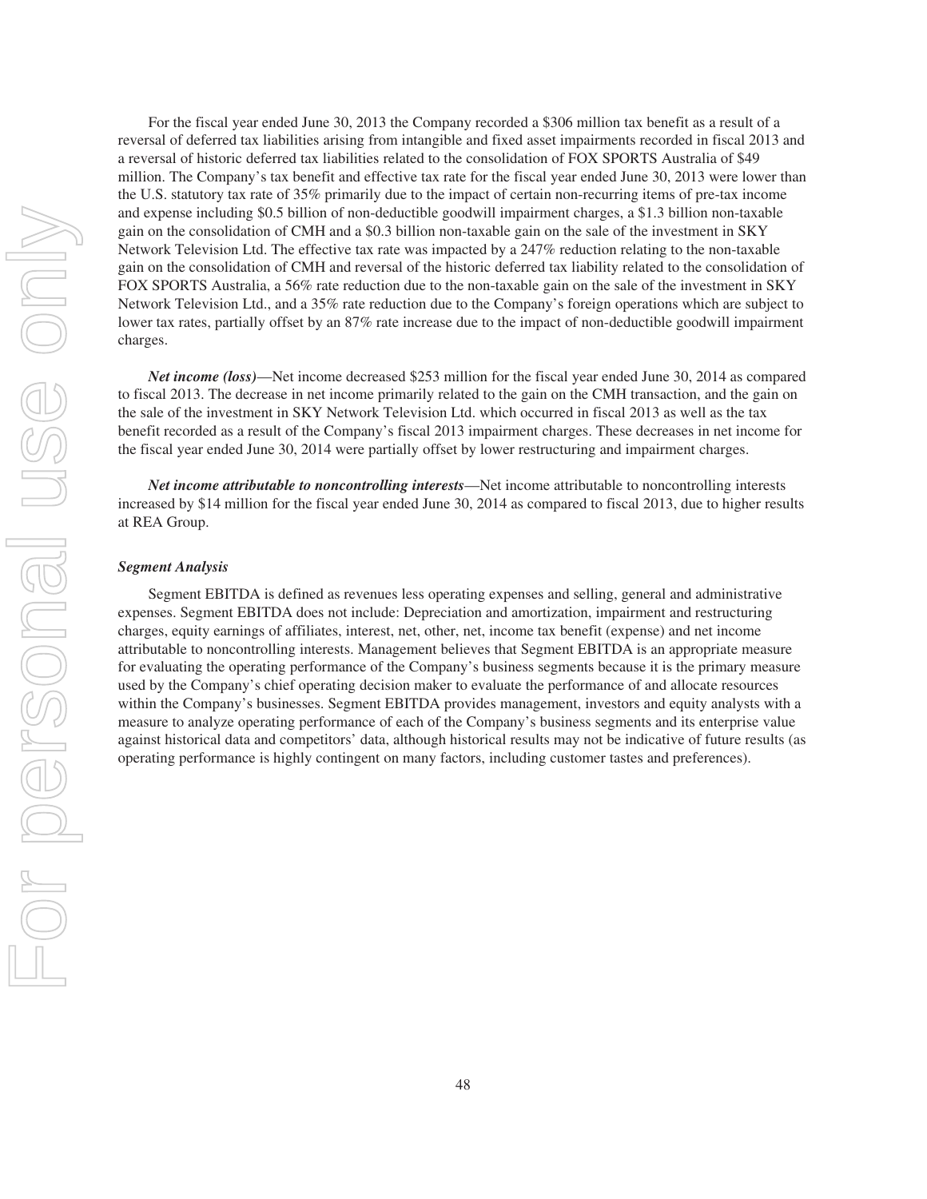For the fiscal year ended June 30, 2013 the Company recorded a $306 million tax benefit as a result of a reversal of deferred tax liabilities arising from intangible and fixed asset impairments recorded in fiscal 2013 and a reversal of historic deferred tax liabilities related to the consolidation of FOX SPORTS Australia of $49 million. The Company's tax benefit and effective tax rate for the fiscal year ended June 30, 2013 were lower than the U.S. statutory tax rate of 35% primarily due to the impact of certain non-recurring items of pre-tax income and expense including $0.5 billion of non-deductible goodwill impairment charges, a $1.3 billion non-taxable gain on the consolidation of CMH and a $0.3 billion non-taxable gain on the sale of the investment in SKY Network Television Ltd. The effective tax rate was impacted by a 247% reduction relating to the non-taxable gain on the consolidation of CMH and reversal of the historic deferred tax liability related to the consolidation of FOX SPORTS Australia, a 56% rate reduction due to the non-taxable gain on the sale of the investment in SKY Network Television Ltd., and a 35% rate reduction due to the Company's foreign operations which are subject to lower tax rates, partially offset by an 87% rate increase due to the impact of non-deductible goodwill impairment charges.

***Net income (loss)***—Net income decreased $253 million for the fiscal year ended June 30, 2014 as compared to fiscal 2013. The decrease in net income primarily related to the gain on the CMH transaction, and the gain on the sale of the investment in SKY Network Television Ltd. which occurred in fiscal 2013 as well as the tax benefit recorded as a result of the Company's fiscal 2013 impairment charges. These decreases in net income for the fiscal year ended June 30, 2014 were partially offset by lower restructuring and impairment charges.

***Net income attributable to noncontrolling interests***—Net income attributable to noncontrolling interests increased by $14 million for the fiscal year ended June 30, 2014 as compared to fiscal 2013, due to higher results at REA Group.

***Segment Analysis***

Segment EBITDA is defined as revenues less operating expenses and selling, general and administrative expenses. Segment EBITDA does not include: Depreciation and amortization, impairment and restructuring charges, equity earnings of affiliates, interest, net, other, net, income tax benefit (expense) and net income attributable to noncontrolling interests. Management believes that Segment EBITDA is an appropriate measure for evaluating the operating performance of the Company's business segments because it is the primary measure used by the Company's chief operating decision maker to evaluate the performance of and allocate resources within the Company's businesses. Segment EBITDA provides management, investors and equity analysts with a measure to analyze operating performance of each of the Company's business segments and its enterprise value against historical data and competitors' data, although historical results may not be indicative of future results (as operating performance is highly contingent on many factors, including customer tastes and preferences).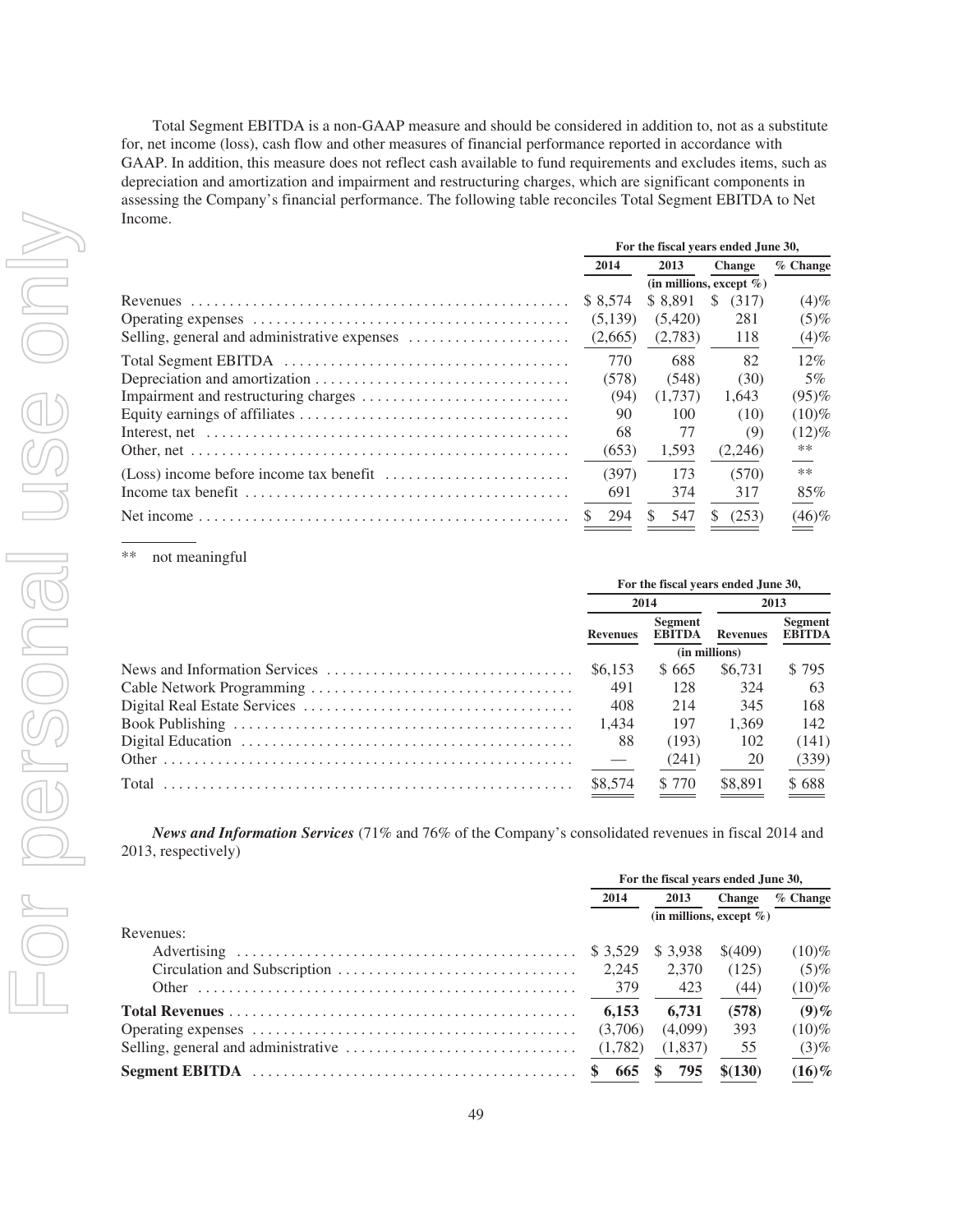Total Segment EBITDA is a non-GAAP measure and should be considered in addition to, not as a substitute for, net income (loss), cash flow and other measures of financial performance reported in accordance with GAAP. In addition, this measure does not reflect cash available to fund requirements and excludes items, such as depreciation and amortization and impairment and restructuring charges, which are significant components in assessing the Company's financial performance. The following table reconciles Total Segment EBITDA to Net Income.

| | For the fiscal years ended June 30, | | | |
|---|---|---|---|---|
| | 2014 | 2013 | Change | % Change |
| | (in millions, except %) | | | |
| Revenues | $ 8,574 | $ 8,891 | $ (317) | (4)% |
| Operating expenses | (5,139) | (5,420) | 281 | (5)% |
| Selling, general and administrative expenses | (2,665) | (2,783) | 118 | (4)% |
| Total Segment EBITDA | 770 | 688 | 82 | 12% |
| Depreciation and amortization | (578) | (548) | (30) | 5% |
| Impairment and restructuring charges | (94) | (1,737) | 1,643 | (95)% |
| Equity earnings of affiliates | 90 | 100 | (10) | (10)% |
| Interest, net | 68 | 77 | (9) | (12)% |
| Other, net | (653) | 1,593 | (2,246) | ** |
| (Loss) income before income tax benefit | (397) | 173 | (570) | ** |
| Income tax benefit | 691 | 374 | 317 | 85% |
| Net income | $ 294 | $ 547 | $ (253) | (46)% |

** not meaningful

| | For the fiscal years ended June 30, | | | |
|---|---|---|---|---|
| | 2014 | | 2013 | |
| | Revenues | Segment EBITDA | Revenues | Segment EBITDA |
| | (in millions) | | | |
| News and Information Services | $6,153 | $ 665 | $6,731 | $ 795 |
| Cable Network Programming | 491 | 128 | 324 | 63 |
| Digital Real Estate Services | 408 | 214 | 345 | 168 |
| Book Publishing | 1,434 | 197 | 1,369 | 142 |
| Digital Education | 88 | (193) | 102 | (141) |
| Other | — | (241) | 20 | (339) |
| Total | $8,574 | $ 770 | $8,891 | $ 688 |

***News and Information Services*** (71% and 76% of the Company's consolidated revenues in fiscal 2014 and 2013, respectively)

| | For the fiscal years ended June 30, | | | |
|---|---|---|---|---|
| | 2014 | 2013 | Change | % Change |
| | (in millions, except %) | | | |
| Revenues: | | | | |
| Advertising | $ 3,529 | $ 3,938 | $(409) | (10)% |
| Circulation and Subscription | 2,245 | 2,370 | (125) | (5)% |
| Other | 379 | 423 | (44) | (10)% |
| **Total Revenues** | **6,153** | **6,731** | **(578)** | **(9)%** |
| Operating expenses | (3,706) | (4,099) | 393 | (10)% |
| Selling, general and administrative | (1,782) | (1,837) | 55 | (3)% |
| **Segment EBITDA** | **$ 665** | **$ 795** | **$(130)** | **(16)%** |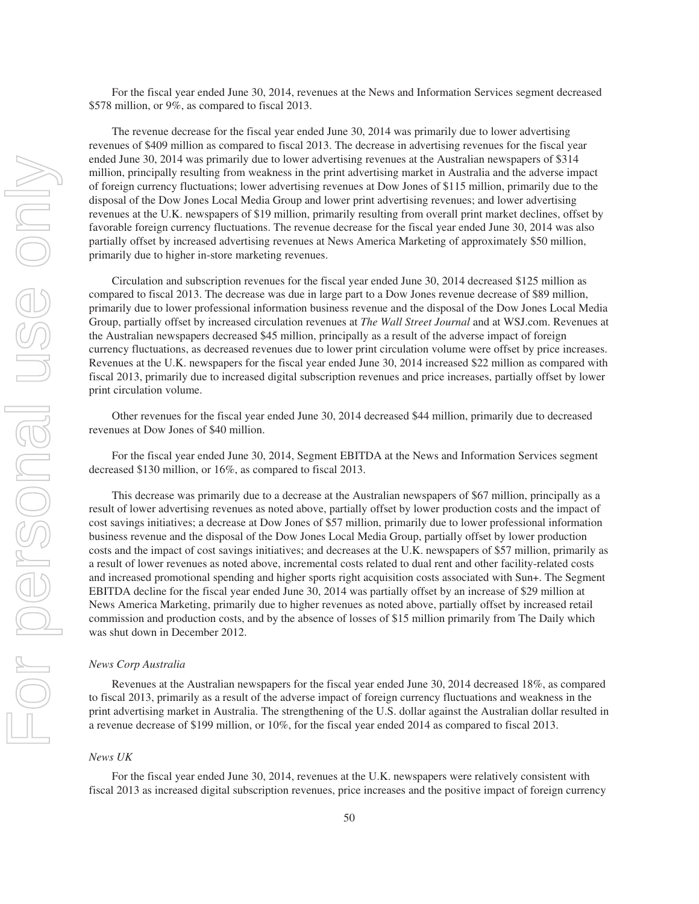For the fiscal year ended June 30, 2014, revenues at the News and Information Services segment decreased $578 million, or 9%, as compared to fiscal 2013.

The revenue decrease for the fiscal year ended June 30, 2014 was primarily due to lower advertising revenues of $409 million as compared to fiscal 2013. The decrease in advertising revenues for the fiscal year ended June 30, 2014 was primarily due to lower advertising revenues at the Australian newspapers of $314 million, principally resulting from weakness in the print advertising market in Australia and the adverse impact of foreign currency fluctuations; lower advertising revenues at Dow Jones of $115 million, primarily due to the disposal of the Dow Jones Local Media Group and lower print advertising revenues; and lower advertising revenues at the U.K. newspapers of $19 million, primarily resulting from overall print market declines, offset by favorable foreign currency fluctuations. The revenue decrease for the fiscal year ended June 30, 2014 was also partially offset by increased advertising revenues at News America Marketing of approximately $50 million, primarily due to higher in-store marketing revenues.

Circulation and subscription revenues for the fiscal year ended June 30, 2014 decreased $125 million as compared to fiscal 2013. The decrease was due in large part to a Dow Jones revenue decrease of $89 million, primarily due to lower professional information business revenue and the disposal of the Dow Jones Local Media Group, partially offset by increased circulation revenues at *The Wall Street Journal* and at WSJ.com. Revenues at the Australian newspapers decreased $45 million, principally as a result of the adverse impact of foreign currency fluctuations, as decreased revenues due to lower print circulation volume were offset by price increases. Revenues at the U.K. newspapers for the fiscal year ended June 30, 2014 increased $22 million as compared with fiscal 2013, primarily due to increased digital subscription revenues and price increases, partially offset by lower print circulation volume.

Other revenues for the fiscal year ended June 30, 2014 decreased $44 million, primarily due to decreased revenues at Dow Jones of $40 million.

For the fiscal year ended June 30, 2014, Segment EBITDA at the News and Information Services segment decreased $130 million, or 16%, as compared to fiscal 2013.

This decrease was primarily due to a decrease at the Australian newspapers of $67 million, principally as a result of lower advertising revenues as noted above, partially offset by lower production costs and the impact of cost savings initiatives; a decrease at Dow Jones of $57 million, primarily due to lower professional information business revenue and the disposal of the Dow Jones Local Media Group, partially offset by lower production costs and the impact of cost savings initiatives; and decreases at the U.K. newspapers of $57 million, primarily as a result of lower revenues as noted above, incremental costs related to dual rent and other facility-related costs and increased promotional spending and higher sports right acquisition costs associated with Sun+. The Segment EBITDA decline for the fiscal year ended June 30, 2014 was partially offset by an increase of $29 million at News America Marketing, primarily due to higher revenues as noted above, partially offset by increased retail commission and production costs, and by the absence of losses of $15 million primarily from The Daily which was shut down in December 2012.

*News Corp Australia*

Revenues at the Australian newspapers for the fiscal year ended June 30, 2014 decreased 18%, as compared to fiscal 2013, primarily as a result of the adverse impact of foreign currency fluctuations and weakness in the print advertising market in Australia. The strengthening of the U.S. dollar against the Australian dollar resulted in a revenue decrease of $199 million, or 10%, for the fiscal year ended 2014 as compared to fiscal 2013.

*News UK*

For the fiscal year ended June 30, 2014, revenues at the U.K. newspapers were relatively consistent with fiscal 2013 as increased digital subscription revenues, price increases and the positive impact of foreign currency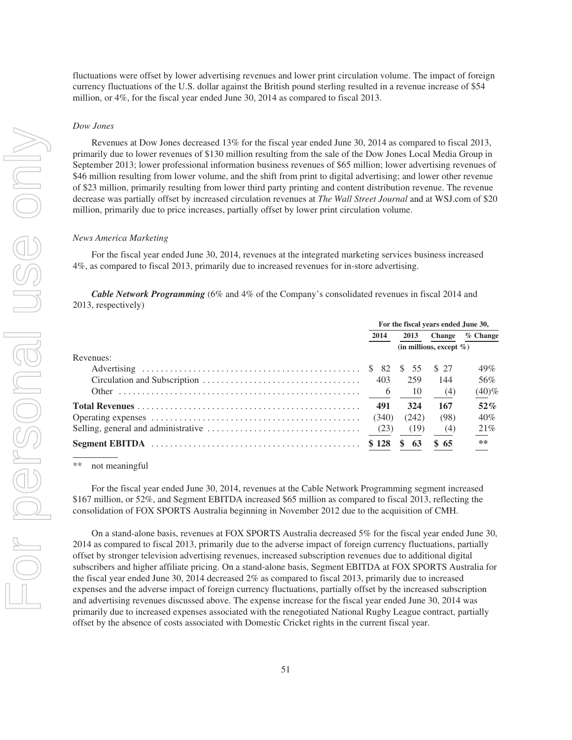fluctuations were offset by lower advertising revenues and lower print circulation volume. The impact of foreign currency fluctuations of the U.S. dollar against the British pound sterling resulted in a revenue increase of $54 million, or 4%, for the fiscal year ended June 30, 2014 as compared to fiscal 2013.

*Dow Jones*

Revenues at Dow Jones decreased 13% for the fiscal year ended June 30, 2014 as compared to fiscal 2013, primarily due to lower revenues of $130 million resulting from the sale of the Dow Jones Local Media Group in September 2013; lower professional information business revenues of $65 million; lower advertising revenues of $46 million resulting from lower volume, and the shift from print to digital advertising; and lower other revenue of $23 million, primarily resulting from lower third party printing and content distribution revenue. The revenue decrease was partially offset by increased circulation revenues at *The Wall Street Journal* and at WSJ.com of $20 million, primarily due to price increases, partially offset by lower print circulation volume.

*News America Marketing*

For the fiscal year ended June 30, 2014, revenues at the integrated marketing services business increased 4%, as compared to fiscal 2013, primarily due to increased revenues for in-store advertising.

***Cable Network Programming*** (6% and 4% of the Company's consolidated revenues in fiscal 2014 and 2013, respectively)

| | For the fiscal years ended June 30, | | | |
|---|---|---|---|---|
| | 2014 | 2013 | Change | % Change |
| | (in millions, except %) | | | |
| Revenues: | | | | |
| Advertising | $ 82 | $ 55 | $ 27 | 49% |
| Circulation and Subscription | 403 | 259 | 144 | 56% |
| Other | 6 | 10 | (4) | (40)% |
| **Total Revenues** | **491** | **324** | **167** | **52%** |
| Operating expenses | (340) | (242) | (98) | 40% |
| Selling, general and administrative | (23) | (19) | (4) | 21% |
| **Segment EBITDA** | **$ 128** | **$ 63** | **$ 65** | ** |

** not meaningful

For the fiscal year ended June 30, 2014, revenues at the Cable Network Programming segment increased $167 million, or 52%, and Segment EBITDA increased $65 million as compared to fiscal 2013, reflecting the consolidation of FOX SPORTS Australia beginning in November 2012 due to the acquisition of CMH.

On a stand-alone basis, revenues at FOX SPORTS Australia decreased 5% for the fiscal year ended June 30, 2014 as compared to fiscal 2013, primarily due to the adverse impact of foreign currency fluctuations, partially offset by stronger television advertising revenues, increased subscription revenues due to additional digital subscribers and higher affiliate pricing. On a stand-alone basis, Segment EBITDA at FOX SPORTS Australia for the fiscal year ended June 30, 2014 decreased 2% as compared to fiscal 2013, primarily due to increased expenses and the adverse impact of foreign currency fluctuations, partially offset by the increased subscription and advertising revenues discussed above. The expense increase for the fiscal year ended June 30, 2014 was primarily due to increased expenses associated with the renegotiated National Rugby League contract, partially offset by the absence of costs associated with Domestic Cricket rights in the current fiscal year.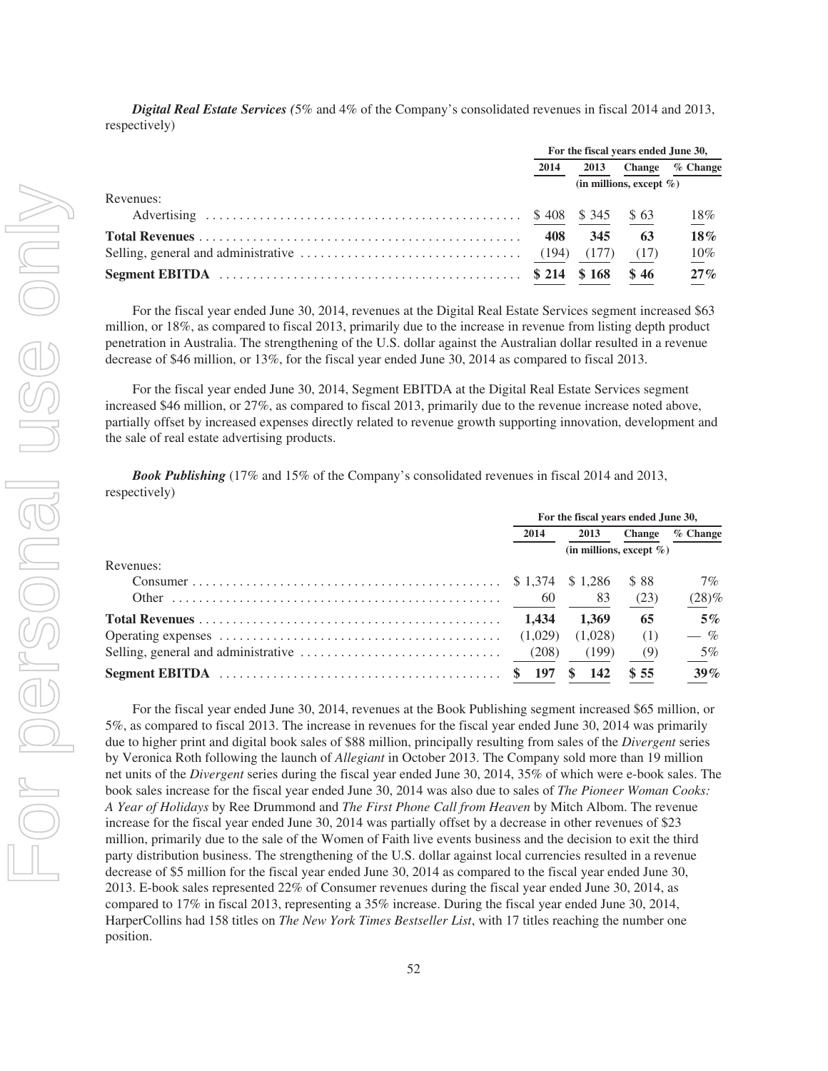***Digital Real Estate Services*** *(*5% and 4% of the Company's consolidated revenues in fiscal 2014 and 2013, respectively)

| | For the fiscal years ended June 30, | | | |
|---|---|---|---|---|
| | **2014** | **2013** | **Change** | **% Change** |
| | (in millions, except %) | | | |
| Revenues: | | | | |
| Advertising | $ 408 | $ 345 | $ 63 | 18% |
| **Total Revenues** | **408** | **345** | **63** | **18%** |
| Selling, general and administrative | (194) | (177) | (17) | 10% |
| **Segment EBITDA** | **$ 214** | **$ 168** | **$ 46** | **27%** |

For the fiscal year ended June 30, 2014, revenues at the Digital Real Estate Services segment increased $63 million, or 18%, as compared to fiscal 2013, primarily due to the increase in revenue from listing depth product penetration in Australia. The strengthening of the U.S. dollar against the Australian dollar resulted in a revenue decrease of $46 million, or 13%, for the fiscal year ended June 30, 2014 as compared to fiscal 2013.

For the fiscal year ended June 30, 2014, Segment EBITDA at the Digital Real Estate Services segment increased $46 million, or 27%, as compared to fiscal 2013, primarily due to the revenue increase noted above, partially offset by increased expenses directly related to revenue growth supporting innovation, development and the sale of real estate advertising products.

***Book Publishing*** (17% and 15% of the Company's consolidated revenues in fiscal 2014 and 2013, respectively)

| | For the fiscal years ended June 30, | | | |
|---|---|---|---|---|
| | **2014** | **2013** | **Change** | **% Change** |
| | (in millions, except %) | | | |
| Revenues: | | | | |
| Consumer | $ 1,374 | $ 1,286 | $ 88 | 7% |
| Other | 60 | 83 | (23) | (28)% |
| **Total Revenues** | **1,434** | **1,369** | **65** | **5%** |
| Operating expenses | (1,029) | (1,028) | (1) | — % |
| Selling, general and administrative | (208) | (199) | (9) | 5% |
| **Segment EBITDA** | **$ 197** | **$ 142** | **$ 55** | **39%** |

For the fiscal year ended June 30, 2014, revenues at the Book Publishing segment increased $65 million, or 5%, as compared to fiscal 2013. The increase in revenues for the fiscal year ended June 30, 2014 was primarily due to higher print and digital book sales of $88 million, principally resulting from sales of the *Divergent* series by Veronica Roth following the launch of *Allegiant* in October 2013. The Company sold more than 19 million net units of the *Divergent* series during the fiscal year ended June 30, 2014, 35% of which were e-book sales. The book sales increase for the fiscal year ended June 30, 2014 was also due to sales of *The Pioneer Woman Cooks: A Year of Holidays* by Ree Drummond and *The First Phone Call from Heaven* by Mitch Albom. The revenue increase for the fiscal year ended June 30, 2014 was partially offset by a decrease in other revenues of $23 million, primarily due to the sale of the Women of Faith live events business and the decision to exit the third party distribution business. The strengthening of the U.S. dollar against local currencies resulted in a revenue decrease of $5 million for the fiscal year ended June 30, 2014 as compared to the fiscal year ended June 30, 2013. E-book sales represented 22% of Consumer revenues during the fiscal year ended June 30, 2014, as compared to 17% in fiscal 2013, representing a 35% increase. During the fiscal year ended June 30, 2014, HarperCollins had 158 titles on *The New York Times Bestseller List*, with 17 titles reaching the number one position.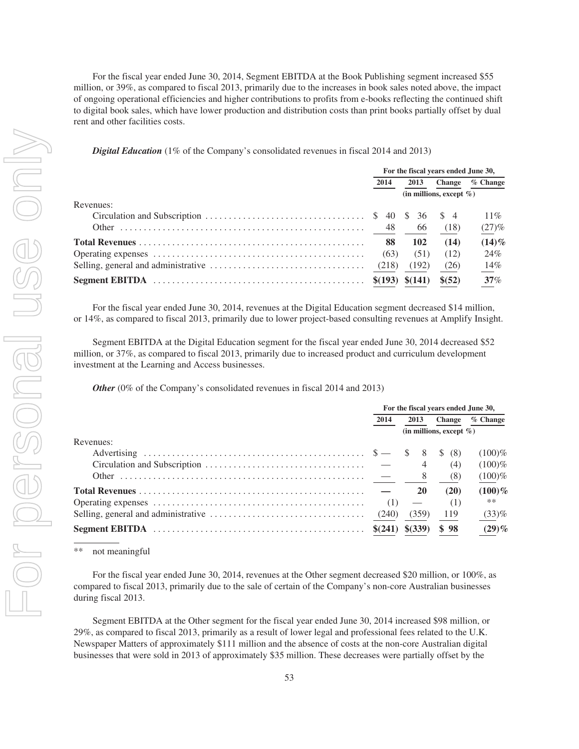For the fiscal year ended June 30, 2014, Segment EBITDA at the Book Publishing segment increased $55 million, or 39%, as compared to fiscal 2013, primarily due to the increases in book sales noted above, the impact of ongoing operational efficiencies and higher contributions to profits from e-books reflecting the continued shift to digital book sales, which have lower production and distribution costs than print books partially offset by dual rent and other facilities costs.

***Digital Education*** (1% of the Company's consolidated revenues in fiscal 2014 and 2013)

| | For the fiscal years ended June 30, | | | |
|---|---|---|---|---|
| | 2014 | 2013 | Change | % Change |
| | (in millions, except %) | | | |
| Revenues: | | | | |
| Circulation and Subscription | $ 40 | $ 36 | $ 4 | 11% |
| Other | 48 | 66 | (18) | (27)% |
| **Total Revenues** | **88** | **102** | **(14)** | **(14)%** |
| Operating expenses | (63) | (51) | (12) | 24% |
| Selling, general and administrative | (218) | (192) | (26) | 14% |
| **Segment EBITDA** | **$(193)** | **$(141)** | **$(52)** | **37%** |

For the fiscal year ended June 30, 2014, revenues at the Digital Education segment decreased $14 million, or 14%, as compared to fiscal 2013, primarily due to lower project-based consulting revenues at Amplify Insight.

Segment EBITDA at the Digital Education segment for the fiscal year ended June 30, 2014 decreased $52 million, or 37%, as compared to fiscal 2013, primarily due to increased product and curriculum development investment at the Learning and Access businesses.

***Other*** (0% of the Company's consolidated revenues in fiscal 2014 and 2013)

| | For the fiscal years ended June 30, | | | |
|---|---|---|---|---|
| | 2014 | 2013 | Change | % Change |
| | (in millions, except %) | | | |
| Revenues: | | | | |
| Advertising | $ — | $ 8 | $ (8) | (100)% |
| Circulation and Subscription | — | 4 | (4) | (100)% |
| Other | — | 8 | (8) | (100)% |
| **Total Revenues** | **—** | **20** | **(20)** | **(100)%** |
| Operating expenses | (1) | — | (1) | ** |
| Selling, general and administrative | (240) | (359) | 119 | (33)% |
| **Segment EBITDA** | **$(241)** | **$(339)** | **$ 98** | **(29)%** |

** not meaningful

For the fiscal year ended June 30, 2014, revenues at the Other segment decreased $20 million, or 100%, as compared to fiscal 2013, primarily due to the sale of certain of the Company's non-core Australian businesses during fiscal 2013.

Segment EBITDA at the Other segment for the fiscal year ended June 30, 2014 increased $98 million, or 29%, as compared to fiscal 2013, primarily as a result of lower legal and professional fees related to the U.K. Newspaper Matters of approximately $111 million and the absence of costs at the non-core Australian digital businesses that were sold in 2013 of approximately $35 million. These decreases were partially offset by the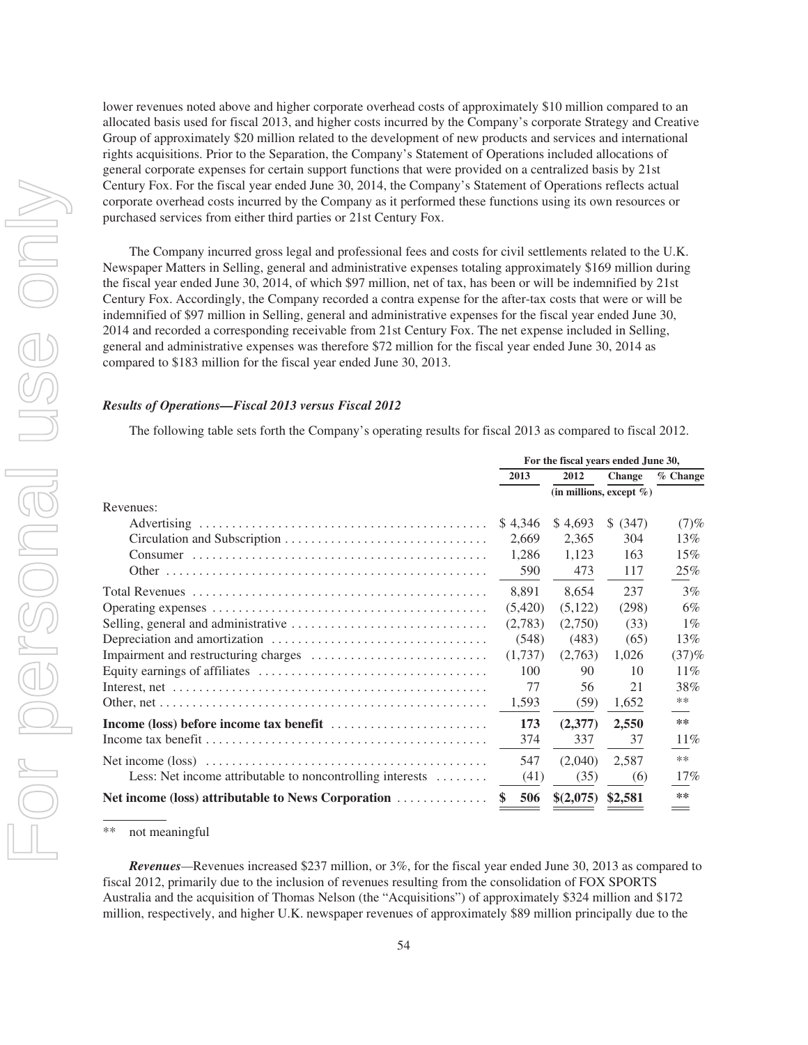lower revenues noted above and higher corporate overhead costs of approximately $10 million compared to an allocated basis used for fiscal 2013, and higher costs incurred by the Company's corporate Strategy and Creative Group of approximately $20 million related to the development of new products and services and international rights acquisitions. Prior to the Separation, the Company's Statement of Operations included allocations of general corporate expenses for certain support functions that were provided on a centralized basis by 21st Century Fox. For the fiscal year ended June 30, 2014, the Company's Statement of Operations reflects actual corporate overhead costs incurred by the Company as it performed these functions using its own resources or purchased services from either third parties or 21st Century Fox.

The Company incurred gross legal and professional fees and costs for civil settlements related to the U.K. Newspaper Matters in Selling, general and administrative expenses totaling approximately $169 million during the fiscal year ended June 30, 2014, of which $97 million, net of tax, has been or will be indemnified by 21st Century Fox. Accordingly, the Company recorded a contra expense for the after-tax costs that were or will be indemnified of $97 million in Selling, general and administrative expenses for the fiscal year ended June 30, 2014 and recorded a corresponding receivable from 21st Century Fox. The net expense included in Selling, general and administrative expenses was therefore $72 million for the fiscal year ended June 30, 2014 as compared to $183 million for the fiscal year ended June 30, 2013.

***Results of Operations—Fiscal 2013 versus Fiscal 2012***

The following table sets forth the Company's operating results for fiscal 2013 as compared to fiscal 2012.

| | For the fiscal years ended June 30, | | | |
|---|---|---|---|---|
| | 2013 | 2012 | Change | % Change |
| | (in millions, except %) | | | |
| Revenues: | | | | |
| Advertising | $ 4,346 | $ 4,693 | $ (347) | (7)% |
| Circulation and Subscription | 2,669 | 2,365 | 304 | 13% |
| Consumer | 1,286 | 1,123 | 163 | 15% |
| Other | 590 | 473 | 117 | 25% |
| Total Revenues | 8,891 | 8,654 | 237 | 3% |
| Operating expenses | (5,420) | (5,122) | (298) | 6% |
| Selling, general and administrative | (2,783) | (2,750) | (33) | 1% |
| Depreciation and amortization | (548) | (483) | (65) | 13% |
| Impairment and restructuring charges | (1,737) | (2,763) | 1,026 | (37)% |
| Equity earnings of affiliates | 100 | 90 | 10 | 11% |
| Interest, net | 77 | 56 | 21 | 38% |
| Other, net | 1,593 | (59) | 1,652 | ** |
| **Income (loss) before income tax benefit** | **173** | **(2,377)** | **2,550** | ** |
| Income tax benefit | 374 | 337 | 37 | 11% |
| Net income (loss) | 547 | (2,040) | 2,587 | ** |
| Less: Net income attributable to noncontrolling interests | (41) | (35) | (6) | 17% |
| **Net income (loss) attributable to News Corporation** | **$ 506** | **$(2,075)** | **$2,581** | ** |

** not meaningful

***Revenues***—Revenues increased $237 million, or 3%, for the fiscal year ended June 30, 2013 as compared to fiscal 2012, primarily due to the inclusion of revenues resulting from the consolidation of FOX SPORTS Australia and the acquisition of Thomas Nelson (the "Acquisitions") of approximately $324 million and $172 million, respectively, and higher U.K. newspaper revenues of approximately $89 million principally due to the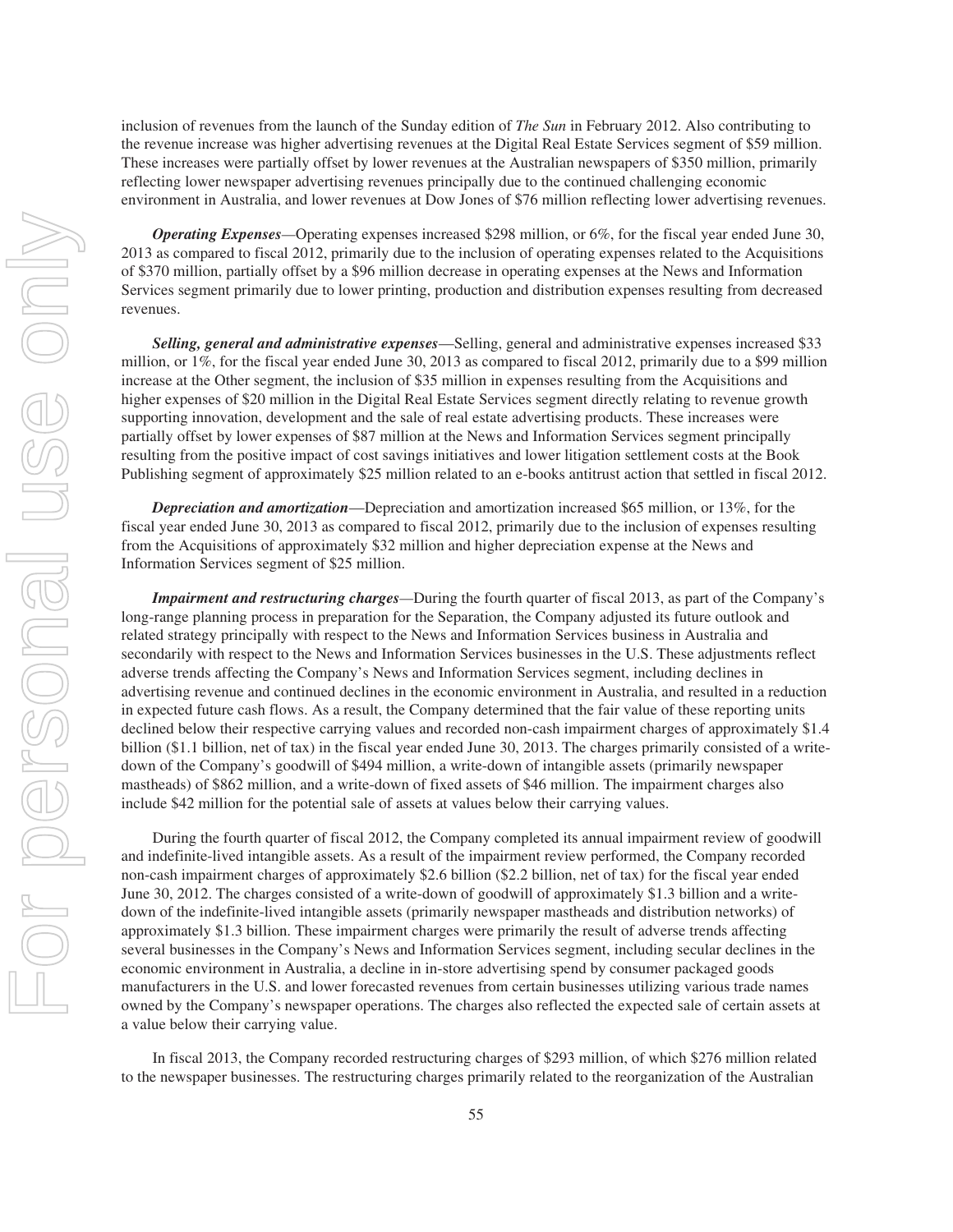inclusion of revenues from the launch of the Sunday edition of *The Sun* in February 2012. Also contributing to the revenue increase was higher advertising revenues at the Digital Real Estate Services segment of $59 million. These increases were partially offset by lower revenues at the Australian newspapers of $350 million, primarily reflecting lower newspaper advertising revenues principally due to the continued challenging economic environment in Australia, and lower revenues at Dow Jones of $76 million reflecting lower advertising revenues.

***Operating Expenses***—Operating expenses increased $298 million, or 6%, for the fiscal year ended June 30, 2013 as compared to fiscal 2012, primarily due to the inclusion of operating expenses related to the Acquisitions of $370 million, partially offset by a $96 million decrease in operating expenses at the News and Information Services segment primarily due to lower printing, production and distribution expenses resulting from decreased revenues.

***Selling, general and administrative expenses***—Selling, general and administrative expenses increased $33 million, or 1%, for the fiscal year ended June 30, 2013 as compared to fiscal 2012, primarily due to a $99 million increase at the Other segment, the inclusion of $35 million in expenses resulting from the Acquisitions and higher expenses of $20 million in the Digital Real Estate Services segment directly relating to revenue growth supporting innovation, development and the sale of real estate advertising products. These increases were partially offset by lower expenses of $87 million at the News and Information Services segment principally resulting from the positive impact of cost savings initiatives and lower litigation settlement costs at the Book Publishing segment of approximately $25 million related to an e-books antitrust action that settled in fiscal 2012.

***Depreciation and amortization***—Depreciation and amortization increased $65 million, or 13%, for the fiscal year ended June 30, 2013 as compared to fiscal 2012, primarily due to the inclusion of expenses resulting from the Acquisitions of approximately $32 million and higher depreciation expense at the News and Information Services segment of $25 million.

***Impairment and restructuring charges***—During the fourth quarter of fiscal 2013, as part of the Company's long-range planning process in preparation for the Separation, the Company adjusted its future outlook and related strategy principally with respect to the News and Information Services business in Australia and secondarily with respect to the News and Information Services businesses in the U.S. These adjustments reflect adverse trends affecting the Company's News and Information Services segment, including declines in advertising revenue and continued declines in the economic environment in Australia, and resulted in a reduction in expected future cash flows. As a result, the Company determined that the fair value of these reporting units declined below their respective carrying values and recorded non-cash impairment charges of approximately $1.4 billion ($1.1 billion, net of tax) in the fiscal year ended June 30, 2013. The charges primarily consisted of a write-down of the Company's goodwill of $494 million, a write-down of intangible assets (primarily newspaper mastheads) of $862 million, and a write-down of fixed assets of $46 million. The impairment charges also include $42 million for the potential sale of assets at values below their carrying values.

During the fourth quarter of fiscal 2012, the Company completed its annual impairment review of goodwill and indefinite-lived intangible assets. As a result of the impairment review performed, the Company recorded non-cash impairment charges of approximately $2.6 billion ($2.2 billion, net of tax) for the fiscal year ended June 30, 2012. The charges consisted of a write-down of goodwill of approximately $1.3 billion and a write-down of the indefinite-lived intangible assets (primarily newspaper mastheads and distribution networks) of approximately $1.3 billion. These impairment charges were primarily the result of adverse trends affecting several businesses in the Company's News and Information Services segment, including secular declines in the economic environment in Australia, a decline in in-store advertising spend by consumer packaged goods manufacturers in the U.S. and lower forecasted revenues from certain businesses utilizing various trade names owned by the Company's newspaper operations. The charges also reflected the expected sale of certain assets at a value below their carrying value.

In fiscal 2013, the Company recorded restructuring charges of $293 million, of which $276 million related to the newspaper businesses. The restructuring charges primarily related to the reorganization of the Australian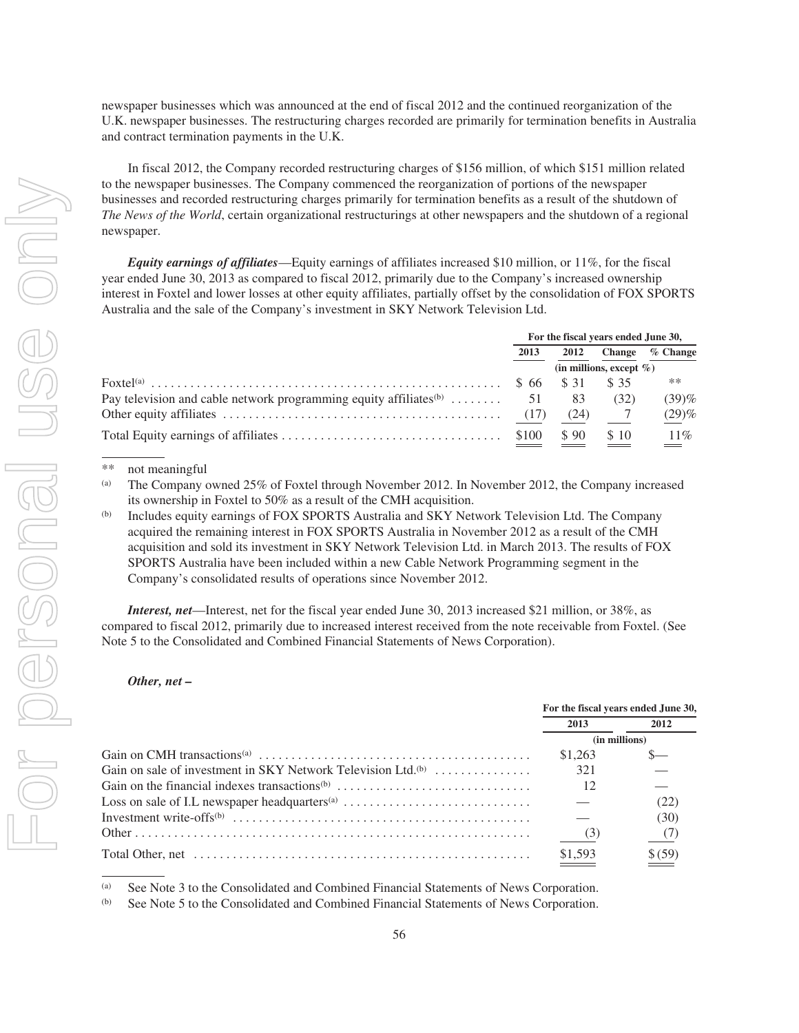newspaper businesses which was announced at the end of fiscal 2012 and the continued reorganization of the U.K. newspaper businesses. The restructuring charges recorded are primarily for termination benefits in Australia and contract termination payments in the U.K.

In fiscal 2012, the Company recorded restructuring charges of $156 million, of which $151 million related to the newspaper businesses. The Company commenced the reorganization of portions of the newspaper businesses and recorded restructuring charges primarily for termination benefits as a result of the shutdown of *The News of the World*, certain organizational restructurings at other newspapers and the shutdown of a regional newspaper.

***Equity earnings of affiliates***—Equity earnings of affiliates increased $10 million, or 11%, for the fiscal year ended June 30, 2013 as compared to fiscal 2012, primarily due to the Company's increased ownership interest in Foxtel and lower losses at other equity affiliates, partially offset by the consolidation of FOX SPORTS Australia and the sale of the Company's investment in SKY Network Television Ltd.

| | For the fiscal years ended June 30, | | | |
|---|---|---|---|---|
| | 2013 | 2012 | Change | % Change |
| | (in millions, except %) | | | |
| Foxtel[(a)] | $ 66 | $ 31 | $ 35 | ** |
| Pay television and cable network programming equity affiliates[(b)] | 51 | 83 | (32) | (39)% |
| Other equity affiliates | (17) | (24) | 7 | (29)% |
| Total Equity earnings of affiliates | $100 | $ 90 | $ 10 | 11% |

** not meaningful

(a) The Company owned 25% of Foxtel through November 2012. In November 2012, the Company increased its ownership in Foxtel to 50% as a result of the CMH acquisition.

(b) Includes equity earnings of FOX SPORTS Australia and SKY Network Television Ltd. The Company acquired the remaining interest in FOX SPORTS Australia in November 2012 as a result of the CMH acquisition and sold its investment in SKY Network Television Ltd. in March 2013. The results of FOX SPORTS Australia have been included within a new Cable Network Programming segment in the Company's consolidated results of operations since November 2012.

***Interest, net***—Interest, net for the fiscal year ended June 30, 2013 increased $21 million, or 38%, as compared to fiscal 2012, primarily due to increased interest received from the note receivable from Foxtel. (See Note 5 to the Consolidated and Combined Financial Statements of News Corporation).

***Other, net –***

| | For the fiscal years ended June 30, | |
|---|---|---|
| | 2013 | 2012 |
| | (in millions) | |
| Gain on CMH transactions[(a)] | $1,263 | $— |
| Gain on sale of investment in SKY Network Television Ltd.[(b)] | 321 | — |
| Gain on the financial indexes transactions[(b)] | 12 | — |
| Loss on sale of I.L newspaper headquarters[(a)] | — | (22) |
| Investment write-offs[(b)] | — | (30) |
| Other | (3) | (7) |
| Total Other, net | $1,593 | $ (59) |

(a) See Note 3 to the Consolidated and Combined Financial Statements of News Corporation.

(b) See Note 5 to the Consolidated and Combined Financial Statements of News Corporation.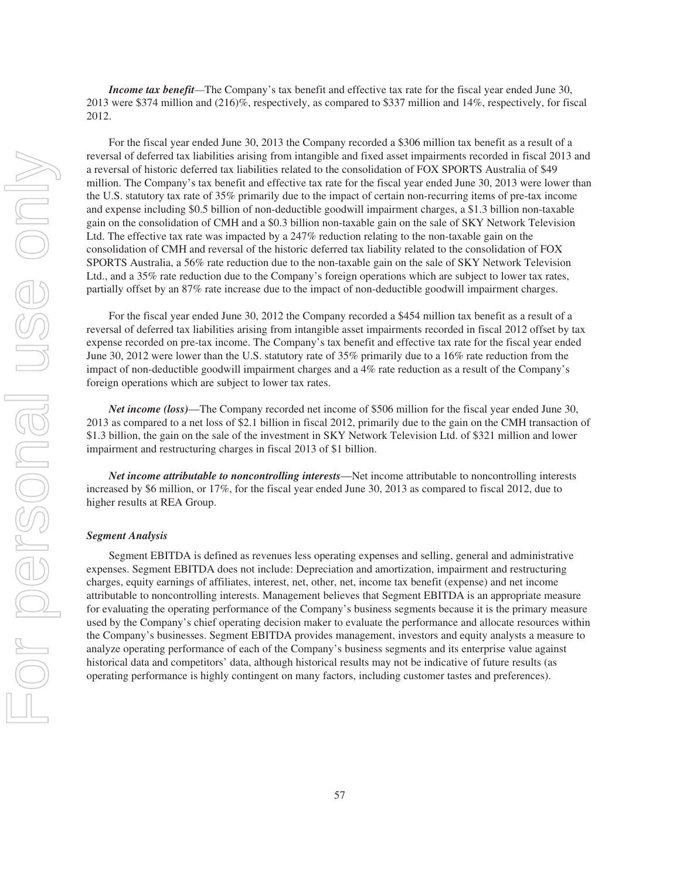***Income tax benefit***—The Company's tax benefit and effective tax rate for the fiscal year ended June 30, 2013 were $374 million and (216)%, respectively, as compared to $337 million and 14%, respectively, for fiscal 2012.

For the fiscal year ended June 30, 2013 the Company recorded a $306 million tax benefit as a result of a reversal of deferred tax liabilities arising from intangible and fixed asset impairments recorded in fiscal 2013 and a reversal of historic deferred tax liabilities related to the consolidation of FOX SPORTS Australia of $49 million. The Company's tax benefit and effective tax rate for the fiscal year ended June 30, 2013 were lower than the U.S. statutory tax rate of 35% primarily due to the impact of certain non-recurring items of pre-tax income and expense including $0.5 billion of non-deductible goodwill impairment charges, a $1.3 billion non-taxable gain on the consolidation of CMH and a $0.3 billion non-taxable gain on the sale of SKY Network Television Ltd. The effective tax rate was impacted by a 247% reduction relating to the non-taxable gain on the consolidation of CMH and reversal of the historic deferred tax liability related to the consolidation of FOX SPORTS Australia, a 56% rate reduction due to the non-taxable gain on the sale of SKY Network Television Ltd., and a 35% rate reduction due to the Company's foreign operations which are subject to lower tax rates, partially offset by an 87% rate increase due to the impact of non-deductible goodwill impairment charges.

For the fiscal year ended June 30, 2012 the Company recorded a $454 million tax benefit as a result of a reversal of deferred tax liabilities arising from intangible asset impairments recorded in fiscal 2012 offset by tax expense recorded on pre-tax income. The Company's tax benefit and effective tax rate for the fiscal year ended June 30, 2012 were lower than the U.S. statutory rate of 35% primarily due to a 16% rate reduction from the impact of non-deductible goodwill impairment charges and a 4% rate reduction as a result of the Company's foreign operations which are subject to lower tax rates.

***Net income (loss)***—The Company recorded net income of $506 million for the fiscal year ended June 30, 2013 as compared to a net loss of $2.1 billion in fiscal 2012, primarily due to the gain on the CMH transaction of $1.3 billion, the gain on the sale of the investment in SKY Network Television Ltd. of $321 million and lower impairment and restructuring charges in fiscal 2013 of $1 billion.

***Net income attributable to noncontrolling interests***—Net income attributable to noncontrolling interests increased by $6 million, or 17%, for the fiscal year ended June 30, 2013 as compared to fiscal 2012, due to higher results at REA Group.

### *Segment Analysis*

Segment EBITDA is defined as revenues less operating expenses and selling, general and administrative expenses. Segment EBITDA does not include: Depreciation and amortization, impairment and restructuring charges, equity earnings of affiliates, interest, net, other, net, income tax benefit (expense) and net income attributable to noncontrolling interests. Management believes that Segment EBITDA is an appropriate measure for evaluating the operating performance of the Company's business segments because it is the primary measure used by the Company's chief operating decision maker to evaluate the performance and allocate resources within the Company's businesses. Segment EBITDA provides management, investors and equity analysts a measure to analyze operating performance of each of the Company's business segments and its enterprise value against historical data and competitors' data, although historical results may not be indicative of future results (as operating performance is highly contingent on many factors, including customer tastes and preferences).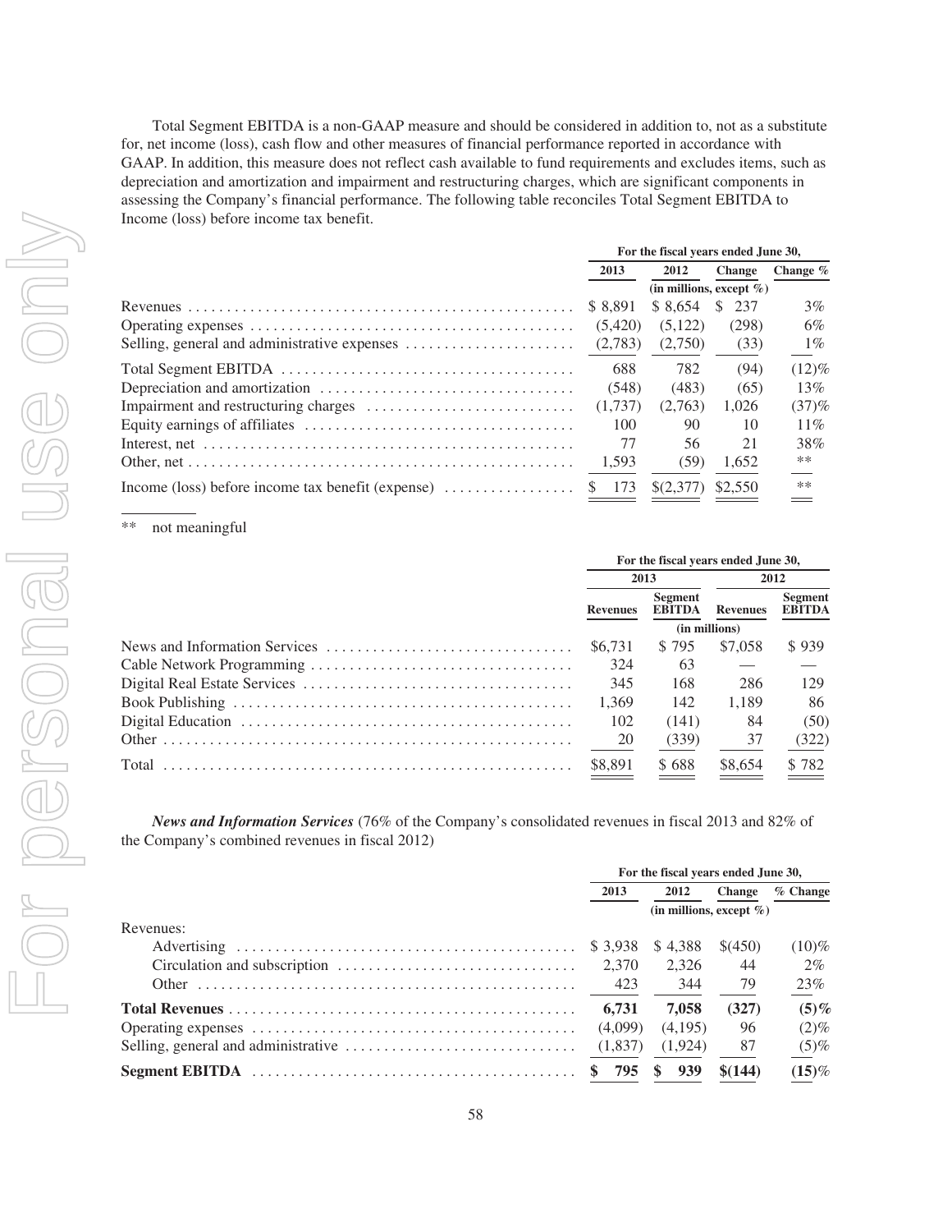Total Segment EBITDA is a non-GAAP measure and should be considered in addition to, not as a substitute for, net income (loss), cash flow and other measures of financial performance reported in accordance with GAAP. In addition, this measure does not reflect cash available to fund requirements and excludes items, such as depreciation and amortization and impairment and restructuring charges, which are significant components in assessing the Company's financial performance. The following table reconciles Total Segment EBITDA to Income (loss) before income tax benefit.

| | For the fiscal years ended June 30, | | | |
|---|---|---|---|---|
| | 2013 | 2012 | Change | Change % |
| | (in millions, except %) | | | |
| Revenues | $ 8,891 | $ 8,654 | $ 237 | 3% |
| Operating expenses | (5,420) | (5,122) | (298) | 6% |
| Selling, general and administrative expenses | (2,783) | (2,750) | (33) | 1% |
| Total Segment EBITDA | 688 | 782 | (94) | (12)% |
| Depreciation and amortization | (548) | (483) | (65) | 13% |
| Impairment and restructuring charges | (1,737) | (2,763) | 1,026 | (37)% |
| Equity earnings of affiliates | 100 | 90 | 10 | 11% |
| Interest, net | 77 | 56 | 21 | 38% |
| Other, net | 1,593 | (59) | 1,652 | ** |
| Income (loss) before income tax benefit (expense) | $ 173 | $(2,377) | $2,550 | ** |

** not meaningful

| | For the fiscal years ended June 30, | | | |
|---|---|---|---|---|
| | 2013 | | 2012 | |
| | Revenues | Segment EBITDA | Revenues | Segment EBITDA |
| | (in millions) | | | |
| News and Information Services | $6,731 | $ 795 | $7,058 | $ 939 |
| Cable Network Programming | 324 | 63 | — | — |
| Digital Real Estate Services | 345 | 168 | 286 | 129 |
| Book Publishing | 1,369 | 142 | 1,189 | 86 |
| Digital Education | 102 | (141) | 84 | (50) |
| Other | 20 | (339) | 37 | (322) |
| Total | $8,891 | $ 688 | $8,654 | $ 782 |

***News and Information Services*** (76% of the Company's consolidated revenues in fiscal 2013 and 82% of the Company's combined revenues in fiscal 2012)

| | For the fiscal years ended June 30, | | | |
|---|---|---|---|---|
| | 2013 | 2012 | Change | % Change |
| | (in millions, except %) | | | |
| Revenues: | | | | |
| Advertising | $ 3,938 | $ 4,388 | $(450) | (10)% |
| Circulation and subscription | 2,370 | 2,326 | 44 | 2% |
| Other | 423 | 344 | 79 | 23% |
| **Total Revenues** | **6,731** | **7,058** | **(327)** | **(5)%** |
| Operating expenses | (4,099) | (4,195) | 96 | (2)% |
| Selling, general and administrative | (1,837) | (1,924) | 87 | (5)% |
| **Segment EBITDA** | **$ 795** | **$ 939** | **$(144)** | **(15)%** |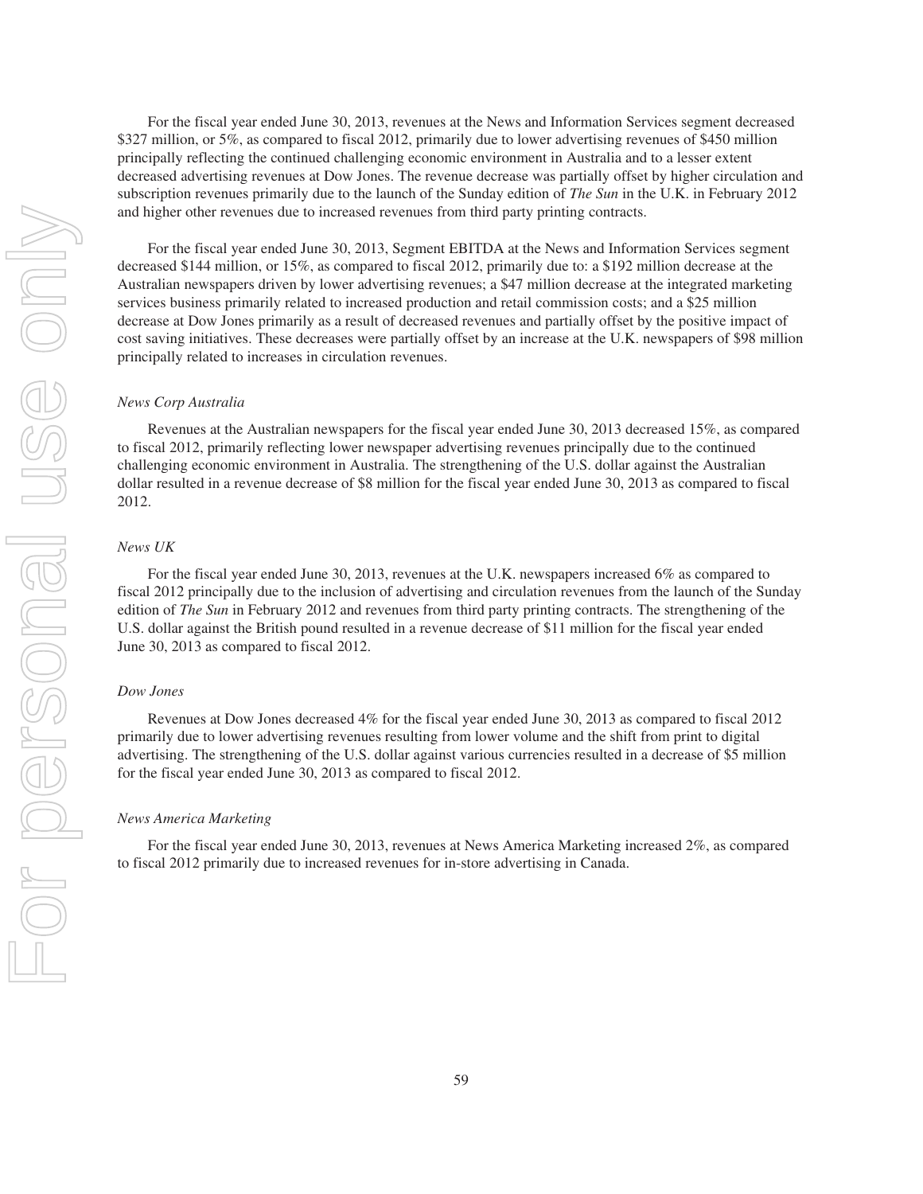For the fiscal year ended June 30, 2013, revenues at the News and Information Services segment decreased $327 million, or 5%, as compared to fiscal 2012, primarily due to lower advertising revenues of $450 million principally reflecting the continued challenging economic environment in Australia and to a lesser extent decreased advertising revenues at Dow Jones. The revenue decrease was partially offset by higher circulation and subscription revenues primarily due to the launch of the Sunday edition of *The Sun* in the U.K. in February 2012 and higher other revenues due to increased revenues from third party printing contracts.

For the fiscal year ended June 30, 2013, Segment EBITDA at the News and Information Services segment decreased $144 million, or 15%, as compared to fiscal 2012, primarily due to: a $192 million decrease at the Australian newspapers driven by lower advertising revenues; a $47 million decrease at the integrated marketing services business primarily related to increased production and retail commission costs; and a $25 million decrease at Dow Jones primarily as a result of decreased revenues and partially offset by the positive impact of cost saving initiatives. These decreases were partially offset by an increase at the U.K. newspapers of $98 million principally related to increases in circulation revenues.

*News Corp Australia*

Revenues at the Australian newspapers for the fiscal year ended June 30, 2013 decreased 15%, as compared to fiscal 2012, primarily reflecting lower newspaper advertising revenues principally due to the continued challenging economic environment in Australia. The strengthening of the U.S. dollar against the Australian dollar resulted in a revenue decrease of $8 million for the fiscal year ended June 30, 2013 as compared to fiscal 2012.

*News UK*

For the fiscal year ended June 30, 2013, revenues at the U.K. newspapers increased 6% as compared to fiscal 2012 principally due to the inclusion of advertising and circulation revenues from the launch of the Sunday edition of *The Sun* in February 2012 and revenues from third party printing contracts. The strengthening of the U.S. dollar against the British pound resulted in a revenue decrease of $11 million for the fiscal year ended June 30, 2013 as compared to fiscal 2012.

*Dow Jones*

Revenues at Dow Jones decreased 4% for the fiscal year ended June 30, 2013 as compared to fiscal 2012 primarily due to lower advertising revenues resulting from lower volume and the shift from print to digital advertising. The strengthening of the U.S. dollar against various currencies resulted in a decrease of $5 million for the fiscal year ended June 30, 2013 as compared to fiscal 2012.

*News America Marketing*

For the fiscal year ended June 30, 2013, revenues at News America Marketing increased 2%, as compared to fiscal 2012 primarily due to increased revenues for in-store advertising in Canada.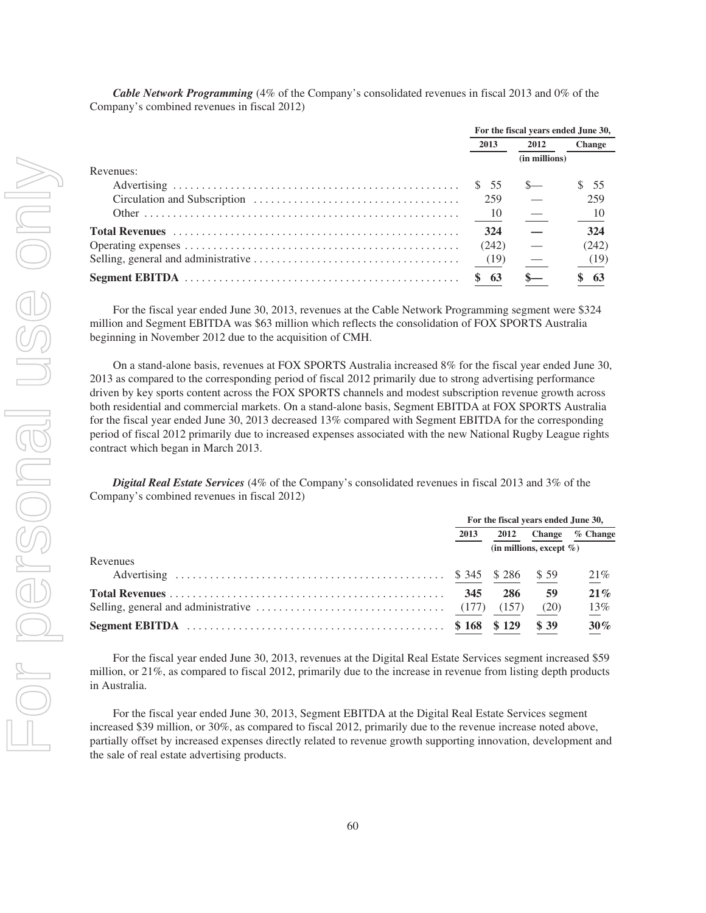*Cable Network Programming* (4% of the Company's consolidated revenues in fiscal 2013 and 0% of the Company's combined revenues in fiscal 2012)

| | For the fiscal years ended June 30, | | |
|---|---|---|---|
| | 2013 | 2012 | Change |
| | | (in millions) | |
| Revenues: | | | |
| Advertising | $ 55 | $— | $ 55 |
| Circulation and Subscription | 259 | — | 259 |
| Other | 10 | — | 10 |
| **Total Revenues** | **324** | **—** | **324** |
| Operating expenses | (242) | — | (242) |
| Selling, general and administrative | (19) | — | (19) |
| **Segment EBITDA** | **$ 63** | **$—** | **$ 63** |

For the fiscal year ended June 30, 2013, revenues at the Cable Network Programming segment were $324 million and Segment EBITDA was $63 million which reflects the consolidation of FOX SPORTS Australia beginning in November 2012 due to the acquisition of CMH.

On a stand-alone basis, revenues at FOX SPORTS Australia increased 8% for the fiscal year ended June 30, 2013 as compared to the corresponding period of fiscal 2012 primarily due to strong advertising performance driven by key sports content across the FOX SPORTS channels and modest subscription revenue growth across both residential and commercial markets. On a stand-alone basis, Segment EBITDA at FOX SPORTS Australia for the fiscal year ended June 30, 2013 decreased 13% compared with Segment EBITDA for the corresponding period of fiscal 2012 primarily due to increased expenses associated with the new National Rugby League rights contract which began in March 2013.

*Digital Real Estate Services* (4% of the Company's consolidated revenues in fiscal 2013 and 3% of the Company's combined revenues in fiscal 2012)

| | For the fiscal years ended June 30, | | | |
|---|---|---|---|---|
| | 2013 | 2012 | Change | % Change |
| | (in millions, except %) | | | |
| Revenues | | | | |
| Advertising | $ 345 | $ 286 | $ 59 | 21% |
| **Total Revenues** | **345** | **286** | **59** | **21%** |
| Selling, general and administrative | (177) | (157) | (20) | 13% |
| **Segment EBITDA** | **$ 168** | **$ 129** | **$ 39** | **30%** |

For the fiscal year ended June 30, 2013, revenues at the Digital Real Estate Services segment increased $59 million, or 21%, as compared to fiscal 2012, primarily due to the increase in revenue from listing depth products in Australia.

For the fiscal year ended June 30, 2013, Segment EBITDA at the Digital Real Estate Services segment increased $39 million, or 30%, as compared to fiscal 2012, primarily due to the revenue increase noted above, partially offset by increased expenses directly related to revenue growth supporting innovation, development and the sale of real estate advertising products.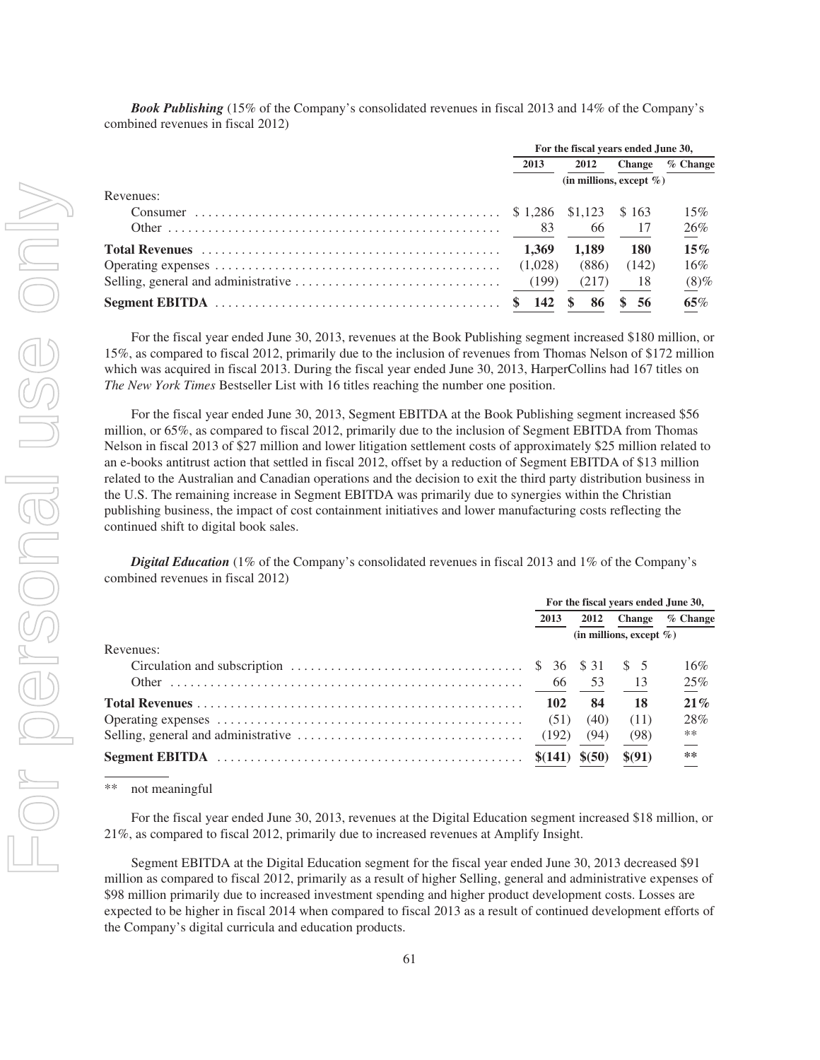***Book Publishing*** (15% of the Company's consolidated revenues in fiscal 2013 and 14% of the Company's combined revenues in fiscal 2012)

| | For the fiscal years ended June 30, | | | |
|---|---|---|---|---|
| | 2013 | 2012 | Change | % Change |
| | (in millions, except %) | | | |
| Revenues: | | | | |
| Consumer | $ 1,286 | $1,123 | $ 163 | 15% |
| Other | 83 | 66 | 17 | 26% |
| **Total Revenues** | **1,369** | **1,189** | **180** | **15%** |
| Operating expenses | (1,028) | (886) | (142) | 16% |
| Selling, general and administrative | (199) | (217) | 18 | (8)% |
| **Segment EBITDA** | **$ 142** | **$ 86** | **$ 56** | **65%** |

For the fiscal year ended June 30, 2013, revenues at the Book Publishing segment increased $180 million, or 15%, as compared to fiscal 2012, primarily due to the inclusion of revenues from Thomas Nelson of $172 million which was acquired in fiscal 2013. During the fiscal year ended June 30, 2013, HarperCollins had 167 titles on *The New York Times* Bestseller List with 16 titles reaching the number one position.

For the fiscal year ended June 30, 2013, Segment EBITDA at the Book Publishing segment increased $56 million, or 65%, as compared to fiscal 2012, primarily due to the inclusion of Segment EBITDA from Thomas Nelson in fiscal 2013 of $27 million and lower litigation settlement costs of approximately $25 million related to an e-books antitrust action that settled in fiscal 2012, offset by a reduction of Segment EBITDA of $13 million related to the Australian and Canadian operations and the decision to exit the third party distribution business in the U.S. The remaining increase in Segment EBITDA was primarily due to synergies within the Christian publishing business, the impact of cost containment initiatives and lower manufacturing costs reflecting the continued shift to digital book sales.

***Digital Education*** (1% of the Company's consolidated revenues in fiscal 2013 and 1% of the Company's combined revenues in fiscal 2012)

| | For the fiscal years ended June 30, | | | |
|---|---|---|---|---|
| | 2013 | 2012 | Change | % Change |
| | (in millions, except %) | | | |
| Revenues: | | | | |
| Circulation and subscription | $ 36 | $ 31 | $ 5 | 16% |
| Other | 66 | 53 | 13 | 25% |
| **Total Revenues** | **102** | **84** | **18** | **21%** |
| Operating expenses | (51) | (40) | (11) | 28% |
| Selling, general and administrative | (192) | (94) | (98) | ** |
| **Segment EBITDA** | **$(141)** | **$(50)** | **$(91)** | ** |

** not meaningful

For the fiscal year ended June 30, 2013, revenues at the Digital Education segment increased $18 million, or 21%, as compared to fiscal 2012, primarily due to increased revenues at Amplify Insight.

Segment EBITDA at the Digital Education segment for the fiscal year ended June 30, 2013 decreased $91 million as compared to fiscal 2012, primarily as a result of higher Selling, general and administrative expenses of $98 million primarily due to increased investment spending and higher product development costs. Losses are expected to be higher in fiscal 2014 when compared to fiscal 2013 as a result of continued development efforts of the Company's digital curricula and education products.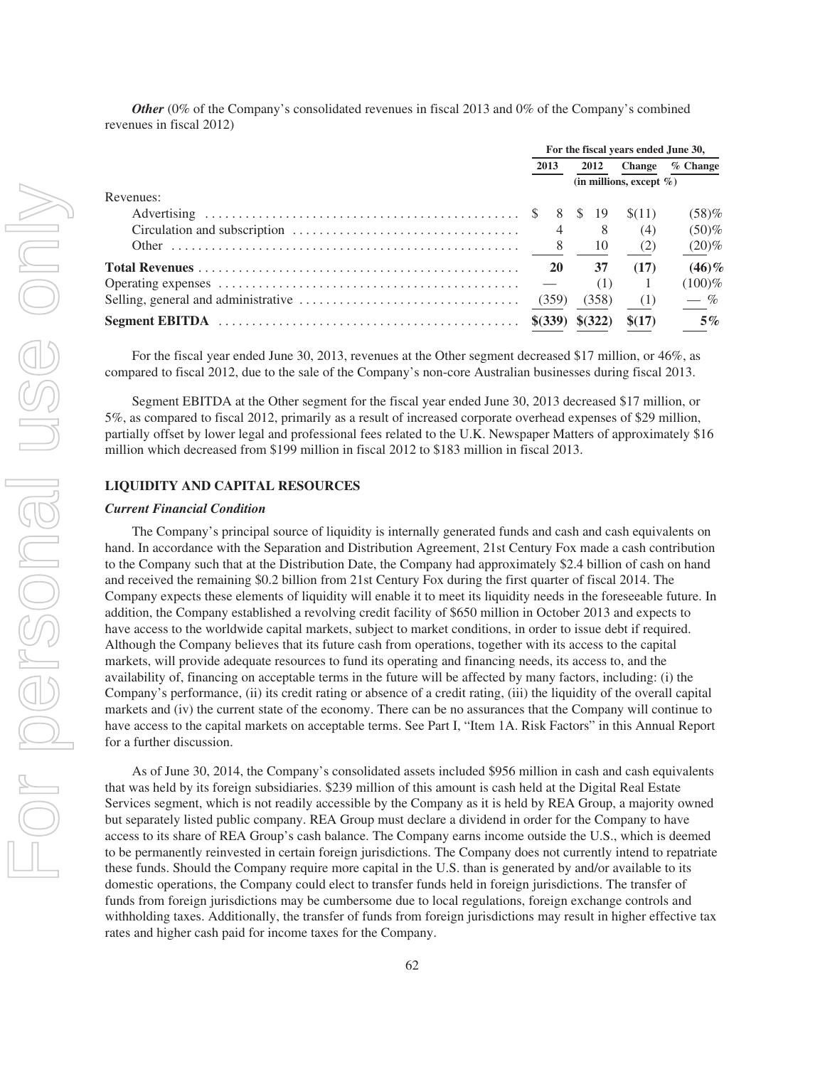***Other*** (0% of the Company's consolidated revenues in fiscal 2013 and 0% of the Company's combined revenues in fiscal 2012)

| | For the fiscal years ended June 30, | | | |
|---|---|---|---|---|
| | 2013 | 2012 | Change | % Change |
| | (in millions, except %) | | | |
| Revenues: | | | | |
| Advertising | $ 8 | $ 19 | $(11) | (58)% |
| Circulation and subscription | 4 | 8 | (4) | (50)% |
| Other | 8 | 10 | (2) | (20)% |
| **Total Revenues** | **20** | **37** | **(17)** | **(46)%** |
| Operating expenses | — | (1) | 1 | (100)% |
| Selling, general and administrative | (359) | (358) | (1) | — % |
| **Segment EBITDA** | **$(339)** | **$(322)** | **$(17)** | **5%** |

For the fiscal year ended June 30, 2013, revenues at the Other segment decreased $17 million, or 46%, as compared to fiscal 2012, due to the sale of the Company's non-core Australian businesses during fiscal 2013.

Segment EBITDA at the Other segment for the fiscal year ended June 30, 2013 decreased $17 million, or 5%, as compared to fiscal 2012, primarily as a result of increased corporate overhead expenses of $29 million, partially offset by lower legal and professional fees related to the U.K. Newspaper Matters of approximately $16 million which decreased from $199 million in fiscal 2012 to $183 million in fiscal 2013.

## LIQUIDITY AND CAPITAL RESOURCES

### *Current Financial Condition*

The Company's principal source of liquidity is internally generated funds and cash and cash equivalents on hand. In accordance with the Separation and Distribution Agreement, 21st Century Fox made a cash contribution to the Company such that at the Distribution Date, the Company had approximately $2.4 billion of cash on hand and received the remaining $0.2 billion from 21st Century Fox during the first quarter of fiscal 2014. The Company expects these elements of liquidity will enable it to meet its liquidity needs in the foreseeable future. In addition, the Company established a revolving credit facility of $650 million in October 2013 and expects to have access to the worldwide capital markets, subject to market conditions, in order to issue debt if required. Although the Company believes that its future cash from operations, together with its access to the capital markets, will provide adequate resources to fund its operating and financing needs, its access to, and the availability of, financing on acceptable terms in the future will be affected by many factors, including: (i) the Company's performance, (ii) its credit rating or absence of a credit rating, (iii) the liquidity of the overall capital markets and (iv) the current state of the economy. There can be no assurances that the Company will continue to have access to the capital markets on acceptable terms. See Part I, "Item 1A. Risk Factors" in this Annual Report for a further discussion.

As of June 30, 2014, the Company's consolidated assets included $956 million in cash and cash equivalents that was held by its foreign subsidiaries. $239 million of this amount is cash held at the Digital Real Estate Services segment, which is not readily accessible by the Company as it is held by REA Group, a majority owned but separately listed public company. REA Group must declare a dividend in order for the Company to have access to its share of REA Group's cash balance. The Company earns income outside the U.S., which is deemed to be permanently reinvested in certain foreign jurisdictions. The Company does not currently intend to repatriate these funds. Should the Company require more capital in the U.S. than is generated by and/or available to its domestic operations, the Company could elect to transfer funds held in foreign jurisdictions. The transfer of funds from foreign jurisdictions may be cumbersome due to local regulations, foreign exchange controls and withholding taxes. Additionally, the transfer of funds from foreign jurisdictions may result in higher effective tax rates and higher cash paid for income taxes for the Company.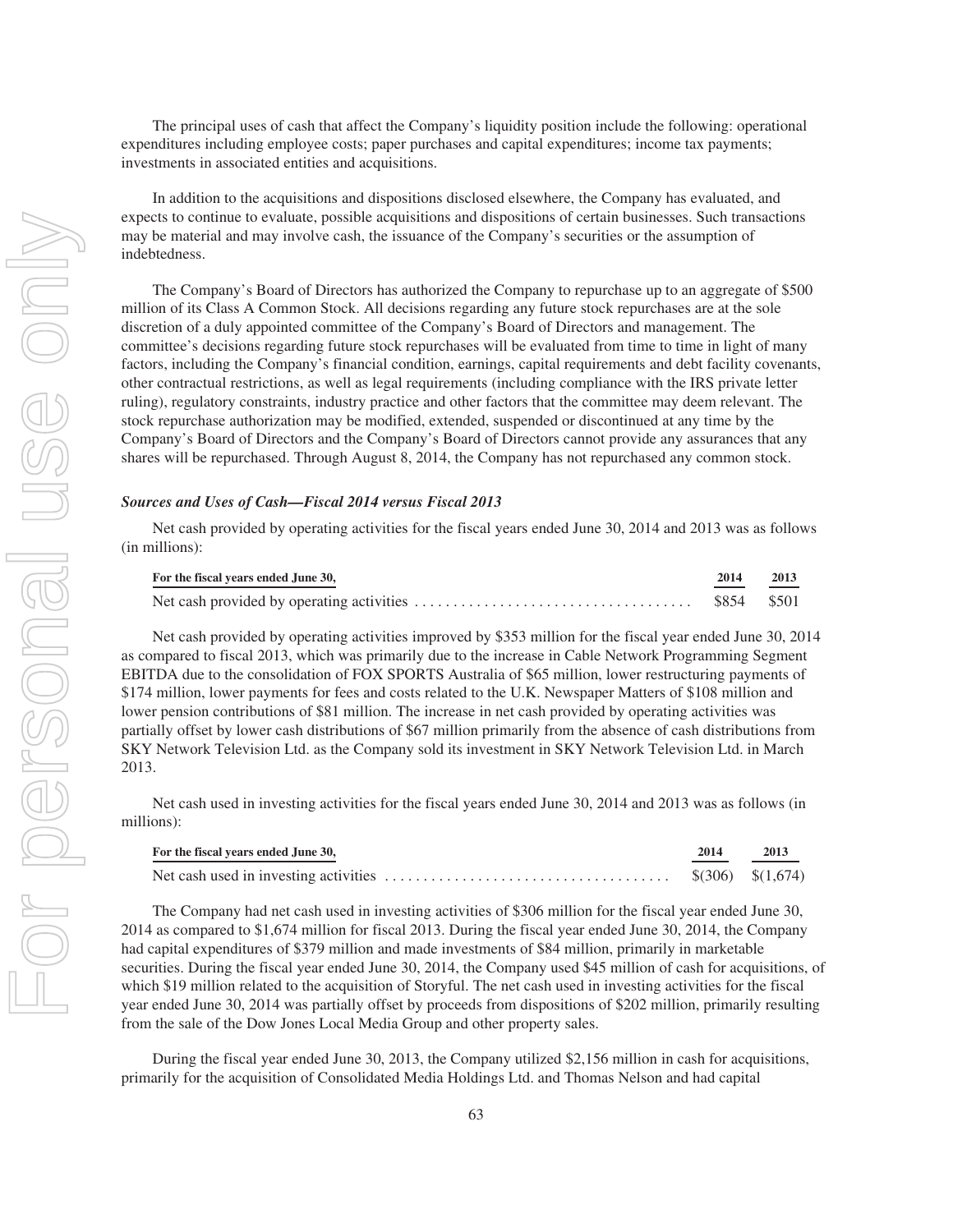The principal uses of cash that affect the Company's liquidity position include the following: operational expenditures including employee costs; paper purchases and capital expenditures; income tax payments; investments in associated entities and acquisitions.

In addition to the acquisitions and dispositions disclosed elsewhere, the Company has evaluated, and expects to continue to evaluate, possible acquisitions and dispositions of certain businesses. Such transactions may be material and may involve cash, the issuance of the Company's securities or the assumption of indebtedness.

The Company's Board of Directors has authorized the Company to repurchase up to an aggregate of $500 million of its Class A Common Stock. All decisions regarding any future stock repurchases are at the sole discretion of a duly appointed committee of the Company's Board of Directors and management. The committee's decisions regarding future stock repurchases will be evaluated from time to time in light of many factors, including the Company's financial condition, earnings, capital requirements and debt facility covenants, other contractual restrictions, as well as legal requirements (including compliance with the IRS private letter ruling), regulatory constraints, industry practice and other factors that the committee may deem relevant. The stock repurchase authorization may be modified, extended, suspended or discontinued at any time by the Company's Board of Directors and the Company's Board of Directors cannot provide any assurances that any shares will be repurchased. Through August 8, 2014, the Company has not repurchased any common stock.

***Sources and Uses of Cash—Fiscal 2014 versus Fiscal 2013***

Net cash provided by operating activities for the fiscal years ended June 30, 2014 and 2013 was as follows (in millions):

| For the fiscal years ended June 30, | 2014 | 2013 |
|---|---|---|
| Net cash provided by operating activities | $854 | $501 |

Net cash provided by operating activities improved by $353 million for the fiscal year ended June 30, 2014 as compared to fiscal 2013, which was primarily due to the increase in Cable Network Programming Segment EBITDA due to the consolidation of FOX SPORTS Australia of $65 million, lower restructuring payments of $174 million, lower payments for fees and costs related to the U.K. Newspaper Matters of $108 million and lower pension contributions of $81 million. The increase in net cash provided by operating activities was partially offset by lower cash distributions of $67 million primarily from the absence of cash distributions from SKY Network Television Ltd. as the Company sold its investment in SKY Network Television Ltd. in March 2013.

Net cash used in investing activities for the fiscal years ended June 30, 2014 and 2013 was as follows (in millions):

| For the fiscal years ended June 30, | 2014 | 2013 |
|---|---|---|
| Net cash used in investing activities | $(306) | $(1,674) |

The Company had net cash used in investing activities of $306 million for the fiscal year ended June 30, 2014 as compared to $1,674 million for fiscal 2013. During the fiscal year ended June 30, 2014, the Company had capital expenditures of $379 million and made investments of $84 million, primarily in marketable securities. During the fiscal year ended June 30, 2014, the Company used $45 million of cash for acquisitions, of which $19 million related to the acquisition of Storyful. The net cash used in investing activities for the fiscal year ended June 30, 2014 was partially offset by proceeds from dispositions of $202 million, primarily resulting from the sale of the Dow Jones Local Media Group and other property sales.

During the fiscal year ended June 30, 2013, the Company utilized $2,156 million in cash for acquisitions, primarily for the acquisition of Consolidated Media Holdings Ltd. and Thomas Nelson and had capital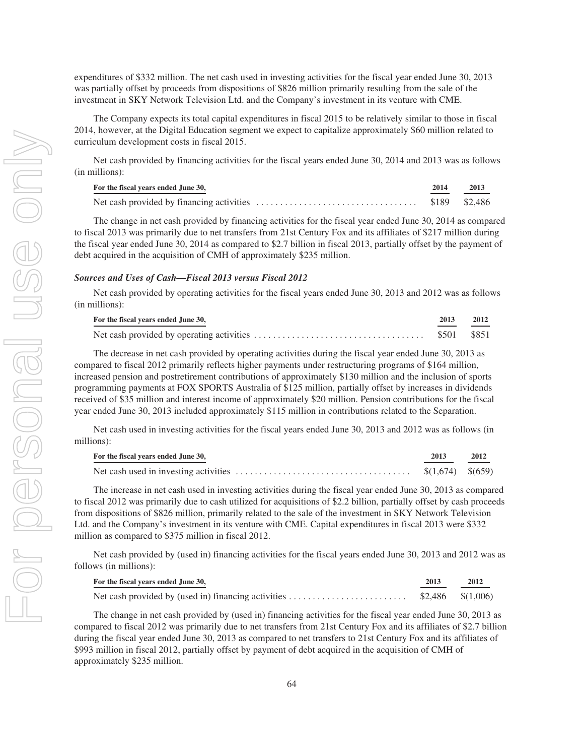expenditures of $332 million. The net cash used in investing activities for the fiscal year ended June 30, 2013 was partially offset by proceeds from dispositions of $826 million primarily resulting from the sale of the investment in SKY Network Television Ltd. and the Company's investment in its venture with CME.

The Company expects its total capital expenditures in fiscal 2015 to be relatively similar to those in fiscal 2014, however, at the Digital Education segment we expect to capitalize approximately $60 million related to curriculum development costs in fiscal 2015.

Net cash provided by financing activities for the fiscal years ended June 30, 2014 and 2013 was as follows (in millions):

| For the fiscal years ended June 30, | 2014 | 2013 |
|---|---|---|
| Net cash provided by financing activities | $189 | $2,486 |

The change in net cash provided by financing activities for the fiscal year ended June 30, 2014 as compared to fiscal 2013 was primarily due to net transfers from 21st Century Fox and its affiliates of $217 million during the fiscal year ended June 30, 2014 as compared to $2.7 billion in fiscal 2013, partially offset by the payment of debt acquired in the acquisition of CMH of approximately $235 million.

***Sources and Uses of Cash—Fiscal 2013 versus Fiscal 2012***

Net cash provided by operating activities for the fiscal years ended June 30, 2013 and 2012 was as follows (in millions):

| For the fiscal years ended June 30, | 2013 | 2012 |
|---|---|---|
| Net cash provided by operating activities | $501 | $851 |

The decrease in net cash provided by operating activities during the fiscal year ended June 30, 2013 as compared to fiscal 2012 primarily reflects higher payments under restructuring programs of $164 million, increased pension and postretirement contributions of approximately $130 million and the inclusion of sports programming payments at FOX SPORTS Australia of $125 million, partially offset by increases in dividends received of $35 million and interest income of approximately $20 million. Pension contributions for the fiscal year ended June 30, 2013 included approximately $115 million in contributions related to the Separation.

Net cash used in investing activities for the fiscal years ended June 30, 2013 and 2012 was as follows (in millions):

| For the fiscal years ended June 30, | 2013 | 2012 |
|---|---|---|
| Net cash used in investing activities | $(1,674) | $(659) |

The increase in net cash used in investing activities during the fiscal year ended June 30, 2013 as compared to fiscal 2012 was primarily due to cash utilized for acquisitions of $2.2 billion, partially offset by cash proceeds from dispositions of $826 million, primarily related to the sale of the investment in SKY Network Television Ltd. and the Company's investment in its venture with CME. Capital expenditures in fiscal 2013 were $332 million as compared to $375 million in fiscal 2012.

Net cash provided by (used in) financing activities for the fiscal years ended June 30, 2013 and 2012 was as follows (in millions):

| For the fiscal years ended June 30, | 2013 | 2012 |
|---|---|---|
| Net cash provided by (used in) financing activities | $2,486 | $(1,006) |

The change in net cash provided by (used in) financing activities for the fiscal year ended June 30, 2013 as compared to fiscal 2012 was primarily due to net transfers from 21st Century Fox and its affiliates of $2.7 billion during the fiscal year ended June 30, 2013 as compared to net transfers to 21st Century Fox and its affiliates of $993 million in fiscal 2012, partially offset by payment of debt acquired in the acquisition of CMH of approximately $235 million.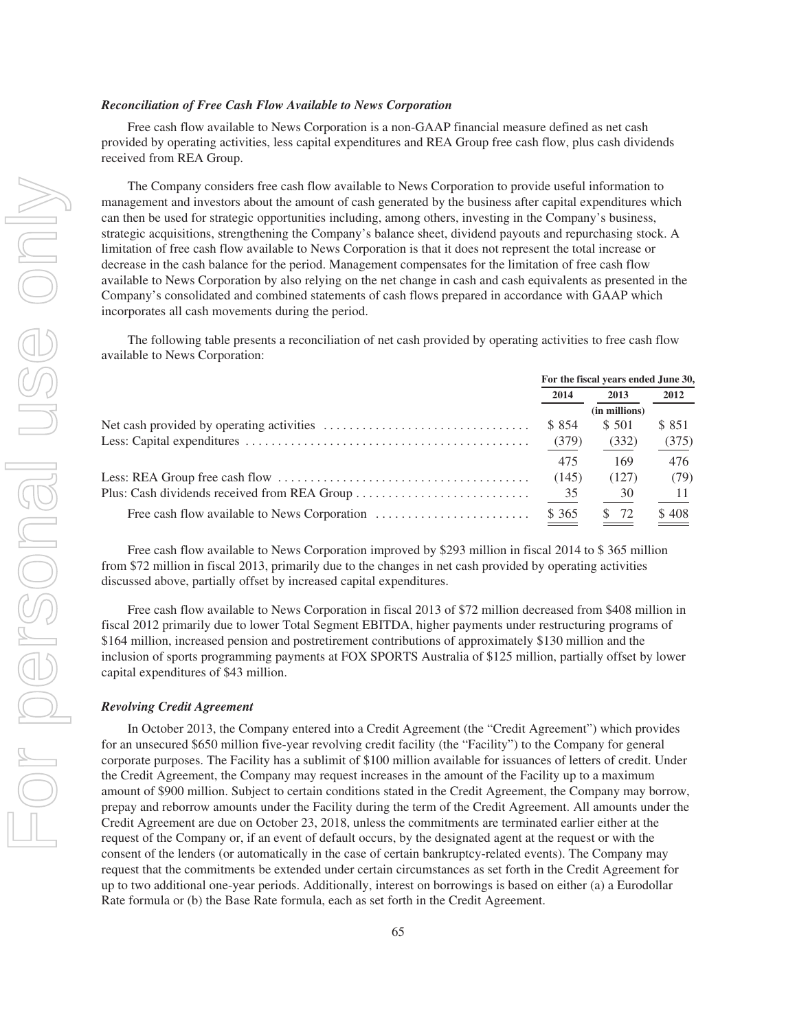### *Reconciliation of Free Cash Flow Available to News Corporation*

Free cash flow available to News Corporation is a non-GAAP financial measure defined as net cash provided by operating activities, less capital expenditures and REA Group free cash flow, plus cash dividends received from REA Group.

The Company considers free cash flow available to News Corporation to provide useful information to management and investors about the amount of cash generated by the business after capital expenditures which can then be used for strategic opportunities including, among others, investing in the Company's business, strategic acquisitions, strengthening the Company's balance sheet, dividend payouts and repurchasing stock. A limitation of free cash flow available to News Corporation is that it does not represent the total increase or decrease in the cash balance for the period. Management compensates for the limitation of free cash flow available to News Corporation by also relying on the net change in cash and cash equivalents as presented in the Company's consolidated and combined statements of cash flows prepared in accordance with GAAP which incorporates all cash movements during the period.

The following table presents a reconciliation of net cash provided by operating activities to free cash flow available to News Corporation:

| | For the fiscal years ended June 30, | | |
|---|---|---|---|
| | 2014 | 2013 | 2012 |
| | | (in millions) | |
| Net cash provided by operating activities | $ 854 | $ 501 | $ 851 |
| Less: Capital expenditures | (379) | (332) | (375) |
| | 475 | 169 | 476 |
| Less: REA Group free cash flow | (145) | (127) | (79) |
| Plus: Cash dividends received from REA Group | 35 | 30 | 11 |
| Free cash flow available to News Corporation | $ 365 | $ 72 | $ 408 |

Free cash flow available to News Corporation improved by $293 million in fiscal 2014 to $ 365 million from $72 million in fiscal 2013, primarily due to the changes in net cash provided by operating activities discussed above, partially offset by increased capital expenditures.

Free cash flow available to News Corporation in fiscal 2013 of $72 million decreased from $408 million in fiscal 2012 primarily due to lower Total Segment EBITDA, higher payments under restructuring programs of $164 million, increased pension and postretirement contributions of approximately $130 million and the inclusion of sports programming payments at FOX SPORTS Australia of $125 million, partially offset by lower capital expenditures of $43 million.

### *Revolving Credit Agreement*

In October 2013, the Company entered into a Credit Agreement (the "Credit Agreement") which provides for an unsecured $650 million five-year revolving credit facility (the "Facility") to the Company for general corporate purposes. The Facility has a sublimit of $100 million available for issuances of letters of credit. Under the Credit Agreement, the Company may request increases in the amount of the Facility up to a maximum amount of $900 million. Subject to certain conditions stated in the Credit Agreement, the Company may borrow, prepay and reborrow amounts under the Facility during the term of the Credit Agreement. All amounts under the Credit Agreement are due on October 23, 2018, unless the commitments are terminated earlier either at the request of the Company or, if an event of default occurs, by the designated agent at the request or with the consent of the lenders (or automatically in the case of certain bankruptcy-related events). The Company may request that the commitments be extended under certain circumstances as set forth in the Credit Agreement for up to two additional one-year periods. Additionally, interest on borrowings is based on either (a) a Eurodollar Rate formula or (b) the Base Rate formula, each as set forth in the Credit Agreement.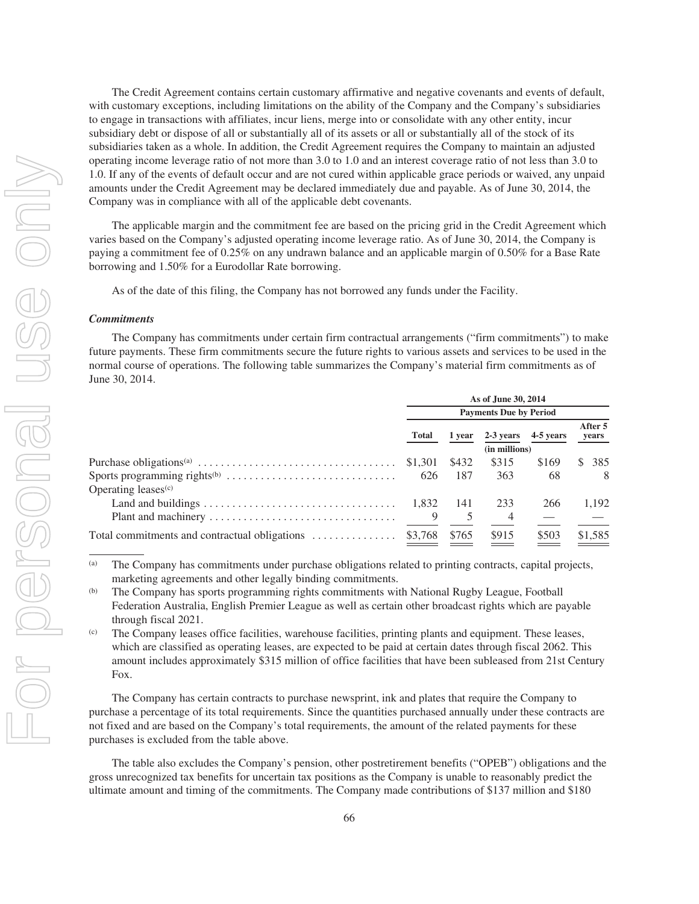The Credit Agreement contains certain customary affirmative and negative covenants and events of default, with customary exceptions, including limitations on the ability of the Company and the Company's subsidiaries to engage in transactions with affiliates, incur liens, merge into or consolidate with any other entity, incur subsidiary debt or dispose of all or substantially all of its assets or all or substantially all of the stock of its subsidiaries taken as a whole. In addition, the Credit Agreement requires the Company to maintain an adjusted operating income leverage ratio of not more than 3.0 to 1.0 and an interest coverage ratio of not less than 3.0 to 1.0. If any of the events of default occur and are not cured within applicable grace periods or waived, any unpaid amounts under the Credit Agreement may be declared immediately due and payable. As of June 30, 2014, the Company was in compliance with all of the applicable debt covenants.

The applicable margin and the commitment fee are based on the pricing grid in the Credit Agreement which varies based on the Company's adjusted operating income leverage ratio. As of June 30, 2014, the Company is paying a commitment fee of 0.25% on any undrawn balance and an applicable margin of 0.50% for a Base Rate borrowing and 1.50% for a Eurodollar Rate borrowing.

As of the date of this filing, the Company has not borrowed any funds under the Facility.

***Commitments***

The Company has commitments under certain firm contractual arrangements ("firm commitments") to make future payments. These firm commitments secure the future rights to various assets and services to be used in the normal course of operations. The following table summarizes the Company's material firm commitments as of June 30, 2014.

| | As of June 30, 2014 | | | | |
|---|---|---|---|---|---|
| | Payments Due by Period | | | | |
| | Total | 1 year | 2-3 years | 4-5 years | After 5 years |
| | | | (in millions) | | |
| Purchase obligations[(a)] | $1,301 | $432 | $315 | $169 | $ 385 |
| Sports programming rights[(b)] | 626 | 187 | 363 | 68 | 8 |
| Operating leases[(c)] | | | | | |
| Land and buildings | 1,832 | 141 | 233 | 266 | 1,192 |
| Plant and machinery | 9 | 5 | 4 | — | — |
| Total commitments and contractual obligations | $3,768 | $765 | $915 | $503 | $1,585 |

(a) The Company has commitments under purchase obligations related to printing contracts, capital projects, marketing agreements and other legally binding commitments.

(b) The Company has sports programming rights commitments with National Rugby League, Football Federation Australia, English Premier League as well as certain other broadcast rights which are payable through fiscal 2021.

(c) The Company leases office facilities, warehouse facilities, printing plants and equipment. These leases, which are classified as operating leases, are expected to be paid at certain dates through fiscal 2062. This amount includes approximately $315 million of office facilities that have been subleased from 21st Century Fox.

The Company has certain contracts to purchase newsprint, ink and plates that require the Company to purchase a percentage of its total requirements. Since the quantities purchased annually under these contracts are not fixed and are based on the Company's total requirements, the amount of the related payments for these purchases is excluded from the table above.

The table also excludes the Company's pension, other postretirement benefits ("OPEB") obligations and the gross unrecognized tax benefits for uncertain tax positions as the Company is unable to reasonably predict the ultimate amount and timing of the commitments. The Company made contributions of $137 million and $180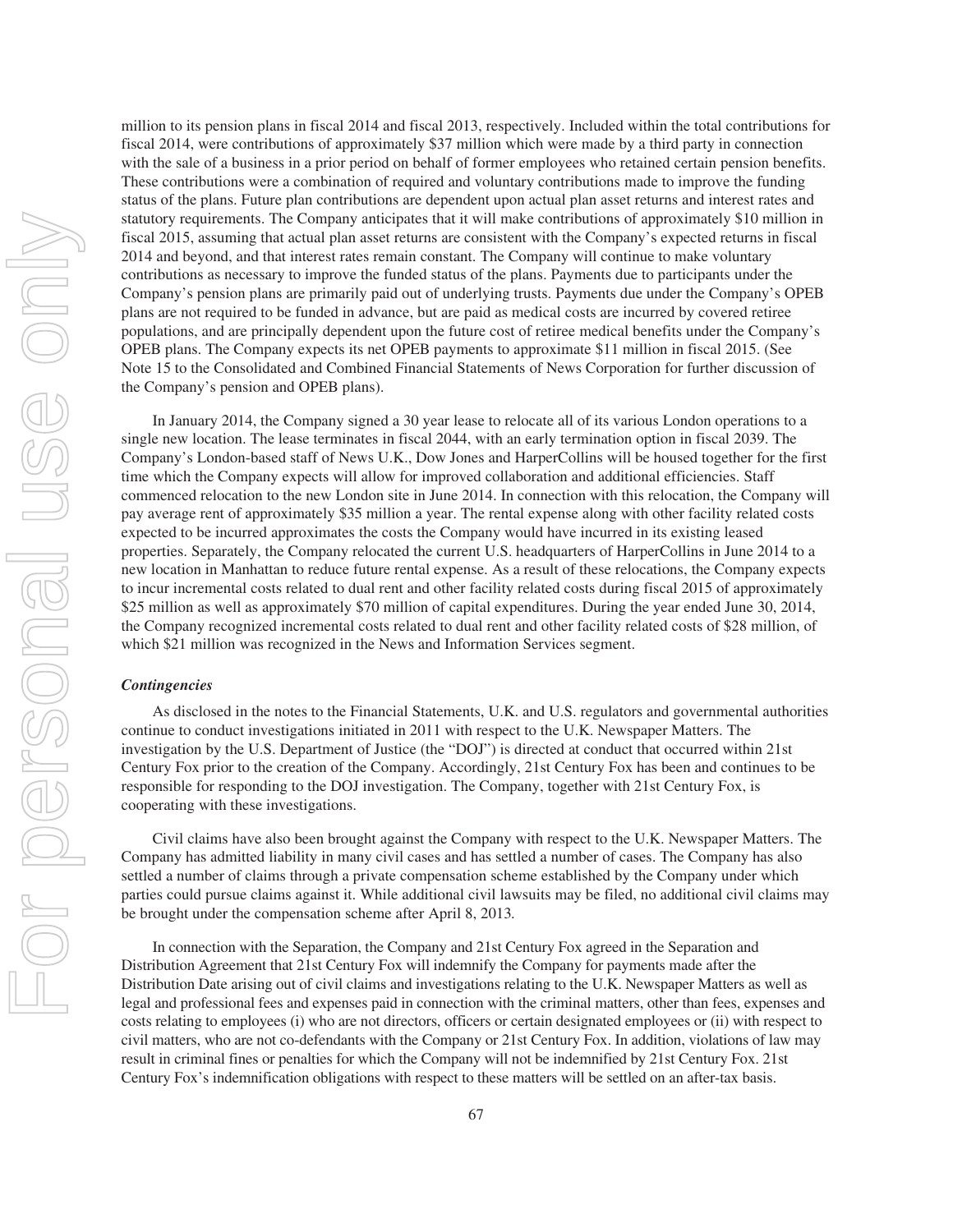million to its pension plans in fiscal 2014 and fiscal 2013, respectively. Included within the total contributions for fiscal 2014, were contributions of approximately $37 million which were made by a third party in connection with the sale of a business in a prior period on behalf of former employees who retained certain pension benefits. These contributions were a combination of required and voluntary contributions made to improve the funding status of the plans. Future plan contributions are dependent upon actual plan asset returns and interest rates and statutory requirements. The Company anticipates that it will make contributions of approximately $10 million in fiscal 2015, assuming that actual plan asset returns are consistent with the Company's expected returns in fiscal 2014 and beyond, and that interest rates remain constant. The Company will continue to make voluntary contributions as necessary to improve the funded status of the plans. Payments due to participants under the Company's pension plans are primarily paid out of underlying trusts. Payments due under the Company's OPEB plans are not required to be funded in advance, but are paid as medical costs are incurred by covered retiree populations, and are principally dependent upon the future cost of retiree medical benefits under the Company's OPEB plans. The Company expects its net OPEB payments to approximate $11 million in fiscal 2015. (See Note 15 to the Consolidated and Combined Financial Statements of News Corporation for further discussion of the Company's pension and OPEB plans).

In January 2014, the Company signed a 30 year lease to relocate all of its various London operations to a single new location. The lease terminates in fiscal 2044, with an early termination option in fiscal 2039. The Company's London-based staff of News U.K., Dow Jones and HarperCollins will be housed together for the first time which the Company expects will allow for improved collaboration and additional efficiencies. Staff commenced relocation to the new London site in June 2014. In connection with this relocation, the Company will pay average rent of approximately $35 million a year. The rental expense along with other facility related costs expected to be incurred approximates the costs the Company would have incurred in its existing leased properties. Separately, the Company relocated the current U.S. headquarters of HarperCollins in June 2014 to a new location in Manhattan to reduce future rental expense. As a result of these relocations, the Company expects to incur incremental costs related to dual rent and other facility related costs during fiscal 2015 of approximately $25 million as well as approximately $70 million of capital expenditures. During the year ended June 30, 2014, the Company recognized incremental costs related to dual rent and other facility related costs of $28 million, of which $21 million was recognized in the News and Information Services segment.

***Contingencies***

As disclosed in the notes to the Financial Statements, U.K. and U.S. regulators and governmental authorities continue to conduct investigations initiated in 2011 with respect to the U.K. Newspaper Matters. The investigation by the U.S. Department of Justice (the "DOJ") is directed at conduct that occurred within 21st Century Fox prior to the creation of the Company. Accordingly, 21st Century Fox has been and continues to be responsible for responding to the DOJ investigation. The Company, together with 21st Century Fox, is cooperating with these investigations.

Civil claims have also been brought against the Company with respect to the U.K. Newspaper Matters. The Company has admitted liability in many civil cases and has settled a number of cases. The Company has also settled a number of claims through a private compensation scheme established by the Company under which parties could pursue claims against it. While additional civil lawsuits may be filed, no additional civil claims may be brought under the compensation scheme after April 8, 2013.

In connection with the Separation, the Company and 21st Century Fox agreed in the Separation and Distribution Agreement that 21st Century Fox will indemnify the Company for payments made after the Distribution Date arising out of civil claims and investigations relating to the U.K. Newspaper Matters as well as legal and professional fees and expenses paid in connection with the criminal matters, other than fees, expenses and costs relating to employees (i) who are not directors, officers or certain designated employees or (ii) with respect to civil matters, who are not co-defendants with the Company or 21st Century Fox. In addition, violations of law may result in criminal fines or penalties for which the Company will not be indemnified by 21st Century Fox. 21st Century Fox's indemnification obligations with respect to these matters will be settled on an after-tax basis.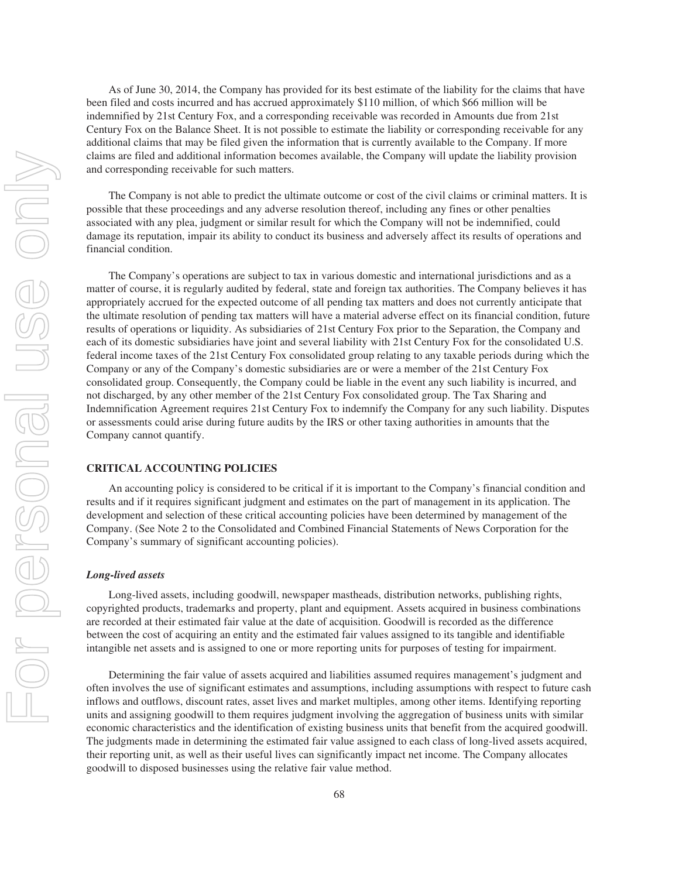As of June 30, 2014, the Company has provided for its best estimate of the liability for the claims that have been filed and costs incurred and has accrued approximately $110 million, of which $66 million will be indemnified by 21st Century Fox, and a corresponding receivable was recorded in Amounts due from 21st Century Fox on the Balance Sheet. It is not possible to estimate the liability or corresponding receivable for any additional claims that may be filed given the information that is currently available to the Company. If more claims are filed and additional information becomes available, the Company will update the liability provision and corresponding receivable for such matters.

The Company is not able to predict the ultimate outcome or cost of the civil claims or criminal matters. It is possible that these proceedings and any adverse resolution thereof, including any fines or other penalties associated with any plea, judgment or similar result for which the Company will not be indemnified, could damage its reputation, impair its ability to conduct its business and adversely affect its results of operations and financial condition.

The Company's operations are subject to tax in various domestic and international jurisdictions and as a matter of course, it is regularly audited by federal, state and foreign tax authorities. The Company believes it has appropriately accrued for the expected outcome of all pending tax matters and does not currently anticipate that the ultimate resolution of pending tax matters will have a material adverse effect on its financial condition, future results of operations or liquidity. As subsidiaries of 21st Century Fox prior to the Separation, the Company and each of its domestic subsidiaries have joint and several liability with 21st Century Fox for the consolidated U.S. federal income taxes of the 21st Century Fox consolidated group relating to any taxable periods during which the Company or any of the Company's domestic subsidiaries are or were a member of the 21st Century Fox consolidated group. Consequently, the Company could be liable in the event any such liability is incurred, and not discharged, by any other member of the 21st Century Fox consolidated group. The Tax Sharing and Indemnification Agreement requires 21st Century Fox to indemnify the Company for any such liability. Disputes or assessments could arise during future audits by the IRS or other taxing authorities in amounts that the Company cannot quantify.

## CRITICAL ACCOUNTING POLICIES

An accounting policy is considered to be critical if it is important to the Company's financial condition and results and if it requires significant judgment and estimates on the part of management in its application. The development and selection of these critical accounting policies have been determined by management of the Company. (See Note 2 to the Consolidated and Combined Financial Statements of News Corporation for the Company's summary of significant accounting policies).

### *Long-lived assets*

Long-lived assets, including goodwill, newspaper mastheads, distribution networks, publishing rights, copyrighted products, trademarks and property, plant and equipment. Assets acquired in business combinations are recorded at their estimated fair value at the date of acquisition. Goodwill is recorded as the difference between the cost of acquiring an entity and the estimated fair values assigned to its tangible and identifiable intangible net assets and is assigned to one or more reporting units for purposes of testing for impairment.

Determining the fair value of assets acquired and liabilities assumed requires management's judgment and often involves the use of significant estimates and assumptions, including assumptions with respect to future cash inflows and outflows, discount rates, asset lives and market multiples, among other items. Identifying reporting units and assigning goodwill to them requires judgment involving the aggregation of business units with similar economic characteristics and the identification of existing business units that benefit from the acquired goodwill. The judgments made in determining the estimated fair value assigned to each class of long-lived assets acquired, their reporting unit, as well as their useful lives can significantly impact net income. The Company allocates goodwill to disposed businesses using the relative fair value method.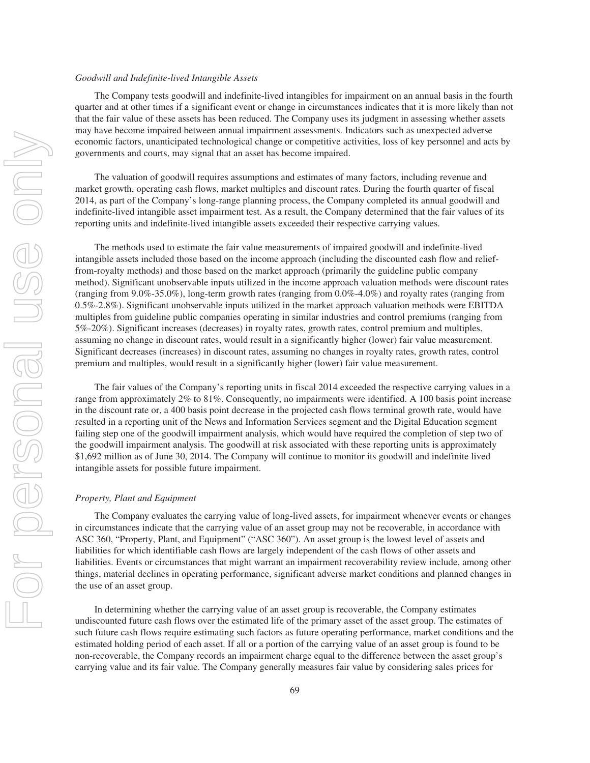*Goodwill and Indefinite-lived Intangible Assets*

The Company tests goodwill and indefinite-lived intangibles for impairment on an annual basis in the fourth quarter and at other times if a significant event or change in circumstances indicates that it is more likely than not that the fair value of these assets has been reduced. The Company uses its judgment in assessing whether assets may have become impaired between annual impairment assessments. Indicators such as unexpected adverse economic factors, unanticipated technological change or competitive activities, loss of key personnel and acts by governments and courts, may signal that an asset has become impaired.

The valuation of goodwill requires assumptions and estimates of many factors, including revenue and market growth, operating cash flows, market multiples and discount rates. During the fourth quarter of fiscal 2014, as part of the Company's long-range planning process, the Company completed its annual goodwill and indefinite-lived intangible asset impairment test. As a result, the Company determined that the fair values of its reporting units and indefinite-lived intangible assets exceeded their respective carrying values.

The methods used to estimate the fair value measurements of impaired goodwill and indefinite-lived intangible assets included those based on the income approach (including the discounted cash flow and relief-from-royalty methods) and those based on the market approach (primarily the guideline public company method). Significant unobservable inputs utilized in the income approach valuation methods were discount rates (ranging from 9.0%-35.0%), long-term growth rates (ranging from 0.0%-4.0%) and royalty rates (ranging from 0.5%-2.8%). Significant unobservable inputs utilized in the market approach valuation methods were EBITDA multiples from guideline public companies operating in similar industries and control premiums (ranging from 5%-20%). Significant increases (decreases) in royalty rates, growth rates, control premium and multiples, assuming no change in discount rates, would result in a significantly higher (lower) fair value measurement. Significant decreases (increases) in discount rates, assuming no changes in royalty rates, growth rates, control premium and multiples, would result in a significantly higher (lower) fair value measurement.

The fair values of the Company's reporting units in fiscal 2014 exceeded the respective carrying values in a range from approximately 2% to 81%. Consequently, no impairments were identified. A 100 basis point increase in the discount rate or, a 400 basis point decrease in the projected cash flows terminal growth rate, would have resulted in a reporting unit of the News and Information Services segment and the Digital Education segment failing step one of the goodwill impairment analysis, which would have required the completion of step two of the goodwill impairment analysis. The goodwill at risk associated with these reporting units is approximately $1,692 million as of June 30, 2014. The Company will continue to monitor its goodwill and indefinite lived intangible assets for possible future impairment.

*Property, Plant and Equipment*

The Company evaluates the carrying value of long-lived assets, for impairment whenever events or changes in circumstances indicate that the carrying value of an asset group may not be recoverable, in accordance with ASC 360, "Property, Plant, and Equipment" ("ASC 360"). An asset group is the lowest level of assets and liabilities for which identifiable cash flows are largely independent of the cash flows of other assets and liabilities. Events or circumstances that might warrant an impairment recoverability review include, among other things, material declines in operating performance, significant adverse market conditions and planned changes in the use of an asset group.

In determining whether the carrying value of an asset group is recoverable, the Company estimates undiscounted future cash flows over the estimated life of the primary asset of the asset group. The estimates of such future cash flows require estimating such factors as future operating performance, market conditions and the estimated holding period of each asset. If all or a portion of the carrying value of an asset group is found to be non-recoverable, the Company records an impairment charge equal to the difference between the asset group's carrying value and its fair value. The Company generally measures fair value by considering sales prices for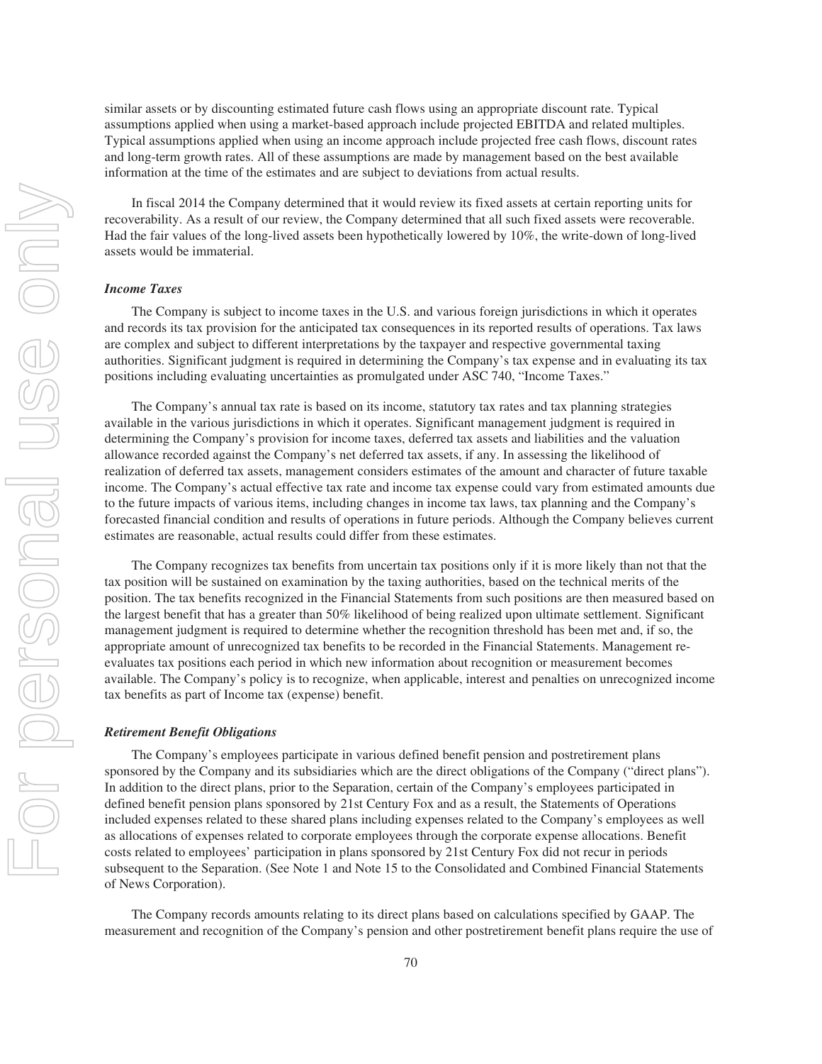similar assets or by discounting estimated future cash flows using an appropriate discount rate. Typical assumptions applied when using a market-based approach include projected EBITDA and related multiples. Typical assumptions applied when using an income approach include projected free cash flows, discount rates and long-term growth rates. All of these assumptions are made by management based on the best available information at the time of the estimates and are subject to deviations from actual results.

In fiscal 2014 the Company determined that it would review its fixed assets at certain reporting units for recoverability. As a result of our review, the Company determined that all such fixed assets were recoverable. Had the fair values of the long-lived assets been hypothetically lowered by 10%, the write-down of long-lived assets would be immaterial.

***Income Taxes***

The Company is subject to income taxes in the U.S. and various foreign jurisdictions in which it operates and records its tax provision for the anticipated tax consequences in its reported results of operations. Tax laws are complex and subject to different interpretations by the taxpayer and respective governmental taxing authorities. Significant judgment is required in determining the Company's tax expense and in evaluating its tax positions including evaluating uncertainties as promulgated under ASC 740, "Income Taxes."

The Company's annual tax rate is based on its income, statutory tax rates and tax planning strategies available in the various jurisdictions in which it operates. Significant management judgment is required in determining the Company's provision for income taxes, deferred tax assets and liabilities and the valuation allowance recorded against the Company's net deferred tax assets, if any. In assessing the likelihood of realization of deferred tax assets, management considers estimates of the amount and character of future taxable income. The Company's actual effective tax rate and income tax expense could vary from estimated amounts due to the future impacts of various items, including changes in income tax laws, tax planning and the Company's forecasted financial condition and results of operations in future periods. Although the Company believes current estimates are reasonable, actual results could differ from these estimates.

The Company recognizes tax benefits from uncertain tax positions only if it is more likely than not that the tax position will be sustained on examination by the taxing authorities, based on the technical merits of the position. The tax benefits recognized in the Financial Statements from such positions are then measured based on the largest benefit that has a greater than 50% likelihood of being realized upon ultimate settlement. Significant management judgment is required to determine whether the recognition threshold has been met and, if so, the appropriate amount of unrecognized tax benefits to be recorded in the Financial Statements. Management re-evaluates tax positions each period in which new information about recognition or measurement becomes available. The Company's policy is to recognize, when applicable, interest and penalties on unrecognized income tax benefits as part of Income tax (expense) benefit.

***Retirement Benefit Obligations***

The Company's employees participate in various defined benefit pension and postretirement plans sponsored by the Company and its subsidiaries which are the direct obligations of the Company ("direct plans"). In addition to the direct plans, prior to the Separation, certain of the Company's employees participated in defined benefit pension plans sponsored by 21st Century Fox and as a result, the Statements of Operations included expenses related to these shared plans including expenses related to the Company's employees as well as allocations of expenses related to corporate employees through the corporate expense allocations. Benefit costs related to employees' participation in plans sponsored by 21st Century Fox did not recur in periods subsequent to the Separation. (See Note 1 and Note 15 to the Consolidated and Combined Financial Statements of News Corporation).

The Company records amounts relating to its direct plans based on calculations specified by GAAP. The measurement and recognition of the Company's pension and other postretirement benefit plans require the use of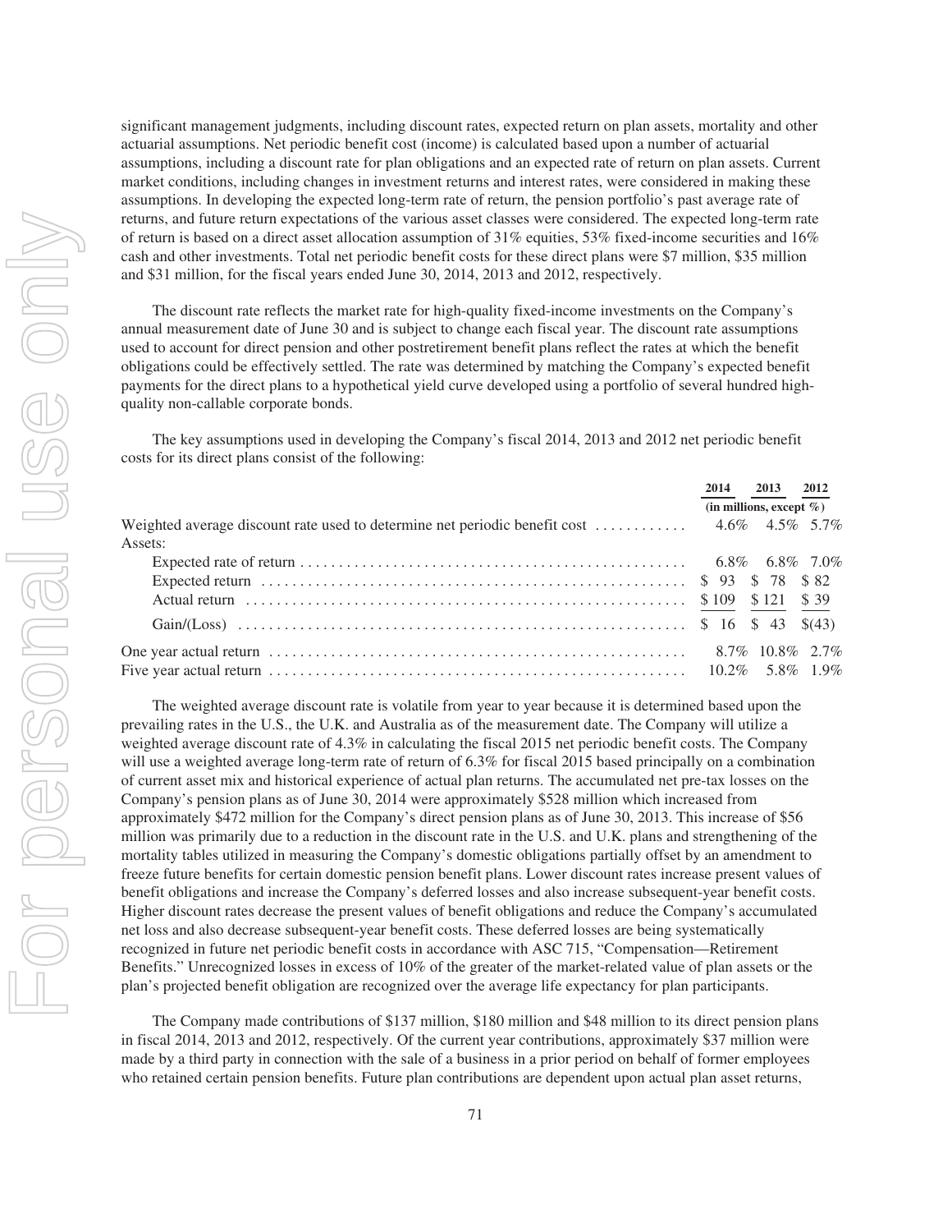significant management judgments, including discount rates, expected return on plan assets, mortality and other actuarial assumptions. Net periodic benefit cost (income) is calculated based upon a number of actuarial assumptions, including a discount rate for plan obligations and an expected rate of return on plan assets. Current market conditions, including changes in investment returns and interest rates, were considered in making these assumptions. In developing the expected long-term rate of return, the pension portfolio's past average rate of returns, and future return expectations of the various asset classes were considered. The expected long-term rate of return is based on a direct asset allocation assumption of 31% equities, 53% fixed-income securities and 16% cash and other investments. Total net periodic benefit costs for these direct plans were $7 million, $35 million and $31 million, for the fiscal years ended June 30, 2014, 2013 and 2012, respectively.

The discount rate reflects the market rate for high-quality fixed-income investments on the Company's annual measurement date of June 30 and is subject to change each fiscal year. The discount rate assumptions used to account for direct pension and other postretirement benefit plans reflect the rates at which the benefit obligations could be effectively settled. The rate was determined by matching the Company's expected benefit payments for the direct plans to a hypothetical yield curve developed using a portfolio of several hundred high-quality non-callable corporate bonds.

The key assumptions used in developing the Company's fiscal 2014, 2013 and 2012 net periodic benefit costs for its direct plans consist of the following:

| | 2014 | 2013 | 2012 |
|---|---|---|---|
| | (in millions, except %) | | |
| Weighted average discount rate used to determine net periodic benefit cost | 4.6% | 4.5% | 5.7% |
| Assets: | | | |
| Expected rate of return | 6.8% | 6.8% | 7.0% |
| Expected return | $ 93 | $ 78 | $ 82 |
| Actual return | $ 109 | $ 121 | $ 39 |
| Gain/(Loss) | $ 16 | $ 43 | $(43) |
| One year actual return | 8.7% | 10.8% | 2.7% |
| Five year actual return | 10.2% | 5.8% | 1.9% |

The weighted average discount rate is volatile from year to year because it is determined based upon the prevailing rates in the U.S., the U.K. and Australia as of the measurement date. The Company will utilize a weighted average discount rate of 4.3% in calculating the fiscal 2015 net periodic benefit costs. The Company will use a weighted average long-term rate of return of 6.3% for fiscal 2015 based principally on a combination of current asset mix and historical experience of actual plan returns. The accumulated net pre-tax losses on the Company's pension plans as of June 30, 2014 were approximately $528 million which increased from approximately $472 million for the Company's direct pension plans as of June 30, 2013. This increase of $56 million was primarily due to a reduction in the discount rate in the U.S. and U.K. plans and strengthening of the mortality tables utilized in measuring the Company's domestic obligations partially offset by an amendment to freeze future benefits for certain domestic pension benefit plans. Lower discount rates increase present values of benefit obligations and increase the Company's deferred losses and also increase subsequent-year benefit costs. Higher discount rates decrease the present values of benefit obligations and reduce the Company's accumulated net loss and also decrease subsequent-year benefit costs. These deferred losses are being systematically recognized in future net periodic benefit costs in accordance with ASC 715, "Compensation—Retirement Benefits." Unrecognized losses in excess of 10% of the greater of the market-related value of plan assets or the plan's projected benefit obligation are recognized over the average life expectancy for plan participants.

The Company made contributions of $137 million, $180 million and $48 million to its direct pension plans in fiscal 2014, 2013 and 2012, respectively. Of the current year contributions, approximately $37 million were made by a third party in connection with the sale of a business in a prior period on behalf of former employees who retained certain pension benefits. Future plan contributions are dependent upon actual plan asset returns,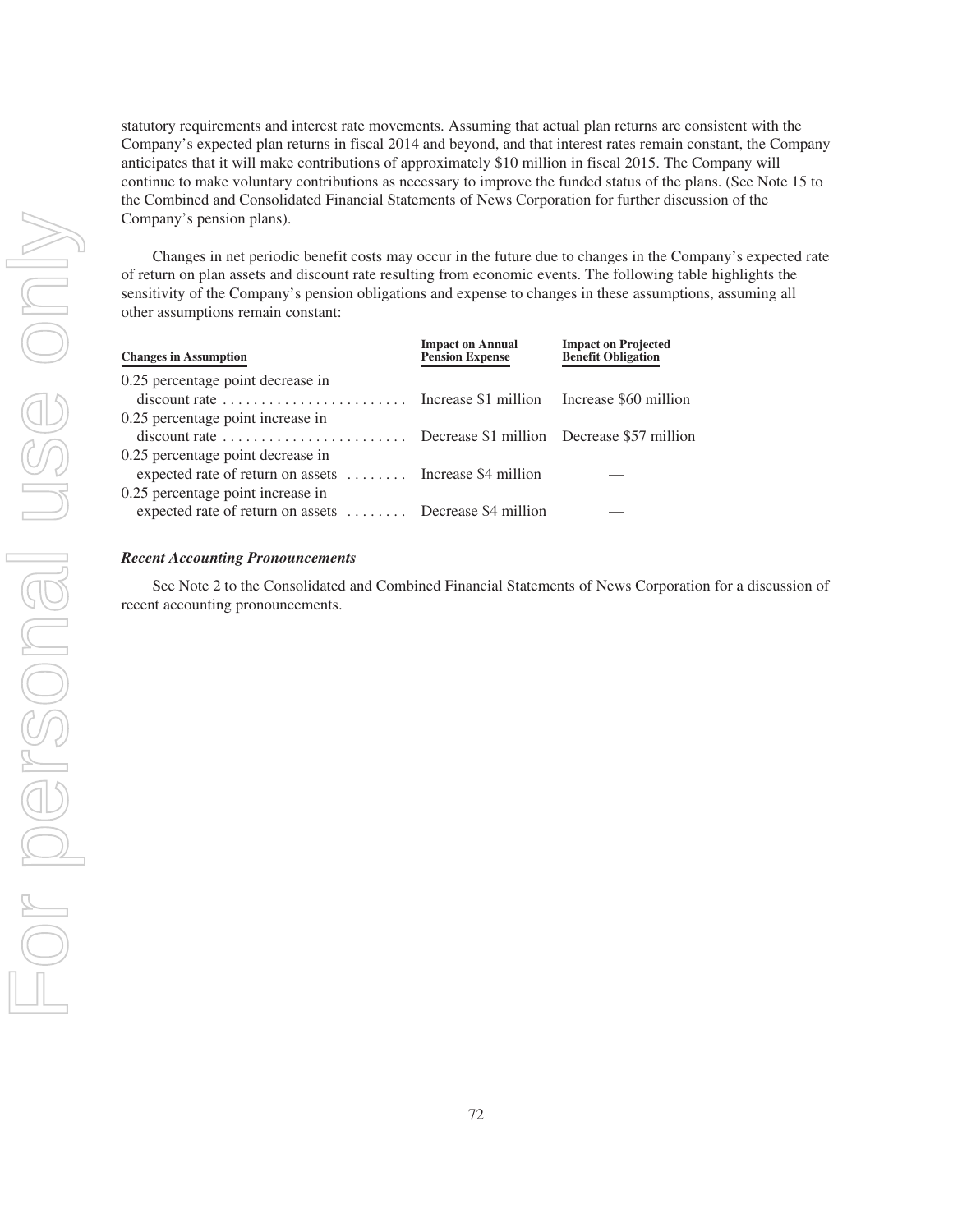statutory requirements and interest rate movements. Assuming that actual plan returns are consistent with the Company's expected plan returns in fiscal 2014 and beyond, and that interest rates remain constant, the Company anticipates that it will make contributions of approximately $10 million in fiscal 2015. The Company will continue to make voluntary contributions as necessary to improve the funded status of the plans. (See Note 15 to the Combined and Consolidated Financial Statements of News Corporation for further discussion of the Company's pension plans).

Changes in net periodic benefit costs may occur in the future due to changes in the Company's expected rate of return on plan assets and discount rate resulting from economic events. The following table highlights the sensitivity of the Company's pension obligations and expense to changes in these assumptions, assuming all other assumptions remain constant:

| Changes in Assumption | Impact on Annual Pension Expense | Impact on Projected Benefit Obligation |
|---|---|---|
| 0.25 percentage point decrease in discount rate | Increase $1 million | Increase $60 million |
| 0.25 percentage point increase in discount rate | Decrease $1 million | Decrease $57 million |
| 0.25 percentage point decrease in expected rate of return on assets | Increase $4 million | — |
| 0.25 percentage point increase in expected rate of return on assets | Decrease $4 million | — |

### *Recent Accounting Pronouncements*

See Note 2 to the Consolidated and Combined Financial Statements of News Corporation for a discussion of recent accounting pronouncements.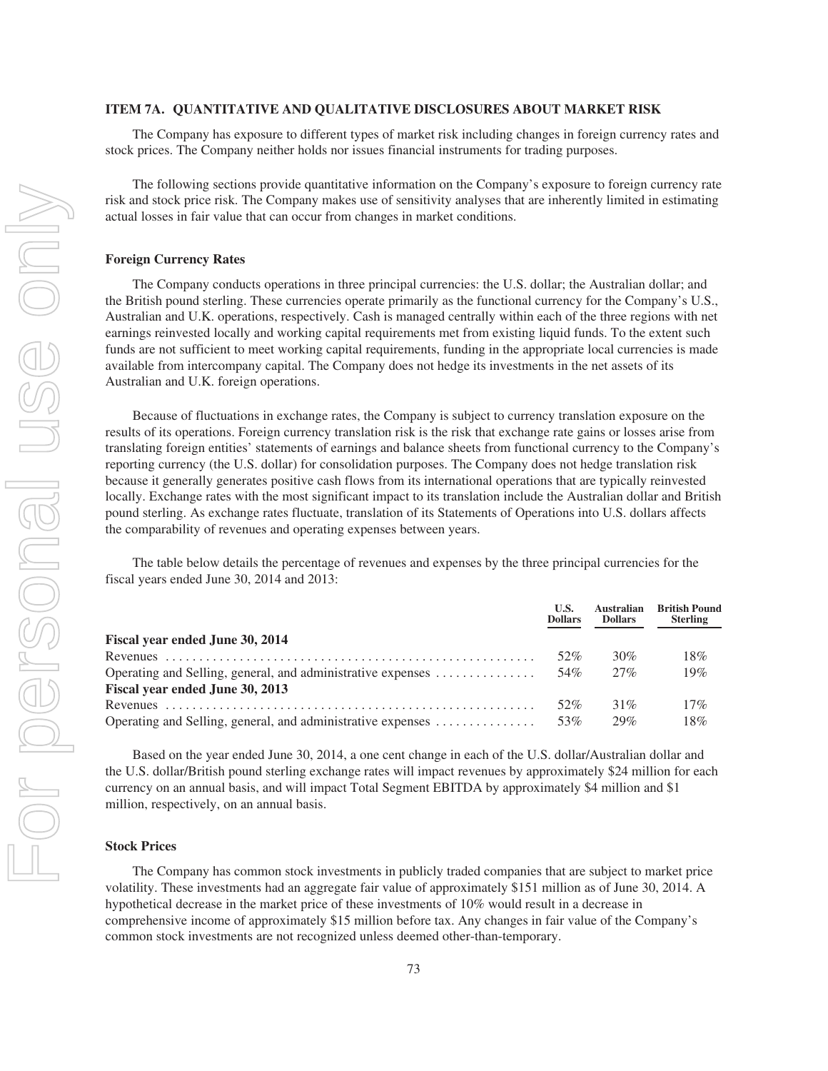## ITEM 7A. QUANTITATIVE AND QUALITATIVE DISCLOSURES ABOUT MARKET RISK

The Company has exposure to different types of market risk including changes in foreign currency rates and stock prices. The Company neither holds nor issues financial instruments for trading purposes.

The following sections provide quantitative information on the Company's exposure to foreign currency rate risk and stock price risk. The Company makes use of sensitivity analyses that are inherently limited in estimating actual losses in fair value that can occur from changes in market conditions.

### Foreign Currency Rates

The Company conducts operations in three principal currencies: the U.S. dollar; the Australian dollar; and the British pound sterling. These currencies operate primarily as the functional currency for the Company's U.S., Australian and U.K. operations, respectively. Cash is managed centrally within each of the three regions with net earnings reinvested locally and working capital requirements met from existing liquid funds. To the extent such funds are not sufficient to meet working capital requirements, funding in the appropriate local currencies is made available from intercompany capital. The Company does not hedge its investments in the net assets of its Australian and U.K. foreign operations.

Because of fluctuations in exchange rates, the Company is subject to currency translation exposure on the results of its operations. Foreign currency translation risk is the risk that exchange rate gains or losses arise from translating foreign entities' statements of earnings and balance sheets from functional currency to the Company's reporting currency (the U.S. dollar) for consolidation purposes. The Company does not hedge translation risk because it generally generates positive cash flows from its international operations that are typically reinvested locally. Exchange rates with the most significant impact to its translation include the Australian dollar and British pound sterling. As exchange rates fluctuate, translation of its Statements of Operations into U.S. dollars affects the comparability of revenues and operating expenses between years.

The table below details the percentage of revenues and expenses by the three principal currencies for the fiscal years ended June 30, 2014 and 2013:

| | U.S. Dollars | Australian Dollars | British Pound Sterling |
|---|---|---|---|
| **Fiscal year ended June 30, 2014** | | | |
| Revenues | 52% | 30% | 18% |
| Operating and Selling, general, and administrative expenses | 54% | 27% | 19% |
| **Fiscal year ended June 30, 2013** | | | |
| Revenues | 52% | 31% | 17% |
| Operating and Selling, general, and administrative expenses | 53% | 29% | 18% |

Based on the year ended June 30, 2014, a one cent change in each of the U.S. dollar/Australian dollar and the U.S. dollar/British pound sterling exchange rates will impact revenues by approximately $24 million for each currency on an annual basis, and will impact Total Segment EBITDA by approximately $4 million and $1 million, respectively, on an annual basis.

### Stock Prices

The Company has common stock investments in publicly traded companies that are subject to market price volatility. These investments had an aggregate fair value of approximately $151 million as of June 30, 2014. A hypothetical decrease in the market price of these investments of 10% would result in a decrease in comprehensive income of approximately $15 million before tax. Any changes in fair value of the Company's common stock investments are not recognized unless deemed other-than-temporary.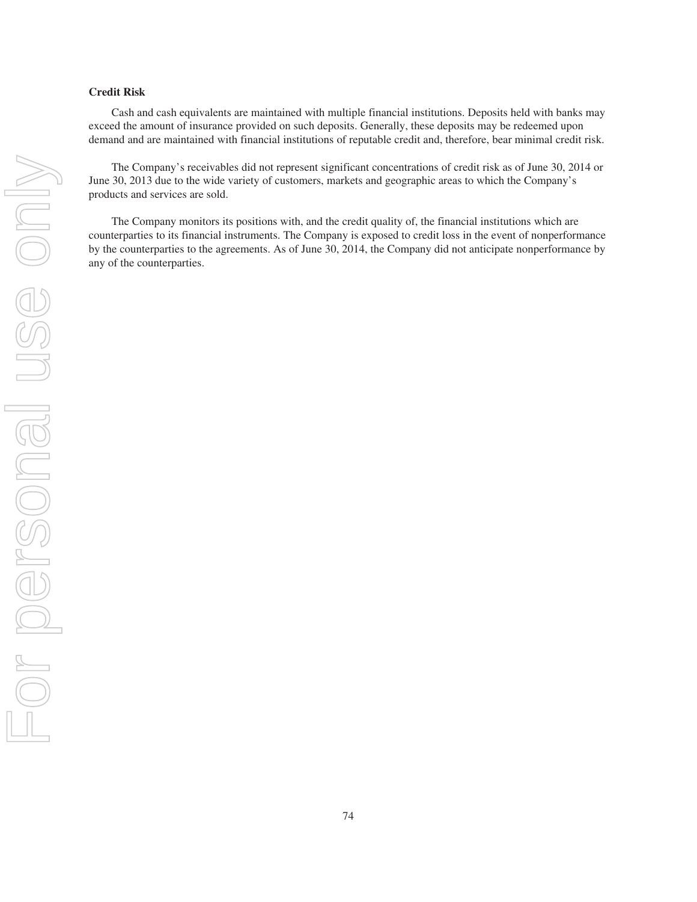### Credit Risk

Cash and cash equivalents are maintained with multiple financial institutions. Deposits held with banks may exceed the amount of insurance provided on such deposits. Generally, these deposits may be redeemed upon demand and are maintained with financial institutions of reputable credit and, therefore, bear minimal credit risk.

The Company's receivables did not represent significant concentrations of credit risk as of June 30, 2014 or June 30, 2013 due to the wide variety of customers, markets and geographic areas to which the Company's products and services are sold.

The Company monitors its positions with, and the credit quality of, the financial institutions which are counterparties to its financial instruments. The Company is exposed to credit loss in the event of nonperformance by the counterparties to the agreements. As of June 30, 2014, the Company did not anticipate nonperformance by any of the counterparties.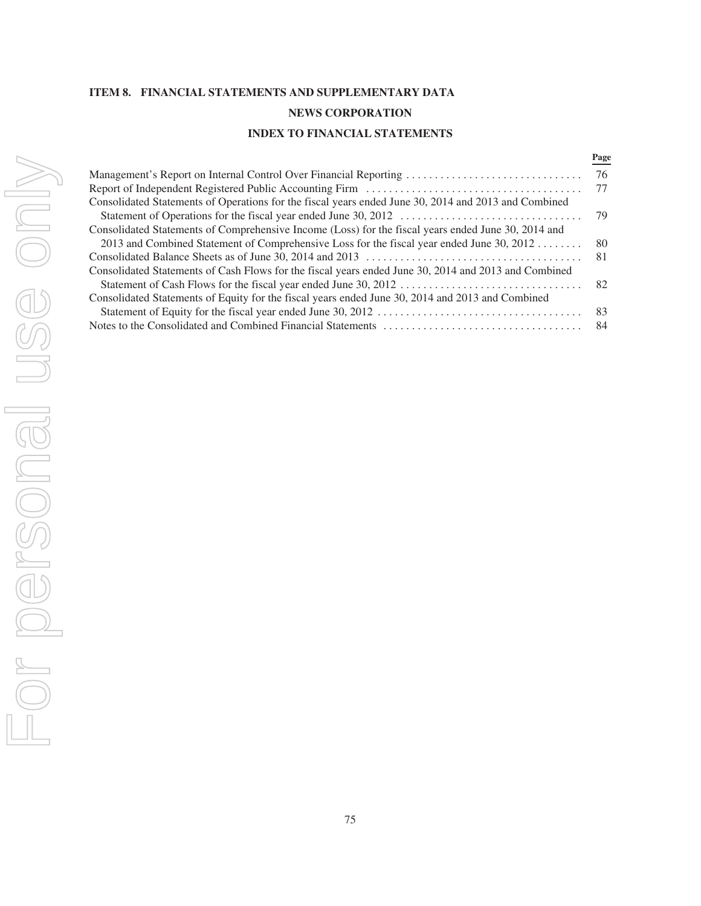## ITEM 8. FINANCIAL STATEMENTS AND SUPPLEMENTARY DATA

### NEWS CORPORATION

### INDEX TO FINANCIAL STATEMENTS

| | Page |
|---|---|
| Management's Report on Internal Control Over Financial Reporting | 76 |
| Report of Independent Registered Public Accounting Firm | 77 |
| Consolidated Statements of Operations for the fiscal years ended June 30, 2014 and 2013 and Combined Statement of Operations for the fiscal year ended June 30, 2012 | 79 |
| Consolidated Statements of Comprehensive Income (Loss) for the fiscal years ended June 30, 2014 and 2013 and Combined Statement of Comprehensive Loss for the fiscal year ended June 30, 2012 | 80 |
| Consolidated Balance Sheets as of June 30, 2014 and 2013 | 81 |
| Consolidated Statements of Cash Flows for the fiscal years ended June 30, 2014 and 2013 and Combined Statement of Cash Flows for the fiscal year ended June 30, 2012 | 82 |
| Consolidated Statements of Equity for the fiscal years ended June 30, 2014 and 2013 and Combined Statement of Equity for the fiscal year ended June 30, 2012 | 83 |
| Notes to the Consolidated and Combined Financial Statements | 84 |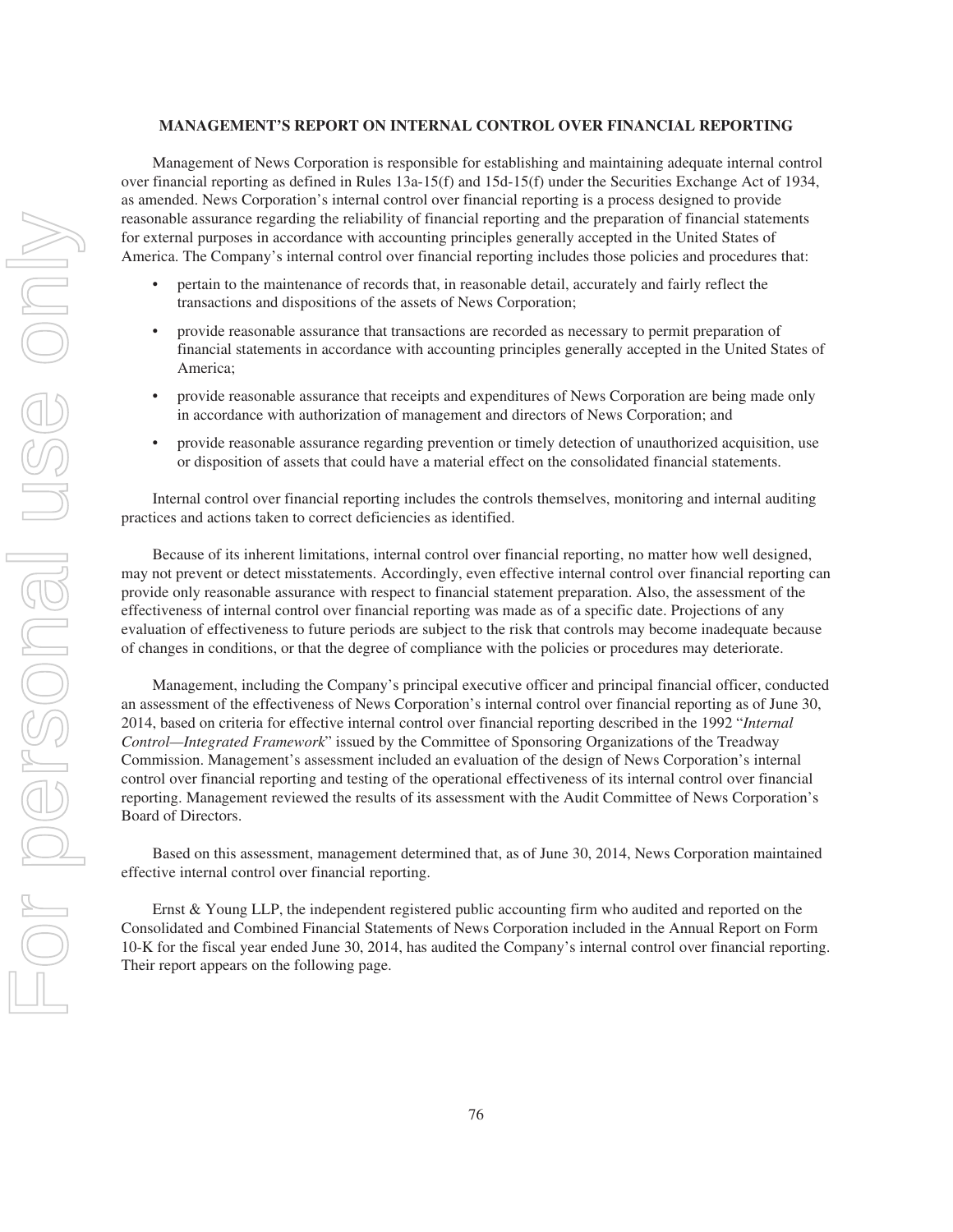## MANAGEMENT'S REPORT ON INTERNAL CONTROL OVER FINANCIAL REPORTING

Management of News Corporation is responsible for establishing and maintaining adequate internal control over financial reporting as defined in Rules 13a-15(f) and 15d-15(f) under the Securities Exchange Act of 1934, as amended. News Corporation's internal control over financial reporting is a process designed to provide reasonable assurance regarding the reliability of financial reporting and the preparation of financial statements for external purposes in accordance with accounting principles generally accepted in the United States of America. The Company's internal control over financial reporting includes those policies and procedures that:

- pertain to the maintenance of records that, in reasonable detail, accurately and fairly reflect the transactions and dispositions of the assets of News Corporation;
- provide reasonable assurance that transactions are recorded as necessary to permit preparation of financial statements in accordance with accounting principles generally accepted in the United States of America;
- provide reasonable assurance that receipts and expenditures of News Corporation are being made only in accordance with authorization of management and directors of News Corporation; and
- provide reasonable assurance regarding prevention or timely detection of unauthorized acquisition, use or disposition of assets that could have a material effect on the consolidated financial statements.

Internal control over financial reporting includes the controls themselves, monitoring and internal auditing practices and actions taken to correct deficiencies as identified.

Because of its inherent limitations, internal control over financial reporting, no matter how well designed, may not prevent or detect misstatements. Accordingly, even effective internal control over financial reporting can provide only reasonable assurance with respect to financial statement preparation. Also, the assessment of the effectiveness of internal control over financial reporting was made as of a specific date. Projections of any evaluation of effectiveness to future periods are subject to the risk that controls may become inadequate because of changes in conditions, or that the degree of compliance with the policies or procedures may deteriorate.

Management, including the Company's principal executive officer and principal financial officer, conducted an assessment of the effectiveness of News Corporation's internal control over financial reporting as of June 30, 2014, based on criteria for effective internal control over financial reporting described in the 1992 "*Internal Control—Integrated Framework*" issued by the Committee of Sponsoring Organizations of the Treadway Commission. Management's assessment included an evaluation of the design of News Corporation's internal control over financial reporting and testing of the operational effectiveness of its internal control over financial reporting. Management reviewed the results of its assessment with the Audit Committee of News Corporation's Board of Directors.

Based on this assessment, management determined that, as of June 30, 2014, News Corporation maintained effective internal control over financial reporting.

Ernst & Young LLP, the independent registered public accounting firm who audited and reported on the Consolidated and Combined Financial Statements of News Corporation included in the Annual Report on Form 10-K for the fiscal year ended June 30, 2014, has audited the Company's internal control over financial reporting. Their report appears on the following page.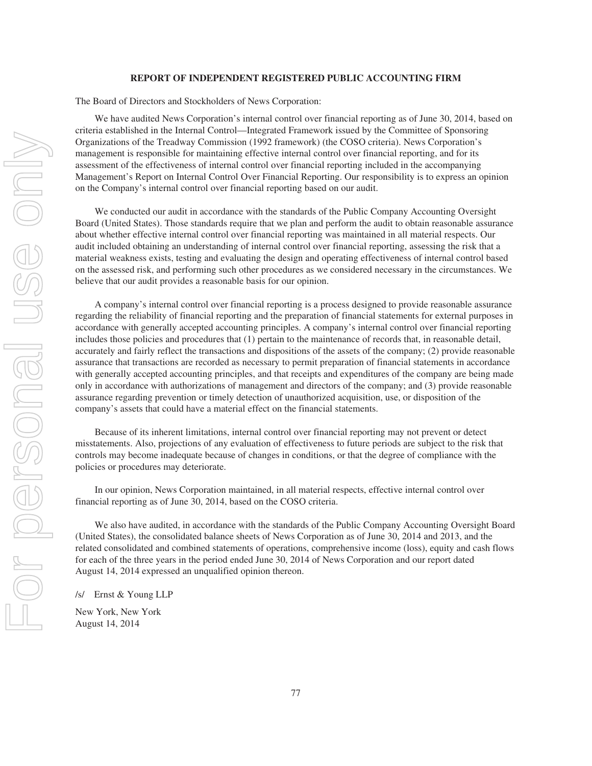## REPORT OF INDEPENDENT REGISTERED PUBLIC ACCOUNTING FIRM

The Board of Directors and Stockholders of News Corporation:

We have audited News Corporation's internal control over financial reporting as of June 30, 2014, based on criteria established in the Internal Control—Integrated Framework issued by the Committee of Sponsoring Organizations of the Treadway Commission (1992 framework) (the COSO criteria). News Corporation's management is responsible for maintaining effective internal control over financial reporting, and for its assessment of the effectiveness of internal control over financial reporting included in the accompanying Management's Report on Internal Control Over Financial Reporting. Our responsibility is to express an opinion on the Company's internal control over financial reporting based on our audit.

We conducted our audit in accordance with the standards of the Public Company Accounting Oversight Board (United States). Those standards require that we plan and perform the audit to obtain reasonable assurance about whether effective internal control over financial reporting was maintained in all material respects. Our audit included obtaining an understanding of internal control over financial reporting, assessing the risk that a material weakness exists, testing and evaluating the design and operating effectiveness of internal control based on the assessed risk, and performing such other procedures as we considered necessary in the circumstances. We believe that our audit provides a reasonable basis for our opinion.

A company's internal control over financial reporting is a process designed to provide reasonable assurance regarding the reliability of financial reporting and the preparation of financial statements for external purposes in accordance with generally accepted accounting principles. A company's internal control over financial reporting includes those policies and procedures that (1) pertain to the maintenance of records that, in reasonable detail, accurately and fairly reflect the transactions and dispositions of the assets of the company; (2) provide reasonable assurance that transactions are recorded as necessary to permit preparation of financial statements in accordance with generally accepted accounting principles, and that receipts and expenditures of the company are being made only in accordance with authorizations of management and directors of the company; and (3) provide reasonable assurance regarding prevention or timely detection of unauthorized acquisition, use, or disposition of the company's assets that could have a material effect on the financial statements.

Because of its inherent limitations, internal control over financial reporting may not prevent or detect misstatements. Also, projections of any evaluation of effectiveness to future periods are subject to the risk that controls may become inadequate because of changes in conditions, or that the degree of compliance with the policies or procedures may deteriorate.

In our opinion, News Corporation maintained, in all material respects, effective internal control over financial reporting as of June 30, 2014, based on the COSO criteria.

We also have audited, in accordance with the standards of the Public Company Accounting Oversight Board (United States), the consolidated balance sheets of News Corporation as of June 30, 2014 and 2013, and the related consolidated and combined statements of operations, comprehensive income (loss), equity and cash flows for each of the three years in the period ended June 30, 2014 of News Corporation and our report dated August 14, 2014 expressed an unqualified opinion thereon.

/s/ Ernst & Young LLP

New York, New York
August 14, 2014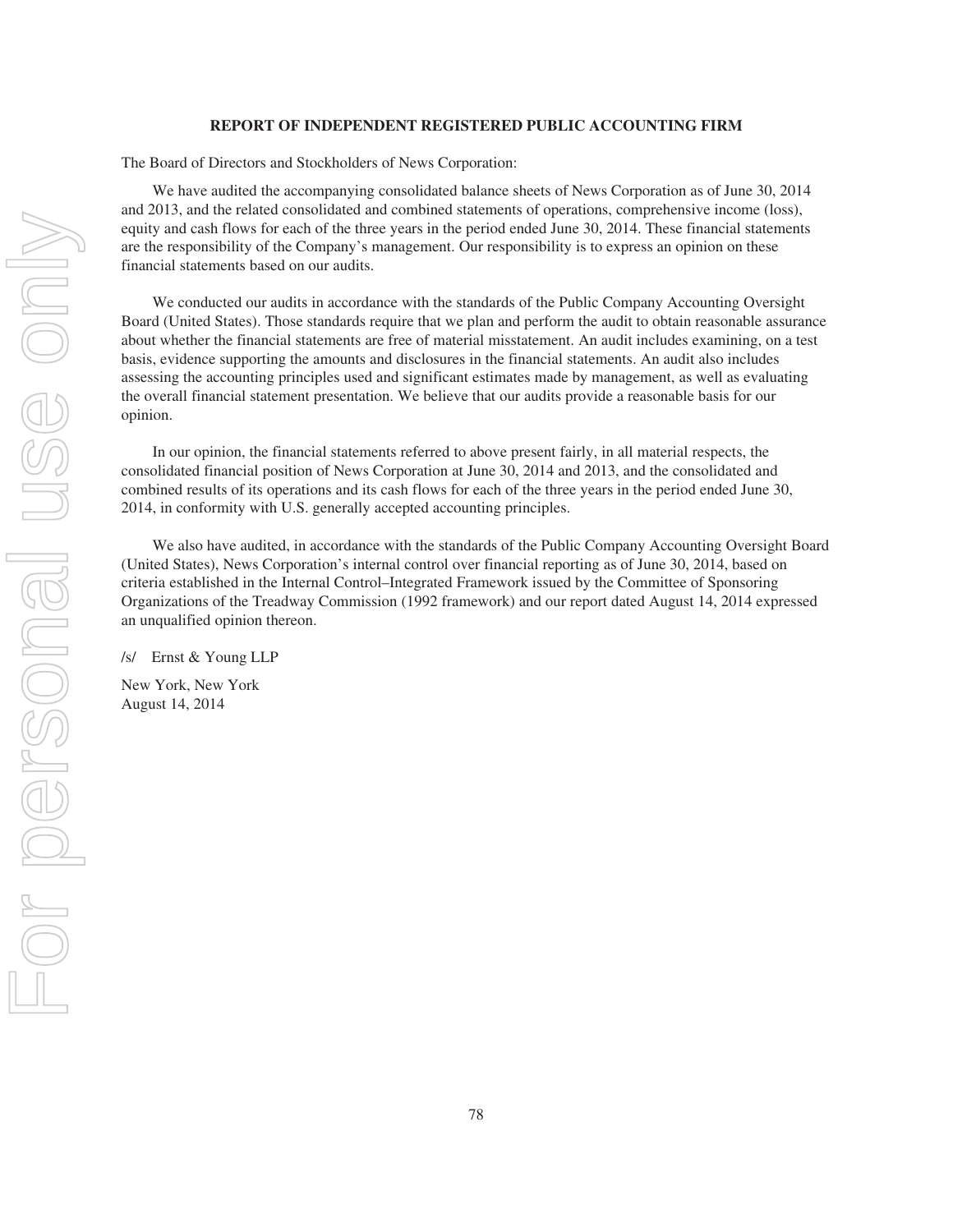## REPORT OF INDEPENDENT REGISTERED PUBLIC ACCOUNTING FIRM

The Board of Directors and Stockholders of News Corporation:

We have audited the accompanying consolidated balance sheets of News Corporation as of June 30, 2014 and 2013, and the related consolidated and combined statements of operations, comprehensive income (loss), equity and cash flows for each of the three years in the period ended June 30, 2014. These financial statements are the responsibility of the Company's management. Our responsibility is to express an opinion on these financial statements based on our audits.

We conducted our audits in accordance with the standards of the Public Company Accounting Oversight Board (United States). Those standards require that we plan and perform the audit to obtain reasonable assurance about whether the financial statements are free of material misstatement. An audit includes examining, on a test basis, evidence supporting the amounts and disclosures in the financial statements. An audit also includes assessing the accounting principles used and significant estimates made by management, as well as evaluating the overall financial statement presentation. We believe that our audits provide a reasonable basis for our opinion.

In our opinion, the financial statements referred to above present fairly, in all material respects, the consolidated financial position of News Corporation at June 30, 2014 and 2013, and the consolidated and combined results of its operations and its cash flows for each of the three years in the period ended June 30, 2014, in conformity with U.S. generally accepted accounting principles.

We also have audited, in accordance with the standards of the Public Company Accounting Oversight Board (United States), News Corporation's internal control over financial reporting as of June 30, 2014, based on criteria established in the Internal Control–Integrated Framework issued by the Committee of Sponsoring Organizations of the Treadway Commission (1992 framework) and our report dated August 14, 2014 expressed an unqualified opinion thereon.

/s/ Ernst & Young LLP

New York, New York
August 14, 2014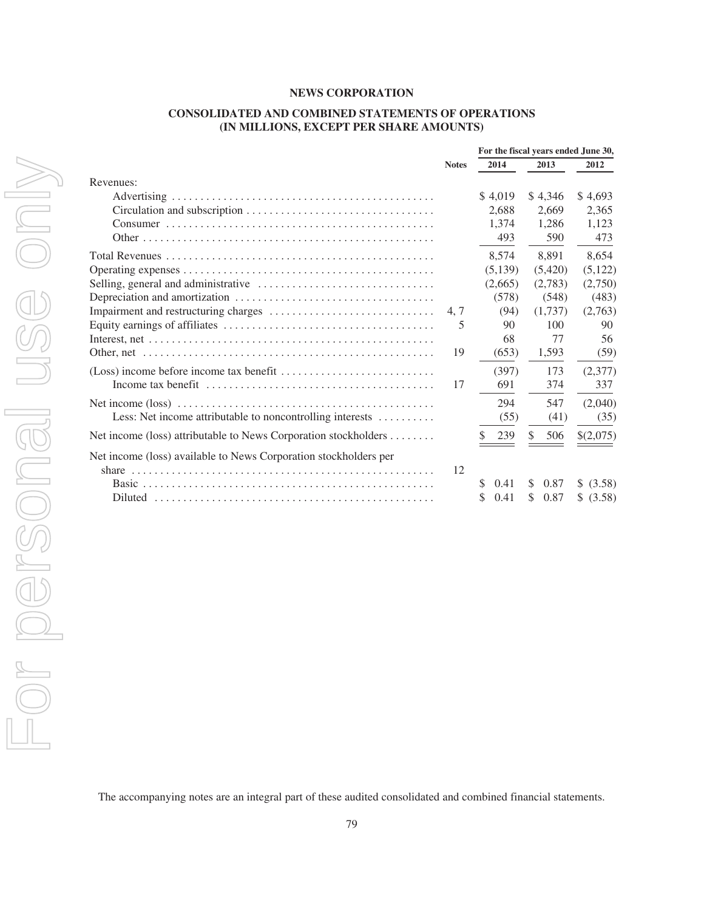# NEWS CORPORATION

## CONSOLIDATED AND COMBINED STATEMENTS OF OPERATIONS (IN MILLIONS, EXCEPT PER SHARE AMOUNTS)

| | Notes | For the fiscal years ended June 30, 2014 | 2013 | 2012 |
|---|---|---|---|---|
| Revenues: | | | | |
| Advertising | | $ 4,019 | $ 4,346 | $ 4,693 |
| Circulation and subscription | | 2,688 | 2,669 | 2,365 |
| Consumer | | 1,374 | 1,286 | 1,123 |
| Other | | 493 | 590 | 473 |
| Total Revenues | | 8,574 | 8,891 | 8,654 |
| Operating expenses | | (5,139) | (5,420) | (5,122) |
| Selling, general and administrative | | (2,665) | (2,783) | (2,750) |
| Depreciation and amortization | | (578) | (548) | (483) |
| Impairment and restructuring charges | 4, 7 | (94) | (1,737) | (2,763) |
| Equity earnings of affiliates | 5 | 90 | 100 | 90 |
| Interest, net | | 68 | 77 | 56 |
| Other, net | 19 | (653) | 1,593 | (59) |
| (Loss) income before income tax benefit | | (397) | 173 | (2,377) |
| Income tax benefit | 17 | 691 | 374 | 337 |
| Net income (loss) | | 294 | 547 | (2,040) |
| Less: Net income attributable to noncontrolling interests | | (55) | (41) | (35) |
| Net income (loss) attributable to News Corporation stockholders | | $ 239 | $ 506 | $(2,075) |
| Net income (loss) available to News Corporation stockholders per share | 12 | | | |
| Basic | | $ 0.41 | $ 0.87 | $ (3.58) |
| Diluted | | $ 0.41 | $ 0.87 | $ (3.58) |

The accompanying notes are an integral part of these audited consolidated and combined financial statements.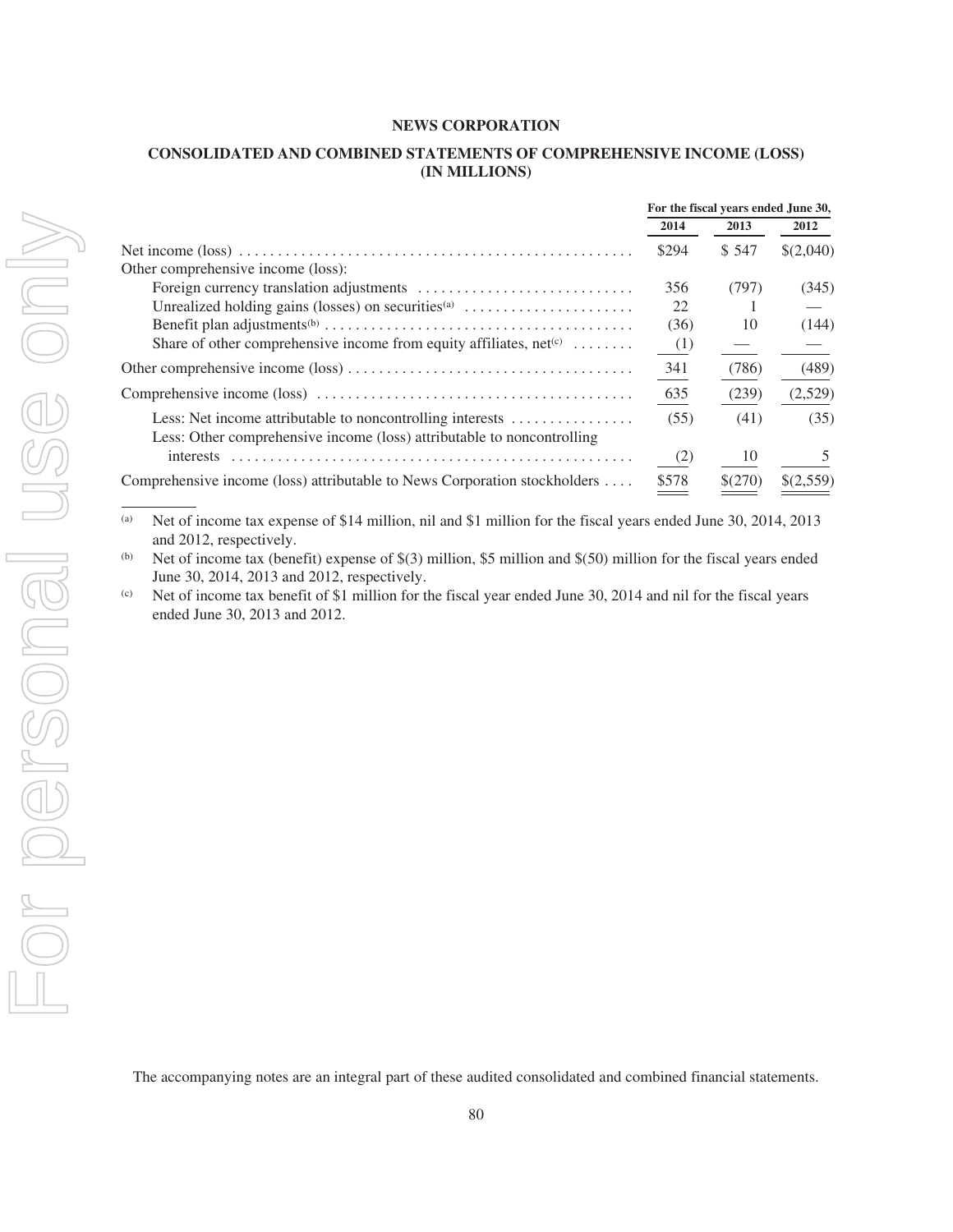**NEWS CORPORATION**

**CONSOLIDATED AND COMBINED STATEMENTS OF COMPREHENSIVE INCOME (LOSS)**
**(IN MILLIONS)**

| | For the fiscal years ended June 30, | | |
|---|---|---|---|
| | 2014 | 2013 | 2012 |
| Net income (loss) | $294 | $ 547 | $(2,040) |
| Other comprehensive income (loss): | | | |
| Foreign currency translation adjustments | 356 | (797) | (345) |
| Unrealized holding gains (losses) on securities[(a)] | 22 | 1 | — |
| Benefit plan adjustments[(b)] | (36) | 10 | (144) |
| Share of other comprehensive income from equity affiliates, net[(c)] | (1) | — | — |
| Other comprehensive income (loss) | 341 | (786) | (489) |
| Comprehensive income (loss) | 635 | (239) | (2,529) |
| Less: Net income attributable to noncontrolling interests | (55) | (41) | (35) |
| Less: Other comprehensive income (loss) attributable to noncontrolling interests | (2) | 10 | 5 |
| Comprehensive income (loss) attributable to News Corporation stockholders | $578 | $(270) | $(2,559) |

(a) Net of income tax expense of $14 million, nil and $1 million for the fiscal years ended June 30, 2014, 2013 and 2012, respectively.

(b) Net of income tax (benefit) expense of $(3) million, $5 million and $(50) million for the fiscal years ended June 30, 2014, 2013 and 2012, respectively.

(c) Net of income tax benefit of $1 million for the fiscal year ended June 30, 2014 and nil for the fiscal years ended June 30, 2013 and 2012.

The accompanying notes are an integral part of these audited consolidated and combined financial statements.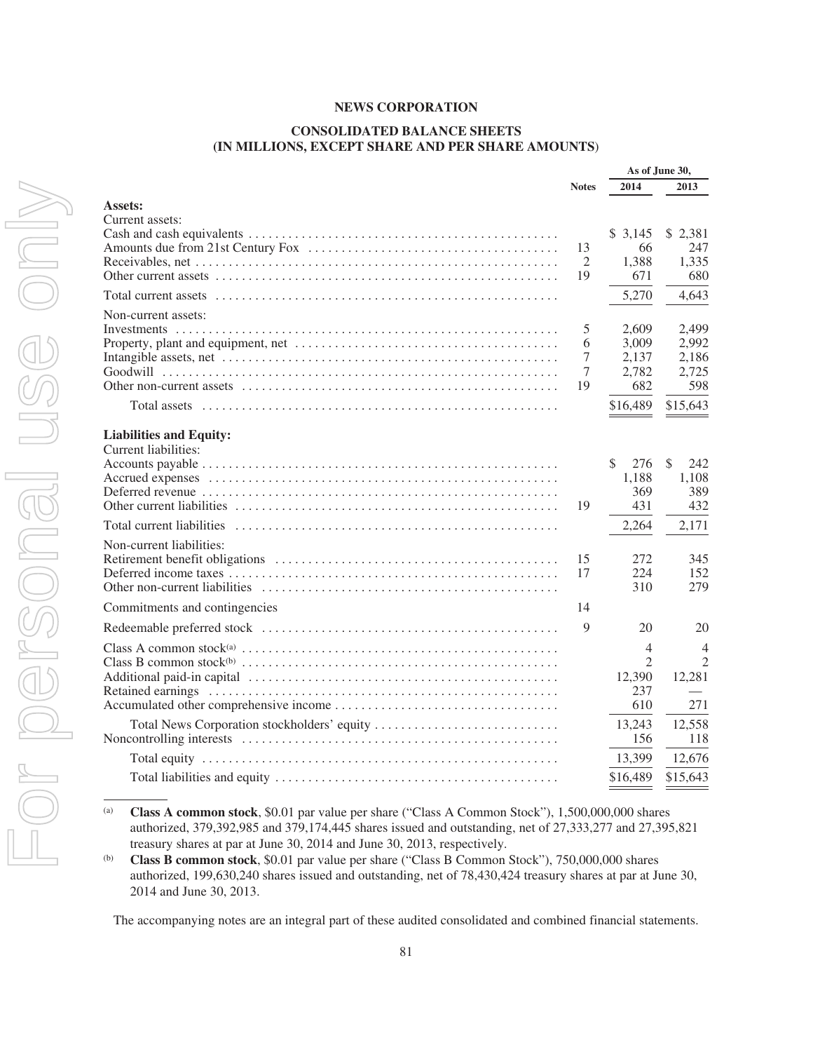# NEWS CORPORATION

## CONSOLIDATED BALANCE SHEETS
## (IN MILLIONS, EXCEPT SHARE AND PER SHARE AMOUNTS)

| | Notes | As of June 30, 2014 | 2013 |
|---|---|---|---|
| **Assets:** | | | |
| Current assets: | | | |
| Cash and cash equivalents | | $ 3,145 | $ 2,381 |
| Amounts due from 21st Century Fox | 13 | 66 | 247 |
| Receivables, net | 2 | 1,388 | 1,335 |
| Other current assets | 19 | 671 | 680 |
| Total current assets | | 5,270 | 4,643 |
| Non-current assets: | | | |
| Investments | 5 | 2,609 | 2,499 |
| Property, plant and equipment, net | 6 | 3,009 | 2,992 |
| Intangible assets, net | 7 | 2,137 | 2,186 |
| Goodwill | 7 | 2,782 | 2,725 |
| Other non-current assets | 19 | 682 | 598 |
| Total assets | | $16,489 | $15,643 |
| **Liabilities and Equity:** | | | |
| Current liabilities: | | | |
| Accounts payable | | $ 276 | $ 242 |
| Accrued expenses | | 1,188 | 1,108 |
| Deferred revenue | | 369 | 389 |
| Other current liabilities | 19 | 431 | 432 |
| Total current liabilities | | 2,264 | 2,171 |
| Non-current liabilities: | | | |
| Retirement benefit obligations | 15 | 272 | 345 |
| Deferred income taxes | 17 | 224 | 152 |
| Other non-current liabilities | | 310 | 279 |
| Commitments and contingencies | 14 | | |
| Redeemable preferred stock | 9 | 20 | 20 |
| Class A common stock[(a)] | | 4 | 4 |
| Class B common stock[(b)] | | 2 | 2 |
| Additional paid-in capital | | 12,390 | 12,281 |
| Retained earnings | | 237 | — |
| Accumulated other comprehensive income | | 610 | 271 |
| Total News Corporation stockholders' equity | | 13,243 | 12,558 |
| Noncontrolling interests | | 156 | 118 |
| Total equity | | 13,399 | 12,676 |
| Total liabilities and equity | | $16,489 | $15,643 |

(a) **Class A common stock**, $0.01 par value per share ("Class A Common Stock"), 1,500,000,000 shares authorized, 379,392,985 and 379,174,445 shares issued and outstanding, net of 27,333,277 and 27,395,821 treasury shares at par at June 30, 2014 and June 30, 2013, respectively.

(b) **Class B common stock**, $0.01 par value per share ("Class B Common Stock"), 750,000,000 shares authorized, 199,630,240 shares issued and outstanding, net of 78,430,424 treasury shares at par at June 30, 2014 and June 30, 2013.

The accompanying notes are an integral part of these audited consolidated and combined financial statements.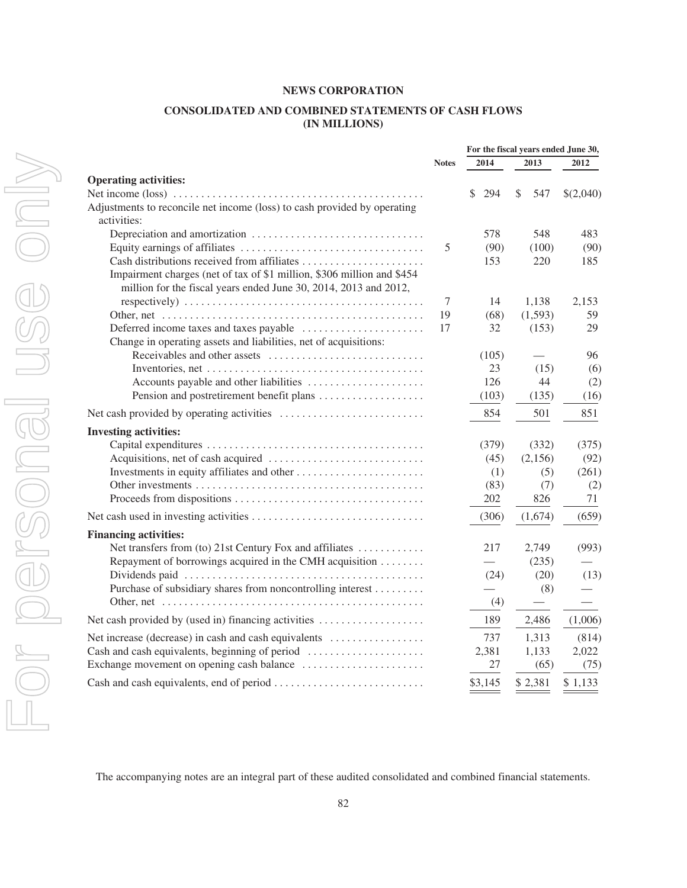# NEWS CORPORATION

## CONSOLIDATED AND COMBINED STATEMENTS OF CASH FLOWS (IN MILLIONS)

| | Notes | For the fiscal years ended June 30, 2014 | 2013 | 2012 |
|---|---|---|---|---|
| **Operating activities:** | | | | |
| Net income (loss) | | $ 294 | $ 547 | $(2,040) |
| Adjustments to reconcile net income (loss) to cash provided by operating activities: | | | | |
| Depreciation and amortization | | 578 | 548 | 483 |
| Equity earnings of affiliates | 5 | (90) | (100) | (90) |
| Cash distributions received from affiliates | | 153 | 220 | 185 |
| Impairment charges (net of tax of $1 million, $306 million and $454 million for the fiscal years ended June 30, 2014, 2013 and 2012, respectively) | 7 | 14 | 1,138 | 2,153 |
| Other, net | 19 | (68) | (1,593) | 59 |
| Deferred income taxes and taxes payable | 17 | 32 | (153) | 29 |
| Change in operating assets and liabilities, net of acquisitions: | | | | |
| Receivables and other assets | | (105) | — | 96 |
| Inventories, net | | 23 | (15) | (6) |
| Accounts payable and other liabilities | | 126 | 44 | (2) |
| Pension and postretirement benefit plans | | (103) | (135) | (16) |
| Net cash provided by operating activities | | 854 | 501 | 851 |
| **Investing activities:** | | | | |
| Capital expenditures | | (379) | (332) | (375) |
| Acquisitions, net of cash acquired | | (45) | (2,156) | (92) |
| Investments in equity affiliates and other | | (1) | (5) | (261) |
| Other investments | | (83) | (7) | (2) |
| Proceeds from dispositions | | 202 | 826 | 71 |
| Net cash used in investing activities | | (306) | (1,674) | (659) |
| **Financing activities:** | | | | |
| Net transfers from (to) 21st Century Fox and affiliates | | 217 | 2,749 | (993) |
| Repayment of borrowings acquired in the CMH acquisition | | — | (235) | — |
| Dividends paid | | (24) | (20) | (13) |
| Purchase of subsidiary shares from noncontrolling interest | | — | (8) | — |
| Other, net | | (4) | — | — |
| Net cash provided by (used in) financing activities | | 189 | 2,486 | (1,006) |
| Net increase (decrease) in cash and cash equivalents | | 737 | 1,313 | (814) |
| Cash and cash equivalents, beginning of period | | 2,381 | 1,133 | 2,022 |
| Exchange movement on opening cash balance | | 27 | (65) | (75) |
| Cash and cash equivalents, end of period | | $3,145 | $ 2,381 | $ 1,133 |

The accompanying notes are an integral part of these audited consolidated and combined financial statements.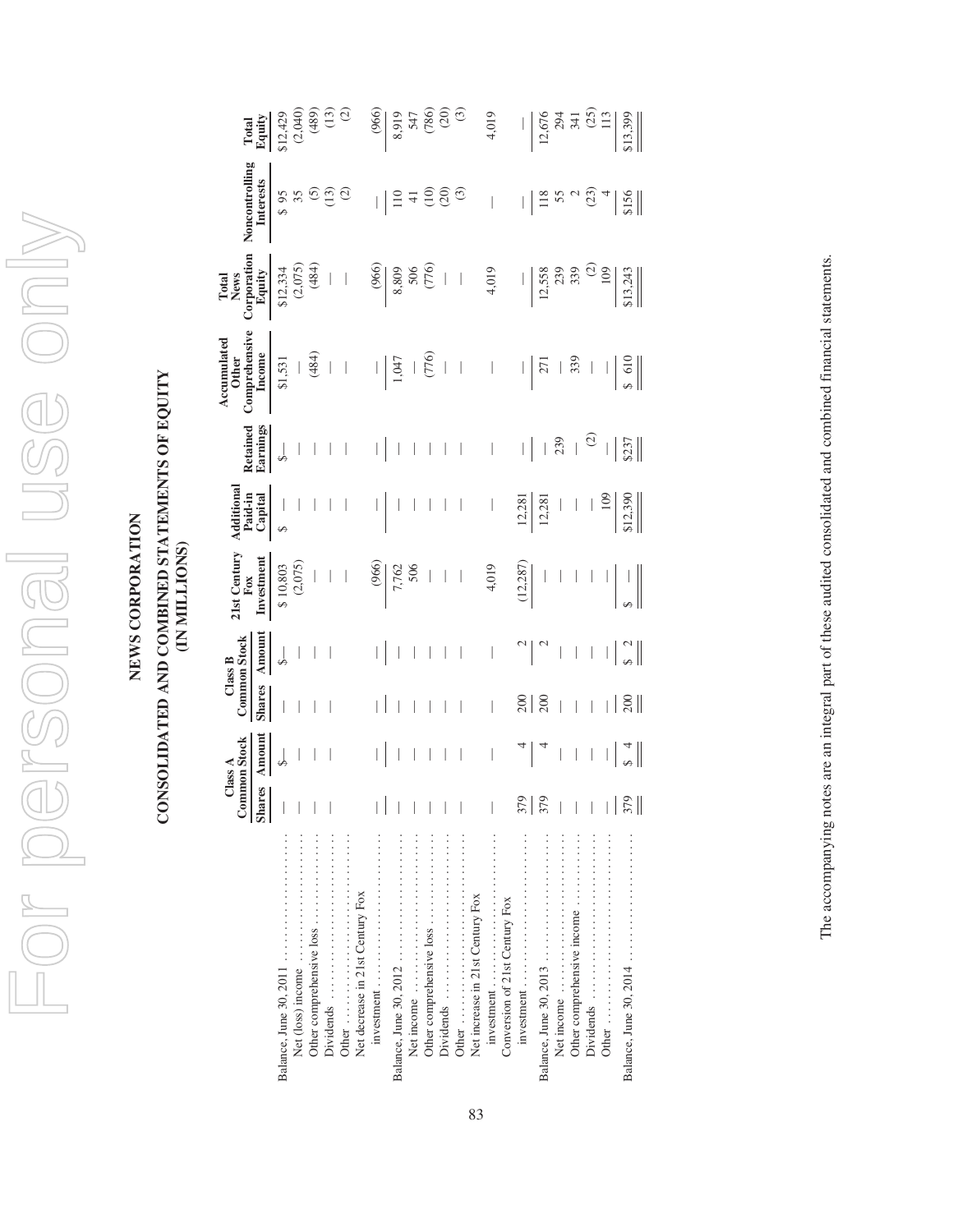# NEWS CORPORATION

## CONSOLIDATED AND COMBINED STATEMENTS OF EQUITY

### (IN MILLIONS)

| | Class A Common Stock | | Class B Common Stock | | 21st Century Fox Investment | Additional Paid-in Capital | Retained Earnings | Accumulated Other Comprehensive Income | Total News Corporation Equity | Noncontrolling Interests | Total Equity |
|---|---|---|---|---|---|---|---|---|---|---|---|
| | Shares | Amount | Shares | Amount | | | | | | | |
| Balance, June 30, 2011 | — | $— | — | $— | $ 10,803 | $ — | $— | $1,531 | $12,334 | $ 95 | $12,429 |
| Net (loss) income | — | — | — | — | (2,075) | — | — | — | (2,075) | 35 | (2,040) |
| Other comprehensive loss | — | — | — | — | — | — | — | (484) | (484) | (5) | (489) |
| Dividends | — | — | — | — | — | — | — | — | — | (13) | (13) |
| Other | — | — | — | — | — | — | — | — | — | (2) | (2) |
| Net decrease in 21st Century Fox investment | — | — | — | — | (966) | — | — | — | (966) | — | (966) |
| Balance, June 30, 2012 | — | — | — | — | 7,762 | — | — | 1,047 | 8,809 | 110 | 8,919 |
| Net income | — | — | — | — | 506 | — | — | — | 506 | 41 | 547 |
| Other comprehensive loss | — | — | — | — | — | — | — | (776) | (776) | (10) | (786) |
| Dividends | — | — | — | — | — | — | — | — | — | (20) | (20) |
| Other | — | — | — | — | — | — | — | — | — | (3) | (3) |
| Net increase in 21st Century Fox investment | — | — | — | — | 4,019 | — | — | — | 4,019 | — | 4,019 |
| Conversion of 21st Century Fox investment | 379 | 4 | 200 | 2 | (12,287) | 12,281 | — | — | — | — | — |
| Balance, June 30, 2013 | 379 | 4 | 200 | 2 | — | 12,281 | — | 271 | 12,558 | 118 | 12,676 |
| Net income | — | — | — | — | — | — | 239 | — | 239 | 55 | 294 |
| Other comprehensive income | — | — | — | — | — | — | — | 339 | 339 | 2 | 341 |
| Dividends | — | — | — | — | — | — | (2) | — | (2) | (23) | (25) |
| Other | — | — | — | — | — | 109 | — | — | 109 | 4 | 113 |
| Balance, June 30, 2014 | 379 | $ 4 | 200 | $ 2 | $ — | $12,390 | $237 | $ 610 | $13,243 | $156 | $13,399 |

The accompanying notes are an integral part of these audited consolidated and combined financial statements.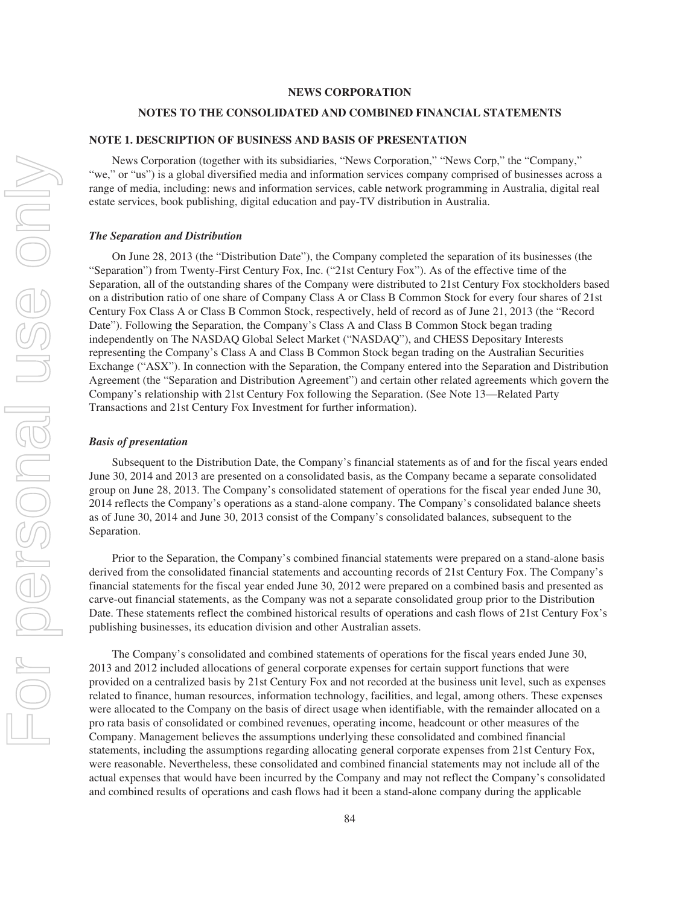# NEWS CORPORATION

## NOTES TO THE CONSOLIDATED AND COMBINED FINANCIAL STATEMENTS

### NOTE 1. DESCRIPTION OF BUSINESS AND BASIS OF PRESENTATION

News Corporation (together with its subsidiaries, "News Corporation," "News Corp," the "Company," "we," or "us") is a global diversified media and information services company comprised of businesses across a range of media, including: news and information services, cable network programming in Australia, digital real estate services, book publishing, digital education and pay-TV distribution in Australia.

***The Separation and Distribution***

On June 28, 2013 (the "Distribution Date"), the Company completed the separation of its businesses (the "Separation") from Twenty-First Century Fox, Inc. ("21st Century Fox"). As of the effective time of the Separation, all of the outstanding shares of the Company were distributed to 21st Century Fox stockholders based on a distribution ratio of one share of Company Class A or Class B Common Stock for every four shares of 21st Century Fox Class A or Class B Common Stock, respectively, held of record as of June 21, 2013 (the "Record Date"). Following the Separation, the Company's Class A and Class B Common Stock began trading independently on The NASDAQ Global Select Market ("NASDAQ"), and CHESS Depositary Interests representing the Company's Class A and Class B Common Stock began trading on the Australian Securities Exchange ("ASX"). In connection with the Separation, the Company entered into the Separation and Distribution Agreement (the "Separation and Distribution Agreement") and certain other related agreements which govern the Company's relationship with 21st Century Fox following the Separation. (See Note 13—Related Party Transactions and 21st Century Fox Investment for further information).

***Basis of presentation***

Subsequent to the Distribution Date, the Company's financial statements as of and for the fiscal years ended June 30, 2014 and 2013 are presented on a consolidated basis, as the Company became a separate consolidated group on June 28, 2013. The Company's consolidated statement of operations for the fiscal year ended June 30, 2014 reflects the Company's operations as a stand-alone company. The Company's consolidated balance sheets as of June 30, 2014 and June 30, 2013 consist of the Company's consolidated balances, subsequent to the Separation.

Prior to the Separation, the Company's combined financial statements were prepared on a stand-alone basis derived from the consolidated financial statements and accounting records of 21st Century Fox. The Company's financial statements for the fiscal year ended June 30, 2012 were prepared on a combined basis and presented as carve-out financial statements, as the Company was not a separate consolidated group prior to the Distribution Date. These statements reflect the combined historical results of operations and cash flows of 21st Century Fox's publishing businesses, its education division and other Australian assets.

The Company's consolidated and combined statements of operations for the fiscal years ended June 30, 2013 and 2012 included allocations of general corporate expenses for certain support functions that were provided on a centralized basis by 21st Century Fox and not recorded at the business unit level, such as expenses related to finance, human resources, information technology, facilities, and legal, among others. These expenses were allocated to the Company on the basis of direct usage when identifiable, with the remainder allocated on a pro rata basis of consolidated or combined revenues, operating income, headcount or other measures of the Company. Management believes the assumptions underlying these consolidated and combined financial statements, including the assumptions regarding allocating general corporate expenses from 21st Century Fox, were reasonable. Nevertheless, these consolidated and combined financial statements may not include all of the actual expenses that would have been incurred by the Company and may not reflect the Company's consolidated and combined results of operations and cash flows had it been a stand-alone company during the applicable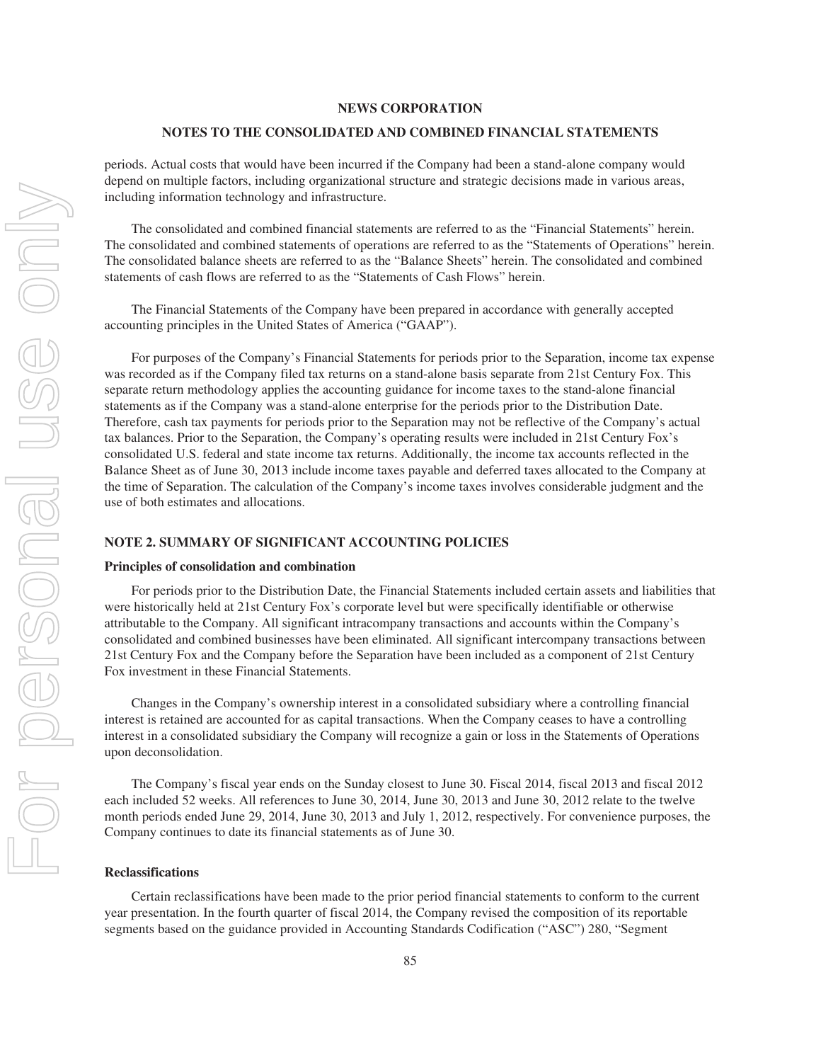periods. Actual costs that would have been incurred if the Company had been a stand-alone company would depend on multiple factors, including organizational structure and strategic decisions made in various areas, including information technology and infrastructure.

The consolidated and combined financial statements are referred to as the "Financial Statements" herein. The consolidated and combined statements of operations are referred to as the "Statements of Operations" herein. The consolidated balance sheets are referred to as the "Balance Sheets" herein. The consolidated and combined statements of cash flows are referred to as the "Statements of Cash Flows" herein.

The Financial Statements of the Company have been prepared in accordance with generally accepted accounting principles in the United States of America ("GAAP").

For purposes of the Company's Financial Statements for periods prior to the Separation, income tax expense was recorded as if the Company filed tax returns on a stand-alone basis separate from 21st Century Fox. This separate return methodology applies the accounting guidance for income taxes to the stand-alone financial statements as if the Company was a stand-alone enterprise for the periods prior to the Distribution Date. Therefore, cash tax payments for periods prior to the Separation may not be reflective of the Company's actual tax balances. Prior to the Separation, the Company's operating results were included in 21st Century Fox's consolidated U.S. federal and state income tax returns. Additionally, the income tax accounts reflected in the Balance Sheet as of June 30, 2013 include income taxes payable and deferred taxes allocated to the Company at the time of Separation. The calculation of the Company's income taxes involves considerable judgment and the use of both estimates and allocations.

## NOTE 2. SUMMARY OF SIGNIFICANT ACCOUNTING POLICIES

### Principles of consolidation and combination

For periods prior to the Distribution Date, the Financial Statements included certain assets and liabilities that were historically held at 21st Century Fox's corporate level but were specifically identifiable or otherwise attributable to the Company. All significant intracompany transactions and accounts within the Company's consolidated and combined businesses have been eliminated. All significant intercompany transactions between 21st Century Fox and the Company before the Separation have been included as a component of 21st Century Fox investment in these Financial Statements.

Changes in the Company's ownership interest in a consolidated subsidiary where a controlling financial interest is retained are accounted for as capital transactions. When the Company ceases to have a controlling interest in a consolidated subsidiary the Company will recognize a gain or loss in the Statements of Operations upon deconsolidation.

The Company's fiscal year ends on the Sunday closest to June 30. Fiscal 2014, fiscal 2013 and fiscal 2012 each included 52 weeks. All references to June 30, 2014, June 30, 2013 and June 30, 2012 relate to the twelve month periods ended June 29, 2014, June 30, 2013 and July 1, 2012, respectively. For convenience purposes, the Company continues to date its financial statements as of June 30.

### Reclassifications

Certain reclassifications have been made to the prior period financial statements to conform to the current year presentation. In the fourth quarter of fiscal 2014, the Company revised the composition of its reportable segments based on the guidance provided in Accounting Standards Codification ("ASC") 280, "Segment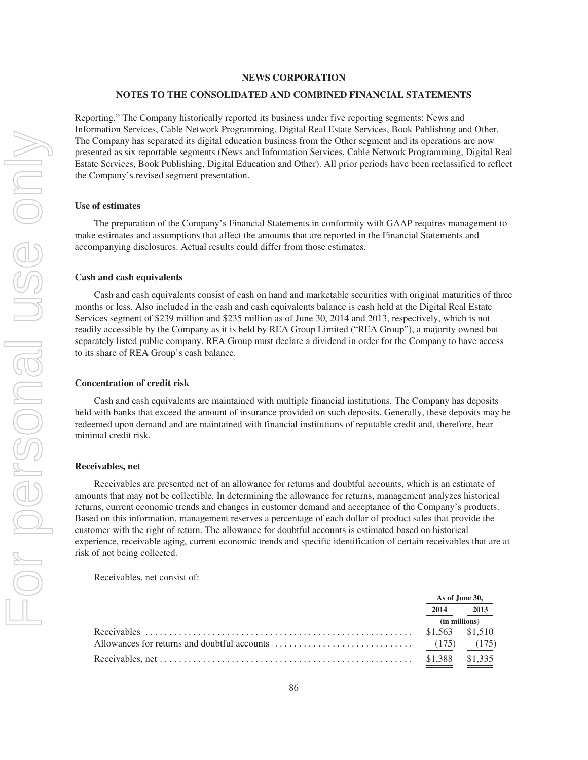Reporting." The Company historically reported its business under five reporting segments: News and Information Services, Cable Network Programming, Digital Real Estate Services, Book Publishing and Other. The Company has separated its digital education business from the Other segment and its operations are now presented as six reportable segments (News and Information Services, Cable Network Programming, Digital Real Estate Services, Book Publishing, Digital Education and Other). All prior periods have been reclassified to reflect the Company's revised segment presentation.

### Use of estimates

The preparation of the Company's Financial Statements in conformity with GAAP requires management to make estimates and assumptions that affect the amounts that are reported in the Financial Statements and accompanying disclosures. Actual results could differ from those estimates.

### Cash and cash equivalents

Cash and cash equivalents consist of cash on hand and marketable securities with original maturities of three months or less. Also included in the cash and cash equivalents balance is cash held at the Digital Real Estate Services segment of $239 million and $235 million as of June 30, 2014 and 2013, respectively, which is not readily accessible by the Company as it is held by REA Group Limited ("REA Group"), a majority owned but separately listed public company. REA Group must declare a dividend in order for the Company to have access to its share of REA Group's cash balance.

### Concentration of credit risk

Cash and cash equivalents are maintained with multiple financial institutions. The Company has deposits held with banks that exceed the amount of insurance provided on such deposits. Generally, these deposits may be redeemed upon demand and are maintained with financial institutions of reputable credit and, therefore, bear minimal credit risk.

### Receivables, net

Receivables are presented net of an allowance for returns and doubtful accounts, which is an estimate of amounts that may not be collectible. In determining the allowance for returns, management analyzes historical returns, current economic trends and changes in customer demand and acceptance of the Company's products. Based on this information, management reserves a percentage of each dollar of product sales that provide the customer with the right of return. The allowance for doubtful accounts is estimated based on historical experience, receivable aging, current economic trends and specific identification of certain receivables that are at risk of not being collected.

Receivables, net consist of:

| | As of June 30, | |
|---|---|---|
| | 2014 | 2013 |
| | (in millions) | |
| Receivables | $1,563 | $1,510 |
| Allowances for returns and doubtful accounts | (175) | (175) |
| Receivables, net | $1,388 | $1,335 |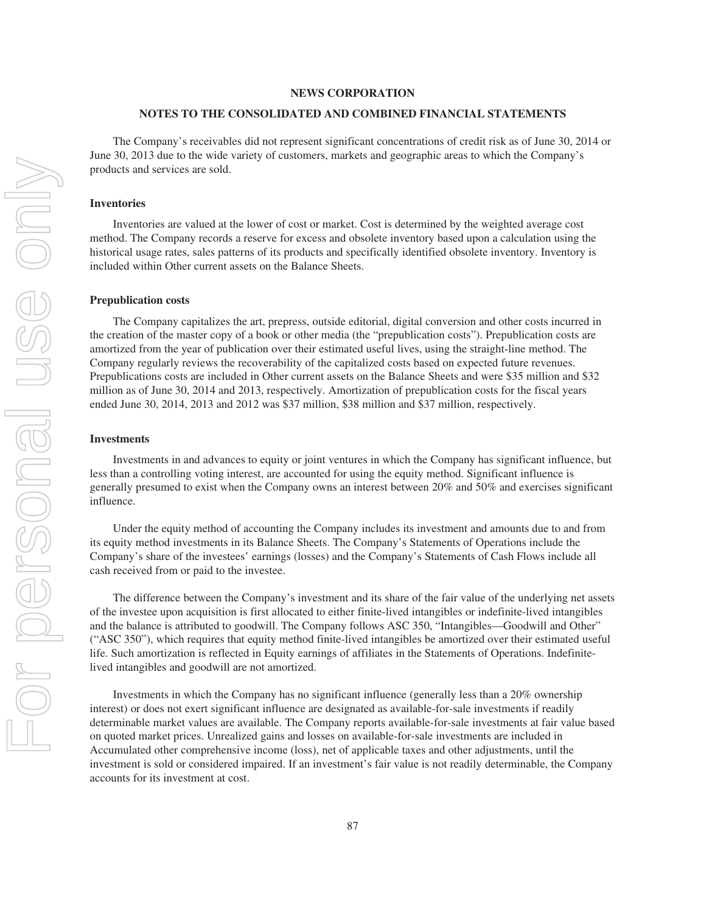The Company's receivables did not represent significant concentrations of credit risk as of June 30, 2014 or June 30, 2013 due to the wide variety of customers, markets and geographic areas to which the Company's products and services are sold.

**Inventories**

Inventories are valued at the lower of cost or market. Cost is determined by the weighted average cost method. The Company records a reserve for excess and obsolete inventory based upon a calculation using the historical usage rates, sales patterns of its products and specifically identified obsolete inventory. Inventory is included within Other current assets on the Balance Sheets.

**Prepublication costs**

The Company capitalizes the art, prepress, outside editorial, digital conversion and other costs incurred in the creation of the master copy of a book or other media (the "prepublication costs"). Prepublication costs are amortized from the year of publication over their estimated useful lives, using the straight-line method. The Company regularly reviews the recoverability of the capitalized costs based on expected future revenues. Prepublications costs are included in Other current assets on the Balance Sheets and were $35 million and $32 million as of June 30, 2014 and 2013, respectively. Amortization of prepublication costs for the fiscal years ended June 30, 2014, 2013 and 2012 was $37 million, $38 million and $37 million, respectively.

**Investments**

Investments in and advances to equity or joint ventures in which the Company has significant influence, but less than a controlling voting interest, are accounted for using the equity method. Significant influence is generally presumed to exist when the Company owns an interest between 20% and 50% and exercises significant influence.

Under the equity method of accounting the Company includes its investment and amounts due to and from its equity method investments in its Balance Sheets. The Company's Statements of Operations include the Company's share of the investees' earnings (losses) and the Company's Statements of Cash Flows include all cash received from or paid to the investee.

The difference between the Company's investment and its share of the fair value of the underlying net assets of the investee upon acquisition is first allocated to either finite-lived intangibles or indefinite-lived intangibles and the balance is attributed to goodwill. The Company follows ASC 350, "Intangibles—Goodwill and Other" ("ASC 350"), which requires that equity method finite-lived intangibles be amortized over their estimated useful life. Such amortization is reflected in Equity earnings of affiliates in the Statements of Operations. Indefinite-lived intangibles and goodwill are not amortized.

Investments in which the Company has no significant influence (generally less than a 20% ownership interest) or does not exert significant influence are designated as available-for-sale investments if readily determinable market values are available. The Company reports available-for-sale investments at fair value based on quoted market prices. Unrealized gains and losses on available-for-sale investments are included in Accumulated other comprehensive income (loss), net of applicable taxes and other adjustments, until the investment is sold or considered impaired. If an investment's fair value is not readily determinable, the Company accounts for its investment at cost.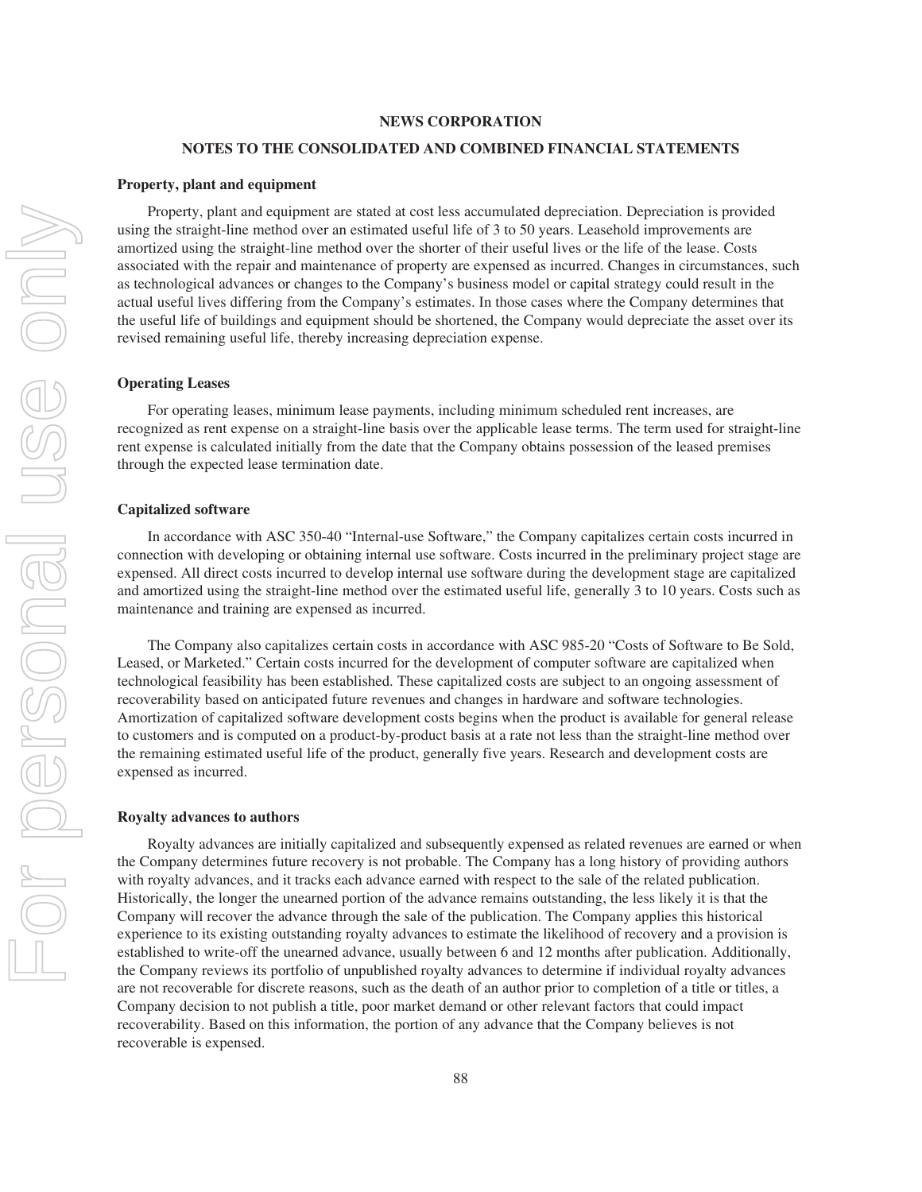**Property, plant and equipment**

Property, plant and equipment are stated at cost less accumulated depreciation. Depreciation is provided using the straight-line method over an estimated useful life of 3 to 50 years. Leasehold improvements are amortized using the straight-line method over the shorter of their useful lives or the life of the lease. Costs associated with the repair and maintenance of property are expensed as incurred. Changes in circumstances, such as technological advances or changes to the Company's business model or capital strategy could result in the actual useful lives differing from the Company's estimates. In those cases where the Company determines that the useful life of buildings and equipment should be shortened, the Company would depreciate the asset over its revised remaining useful life, thereby increasing depreciation expense.

**Operating Leases**

For operating leases, minimum lease payments, including minimum scheduled rent increases, are recognized as rent expense on a straight-line basis over the applicable lease terms. The term used for straight-line rent expense is calculated initially from the date that the Company obtains possession of the leased premises through the expected lease termination date.

**Capitalized software**

In accordance with ASC 350-40 "Internal-use Software," the Company capitalizes certain costs incurred in connection with developing or obtaining internal use software. Costs incurred in the preliminary project stage are expensed. All direct costs incurred to develop internal use software during the development stage are capitalized and amortized using the straight-line method over the estimated useful life, generally 3 to 10 years. Costs such as maintenance and training are expensed as incurred.

The Company also capitalizes certain costs in accordance with ASC 985-20 "Costs of Software to Be Sold, Leased, or Marketed." Certain costs incurred for the development of computer software are capitalized when technological feasibility has been established. These capitalized costs are subject to an ongoing assessment of recoverability based on anticipated future revenues and changes in hardware and software technologies. Amortization of capitalized software development costs begins when the product is available for general release to customers and is computed on a product-by-product basis at a rate not less than the straight-line method over the remaining estimated useful life of the product, generally five years. Research and development costs are expensed as incurred.

**Royalty advances to authors**

Royalty advances are initially capitalized and subsequently expensed as related revenues are earned or when the Company determines future recovery is not probable. The Company has a long history of providing authors with royalty advances, and it tracks each advance earned with respect to the sale of the related publication. Historically, the longer the unearned portion of the advance remains outstanding, the less likely it is that the Company will recover the advance through the sale of the publication. The Company applies this historical experience to its existing outstanding royalty advances to estimate the likelihood of recovery and a provision is established to write-off the unearned advance, usually between 6 and 12 months after publication. Additionally, the Company reviews its portfolio of unpublished royalty advances to determine if individual royalty advances are not recoverable for discrete reasons, such as the death of an author prior to completion of a title or titles, a Company decision to not publish a title, poor market demand or other relevant factors that could impact recoverability. Based on this information, the portion of any advance that the Company believes is not recoverable is expensed.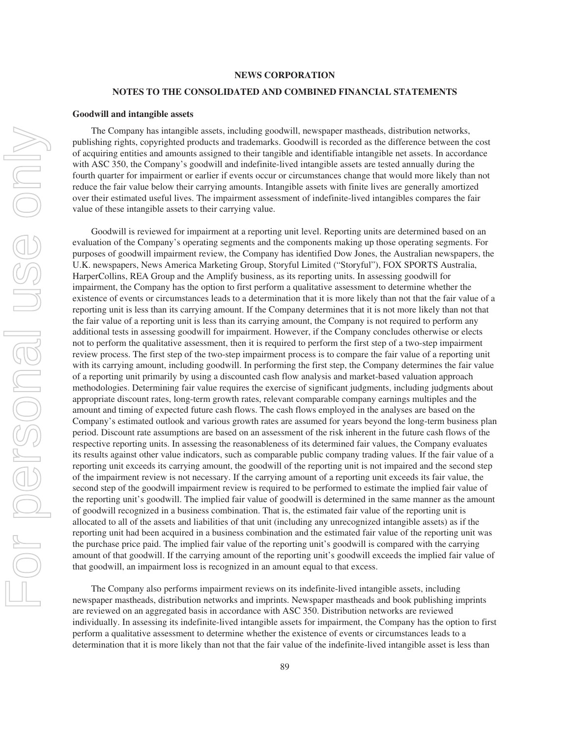**NEWS CORPORATION**

**NOTES TO THE CONSOLIDATED AND COMBINED FINANCIAL STATEMENTS**

**Goodwill and intangible assets**

The Company has intangible assets, including goodwill, newspaper mastheads, distribution networks, publishing rights, copyrighted products and trademarks. Goodwill is recorded as the difference between the cost of acquiring entities and amounts assigned to their tangible and identifiable intangible net assets. In accordance with ASC 350, the Company's goodwill and indefinite-lived intangible assets are tested annually during the fourth quarter for impairment or earlier if events occur or circumstances change that would more likely than not reduce the fair value below their carrying amounts. Intangible assets with finite lives are generally amortized over their estimated useful lives. The impairment assessment of indefinite-lived intangibles compares the fair value of these intangible assets to their carrying value.

Goodwill is reviewed for impairment at a reporting unit level. Reporting units are determined based on an evaluation of the Company's operating segments and the components making up those operating segments. For purposes of goodwill impairment review, the Company has identified Dow Jones, the Australian newspapers, the U.K. newspapers, News America Marketing Group, Storyful Limited ("Storyful"), FOX SPORTS Australia, HarperCollins, REA Group and the Amplify business, as its reporting units. In assessing goodwill for impairment, the Company has the option to first perform a qualitative assessment to determine whether the existence of events or circumstances leads to a determination that it is more likely than not that the fair value of a reporting unit is less than its carrying amount. If the Company determines that it is not more likely than not that the fair value of a reporting unit is less than its carrying amount, the Company is not required to perform any additional tests in assessing goodwill for impairment. However, if the Company concludes otherwise or elects not to perform the qualitative assessment, then it is required to perform the first step of a two-step impairment review process. The first step of the two-step impairment process is to compare the fair value of a reporting unit with its carrying amount, including goodwill. In performing the first step, the Company determines the fair value of a reporting unit primarily by using a discounted cash flow analysis and market-based valuation approach methodologies. Determining fair value requires the exercise of significant judgments, including judgments about appropriate discount rates, long-term growth rates, relevant comparable company earnings multiples and the amount and timing of expected future cash flows. The cash flows employed in the analyses are based on the Company's estimated outlook and various growth rates are assumed for years beyond the long-term business plan period. Discount rate assumptions are based on an assessment of the risk inherent in the future cash flows of the respective reporting units. In assessing the reasonableness of its determined fair values, the Company evaluates its results against other value indicators, such as comparable public company trading values. If the fair value of a reporting unit exceeds its carrying amount, the goodwill of the reporting unit is not impaired and the second step of the impairment review is not necessary. If the carrying amount of a reporting unit exceeds its fair value, the second step of the goodwill impairment review is required to be performed to estimate the implied fair value of the reporting unit's goodwill. The implied fair value of goodwill is determined in the same manner as the amount of goodwill recognized in a business combination. That is, the estimated fair value of the reporting unit is allocated to all of the assets and liabilities of that unit (including any unrecognized intangible assets) as if the reporting unit had been acquired in a business combination and the estimated fair value of the reporting unit was the purchase price paid. The implied fair value of the reporting unit's goodwill is compared with the carrying amount of that goodwill. If the carrying amount of the reporting unit's goodwill exceeds the implied fair value of that goodwill, an impairment loss is recognized in an amount equal to that excess.

The Company also performs impairment reviews on its indefinite-lived intangible assets, including newspaper mastheads, distribution networks and imprints. Newspaper mastheads and book publishing imprints are reviewed on an aggregated basis in accordance with ASC 350. Distribution networks are reviewed individually. In assessing its indefinite-lived intangible assets for impairment, the Company has the option to first perform a qualitative assessment to determine whether the existence of events or circumstances leads to a determination that it is more likely than not that the fair value of the indefinite-lived intangible asset is less than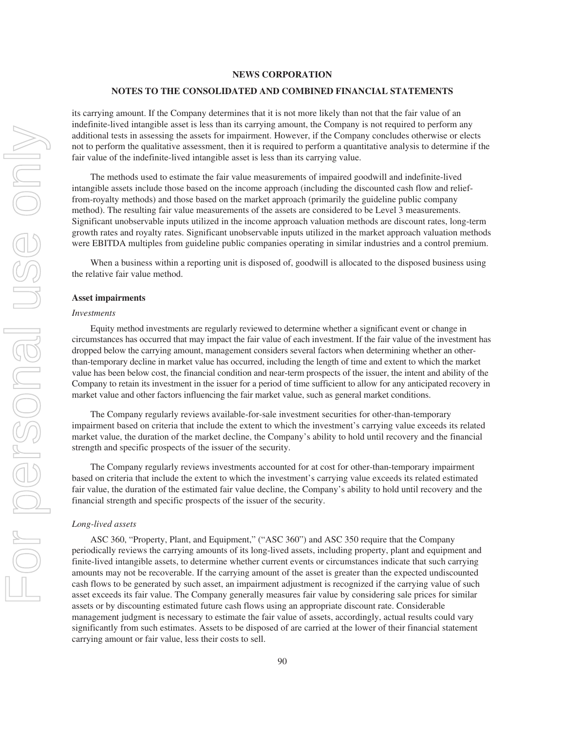its carrying amount. If the Company determines that it is not more likely than not that the fair value of an indefinite-lived intangible asset is less than its carrying amount, the Company is not required to perform any additional tests in assessing the assets for impairment. However, if the Company concludes otherwise or elects not to perform the qualitative assessment, then it is required to perform a quantitative analysis to determine if the fair value of the indefinite-lived intangible asset is less than its carrying value.

The methods used to estimate the fair value measurements of impaired goodwill and indefinite-lived intangible assets include those based on the income approach (including the discounted cash flow and relief-from-royalty methods) and those based on the market approach (primarily the guideline public company method). The resulting fair value measurements of the assets are considered to be Level 3 measurements. Significant unobservable inputs utilized in the income approach valuation methods are discount rates, long-term growth rates and royalty rates. Significant unobservable inputs utilized in the market approach valuation methods were EBITDA multiples from guideline public companies operating in similar industries and a control premium.

When a business within a reporting unit is disposed of, goodwill is allocated to the disposed business using the relative fair value method.

**Asset impairments**

*Investments*

Equity method investments are regularly reviewed to determine whether a significant event or change in circumstances has occurred that may impact the fair value of each investment. If the fair value of the investment has dropped below the carrying amount, management considers several factors when determining whether an other-than-temporary decline in market value has occurred, including the length of time and extent to which the market value has been below cost, the financial condition and near-term prospects of the issuer, the intent and ability of the Company to retain its investment in the issuer for a period of time sufficient to allow for any anticipated recovery in market value and other factors influencing the fair market value, such as general market conditions.

The Company regularly reviews available-for-sale investment securities for other-than-temporary impairment based on criteria that include the extent to which the investment's carrying value exceeds its related market value, the duration of the market decline, the Company's ability to hold until recovery and the financial strength and specific prospects of the issuer of the security.

The Company regularly reviews investments accounted for at cost for other-than-temporary impairment based on criteria that include the extent to which the investment's carrying value exceeds its related estimated fair value, the duration of the estimated fair value decline, the Company's ability to hold until recovery and the financial strength and specific prospects of the issuer of the security.

*Long-lived assets*

ASC 360, "Property, Plant, and Equipment," ("ASC 360") and ASC 350 require that the Company periodically reviews the carrying amounts of its long-lived assets, including property, plant and equipment and finite-lived intangible assets, to determine whether current events or circumstances indicate that such carrying amounts may not be recoverable. If the carrying amount of the asset is greater than the expected undiscounted cash flows to be generated by such asset, an impairment adjustment is recognized if the carrying value of such asset exceeds its fair value. The Company generally measures fair value by considering sale prices for similar assets or by discounting estimated future cash flows using an appropriate discount rate. Considerable management judgment is necessary to estimate the fair value of assets, accordingly, actual results could vary significantly from such estimates. Assets to be disposed of are carried at the lower of their financial statement carrying amount or fair value, less their costs to sell.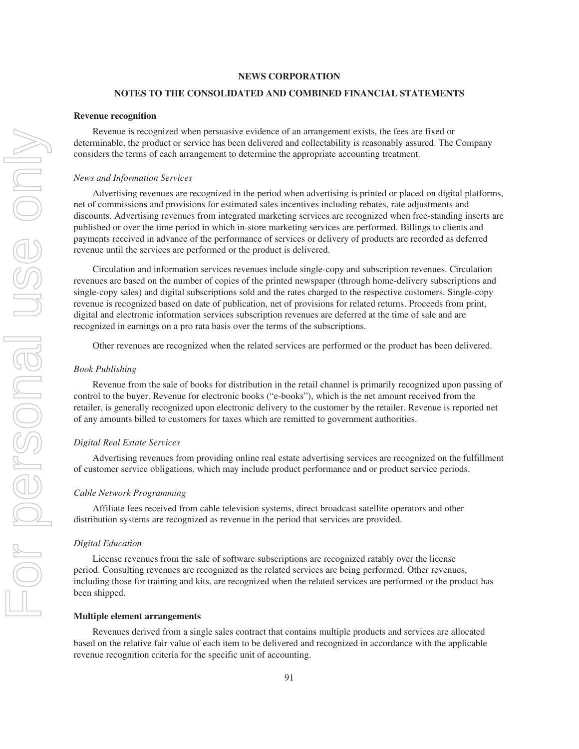## NEWS CORPORATION

## NOTES TO THE CONSOLIDATED AND COMBINED FINANCIAL STATEMENTS

### Revenue recognition

Revenue is recognized when persuasive evidence of an arrangement exists, the fees are fixed or determinable, the product or service has been delivered and collectability is reasonably assured. The Company considers the terms of each arrangement to determine the appropriate accounting treatment.

*News and Information Services*

Advertising revenues are recognized in the period when advertising is printed or placed on digital platforms, net of commissions and provisions for estimated sales incentives including rebates, rate adjustments and discounts. Advertising revenues from integrated marketing services are recognized when free-standing inserts are published or over the time period in which in-store marketing services are performed. Billings to clients and payments received in advance of the performance of services or delivery of products are recorded as deferred revenue until the services are performed or the product is delivered.

Circulation and information services revenues include single-copy and subscription revenues. Circulation revenues are based on the number of copies of the printed newspaper (through home-delivery subscriptions and single-copy sales) and digital subscriptions sold and the rates charged to the respective customers. Single-copy revenue is recognized based on date of publication, net of provisions for related returns. Proceeds from print, digital and electronic information services subscription revenues are deferred at the time of sale and are recognized in earnings on a pro rata basis over the terms of the subscriptions.

Other revenues are recognized when the related services are performed or the product has been delivered.

*Book Publishing*

Revenue from the sale of books for distribution in the retail channel is primarily recognized upon passing of control to the buyer. Revenue for electronic books ("e-books"), which is the net amount received from the retailer, is generally recognized upon electronic delivery to the customer by the retailer. Revenue is reported net of any amounts billed to customers for taxes which are remitted to government authorities.

*Digital Real Estate Services*

Advertising revenues from providing online real estate advertising services are recognized on the fulfillment of customer service obligations, which may include product performance and or product service periods.

*Cable Network Programming*

Affiliate fees received from cable television systems, direct broadcast satellite operators and other distribution systems are recognized as revenue in the period that services are provided.

*Digital Education*

License revenues from the sale of software subscriptions are recognized ratably over the license period. Consulting revenues are recognized as the related services are being performed. Other revenues, including those for training and kits, are recognized when the related services are performed or the product has been shipped.

### Multiple element arrangements

Revenues derived from a single sales contract that contains multiple products and services are allocated based on the relative fair value of each item to be delivered and recognized in accordance with the applicable revenue recognition criteria for the specific unit of accounting.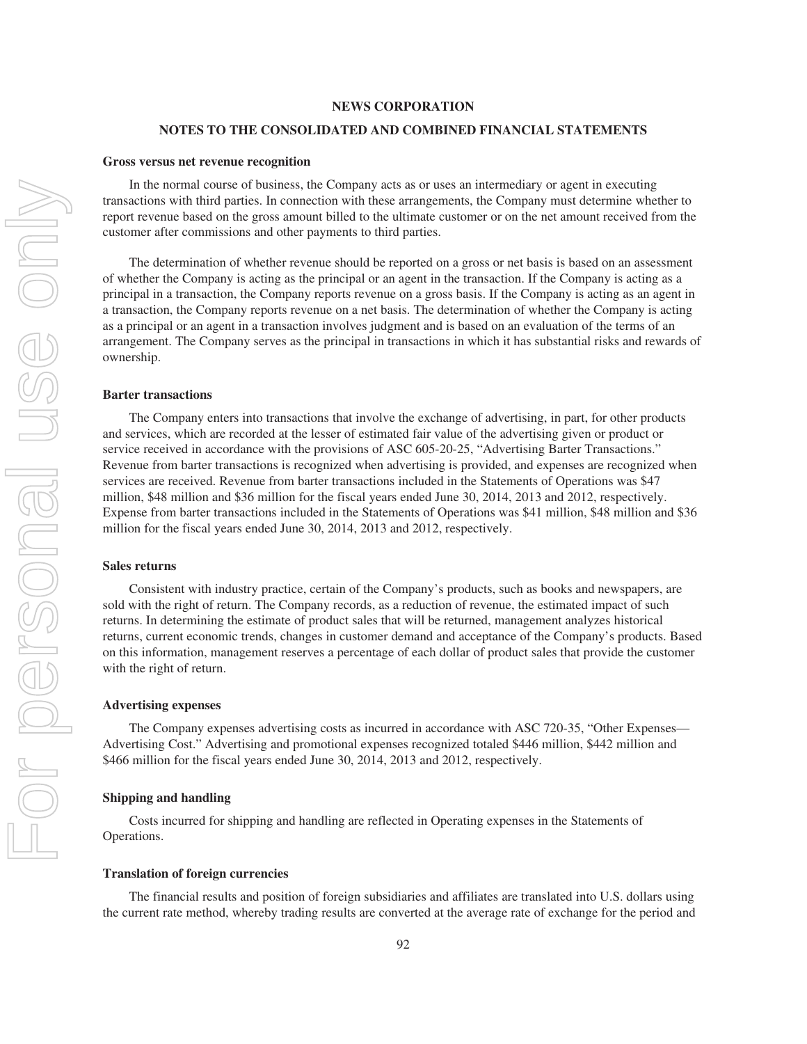**NEWS CORPORATION**

**NOTES TO THE CONSOLIDATED AND COMBINED FINANCIAL STATEMENTS**

**Gross versus net revenue recognition**

In the normal course of business, the Company acts as or uses an intermediary or agent in executing transactions with third parties. In connection with these arrangements, the Company must determine whether to report revenue based on the gross amount billed to the ultimate customer or on the net amount received from the customer after commissions and other payments to third parties.

The determination of whether revenue should be reported on a gross or net basis is based on an assessment of whether the Company is acting as the principal or an agent in the transaction. If the Company is acting as a principal in a transaction, the Company reports revenue on a gross basis. If the Company is acting as an agent in a transaction, the Company reports revenue on a net basis. The determination of whether the Company is acting as a principal or an agent in a transaction involves judgment and is based on an evaluation of the terms of an arrangement. The Company serves as the principal in transactions in which it has substantial risks and rewards of ownership.

**Barter transactions**

The Company enters into transactions that involve the exchange of advertising, in part, for other products and services, which are recorded at the lesser of estimated fair value of the advertising given or product or service received in accordance with the provisions of ASC 605-20-25, "Advertising Barter Transactions." Revenue from barter transactions is recognized when advertising is provided, and expenses are recognized when services are received. Revenue from barter transactions included in the Statements of Operations was $47 million, $48 million and $36 million for the fiscal years ended June 30, 2014, 2013 and 2012, respectively. Expense from barter transactions included in the Statements of Operations was $41 million, $48 million and $36 million for the fiscal years ended June 30, 2014, 2013 and 2012, respectively.

**Sales returns**

Consistent with industry practice, certain of the Company's products, such as books and newspapers, are sold with the right of return. The Company records, as a reduction of revenue, the estimated impact of such returns. In determining the estimate of product sales that will be returned, management analyzes historical returns, current economic trends, changes in customer demand and acceptance of the Company's products. Based on this information, management reserves a percentage of each dollar of product sales that provide the customer with the right of return.

**Advertising expenses**

The Company expenses advertising costs as incurred in accordance with ASC 720-35, "Other Expenses—Advertising Cost." Advertising and promotional expenses recognized totaled $446 million, $442 million and $466 million for the fiscal years ended June 30, 2014, 2013 and 2012, respectively.

**Shipping and handling**

Costs incurred for shipping and handling are reflected in Operating expenses in the Statements of Operations.

**Translation of foreign currencies**

The financial results and position of foreign subsidiaries and affiliates are translated into U.S. dollars using the current rate method, whereby trading results are converted at the average rate of exchange for the period and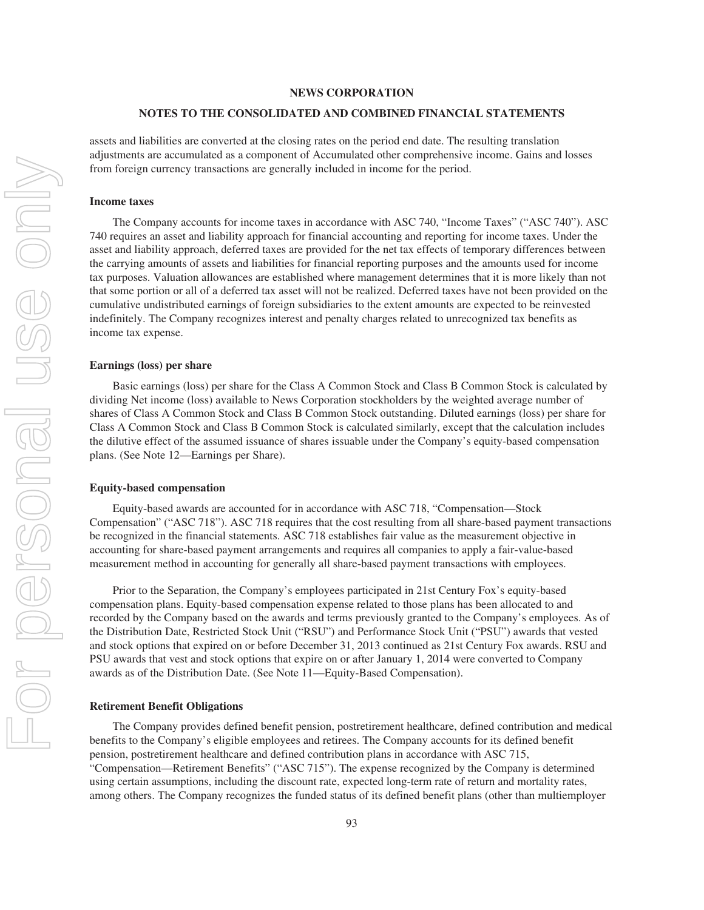assets and liabilities are converted at the closing rates on the period end date. The resulting translation adjustments are accumulated as a component of Accumulated other comprehensive income. Gains and losses from foreign currency transactions are generally included in income for the period.

### Income taxes

The Company accounts for income taxes in accordance with ASC 740, "Income Taxes" ("ASC 740"). ASC 740 requires an asset and liability approach for financial accounting and reporting for income taxes. Under the asset and liability approach, deferred taxes are provided for the net tax effects of temporary differences between the carrying amounts of assets and liabilities for financial reporting purposes and the amounts used for income tax purposes. Valuation allowances are established where management determines that it is more likely than not that some portion or all of a deferred tax asset will not be realized. Deferred taxes have not been provided on the cumulative undistributed earnings of foreign subsidiaries to the extent amounts are expected to be reinvested indefinitely. The Company recognizes interest and penalty charges related to unrecognized tax benefits as income tax expense.

### Earnings (loss) per share

Basic earnings (loss) per share for the Class A Common Stock and Class B Common Stock is calculated by dividing Net income (loss) available to News Corporation stockholders by the weighted average number of shares of Class A Common Stock and Class B Common Stock outstanding. Diluted earnings (loss) per share for Class A Common Stock and Class B Common Stock is calculated similarly, except that the calculation includes the dilutive effect of the assumed issuance of shares issuable under the Company's equity-based compensation plans. (See Note 12—Earnings per Share).

### Equity-based compensation

Equity-based awards are accounted for in accordance with ASC 718, "Compensation—Stock Compensation" ("ASC 718"). ASC 718 requires that the cost resulting from all share-based payment transactions be recognized in the financial statements. ASC 718 establishes fair value as the measurement objective in accounting for share-based payment arrangements and requires all companies to apply a fair-value-based measurement method in accounting for generally all share-based payment transactions with employees.

Prior to the Separation, the Company's employees participated in 21st Century Fox's equity-based compensation plans. Equity-based compensation expense related to those plans has been allocated to and recorded by the Company based on the awards and terms previously granted to the Company's employees. As of the Distribution Date, Restricted Stock Unit ("RSU") and Performance Stock Unit ("PSU") awards that vested and stock options that expired on or before December 31, 2013 continued as 21st Century Fox awards. RSU and PSU awards that vest and stock options that expire on or after January 1, 2014 were converted to Company awards as of the Distribution Date. (See Note 11—Equity-Based Compensation).

### Retirement Benefit Obligations

The Company provides defined benefit pension, postretirement healthcare, defined contribution and medical benefits to the Company's eligible employees and retirees. The Company accounts for its defined benefit pension, postretirement healthcare and defined contribution plans in accordance with ASC 715, "Compensation—Retirement Benefits" ("ASC 715"). The expense recognized by the Company is determined using certain assumptions, including the discount rate, expected long-term rate of return and mortality rates, among others. The Company recognizes the funded status of its defined benefit plans (other than multiemployer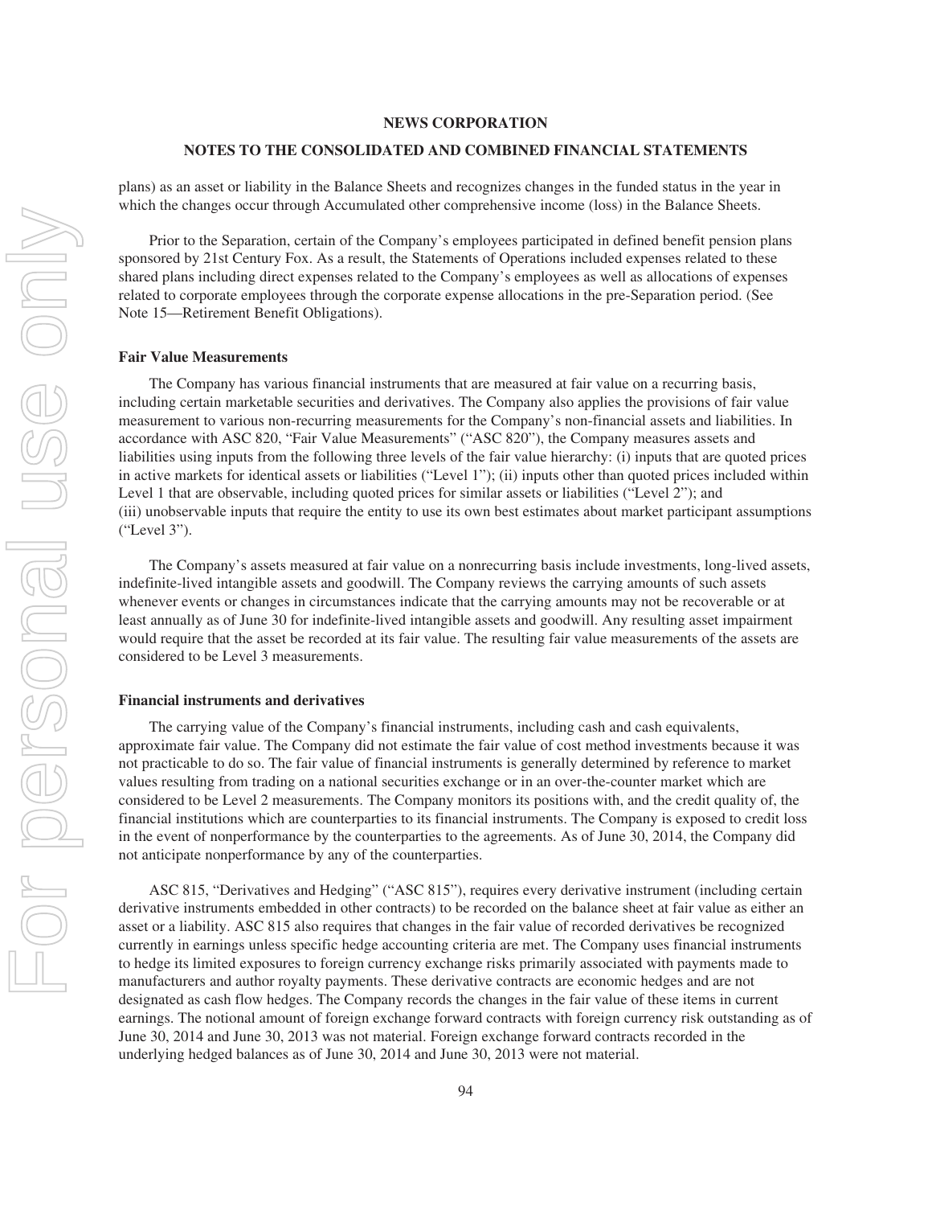plans) as an asset or liability in the Balance Sheets and recognizes changes in the funded status in the year in which the changes occur through Accumulated other comprehensive income (loss) in the Balance Sheets.

Prior to the Separation, certain of the Company's employees participated in defined benefit pension plans sponsored by 21st Century Fox. As a result, the Statements of Operations included expenses related to these shared plans including direct expenses related to the Company's employees as well as allocations of expenses related to corporate employees through the corporate expense allocations in the pre-Separation period. (See Note 15—Retirement Benefit Obligations).

**Fair Value Measurements**

The Company has various financial instruments that are measured at fair value on a recurring basis, including certain marketable securities and derivatives. The Company also applies the provisions of fair value measurement to various non-recurring measurements for the Company's non-financial assets and liabilities. In accordance with ASC 820, "Fair Value Measurements" ("ASC 820"), the Company measures assets and liabilities using inputs from the following three levels of the fair value hierarchy: (i) inputs that are quoted prices in active markets for identical assets or liabilities ("Level 1"); (ii) inputs other than quoted prices included within Level 1 that are observable, including quoted prices for similar assets or liabilities ("Level 2"); and (iii) unobservable inputs that require the entity to use its own best estimates about market participant assumptions ("Level 3").

The Company's assets measured at fair value on a nonrecurring basis include investments, long-lived assets, indefinite-lived intangible assets and goodwill. The Company reviews the carrying amounts of such assets whenever events or changes in circumstances indicate that the carrying amounts may not be recoverable or at least annually as of June 30 for indefinite-lived intangible assets and goodwill. Any resulting asset impairment would require that the asset be recorded at its fair value. The resulting fair value measurements of the assets are considered to be Level 3 measurements.

**Financial instruments and derivatives**

The carrying value of the Company's financial instruments, including cash and cash equivalents, approximate fair value. The Company did not estimate the fair value of cost method investments because it was not practicable to do so. The fair value of financial instruments is generally determined by reference to market values resulting from trading on a national securities exchange or in an over-the-counter market which are considered to be Level 2 measurements. The Company monitors its positions with, and the credit quality of, the financial institutions which are counterparties to its financial instruments. The Company is exposed to credit loss in the event of nonperformance by the counterparties to the agreements. As of June 30, 2014, the Company did not anticipate nonperformance by any of the counterparties.

ASC 815, "Derivatives and Hedging" ("ASC 815"), requires every derivative instrument (including certain derivative instruments embedded in other contracts) to be recorded on the balance sheet at fair value as either an asset or a liability. ASC 815 also requires that changes in the fair value of recorded derivatives be recognized currently in earnings unless specific hedge accounting criteria are met. The Company uses financial instruments to hedge its limited exposures to foreign currency exchange risks primarily associated with payments made to manufacturers and author royalty payments. These derivative contracts are economic hedges and are not designated as cash flow hedges. The Company records the changes in the fair value of these items in current earnings. The notional amount of foreign exchange forward contracts with foreign currency risk outstanding as of June 30, 2014 and June 30, 2013 was not material. Foreign exchange forward contracts recorded in the underlying hedged balances as of June 30, 2014 and June 30, 2013 were not material.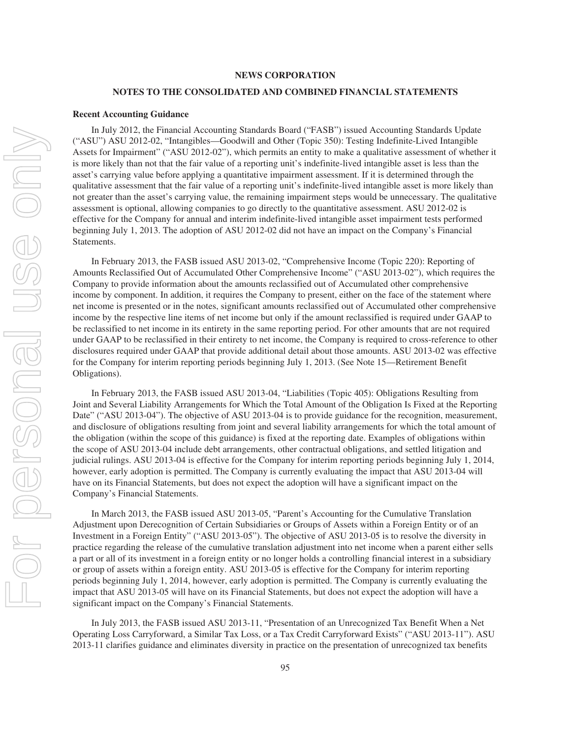**NEWS CORPORATION**

**NOTES TO THE CONSOLIDATED AND COMBINED FINANCIAL STATEMENTS**

**Recent Accounting Guidance**

In July 2012, the Financial Accounting Standards Board ("FASB") issued Accounting Standards Update ("ASU") ASU 2012-02, "Intangibles—Goodwill and Other (Topic 350): Testing Indefinite-Lived Intangible Assets for Impairment" ("ASU 2012-02"), which permits an entity to make a qualitative assessment of whether it is more likely than not that the fair value of a reporting unit's indefinite-lived intangible asset is less than the asset's carrying value before applying a quantitative impairment assessment. If it is determined through the qualitative assessment that the fair value of a reporting unit's indefinite-lived intangible asset is more likely than not greater than the asset's carrying value, the remaining impairment steps would be unnecessary. The qualitative assessment is optional, allowing companies to go directly to the quantitative assessment. ASU 2012-02 is effective for the Company for annual and interim indefinite-lived intangible asset impairment tests performed beginning July 1, 2013. The adoption of ASU 2012-02 did not have an impact on the Company's Financial Statements.

In February 2013, the FASB issued ASU 2013-02, "Comprehensive Income (Topic 220): Reporting of Amounts Reclassified Out of Accumulated Other Comprehensive Income" ("ASU 2013-02"), which requires the Company to provide information about the amounts reclassified out of Accumulated other comprehensive income by component. In addition, it requires the Company to present, either on the face of the statement where net income is presented or in the notes, significant amounts reclassified out of Accumulated other comprehensive income by the respective line items of net income but only if the amount reclassified is required under GAAP to be reclassified to net income in its entirety in the same reporting period. For other amounts that are not required under GAAP to be reclassified in their entirety to net income, the Company is required to cross-reference to other disclosures required under GAAP that provide additional detail about those amounts. ASU 2013-02 was effective for the Company for interim reporting periods beginning July 1, 2013. (See Note 15—Retirement Benefit Obligations).

In February 2013, the FASB issued ASU 2013-04, "Liabilities (Topic 405): Obligations Resulting from Joint and Several Liability Arrangements for Which the Total Amount of the Obligation Is Fixed at the Reporting Date" ("ASU 2013-04"). The objective of ASU 2013-04 is to provide guidance for the recognition, measurement, and disclosure of obligations resulting from joint and several liability arrangements for which the total amount of the obligation (within the scope of this guidance) is fixed at the reporting date. Examples of obligations within the scope of ASU 2013-04 include debt arrangements, other contractual obligations, and settled litigation and judicial rulings. ASU 2013-04 is effective for the Company for interim reporting periods beginning July 1, 2014, however, early adoption is permitted. The Company is currently evaluating the impact that ASU 2013-04 will have on its Financial Statements, but does not expect the adoption will have a significant impact on the Company's Financial Statements.

In March 2013, the FASB issued ASU 2013-05, "Parent's Accounting for the Cumulative Translation Adjustment upon Derecognition of Certain Subsidiaries or Groups of Assets within a Foreign Entity or of an Investment in a Foreign Entity" ("ASU 2013-05"). The objective of ASU 2013-05 is to resolve the diversity in practice regarding the release of the cumulative translation adjustment into net income when a parent either sells a part or all of its investment in a foreign entity or no longer holds a controlling financial interest in a subsidiary or group of assets within a foreign entity. ASU 2013-05 is effective for the Company for interim reporting periods beginning July 1, 2014, however, early adoption is permitted. The Company is currently evaluating the impact that ASU 2013-05 will have on its Financial Statements, but does not expect the adoption will have a significant impact on the Company's Financial Statements.

In July 2013, the FASB issued ASU 2013-11, "Presentation of an Unrecognized Tax Benefit When a Net Operating Loss Carryforward, a Similar Tax Loss, or a Tax Credit Carryforward Exists" ("ASU 2013-11"). ASU 2013-11 clarifies guidance and eliminates diversity in practice on the presentation of unrecognized tax benefits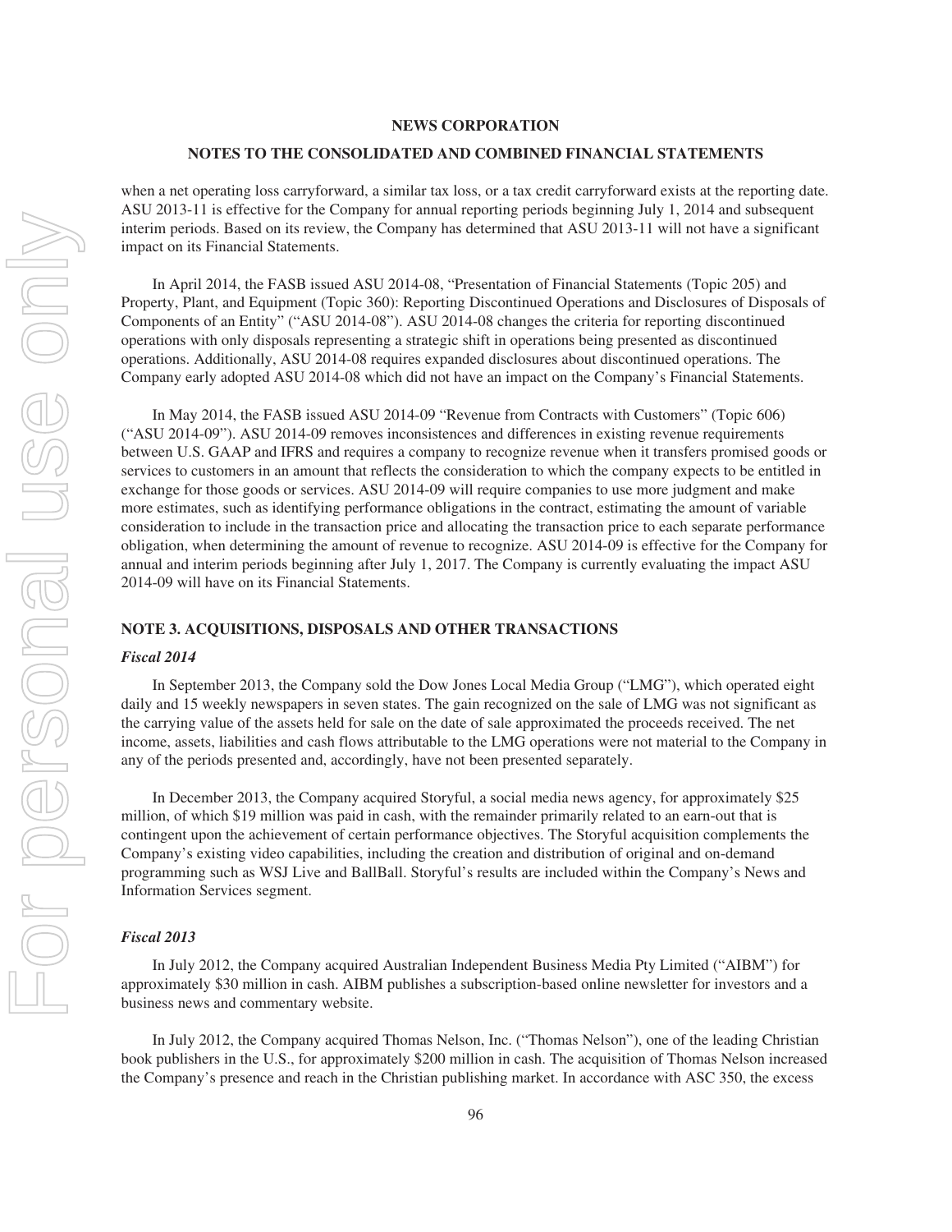when a net operating loss carryforward, a similar tax loss, or a tax credit carryforward exists at the reporting date. ASU 2013-11 is effective for the Company for annual reporting periods beginning July 1, 2014 and subsequent interim periods. Based on its review, the Company has determined that ASU 2013-11 will not have a significant impact on its Financial Statements.

In April 2014, the FASB issued ASU 2014-08, "Presentation of Financial Statements (Topic 205) and Property, Plant, and Equipment (Topic 360): Reporting Discontinued Operations and Disclosures of Disposals of Components of an Entity" ("ASU 2014-08"). ASU 2014-08 changes the criteria for reporting discontinued operations with only disposals representing a strategic shift in operations being presented as discontinued operations. Additionally, ASU 2014-08 requires expanded disclosures about discontinued operations. The Company early adopted ASU 2014-08 which did not have an impact on the Company's Financial Statements.

In May 2014, the FASB issued ASU 2014-09 "Revenue from Contracts with Customers" (Topic 606) ("ASU 2014-09"). ASU 2014-09 removes inconsistences and differences in existing revenue requirements between U.S. GAAP and IFRS and requires a company to recognize revenue when it transfers promised goods or services to customers in an amount that reflects the consideration to which the company expects to be entitled in exchange for those goods or services. ASU 2014-09 will require companies to use more judgment and make more estimates, such as identifying performance obligations in the contract, estimating the amount of variable consideration to include in the transaction price and allocating the transaction price to each separate performance obligation, when determining the amount of revenue to recognize. ASU 2014-09 is effective for the Company for annual and interim periods beginning after July 1, 2017. The Company is currently evaluating the impact ASU 2014-09 will have on its Financial Statements.

## NOTE 3. ACQUISITIONS, DISPOSALS AND OTHER TRANSACTIONS

### *Fiscal 2014*

In September 2013, the Company sold the Dow Jones Local Media Group ("LMG"), which operated eight daily and 15 weekly newspapers in seven states. The gain recognized on the sale of LMG was not significant as the carrying value of the assets held for sale on the date of sale approximated the proceeds received. The net income, assets, liabilities and cash flows attributable to the LMG operations were not material to the Company in any of the periods presented and, accordingly, have not been presented separately.

In December 2013, the Company acquired Storyful, a social media news agency, for approximately $25 million, of which $19 million was paid in cash, with the remainder primarily related to an earn-out that is contingent upon the achievement of certain performance objectives. The Storyful acquisition complements the Company's existing video capabilities, including the creation and distribution of original and on-demand programming such as WSJ Live and BallBall. Storyful's results are included within the Company's News and Information Services segment.

### *Fiscal 2013*

In July 2012, the Company acquired Australian Independent Business Media Pty Limited ("AIBM") for approximately $30 million in cash. AIBM publishes a subscription-based online newsletter for investors and a business news and commentary website.

In July 2012, the Company acquired Thomas Nelson, Inc. ("Thomas Nelson"), one of the leading Christian book publishers in the U.S., for approximately $200 million in cash. The acquisition of Thomas Nelson increased the Company's presence and reach in the Christian publishing market. In accordance with ASC 350, the excess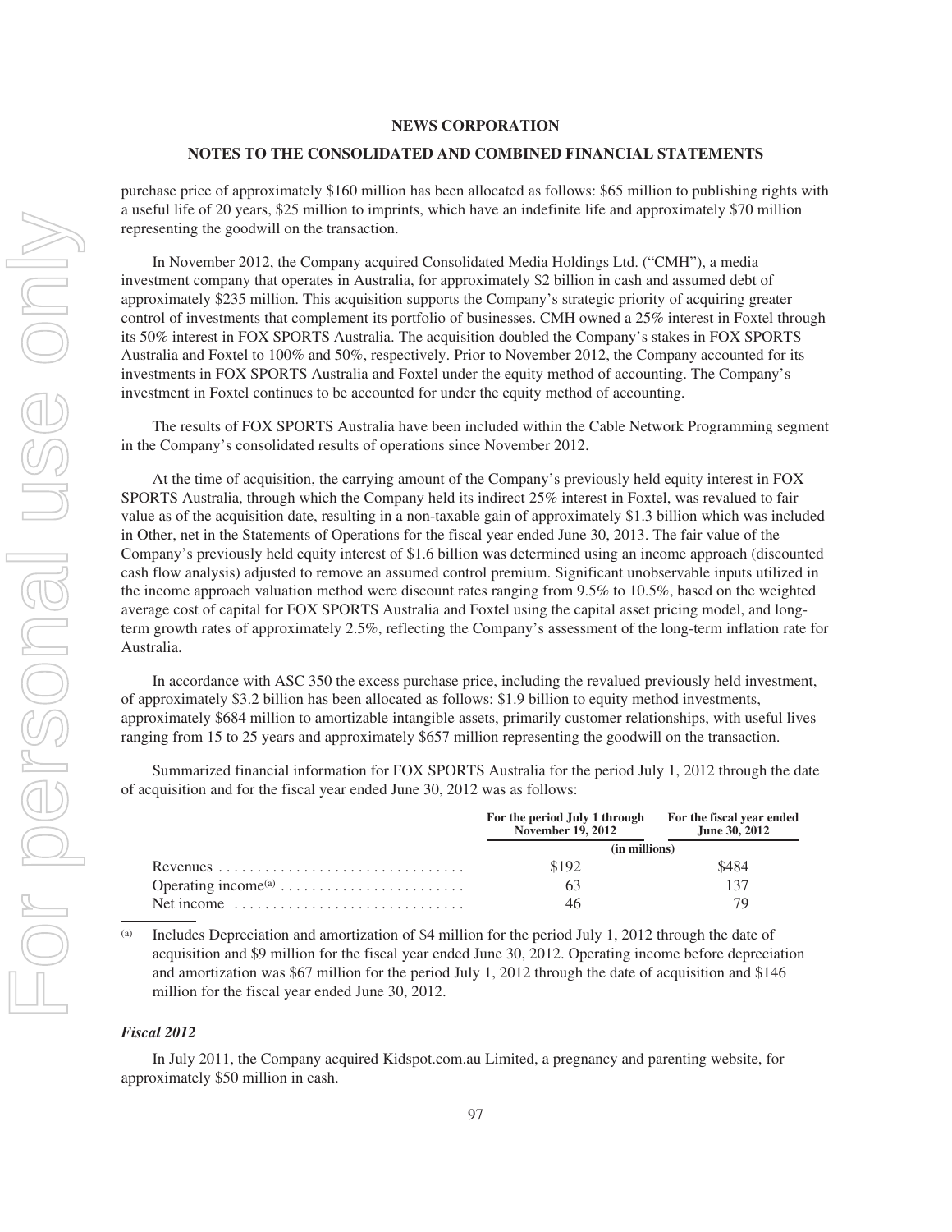purchase price of approximately $160 million has been allocated as follows: $65 million to publishing rights with a useful life of 20 years, $25 million to imprints, which have an indefinite life and approximately $70 million representing the goodwill on the transaction.

In November 2012, the Company acquired Consolidated Media Holdings Ltd. ("CMH"), a media investment company that operates in Australia, for approximately $2 billion in cash and assumed debt of approximately $235 million. This acquisition supports the Company's strategic priority of acquiring greater control of investments that complement its portfolio of businesses. CMH owned a 25% interest in Foxtel through its 50% interest in FOX SPORTS Australia. The acquisition doubled the Company's stakes in FOX SPORTS Australia and Foxtel to 100% and 50%, respectively. Prior to November 2012, the Company accounted for its investments in FOX SPORTS Australia and Foxtel under the equity method of accounting. The Company's investment in Foxtel continues to be accounted for under the equity method of accounting.

The results of FOX SPORTS Australia have been included within the Cable Network Programming segment in the Company's consolidated results of operations since November 2012.

At the time of acquisition, the carrying amount of the Company's previously held equity interest in FOX SPORTS Australia, through which the Company held its indirect 25% interest in Foxtel, was revalued to fair value as of the acquisition date, resulting in a non-taxable gain of approximately $1.3 billion which was included in Other, net in the Statements of Operations for the fiscal year ended June 30, 2013. The fair value of the Company's previously held equity interest of $1.6 billion was determined using an income approach (discounted cash flow analysis) adjusted to remove an assumed control premium. Significant unobservable inputs utilized in the income approach valuation method were discount rates ranging from 9.5% to 10.5%, based on the weighted average cost of capital for FOX SPORTS Australia and Foxtel using the capital asset pricing model, and long-term growth rates of approximately 2.5%, reflecting the Company's assessment of the long-term inflation rate for Australia.

In accordance with ASC 350 the excess purchase price, including the revalued previously held investment, of approximately $3.2 billion has been allocated as follows: $1.9 billion to equity method investments, approximately $684 million to amortizable intangible assets, primarily customer relationships, with useful lives ranging from 15 to 25 years and approximately $657 million representing the goodwill on the transaction.

Summarized financial information for FOX SPORTS Australia for the period July 1, 2012 through the date of acquisition and for the fiscal year ended June 30, 2012 was as follows:

| | For the period July 1 through November 19, 2012 | For the fiscal year ended June 30, 2012 |
|---|---|---|
| | (in millions) | |
| Revenues | $192 | $484 |
| Operating income[(a)] | 63 | 137 |
| Net income | 46 | 79 |

(a) Includes Depreciation and amortization of $4 million for the period July 1, 2012 through the date of acquisition and $9 million for the fiscal year ended June 30, 2012. Operating income before depreciation and amortization was $67 million for the period July 1, 2012 through the date of acquisition and $146 million for the fiscal year ended June 30, 2012.

### *Fiscal 2012*

In July 2011, the Company acquired Kidspot.com.au Limited, a pregnancy and parenting website, for approximately $50 million in cash.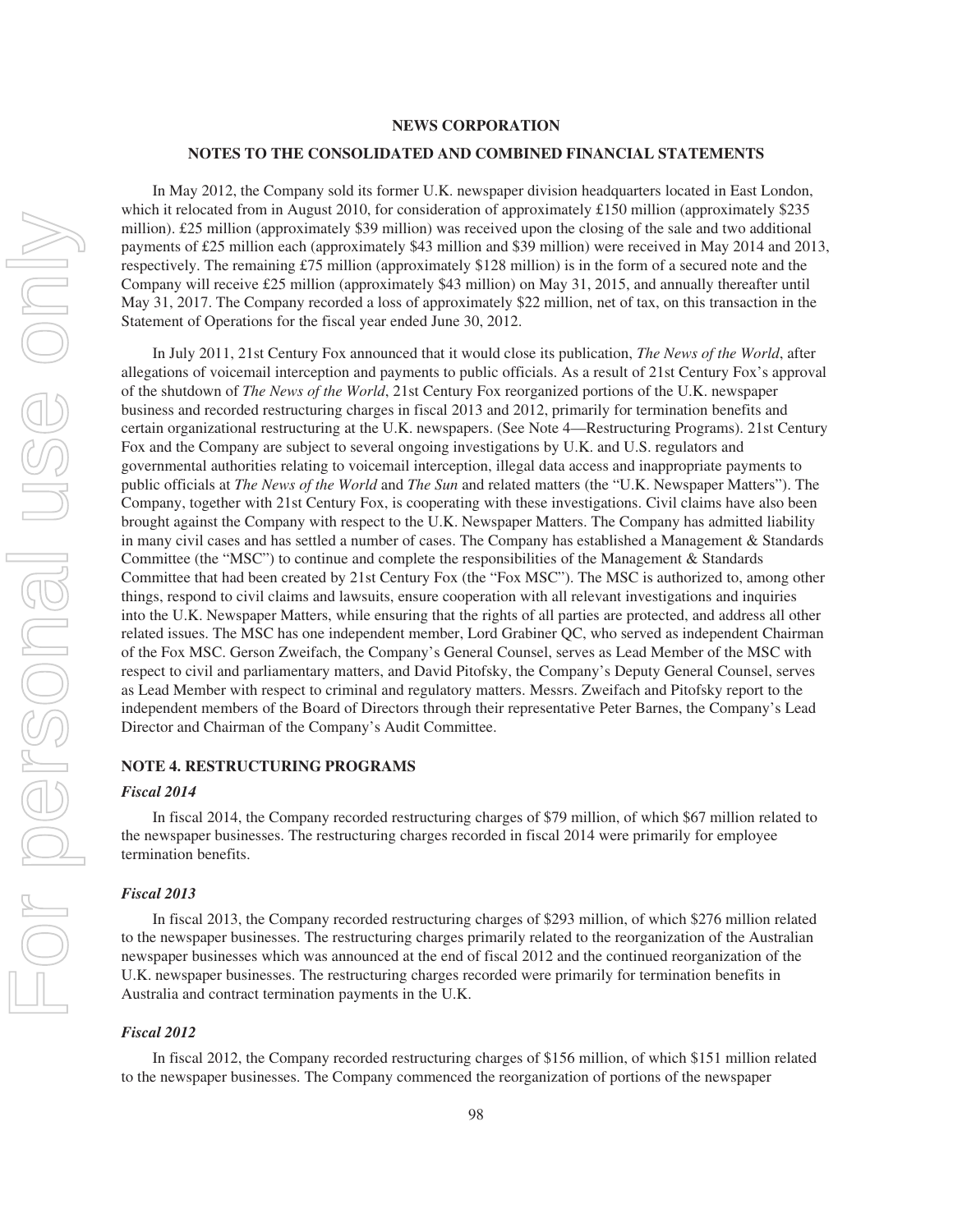In May 2012, the Company sold its former U.K. newspaper division headquarters located in East London, which it relocated from in August 2010, for consideration of approximately £150 million (approximately $235 million). £25 million (approximately $39 million) was received upon the closing of the sale and two additional payments of £25 million each (approximately $43 million and $39 million) were received in May 2014 and 2013, respectively. The remaining £75 million (approximately $128 million) is in the form of a secured note and the Company will receive £25 million (approximately $43 million) on May 31, 2015, and annually thereafter until May 31, 2017. The Company recorded a loss of approximately $22 million, net of tax, on this transaction in the Statement of Operations for the fiscal year ended June 30, 2012.

In July 2011, 21st Century Fox announced that it would close its publication, *The News of the World*, after allegations of voicemail interception and payments to public officials. As a result of 21st Century Fox's approval of the shutdown of *The News of the World*, 21st Century Fox reorganized portions of the U.K. newspaper business and recorded restructuring charges in fiscal 2013 and 2012, primarily for termination benefits and certain organizational restructuring at the U.K. newspapers. (See Note 4—Restructuring Programs). 21st Century Fox and the Company are subject to several ongoing investigations by U.K. and U.S. regulators and governmental authorities relating to voicemail interception, illegal data access and inappropriate payments to public officials at *The News of the World* and *The Sun* and related matters (the "U.K. Newspaper Matters"). The Company, together with 21st Century Fox, is cooperating with these investigations. Civil claims have also been brought against the Company with respect to the U.K. Newspaper Matters. The Company has admitted liability in many civil cases and has settled a number of cases. The Company has established a Management & Standards Committee (the "MSC") to continue and complete the responsibilities of the Management & Standards Committee that had been created by 21st Century Fox (the "Fox MSC"). The MSC is authorized to, among other things, respond to civil claims and lawsuits, ensure cooperation with all relevant investigations and inquiries into the U.K. Newspaper Matters, while ensuring that the rights of all parties are protected, and address all other related issues. The MSC has one independent member, Lord Grabiner QC, who served as independent Chairman of the Fox MSC. Gerson Zweifach, the Company's General Counsel, serves as Lead Member of the MSC with respect to civil and parliamentary matters, and David Pitofsky, the Company's Deputy General Counsel, serves as Lead Member with respect to criminal and regulatory matters. Messrs. Zweifach and Pitofsky report to the independent members of the Board of Directors through their representative Peter Barnes, the Company's Lead Director and Chairman of the Company's Audit Committee.

## NOTE 4. RESTRUCTURING PROGRAMS

### *Fiscal 2014*

In fiscal 2014, the Company recorded restructuring charges of $79 million, of which $67 million related to the newspaper businesses. The restructuring charges recorded in fiscal 2014 were primarily for employee termination benefits.

### *Fiscal 2013*

In fiscal 2013, the Company recorded restructuring charges of $293 million, of which $276 million related to the newspaper businesses. The restructuring charges primarily related to the reorganization of the Australian newspaper businesses which was announced at the end of fiscal 2012 and the continued reorganization of the U.K. newspaper businesses. The restructuring charges recorded were primarily for termination benefits in Australia and contract termination payments in the U.K.

### *Fiscal 2012*

In fiscal 2012, the Company recorded restructuring charges of $156 million, of which $151 million related to the newspaper businesses. The Company commenced the reorganization of portions of the newspaper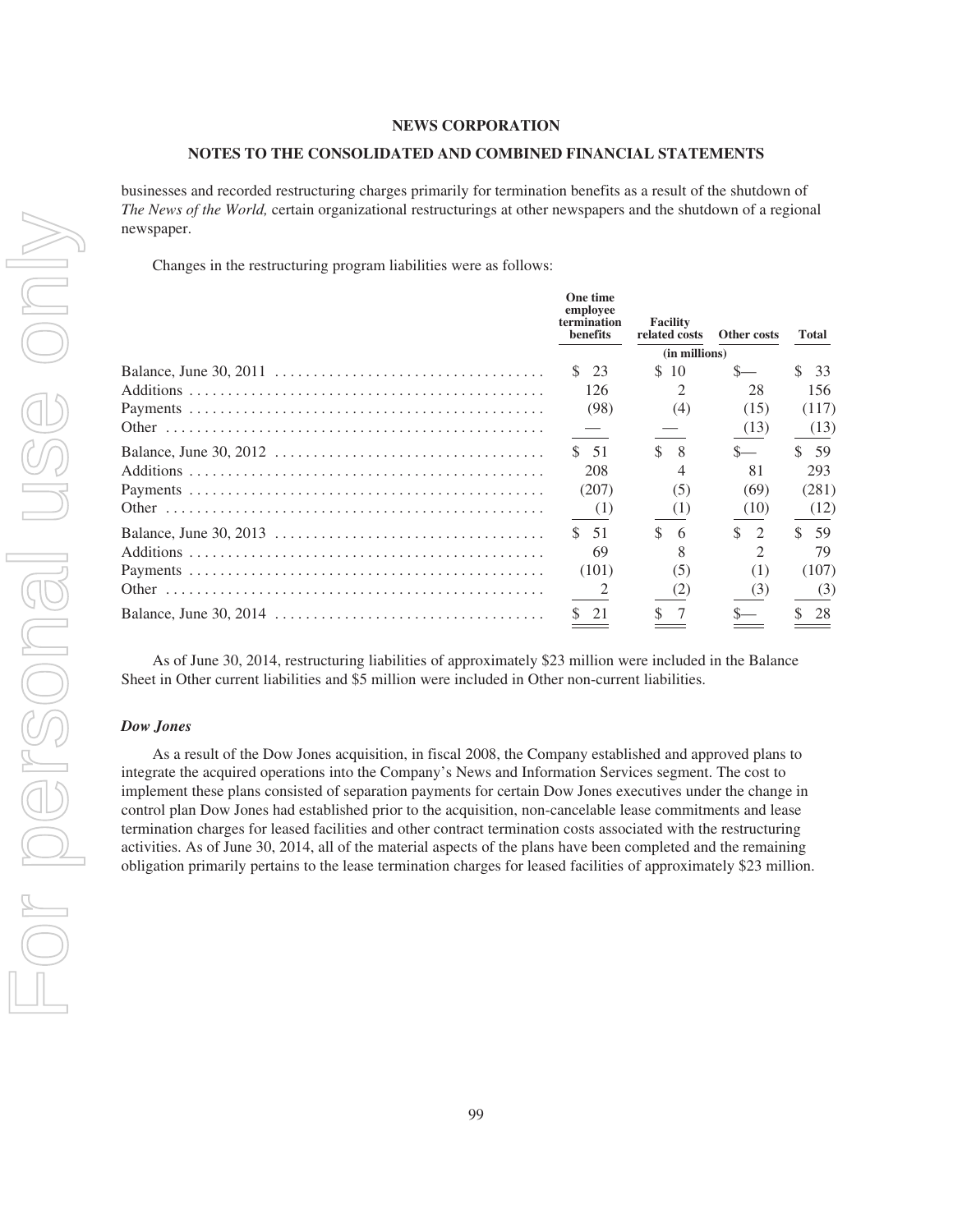businesses and recorded restructuring charges primarily for termination benefits as a result of the shutdown of *The News of the World,* certain organizational restructurings at other newspapers and the shutdown of a regional newspaper.

Changes in the restructuring program liabilities were as follows:

| | One time employee termination benefits | Facility related costs | Other costs | Total |
|---|---|---|---|---|
| | | (in millions) | | |
| Balance, June 30, 2011 | $ 23 | $ 10 | $— | $ 33 |
| Additions | 126 | 2 | 28 | 156 |
| Payments | (98) | (4) | (15) | (117) |
| Other | — | — | (13) | (13) |
| Balance, June 30, 2012 | $ 51 | $ 8 | $— | $ 59 |
| Additions | 208 | 4 | 81 | 293 |
| Payments | (207) | (5) | (69) | (281) |
| Other | (1) | (1) | (10) | (12) |
| Balance, June 30, 2013 | $ 51 | $ 6 | $ 2 | $ 59 |
| Additions | 69 | 8 | 2 | 79 |
| Payments | (101) | (5) | (1) | (107) |
| Other | 2 | (2) | (3) | (3) |
| Balance, June 30, 2014 | $ 21 | $ 7 | $— | $ 28 |

As of June 30, 2014, restructuring liabilities of approximately $23 million were included in the Balance Sheet in Other current liabilities and $5 million were included in Other non-current liabilities.

***Dow Jones***

As a result of the Dow Jones acquisition, in fiscal 2008, the Company established and approved plans to integrate the acquired operations into the Company's News and Information Services segment. The cost to implement these plans consisted of separation payments for certain Dow Jones executives under the change in control plan Dow Jones had established prior to the acquisition, non-cancelable lease commitments and lease termination charges for leased facilities and other contract termination costs associated with the restructuring activities. As of June 30, 2014, all of the material aspects of the plans have been completed and the remaining obligation primarily pertains to the lease termination charges for leased facilities of approximately $23 million.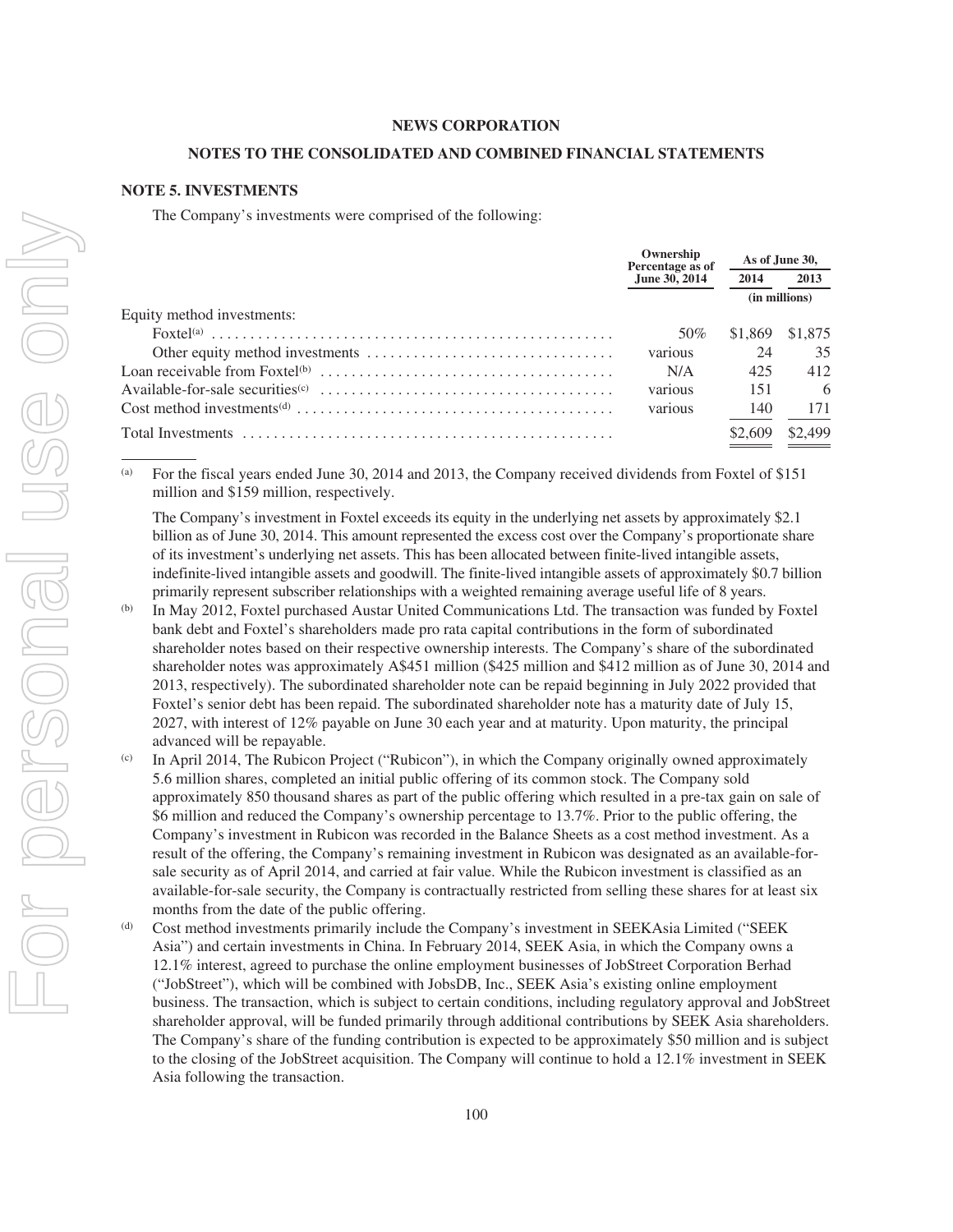NEWS CORPORATION

NOTES TO THE CONSOLIDATED AND COMBINED FINANCIAL STATEMENTS

### NOTE 5. INVESTMENTS

The Company's investments were comprised of the following:

| | Ownership Percentage as of June 30, 2014 | As of June 30, 2014 | As of June 30, 2013 |
|---|---|---|---|
| | | (in millions) | |
| Equity method investments: | | | |
| Foxtel[(a)] | 50% | $1,869 | $1,875 |
| Other equity method investments | various | 24 | 35 |
| Loan receivable from Foxtel[(b)] | N/A | 425 | 412 |
| Available-for-sale securities[(c)] | various | 151 | 6 |
| Cost method investments[(d)] | various | 140 | 171 |
| Total Investments | | $2,609 | $2,499 |

(a) For the fiscal years ended June 30, 2014 and 2013, the Company received dividends from Foxtel of $151 million and $159 million, respectively.

The Company's investment in Foxtel exceeds its equity in the underlying net assets by approximately $2.1 billion as of June 30, 2014. This amount represented the excess cost over the Company's proportionate share of its investment's underlying net assets. This has been allocated between finite-lived intangible assets, indefinite-lived intangible assets and goodwill. The finite-lived intangible assets of approximately $0.7 billion primarily represent subscriber relationships with a weighted remaining average useful life of 8 years.

(b) In May 2012, Foxtel purchased Austar United Communications Ltd. The transaction was funded by Foxtel bank debt and Foxtel's shareholders made pro rata capital contributions in the form of subordinated shareholder notes based on their respective ownership interests. The Company's share of the subordinated shareholder notes was approximately A$451 million ($425 million and $412 million as of June 30, 2014 and 2013, respectively). The subordinated shareholder note can be repaid beginning in July 2022 provided that Foxtel's senior debt has been repaid. The subordinated shareholder note has a maturity date of July 15, 2027, with interest of 12% payable on June 30 each year and at maturity. Upon maturity, the principal advanced will be repayable.

(c) In April 2014, The Rubicon Project ("Rubicon"), in which the Company originally owned approximately 5.6 million shares, completed an initial public offering of its common stock. The Company sold approximately 850 thousand shares as part of the public offering which resulted in a pre-tax gain on sale of $6 million and reduced the Company's ownership percentage to 13.7%. Prior to the public offering, the Company's investment in Rubicon was recorded in the Balance Sheets as a cost method investment. As a result of the offering, the Company's remaining investment in Rubicon was designated as an available-for-sale security as of April 2014, and carried at fair value. While the Rubicon investment is classified as an available-for-sale security, the Company is contractually restricted from selling these shares for at least six months from the date of the public offering.

(d) Cost method investments primarily include the Company's investment in SEEKAsia Limited ("SEEK Asia") and certain investments in China. In February 2014, SEEK Asia, in which the Company owns a 12.1% interest, agreed to purchase the online employment businesses of JobStreet Corporation Berhad ("JobStreet"), which will be combined with JobsDB, Inc., SEEK Asia's existing online employment business. The transaction, which is subject to certain conditions, including regulatory approval and JobStreet shareholder approval, will be funded primarily through additional contributions by SEEK Asia shareholders. The Company's share of the funding contribution is expected to be approximately $50 million and is subject to the closing of the JobStreet acquisition. The Company will continue to hold a 12.1% investment in SEEK Asia following the transaction.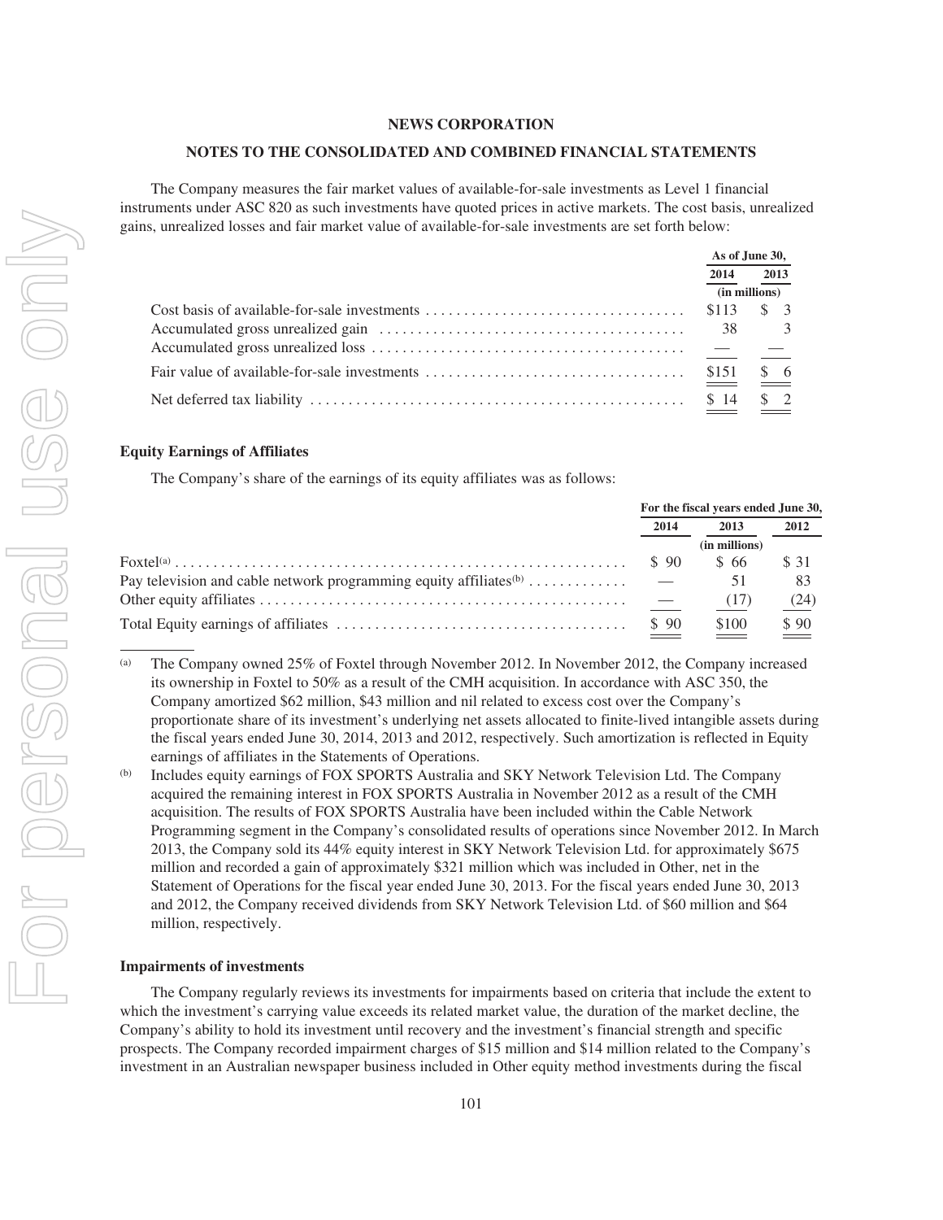The Company measures the fair market values of available-for-sale investments as Level 1 financial instruments under ASC 820 as such investments have quoted prices in active markets. The cost basis, unrealized gains, unrealized losses and fair market value of available-for-sale investments are set forth below:

| | As of June 30, | |
|---|---|---|
| | 2014 | 2013 |
| | (in millions) | |
| Cost basis of available-for-sale investments | $113 | $ 3 |
| Accumulated gross unrealized gain | 38 | 3 |
| Accumulated gross unrealized loss | — | — |
| Fair value of available-for-sale investments | $151 | $ 6 |
| Net deferred tax liability | $ 14 | $ 2 |

### Equity Earnings of Affiliates

The Company's share of the earnings of its equity affiliates was as follows:

| | For the fiscal years ended June 30, | | |
|---|---|---|---|
| | 2014 | 2013 | 2012 |
| | (in millions) | | |
| Foxtel[(a)] | $ 90 | $ 66 | $ 31 |
| Pay television and cable network programming equity affiliates[(b)] | — | 51 | 83 |
| Other equity affiliates | — | (17) | (24) |
| Total Equity earnings of affiliates | $ 90 | $100 | $ 90 |

(a) The Company owned 25% of Foxtel through November 2012. In November 2012, the Company increased its ownership in Foxtel to 50% as a result of the CMH acquisition. In accordance with ASC 350, the Company amortized $62 million, $43 million and nil related to excess cost over the Company's proportionate share of its investment's underlying net assets allocated to finite-lived intangible assets during the fiscal years ended June 30, 2014, 2013 and 2012, respectively. Such amortization is reflected in Equity earnings of affiliates in the Statements of Operations.

(b) Includes equity earnings of FOX SPORTS Australia and SKY Network Television Ltd. The Company acquired the remaining interest in FOX SPORTS Australia in November 2012 as a result of the CMH acquisition. The results of FOX SPORTS Australia have been included within the Cable Network Programming segment in the Company's consolidated results of operations since November 2012. In March 2013, the Company sold its 44% equity interest in SKY Network Television Ltd. for approximately $675 million and recorded a gain of approximately $321 million which was included in Other, net in the Statement of Operations for the fiscal year ended June 30, 2013. For the fiscal years ended June 30, 2013 and 2012, the Company received dividends from SKY Network Television Ltd. of $60 million and $64 million, respectively.

### Impairments of investments

The Company regularly reviews its investments for impairments based on criteria that include the extent to which the investment's carrying value exceeds its related market value, the duration of the market decline, the Company's ability to hold its investment until recovery and the investment's financial strength and specific prospects. The Company recorded impairment charges of $15 million and $14 million related to the Company's investment in an Australian newspaper business included in Other equity method investments during the fiscal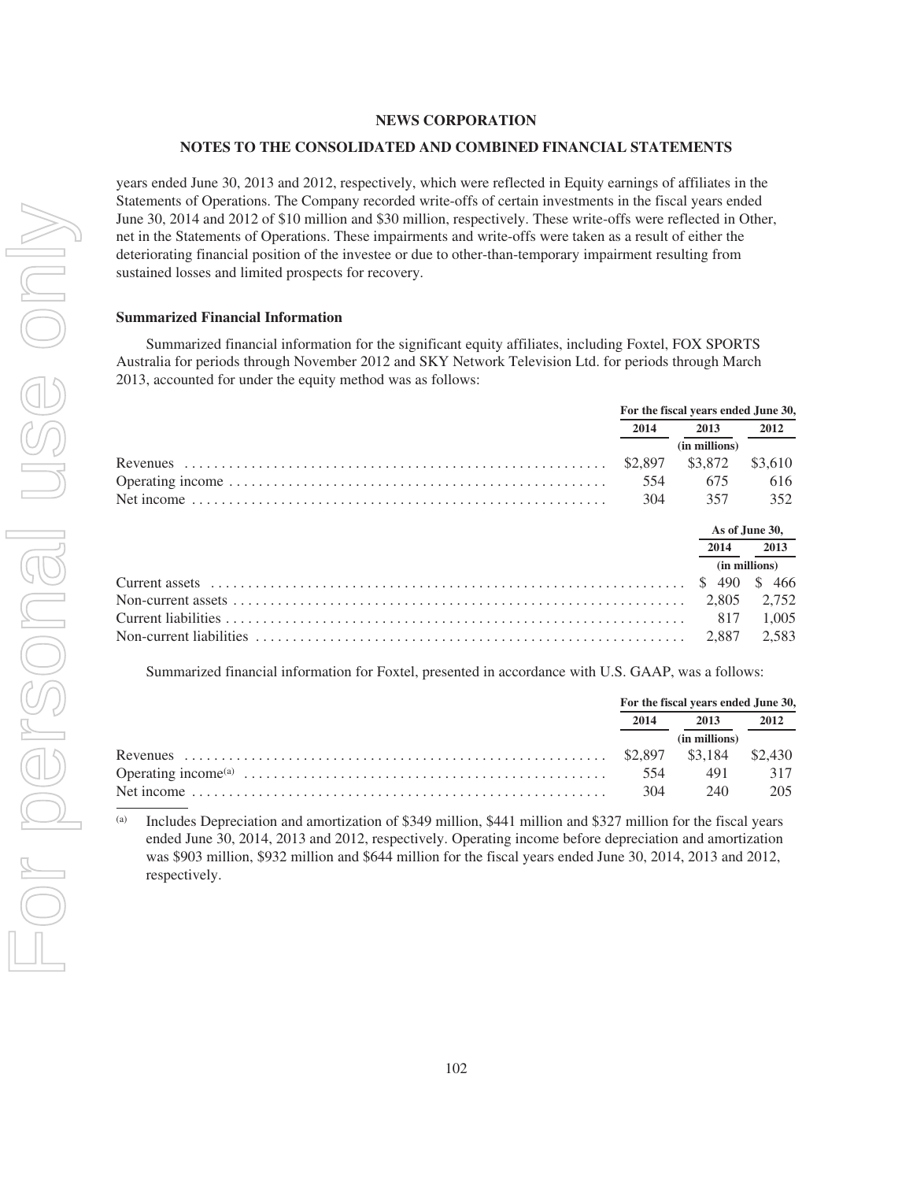years ended June 30, 2013 and 2012, respectively, which were reflected in Equity earnings of affiliates in the Statements of Operations. The Company recorded write-offs of certain investments in the fiscal years ended June 30, 2014 and 2012 of $10 million and $30 million, respectively. These write-offs were reflected in Other, net in the Statements of Operations. These impairments and write-offs were taken as a result of either the deteriorating financial position of the investee or due to other-than-temporary impairment resulting from sustained losses and limited prospects for recovery.

### Summarized Financial Information

Summarized financial information for the significant equity affiliates, including Foxtel, FOX SPORTS Australia for periods through November 2012 and SKY Network Television Ltd. for periods through March 2013, accounted for under the equity method was as follows:

| | For the fiscal years ended June 30, | | |
|---|---|---|---|
| | 2014 | 2013 | 2012 |
| | | (in millions) | |
| Revenues | $2,897 | $3,872 | $3,610 |
| Operating income | 554 | 675 | 616 |
| Net income | 304 | 357 | 352 |

| | As of June 30, | |
|---|---|---|
| | 2014 | 2013 |
| | (in millions) | |
| Current assets | $ 490 | $ 466 |
| Non-current assets | 2,805 | 2,752 |
| Current liabilities | 817 | 1,005 |
| Non-current liabilities | 2,887 | 2,583 |

Summarized financial information for Foxtel, presented in accordance with U.S. GAAP, was a follows:

| | For the fiscal years ended June 30, | | |
|---|---|---|---|
| | 2014 | 2013 | 2012 |
| | | (in millions) | |
| Revenues | $2,897 | $3,184 | $2,430 |
| Operating income[(a)] | 554 | 491 | 317 |
| Net income | 304 | 240 | 205 |

(a) Includes Depreciation and amortization of $349 million, $441 million and $327 million for the fiscal years ended June 30, 2014, 2013 and 2012, respectively. Operating income before depreciation and amortization was $903 million, $932 million and $644 million for the fiscal years ended June 30, 2014, 2013 and 2012, respectively.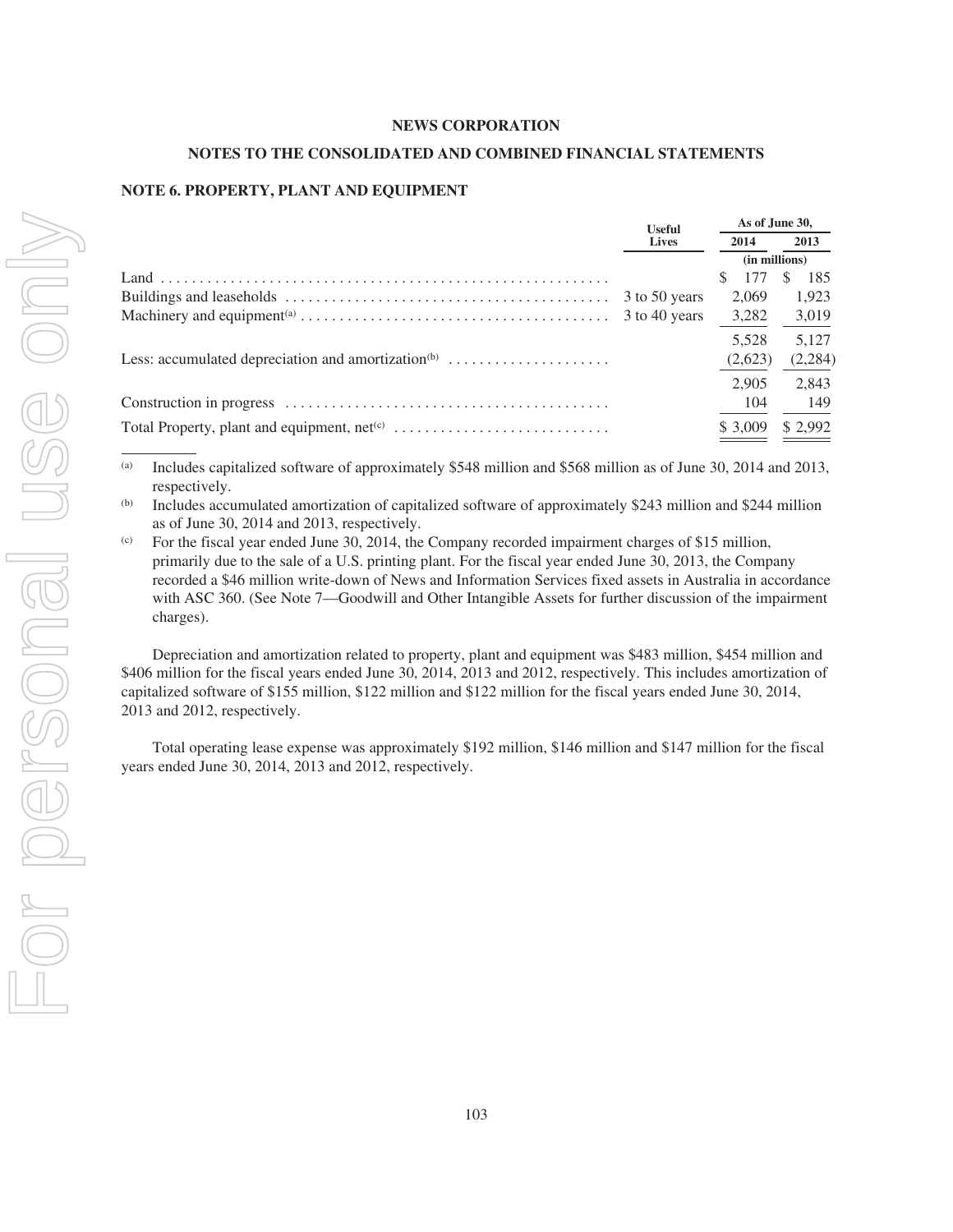**NEWS CORPORATION**

**NOTES TO THE CONSOLIDATED AND COMBINED FINANCIAL STATEMENTS**

## NOTE 6. PROPERTY, PLANT AND EQUIPMENT

| | Useful Lives | As of June 30, 2014 | As of June 30, 2013 |
|---|---|---|---|
| | | (in millions) | |
| Land | | $ 177 | $ 185 |
| Buildings and leaseholds | 3 to 50 years | 2,069 | 1,923 |
| Machinery and equipment[(a)] | 3 to 40 years | 3,282 | 3,019 |
| | | 5,528 | 5,127 |
| Less: accumulated depreciation and amortization[(b)] | | (2,623) | (2,284) |
| | | 2,905 | 2,843 |
| Construction in progress | | 104 | 149 |
| Total Property, plant and equipment, net[(c)] | | $ 3,009 | $ 2,992 |

(a) Includes capitalized software of approximately $548 million and $568 million as of June 30, 2014 and 2013, respectively.

(b) Includes accumulated amortization of capitalized software of approximately $243 million and $244 million as of June 30, 2014 and 2013, respectively.

(c) For the fiscal year ended June 30, 2014, the Company recorded impairment charges of $15 million, primarily due to the sale of a U.S. printing plant. For the fiscal year ended June 30, 2013, the Company recorded a $46 million write-down of News and Information Services fixed assets in Australia in accordance with ASC 360. (See Note 7—Goodwill and Other Intangible Assets for further discussion of the impairment charges).

Depreciation and amortization related to property, plant and equipment was $483 million, $454 million and $406 million for the fiscal years ended June 30, 2014, 2013 and 2012, respectively. This includes amortization of capitalized software of $155 million, $122 million and $122 million for the fiscal years ended June 30, 2014, 2013 and 2012, respectively.

Total operating lease expense was approximately $192 million, $146 million and $147 million for the fiscal years ended June 30, 2014, 2013 and 2012, respectively.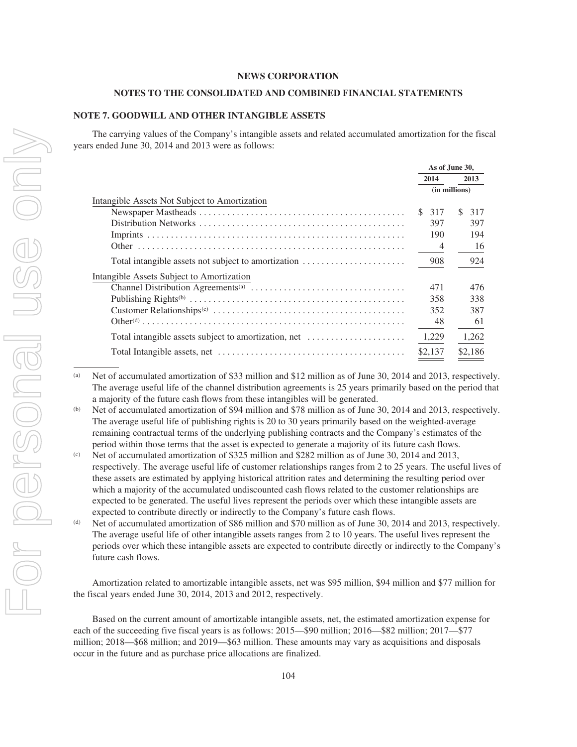**NEWS CORPORATION**

**NOTES TO THE CONSOLIDATED AND COMBINED FINANCIAL STATEMENTS**

### NOTE 7. GOODWILL AND OTHER INTANGIBLE ASSETS

The carrying values of the Company's intangible assets and related accumulated amortization for the fiscal years ended June 30, 2014 and 2013 were as follows:

| | As of June 30, | |
|---|---|---|
| | 2014 | 2013 |
| | (in millions) | |
| Intangible Assets Not Subject to Amortization | | |
| Newspaper Mastheads | $ 317 | $ 317 |
| Distribution Networks | 397 | 397 |
| Imprints | 190 | 194 |
| Other | 4 | 16 |
| Total intangible assets not subject to amortization | 908 | 924 |
| Intangible Assets Subject to Amortization | | |
| Channel Distribution Agreements[(a)] | 471 | 476 |
| Publishing Rights[(b)] | 358 | 338 |
| Customer Relationships[(c)] | 352 | 387 |
| Other[(d)] | 48 | 61 |
| Total intangible assets subject to amortization, net | 1,229 | 1,262 |
| Total Intangible assets, net | $2,137 | $2,186 |

(a) Net of accumulated amortization of $33 million and $12 million as of June 30, 2014 and 2013, respectively. The average useful life of the channel distribution agreements is 25 years primarily based on the period that a majority of the future cash flows from these intangibles will be generated.

(b) Net of accumulated amortization of $94 million and $78 million as of June 30, 2014 and 2013, respectively. The average useful life of publishing rights is 20 to 30 years primarily based on the weighted-average remaining contractual terms of the underlying publishing contracts and the Company's estimates of the period within those terms that the asset is expected to generate a majority of its future cash flows.

(c) Net of accumulated amortization of $325 million and $282 million as of June 30, 2014 and 2013, respectively. The average useful life of customer relationships ranges from 2 to 25 years. The useful lives of these assets are estimated by applying historical attrition rates and determining the resulting period over which a majority of the accumulated undiscounted cash flows related to the customer relationships are expected to be generated. The useful lives represent the periods over which these intangible assets are expected to contribute directly or indirectly to the Company's future cash flows.

(d) Net of accumulated amortization of $86 million and $70 million as of June 30, 2014 and 2013, respectively. The average useful life of other intangible assets ranges from 2 to 10 years. The useful lives represent the periods over which these intangible assets are expected to contribute directly or indirectly to the Company's future cash flows.

Amortization related to amortizable intangible assets, net was $95 million, $94 million and $77 million for the fiscal years ended June 30, 2014, 2013 and 2012, respectively.

Based on the current amount of amortizable intangible assets, net, the estimated amortization expense for each of the succeeding five fiscal years is as follows: 2015—$90 million; 2016—$82 million; 2017—$77 million; 2018—$68 million; and 2019—$63 million. These amounts may vary as acquisitions and disposals occur in the future and as purchase price allocations are finalized.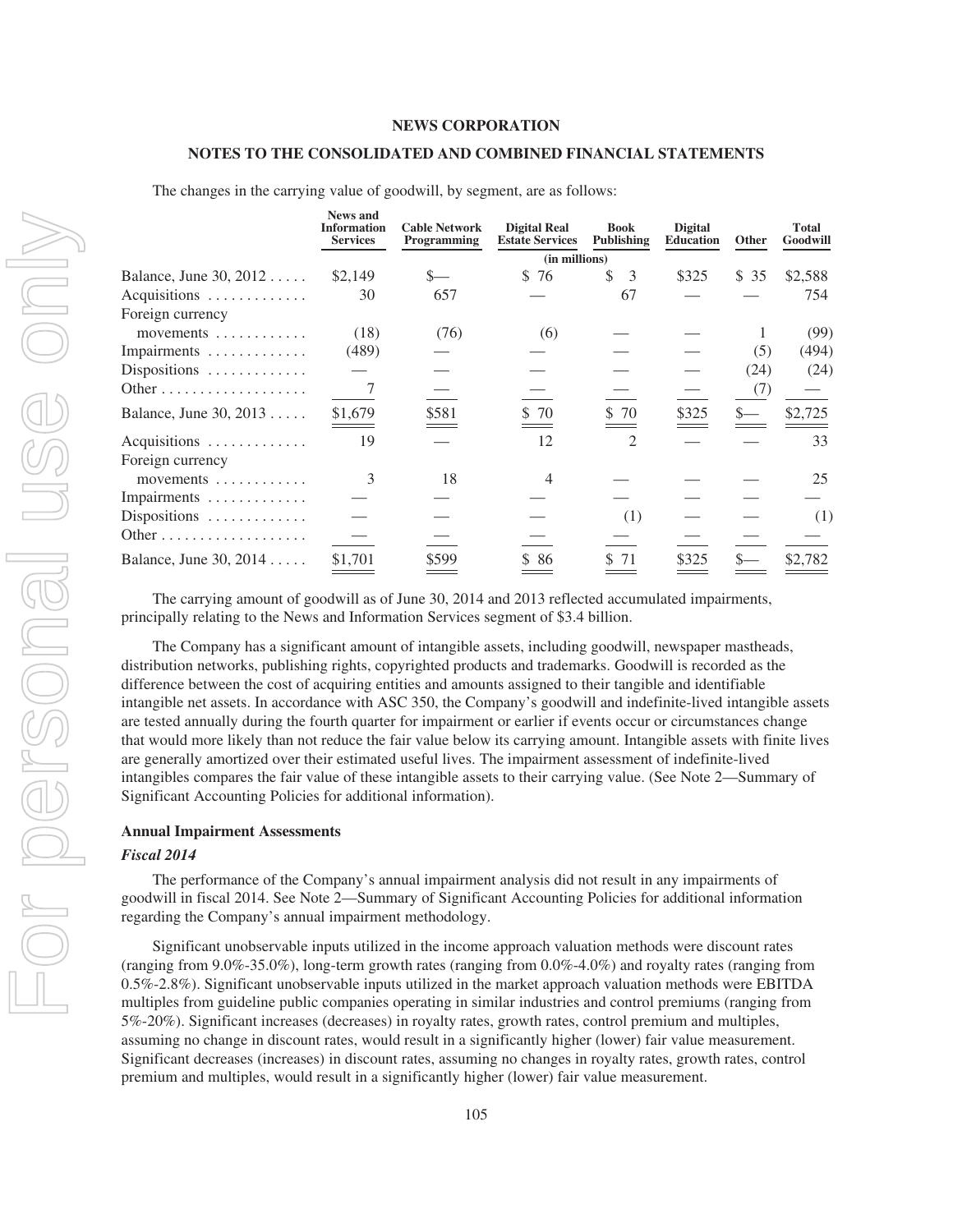The changes in the carrying value of goodwill, by segment, are as follows:

| | News and Information Services | Cable Network Programming | Digital Real Estate Services | Book Publishing | Digital Education | Other | Total Goodwill |
|---|---|---|---|---|---|---|---|
| | | | (in millions) | | | | |
| Balance, June 30, 2012 | $2,149 | $— | $ 76 | $ 3 | $325 | $ 35 | $2,588 |
| Acquisitions | 30 | 657 | — | 67 | — | — | 754 |
| Foreign currency movements | (18) | (76) | (6) | — | — | 1 | (99) |
| Impairments | (489) | — | — | — | — | (5) | (494) |
| Dispositions | — | — | — | — | — | (24) | (24) |
| Other | 7 | — | — | — | — | (7) | — |
| Balance, June 30, 2013 | $1,679 | $581 | $ 70 | $ 70 | $325 | $— | $2,725 |
| Acquisitions | 19 | — | 12 | 2 | — | — | 33 |
| Foreign currency movements | 3 | 18 | 4 | — | — | — | 25 |
| Impairments | — | — | — | — | — | — | — |
| Dispositions | — | — | — | (1) | — | — | (1) |
| Other | — | — | — | — | — | — | — |
| Balance, June 30, 2014 | $1,701 | $599 | $ 86 | $ 71 | $325 | $— | $2,782 |

The carrying amount of goodwill as of June 30, 2014 and 2013 reflected accumulated impairments, principally relating to the News and Information Services segment of $3.4 billion.

The Company has a significant amount of intangible assets, including goodwill, newspaper mastheads, distribution networks, publishing rights, copyrighted products and trademarks. Goodwill is recorded as the difference between the cost of acquiring entities and amounts assigned to their tangible and identifiable intangible net assets. In accordance with ASC 350, the Company's goodwill and indefinite-lived intangible assets are tested annually during the fourth quarter for impairment or earlier if events occur or circumstances change that would more likely than not reduce the fair value below its carrying amount. Intangible assets with finite lives are generally amortized over their estimated useful lives. The impairment assessment of indefinite-lived intangibles compares the fair value of these intangible assets to their carrying value. (See Note 2—Summary of Significant Accounting Policies for additional information).

**Annual Impairment Assessments**

***Fiscal 2014***

The performance of the Company's annual impairment analysis did not result in any impairments of goodwill in fiscal 2014. See Note 2—Summary of Significant Accounting Policies for additional information regarding the Company's annual impairment methodology.

Significant unobservable inputs utilized in the income approach valuation methods were discount rates (ranging from 9.0%-35.0%), long-term growth rates (ranging from 0.0%-4.0%) and royalty rates (ranging from 0.5%-2.8%). Significant unobservable inputs utilized in the market approach valuation methods were EBITDA multiples from guideline public companies operating in similar industries and control premiums (ranging from 5%-20%). Significant increases (decreases) in royalty rates, growth rates, control premium and multiples, assuming no change in discount rates, would result in a significantly higher (lower) fair value measurement. Significant decreases (increases) in discount rates, assuming no changes in royalty rates, growth rates, control premium and multiples, would result in a significantly higher (lower) fair value measurement.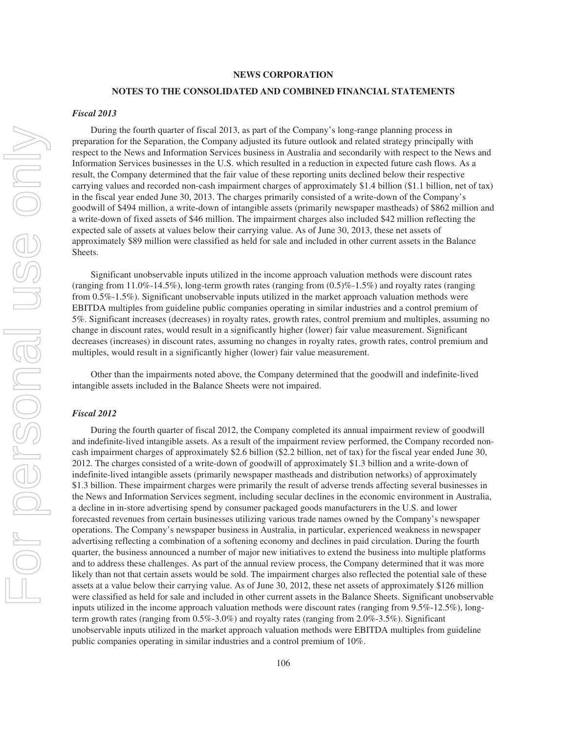**NEWS CORPORATION**

**NOTES TO THE CONSOLIDATED AND COMBINED FINANCIAL STATEMENTS**

*Fiscal 2013*

During the fourth quarter of fiscal 2013, as part of the Company's long-range planning process in preparation for the Separation, the Company adjusted its future outlook and related strategy principally with respect to the News and Information Services business in Australia and secondarily with respect to the News and Information Services businesses in the U.S. which resulted in a reduction in expected future cash flows. As a result, the Company determined that the fair value of these reporting units declined below their respective carrying values and recorded non-cash impairment charges of approximately $1.4 billion ($1.1 billion, net of tax) in the fiscal year ended June 30, 2013. The charges primarily consisted of a write-down of the Company's goodwill of $494 million, a write-down of intangible assets (primarily newspaper mastheads) of $862 million and a write-down of fixed assets of $46 million. The impairment charges also included $42 million reflecting the expected sale of assets at values below their carrying value. As of June 30, 2013, these net assets of approximately $89 million were classified as held for sale and included in other current assets in the Balance Sheets.

Significant unobservable inputs utilized in the income approach valuation methods were discount rates (ranging from 11.0%-14.5%), long-term growth rates (ranging from (0.5)%-1.5%) and royalty rates (ranging from 0.5%-1.5%). Significant unobservable inputs utilized in the market approach valuation methods were EBITDA multiples from guideline public companies operating in similar industries and a control premium of 5%. Significant increases (decreases) in royalty rates, growth rates, control premium and multiples, assuming no change in discount rates, would result in a significantly higher (lower) fair value measurement. Significant decreases (increases) in discount rates, assuming no changes in royalty rates, growth rates, control premium and multiples, would result in a significantly higher (lower) fair value measurement.

Other than the impairments noted above, the Company determined that the goodwill and indefinite-lived intangible assets included in the Balance Sheets were not impaired.

*Fiscal 2012*

During the fourth quarter of fiscal 2012, the Company completed its annual impairment review of goodwill and indefinite-lived intangible assets. As a result of the impairment review performed, the Company recorded non-cash impairment charges of approximately $2.6 billion ($2.2 billion, net of tax) for the fiscal year ended June 30, 2012. The charges consisted of a write-down of goodwill of approximately $1.3 billion and a write-down of indefinite-lived intangible assets (primarily newspaper mastheads and distribution networks) of approximately $1.3 billion. These impairment charges were primarily the result of adverse trends affecting several businesses in the News and Information Services segment, including secular declines in the economic environment in Australia, a decline in in-store advertising spend by consumer packaged goods manufacturers in the U.S. and lower forecasted revenues from certain businesses utilizing various trade names owned by the Company's newspaper operations. The Company's newspaper business in Australia, in particular, experienced weakness in newspaper advertising reflecting a combination of a softening economy and declines in paid circulation. During the fourth quarter, the business announced a number of major new initiatives to extend the business into multiple platforms and to address these challenges. As part of the annual review process, the Company determined that it was more likely than not that certain assets would be sold. The impairment charges also reflected the potential sale of these assets at a value below their carrying value. As of June 30, 2012, these net assets of approximately $126 million were classified as held for sale and included in other current assets in the Balance Sheets. Significant unobservable inputs utilized in the income approach valuation methods were discount rates (ranging from 9.5%-12.5%), long-term growth rates (ranging from 0.5%-3.0%) and royalty rates (ranging from 2.0%-3.5%). Significant unobservable inputs utilized in the market approach valuation methods were EBITDA multiples from guideline public companies operating in similar industries and a control premium of 10%.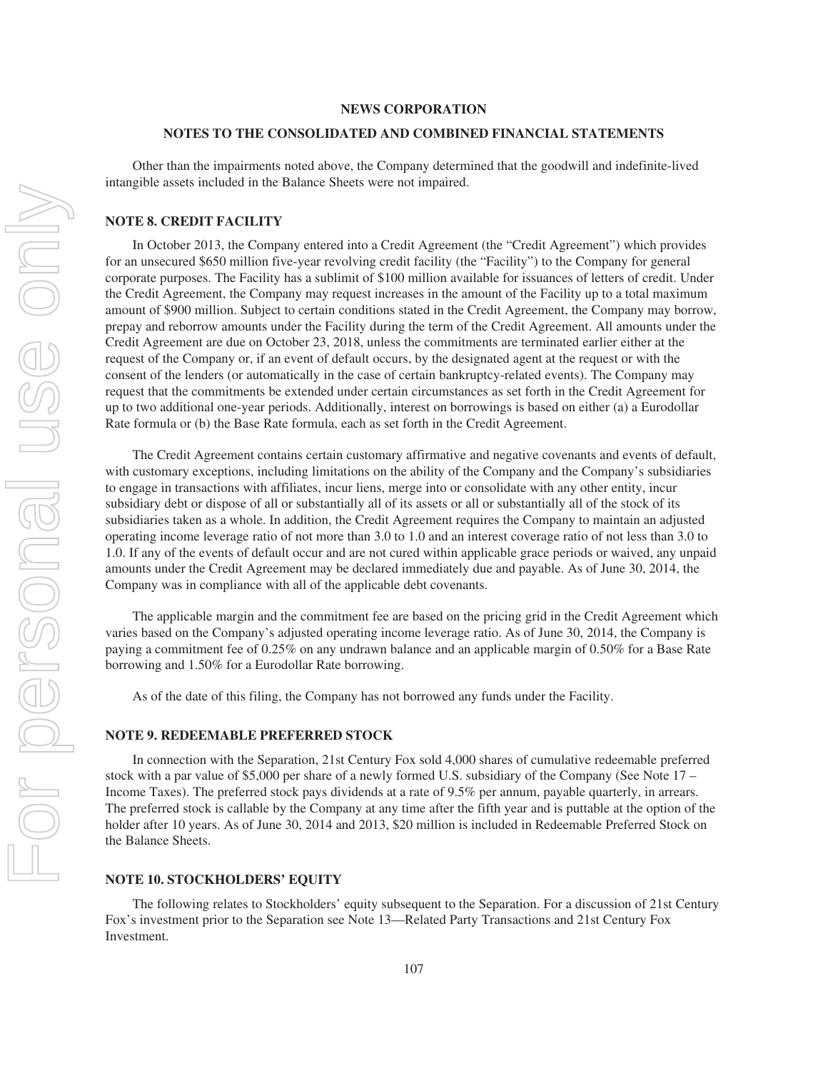Other than the impairments noted above, the Company determined that the goodwill and indefinite-lived intangible assets included in the Balance Sheets were not impaired.

## NOTE 8. CREDIT FACILITY

In October 2013, the Company entered into a Credit Agreement (the "Credit Agreement") which provides for an unsecured $650 million five-year revolving credit facility (the "Facility") to the Company for general corporate purposes. The Facility has a sublimit of $100 million available for issuances of letters of credit. Under the Credit Agreement, the Company may request increases in the amount of the Facility up to a total maximum amount of $900 million. Subject to certain conditions stated in the Credit Agreement, the Company may borrow, prepay and reborrow amounts under the Facility during the term of the Credit Agreement. All amounts under the Credit Agreement are due on October 23, 2018, unless the commitments are terminated earlier either at the request of the Company or, if an event of default occurs, by the designated agent at the request or with the consent of the lenders (or automatically in the case of certain bankruptcy-related events). The Company may request that the commitments be extended under certain circumstances as set forth in the Credit Agreement for up to two additional one-year periods. Additionally, interest on borrowings is based on either (a) a Eurodollar Rate formula or (b) the Base Rate formula, each as set forth in the Credit Agreement.

The Credit Agreement contains certain customary affirmative and negative covenants and events of default, with customary exceptions, including limitations on the ability of the Company and the Company's subsidiaries to engage in transactions with affiliates, incur liens, merge into or consolidate with any other entity, incur subsidiary debt or dispose of all or substantially all of its assets or all or substantially all of the stock of its subsidiaries taken as a whole. In addition, the Credit Agreement requires the Company to maintain an adjusted operating income leverage ratio of not more than 3.0 to 1.0 and an interest coverage ratio of not less than 3.0 to 1.0. If any of the events of default occur and are not cured within applicable grace periods or waived, any unpaid amounts under the Credit Agreement may be declared immediately due and payable. As of June 30, 2014, the Company was in compliance with all of the applicable debt covenants.

The applicable margin and the commitment fee are based on the pricing grid in the Credit Agreement which varies based on the Company's adjusted operating income leverage ratio. As of June 30, 2014, the Company is paying a commitment fee of 0.25% on any undrawn balance and an applicable margin of 0.50% for a Base Rate borrowing and 1.50% for a Eurodollar Rate borrowing.

As of the date of this filing, the Company has not borrowed any funds under the Facility.

## NOTE 9. REDEEMABLE PREFERRED STOCK

In connection with the Separation, 21st Century Fox sold 4,000 shares of cumulative redeemable preferred stock with a par value of $5,000 per share of a newly formed U.S. subsidiary of the Company (See Note 17 – Income Taxes). The preferred stock pays dividends at a rate of 9.5% per annum, payable quarterly, in arrears. The preferred stock is callable by the Company at any time after the fifth year and is puttable at the option of the holder after 10 years. As of June 30, 2014 and 2013, $20 million is included in Redeemable Preferred Stock on the Balance Sheets.

## NOTE 10. STOCKHOLDERS' EQUITY

The following relates to Stockholders' equity subsequent to the Separation. For a discussion of 21st Century Fox's investment prior to the Separation see Note 13—Related Party Transactions and 21st Century Fox Investment.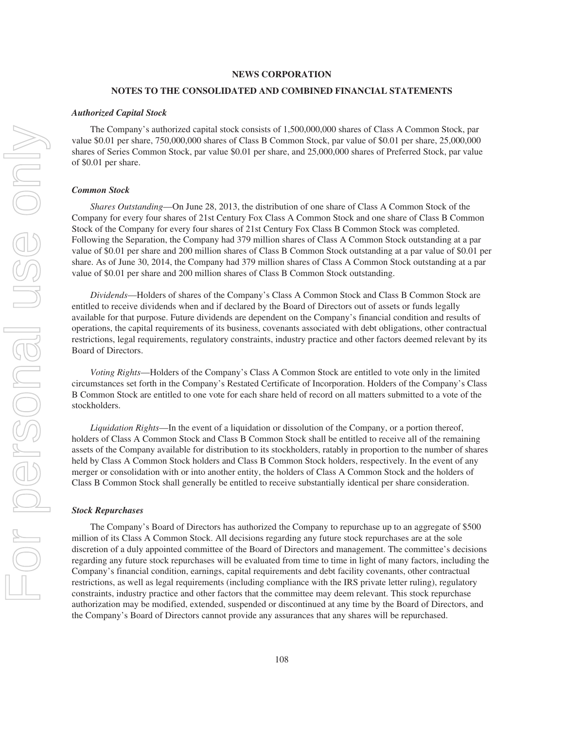# NEWS CORPORATION

## NOTES TO THE CONSOLIDATED AND COMBINED FINANCIAL STATEMENTS

***Authorized Capital Stock***

The Company's authorized capital stock consists of 1,500,000,000 shares of Class A Common Stock, par value \$0.01 per share, 750,000,000 shares of Class B Common Stock, par value of \$0.01 per share, 25,000,000 shares of Series Common Stock, par value \$0.01 per share, and 25,000,000 shares of Preferred Stock, par value of \$0.01 per share.

***Common Stock***

*Shares Outstanding*—On June 28, 2013, the distribution of one share of Class A Common Stock of the Company for every four shares of 21st Century Fox Class A Common Stock and one share of Class B Common Stock of the Company for every four shares of 21st Century Fox Class B Common Stock was completed. Following the Separation, the Company had 379 million shares of Class A Common Stock outstanding at a par value of \$0.01 per share and 200 million shares of Class B Common Stock outstanding at a par value of \$0.01 per share. As of June 30, 2014, the Company had 379 million shares of Class A Common Stock outstanding at a par value of \$0.01 per share and 200 million shares of Class B Common Stock outstanding.

*Dividends*—Holders of shares of the Company's Class A Common Stock and Class B Common Stock are entitled to receive dividends when and if declared by the Board of Directors out of assets or funds legally available for that purpose. Future dividends are dependent on the Company's financial condition and results of operations, the capital requirements of its business, covenants associated with debt obligations, other contractual restrictions, legal requirements, regulatory constraints, industry practice and other factors deemed relevant by its Board of Directors.

*Voting Rights*—Holders of the Company's Class A Common Stock are entitled to vote only in the limited circumstances set forth in the Company's Restated Certificate of Incorporation. Holders of the Company's Class B Common Stock are entitled to one vote for each share held of record on all matters submitted to a vote of the stockholders.

*Liquidation Rights*—In the event of a liquidation or dissolution of the Company, or a portion thereof, holders of Class A Common Stock and Class B Common Stock shall be entitled to receive all of the remaining assets of the Company available for distribution to its stockholders, ratably in proportion to the number of shares held by Class A Common Stock holders and Class B Common Stock holders, respectively. In the event of any merger or consolidation with or into another entity, the holders of Class A Common Stock and the holders of Class B Common Stock shall generally be entitled to receive substantially identical per share consideration.

***Stock Repurchases***

The Company's Board of Directors has authorized the Company to repurchase up to an aggregate of \$500 million of its Class A Common Stock. All decisions regarding any future stock repurchases are at the sole discretion of a duly appointed committee of the Board of Directors and management. The committee's decisions regarding any future stock repurchases will be evaluated from time to time in light of many factors, including the Company's financial condition, earnings, capital requirements and debt facility covenants, other contractual restrictions, as well as legal requirements (including compliance with the IRS private letter ruling), regulatory constraints, industry practice and other factors that the committee may deem relevant. This stock repurchase authorization may be modified, extended, suspended or discontinued at any time by the Board of Directors, and the Company's Board of Directors cannot provide any assurances that any shares will be repurchased.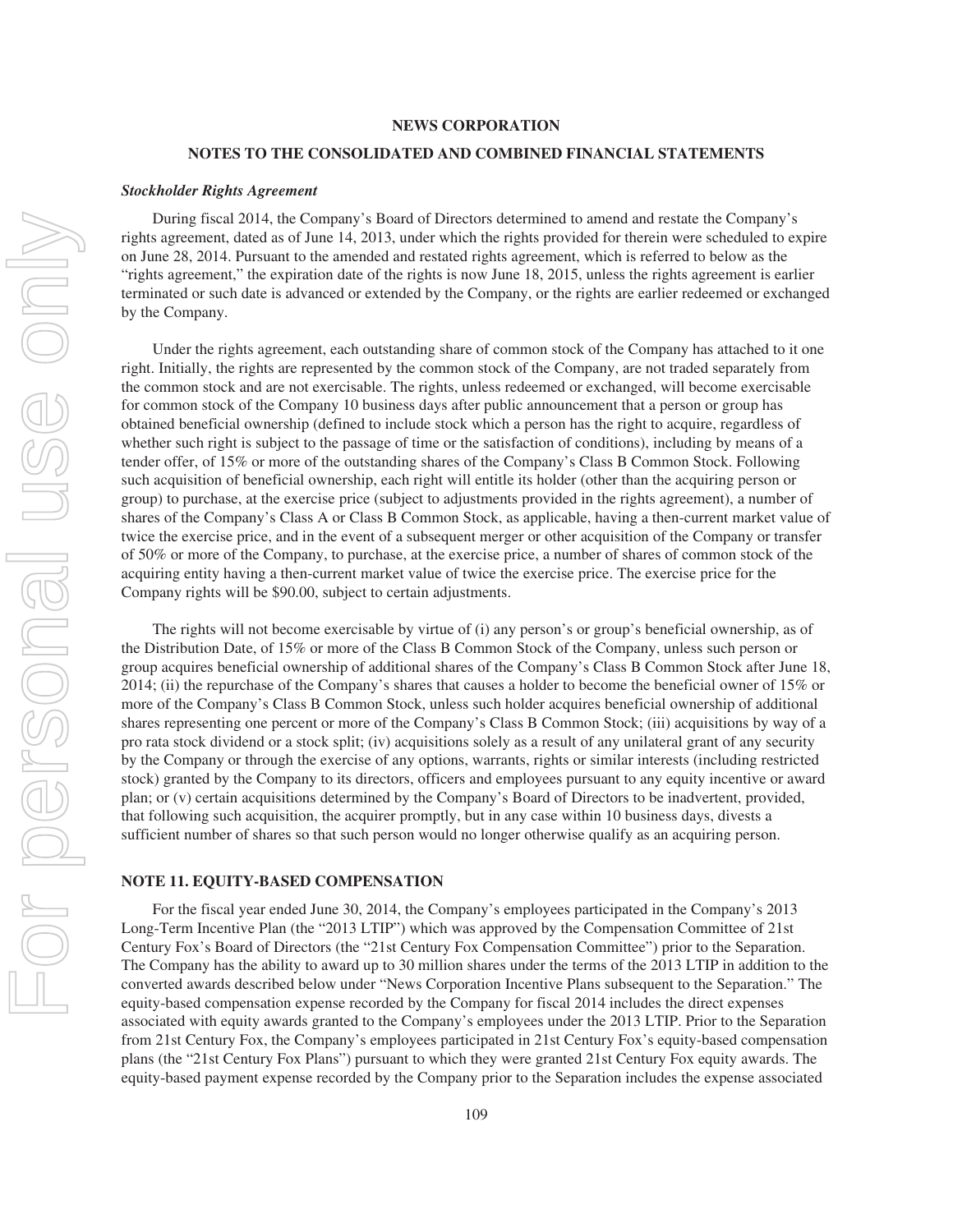NEWS CORPORATION

NOTES TO THE CONSOLIDATED AND COMBINED FINANCIAL STATEMENTS

***Stockholder Rights Agreement***

During fiscal 2014, the Company's Board of Directors determined to amend and restate the Company's rights agreement, dated as of June 14, 2013, under which the rights provided for therein were scheduled to expire on June 28, 2014. Pursuant to the amended and restated rights agreement, which is referred to below as the "rights agreement," the expiration date of the rights is now June 18, 2015, unless the rights agreement is earlier terminated or such date is advanced or extended by the Company, or the rights are earlier redeemed or exchanged by the Company.

Under the rights agreement, each outstanding share of common stock of the Company has attached to it one right. Initially, the rights are represented by the common stock of the Company, are not traded separately from the common stock and are not exercisable. The rights, unless redeemed or exchanged, will become exercisable for common stock of the Company 10 business days after public announcement that a person or group has obtained beneficial ownership (defined to include stock which a person has the right to acquire, regardless of whether such right is subject to the passage of time or the satisfaction of conditions), including by means of a tender offer, of 15% or more of the outstanding shares of the Company's Class B Common Stock. Following such acquisition of beneficial ownership, each right will entitle its holder (other than the acquiring person or group) to purchase, at the exercise price (subject to adjustments provided in the rights agreement), a number of shares of the Company's Class A or Class B Common Stock, as applicable, having a then-current market value of twice the exercise price, and in the event of a subsequent merger or other acquisition of the Company or transfer of 50% or more of the Company, to purchase, at the exercise price, a number of shares of common stock of the acquiring entity having a then-current market value of twice the exercise price. The exercise price for the Company rights will be $90.00, subject to certain adjustments.

The rights will not become exercisable by virtue of (i) any person's or group's beneficial ownership, as of the Distribution Date, of 15% or more of the Class B Common Stock of the Company, unless such person or group acquires beneficial ownership of additional shares of the Company's Class B Common Stock after June 18, 2014; (ii) the repurchase of the Company's shares that causes a holder to become the beneficial owner of 15% or more of the Company's Class B Common Stock, unless such holder acquires beneficial ownership of additional shares representing one percent or more of the Company's Class B Common Stock; (iii) acquisitions by way of a pro rata stock dividend or a stock split; (iv) acquisitions solely as a result of any unilateral grant of any security by the Company or through the exercise of any options, warrants, rights or similar interests (including restricted stock) granted by the Company to its directors, officers and employees pursuant to any equity incentive or award plan; or (v) certain acquisitions determined by the Company's Board of Directors to be inadvertent, provided, that following such acquisition, the acquirer promptly, but in any case within 10 business days, divests a sufficient number of shares so that such person would no longer otherwise qualify as an acquiring person.

## NOTE 11. EQUITY-BASED COMPENSATION

For the fiscal year ended June 30, 2014, the Company's employees participated in the Company's 2013 Long-Term Incentive Plan (the "2013 LTIP") which was approved by the Compensation Committee of 21st Century Fox's Board of Directors (the "21st Century Fox Compensation Committee") prior to the Separation. The Company has the ability to award up to 30 million shares under the terms of the 2013 LTIP in addition to the converted awards described below under "News Corporation Incentive Plans subsequent to the Separation." The equity-based compensation expense recorded by the Company for fiscal 2014 includes the direct expenses associated with equity awards granted to the Company's employees under the 2013 LTIP. Prior to the Separation from 21st Century Fox, the Company's employees participated in 21st Century Fox's equity-based compensation plans (the "21st Century Fox Plans") pursuant to which they were granted 21st Century Fox equity awards. The equity-based payment expense recorded by the Company prior to the Separation includes the expense associated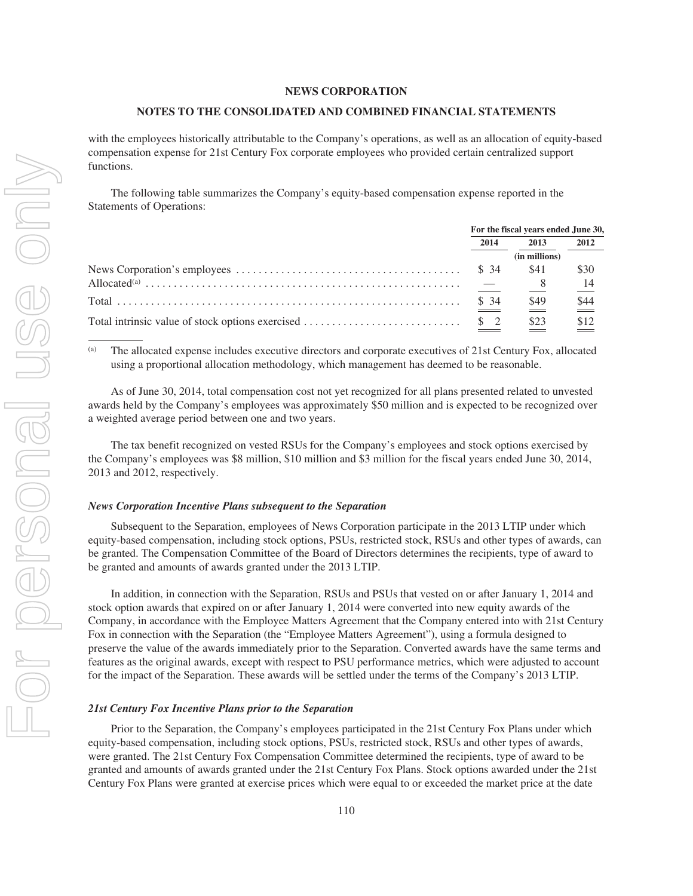with the employees historically attributable to the Company's operations, as well as an allocation of equity-based compensation expense for 21st Century Fox corporate employees who provided certain centralized support functions.

The following table summarizes the Company's equity-based compensation expense reported in the Statements of Operations:

| | For the fiscal years ended June 30, | | |
|---|---|---|---|
| | 2014 | 2013 | 2012 |
| | | (in millions) | |
| News Corporation's employees | $ 34 | $41 | $30 |
| Allocated[(a)] | — | 8 | 14 |
| Total | $ 34 | $49 | $44 |
| Total intrinsic value of stock options exercised | $ 2 | $23 | $12 |

(a) The allocated expense includes executive directors and corporate executives of 21st Century Fox, allocated using a proportional allocation methodology, which management has deemed to be reasonable.

As of June 30, 2014, total compensation cost not yet recognized for all plans presented related to unvested awards held by the Company's employees was approximately $50 million and is expected to be recognized over a weighted average period between one and two years.

The tax benefit recognized on vested RSUs for the Company's employees and stock options exercised by the Company's employees was $8 million, $10 million and $3 million for the fiscal years ended June 30, 2014, 2013 and 2012, respectively.

***News Corporation Incentive Plans subsequent to the Separation***

Subsequent to the Separation, employees of News Corporation participate in the 2013 LTIP under which equity-based compensation, including stock options, PSUs, restricted stock, RSUs and other types of awards, can be granted. The Compensation Committee of the Board of Directors determines the recipients, type of award to be granted and amounts of awards granted under the 2013 LTIP.

In addition, in connection with the Separation, RSUs and PSUs that vested on or after January 1, 2014 and stock option awards that expired on or after January 1, 2014 were converted into new equity awards of the Company, in accordance with the Employee Matters Agreement that the Company entered into with 21st Century Fox in connection with the Separation (the "Employee Matters Agreement"), using a formula designed to preserve the value of the awards immediately prior to the Separation. Converted awards have the same terms and features as the original awards, except with respect to PSU performance metrics, which were adjusted to account for the impact of the Separation. These awards will be settled under the terms of the Company's 2013 LTIP.

***21st Century Fox Incentive Plans prior to the Separation***

Prior to the Separation, the Company's employees participated in the 21st Century Fox Plans under which equity-based compensation, including stock options, PSUs, restricted stock, RSUs and other types of awards, were granted. The 21st Century Fox Compensation Committee determined the recipients, type of award to be granted and amounts of awards granted under the 21st Century Fox Plans. Stock options awarded under the 21st Century Fox Plans were granted at exercise prices which were equal to or exceeded the market price at the date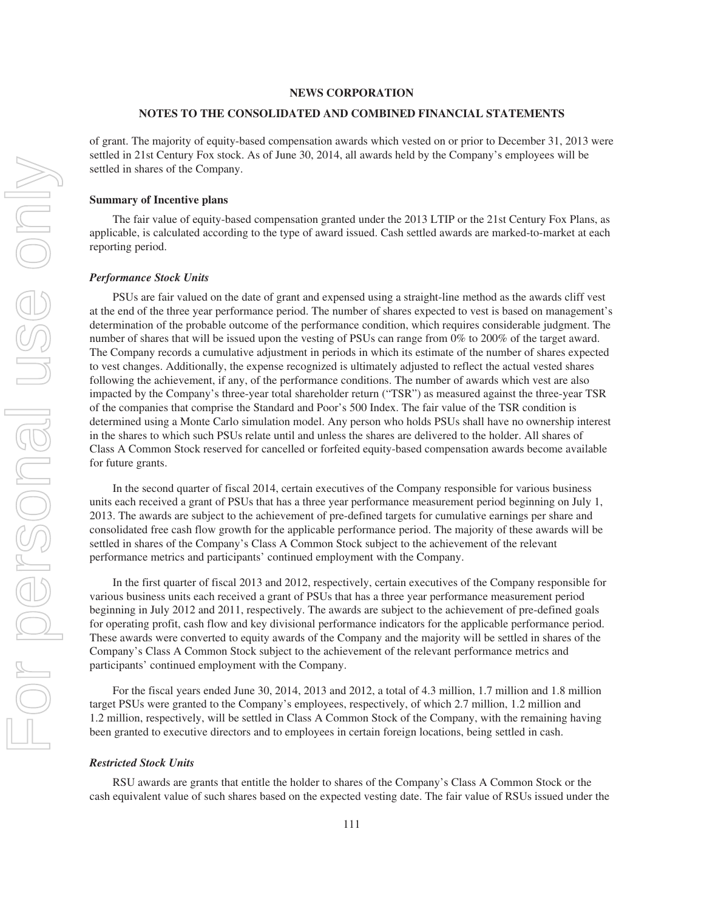of grant. The majority of equity-based compensation awards which vested on or prior to December 31, 2013 were settled in 21st Century Fox stock. As of June 30, 2014, all awards held by the Company's employees will be settled in shares of the Company.

**Summary of Incentive plans**

The fair value of equity-based compensation granted under the 2013 LTIP or the 21st Century Fox Plans, as applicable, is calculated according to the type of award issued. Cash settled awards are marked-to-market at each reporting period.

***Performance Stock Units***

PSUs are fair valued on the date of grant and expensed using a straight-line method as the awards cliff vest at the end of the three year performance period. The number of shares expected to vest is based on management's determination of the probable outcome of the performance condition, which requires considerable judgment. The number of shares that will be issued upon the vesting of PSUs can range from 0% to 200% of the target award. The Company records a cumulative adjustment in periods in which its estimate of the number of shares expected to vest changes. Additionally, the expense recognized is ultimately adjusted to reflect the actual vested shares following the achievement, if any, of the performance conditions. The number of awards which vest are also impacted by the Company's three-year total shareholder return ("TSR") as measured against the three-year TSR of the companies that comprise the Standard and Poor's 500 Index. The fair value of the TSR condition is determined using a Monte Carlo simulation model. Any person who holds PSUs shall have no ownership interest in the shares to which such PSUs relate until and unless the shares are delivered to the holder. All shares of Class A Common Stock reserved for cancelled or forfeited equity-based compensation awards become available for future grants.

In the second quarter of fiscal 2014, certain executives of the Company responsible for various business units each received a grant of PSUs that has a three year performance measurement period beginning on July 1, 2013. The awards are subject to the achievement of pre-defined targets for cumulative earnings per share and consolidated free cash flow growth for the applicable performance period. The majority of these awards will be settled in shares of the Company's Class A Common Stock subject to the achievement of the relevant performance metrics and participants' continued employment with the Company.

In the first quarter of fiscal 2013 and 2012, respectively, certain executives of the Company responsible for various business units each received a grant of PSUs that has a three year performance measurement period beginning in July 2012 and 2011, respectively. The awards are subject to the achievement of pre-defined goals for operating profit, cash flow and key divisional performance indicators for the applicable performance period. These awards were converted to equity awards of the Company and the majority will be settled in shares of the Company's Class A Common Stock subject to the achievement of the relevant performance metrics and participants' continued employment with the Company.

For the fiscal years ended June 30, 2014, 2013 and 2012, a total of 4.3 million, 1.7 million and 1.8 million target PSUs were granted to the Company's employees, respectively, of which 2.7 million, 1.2 million and 1.2 million, respectively, will be settled in Class A Common Stock of the Company, with the remaining having been granted to executive directors and to employees in certain foreign locations, being settled in cash.

***Restricted Stock Units***

RSU awards are grants that entitle the holder to shares of the Company's Class A Common Stock or the cash equivalent value of such shares based on the expected vesting date. The fair value of RSUs issued under the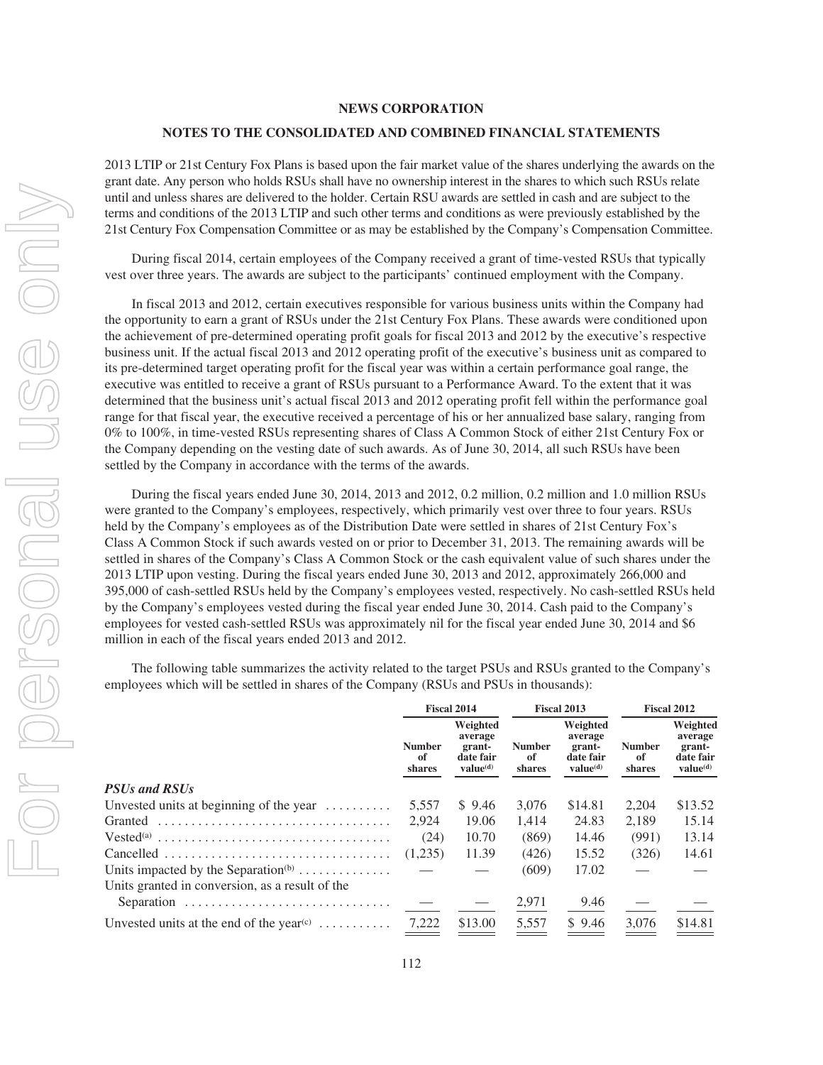2013 LTIP or 21st Century Fox Plans is based upon the fair market value of the shares underlying the awards on the grant date. Any person who holds RSUs shall have no ownership interest in the shares to which such RSUs relate until and unless shares are delivered to the holder. Certain RSU awards are settled in cash and are subject to the terms and conditions of the 2013 LTIP and such other terms and conditions as were previously established by the 21st Century Fox Compensation Committee or as may be established by the Company's Compensation Committee.

During fiscal 2014, certain employees of the Company received a grant of time-vested RSUs that typically vest over three years. The awards are subject to the participants' continued employment with the Company.

In fiscal 2013 and 2012, certain executives responsible for various business units within the Company had the opportunity to earn a grant of RSUs under the 21st Century Fox Plans. These awards were conditioned upon the achievement of pre-determined operating profit goals for fiscal 2013 and 2012 by the executive's respective business unit. If the actual fiscal 2013 and 2012 operating profit of the executive's business unit as compared to its pre-determined target operating profit for the fiscal year was within a certain performance goal range, the executive was entitled to receive a grant of RSUs pursuant to a Performance Award. To the extent that it was determined that the business unit's actual fiscal 2013 and 2012 operating profit fell within the performance goal range for that fiscal year, the executive received a percentage of his or her annualized base salary, ranging from 0% to 100%, in time-vested RSUs representing shares of Class A Common Stock of either 21st Century Fox or the Company depending on the vesting date of such awards. As of June 30, 2014, all such RSUs have been settled by the Company in accordance with the terms of the awards.

During the fiscal years ended June 30, 2014, 2013 and 2012, 0.2 million, 0.2 million and 1.0 million RSUs were granted to the Company's employees, respectively, which primarily vest over three to four years. RSUs held by the Company's employees as of the Distribution Date were settled in shares of 21st Century Fox's Class A Common Stock if such awards vested on or prior to December 31, 2013. The remaining awards will be settled in shares of the Company's Class A Common Stock or the cash equivalent value of such shares under the 2013 LTIP upon vesting. During the fiscal years ended June 30, 2013 and 2012, approximately 266,000 and 395,000 of cash-settled RSUs held by the Company's employees vested, respectively. No cash-settled RSUs held by the Company's employees vested during the fiscal year ended June 30, 2014. Cash paid to the Company's employees for vested cash-settled RSUs was approximately nil for the fiscal year ended June 30, 2014 and $6 million in each of the fiscal years ended 2013 and 2012.

The following table summarizes the activity related to the target PSUs and RSUs granted to the Company's employees which will be settled in shares of the Company (RSUs and PSUs in thousands):

| | Fiscal 2014 | | Fiscal 2013 | | Fiscal 2012 | |
|---|---|---|---|---|---|---|
| | Number of shares | Weighted average grant-date fair value[(d)] | Number of shares | Weighted average grant-date fair value[(d)] | Number of shares | Weighted average grant-date fair value[(d)] |
| ***PSUs and RSUs*** | | | | | | |
| Unvested units at beginning of the year | 5,557 | $ 9.46 | 3,076 | $14.81 | 2,204 | $13.52 |
| Granted | 2,924 | 19.06 | 1,414 | 24.83 | 2,189 | 15.14 |
| Vested[(a)] | (24) | 10.70 | (869) | 14.46 | (991) | 13.14 |
| Cancelled | (1,235) | 11.39 | (426) | 15.52 | (326) | 14.61 |
| Units impacted by the Separation[(b)] | — | — | (609) | 17.02 | — | — |
| Units granted in conversion, as a result of the Separation | — | — | 2,971 | 9.46 | — | — |
| Unvested units at the end of the year[(c)] | 7,222 | $13.00 | 5,557 | $ 9.46 | 3,076 | $14.81 |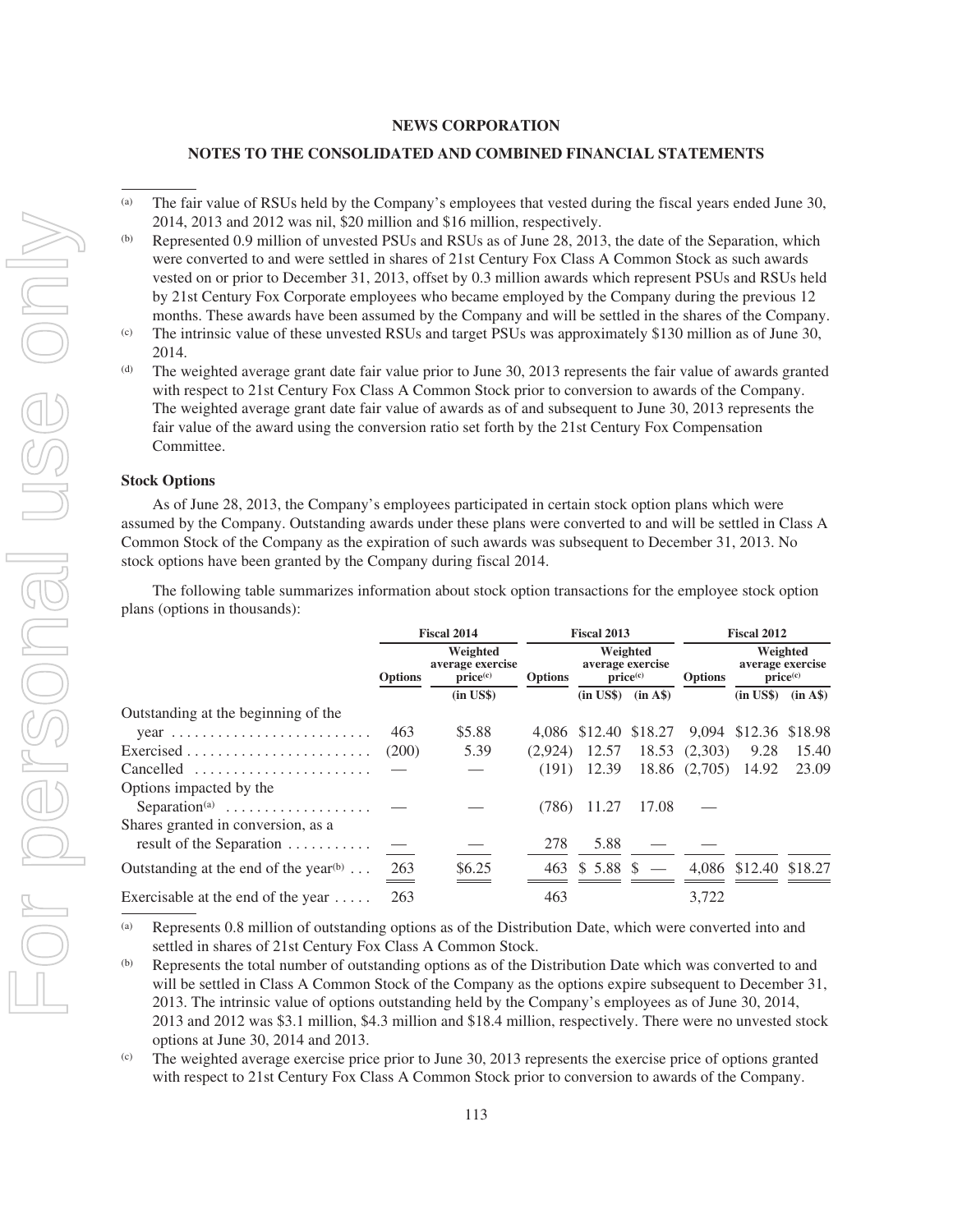## NEWS CORPORATION

## NOTES TO THE CONSOLIDATED AND COMBINED FINANCIAL STATEMENTS

(a) The fair value of RSUs held by the Company's employees that vested during the fiscal years ended June 30, 2014, 2013 and 2012 was nil, $20 million and $16 million, respectively.

(b) Represented 0.9 million of unvested PSUs and RSUs as of June 28, 2013, the date of the Separation, which were converted to and were settled in shares of 21st Century Fox Class A Common Stock as such awards vested on or prior to December 31, 2013, offset by 0.3 million awards which represent PSUs and RSUs held by 21st Century Fox Corporate employees who became employed by the Company during the previous 12 months. These awards have been assumed by the Company and will be settled in the shares of the Company.

(c) The intrinsic value of these unvested RSUs and target PSUs was approximately $130 million as of June 30, 2014.

(d) The weighted average grant date fair value prior to June 30, 2013 represents the fair value of awards granted with respect to 21st Century Fox Class A Common Stock prior to conversion to awards of the Company. The weighted average grant date fair value of awards as of and subsequent to June 30, 2013 represents the fair value of the award using the conversion ratio set forth by the 21st Century Fox Compensation Committee.

### Stock Options

As of June 28, 2013, the Company's employees participated in certain stock option plans which were assumed by the Company. Outstanding awards under these plans were converted to and will be settled in Class A Common Stock of the Company as the expiration of such awards was subsequent to December 31, 2013. No stock options have been granted by the Company during fiscal 2014.

The following table summarizes information about stock option transactions for the employee stock option plans (options in thousands):

| | Fiscal 2014 | | Fiscal 2013 | | | Fiscal 2012 | | |
|---|---|---|---|---|---|---|---|---|
| | Options | Weighted average exercise price[(c)] | Options | Weighted average exercise price[(c)] | | Options | Weighted average exercise price[(c)] | |
| | | (in US$) | | (in US$) | (in A$) | | (in US$) | (in A$) |
| Outstanding at the beginning of the year | 463 | $5.88 | 4,086 | $12.40 | $18.27 | 9,094 | $12.36 | $18.98 |
| Exercised | (200) | 5.39 | (2,924) | 12.57 | 18.53 | (2,303) | 9.28 | 15.40 |
| Cancelled | — | — | (191) | 12.39 | 18.86 | (2,705) | 14.92 | 23.09 |
| Options impacted by the Separation[(a)] | — | — | (786) | 11.27 | 17.08 | — | | |
| Shares granted in conversion, as a result of the Separation | — | — | 278 | 5.88 | — | — | | |
| Outstanding at the end of the year[(b)] | 263 | $6.25 | 463 | $ 5.88 | $ — | 4,086 | $12.40 | $18.27 |
| Exercisable at the end of the year | 263 | | 463 | | | 3,722 | | |

(a) Represents 0.8 million of outstanding options as of the Distribution Date, which were converted into and settled in shares of 21st Century Fox Class A Common Stock.

(b) Represents the total number of outstanding options as of the Distribution Date which was converted to and will be settled in Class A Common Stock of the Company as the options expire subsequent to December 31, 2013. The intrinsic value of options outstanding held by the Company's employees as of June 30, 2014, 2013 and 2012 was $3.1 million, $4.3 million and $18.4 million, respectively. There were no unvested stock options at June 30, 2014 and 2013.

(c) The weighted average exercise price prior to June 30, 2013 represents the exercise price of options granted with respect to 21st Century Fox Class A Common Stock prior to conversion to awards of the Company.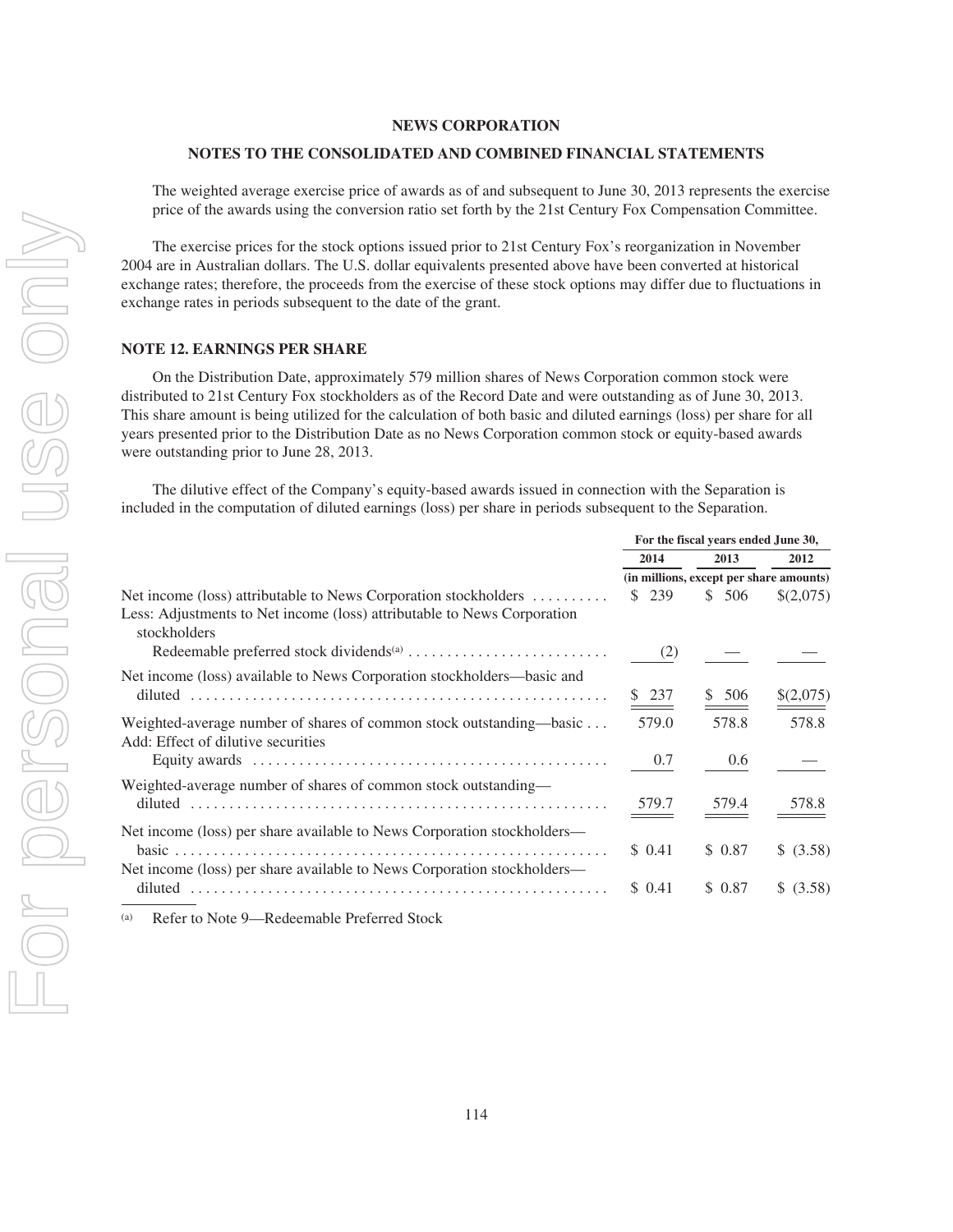The weighted average exercise price of awards as of and subsequent to June 30, 2013 represents the exercise price of the awards using the conversion ratio set forth by the 21st Century Fox Compensation Committee.

The exercise prices for the stock options issued prior to 21st Century Fox's reorganization in November 2004 are in Australian dollars. The U.S. dollar equivalents presented above have been converted at historical exchange rates; therefore, the proceeds from the exercise of these stock options may differ due to fluctuations in exchange rates in periods subsequent to the date of the grant.

## NOTE 12. EARNINGS PER SHARE

On the Distribution Date, approximately 579 million shares of News Corporation common stock were distributed to 21st Century Fox stockholders as of the Record Date and were outstanding as of June 30, 2013. This share amount is being utilized for the calculation of both basic and diluted earnings (loss) per share for all years presented prior to the Distribution Date as no News Corporation common stock or equity-based awards were outstanding prior to June 28, 2013.

The dilutive effect of the Company's equity-based awards issued in connection with the Separation is included in the computation of diluted earnings (loss) per share in periods subsequent to the Separation.

| | For the fiscal years ended June 30, | | |
|---|---|---|---|
| | 2014 | 2013 | 2012 |
| | (in millions, except per share amounts) | | |
| Net income (loss) attributable to News Corporation stockholders | $ 239 | $ 506 | $(2,075) |
| Less: Adjustments to Net income (loss) attributable to News Corporation stockholders | | | |
| Redeemable preferred stock dividends[a] | (2) | — | — |
| Net income (loss) available to News Corporation stockholders—basic and diluted | $ 237 | $ 506 | $(2,075) |
| Weighted-average number of shares of common stock outstanding—basic | 579.0 | 578.8 | 578.8 |
| Add: Effect of dilutive securities | | | |
| Equity awards | 0.7 | 0.6 | — |
| Weighted-average number of shares of common stock outstanding—diluted | 579.7 | 579.4 | 578.8 |
| Net income (loss) per share available to News Corporation stockholders—basic | $ 0.41 | $ 0.87 | $ (3.58) |
| Net income (loss) per share available to News Corporation stockholders—diluted | $ 0.41 | $ 0.87 | $ (3.58) |

[a] Refer to Note 9—Redeemable Preferred Stock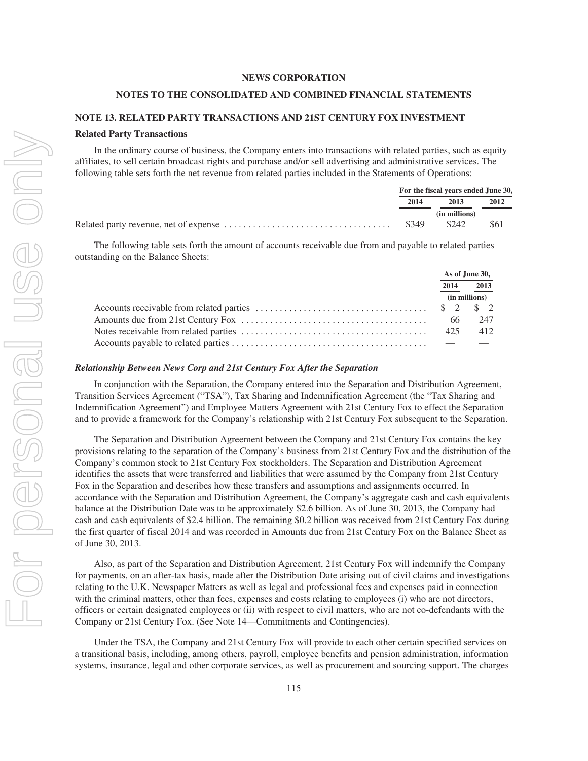## NEWS CORPORATION

## NOTES TO THE CONSOLIDATED AND COMBINED FINANCIAL STATEMENTS

### NOTE 13. RELATED PARTY TRANSACTIONS AND 21ST CENTURY FOX INVESTMENT

**Related Party Transactions**

In the ordinary course of business, the Company enters into transactions with related parties, such as equity affiliates, to sell certain broadcast rights and purchase and/or sell advertising and administrative services. The following table sets forth the net revenue from related parties included in the Statements of Operations:

| | For the fiscal years ended June 30, | | |
|---|---|---|---|
| | 2014 | 2013 | 2012 |
| | | (in millions) | |
| Related party revenue, net of expense | $349 | $242 | $61 |

The following table sets forth the amount of accounts receivable due from and payable to related parties outstanding on the Balance Sheets:

| | As of June 30, | |
|---|---|---|
| | 2014 | 2013 |
| | (in millions) | |
| Accounts receivable from related parties | $ 2 | $ 2 |
| Amounts due from 21st Century Fox | 66 | 247 |
| Notes receivable from related parties | 425 | 412 |
| Accounts payable to related parties | — | — |

***Relationship Between News Corp and 21st Century Fox After the Separation***

In conjunction with the Separation, the Company entered into the Separation and Distribution Agreement, Transition Services Agreement ("TSA"), Tax Sharing and Indemnification Agreement (the "Tax Sharing and Indemnification Agreement") and Employee Matters Agreement with 21st Century Fox to effect the Separation and to provide a framework for the Company's relationship with 21st Century Fox subsequent to the Separation.

The Separation and Distribution Agreement between the Company and 21st Century Fox contains the key provisions relating to the separation of the Company's business from 21st Century Fox and the distribution of the Company's common stock to 21st Century Fox stockholders. The Separation and Distribution Agreement identifies the assets that were transferred and liabilities that were assumed by the Company from 21st Century Fox in the Separation and describes how these transfers and assumptions and assignments occurred. In accordance with the Separation and Distribution Agreement, the Company's aggregate cash and cash equivalents balance at the Distribution Date was to be approximately $2.6 billion. As of June 30, 2013, the Company had cash and cash equivalents of $2.4 billion. The remaining $0.2 billion was received from 21st Century Fox during the first quarter of fiscal 2014 and was recorded in Amounts due from 21st Century Fox on the Balance Sheet as of June 30, 2013.

Also, as part of the Separation and Distribution Agreement, 21st Century Fox will indemnify the Company for payments, on an after-tax basis, made after the Distribution Date arising out of civil claims and investigations relating to the U.K. Newspaper Matters as well as legal and professional fees and expenses paid in connection with the criminal matters, other than fees, expenses and costs relating to employees (i) who are not directors, officers or certain designated employees or (ii) with respect to civil matters, who are not co-defendants with the Company or 21st Century Fox. (See Note 14—Commitments and Contingencies).

Under the TSA, the Company and 21st Century Fox will provide to each other certain specified services on a transitional basis, including, among others, payroll, employee benefits and pension administration, information systems, insurance, legal and other corporate services, as well as procurement and sourcing support. The charges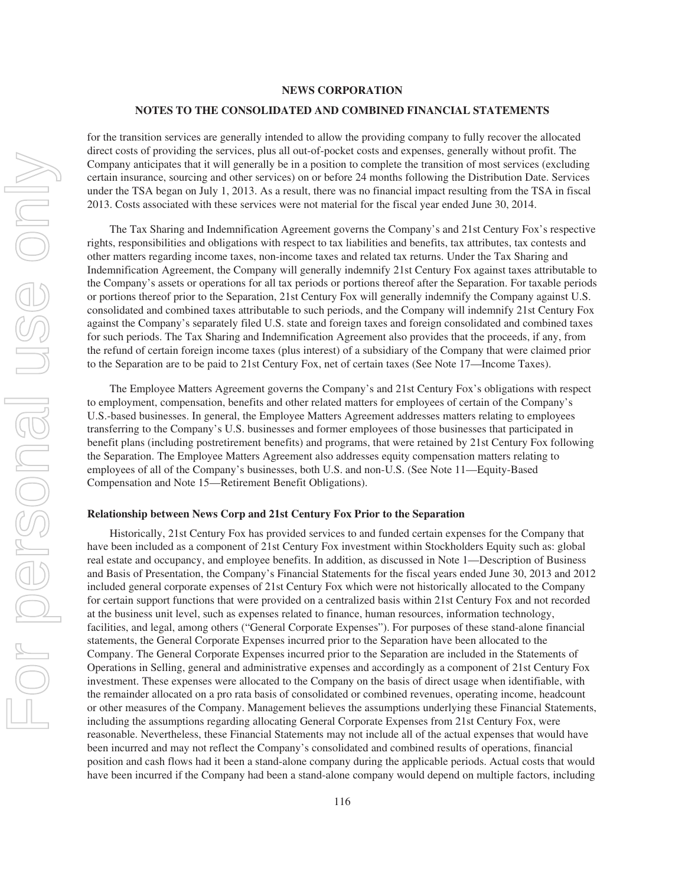for the transition services are generally intended to allow the providing company to fully recover the allocated direct costs of providing the services, plus all out-of-pocket costs and expenses, generally without profit. The Company anticipates that it will generally be in a position to complete the transition of most services (excluding certain insurance, sourcing and other services) on or before 24 months following the Distribution Date. Services under the TSA began on July 1, 2013. As a result, there was no financial impact resulting from the TSA in fiscal 2013. Costs associated with these services were not material for the fiscal year ended June 30, 2014.

The Tax Sharing and Indemnification Agreement governs the Company's and 21st Century Fox's respective rights, responsibilities and obligations with respect to tax liabilities and benefits, tax attributes, tax contests and other matters regarding income taxes, non-income taxes and related tax returns. Under the Tax Sharing and Indemnification Agreement, the Company will generally indemnify 21st Century Fox against taxes attributable to the Company's assets or operations for all tax periods or portions thereof after the Separation. For taxable periods or portions thereof prior to the Separation, 21st Century Fox will generally indemnify the Company against U.S. consolidated and combined taxes attributable to such periods, and the Company will indemnify 21st Century Fox against the Company's separately filed U.S. state and foreign taxes and foreign consolidated and combined taxes for such periods. The Tax Sharing and Indemnification Agreement also provides that the proceeds, if any, from the refund of certain foreign income taxes (plus interest) of a subsidiary of the Company that were claimed prior to the Separation are to be paid to 21st Century Fox, net of certain taxes (See Note 17—Income Taxes).

The Employee Matters Agreement governs the Company's and 21st Century Fox's obligations with respect to employment, compensation, benefits and other related matters for employees of certain of the Company's U.S.-based businesses. In general, the Employee Matters Agreement addresses matters relating to employees transferring to the Company's U.S. businesses and former employees of those businesses that participated in benefit plans (including postretirement benefits) and programs, that were retained by 21st Century Fox following the Separation. The Employee Matters Agreement also addresses equity compensation matters relating to employees of all of the Company's businesses, both U.S. and non-U.S. (See Note 11—Equity-Based Compensation and Note 15—Retirement Benefit Obligations).

**Relationship between News Corp and 21st Century Fox Prior to the Separation**

Historically, 21st Century Fox has provided services to and funded certain expenses for the Company that have been included as a component of 21st Century Fox investment within Stockholders Equity such as: global real estate and occupancy, and employee benefits. In addition, as discussed in Note 1—Description of Business and Basis of Presentation, the Company's Financial Statements for the fiscal years ended June 30, 2013 and 2012 included general corporate expenses of 21st Century Fox which were not historically allocated to the Company for certain support functions that were provided on a centralized basis within 21st Century Fox and not recorded at the business unit level, such as expenses related to finance, human resources, information technology, facilities, and legal, among others ("General Corporate Expenses"). For purposes of these stand-alone financial statements, the General Corporate Expenses incurred prior to the Separation have been allocated to the Company. The General Corporate Expenses incurred prior to the Separation are included in the Statements of Operations in Selling, general and administrative expenses and accordingly as a component of 21st Century Fox investment. These expenses were allocated to the Company on the basis of direct usage when identifiable, with the remainder allocated on a pro rata basis of consolidated or combined revenues, operating income, headcount or other measures of the Company. Management believes the assumptions underlying these Financial Statements, including the assumptions regarding allocating General Corporate Expenses from 21st Century Fox, were reasonable. Nevertheless, these Financial Statements may not include all of the actual expenses that would have been incurred and may not reflect the Company's consolidated and combined results of operations, financial position and cash flows had it been a stand-alone company during the applicable periods. Actual costs that would have been incurred if the Company had been a stand-alone company would depend on multiple factors, including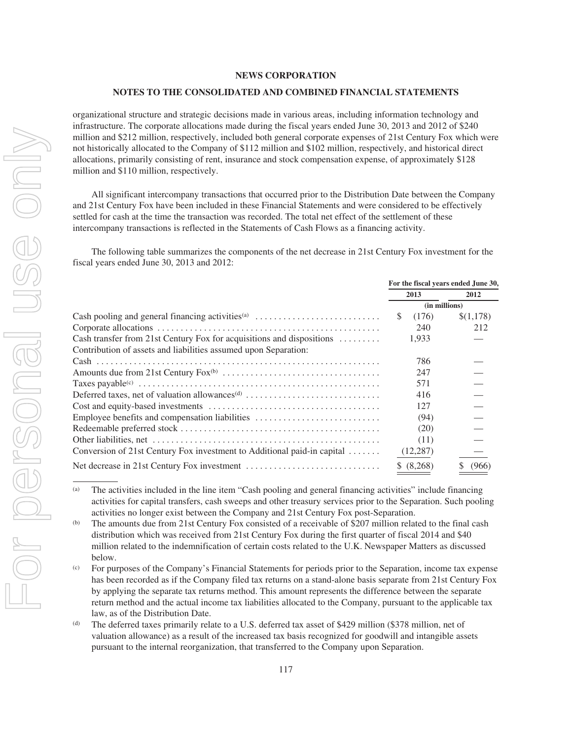organizational structure and strategic decisions made in various areas, including information technology and infrastructure. The corporate allocations made during the fiscal years ended June 30, 2013 and 2012 of $240 million and $212 million, respectively, included both general corporate expenses of 21st Century Fox which were not historically allocated to the Company of $112 million and $102 million, respectively, and historical direct allocations, primarily consisting of rent, insurance and stock compensation expense, of approximately $128 million and $110 million, respectively.

All significant intercompany transactions that occurred prior to the Distribution Date between the Company and 21st Century Fox have been included in these Financial Statements and were considered to be effectively settled for cash at the time the transaction was recorded. The total net effect of the settlement of these intercompany transactions is reflected in the Statements of Cash Flows as a financing activity.

The following table summarizes the components of the net decrease in 21st Century Fox investment for the fiscal years ended June 30, 2013 and 2012:

| | For the fiscal years ended June 30, | |
|---|---|---|
| | 2013 | 2012 |
| | (in millions) | |
| Cash pooling and general financing activities[(a)] | $ (176) | $(1,178) |
| Corporate allocations | 240 | 212 |
| Cash transfer from 21st Century Fox for acquisitions and dispositions | 1,933 | — |
| Contribution of assets and liabilities assumed upon Separation: | | |
| Cash | 786 | — |
| Amounts due from 21st Century Fox[(b)] | 247 | — |
| Taxes payable[(c)] | 571 | — |
| Deferred taxes, net of valuation allowances[(d)] | 416 | — |
| Cost and equity-based investments | 127 | — |
| Employee benefits and compensation liabilities | (94) | — |
| Redeemable preferred stock | (20) | — |
| Other liabilities, net | (11) | — |
| Conversion of 21st Century Fox investment to Additional paid-in capital | (12,287) | — |
| Net decrease in 21st Century Fox investment | $ (8,268) | $ (966) |

(a) The activities included in the line item "Cash pooling and general financing activities" include financing activities for capital transfers, cash sweeps and other treasury services prior to the Separation. Such pooling activities no longer exist between the Company and 21st Century Fox post-Separation.

(b) The amounts due from 21st Century Fox consisted of a receivable of $207 million related to the final cash distribution which was received from 21st Century Fox during the first quarter of fiscal 2014 and $40 million related to the indemnification of certain costs related to the U.K. Newspaper Matters as discussed below.

(c) For purposes of the Company's Financial Statements for periods prior to the Separation, income tax expense has been recorded as if the Company filed tax returns on a stand-alone basis separate from 21st Century Fox by applying the separate tax returns method. This amount represents the difference between the separate return method and the actual income tax liabilities allocated to the Company, pursuant to the applicable tax law, as of the Distribution Date.

(d) The deferred taxes primarily relate to a U.S. deferred tax asset of $429 million ($378 million, net of valuation allowance) as a result of the increased tax basis recognized for goodwill and intangible assets pursuant to the internal reorganization, that transferred to the Company upon Separation.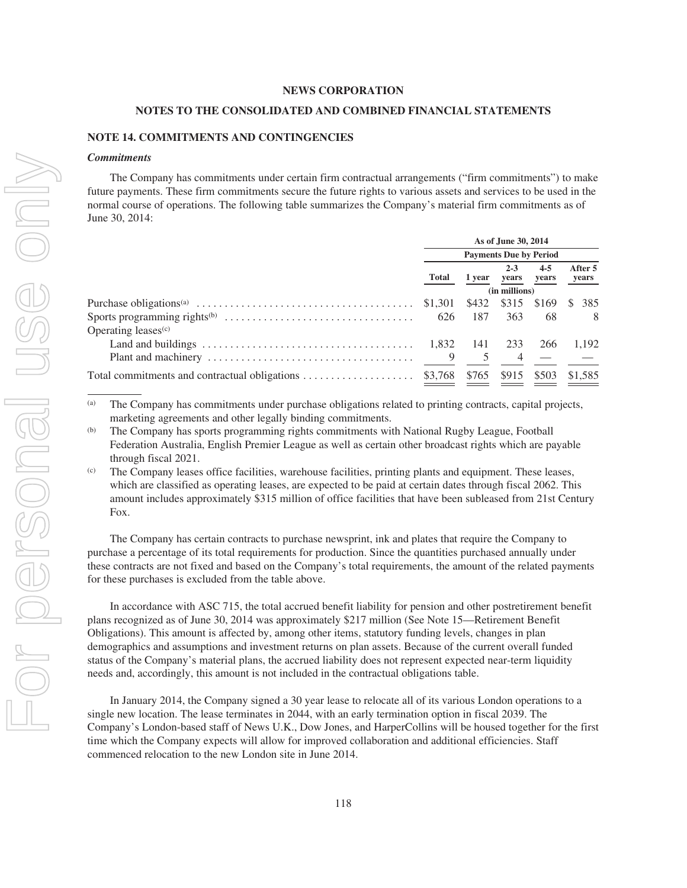NEWS CORPORATION

NOTES TO THE CONSOLIDATED AND COMBINED FINANCIAL STATEMENTS

## NOTE 14. COMMITMENTS AND CONTINGENCIES

### *Commitments*

The Company has commitments under certain firm contractual arrangements ("firm commitments") to make future payments. These firm commitments secure the future rights to various assets and services to be used in the normal course of operations. The following table summarizes the Company's material firm commitments as of June 30, 2014:

| | As of June 30, 2014 | | | | |
|---|---|---|---|---|---|
| | Payments Due by Period | | | | |
| | Total | 1 year | 2-3 years | 4-5 years | After 5 years |
| | (in millions) | | | | |
| Purchase obligations[(a)] | $1,301 | $432 | $315 | $169 | $ 385 |
| Sports programming rights[(b)] | 626 | 187 | 363 | 68 | 8 |
| Operating leases[(c)] | | | | | |
| Land and buildings | 1,832 | 141 | 233 | 266 | 1,192 |
| Plant and machinery | 9 | 5 | 4 | — | — |
| Total commitments and contractual obligations | $3,768 | $765 | $915 | $503 | $1,585 |

(a) The Company has commitments under purchase obligations related to printing contracts, capital projects, marketing agreements and other legally binding commitments.

(b) The Company has sports programming rights commitments with National Rugby League, Football Federation Australia, English Premier League as well as certain other broadcast rights which are payable through fiscal 2021.

(c) The Company leases office facilities, warehouse facilities, printing plants and equipment. These leases, which are classified as operating leases, are expected to be paid at certain dates through fiscal 2062. This amount includes approximately $315 million of office facilities that have been subleased from 21st Century Fox.

The Company has certain contracts to purchase newsprint, ink and plates that require the Company to purchase a percentage of its total requirements for production. Since the quantities purchased annually under these contracts are not fixed and based on the Company's total requirements, the amount of the related payments for these purchases is excluded from the table above.

In accordance with ASC 715, the total accrued benefit liability for pension and other postretirement benefit plans recognized as of June 30, 2014 was approximately $217 million (See Note 15—Retirement Benefit Obligations). This amount is affected by, among other items, statutory funding levels, changes in plan demographics and assumptions and investment returns on plan assets. Because of the current overall funded status of the Company's material plans, the accrued liability does not represent expected near-term liquidity needs and, accordingly, this amount is not included in the contractual obligations table.

In January 2014, the Company signed a 30 year lease to relocate all of its various London operations to a single new location. The lease terminates in 2044, with an early termination option in fiscal 2039. The Company's London-based staff of News U.K., Dow Jones, and HarperCollins will be housed together for the first time which the Company expects will allow for improved collaboration and additional efficiencies. Staff commenced relocation to the new London site in June 2014.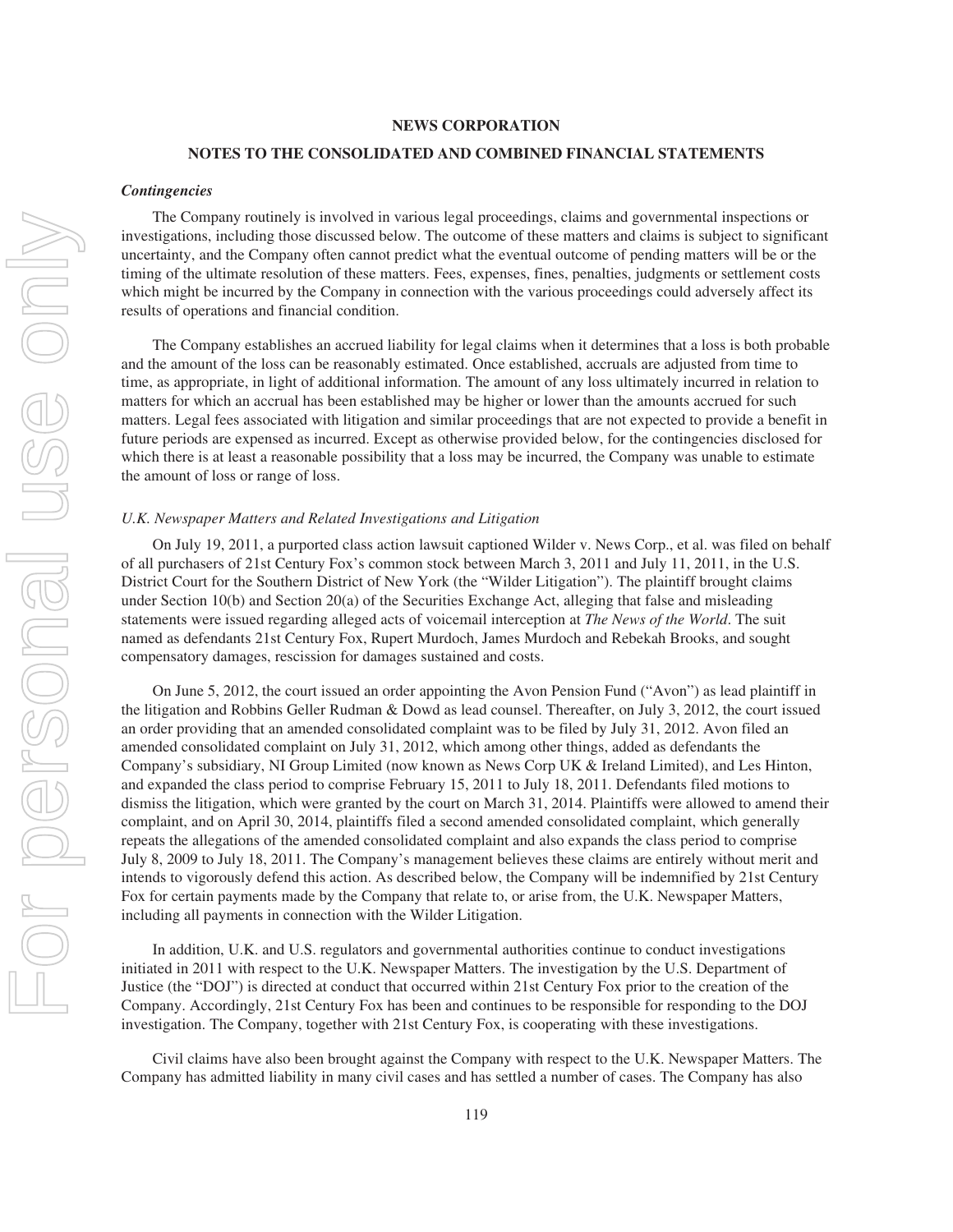**NEWS CORPORATION**

**NOTES TO THE CONSOLIDATED AND COMBINED FINANCIAL STATEMENTS**

***Contingencies***

The Company routinely is involved in various legal proceedings, claims and governmental inspections or investigations, including those discussed below. The outcome of these matters and claims is subject to significant uncertainty, and the Company often cannot predict what the eventual outcome of pending matters will be or the timing of the ultimate resolution of these matters. Fees, expenses, fines, penalties, judgments or settlement costs which might be incurred by the Company in connection with the various proceedings could adversely affect its results of operations and financial condition.

The Company establishes an accrued liability for legal claims when it determines that a loss is both probable and the amount of the loss can be reasonably estimated. Once established, accruals are adjusted from time to time, as appropriate, in light of additional information. The amount of any loss ultimately incurred in relation to matters for which an accrual has been established may be higher or lower than the amounts accrued for such matters. Legal fees associated with litigation and similar proceedings that are not expected to provide a benefit in future periods are expensed as incurred. Except as otherwise provided below, for the contingencies disclosed for which there is at least a reasonable possibility that a loss may be incurred, the Company was unable to estimate the amount of loss or range of loss.

*U.K. Newspaper Matters and Related Investigations and Litigation*

On July 19, 2011, a purported class action lawsuit captioned Wilder v. News Corp., et al. was filed on behalf of all purchasers of 21st Century Fox's common stock between March 3, 2011 and July 11, 2011, in the U.S. District Court for the Southern District of New York (the "Wilder Litigation"). The plaintiff brought claims under Section 10(b) and Section 20(a) of the Securities Exchange Act, alleging that false and misleading statements were issued regarding alleged acts of voicemail interception at *The News of the World*. The suit named as defendants 21st Century Fox, Rupert Murdoch, James Murdoch and Rebekah Brooks, and sought compensatory damages, rescission for damages sustained and costs.

On June 5, 2012, the court issued an order appointing the Avon Pension Fund ("Avon") as lead plaintiff in the litigation and Robbins Geller Rudman & Dowd as lead counsel. Thereafter, on July 3, 2012, the court issued an order providing that an amended consolidated complaint was to be filed by July 31, 2012. Avon filed an amended consolidated complaint on July 31, 2012, which among other things, added as defendants the Company's subsidiary, NI Group Limited (now known as News Corp UK & Ireland Limited), and Les Hinton, and expanded the class period to comprise February 15, 2011 to July 18, 2011. Defendants filed motions to dismiss the litigation, which were granted by the court on March 31, 2014. Plaintiffs were allowed to amend their complaint, and on April 30, 2014, plaintiffs filed a second amended consolidated complaint, which generally repeats the allegations of the amended consolidated complaint and also expands the class period to comprise July 8, 2009 to July 18, 2011. The Company's management believes these claims are entirely without merit and intends to vigorously defend this action. As described below, the Company will be indemnified by 21st Century Fox for certain payments made by the Company that relate to, or arise from, the U.K. Newspaper Matters, including all payments in connection with the Wilder Litigation.

In addition, U.K. and U.S. regulators and governmental authorities continue to conduct investigations initiated in 2011 with respect to the U.K. Newspaper Matters. The investigation by the U.S. Department of Justice (the "DOJ") is directed at conduct that occurred within 21st Century Fox prior to the creation of the Company. Accordingly, 21st Century Fox has been and continues to be responsible for responding to the DOJ investigation. The Company, together with 21st Century Fox, is cooperating with these investigations.

Civil claims have also been brought against the Company with respect to the U.K. Newspaper Matters. The Company has admitted liability in many civil cases and has settled a number of cases. The Company has also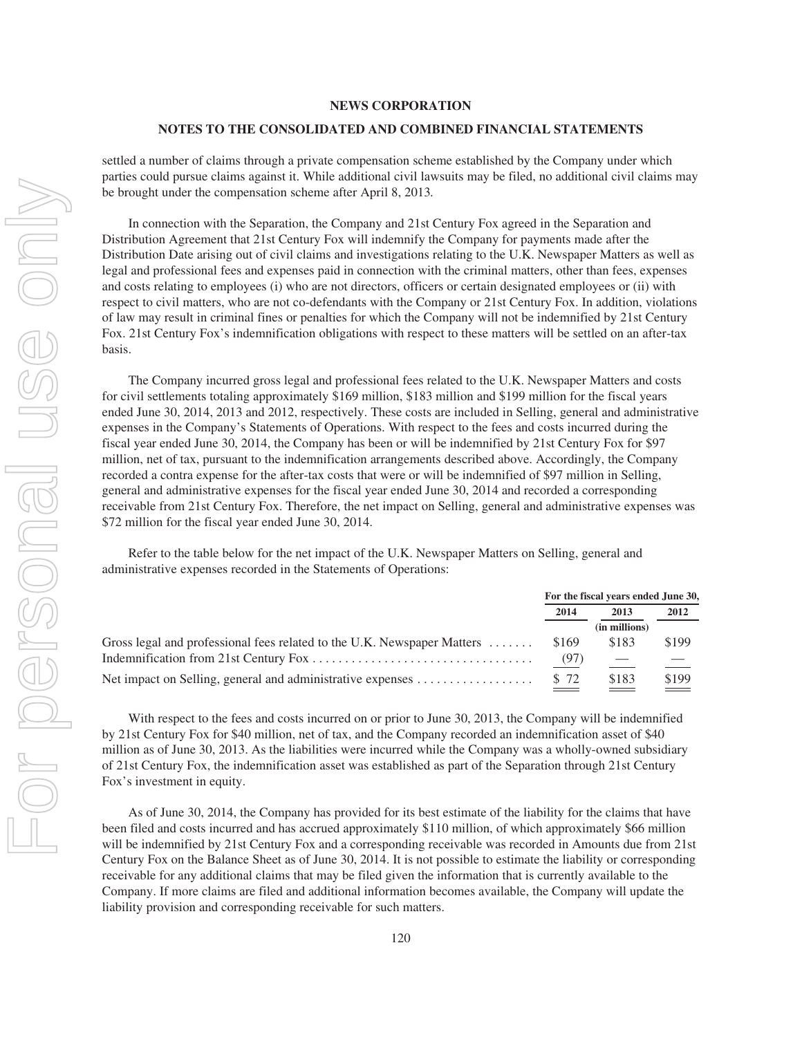settled a number of claims through a private compensation scheme established by the Company under which parties could pursue claims against it. While additional civil lawsuits may be filed, no additional civil claims may be brought under the compensation scheme after April 8, 2013.

In connection with the Separation, the Company and 21st Century Fox agreed in the Separation and Distribution Agreement that 21st Century Fox will indemnify the Company for payments made after the Distribution Date arising out of civil claims and investigations relating to the U.K. Newspaper Matters as well as legal and professional fees and expenses paid in connection with the criminal matters, other than fees, expenses and costs relating to employees (i) who are not directors, officers or certain designated employees or (ii) with respect to civil matters, who are not co-defendants with the Company or 21st Century Fox. In addition, violations of law may result in criminal fines or penalties for which the Company will not be indemnified by 21st Century Fox. 21st Century Fox's indemnification obligations with respect to these matters will be settled on an after-tax basis.

The Company incurred gross legal and professional fees related to the U.K. Newspaper Matters and costs for civil settlements totaling approximately $169 million, $183 million and $199 million for the fiscal years ended June 30, 2014, 2013 and 2012, respectively. These costs are included in Selling, general and administrative expenses in the Company's Statements of Operations. With respect to the fees and costs incurred during the fiscal year ended June 30, 2014, the Company has been or will be indemnified by 21st Century Fox for $97 million, net of tax, pursuant to the indemnification arrangements described above. Accordingly, the Company recorded a contra expense for the after-tax costs that were or will be indemnified of $97 million in Selling, general and administrative expenses for the fiscal year ended June 30, 2014 and recorded a corresponding receivable from 21st Century Fox. Therefore, the net impact on Selling, general and administrative expenses was $72 million for the fiscal year ended June 30, 2014.

Refer to the table below for the net impact of the U.K. Newspaper Matters on Selling, general and administrative expenses recorded in the Statements of Operations:

| | For the fiscal years ended June 30, | | |
|---|---|---|---|
| | 2014 | 2013 | 2012 |
| | | (in millions) | |
| Gross legal and professional fees related to the U.K. Newspaper Matters | $169 | $183 | $199 |
| Indemnification from 21st Century Fox | (97) | — | — |
| Net impact on Selling, general and administrative expenses | $ 72 | $183 | $199 |

With respect to the fees and costs incurred on or prior to June 30, 2013, the Company will be indemnified by 21st Century Fox for $40 million, net of tax, and the Company recorded an indemnification asset of $40 million as of June 30, 2013. As the liabilities were incurred while the Company was a wholly-owned subsidiary of 21st Century Fox, the indemnification asset was established as part of the Separation through 21st Century Fox's investment in equity.

As of June 30, 2014, the Company has provided for its best estimate of the liability for the claims that have been filed and costs incurred and has accrued approximately $110 million, of which approximately $66 million will be indemnified by 21st Century Fox and a corresponding receivable was recorded in Amounts due from 21st Century Fox on the Balance Sheet as of June 30, 2014. It is not possible to estimate the liability or corresponding receivable for any additional claims that may be filed given the information that is currently available to the Company. If more claims are filed and additional information becomes available, the Company will update the liability provision and corresponding receivable for such matters.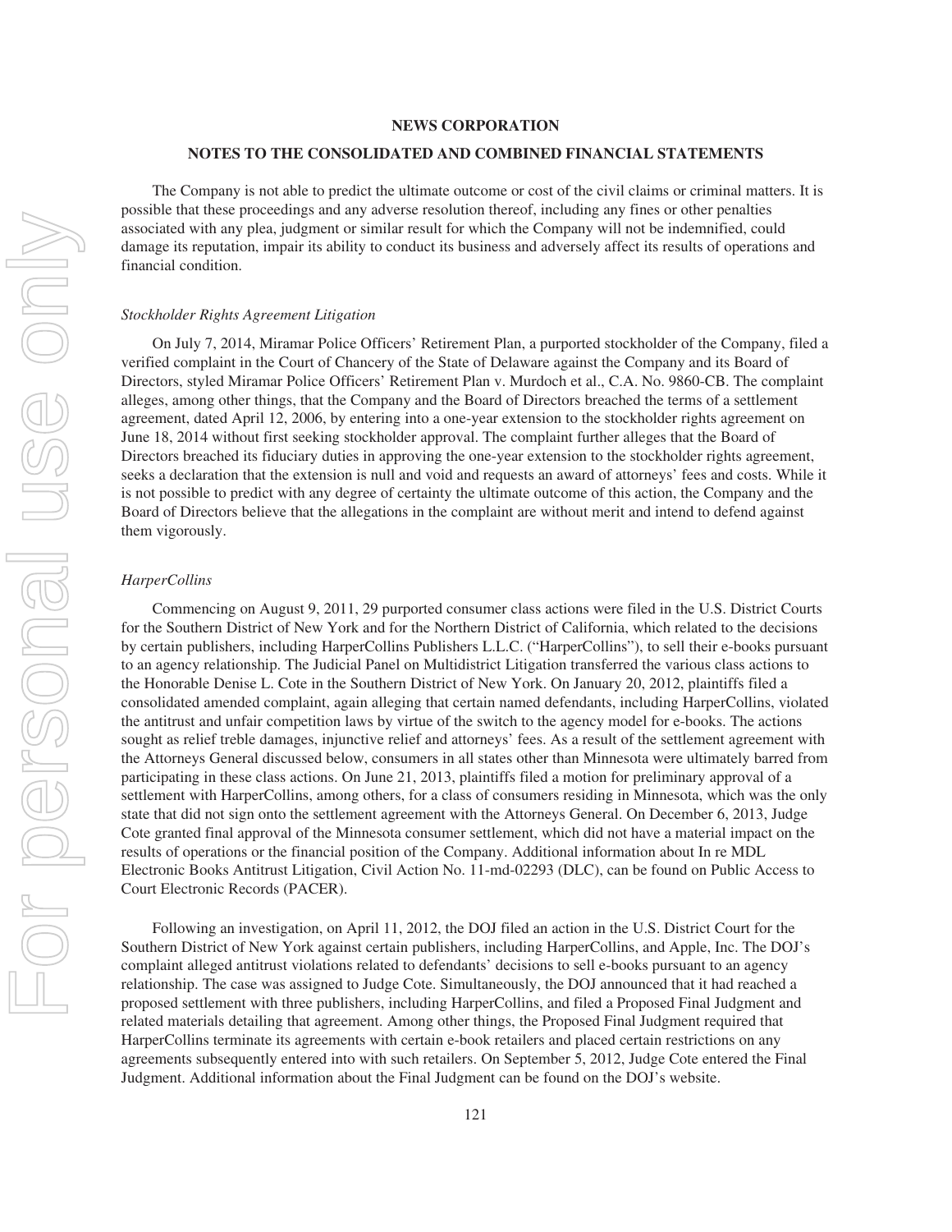The Company is not able to predict the ultimate outcome or cost of the civil claims or criminal matters. It is possible that these proceedings and any adverse resolution thereof, including any fines or other penalties associated with any plea, judgment or similar result for which the Company will not be indemnified, could damage its reputation, impair its ability to conduct its business and adversely affect its results of operations and financial condition.

*Stockholder Rights Agreement Litigation*

On July 7, 2014, Miramar Police Officers' Retirement Plan, a purported stockholder of the Company, filed a verified complaint in the Court of Chancery of the State of Delaware against the Company and its Board of Directors, styled Miramar Police Officers' Retirement Plan v. Murdoch et al., C.A. No. 9860-CB. The complaint alleges, among other things, that the Company and the Board of Directors breached the terms of a settlement agreement, dated April 12, 2006, by entering into a one-year extension to the stockholder rights agreement on June 18, 2014 without first seeking stockholder approval. The complaint further alleges that the Board of Directors breached its fiduciary duties in approving the one-year extension to the stockholder rights agreement, seeks a declaration that the extension is null and void and requests an award of attorneys' fees and costs. While it is not possible to predict with any degree of certainty the ultimate outcome of this action, the Company and the Board of Directors believe that the allegations in the complaint are without merit and intend to defend against them vigorously.

*HarperCollins*

Commencing on August 9, 2011, 29 purported consumer class actions were filed in the U.S. District Courts for the Southern District of New York and for the Northern District of California, which related to the decisions by certain publishers, including HarperCollins Publishers L.L.C. ("HarperCollins"), to sell their e-books pursuant to an agency relationship. The Judicial Panel on Multidistrict Litigation transferred the various class actions to the Honorable Denise L. Cote in the Southern District of New York. On January 20, 2012, plaintiffs filed a consolidated amended complaint, again alleging that certain named defendants, including HarperCollins, violated the antitrust and unfair competition laws by virtue of the switch to the agency model for e-books. The actions sought as relief treble damages, injunctive relief and attorneys' fees. As a result of the settlement agreement with the Attorneys General discussed below, consumers in all states other than Minnesota were ultimately barred from participating in these class actions. On June 21, 2013, plaintiffs filed a motion for preliminary approval of a settlement with HarperCollins, among others, for a class of consumers residing in Minnesota, which was the only state that did not sign onto the settlement agreement with the Attorneys General. On December 6, 2013, Judge Cote granted final approval of the Minnesota consumer settlement, which did not have a material impact on the results of operations or the financial position of the Company. Additional information about In re MDL Electronic Books Antitrust Litigation, Civil Action No. 11-md-02293 (DLC), can be found on Public Access to Court Electronic Records (PACER).

Following an investigation, on April 11, 2012, the DOJ filed an action in the U.S. District Court for the Southern District of New York against certain publishers, including HarperCollins, and Apple, Inc. The DOJ's complaint alleged antitrust violations related to defendants' decisions to sell e-books pursuant to an agency relationship. The case was assigned to Judge Cote. Simultaneously, the DOJ announced that it had reached a proposed settlement with three publishers, including HarperCollins, and filed a Proposed Final Judgment and related materials detailing that agreement. Among other things, the Proposed Final Judgment required that HarperCollins terminate its agreements with certain e-book retailers and placed certain restrictions on any agreements subsequently entered into with such retailers. On September 5, 2012, Judge Cote entered the Final Judgment. Additional information about the Final Judgment can be found on the DOJ's website.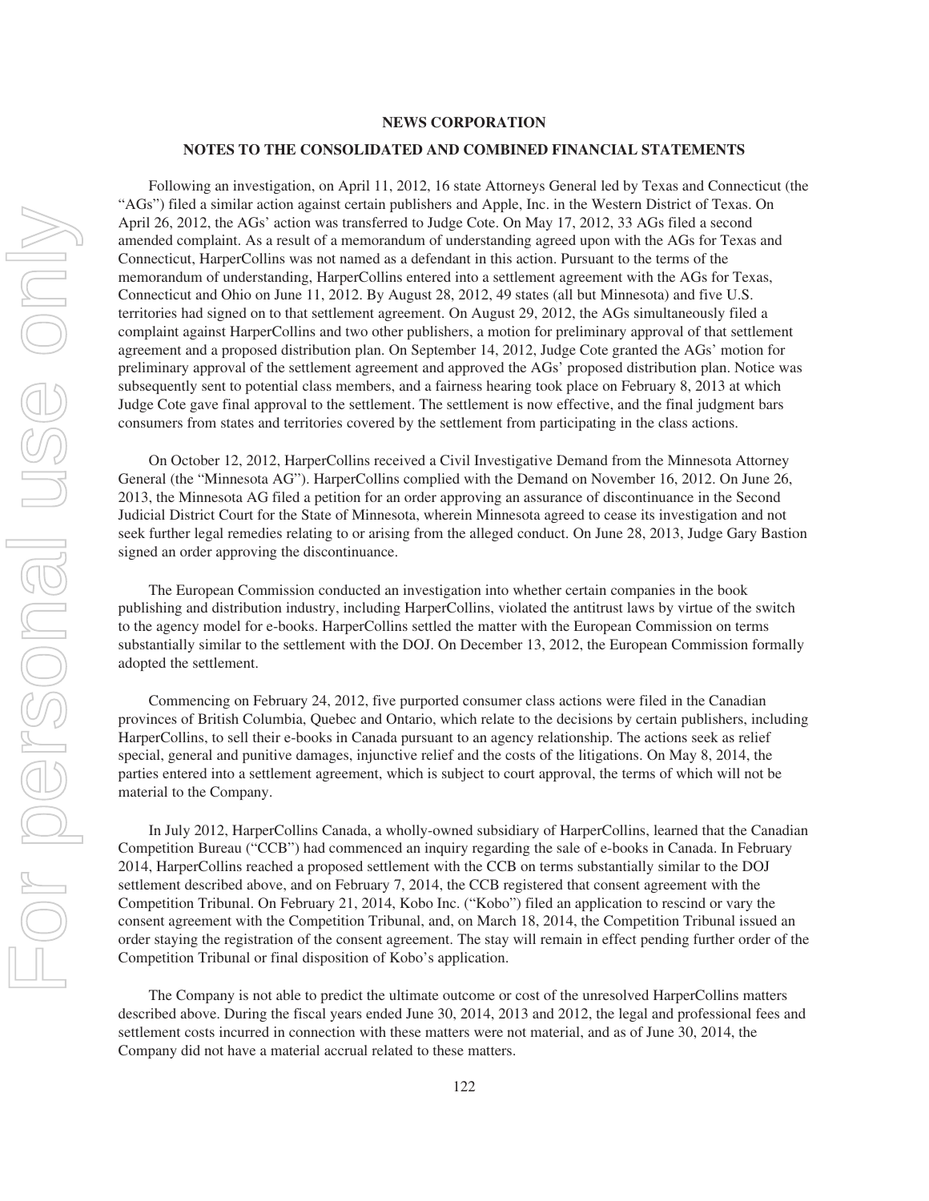Following an investigation, on April 11, 2012, 16 state Attorneys General led by Texas and Connecticut (the "AGs") filed a similar action against certain publishers and Apple, Inc. in the Western District of Texas. On April 26, 2012, the AGs' action was transferred to Judge Cote. On May 17, 2012, 33 AGs filed a second amended complaint. As a result of a memorandum of understanding agreed upon with the AGs for Texas and Connecticut, HarperCollins was not named as a defendant in this action. Pursuant to the terms of the memorandum of understanding, HarperCollins entered into a settlement agreement with the AGs for Texas, Connecticut and Ohio on June 11, 2012. By August 28, 2012, 49 states (all but Minnesota) and five U.S. territories had signed on to that settlement agreement. On August 29, 2012, the AGs simultaneously filed a complaint against HarperCollins and two other publishers, a motion for preliminary approval of that settlement agreement and a proposed distribution plan. On September 14, 2012, Judge Cote granted the AGs' motion for preliminary approval of the settlement agreement and approved the AGs' proposed distribution plan. Notice was subsequently sent to potential class members, and a fairness hearing took place on February 8, 2013 at which Judge Cote gave final approval to the settlement. The settlement is now effective, and the final judgment bars consumers from states and territories covered by the settlement from participating in the class actions.

On October 12, 2012, HarperCollins received a Civil Investigative Demand from the Minnesota Attorney General (the "Minnesota AG"). HarperCollins complied with the Demand on November 16, 2012. On June 26, 2013, the Minnesota AG filed a petition for an order approving an assurance of discontinuance in the Second Judicial District Court for the State of Minnesota, wherein Minnesota agreed to cease its investigation and not seek further legal remedies relating to or arising from the alleged conduct. On June 28, 2013, Judge Gary Bastion signed an order approving the discontinuance.

The European Commission conducted an investigation into whether certain companies in the book publishing and distribution industry, including HarperCollins, violated the antitrust laws by virtue of the switch to the agency model for e-books. HarperCollins settled the matter with the European Commission on terms substantially similar to the settlement with the DOJ. On December 13, 2012, the European Commission formally adopted the settlement.

Commencing on February 24, 2012, five purported consumer class actions were filed in the Canadian provinces of British Columbia, Quebec and Ontario, which relate to the decisions by certain publishers, including HarperCollins, to sell their e-books in Canada pursuant to an agency relationship. The actions seek as relief special, general and punitive damages, injunctive relief and the costs of the litigations. On May 8, 2014, the parties entered into a settlement agreement, which is subject to court approval, the terms of which will not be material to the Company.

In July 2012, HarperCollins Canada, a wholly-owned subsidiary of HarperCollins, learned that the Canadian Competition Bureau ("CCB") had commenced an inquiry regarding the sale of e-books in Canada. In February 2014, HarperCollins reached a proposed settlement with the CCB on terms substantially similar to the DOJ settlement described above, and on February 7, 2014, the CCB registered that consent agreement with the Competition Tribunal. On February 21, 2014, Kobo Inc. ("Kobo") filed an application to rescind or vary the consent agreement with the Competition Tribunal, and, on March 18, 2014, the Competition Tribunal issued an order staying the registration of the consent agreement. The stay will remain in effect pending further order of the Competition Tribunal or final disposition of Kobo's application.

The Company is not able to predict the ultimate outcome or cost of the unresolved HarperCollins matters described above. During the fiscal years ended June 30, 2014, 2013 and 2012, the legal and professional fees and settlement costs incurred in connection with these matters were not material, and as of June 30, 2014, the Company did not have a material accrual related to these matters.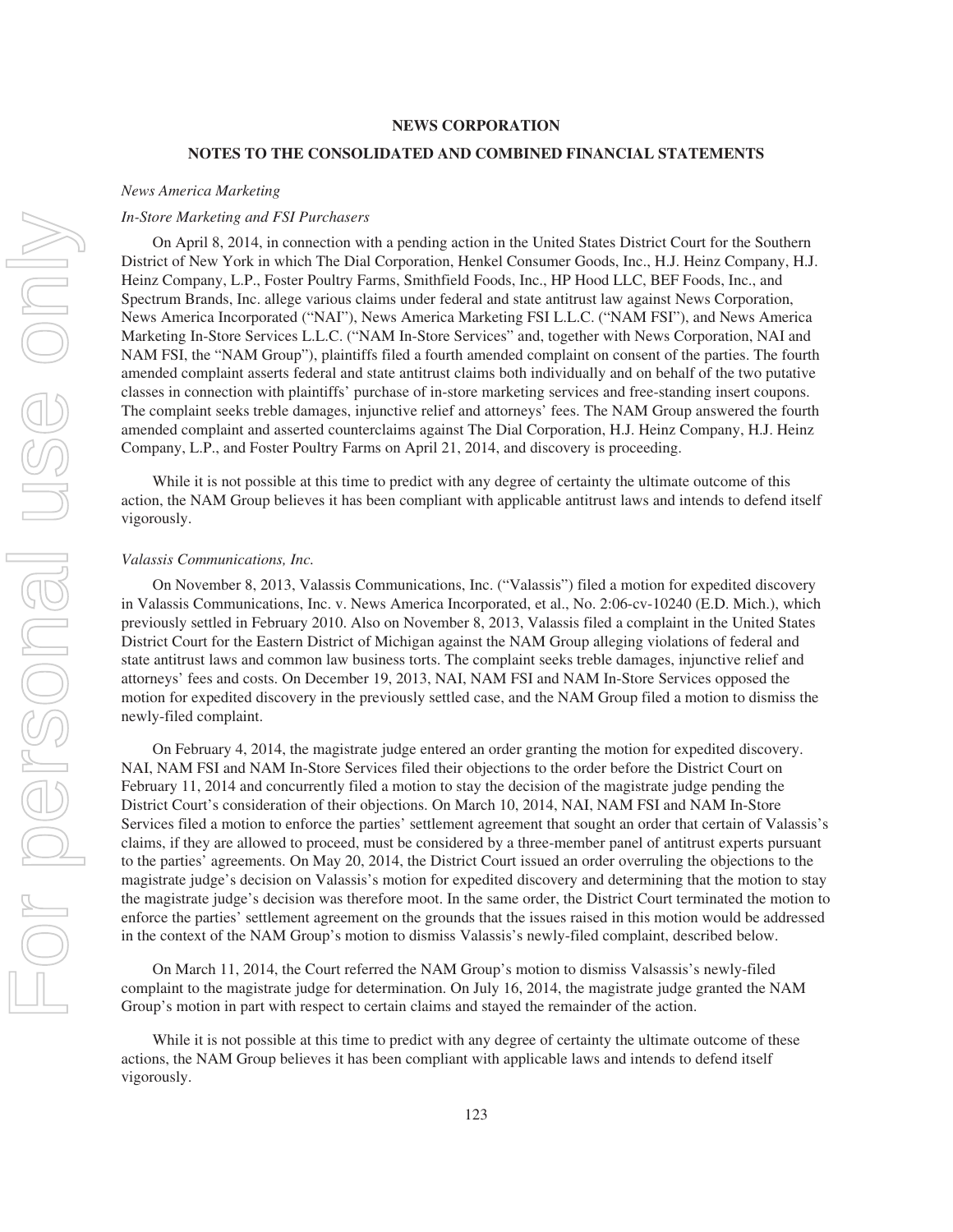## NEWS CORPORATION

## NOTES TO THE CONSOLIDATED AND COMBINED FINANCIAL STATEMENTS

*News America Marketing*

*In-Store Marketing and FSI Purchasers*

On April 8, 2014, in connection with a pending action in the United States District Court for the Southern District of New York in which The Dial Corporation, Henkel Consumer Goods, Inc., H.J. Heinz Company, H.J. Heinz Company, L.P., Foster Poultry Farms, Smithfield Foods, Inc., HP Hood LLC, BEF Foods, Inc., and Spectrum Brands, Inc. allege various claims under federal and state antitrust law against News Corporation, News America Incorporated ("NAI"), News America Marketing FSI L.L.C. ("NAM FSI"), and News America Marketing In-Store Services L.L.C. ("NAM In-Store Services" and, together with News Corporation, NAI and NAM FSI, the "NAM Group"), plaintiffs filed a fourth amended complaint on consent of the parties. The fourth amended complaint asserts federal and state antitrust claims both individually and on behalf of the two putative classes in connection with plaintiffs' purchase of in-store marketing services and free-standing insert coupons. The complaint seeks treble damages, injunctive relief and attorneys' fees. The NAM Group answered the fourth amended complaint and asserted counterclaims against The Dial Corporation, H.J. Heinz Company, H.J. Heinz Company, L.P., and Foster Poultry Farms on April 21, 2014, and discovery is proceeding.

While it is not possible at this time to predict with any degree of certainty the ultimate outcome of this action, the NAM Group believes it has been compliant with applicable antitrust laws and intends to defend itself vigorously.

*Valassis Communications, Inc.*

On November 8, 2013, Valassis Communications, Inc. ("Valassis") filed a motion for expedited discovery in Valassis Communications, Inc. v. News America Incorporated, et al., No. 2:06-cv-10240 (E.D. Mich.), which previously settled in February 2010. Also on November 8, 2013, Valassis filed a complaint in the United States District Court for the Eastern District of Michigan against the NAM Group alleging violations of federal and state antitrust laws and common law business torts. The complaint seeks treble damages, injunctive relief and attorneys' fees and costs. On December 19, 2013, NAI, NAM FSI and NAM In-Store Services opposed the motion for expedited discovery in the previously settled case, and the NAM Group filed a motion to dismiss the newly-filed complaint.

On February 4, 2014, the magistrate judge entered an order granting the motion for expedited discovery. NAI, NAM FSI and NAM In-Store Services filed their objections to the order before the District Court on February 11, 2014 and concurrently filed a motion to stay the decision of the magistrate judge pending the District Court's consideration of their objections. On March 10, 2014, NAI, NAM FSI and NAM In-Store Services filed a motion to enforce the parties' settlement agreement that sought an order that certain of Valassis's claims, if they are allowed to proceed, must be considered by a three-member panel of antitrust experts pursuant to the parties' agreements. On May 20, 2014, the District Court issued an order overruling the objections to the magistrate judge's decision on Valassis's motion for expedited discovery and determining that the motion to stay the magistrate judge's decision was therefore moot. In the same order, the District Court terminated the motion to enforce the parties' settlement agreement on the grounds that the issues raised in this motion would be addressed in the context of the NAM Group's motion to dismiss Valassis's newly-filed complaint, described below.

On March 11, 2014, the Court referred the NAM Group's motion to dismiss Valsassis's newly-filed complaint to the magistrate judge for determination. On July 16, 2014, the magistrate judge granted the NAM Group's motion in part with respect to certain claims and stayed the remainder of the action.

While it is not possible at this time to predict with any degree of certainty the ultimate outcome of these actions, the NAM Group believes it has been compliant with applicable laws and intends to defend itself vigorously.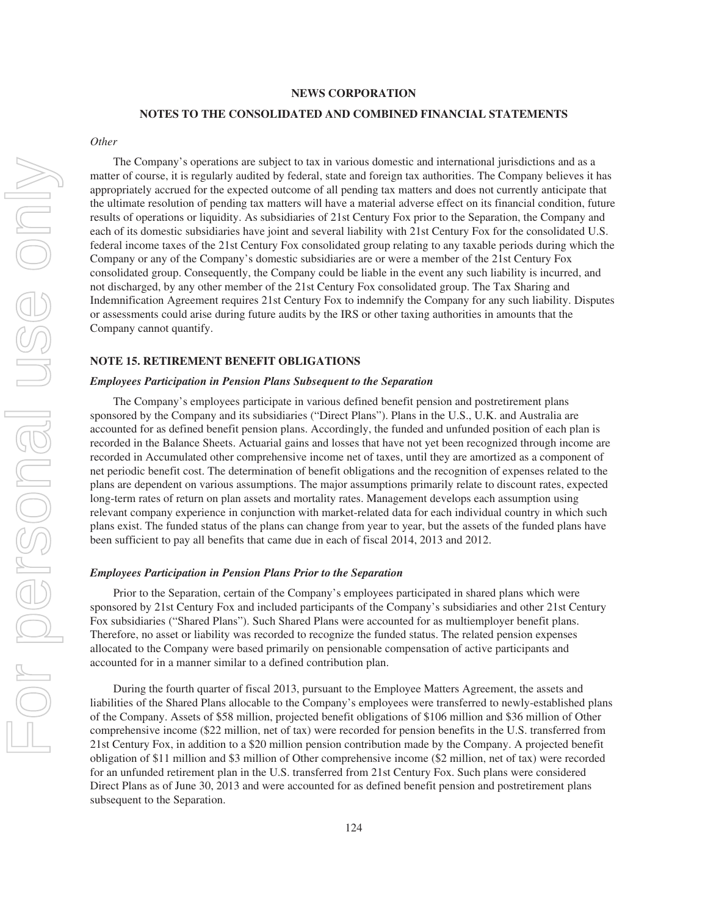## NEWS CORPORATION

## NOTES TO THE CONSOLIDATED AND COMBINED FINANCIAL STATEMENTS

*Other*

The Company's operations are subject to tax in various domestic and international jurisdictions and as a matter of course, it is regularly audited by federal, state and foreign tax authorities. The Company believes it has appropriately accrued for the expected outcome of all pending tax matters and does not currently anticipate that the ultimate resolution of pending tax matters will have a material adverse effect on its financial condition, future results of operations or liquidity. As subsidiaries of 21st Century Fox prior to the Separation, the Company and each of its domestic subsidiaries have joint and several liability with 21st Century Fox for the consolidated U.S. federal income taxes of the 21st Century Fox consolidated group relating to any taxable periods during which the Company or any of the Company's domestic subsidiaries are or were a member of the 21st Century Fox consolidated group. Consequently, the Company could be liable in the event any such liability is incurred, and not discharged, by any other member of the 21st Century Fox consolidated group. The Tax Sharing and Indemnification Agreement requires 21st Century Fox to indemnify the Company for any such liability. Disputes or assessments could arise during future audits by the IRS or other taxing authorities in amounts that the Company cannot quantify.

### NOTE 15. RETIREMENT BENEFIT OBLIGATIONS

***Employees Participation in Pension Plans Subsequent to the Separation***

The Company's employees participate in various defined benefit pension and postretirement plans sponsored by the Company and its subsidiaries ("Direct Plans"). Plans in the U.S., U.K. and Australia are accounted for as defined benefit pension plans. Accordingly, the funded and unfunded position of each plan is recorded in the Balance Sheets. Actuarial gains and losses that have not yet been recognized through income are recorded in Accumulated other comprehensive income net of taxes, until they are amortized as a component of net periodic benefit cost. The determination of benefit obligations and the recognition of expenses related to the plans are dependent on various assumptions. The major assumptions primarily relate to discount rates, expected long-term rates of return on plan assets and mortality rates. Management develops each assumption using relevant company experience in conjunction with market-related data for each individual country in which such plans exist. The funded status of the plans can change from year to year, but the assets of the funded plans have been sufficient to pay all benefits that came due in each of fiscal 2014, 2013 and 2012.

***Employees Participation in Pension Plans Prior to the Separation***

Prior to the Separation, certain of the Company's employees participated in shared plans which were sponsored by 21st Century Fox and included participants of the Company's subsidiaries and other 21st Century Fox subsidiaries ("Shared Plans"). Such Shared Plans were accounted for as multiemployer benefit plans. Therefore, no asset or liability was recorded to recognize the funded status. The related pension expenses allocated to the Company were based primarily on pensionable compensation of active participants and accounted for in a manner similar to a defined contribution plan.

During the fourth quarter of fiscal 2013, pursuant to the Employee Matters Agreement, the assets and liabilities of the Shared Plans allocable to the Company's employees were transferred to newly-established plans of the Company. Assets of $58 million, projected benefit obligations of $106 million and $36 million of Other comprehensive income ($22 million, net of tax) were recorded for pension benefits in the U.S. transferred from 21st Century Fox, in addition to a $20 million pension contribution made by the Company. A projected benefit obligation of $11 million and $3 million of Other comprehensive income ($2 million, net of tax) were recorded for an unfunded retirement plan in the U.S. transferred from 21st Century Fox. Such plans were considered Direct Plans as of June 30, 2013 and were accounted for as defined benefit pension and postretirement plans subsequent to the Separation.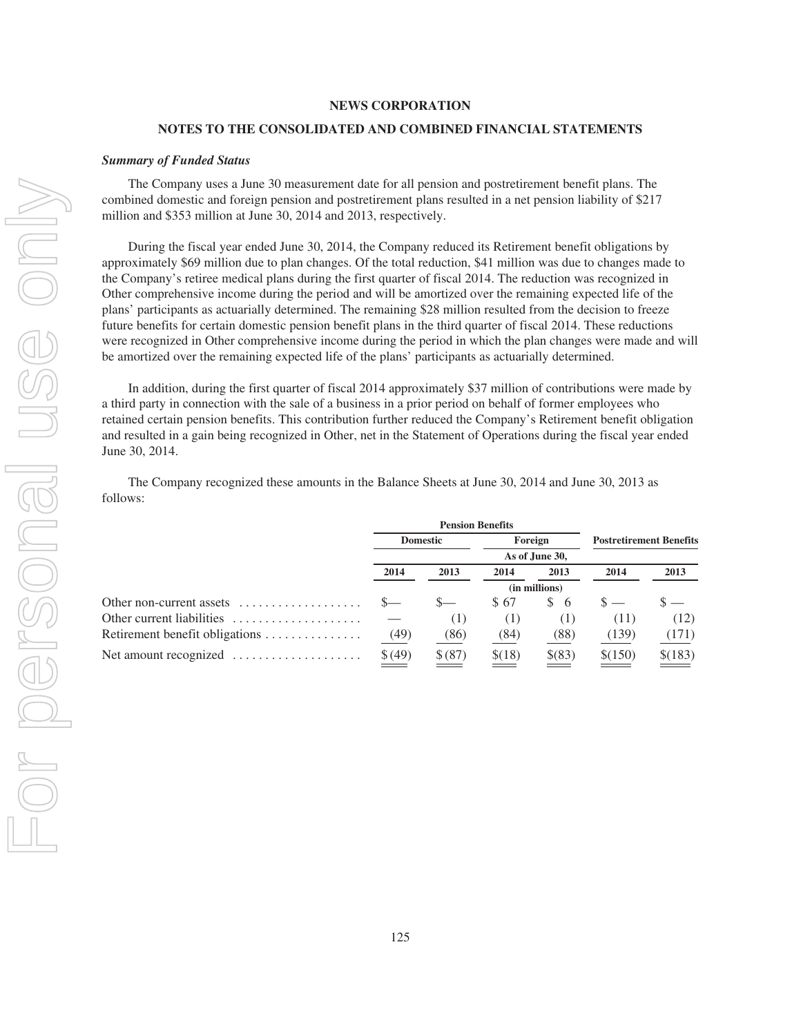## NEWS CORPORATION

## NOTES TO THE CONSOLIDATED AND COMBINED FINANCIAL STATEMENTS

### *Summary of Funded Status*

The Company uses a June 30 measurement date for all pension and postretirement benefit plans. The combined domestic and foreign pension and postretirement plans resulted in a net pension liability of $217 million and $353 million at June 30, 2014 and 2013, respectively.

During the fiscal year ended June 30, 2014, the Company reduced its Retirement benefit obligations by approximately $69 million due to plan changes. Of the total reduction, $41 million was due to changes made to the Company's retiree medical plans during the first quarter of fiscal 2014. The reduction was recognized in Other comprehensive income during the period and will be amortized over the remaining expected life of the plans' participants as actuarially determined. The remaining $28 million resulted from the decision to freeze future benefits for certain domestic pension benefit plans in the third quarter of fiscal 2014. These reductions were recognized in Other comprehensive income during the period in which the plan changes were made and will be amortized over the remaining expected life of the plans' participants as actuarially determined.

In addition, during the first quarter of fiscal 2014 approximately $37 million of contributions were made by a third party in connection with the sale of a business in a prior period on behalf of former employees who retained certain pension benefits. This contribution further reduced the Company's Retirement benefit obligation and resulted in a gain being recognized in Other, net in the Statement of Operations during the fiscal year ended June 30, 2014.

The Company recognized these amounts in the Balance Sheets at June 30, 2014 and June 30, 2013 as follows:

| | Pension Benefits | | | | | |
|---|---|---|---|---|---|---|
| | Domestic | | Foreign | | Postretirement Benefits | |
| | As of June 30, | | | | | |
| | 2014 | 2013 | 2014 | 2013 | 2014 | 2013 |
| | (in millions) | | | | | |
| Other non-current assets | $— | $— | $ 67 | $ 6 | $ — | $ — |
| Other current liabilities | — | (1) | (1) | (1) | (11) | (12) |
| Retirement benefit obligations | (49) | (86) | (84) | (88) | (139) | (171) |
| Net amount recognized | $ (49) | $ (87) | $(18) | $(83) | $(150) | $(183) |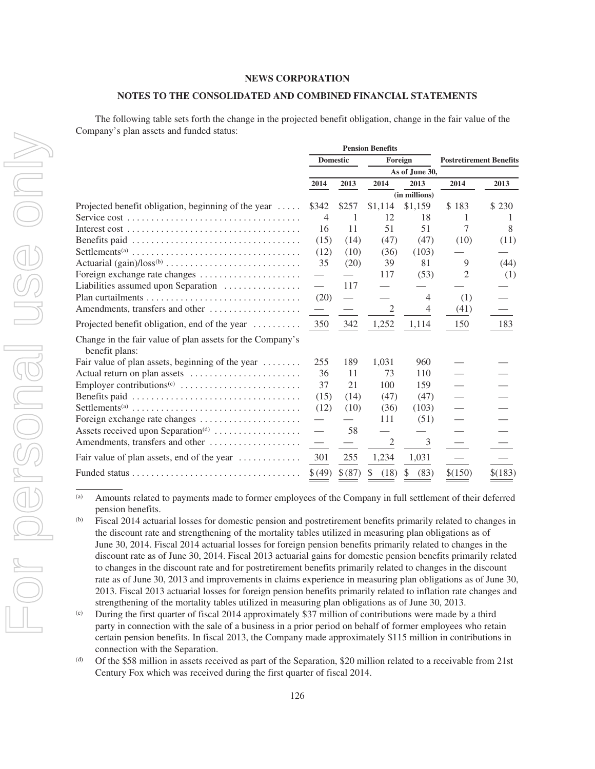**NEWS CORPORATION**

**NOTES TO THE CONSOLIDATED AND COMBINED FINANCIAL STATEMENTS**

The following table sets forth the change in the projected benefit obligation, change in the fair value of the Company's plan assets and funded status:

| | Pension Benefits | | | | Postretirement Benefits | |
|---|---|---|---|---|---|---|
| | Domestic | | Foreign | | | |
| | As of June 30, | | | | | |
| | 2014 | 2013 | 2014 | 2013 | 2014 | 2013 |
| | (in millions) | | | | | |
| Projected benefit obligation, beginning of the year | $342 | $257 | $1,114 | $1,159 | $ 183 | $ 230 |
| Service cost | 4 | 1 | 12 | 18 | 1 | 1 |
| Interest cost | 16 | 11 | 51 | 51 | 7 | 8 |
| Benefits paid | (15) | (14) | (47) | (47) | (10) | (11) |
| Settlements[(a)] | (12) | (10) | (36) | (103) | — | — |
| Actuarial (gain)/loss[(b)] | 35 | (20) | 39 | 81 | 9 | (44) |
| Foreign exchange rate changes | — | — | 117 | (53) | 2 | (1) |
| Liabilities assumed upon Separation | — | 117 | — | — | — | — |
| Plan curtailments | (20) | — | — | 4 | (1) | — |
| Amendments, transfers and other | — | — | 2 | 4 | (41) | — |
| Projected benefit obligation, end of the year | 350 | 342 | 1,252 | 1,114 | 150 | 183 |
| Change in the fair value of plan assets for the Company's benefit plans: | | | | | | |
| Fair value of plan assets, beginning of the year | 255 | 189 | 1,031 | 960 | — | — |
| Actual return on plan assets | 36 | 11 | 73 | 110 | — | — |
| Employer contributions[(c)] | 37 | 21 | 100 | 159 | — | — |
| Benefits paid | (15) | (14) | (47) | (47) | — | — |
| Settlements[(a)] | (12) | (10) | (36) | (103) | — | — |
| Foreign exchange rate changes | — | — | 111 | (51) | — | — |
| Assets received upon Separation[(d)] | — | 58 | — | — | — | — |
| Amendments, transfers and other | — | — | 2 | 3 | — | — |
| Fair value of plan assets, end of the year | 301 | 255 | 1,234 | 1,031 | — | — |
| Funded status | $ (49) | $ (87) | $ (18) | $ (83) | $(150) | $(183) |

(a) Amounts related to payments made to former employees of the Company in full settlement of their deferred pension benefits.

(b) Fiscal 2014 actuarial losses for domestic pension and postretirement benefits primarily related to changes in the discount rate and strengthening of the mortality tables utilized in measuring plan obligations as of June 30, 2014. Fiscal 2014 actuarial losses for foreign pension benefits primarily related to changes in the discount rate as of June 30, 2014. Fiscal 2013 actuarial gains for domestic pension benefits primarily related to changes in the discount rate and for postretirement benefits primarily related to changes in the discount rate as of June 30, 2013 and improvements in claims experience in measuring plan obligations as of June 30, 2013. Fiscal 2013 actuarial losses for foreign pension benefits primarily related to inflation rate changes and strengthening of the mortality tables utilized in measuring plan obligations as of June 30, 2013.

(c) During the first quarter of fiscal 2014 approximately $37 million of contributions were made by a third party in connection with the sale of a business in a prior period on behalf of former employees who retain certain pension benefits. In fiscal 2013, the Company made approximately $115 million in contributions in connection with the Separation.

(d) Of the $58 million in assets received as part of the Separation, $20 million related to a receivable from 21st Century Fox which was received during the first quarter of fiscal 2014.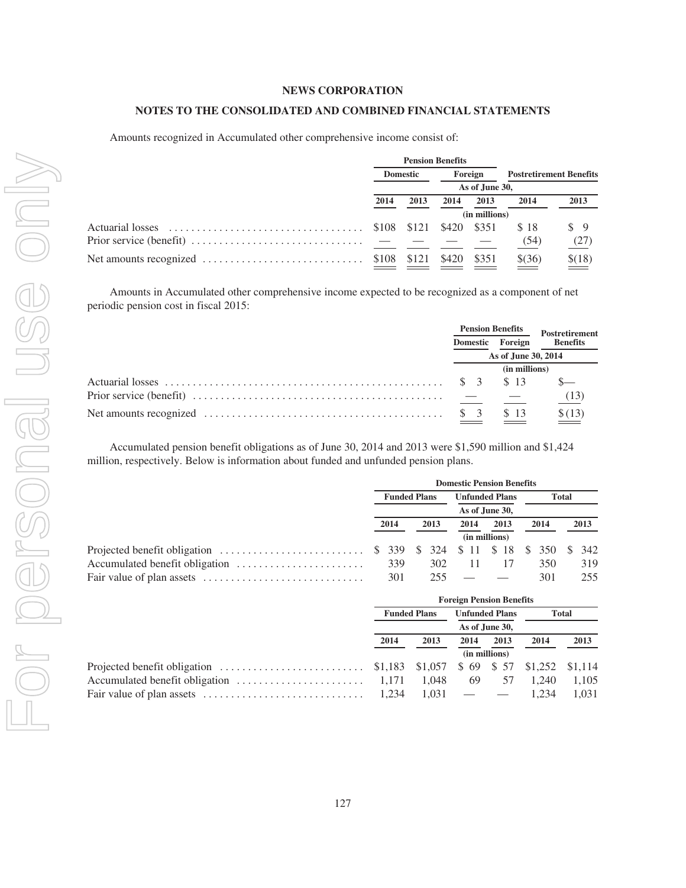## NEWS CORPORATION

## NOTES TO THE CONSOLIDATED AND COMBINED FINANCIAL STATEMENTS

Amounts recognized in Accumulated other comprehensive income consist of:

| | Pension Benefits | | | | Postretirement Benefits | |
|---|---|---|---|---|---|---|
| | Domestic | | Foreign | | | |
| | As of June 30, | | | | | |
| | 2014 | 2013 | 2014 | 2013 | 2014 | 2013 |
| | (in millions) | | | | | |
| Actuarial losses | $108 | $121 | $420 | $351 | $ 18 | $ 9 |
| Prior service (benefit) | — | — | — | — | (54) | (27) |
| Net amounts recognized | $108 | $121 | $420 | $351 | $(36) | $(18) |

Amounts in Accumulated other comprehensive income expected to be recognized as a component of net periodic pension cost in fiscal 2015:

| | Pension Benefits | | Postretirement Benefits |
|---|---|---|---|
| | Domestic | Foreign | |
| | As of June 30, 2014 | | |
| | (in millions) | | |
| Actuarial losses | $ 3 | $ 13 | $— |
| Prior service (benefit) | — | — | (13) |
| Net amounts recognized | $ 3 | $ 13 | $(13) |

Accumulated pension benefit obligations as of June 30, 2014 and 2013 were $1,590 million and $1,424 million, respectively. Below is information about funded and unfunded pension plans.

| | Domestic Pension Benefits | | | | | |
|---|---|---|---|---|---|---|
| | Funded Plans | | Unfunded Plans | | Total | |
| | As of June 30, | | | | | |
| | 2014 | 2013 | 2014 | 2013 | 2014 | 2013 |
| | (in millions) | | | | | |
| Projected benefit obligation | $ 339 | $ 324 | $ 11 | $ 18 | $ 350 | $ 342 |
| Accumulated benefit obligation | 339 | 302 | 11 | 17 | 350 | 319 |
| Fair value of plan assets | 301 | 255 | — | — | 301 | 255 |

| | Foreign Pension Benefits | | | | | |
|---|---|---|---|---|---|---|
| | Funded Plans | | Unfunded Plans | | Total | |
| | As of June 30, | | | | | |
| | 2014 | 2013 | 2014 | 2013 | 2014 | 2013 |
| | (in millions) | | | | | |
| Projected benefit obligation | $1,183 | $1,057 | $ 69 | $ 57 | $1,252 | $1,114 |
| Accumulated benefit obligation | 1,171 | 1,048 | 69 | 57 | 1,240 | 1,105 |
| Fair value of plan assets | 1,234 | 1,031 | — | — | 1,234 | 1,031 |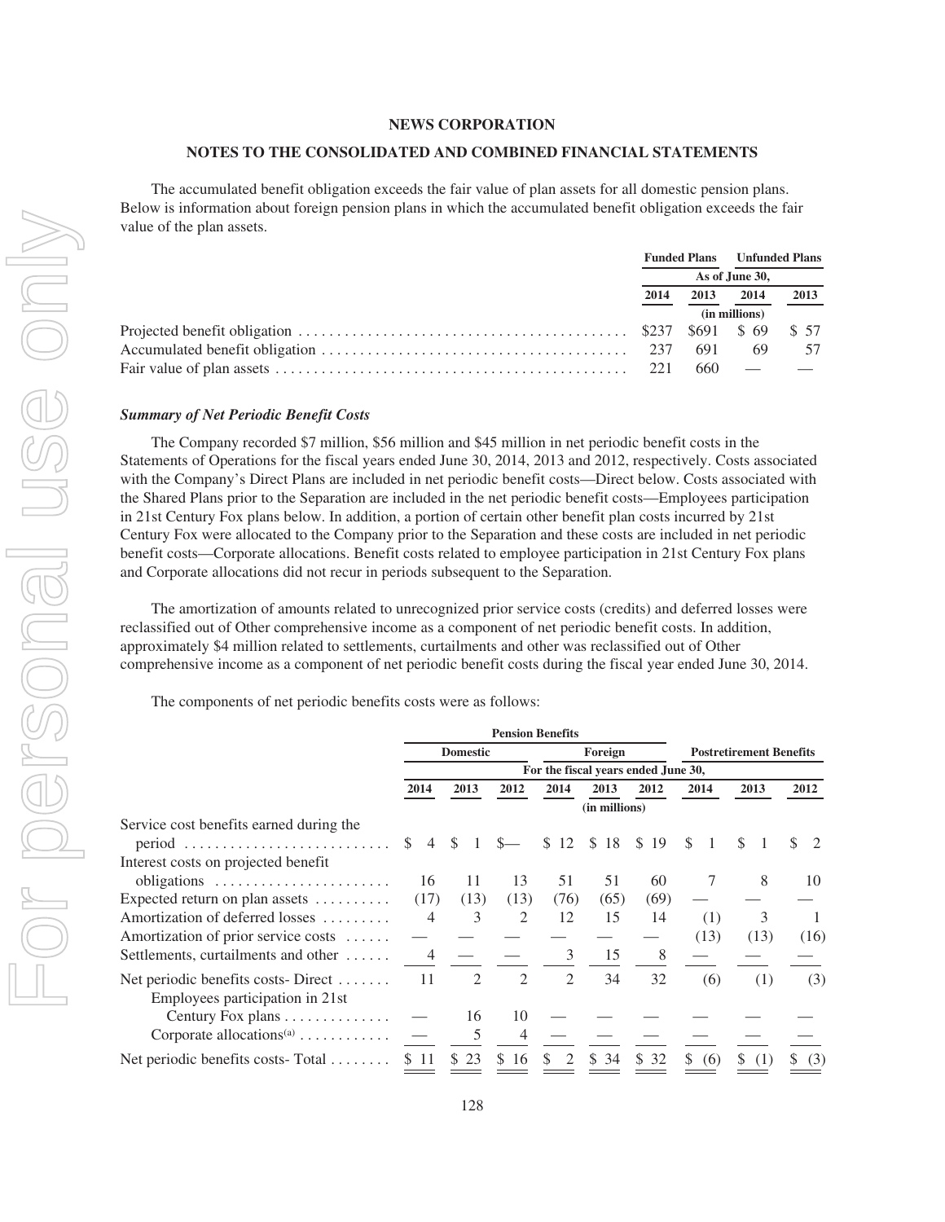The accumulated benefit obligation exceeds the fair value of plan assets for all domestic pension plans. Below is information about foreign pension plans in which the accumulated benefit obligation exceeds the fair value of the plan assets.

| | Funded Plans | | Unfunded Plans | |
|---|---|---|---|---|
| | As of June 30, | | | |
| | 2014 | 2013 | 2014 | 2013 |
| | (in millions) | | | |
| Projected benefit obligation | $237 | $691 | $ 69 | $ 57 |
| Accumulated benefit obligation | 237 | 691 | 69 | 57 |
| Fair value of plan assets | 221 | 660 | — | — |

***Summary of Net Periodic Benefit Costs***

The Company recorded $7 million, $56 million and $45 million in net periodic benefit costs in the Statements of Operations for the fiscal years ended June 30, 2014, 2013 and 2012, respectively. Costs associated with the Company's Direct Plans are included in net periodic benefit costs—Direct below. Costs associated with the Shared Plans prior to the Separation are included in the net periodic benefit costs—Employees participation in 21st Century Fox plans below. In addition, a portion of certain other benefit plan costs incurred by 21st Century Fox were allocated to the Company prior to the Separation and these costs are included in net periodic benefit costs—Corporate allocations. Benefit costs related to employee participation in 21st Century Fox plans and Corporate allocations did not recur in periods subsequent to the Separation.

The amortization of amounts related to unrecognized prior service costs (credits) and deferred losses were reclassified out of Other comprehensive income as a component of net periodic benefit costs. In addition, approximately $4 million related to settlements, curtailments and other was reclassified out of Other comprehensive income as a component of net periodic benefit costs during the fiscal year ended June 30, 2014.

The components of net periodic benefits costs were as follows:

| | Pension Benefits | | | | | | | | |
|---|---|---|---|---|---|---|---|---|---|
| | Domestic | | | Foreign | | | Postretirement Benefits | | |
| | For the fiscal years ended June 30, | | | | | | | | |
| | 2014 | 2013 | 2012 | 2014 | 2013 | 2012 | 2014 | 2013 | 2012 |
| | (in millions) | | | | | | | | |
| Service cost benefits earned during the period | $ 4 | $ 1 | $— | $ 12 | $ 18 | $ 19 | $ 1 | $ 1 | $ 2 |
| Interest costs on projected benefit obligations | 16 | 11 | 13 | 51 | 51 | 60 | 7 | 8 | 10 |
| Expected return on plan assets | (17) | (13) | (13) | (76) | (65) | (69) | — | — | — |
| Amortization of deferred losses | 4 | 3 | 2 | 12 | 15 | 14 | (1) | 3 | 1 |
| Amortization of prior service costs | — | — | — | — | — | — | (13) | (13) | (16) |
| Settlements, curtailments and other | 4 | — | — | 3 | 15 | 8 | — | — | — |
| Net periodic benefits costs- Direct | 11 | 2 | 2 | 2 | 34 | 32 | (6) | (1) | (3) |
| Employees participation in 21st Century Fox plans | — | 16 | 10 | — | — | — | — | — | — |
| Corporate allocations[(a)] | — | 5 | 4 | — | — | — | — | — | — |
| Net periodic benefits costs- Total | $ 11 | $ 23 | $ 16 | $ 2 | $ 34 | $ 32 | $ (6) | $ (1) | $ (3) |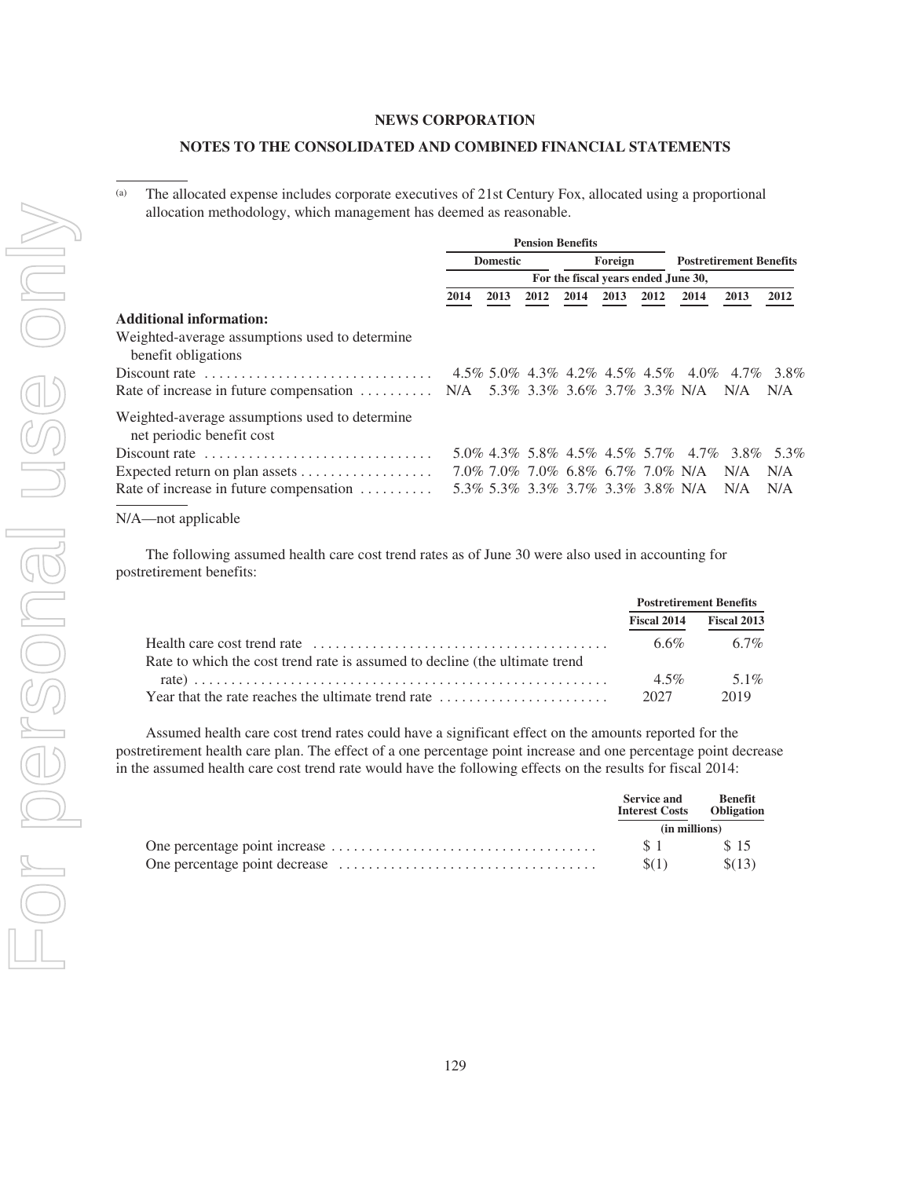## NEWS CORPORATION

## NOTES TO THE CONSOLIDATED AND COMBINED FINANCIAL STATEMENTS

(a) The allocated expense includes corporate executives of 21st Century Fox, allocated using a proportional allocation methodology, which management has deemed as reasonable.

| | Pension Benefits | | | | | | | | |
|---|---|---|---|---|---|---|---|---|---|
| | Domestic | | | Foreign | | | Postretirement Benefits | | |
| | For the fiscal years ended June 30, | | | | | | | | |
| | 2014 | 2013 | 2012 | 2014 | 2013 | 2012 | 2014 | 2013 | 2012 |
| **Additional information:** | | | | | | | | | |
| Weighted-average assumptions used to determine benefit obligations | | | | | | | | | |
| Discount rate | 4.5% | 5.0% | 4.3% | 4.2% | 4.5% | 4.5% | 4.0% | 4.7% | 3.8% |
| Rate of increase in future compensation | N/A | 5.3% | 3.3% | 3.6% | 3.7% | 3.3% | N/A | N/A | N/A |
| Weighted-average assumptions used to determine net periodic benefit cost | | | | | | | | | |
| Discount rate | 5.0% | 4.3% | 5.8% | 4.5% | 4.5% | 5.7% | 4.7% | 3.8% | 5.3% |
| Expected return on plan assets | 7.0% | 7.0% | 7.0% | 6.8% | 6.7% | 7.0% | N/A | N/A | N/A |
| Rate of increase in future compensation | 5.3% | 5.3% | 3.3% | 3.7% | 3.3% | 3.8% | N/A | N/A | N/A |

N/A—not applicable

The following assumed health care cost trend rates as of June 30 were also used in accounting for postretirement benefits:

| | Postretirement Benefits | |
|---|---|---|
| | Fiscal 2014 | Fiscal 2013 |
| Health care cost trend rate | 6.6% | 6.7% |
| Rate to which the cost trend rate is assumed to decline (the ultimate trend rate) | 4.5% | 5.1% |
| Year that the rate reaches the ultimate trend rate | 2027 | 2019 |

Assumed health care cost trend rates could have a significant effect on the amounts reported for the postretirement health care plan. The effect of a one percentage point increase and one percentage point decrease in the assumed health care cost trend rate would have the following effects on the results for fiscal 2014:

| | Service and Interest Costs | Benefit Obligation |
|---|---|---|
| | (in millions) | |
| One percentage point increase | $ 1 | $ 15 |
| One percentage point decrease | $(1) | $(13) |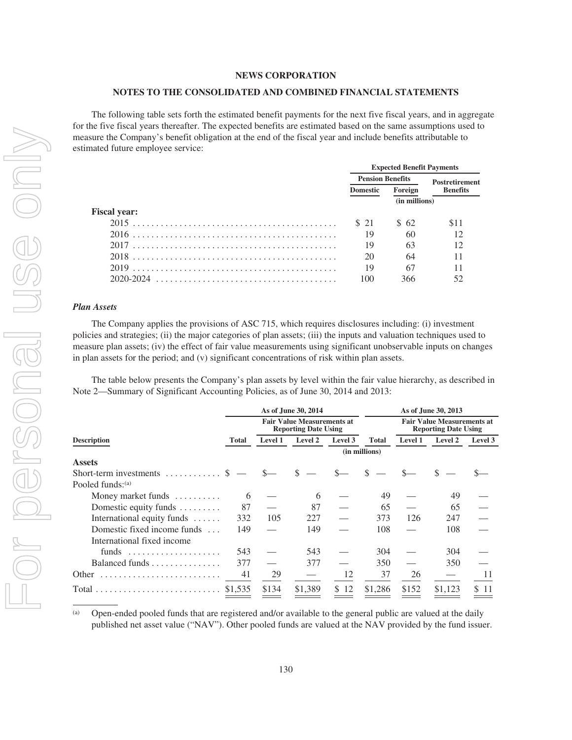The following table sets forth the estimated benefit payments for the next five fiscal years, and in aggregate for the five fiscal years thereafter. The expected benefits are estimated based on the same assumptions used to measure the Company's benefit obligation at the end of the fiscal year and include benefits attributable to estimated future employee service:

| | Expected Benefit Payments | | |
|---|---|---|---|
| | Pension Benefits | | Postretirement Benefits |
| | Domestic | Foreign | |
| | (in millions) | | |
| **Fiscal year:** | | | |
| 2015 | $ 21 | $ 62 | $11 |
| 2016 | 19 | 60 | 12 |
| 2017 | 19 | 63 | 12 |
| 2018 | 20 | 64 | 11 |
| 2019 | 19 | 67 | 11 |
| 2020-2024 | 100 | 366 | 52 |

***Plan Assets***

The Company applies the provisions of ASC 715, which requires disclosures including: (i) investment policies and strategies; (ii) the major categories of plan assets; (iii) the inputs and valuation techniques used to measure plan assets; (iv) the effect of fair value measurements using significant unobservable inputs on changes in plan assets for the period; and (v) significant concentrations of risk within plan assets.

The table below presents the Company's plan assets by level within the fair value hierarchy, as described in Note 2—Summary of Significant Accounting Policies, as of June 30, 2014 and 2013:

| | As of June 30, 2014 | | | | As of June 30, 2013 | | | |
|---|---|---|---|---|---|---|---|---|
| | | Fair Value Measurements at Reporting Date Using | | | | Fair Value Measurements at Reporting Date Using | | |
| **Description** | Total | Level 1 | Level 2 | Level 3 | Total | Level 1 | Level 2 | Level 3 |
| | | | | (in millions) | | | | |
| **Assets** | | | | | | | | |
| Short-term investments | $ — | $— | $ — | $— | $ — | $— | $ — | $— |
| Pooled funds:[(a)] | | | | | | | | |
| Money market funds | 6 | — | 6 | — | 49 | — | 49 | — |
| Domestic equity funds | 87 | — | 87 | — | 65 | — | 65 | — |
| International equity funds | 332 | 105 | 227 | — | 373 | 126 | 247 | — |
| Domestic fixed income funds | 149 | — | 149 | — | 108 | — | 108 | — |
| International fixed income funds | 543 | — | 543 | — | 304 | — | 304 | — |
| Balanced funds | 377 | — | 377 | — | 350 | — | 350 | — |
| Other | 41 | 29 | — | 12 | 37 | 26 | — | 11 |
| Total | $1,535 | $134 | $1,389 | $ 12 | $1,286 | $152 | $1,123 | $ 11 |

(a) Open-ended pooled funds that are registered and/or available to the general public are valued at the daily published net asset value ("NAV"). Other pooled funds are valued at the NAV provided by the fund issuer.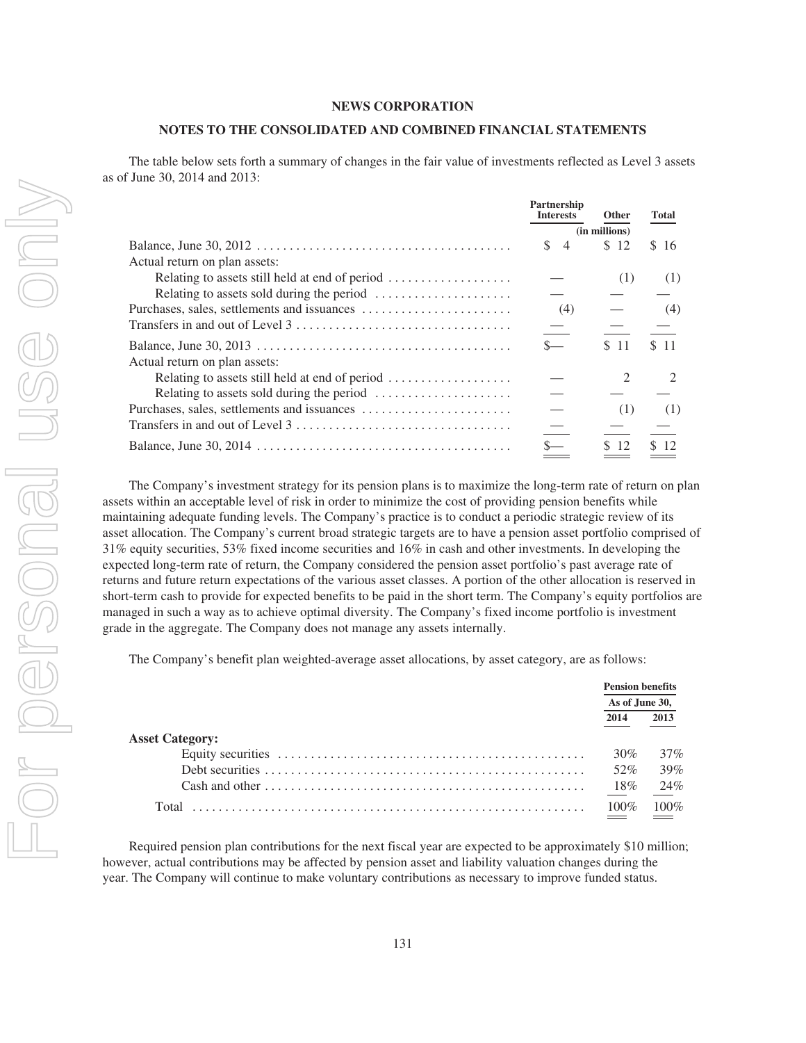**NEWS CORPORATION**

**NOTES TO THE CONSOLIDATED AND COMBINED FINANCIAL STATEMENTS**

The table below sets forth a summary of changes in the fair value of investments reflected as Level 3 assets as of June 30, 2014 and 2013:

| | Partnership Interests | Other | Total |
|---|---|---|---|
| | (in millions) | | |
| Balance, June 30, 2012 | $ 4 | $ 12 | $ 16 |
| Actual return on plan assets: | | | |
| Relating to assets still held at end of period | — | (1) | (1) |
| Relating to assets sold during the period | — | — | — |
| Purchases, sales, settlements and issuances | (4) | — | (4) |
| Transfers in and out of Level 3 | — | — | — |
| Balance, June 30, 2013 | $— | $ 11 | $ 11 |
| Actual return on plan assets: | | | |
| Relating to assets still held at end of period | — | 2 | 2 |
| Relating to assets sold during the period | — | — | — |
| Purchases, sales, settlements and issuances | — | (1) | (1) |
| Transfers in and out of Level 3 | — | — | — |
| Balance, June 30, 2014 | $— | $ 12 | $ 12 |

The Company's investment strategy for its pension plans is to maximize the long-term rate of return on plan assets within an acceptable level of risk in order to minimize the cost of providing pension benefits while maintaining adequate funding levels. The Company's practice is to conduct a periodic strategic review of its asset allocation. The Company's current broad strategic targets are to have a pension asset portfolio comprised of 31% equity securities, 53% fixed income securities and 16% in cash and other investments. In developing the expected long-term rate of return, the Company considered the pension asset portfolio's past average rate of returns and future return expectations of the various asset classes. A portion of the other allocation is reserved in short-term cash to provide for expected benefits to be paid in the short term. The Company's equity portfolios are managed in such a way as to achieve optimal diversity. The Company's fixed income portfolio is investment grade in the aggregate. The Company does not manage any assets internally.

The Company's benefit plan weighted-average asset allocations, by asset category, are as follows:

| | Pension benefits | |
|---|---|---|
| | As of June 30, | |
| | 2014 | 2013 |
| **Asset Category:** | | |
| Equity securities | 30% | 37% |
| Debt securities | 52% | 39% |
| Cash and other | 18% | 24% |
| Total | 100% | 100% |

Required pension plan contributions for the next fiscal year are expected to be approximately $10 million; however, actual contributions may be affected by pension asset and liability valuation changes during the year. The Company will continue to make voluntary contributions as necessary to improve funded status.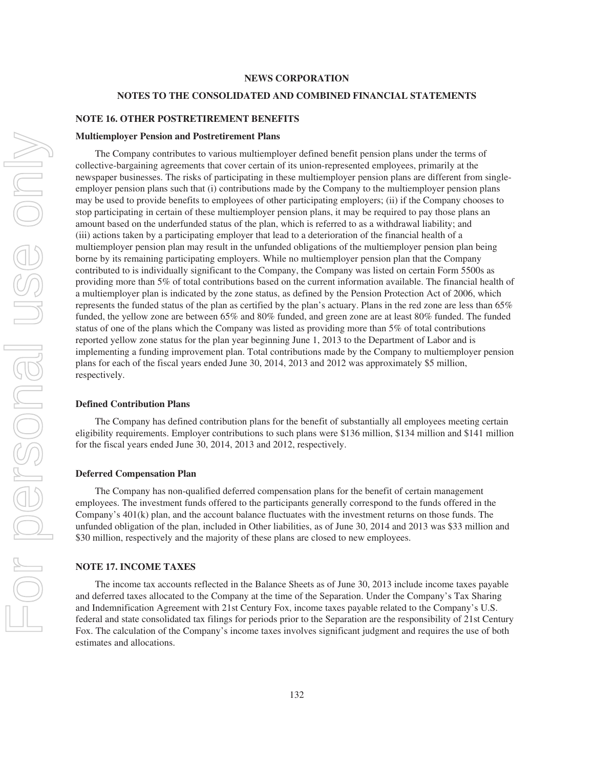NEWS CORPORATION

NOTES TO THE CONSOLIDATED AND COMBINED FINANCIAL STATEMENTS

## NOTE 16. OTHER POSTRETIREMENT BENEFITS

### Multiemployer Pension and Postretirement Plans

The Company contributes to various multiemployer defined benefit pension plans under the terms of collective-bargaining agreements that cover certain of its union-represented employees, primarily at the newspaper businesses. The risks of participating in these multiemployer pension plans are different from single-employer pension plans such that (i) contributions made by the Company to the multiemployer pension plans may be used to provide benefits to employees of other participating employers; (ii) if the Company chooses to stop participating in certain of these multiemployer pension plans, it may be required to pay those plans an amount based on the underfunded status of the plan, which is referred to as a withdrawal liability; and (iii) actions taken by a participating employer that lead to a deterioration of the financial health of a multiemployer pension plan may result in the unfunded obligations of the multiemployer pension plan being borne by its remaining participating employers. While no multiemployer pension plan that the Company contributed to is individually significant to the Company, the Company was listed on certain Form 5500s as providing more than 5% of total contributions based on the current information available. The financial health of a multiemployer plan is indicated by the zone status, as defined by the Pension Protection Act of 2006, which represents the funded status of the plan as certified by the plan's actuary. Plans in the red zone are less than 65% funded, the yellow zone are between 65% and 80% funded, and green zone are at least 80% funded. The funded status of one of the plans which the Company was listed as providing more than 5% of total contributions reported yellow zone status for the plan year beginning June 1, 2013 to the Department of Labor and is implementing a funding improvement plan. Total contributions made by the Company to multiemployer pension plans for each of the fiscal years ended June 30, 2014, 2013 and 2012 was approximately $5 million, respectively.

### Defined Contribution Plans

The Company has defined contribution plans for the benefit of substantially all employees meeting certain eligibility requirements. Employer contributions to such plans were $136 million, $134 million and $141 million for the fiscal years ended June 30, 2014, 2013 and 2012, respectively.

### Deferred Compensation Plan

The Company has non-qualified deferred compensation plans for the benefit of certain management employees. The investment funds offered to the participants generally correspond to the funds offered in the Company's 401(k) plan, and the account balance fluctuates with the investment returns on those funds. The unfunded obligation of the plan, included in Other liabilities, as of June 30, 2014 and 2013 was $33 million and $30 million, respectively and the majority of these plans are closed to new employees.

## NOTE 17. INCOME TAXES

The income tax accounts reflected in the Balance Sheets as of June 30, 2013 include income taxes payable and deferred taxes allocated to the Company at the time of the Separation. Under the Company's Tax Sharing and Indemnification Agreement with 21st Century Fox, income taxes payable related to the Company's U.S. federal and state consolidated tax filings for periods prior to the Separation are the responsibility of 21st Century Fox. The calculation of the Company's income taxes involves significant judgment and requires the use of both estimates and allocations.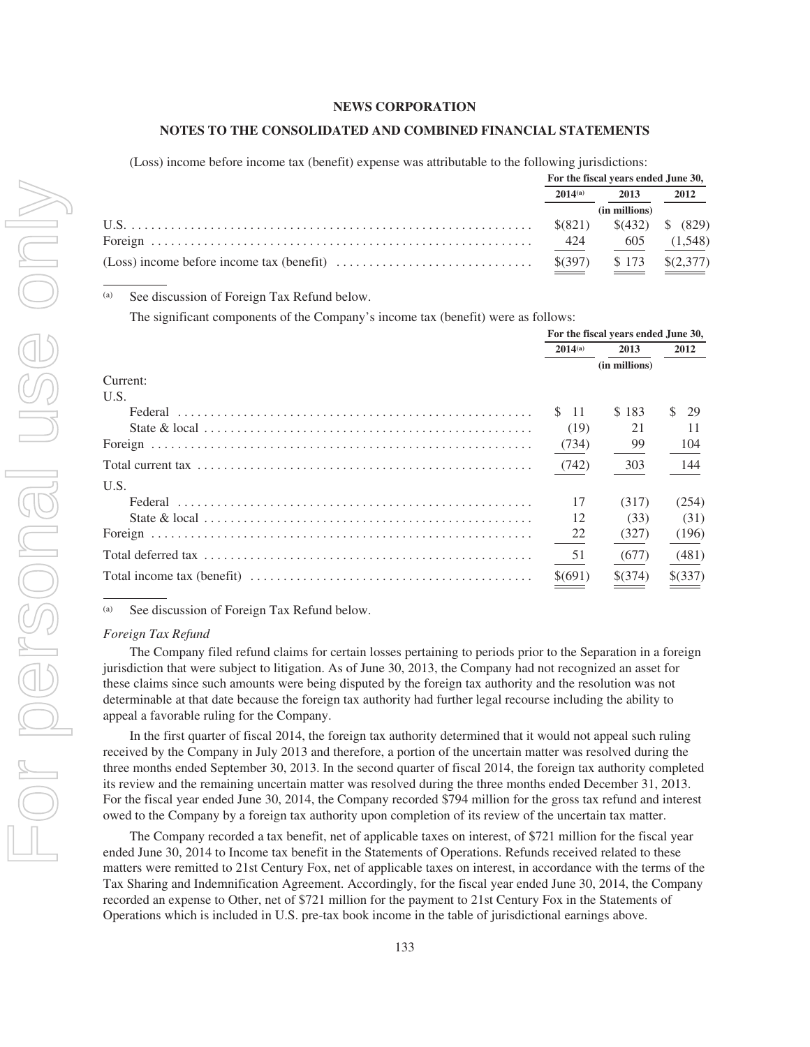**NEWS CORPORATION**

**NOTES TO THE CONSOLIDATED AND COMBINED FINANCIAL STATEMENTS**

(Loss) income before income tax (benefit) expense was attributable to the following jurisdictions:

| | For the fiscal years ended June 30, | | |
|---|---|---|---|
| | 2014[(a)] | 2013 | 2012 |
| | | (in millions) | |
| U.S. | $(821) | $(432) | $ (829) |
| Foreign | 424 | 605 | (1,548) |
| (Loss) income before income tax (benefit) | $(397) | $ 173 | $(2,377) |

(a) See discussion of Foreign Tax Refund below.

The significant components of the Company's income tax (benefit) were as follows:

| | For the fiscal years ended June 30, | | |
|---|---|---|---|
| | 2014[(a)] | 2013 | 2012 |
| | | (in millions) | |
| Current: | | | |
| U.S. | | | |
| Federal | $ 11 | $ 183 | $ 29 |
| State & local | (19) | 21 | 11 |
| Foreign | (734) | 99 | 104 |
| Total current tax | (742) | 303 | 144 |
| U.S. | | | |
| Federal | 17 | (317) | (254) |
| State & local | 12 | (33) | (31) |
| Foreign | 22 | (327) | (196) |
| Total deferred tax | 51 | (677) | (481) |
| Total income tax (benefit) | $(691) | $(374) | $(337) |

(a) See discussion of Foreign Tax Refund below.

*Foreign Tax Refund*

The Company filed refund claims for certain losses pertaining to periods prior to the Separation in a foreign jurisdiction that were subject to litigation. As of June 30, 2013, the Company had not recognized an asset for these claims since such amounts were being disputed by the foreign tax authority and the resolution was not determinable at that date because the foreign tax authority had further legal recourse including the ability to appeal a favorable ruling for the Company.

In the first quarter of fiscal 2014, the foreign tax authority determined that it would not appeal such ruling received by the Company in July 2013 and therefore, a portion of the uncertain matter was resolved during the three months ended September 30, 2013. In the second quarter of fiscal 2014, the foreign tax authority completed its review and the remaining uncertain matter was resolved during the three months ended December 31, 2013. For the fiscal year ended June 30, 2014, the Company recorded $794 million for the gross tax refund and interest owed to the Company by a foreign tax authority upon completion of its review of the uncertain tax matter.

The Company recorded a tax benefit, net of applicable taxes on interest, of $721 million for the fiscal year ended June 30, 2014 to Income tax benefit in the Statements of Operations. Refunds received related to these matters were remitted to 21st Century Fox, net of applicable taxes on interest, in accordance with the terms of the Tax Sharing and Indemnification Agreement. Accordingly, for the fiscal year ended June 30, 2014, the Company recorded an expense to Other, net of $721 million for the payment to 21st Century Fox in the Statements of Operations which is included in U.S. pre-tax book income in the table of jurisdictional earnings above.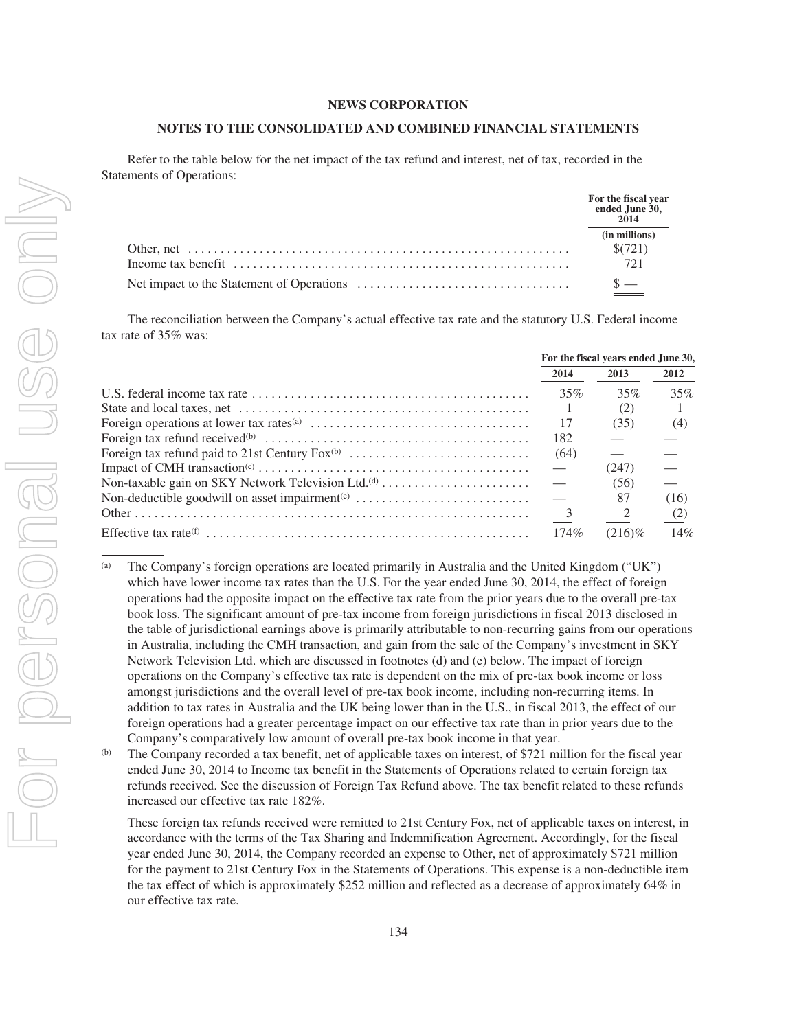**NEWS CORPORATION**

**NOTES TO THE CONSOLIDATED AND COMBINED FINANCIAL STATEMENTS**

Refer to the table below for the net impact of the tax refund and interest, net of tax, recorded in the Statements of Operations:

| | For the fiscal year ended June 30, 2014 |
|---|---|
| | (in millions) |
| Other, net | $(721) |
| Income tax benefit | 721 |
| Net impact to the Statement of Operations | $ — |

The reconciliation between the Company's actual effective tax rate and the statutory U.S. Federal income tax rate of 35% was:

| | For the fiscal years ended June 30, | | |
|---|---|---|---|
| | 2014 | 2013 | 2012 |
| U.S. federal income tax rate | 35% | 35% | 35% |
| State and local taxes, net | 1 | (2) | 1 |
| Foreign operations at lower tax rates[(a)] | 17 | (35) | (4) |
| Foreign tax refund received[(b)] | 182 | — | — |
| Foreign tax refund paid to 21st Century Fox[(b)] | (64) | — | — |
| Impact of CMH transaction[(c)] | — | (247) | — |
| Non-taxable gain on SKY Network Television Ltd.[(d)] | — | (56) | — |
| Non-deductible goodwill on asset impairment[(e)] | — | 87 | (16) |
| Other | 3 | 2 | (2) |
| Effective tax rate[(f)] | 174% | (216)% | 14% |

(a) The Company's foreign operations are located primarily in Australia and the United Kingdom ("UK") which have lower income tax rates than the U.S. For the year ended June 30, 2014, the effect of foreign operations had the opposite impact on the effective tax rate from the prior years due to the overall pre-tax book loss. The significant amount of pre-tax income from foreign jurisdictions in fiscal 2013 disclosed in the table of jurisdictional earnings above is primarily attributable to non-recurring gains from our operations in Australia, including the CMH transaction, and gain from the sale of the Company's investment in SKY Network Television Ltd. which are discussed in footnotes (d) and (e) below. The impact of foreign operations on the Company's effective tax rate is dependent on the mix of pre-tax book income or loss amongst jurisdictions and the overall level of pre-tax book income, including non-recurring items. In addition to tax rates in Australia and the UK being lower than in the U.S., in fiscal 2013, the effect of our foreign operations had a greater percentage impact on our effective tax rate than in prior years due to the Company's comparatively low amount of overall pre-tax book income in that year.

(b) The Company recorded a tax benefit, net of applicable taxes on interest, of $721 million for the fiscal year ended June 30, 2014 to Income tax benefit in the Statements of Operations related to certain foreign tax refunds received. See the discussion of Foreign Tax Refund above. The tax benefit related to these refunds increased our effective tax rate 182%.

These foreign tax refunds received were remitted to 21st Century Fox, net of applicable taxes on interest, in accordance with the terms of the Tax Sharing and Indemnification Agreement. Accordingly, for the fiscal year ended June 30, 2014, the Company recorded an expense to Other, net of approximately $721 million for the payment to 21st Century Fox in the Statements of Operations. This expense is a non-deductible item the tax effect of which is approximately $252 million and reflected as a decrease of approximately 64% in our effective tax rate.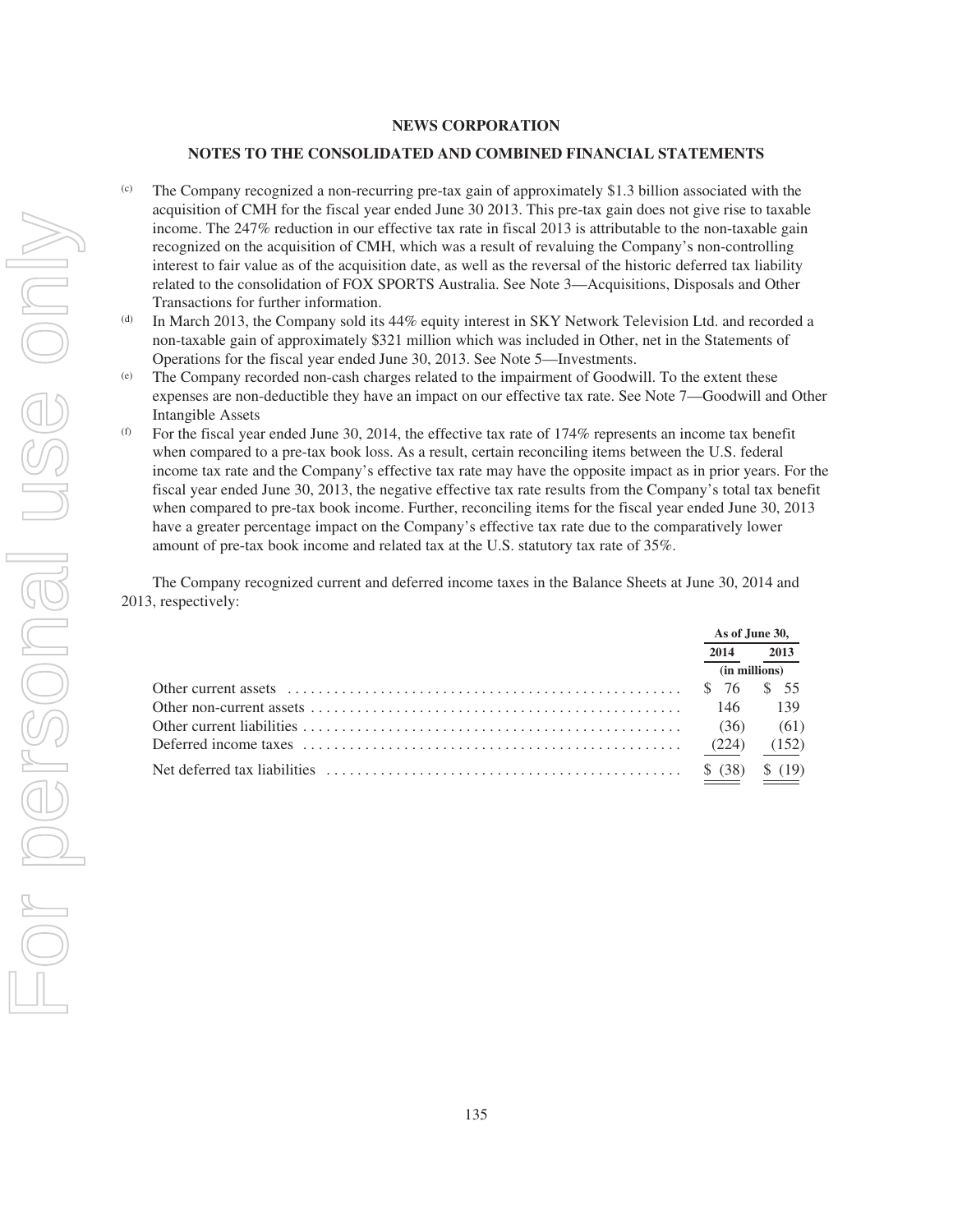**NEWS CORPORATION**

**NOTES TO THE CONSOLIDATED AND COMBINED FINANCIAL STATEMENTS**

(c) The Company recognized a non-recurring pre-tax gain of approximately $1.3 billion associated with the acquisition of CMH for the fiscal year ended June 30 2013. This pre-tax gain does not give rise to taxable income. The 247% reduction in our effective tax rate in fiscal 2013 is attributable to the non-taxable gain recognized on the acquisition of CMH, which was a result of revaluing the Company's non-controlling interest to fair value as of the acquisition date, as well as the reversal of the historic deferred tax liability related to the consolidation of FOX SPORTS Australia. See Note 3—Acquisitions, Disposals and Other Transactions for further information.

(d) In March 2013, the Company sold its 44% equity interest in SKY Network Television Ltd. and recorded a non-taxable gain of approximately $321 million which was included in Other, net in the Statements of Operations for the fiscal year ended June 30, 2013. See Note 5—Investments.

(e) The Company recorded non-cash charges related to the impairment of Goodwill. To the extent these expenses are non-deductible they have an impact on our effective tax rate. See Note 7—Goodwill and Other Intangible Assets

(f) For the fiscal year ended June 30, 2014, the effective tax rate of 174% represents an income tax benefit when compared to a pre-tax book loss. As a result, certain reconciling items between the U.S. federal income tax rate and the Company's effective tax rate may have the opposite impact as in prior years. For the fiscal year ended June 30, 2013, the negative effective tax rate results from the Company's total tax benefit when compared to pre-tax book income. Further, reconciling items for the fiscal year ended June 30, 2013 have a greater percentage impact on the Company's effective tax rate due to the comparatively lower amount of pre-tax book income and related tax at the U.S. statutory tax rate of 35%.

The Company recognized current and deferred income taxes in the Balance Sheets at June 30, 2014 and 2013, respectively:

| | As of June 30, | |
|---|---|---|
| | 2014 | 2013 |
| | (in millions) | |
| Other current assets | $ 76 | $ 55 |
| Other non-current assets | 146 | 139 |
| Other current liabilities | (36) | (61) |
| Deferred income taxes | (224) | (152) |
| Net deferred tax liabilities | $ (38) | $ (19) |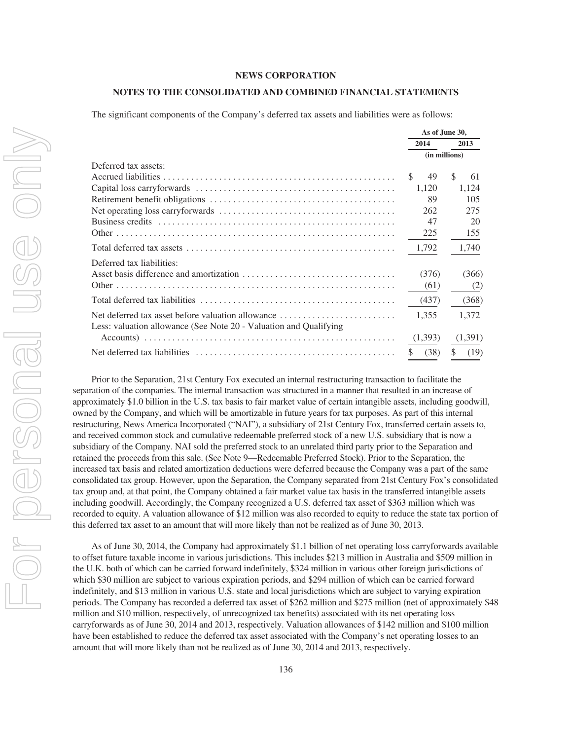**NEWS CORPORATION**

**NOTES TO THE CONSOLIDATED AND COMBINED FINANCIAL STATEMENTS**

The significant components of the Company's deferred tax assets and liabilities were as follows:

| | As of June 30, | |
|---|---|---|
| | 2014 | 2013 |
| | (in millions) | |
| Deferred tax assets: | | |
| Accrued liabilities | $ 49 | $ 61 |
| Capital loss carryforwards | 1,120 | 1,124 |
| Retirement benefit obligations | 89 | 105 |
| Net operating loss carryforwards | 262 | 275 |
| Business credits | 47 | 20 |
| Other | 225 | 155 |
| Total deferred tax assets | 1,792 | 1,740 |
| Deferred tax liabilities: | | |
| Asset basis difference and amortization | (376) | (366) |
| Other | (61) | (2) |
| Total deferred tax liabilities | (437) | (368) |
| Net deferred tax asset before valuation allowance | 1,355 | 1,372 |
| Less: valuation allowance (See Note 20 - Valuation and Qualifying Accounts) | (1,393) | (1,391) |
| Net deferred tax liabilities | $ (38) | $ (19) |

Prior to the Separation, 21st Century Fox executed an internal restructuring transaction to facilitate the separation of the companies. The internal transaction was structured in a manner that resulted in an increase of approximately $1.0 billion in the U.S. tax basis to fair market value of certain intangible assets, including goodwill, owned by the Company, and which will be amortizable in future years for tax purposes. As part of this internal restructuring, News America Incorporated ("NAI"), a subsidiary of 21st Century Fox, transferred certain assets to, and received common stock and cumulative redeemable preferred stock of a new U.S. subsidiary that is now a subsidiary of the Company. NAI sold the preferred stock to an unrelated third party prior to the Separation and retained the proceeds from this sale. (See Note 9—Redeemable Preferred Stock). Prior to the Separation, the increased tax basis and related amortization deductions were deferred because the Company was a part of the same consolidated tax group. However, upon the Separation, the Company separated from 21st Century Fox's consolidated tax group and, at that point, the Company obtained a fair market value tax basis in the transferred intangible assets including goodwill. Accordingly, the Company recognized a U.S. deferred tax asset of $363 million which was recorded to equity. A valuation allowance of $12 million was also recorded to equity to reduce the state tax portion of this deferred tax asset to an amount that will more likely than not be realized as of June 30, 2013.

As of June 30, 2014, the Company had approximately $1.1 billion of net operating loss carryforwards available to offset future taxable income in various jurisdictions. This includes $213 million in Australia and $509 million in the U.K. both of which can be carried forward indefinitely, $324 million in various other foreign jurisdictions of which $30 million are subject to various expiration periods, and $294 million of which can be carried forward indefinitely, and $13 million in various U.S. state and local jurisdictions which are subject to varying expiration periods. The Company has recorded a deferred tax asset of $262 million and $275 million (net of approximately $48 million and $10 million, respectively, of unrecognized tax benefits) associated with its net operating loss carryforwards as of June 30, 2014 and 2013, respectively. Valuation allowances of $142 million and $100 million have been established to reduce the deferred tax asset associated with the Company's net operating losses to an amount that will more likely than not be realized as of June 30, 2014 and 2013, respectively.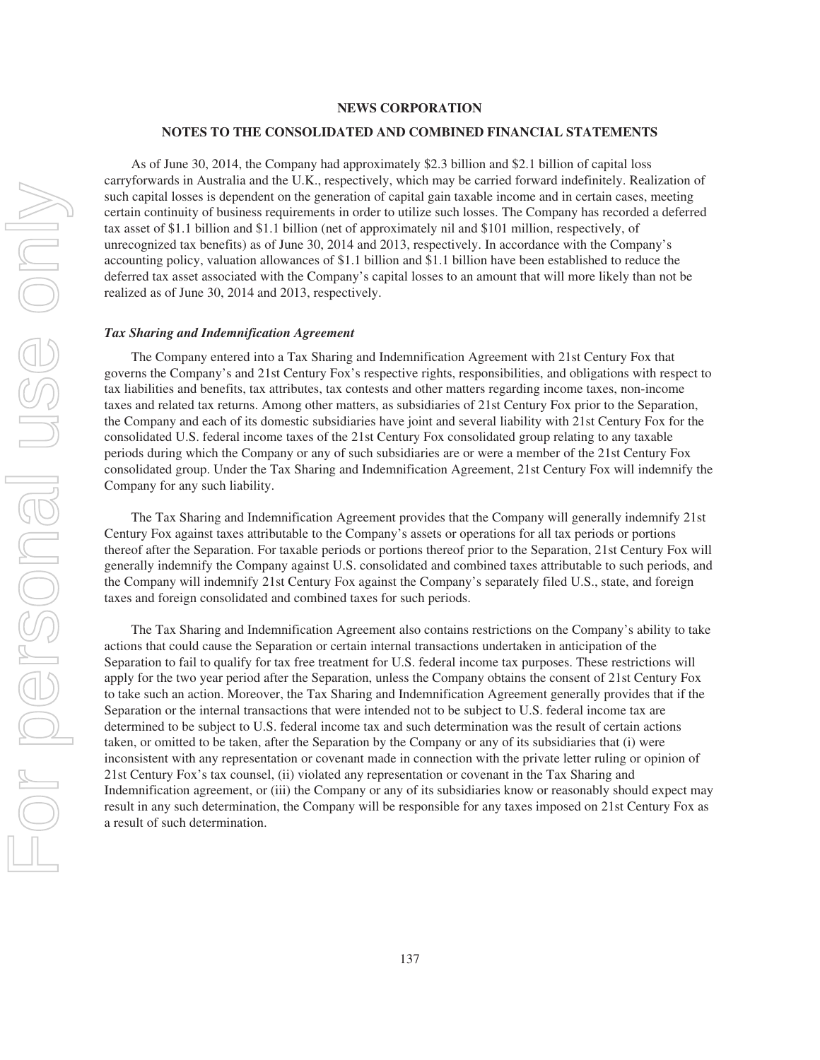As of June 30, 2014, the Company had approximately $2.3 billion and $2.1 billion of capital loss carryforwards in Australia and the U.K., respectively, which may be carried forward indefinitely. Realization of such capital losses is dependent on the generation of capital gain taxable income and in certain cases, meeting certain continuity of business requirements in order to utilize such losses. The Company has recorded a deferred tax asset of $1.1 billion and $1.1 billion (net of approximately nil and $101 million, respectively, of unrecognized tax benefits) as of June 30, 2014 and 2013, respectively. In accordance with the Company's accounting policy, valuation allowances of $1.1 billion and $1.1 billion have been established to reduce the deferred tax asset associated with the Company's capital losses to an amount that will more likely than not be realized as of June 30, 2014 and 2013, respectively.

***Tax Sharing and Indemnification Agreement***

The Company entered into a Tax Sharing and Indemnification Agreement with 21st Century Fox that governs the Company's and 21st Century Fox's respective rights, responsibilities, and obligations with respect to tax liabilities and benefits, tax attributes, tax contests and other matters regarding income taxes, non-income taxes and related tax returns. Among other matters, as subsidiaries of 21st Century Fox prior to the Separation, the Company and each of its domestic subsidiaries have joint and several liability with 21st Century Fox for the consolidated U.S. federal income taxes of the 21st Century Fox consolidated group relating to any taxable periods during which the Company or any of such subsidiaries are or were a member of the 21st Century Fox consolidated group. Under the Tax Sharing and Indemnification Agreement, 21st Century Fox will indemnify the Company for any such liability.

The Tax Sharing and Indemnification Agreement provides that the Company will generally indemnify 21st Century Fox against taxes attributable to the Company's assets or operations for all tax periods or portions thereof after the Separation. For taxable periods or portions thereof prior to the Separation, 21st Century Fox will generally indemnify the Company against U.S. consolidated and combined taxes attributable to such periods, and the Company will indemnify 21st Century Fox against the Company's separately filed U.S., state, and foreign taxes and foreign consolidated and combined taxes for such periods.

The Tax Sharing and Indemnification Agreement also contains restrictions on the Company's ability to take actions that could cause the Separation or certain internal transactions undertaken in anticipation of the Separation to fail to qualify for tax free treatment for U.S. federal income tax purposes. These restrictions will apply for the two year period after the Separation, unless the Company obtains the consent of 21st Century Fox to take such an action. Moreover, the Tax Sharing and Indemnification Agreement generally provides that if the Separation or the internal transactions that were intended not to be subject to U.S. federal income tax are determined to be subject to U.S. federal income tax and such determination was the result of certain actions taken, or omitted to be taken, after the Separation by the Company or any of its subsidiaries that (i) were inconsistent with any representation or covenant made in connection with the private letter ruling or opinion of 21st Century Fox's tax counsel, (ii) violated any representation or covenant in the Tax Sharing and Indemnification agreement, or (iii) the Company or any of its subsidiaries know or reasonably should expect may result in any such determination, the Company will be responsible for any taxes imposed on 21st Century Fox as a result of such determination.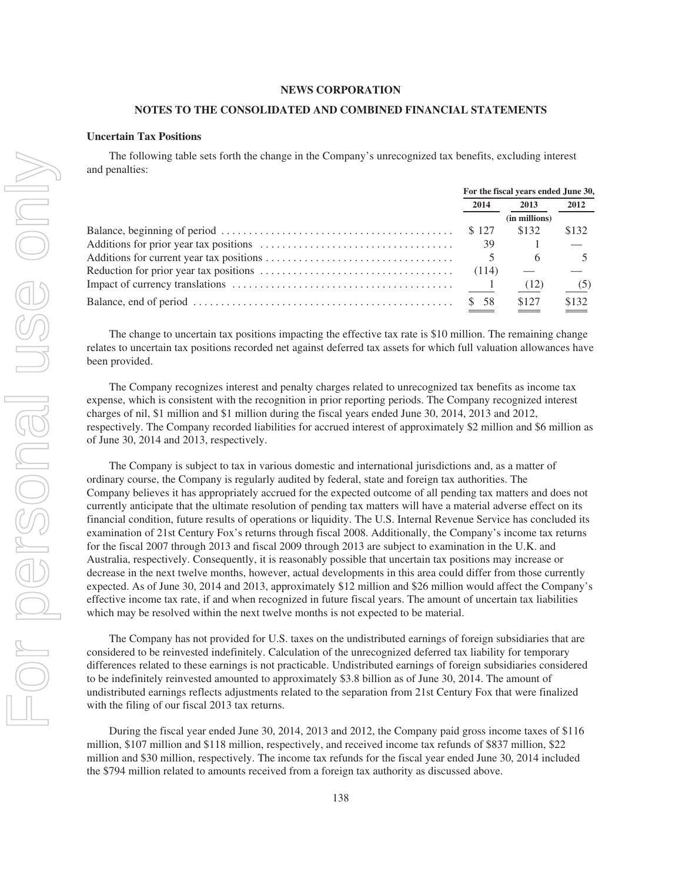# NEWS CORPORATION

## NOTES TO THE CONSOLIDATED AND COMBINED FINANCIAL STATEMENTS

### Uncertain Tax Positions

The following table sets forth the change in the Company's unrecognized tax benefits, excluding interest and penalties:

| | For the fiscal years ended June 30, | | |
|---|---|---|---|
| | 2014 | 2013 | 2012 |
| | | (in millions) | |
| Balance, beginning of period | $ 127 | $132 | $132 |
| Additions for prior year tax positions | 39 | 1 | — |
| Additions for current year tax positions | 5 | 6 | 5 |
| Reduction for prior year tax positions | (114) | — | — |
| Impact of currency translations | 1 | (12) | (5) |
| Balance, end of period | $ 58 | $127 | $132 |

The change to uncertain tax positions impacting the effective tax rate is $10 million. The remaining change relates to uncertain tax positions recorded net against deferred tax assets for which full valuation allowances have been provided.

The Company recognizes interest and penalty charges related to unrecognized tax benefits as income tax expense, which is consistent with the recognition in prior reporting periods. The Company recognized interest charges of nil, $1 million and $1 million during the fiscal years ended June 30, 2014, 2013 and 2012, respectively. The Company recorded liabilities for accrued interest of approximately $2 million and $6 million as of June 30, 2014 and 2013, respectively.

The Company is subject to tax in various domestic and international jurisdictions and, as a matter of ordinary course, the Company is regularly audited by federal, state and foreign tax authorities. The Company believes it has appropriately accrued for the expected outcome of all pending tax matters and does not currently anticipate that the ultimate resolution of pending tax matters will have a material adverse effect on its financial condition, future results of operations or liquidity. The U.S. Internal Revenue Service has concluded its examination of 21st Century Fox's returns through fiscal 2008. Additionally, the Company's income tax returns for the fiscal 2007 through 2013 and fiscal 2009 through 2013 are subject to examination in the U.K. and Australia, respectively. Consequently, it is reasonably possible that uncertain tax positions may increase or decrease in the next twelve months, however, actual developments in this area could differ from those currently expected. As of June 30, 2014 and 2013, approximately $12 million and $26 million would affect the Company's effective income tax rate, if and when recognized in future fiscal years. The amount of uncertain tax liabilities which may be resolved within the next twelve months is not expected to be material.

The Company has not provided for U.S. taxes on the undistributed earnings of foreign subsidiaries that are considered to be reinvested indefinitely. Calculation of the unrecognized deferred tax liability for temporary differences related to these earnings is not practicable. Undistributed earnings of foreign subsidiaries considered to be indefinitely reinvested amounted to approximately $3.8 billion as of June 30, 2014. The amount of undistributed earnings reflects adjustments related to the separation from 21st Century Fox that were finalized with the filing of our fiscal 2013 tax returns.

During the fiscal year ended June 30, 2014, 2013 and 2012, the Company paid gross income taxes of $116 million, $107 million and $118 million, respectively, and received income tax refunds of $837 million, $22 million and $30 million, respectively. The income tax refunds for the fiscal year ended June 30, 2014 included the $794 million related to amounts received from a foreign tax authority as discussed above.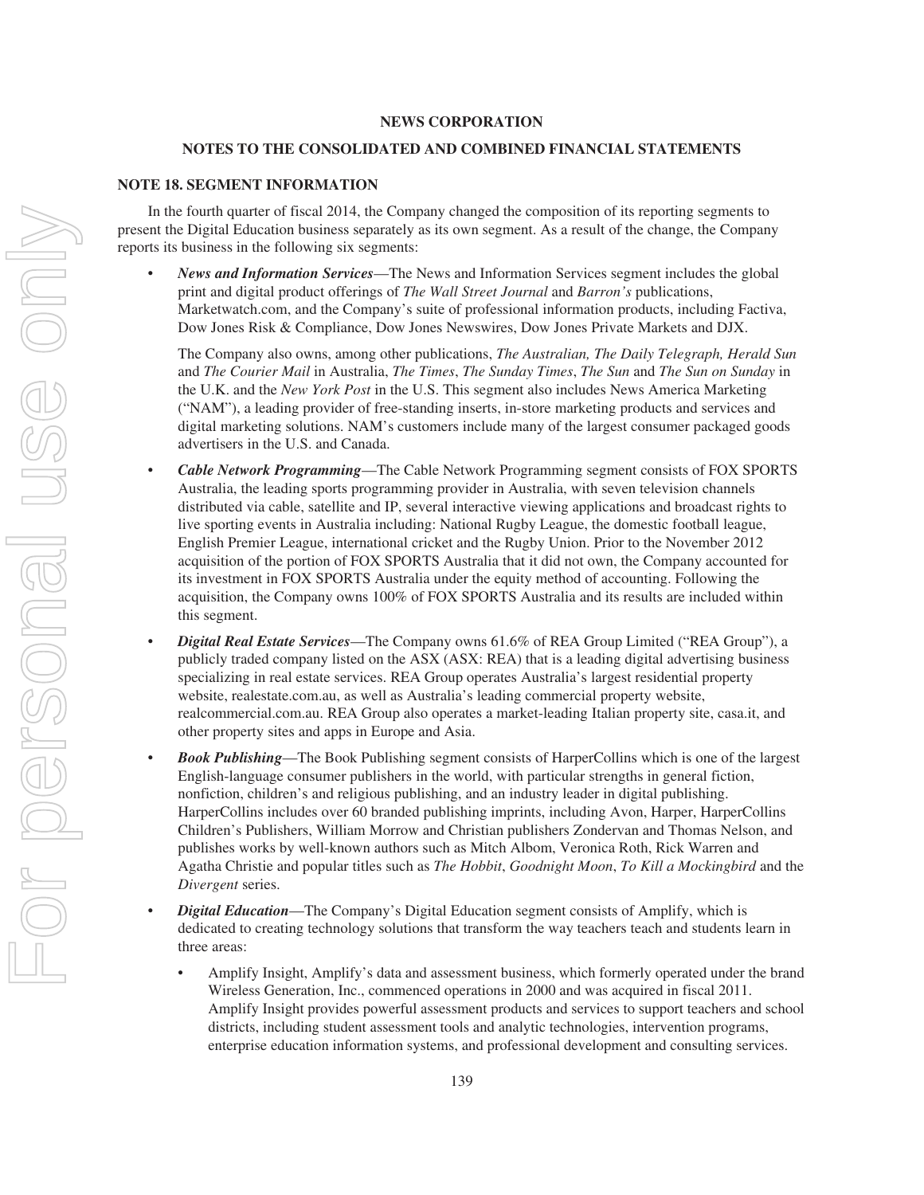**NEWS CORPORATION**

**NOTES TO THE CONSOLIDATED AND COMBINED FINANCIAL STATEMENTS**

## NOTE 18. SEGMENT INFORMATION

In the fourth quarter of fiscal 2014, the Company changed the composition of its reporting segments to present the Digital Education business separately as its own segment. As a result of the change, the Company reports its business in the following six segments:

- ***News and Information Services***—The News and Information Services segment includes the global print and digital product offerings of *The Wall Street Journal* and *Barron's* publications, Marketwatch.com, and the Company's suite of professional information products, including Factiva, Dow Jones Risk & Compliance, Dow Jones Newswires, Dow Jones Private Markets and DJX.

  The Company also owns, among other publications, *The Australian, The Daily Telegraph, Herald Sun* and *The Courier Mail* in Australia, *The Times*, *The Sunday Times*, *The Sun* and *The Sun on Sunday* in the U.K. and the *New York Post* in the U.S. This segment also includes News America Marketing ("NAM"), a leading provider of free-standing inserts, in-store marketing products and services and digital marketing solutions. NAM's customers include many of the largest consumer packaged goods advertisers in the U.S. and Canada.

- ***Cable Network Programming***—The Cable Network Programming segment consists of FOX SPORTS Australia, the leading sports programming provider in Australia, with seven television channels distributed via cable, satellite and IP, several interactive viewing applications and broadcast rights to live sporting events in Australia including: National Rugby League, the domestic football league, English Premier League, international cricket and the Rugby Union. Prior to the November 2012 acquisition of the portion of FOX SPORTS Australia that it did not own, the Company accounted for its investment in FOX SPORTS Australia under the equity method of accounting. Following the acquisition, the Company owns 100% of FOX SPORTS Australia and its results are included within this segment.

- ***Digital Real Estate Services***—The Company owns 61.6% of REA Group Limited ("REA Group"), a publicly traded company listed on the ASX (ASX: REA) that is a leading digital advertising business specializing in real estate services. REA Group operates Australia's largest residential property website, realestate.com.au, as well as Australia's leading commercial property website, realcommercial.com.au. REA Group also operates a market-leading Italian property site, casa.it, and other property sites and apps in Europe and Asia.

- ***Book Publishing***—The Book Publishing segment consists of HarperCollins which is one of the largest English-language consumer publishers in the world, with particular strengths in general fiction, nonfiction, children's and religious publishing, and an industry leader in digital publishing. HarperCollins includes over 60 branded publishing imprints, including Avon, Harper, HarperCollins Children's Publishers, William Morrow and Christian publishers Zondervan and Thomas Nelson, and publishes works by well-known authors such as Mitch Albom, Veronica Roth, Rick Warren and Agatha Christie and popular titles such as *The Hobbit*, *Goodnight Moon*, *To Kill a Mockingbird* and the *Divergent* series.

- ***Digital Education***—The Company's Digital Education segment consists of Amplify, which is dedicated to creating technology solutions that transform the way teachers teach and students learn in three areas:

  - Amplify Insight, Amplify's data and assessment business, which formerly operated under the brand Wireless Generation, Inc., commenced operations in 2000 and was acquired in fiscal 2011. Amplify Insight provides powerful assessment products and services to support teachers and school districts, including student assessment tools and analytic technologies, intervention programs, enterprise education information systems, and professional development and consulting services.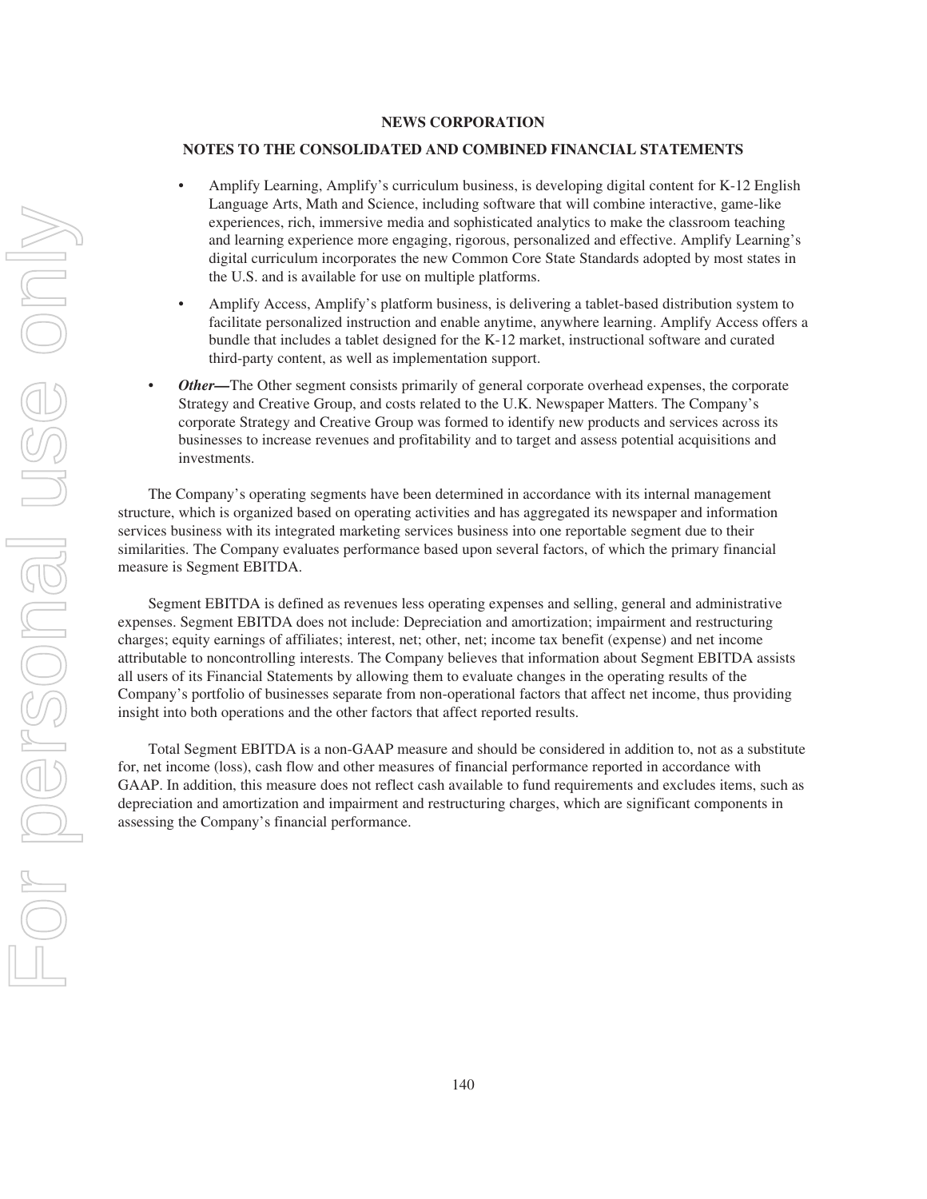- Amplify Learning, Amplify's curriculum business, is developing digital content for K-12 English Language Arts, Math and Science, including software that will combine interactive, game-like experiences, rich, immersive media and sophisticated analytics to make the classroom teaching and learning experience more engaging, rigorous, personalized and effective. Amplify Learning's digital curriculum incorporates the new Common Core State Standards adopted by most states in the U.S. and is available for use on multiple platforms.
- Amplify Access, Amplify's platform business, is delivering a tablet-based distribution system to facilitate personalized instruction and enable anytime, anywhere learning. Amplify Access offers a bundle that includes a tablet designed for the K-12 market, instructional software and curated third-party content, as well as implementation support.

- ***Other—*** The Other segment consists primarily of general corporate overhead expenses, the corporate Strategy and Creative Group, and costs related to the U.K. Newspaper Matters. The Company's corporate Strategy and Creative Group was formed to identify new products and services across its businesses to increase revenues and profitability and to target and assess potential acquisitions and investments.

The Company's operating segments have been determined in accordance with its internal management structure, which is organized based on operating activities and has aggregated its newspaper and information services business with its integrated marketing services business into one reportable segment due to their similarities. The Company evaluates performance based upon several factors, of which the primary financial measure is Segment EBITDA.

Segment EBITDA is defined as revenues less operating expenses and selling, general and administrative expenses. Segment EBITDA does not include: Depreciation and amortization; impairment and restructuring charges; equity earnings of affiliates; interest, net; other, net; income tax benefit (expense) and net income attributable to noncontrolling interests. The Company believes that information about Segment EBITDA assists all users of its Financial Statements by allowing them to evaluate changes in the operating results of the Company's portfolio of businesses separate from non-operational factors that affect net income, thus providing insight into both operations and the other factors that affect reported results.

Total Segment EBITDA is a non-GAAP measure and should be considered in addition to, not as a substitute for, net income (loss), cash flow and other measures of financial performance reported in accordance with GAAP. In addition, this measure does not reflect cash available to fund requirements and excludes items, such as depreciation and amortization and impairment and restructuring charges, which are significant components in assessing the Company's financial performance.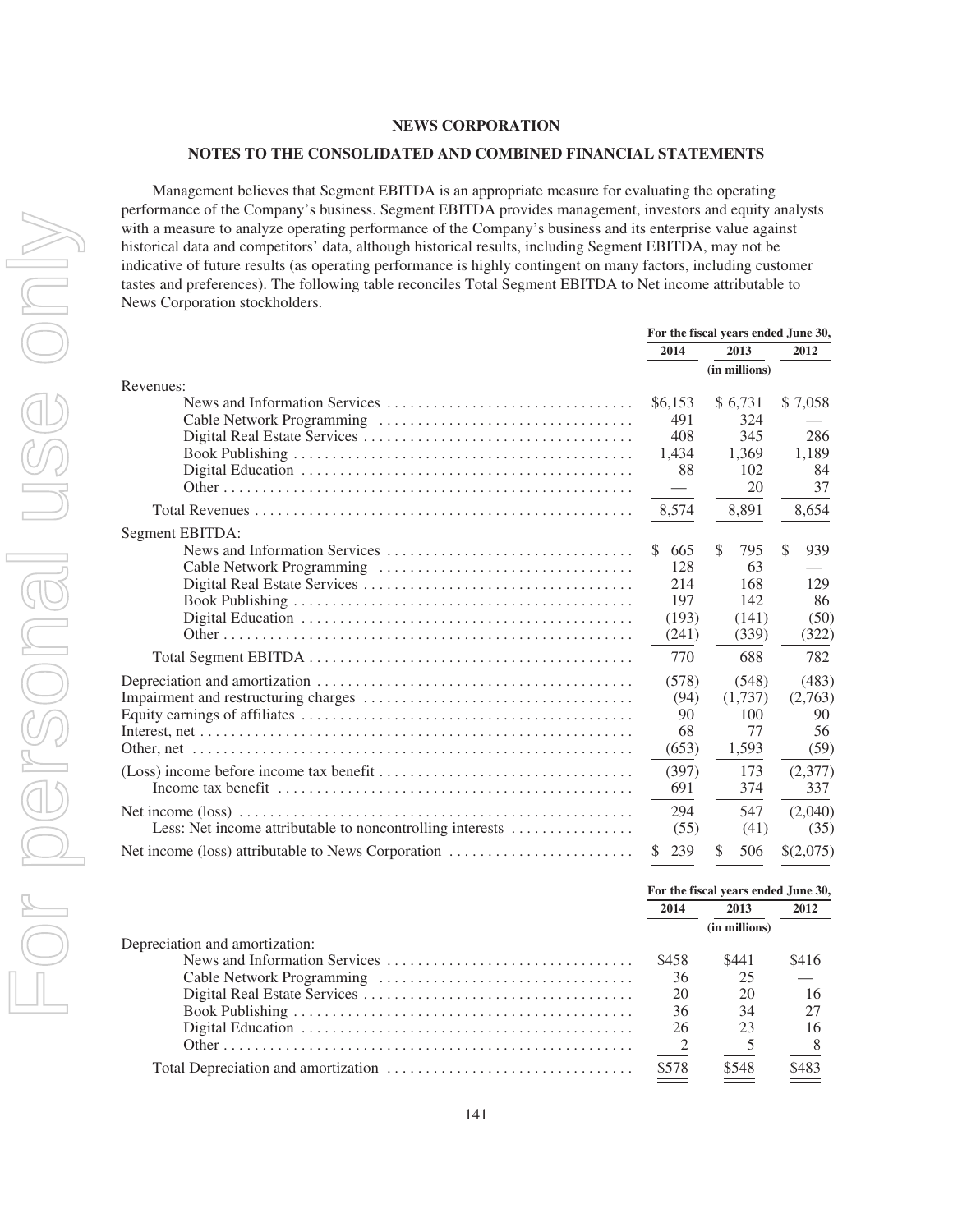**NEWS CORPORATION**

**NOTES TO THE CONSOLIDATED AND COMBINED FINANCIAL STATEMENTS**

Management believes that Segment EBITDA is an appropriate measure for evaluating the operating performance of the Company's business. Segment EBITDA provides management, investors and equity analysts with a measure to analyze operating performance of the Company's business and its enterprise value against historical data and competitors' data, although historical results, including Segment EBITDA, may not be indicative of future results (as operating performance is highly contingent on many factors, including customer tastes and preferences). The following table reconciles Total Segment EBITDA to Net income attributable to News Corporation stockholders.

| | For the fiscal years ended June 30, | | |
|---|---|---|---|
| | 2014 | 2013 | 2012 |
| | | (in millions) | |
| Revenues: | | | |
| News and Information Services | $6,153 | $ 6,731 | $ 7,058 |
| Cable Network Programming | 491 | 324 | — |
| Digital Real Estate Services | 408 | 345 | 286 |
| Book Publishing | 1,434 | 1,369 | 1,189 |
| Digital Education | 88 | 102 | 84 |
| Other | — | 20 | 37 |
| Total Revenues | 8,574 | 8,891 | 8,654 |
| Segment EBITDA: | | | |
| News and Information Services | $ 665 | $ 795 | $ 939 |
| Cable Network Programming | 128 | 63 | — |
| Digital Real Estate Services | 214 | 168 | 129 |
| Book Publishing | 197 | 142 | 86 |
| Digital Education | (193) | (141) | (50) |
| Other | (241) | (339) | (322) |
| Total Segment EBITDA | 770 | 688 | 782 |
| Depreciation and amortization | (578) | (548) | (483) |
| Impairment and restructuring charges | (94) | (1,737) | (2,763) |
| Equity earnings of affiliates | 90 | 100 | 90 |
| Interest, net | 68 | 77 | 56 |
| Other, net | (653) | 1,593 | (59) |
| (Loss) income before income tax benefit | (397) | 173 | (2,377) |
| Income tax benefit | 691 | 374 | 337 |
| Net income (loss) | 294 | 547 | (2,040) |
| Less: Net income attributable to noncontrolling interests | (55) | (41) | (35) |
| Net income (loss) attributable to News Corporation | $ 239 | $ 506 | $(2,075) |

| | For the fiscal years ended June 30, | | |
|---|---|---|---|
| | 2014 | 2013 | 2012 |
| | | (in millions) | |
| Depreciation and amortization: | | | |
| News and Information Services | $458 | $441 | $416 |
| Cable Network Programming | 36 | 25 | — |
| Digital Real Estate Services | 20 | 20 | 16 |
| Book Publishing | 36 | 34 | 27 |
| Digital Education | 26 | 23 | 16 |
| Other | 2 | 5 | 8 |
| Total Depreciation and amortization | $578 | $548 | $483 |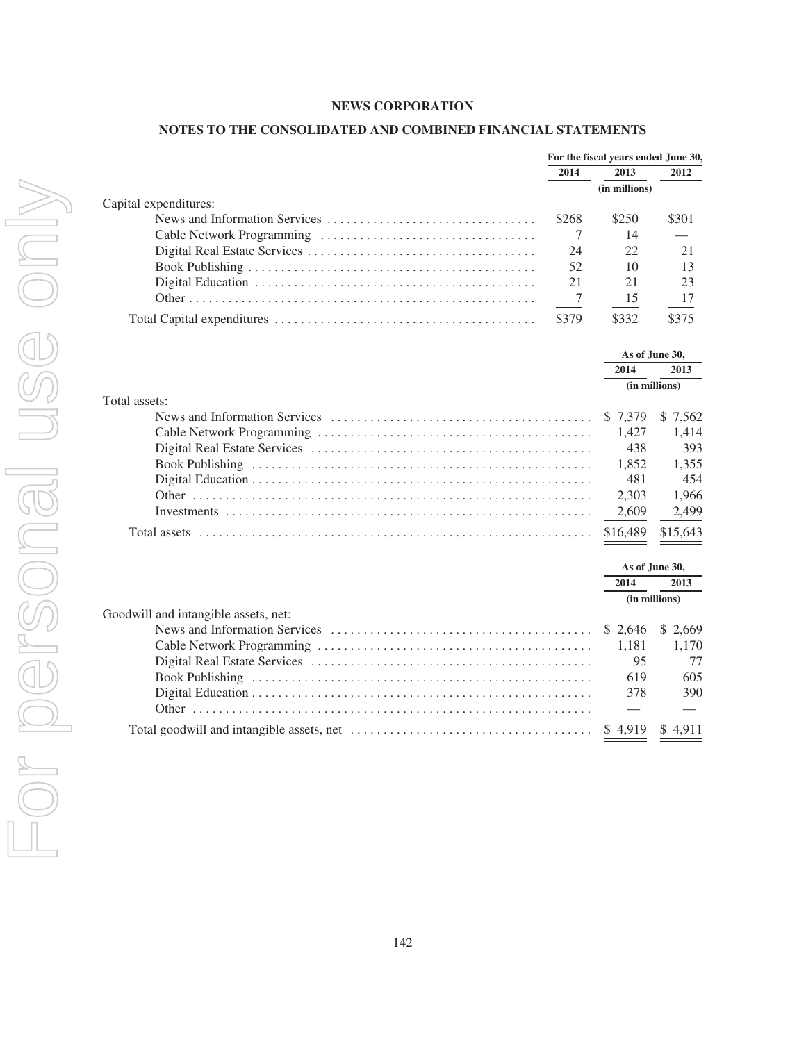**NEWS CORPORATION**

**NOTES TO THE CONSOLIDATED AND COMBINED FINANCIAL STATEMENTS**

| | For the fiscal years ended June 30, | | |
|---|---|---|---|
| | 2014 | 2013 | 2012 |
| | | (in millions) | |
| Capital expenditures: | | | |
| News and Information Services | $268 | $250 | $301 |
| Cable Network Programming | 7 | 14 | — |
| Digital Real Estate Services | 24 | 22 | 21 |
| Book Publishing | 52 | 10 | 13 |
| Digital Education | 21 | 21 | 23 |
| Other | 7 | 15 | 17 |
| Total Capital expenditures | $379 | $332 | $375 |

| | As of June 30, | |
|---|---|---|
| | 2014 | 2013 |
| | (in millions) | |
| Total assets: | | |
| News and Information Services | $ 7,379 | $ 7,562 |
| Cable Network Programming | 1,427 | 1,414 |
| Digital Real Estate Services | 438 | 393 |
| Book Publishing | 1,852 | 1,355 |
| Digital Education | 481 | 454 |
| Other | 2,303 | 1,966 |
| Investments | 2,609 | 2,499 |
| Total assets | $16,489 | $15,643 |

| | As of June 30, | |
|---|---|---|
| | 2014 | 2013 |
| | (in millions) | |
| Goodwill and intangible assets, net: | | |
| News and Information Services | $ 2,646 | $ 2,669 |
| Cable Network Programming | 1,181 | 1,170 |
| Digital Real Estate Services | 95 | 77 |
| Book Publishing | 619 | 605 |
| Digital Education | 378 | 390 |
| Other | — | — |
| Total goodwill and intangible assets, net | $ 4,919 | $ 4,911 |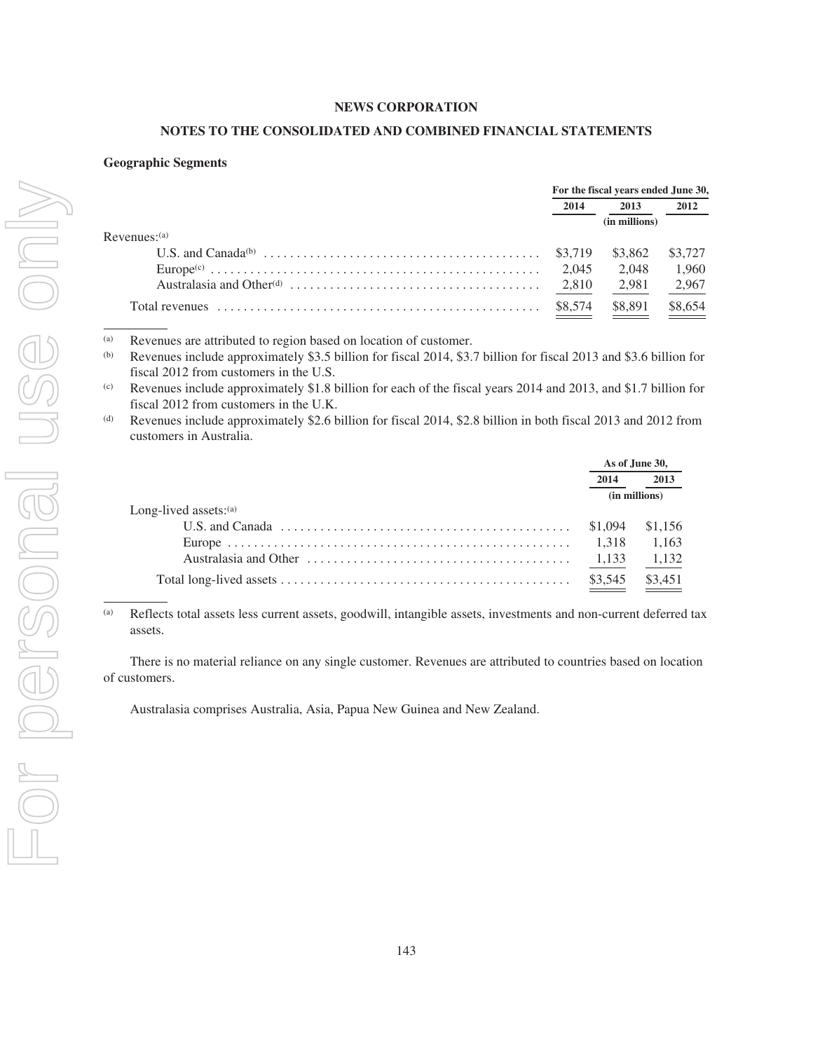# NEWS CORPORATION

## NOTES TO THE CONSOLIDATED AND COMBINED FINANCIAL STATEMENTS

### Geographic Segments

| | For the fiscal years ended June 30, | | |
|---|---|---|---|
| | 2014 | 2013 | 2012 |
| | | (in millions) | |
| Revenues:[(a)] | | | |
| U.S. and Canada[(b)] | $3,719 | $3,862 | $3,727 |
| Europe[(c)] | 2,045 | 2,048 | 1,960 |
| Australasia and Other[(d)] | 2,810 | 2,981 | 2,967 |
| Total revenues | $8,574 | $8,891 | $8,654 |

(a) Revenues are attributed to region based on location of customer.

(b) Revenues include approximately $3.5 billion for fiscal 2014, $3.7 billion for fiscal 2013 and $3.6 billion for fiscal 2012 from customers in the U.S.

(c) Revenues include approximately $1.8 billion for each of the fiscal years 2014 and 2013, and $1.7 billion for fiscal 2012 from customers in the U.K.

(d) Revenues include approximately $2.6 billion for fiscal 2014, $2.8 billion in both fiscal 2013 and 2012 from customers in Australia.

| | As of June 30, | |
|---|---|---|
| | 2014 | 2013 |
| | (in millions) | |
| Long-lived assets:[(a)] | | |
| U.S. and Canada | $1,094 | $1,156 |
| Europe | 1,318 | 1,163 |
| Australasia and Other | 1,133 | 1,132 |
| Total long-lived assets | $3,545 | $3,451 |

(a) Reflects total assets less current assets, goodwill, intangible assets, investments and non-current deferred tax assets.

There is no material reliance on any single customer. Revenues are attributed to countries based on location of customers.

Australasia comprises Australia, Asia, Papua New Guinea and New Zealand.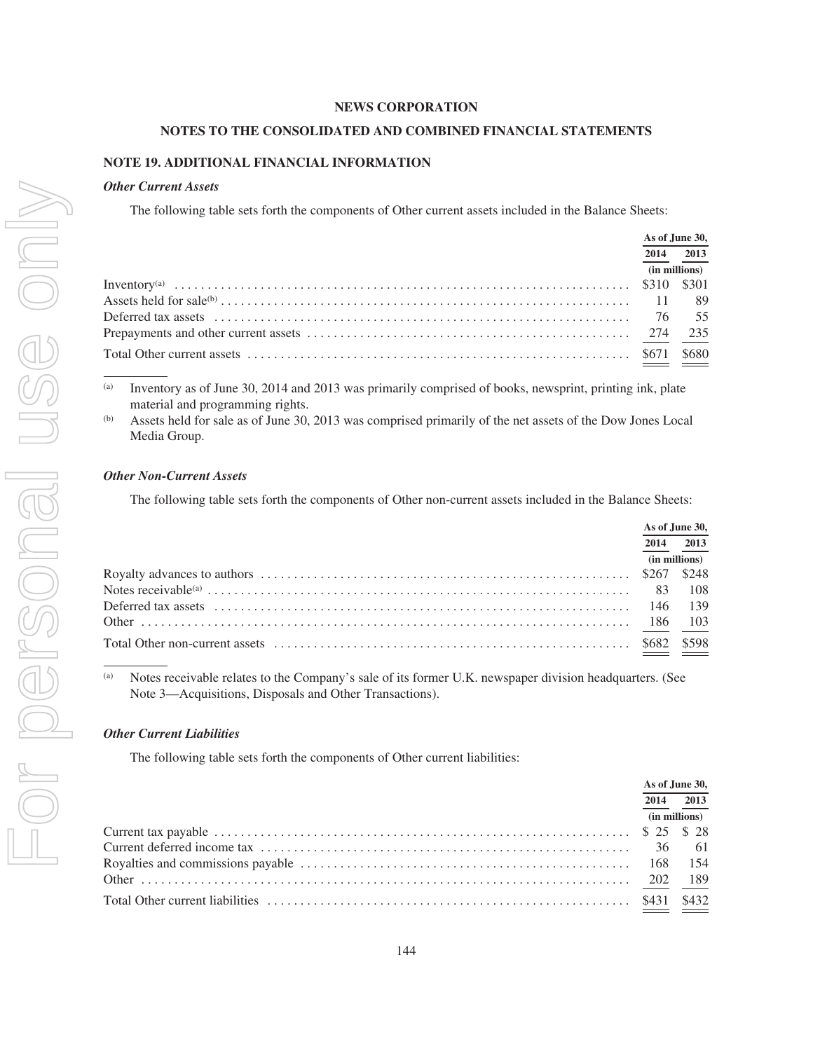**NEWS CORPORATION**

**NOTES TO THE CONSOLIDATED AND COMBINED FINANCIAL STATEMENTS**

## NOTE 19. ADDITIONAL FINANCIAL INFORMATION

### *Other Current Assets*

The following table sets forth the components of Other current assets included in the Balance Sheets:

| | As of June 30, | |
|---|---|---|
| | 2014 | 2013 |
| | (in millions) | |
| Inventory[(a)] | $310 | $301 |
| Assets held for sale[(b)] | 11 | 89 |
| Deferred tax assets | 76 | 55 |
| Prepayments and other current assets | 274 | 235 |
| Total Other current assets | $671 | $680 |

(a) Inventory as of June 30, 2014 and 2013 was primarily comprised of books, newsprint, printing ink, plate material and programming rights.

(b) Assets held for sale as of June 30, 2013 was comprised primarily of the net assets of the Dow Jones Local Media Group.

### *Other Non-Current Assets*

The following table sets forth the components of Other non-current assets included in the Balance Sheets:

| | As of June 30, | |
|---|---|---|
| | 2014 | 2013 |
| | (in millions) | |
| Royalty advances to authors | $267 | $248 |
| Notes receivable[(a)] | 83 | 108 |
| Deferred tax assets | 146 | 139 |
| Other | 186 | 103 |
| Total Other non-current assets | $682 | $598 |

(a) Notes receivable relates to the Company's sale of its former U.K. newspaper division headquarters. (See Note 3—Acquisitions, Disposals and Other Transactions).

### *Other Current Liabilities*

The following table sets forth the components of Other current liabilities:

| | As of June 30, | |
|---|---|---|
| | 2014 | 2013 |
| | (in millions) | |
| Current tax payable | $ 25 | $ 28 |
| Current deferred income tax | 36 | 61 |
| Royalties and commissions payable | 168 | 154 |
| Other | 202 | 189 |
| Total Other current liabilities | $431 | $432 |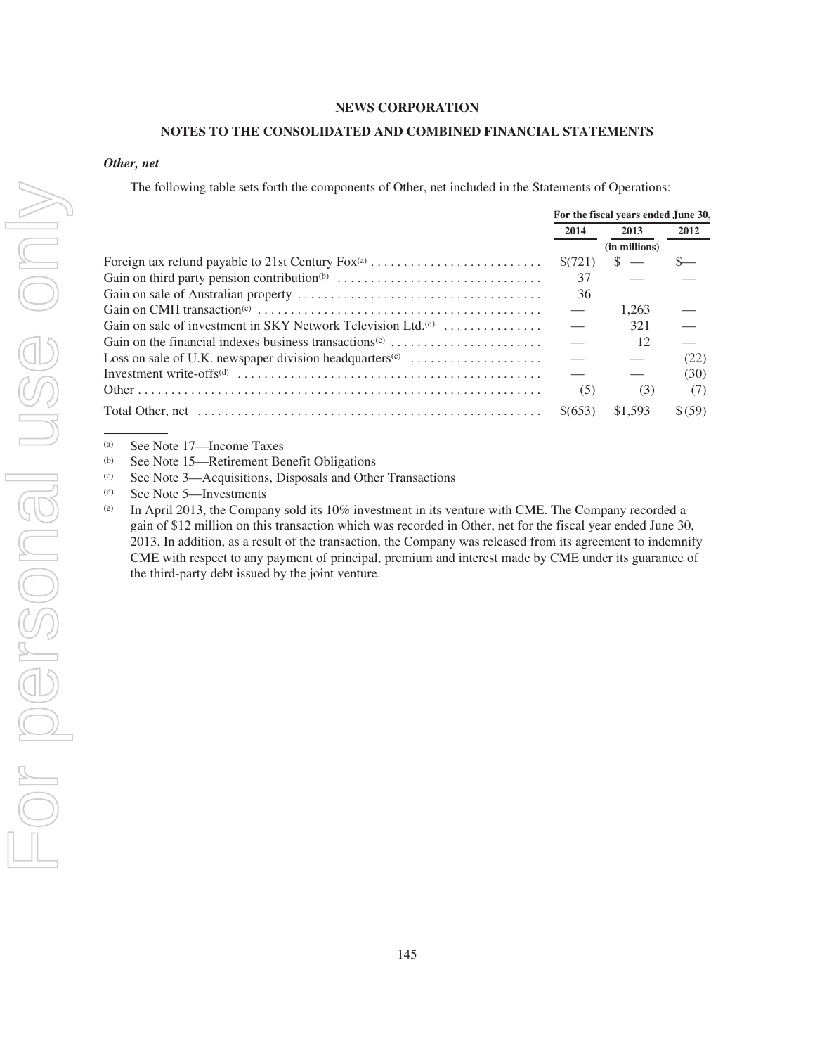**NEWS CORPORATION**

**NOTES TO THE CONSOLIDATED AND COMBINED FINANCIAL STATEMENTS**

***Other, net***

The following table sets forth the components of Other, net included in the Statements of Operations:

| | For the fiscal years ended June 30, | | |
|---|---|---|---|
| | 2014 | 2013 | 2012 |
| | | (in millions) | |
| Foreign tax refund payable to 21st Century Fox[a] | $(721) | $ — | $— |
| Gain on third party pension contribution[b] | 37 | — | — |
| Gain on sale of Australian property | 36 | | |
| Gain on CMH transaction[c] | — | 1,263 | — |
| Gain on sale of investment in SKY Network Television Ltd.[d] | — | 321 | — |
| Gain on the financial indexes business transactions[e] | — | 12 | — |
| Loss on sale of U.K. newspaper division headquarters[c] | — | — | (22) |
| Investment write-offs[d] | — | — | (30) |
| Other | (5) | (3) | (7) |
| Total Other, net | $(653) | $1,593 | $ (59) |

(a) See Note 17—Income Taxes

(b) See Note 15—Retirement Benefit Obligations

(c) See Note 3—Acquisitions, Disposals and Other Transactions

(d) See Note 5—Investments

(e) In April 2013, the Company sold its 10% investment in its venture with CME. The Company recorded a gain of $12 million on this transaction which was recorded in Other, net for the fiscal year ended June 30, 2013. In addition, as a result of the transaction, the Company was released from its agreement to indemnify CME with respect to any payment of principal, premium and interest made by CME under its guarantee of the third-party debt issued by the joint venture.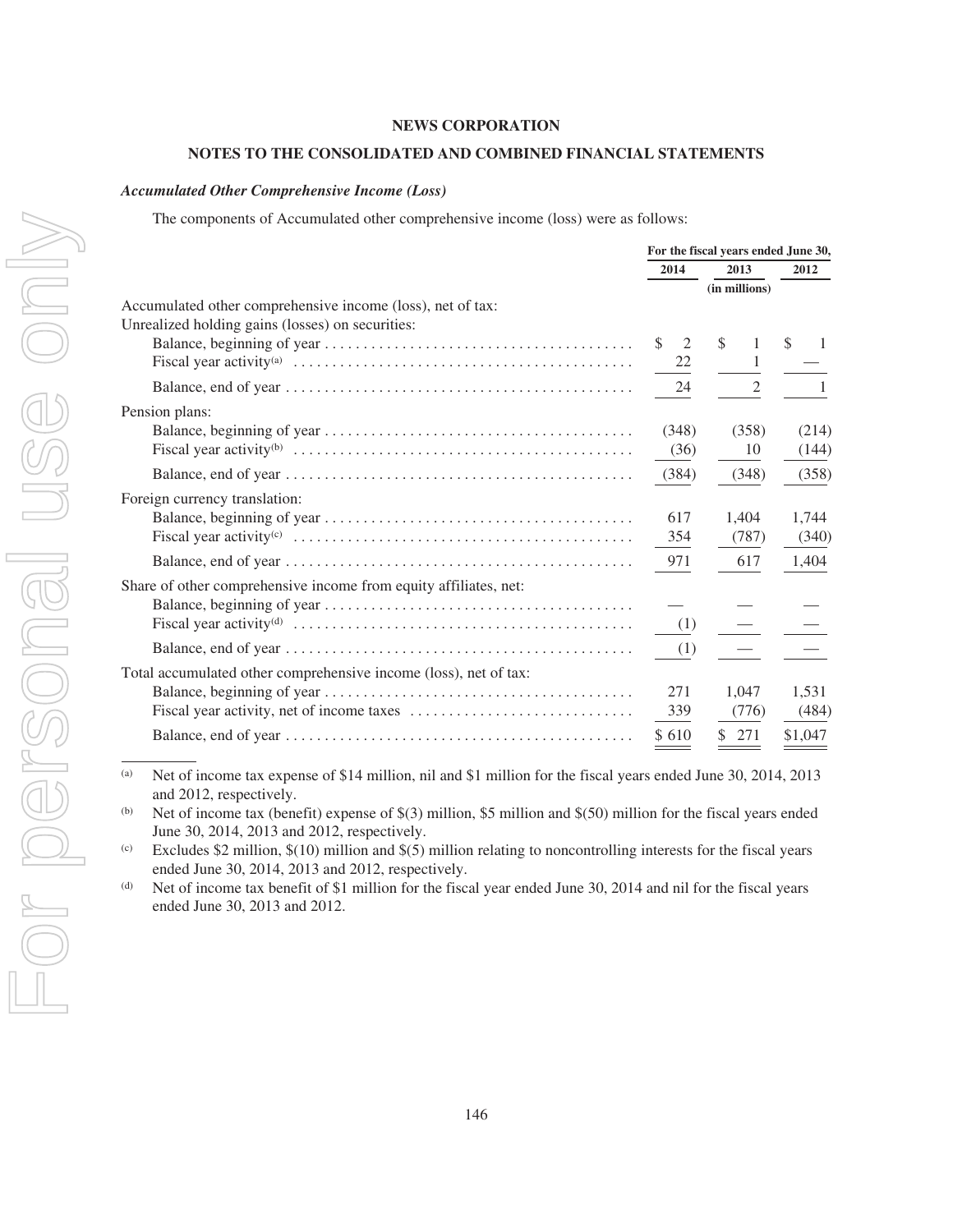**NEWS CORPORATION**

**NOTES TO THE CONSOLIDATED AND COMBINED FINANCIAL STATEMENTS**

***Accumulated Other Comprehensive Income (Loss)***

The components of Accumulated other comprehensive income (loss) were as follows:

| | For the fiscal years ended June 30, | | |
|---|---|---|---|
| | 2014 | 2013 | 2012 |
| | | (in millions) | |
| Accumulated other comprehensive income (loss), net of tax: | | | |
| Unrealized holding gains (losses) on securities: | | | |
| Balance, beginning of year | $ 2 | $ 1 | $ 1 |
| Fiscal year activity[(a)] | 22 | 1 | — |
| Balance, end of year | 24 | 2 | 1 |
| Pension plans: | | | |
| Balance, beginning of year | (348) | (358) | (214) |
| Fiscal year activity[(b)] | (36) | 10 | (144) |
| Balance, end of year | (384) | (348) | (358) |
| Foreign currency translation: | | | |
| Balance, beginning of year | 617 | 1,404 | 1,744 |
| Fiscal year activity[(c)] | 354 | (787) | (340) |
| Balance, end of year | 971 | 617 | 1,404 |
| Share of other comprehensive income from equity affiliates, net: | | | |
| Balance, beginning of year | — | — | — |
| Fiscal year activity[(d)] | (1) | — | — |
| Balance, end of year | (1) | — | — |
| Total accumulated other comprehensive income (loss), net of tax: | | | |
| Balance, beginning of year | 271 | 1,047 | 1,531 |
| Fiscal year activity, net of income taxes | 339 | (776) | (484) |
| Balance, end of year | $ 610 | $ 271 | $1,047 |

(a) Net of income tax expense of $14 million, nil and $1 million for the fiscal years ended June 30, 2014, 2013 and 2012, respectively.

(b) Net of income tax (benefit) expense of $(3) million, $5 million and $(50) million for the fiscal years ended June 30, 2014, 2013 and 2012, respectively.

(c) Excludes $2 million, $(10) million and $(5) million relating to noncontrolling interests for the fiscal years ended June 30, 2014, 2013 and 2012, respectively.

(d) Net of income tax benefit of $1 million for the fiscal year ended June 30, 2014 and nil for the fiscal years ended June 30, 2013 and 2012.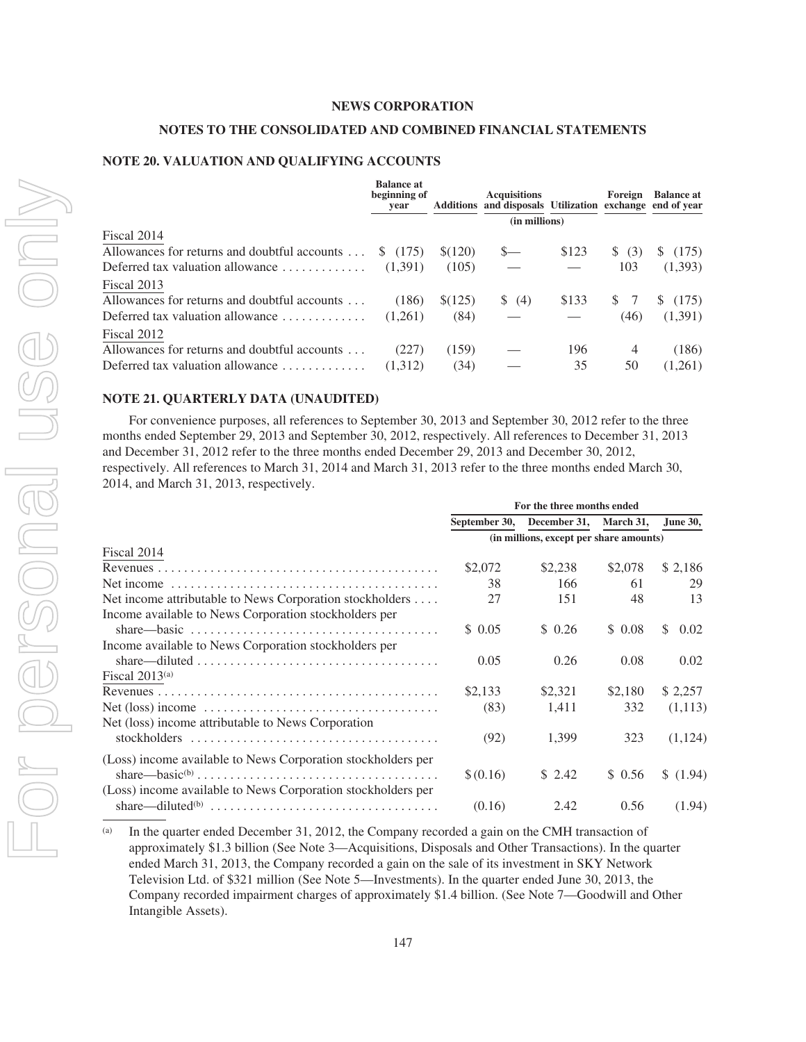**NEWS CORPORATION**

**NOTES TO THE CONSOLIDATED AND COMBINED FINANCIAL STATEMENTS**

## NOTE 20. VALUATION AND QUALIFYING ACCOUNTS

| | Balance at beginning of year | Additions | Acquisitions and disposals | Utilization | Foreign exchange | Balance at end of year |
|---|---|---|---|---|---|---|
| | (in millions) | | | | | |
| Fiscal 2014 | | | | | | |
| Allowances for returns and doubtful accounts | $ (175) | $(120) | $— | $123 | $ (3) | $ (175) |
| Deferred tax valuation allowance | (1,391) | (105) | — | — | 103 | (1,393) |
| Fiscal 2013 | | | | | | |
| Allowances for returns and doubtful accounts | (186) | $(125) | $ (4) | $133 | $ 7 | $ (175) |
| Deferred tax valuation allowance | (1,261) | (84) | — | — | (46) | (1,391) |
| Fiscal 2012 | | | | | | |
| Allowances for returns and doubtful accounts | (227) | (159) | — | 196 | 4 | (186) |
| Deferred tax valuation allowance | (1,312) | (34) | — | 35 | 50 | (1,261) |

## NOTE 21. QUARTERLY DATA (UNAUDITED)

For convenience purposes, all references to September 30, 2013 and September 30, 2012 refer to the three months ended September 29, 2013 and September 30, 2012, respectively. All references to December 31, 2013 and December 31, 2012 refer to the three months ended December 29, 2013 and December 30, 2012, respectively. All references to March 31, 2014 and March 31, 2013 refer to the three months ended March 30, 2014, and March 31, 2013, respectively.

| | For the three months ended | | | |
|---|---|---|---|---|
| | September 30, | December 31, | March 31, | June 30, |
| | (in millions, except per share amounts) | | | |
| Fiscal 2014 | | | | |
| Revenues | $2,072 | $2,238 | $2,078 | $ 2,186 |
| Net income | 38 | 166 | 61 | 29 |
| Net income attributable to News Corporation stockholders | 27 | 151 | 48 | 13 |
| Income available to News Corporation stockholders per share—basic | $ 0.05 | $ 0.26 | $ 0.08 | $ 0.02 |
| Income available to News Corporation stockholders per share—diluted | 0.05 | 0.26 | 0.08 | 0.02 |
| Fiscal 2013[(a)] | | | | |
| Revenues | $2,133 | $2,321 | $2,180 | $ 2,257 |
| Net (loss) income | (83) | 1,411 | 332 | (1,113) |
| Net (loss) income attributable to News Corporation stockholders | (92) | 1,399 | 323 | (1,124) |
| (Loss) income available to News Corporation stockholders per share—basic[(b)] | $ (0.16) | $ 2.42 | $ 0.56 | $ (1.94) |
| (Loss) income available to News Corporation stockholders per share—diluted[(b)] | (0.16) | 2.42 | 0.56 | (1.94) |

(a) In the quarter ended December 31, 2012, the Company recorded a gain on the CMH transaction of approximately $1.3 billion (See Note 3—Acquisitions, Disposals and Other Transactions). In the quarter ended March 31, 2013, the Company recorded a gain on the sale of its investment in SKY Network Television Ltd. of $321 million (See Note 5—Investments). In the quarter ended June 30, 2013, the Company recorded impairment charges of approximately $1.4 billion. (See Note 7—Goodwill and Other Intangible Assets).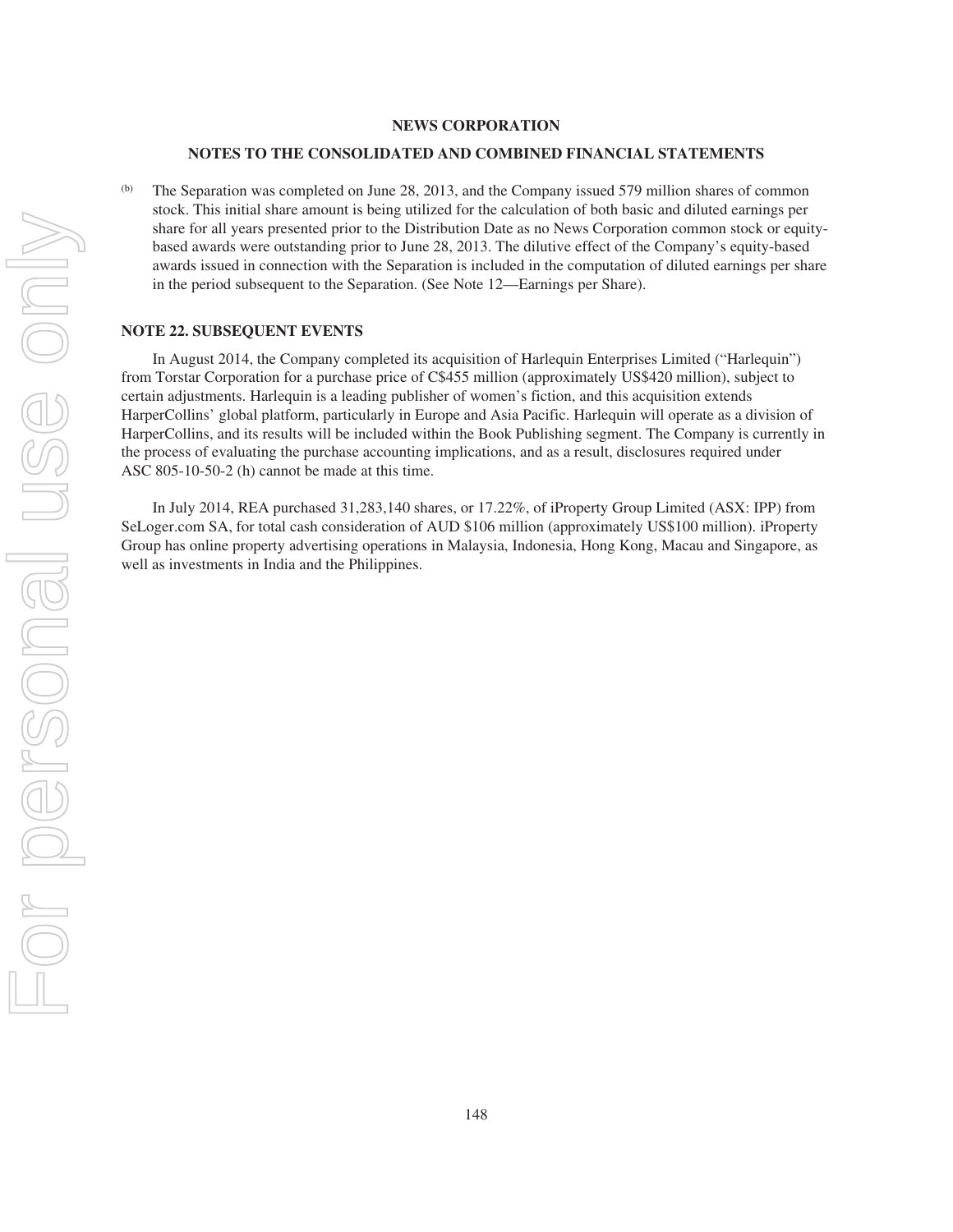(b) The Separation was completed on June 28, 2013, and the Company issued 579 million shares of common stock. This initial share amount is being utilized for the calculation of both basic and diluted earnings per share for all years presented prior to the Distribution Date as no News Corporation common stock or equity-based awards were outstanding prior to June 28, 2013. The dilutive effect of the Company's equity-based awards issued in connection with the Separation is included in the computation of diluted earnings per share in the period subsequent to the Separation. (See Note 12—Earnings per Share).

## NOTE 22. SUBSEQUENT EVENTS

In August 2014, the Company completed its acquisition of Harlequin Enterprises Limited ("Harlequin") from Torstar Corporation for a purchase price of C$455 million (approximately US$420 million), subject to certain adjustments. Harlequin is a leading publisher of women's fiction, and this acquisition extends HarperCollins' global platform, particularly in Europe and Asia Pacific. Harlequin will operate as a division of HarperCollins, and its results will be included within the Book Publishing segment. The Company is currently in the process of evaluating the purchase accounting implications, and as a result, disclosures required under ASC 805-10-50-2 (h) cannot be made at this time.

In July 2014, REA purchased 31,283,140 shares, or 17.22%, of iProperty Group Limited (ASX: IPP) from SeLoger.com SA, for total cash consideration of AUD $106 million (approximately US$100 million). iProperty Group has online property advertising operations in Malaysia, Indonesia, Hong Kong, Macau and Singapore, as well as investments in India and the Philippines.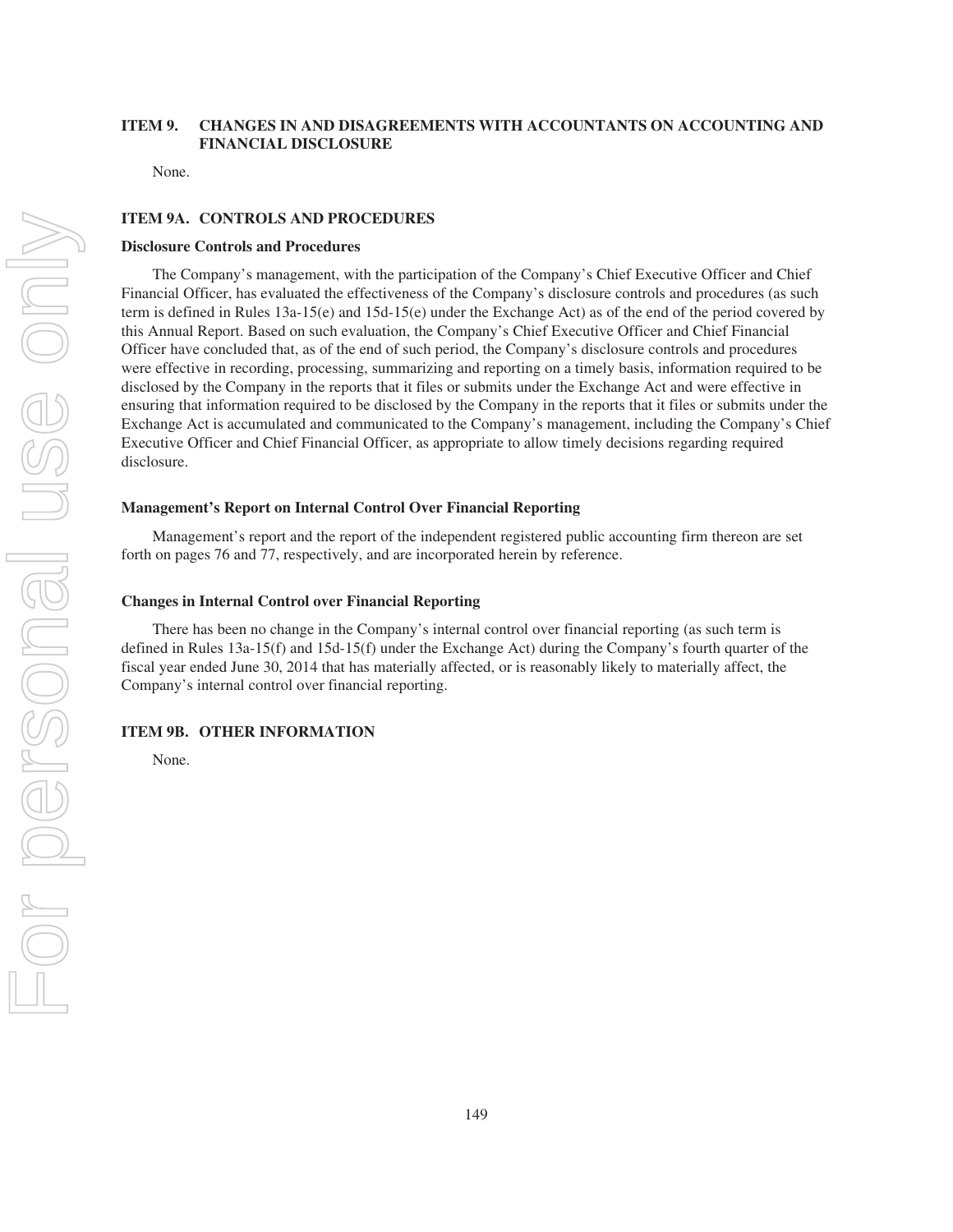## ITEM 9. CHANGES IN AND DISAGREEMENTS WITH ACCOUNTANTS ON ACCOUNTING AND FINANCIAL DISCLOSURE

None.

## ITEM 9A. CONTROLS AND PROCEDURES

**Disclosure Controls and Procedures**

The Company's management, with the participation of the Company's Chief Executive Officer and Chief Financial Officer, has evaluated the effectiveness of the Company's disclosure controls and procedures (as such term is defined in Rules 13a-15(e) and 15d-15(e) under the Exchange Act) as of the end of the period covered by this Annual Report. Based on such evaluation, the Company's Chief Executive Officer and Chief Financial Officer have concluded that, as of the end of such period, the Company's disclosure controls and procedures were effective in recording, processing, summarizing and reporting on a timely basis, information required to be disclosed by the Company in the reports that it files or submits under the Exchange Act and were effective in ensuring that information required to be disclosed by the Company in the reports that it files or submits under the Exchange Act is accumulated and communicated to the Company's management, including the Company's Chief Executive Officer and Chief Financial Officer, as appropriate to allow timely decisions regarding required disclosure.

**Management's Report on Internal Control Over Financial Reporting**

Management's report and the report of the independent registered public accounting firm thereon are set forth on pages 76 and 77, respectively, and are incorporated herein by reference.

**Changes in Internal Control over Financial Reporting**

There has been no change in the Company's internal control over financial reporting (as such term is defined in Rules 13a-15(f) and 15d-15(f) under the Exchange Act) during the Company's fourth quarter of the fiscal year ended June 30, 2014 that has materially affected, or is reasonably likely to materially affect, the Company's internal control over financial reporting.

## ITEM 9B. OTHER INFORMATION

None.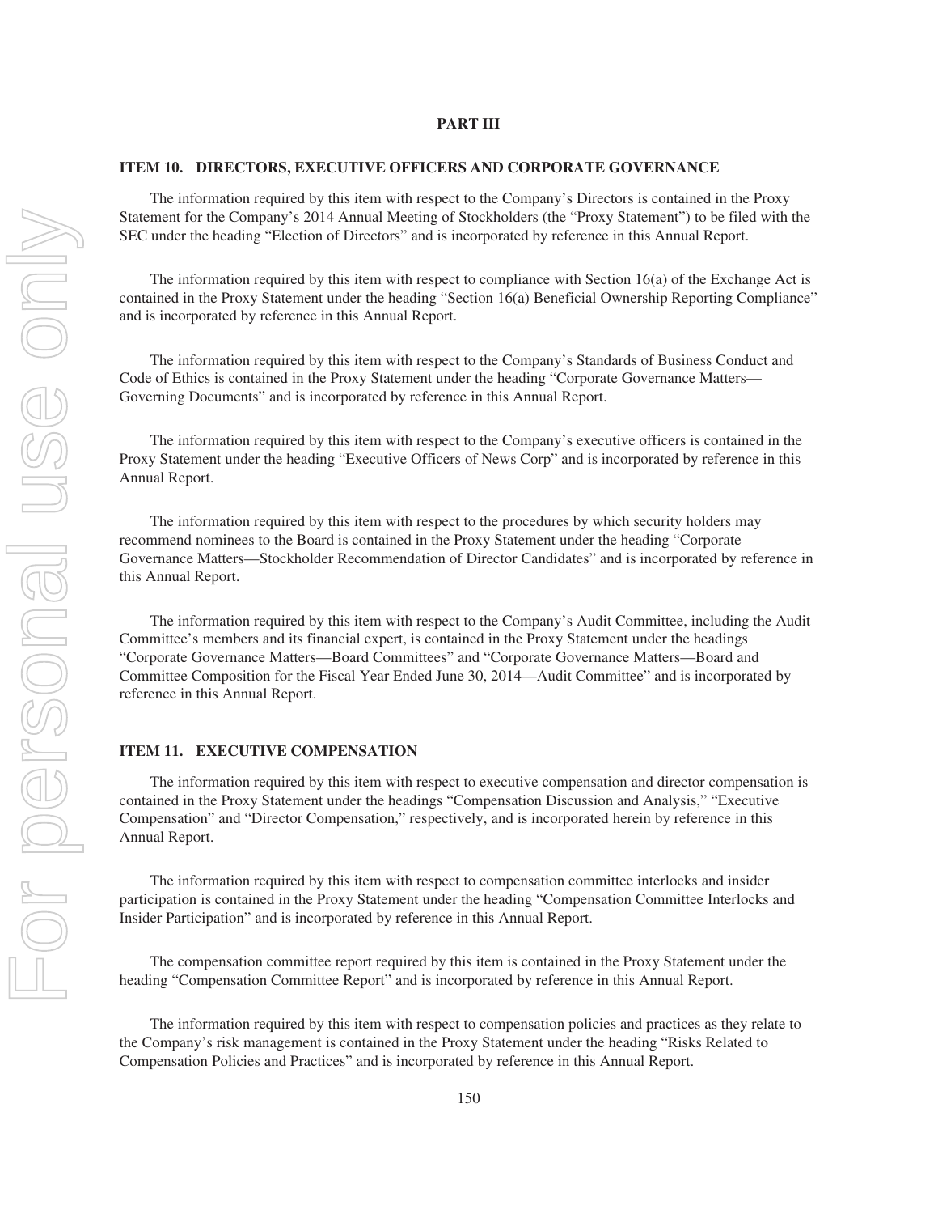# PART III

## ITEM 10. DIRECTORS, EXECUTIVE OFFICERS AND CORPORATE GOVERNANCE

The information required by this item with respect to the Company's Directors is contained in the Proxy Statement for the Company's 2014 Annual Meeting of Stockholders (the "Proxy Statement") to be filed with the SEC under the heading "Election of Directors" and is incorporated by reference in this Annual Report.

The information required by this item with respect to compliance with Section 16(a) of the Exchange Act is contained in the Proxy Statement under the heading "Section 16(a) Beneficial Ownership Reporting Compliance" and is incorporated by reference in this Annual Report.

The information required by this item with respect to the Company's Standards of Business Conduct and Code of Ethics is contained in the Proxy Statement under the heading "Corporate Governance Matters—Governing Documents" and is incorporated by reference in this Annual Report.

The information required by this item with respect to the Company's executive officers is contained in the Proxy Statement under the heading "Executive Officers of News Corp" and is incorporated by reference in this Annual Report.

The information required by this item with respect to the procedures by which security holders may recommend nominees to the Board is contained in the Proxy Statement under the heading "Corporate Governance Matters—Stockholder Recommendation of Director Candidates" and is incorporated by reference in this Annual Report.

The information required by this item with respect to the Company's Audit Committee, including the Audit Committee's members and its financial expert, is contained in the Proxy Statement under the headings "Corporate Governance Matters—Board Committees" and "Corporate Governance Matters—Board and Committee Composition for the Fiscal Year Ended June 30, 2014—Audit Committee" and is incorporated by reference in this Annual Report.

## ITEM 11. EXECUTIVE COMPENSATION

The information required by this item with respect to executive compensation and director compensation is contained in the Proxy Statement under the headings "Compensation Discussion and Analysis," "Executive Compensation" and "Director Compensation," respectively, and is incorporated herein by reference in this Annual Report.

The information required by this item with respect to compensation committee interlocks and insider participation is contained in the Proxy Statement under the heading "Compensation Committee Interlocks and Insider Participation" and is incorporated by reference in this Annual Report.

The compensation committee report required by this item is contained in the Proxy Statement under the heading "Compensation Committee Report" and is incorporated by reference in this Annual Report.

The information required by this item with respect to compensation policies and practices as they relate to the Company's risk management is contained in the Proxy Statement under the heading "Risks Related to Compensation Policies and Practices" and is incorporated by reference in this Annual Report.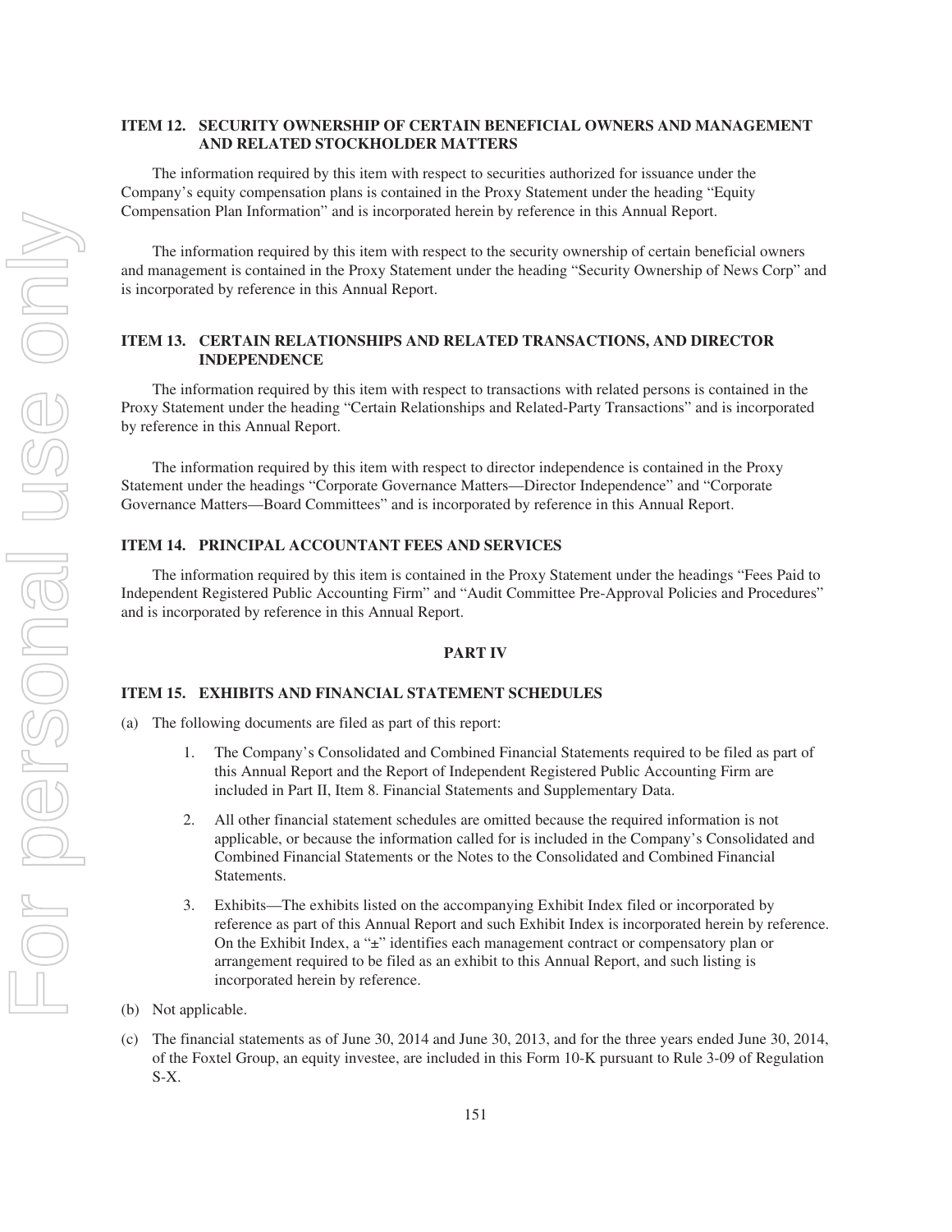## ITEM 12. SECURITY OWNERSHIP OF CERTAIN BENEFICIAL OWNERS AND MANAGEMENT AND RELATED STOCKHOLDER MATTERS

The information required by this item with respect to securities authorized for issuance under the Company's equity compensation plans is contained in the Proxy Statement under the heading "Equity Compensation Plan Information" and is incorporated herein by reference in this Annual Report.

The information required by this item with respect to the security ownership of certain beneficial owners and management is contained in the Proxy Statement under the heading "Security Ownership of News Corp" and is incorporated by reference in this Annual Report.

## ITEM 13. CERTAIN RELATIONSHIPS AND RELATED TRANSACTIONS, AND DIRECTOR INDEPENDENCE

The information required by this item with respect to transactions with related persons is contained in the Proxy Statement under the heading "Certain Relationships and Related-Party Transactions" and is incorporated by reference in this Annual Report.

The information required by this item with respect to director independence is contained in the Proxy Statement under the headings "Corporate Governance Matters—Director Independence" and "Corporate Governance Matters—Board Committees" and is incorporated by reference in this Annual Report.

## ITEM 14. PRINCIPAL ACCOUNTANT FEES AND SERVICES

The information required by this item is contained in the Proxy Statement under the headings "Fees Paid to Independent Registered Public Accounting Firm" and "Audit Committee Pre-Approval Policies and Procedures" and is incorporated by reference in this Annual Report.

# PART IV

## ITEM 15. EXHIBITS AND FINANCIAL STATEMENT SCHEDULES

(a) The following documents are filed as part of this report:

1. The Company's Consolidated and Combined Financial Statements required to be filed as part of this Annual Report and the Report of Independent Registered Public Accounting Firm are included in Part II, Item 8. Financial Statements and Supplementary Data.

2. All other financial statement schedules are omitted because the required information is not applicable, or because the information called for is included in the Company's Consolidated and Combined Financial Statements or the Notes to the Consolidated and Combined Financial Statements.

3. Exhibits—The exhibits listed on the accompanying Exhibit Index filed or incorporated by reference as part of this Annual Report and such Exhibit Index is incorporated herein by reference. On the Exhibit Index, a "±" identifies each management contract or compensatory plan or arrangement required to be filed as an exhibit to this Annual Report, and such listing is incorporated herein by reference.

(b) Not applicable.

(c) The financial statements as of June 30, 2014 and June 30, 2013, and for the three years ended June 30, 2014, of the Foxtel Group, an equity investee, are included in this Form 10-K pursuant to Rule 3-09 of Regulation S-X.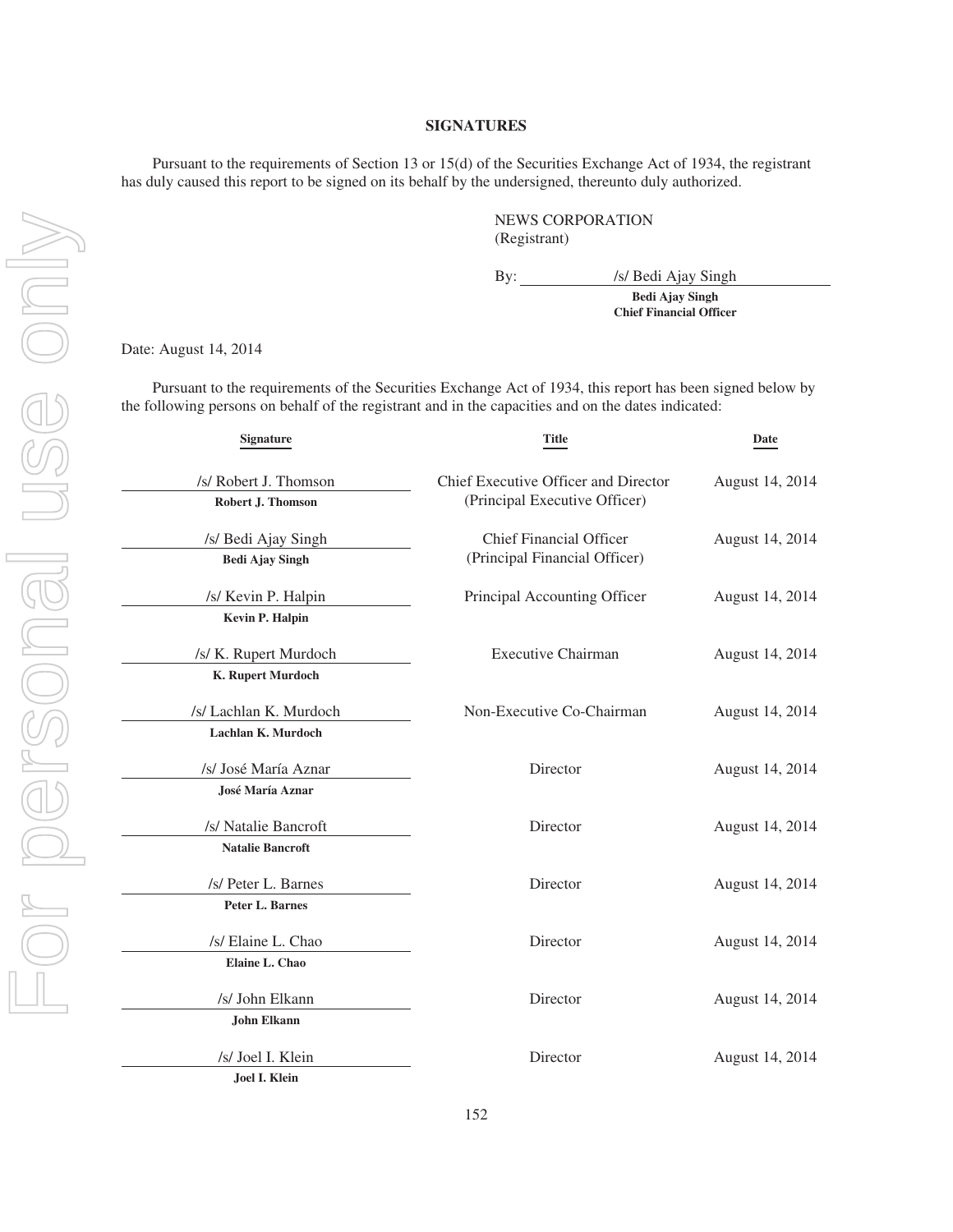## SIGNATURES

Pursuant to the requirements of Section 13 or 15(d) of the Securities Exchange Act of 1934, the registrant has duly caused this report to be signed on its behalf by the undersigned, thereunto duly authorized.

NEWS CORPORATION
(Registrant)

By: /s/ Bedi Ajay Singh
**Bedi Ajay Singh**
**Chief Financial Officer**

Date: August 14, 2014

Pursuant to the requirements of the Securities Exchange Act of 1934, this report has been signed below by the following persons on behalf of the registrant and in the capacities and on the dates indicated:

| Signature | Title | Date |
|---|---|---|
| /s/ Robert J. Thomson<br>**Robert J. Thomson** | Chief Executive Officer and Director (Principal Executive Officer) | August 14, 2014 |
| /s/ Bedi Ajay Singh<br>**Bedi Ajay Singh** | Chief Financial Officer (Principal Financial Officer) | August 14, 2014 |
| /s/ Kevin P. Halpin<br>**Kevin P. Halpin** | Principal Accounting Officer | August 14, 2014 |
| /s/ K. Rupert Murdoch<br>**K. Rupert Murdoch** | Executive Chairman | August 14, 2014 |
| /s/ Lachlan K. Murdoch<br>**Lachlan K. Murdoch** | Non-Executive Co-Chairman | August 14, 2014 |
| /s/ José María Aznar<br>**José María Aznar** | Director | August 14, 2014 |
| /s/ Natalie Bancroft<br>**Natalie Bancroft** | Director | August 14, 2014 |
| /s/ Peter L. Barnes<br>**Peter L. Barnes** | Director | August 14, 2014 |
| /s/ Elaine L. Chao<br>**Elaine L. Chao** | Director | August 14, 2014 |
| /s/ John Elkann<br>**John Elkann** | Director | August 14, 2014 |
| /s/ Joel I. Klein<br>**Joel I. Klein** | Director | August 14, 2014 |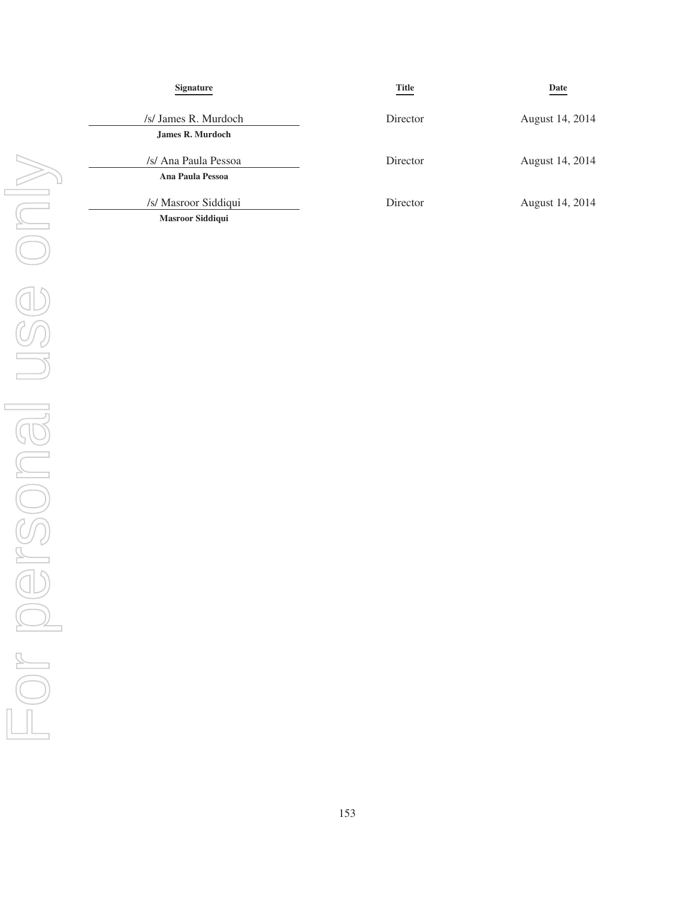| Signature | Title | Date |
| --- | --- | --- |
| /s/ James R. Murdoch<br>**James R. Murdoch** | Director | August 14, 2014 |
| /s/ Ana Paula Pessoa<br>**Ana Paula Pessoa** | Director | August 14, 2014 |
| /s/ Masroor Siddiqui<br>**Masroor Siddiqui** | Director | August 14, 2014 |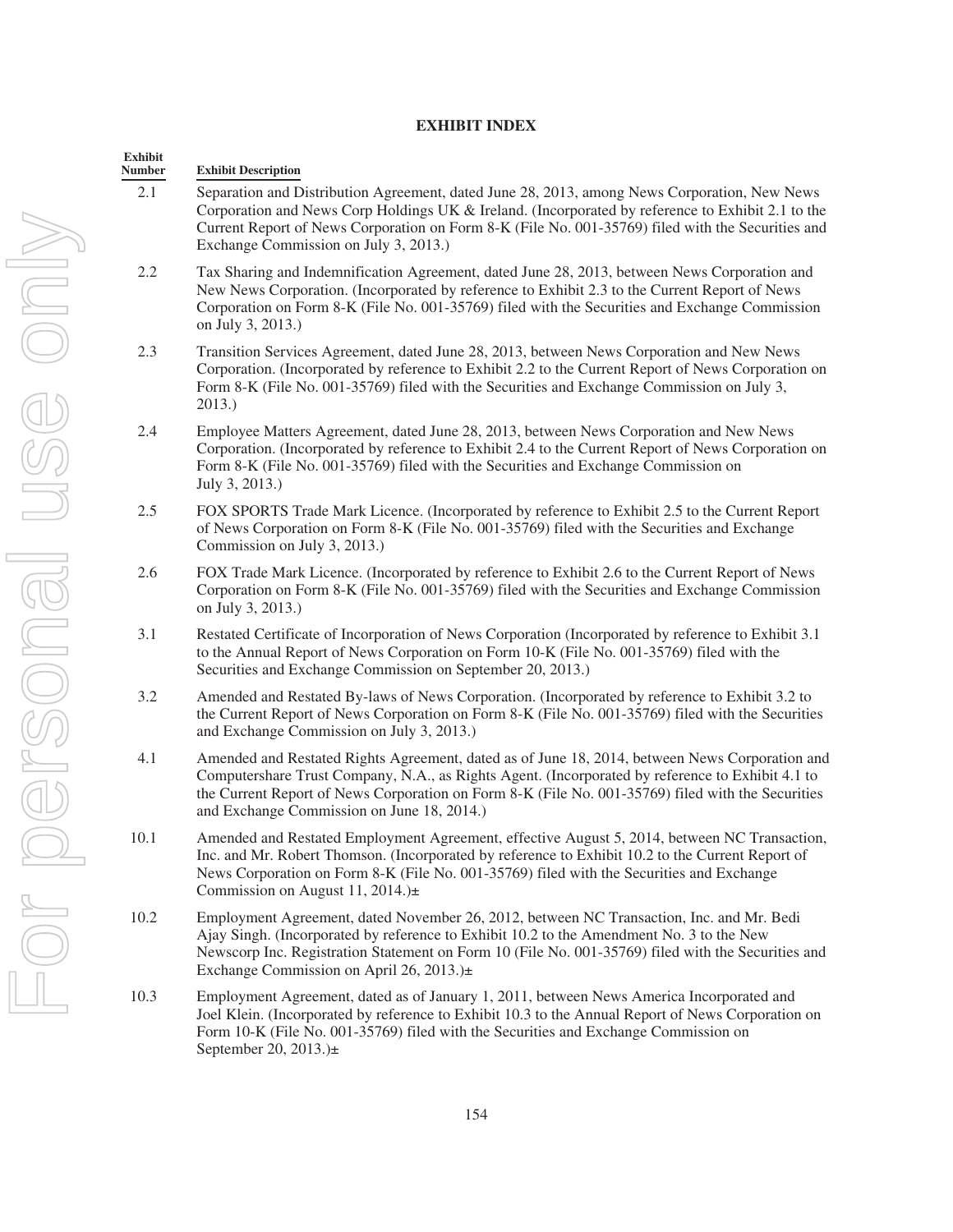# EXHIBIT INDEX

| Exhibit Number | Exhibit Description |
|---|---|
| 2.1 | Separation and Distribution Agreement, dated June 28, 2013, among News Corporation, New News Corporation and News Corp Holdings UK & Ireland. (Incorporated by reference to Exhibit 2.1 to the Current Report of News Corporation on Form 8-K (File No. 001-35769) filed with the Securities and Exchange Commission on July 3, 2013.) |
| 2.2 | Tax Sharing and Indemnification Agreement, dated June 28, 2013, between News Corporation and New News Corporation. (Incorporated by reference to Exhibit 2.3 to the Current Report of News Corporation on Form 8-K (File No. 001-35769) filed with the Securities and Exchange Commission on July 3, 2013.) |
| 2.3 | Transition Services Agreement, dated June 28, 2013, between News Corporation and New News Corporation. (Incorporated by reference to Exhibit 2.2 to the Current Report of News Corporation on Form 8-K (File No. 001-35769) filed with the Securities and Exchange Commission on July 3, 2013.) |
| 2.4 | Employee Matters Agreement, dated June 28, 2013, between News Corporation and New News Corporation. (Incorporated by reference to Exhibit 2.4 to the Current Report of News Corporation on Form 8-K (File No. 001-35769) filed with the Securities and Exchange Commission on July 3, 2013.) |
| 2.5 | FOX SPORTS Trade Mark Licence. (Incorporated by reference to Exhibit 2.5 to the Current Report of News Corporation on Form 8-K (File No. 001-35769) filed with the Securities and Exchange Commission on July 3, 2013.) |
| 2.6 | FOX Trade Mark Licence. (Incorporated by reference to Exhibit 2.6 to the Current Report of News Corporation on Form 8-K (File No. 001-35769) filed with the Securities and Exchange Commission on July 3, 2013.) |
| 3.1 | Restated Certificate of Incorporation of News Corporation (Incorporated by reference to Exhibit 3.1 to the Annual Report of News Corporation on Form 10-K (File No. 001-35769) filed with the Securities and Exchange Commission on September 20, 2013.) |
| 3.2 | Amended and Restated By-laws of News Corporation. (Incorporated by reference to Exhibit 3.2 to the Current Report of News Corporation on Form 8-K (File No. 001-35769) filed with the Securities and Exchange Commission on July 3, 2013.) |
| 4.1 | Amended and Restated Rights Agreement, dated as of June 18, 2014, between News Corporation and Computershare Trust Company, N.A., as Rights Agent. (Incorporated by reference to Exhibit 4.1 to the Current Report of News Corporation on Form 8-K (File No. 001-35769) filed with the Securities and Exchange Commission on June 18, 2014.) |
| 10.1 | Amended and Restated Employment Agreement, effective August 5, 2014, between NC Transaction, Inc. and Mr. Robert Thomson. (Incorporated by reference to Exhibit 10.2 to the Current Report of News Corporation on Form 8-K (File No. 001-35769) filed with the Securities and Exchange Commission on August 11, 2014.)± |
| 10.2 | Employment Agreement, dated November 26, 2012, between NC Transaction, Inc. and Mr. Bedi Ajay Singh. (Incorporated by reference to Exhibit 10.2 to the Amendment No. 3 to the New Newscorp Inc. Registration Statement on Form 10 (File No. 001-35769) filed with the Securities and Exchange Commission on April 26, 2013.)± |
| 10.3 | Employment Agreement, dated as of January 1, 2011, between News America Incorporated and Joel Klein. (Incorporated by reference to Exhibit 10.3 to the Annual Report of News Corporation on Form 10-K (File No. 001-35769) filed with the Securities and Exchange Commission on September 20, 2013.)± |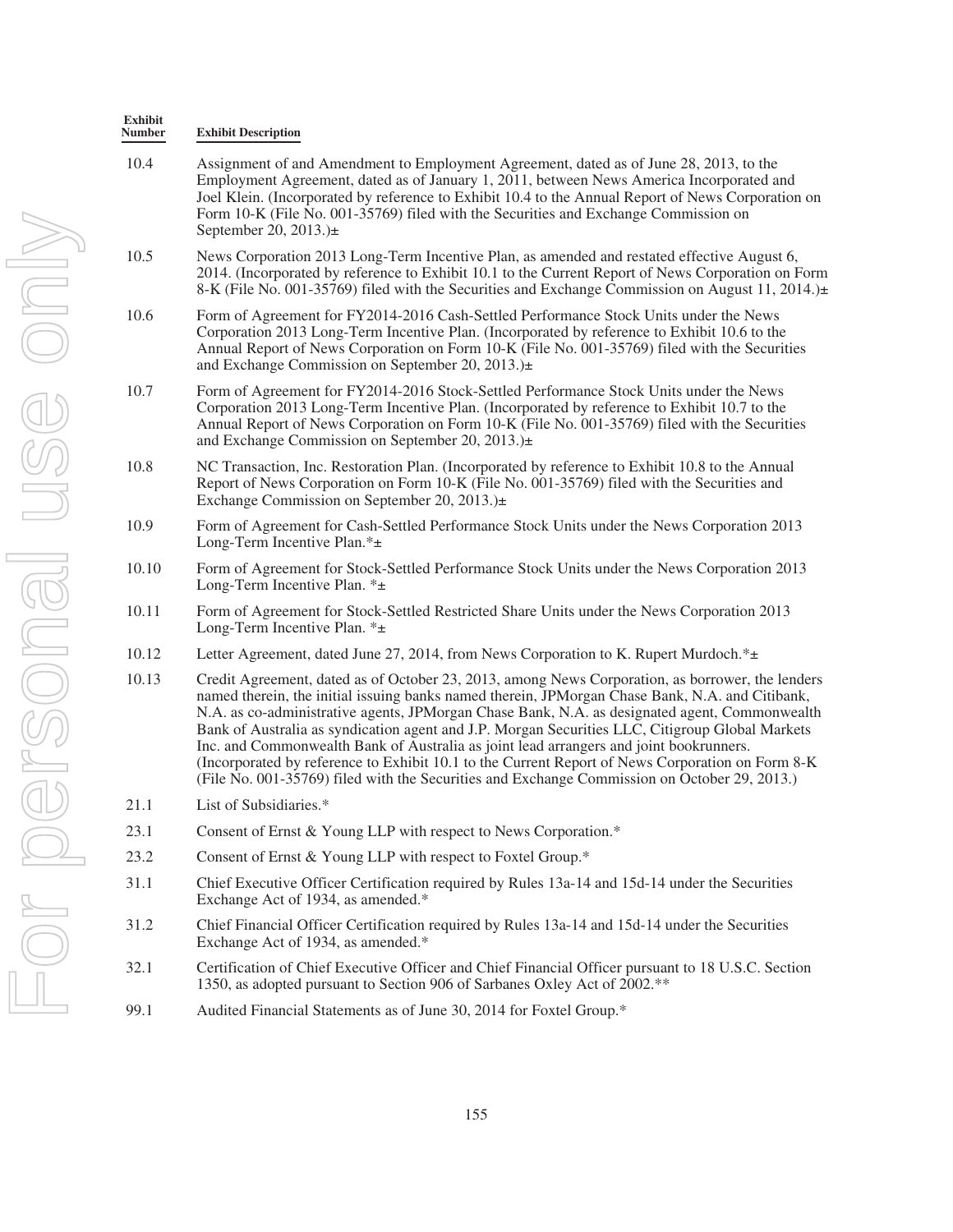| Exhibit Number | Exhibit Description |
|---|---|
| 10.4 | Assignment of and Amendment to Employment Agreement, dated as of June 28, 2013, to the Employment Agreement, dated as of January 1, 2011, between News America Incorporated and Joel Klein. (Incorporated by reference to Exhibit 10.4 to the Annual Report of News Corporation on Form 10-K (File No. 001-35769) filed with the Securities and Exchange Commission on September 20, 2013.)± |
| 10.5 | News Corporation 2013 Long-Term Incentive Plan, as amended and restated effective August 6, 2014. (Incorporated by reference to Exhibit 10.1 to the Current Report of News Corporation on Form 8-K (File No. 001-35769) filed with the Securities and Exchange Commission on August 11, 2014.)± |
| 10.6 | Form of Agreement for FY2014-2016 Cash-Settled Performance Stock Units under the News Corporation 2013 Long-Term Incentive Plan. (Incorporated by reference to Exhibit 10.6 to the Annual Report of News Corporation on Form 10-K (File No. 001-35769) filed with the Securities and Exchange Commission on September 20, 2013.)± |
| 10.7 | Form of Agreement for FY2014-2016 Stock-Settled Performance Stock Units under the News Corporation 2013 Long-Term Incentive Plan. (Incorporated by reference to Exhibit 10.7 to the Annual Report of News Corporation on Form 10-K (File No. 001-35769) filed with the Securities and Exchange Commission on September 20, 2013.)± |
| 10.8 | NC Transaction, Inc. Restoration Plan. (Incorporated by reference to Exhibit 10.8 to the Annual Report of News Corporation on Form 10-K (File No. 001-35769) filed with the Securities and Exchange Commission on September 20, 2013.)± |
| 10.9 | Form of Agreement for Cash-Settled Performance Stock Units under the News Corporation 2013 Long-Term Incentive Plan.*± |
| 10.10 | Form of Agreement for Stock-Settled Performance Stock Units under the News Corporation 2013 Long-Term Incentive Plan. *± |
| 10.11 | Form of Agreement for Stock-Settled Restricted Share Units under the News Corporation 2013 Long-Term Incentive Plan. *± |
| 10.12 | Letter Agreement, dated June 27, 2014, from News Corporation to K. Rupert Murdoch.*± |
| 10.13 | Credit Agreement, dated as of October 23, 2013, among News Corporation, as borrower, the lenders named therein, the initial issuing banks named therein, JPMorgan Chase Bank, N.A. and Citibank, N.A. as co-administrative agents, JPMorgan Chase Bank, N.A. as designated agent, Commonwealth Bank of Australia as syndication agent and J.P. Morgan Securities LLC, Citigroup Global Markets Inc. and Commonwealth Bank of Australia as joint lead arrangers and joint bookrunners. (Incorporated by reference to Exhibit 10.1 to the Current Report of News Corporation on Form 8-K (File No. 001-35769) filed with the Securities and Exchange Commission on October 29, 2013.) |
| 21.1 | List of Subsidiaries.* |
| 23.1 | Consent of Ernst & Young LLP with respect to News Corporation.* |
| 23.2 | Consent of Ernst & Young LLP with respect to Foxtel Group.* |
| 31.1 | Chief Executive Officer Certification required by Rules 13a-14 and 15d-14 under the Securities Exchange Act of 1934, as amended.* |
| 31.2 | Chief Financial Officer Certification required by Rules 13a-14 and 15d-14 under the Securities Exchange Act of 1934, as amended.* |
| 32.1 | Certification of Chief Executive Officer and Chief Financial Officer pursuant to 18 U.S.C. Section 1350, as adopted pursuant to Section 906 of Sarbanes Oxley Act of 2002.** |
| 99.1 | Audited Financial Statements as of June 30, 2014 for Foxtel Group.* |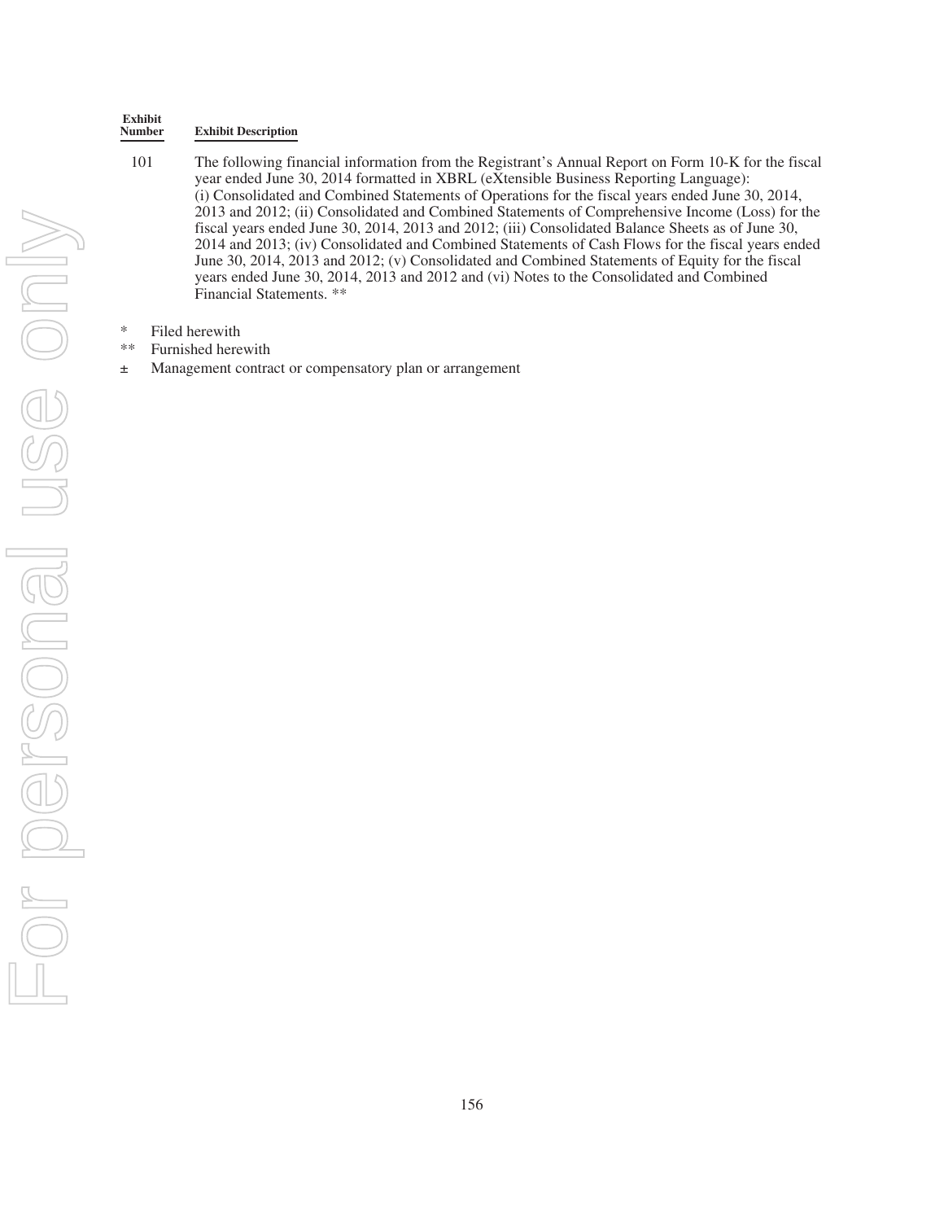| Exhibit Number | Exhibit Description |
|---|---|
| 101 | The following financial information from the Registrant's Annual Report on Form 10-K for the fiscal year ended June 30, 2014 formatted in XBRL (eXtensible Business Reporting Language): (i) Consolidated and Combined Statements of Operations for the fiscal years ended June 30, 2014, 2013 and 2012; (ii) Consolidated and Combined Statements of Comprehensive Income (Loss) for the fiscal years ended June 30, 2014, 2013 and 2012; (iii) Consolidated Balance Sheets as of June 30, 2014 and 2013; (iv) Consolidated and Combined Statements of Cash Flows for the fiscal years ended June 30, 2014, 2013 and 2012; (v) Consolidated and Combined Statements of Equity for the fiscal years ended June 30, 2014, 2013 and 2012 and (vi) Notes to the Consolidated and Combined Financial Statements. ** |

\* Filed herewith

\*\* Furnished herewith

± Management contract or compensatory plan or arrangement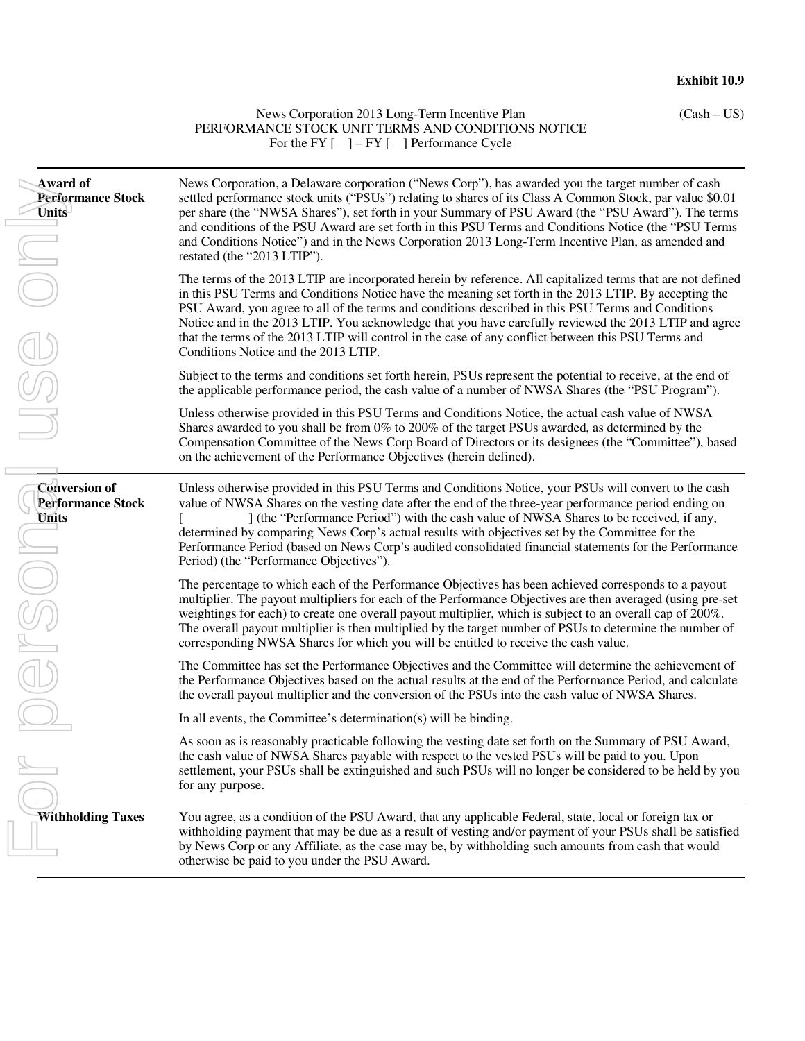**Exhibit 10.9**

News Corporation 2013 Long-Term Incentive Plan
PERFORMANCE STOCK UNIT TERMS AND CONDITIONS NOTICE
For the FY [    ] – FY [    ] Performance Cycle

(Cash – US)

| | |
|---|---|
| **Award of Performance Stock Units** | News Corporation, a Delaware corporation ("News Corp"), has awarded you the target number of cash settled performance stock units ("PSUs") relating to shares of its Class A Common Stock, par value $0.01 per share (the "NWSA Shares"), set forth in your Summary of PSU Award (the "PSU Award"). The terms and conditions of the PSU Award are set forth in this PSU Terms and Conditions Notice (the "PSU Terms and Conditions Notice") and in the News Corporation 2013 Long-Term Incentive Plan, as amended and restated (the "2013 LTIP").<br><br>The terms of the 2013 LTIP are incorporated herein by reference. All capitalized terms that are not defined in this PSU Terms and Conditions Notice have the meaning set forth in the 2013 LTIP. By accepting the PSU Award, you agree to all of the terms and conditions described in this PSU Terms and Conditions Notice and in the 2013 LTIP. You acknowledge that you have carefully reviewed the 2013 LTIP and agree that the terms of the 2013 LTIP will control in the case of any conflict between this PSU Terms and Conditions Notice and the 2013 LTIP.<br><br>Subject to the terms and conditions set forth herein, PSUs represent the potential to receive, at the end of the applicable performance period, the cash value of a number of NWSA Shares (the "PSU Program").<br><br>Unless otherwise provided in this PSU Terms and Conditions Notice, the actual cash value of NWSA Shares awarded to you shall be from 0% to 200% of the target PSUs awarded, as determined by the Compensation Committee of the News Corp Board of Directors or its designees (the "Committee"), based on the achievement of the Performance Objectives (herein defined). |
| **Conversion of Performance Stock Units** | Unless otherwise provided in this PSU Terms and Conditions Notice, your PSUs will convert to the cash value of NWSA Shares on the vesting date after the end of the three-year performance period ending on [                ] (the "Performance Period") with the cash value of NWSA Shares to be received, if any, determined by comparing News Corp's actual results with objectives set by the Committee for the Performance Period (based on News Corp's audited consolidated financial statements for the Performance Period) (the "Performance Objectives").<br><br>The percentage to which each of the Performance Objectives has been achieved corresponds to a payout multiplier. The payout multipliers for each of the Performance Objectives are then averaged (using pre-set weightings for each) to create one overall payout multiplier, which is subject to an overall cap of 200%. The overall payout multiplier is then multiplied by the target number of PSUs to determine the number of corresponding NWSA Shares for which you will be entitled to receive the cash value.<br><br>The Committee has set the Performance Objectives and the Committee will determine the achievement of the Performance Objectives based on the actual results at the end of the Performance Period, and calculate the overall payout multiplier and the conversion of the PSUs into the cash value of NWSA Shares.<br><br>In all events, the Committee's determination(s) will be binding.<br><br>As soon as is reasonably practicable following the vesting date set forth on the Summary of PSU Award, the cash value of NWSA Shares payable with respect to the vested PSUs will be paid to you. Upon settlement, your PSUs shall be extinguished and such PSUs will no longer be considered to be held by you for any purpose. |
| **Withholding Taxes** | You agree, as a condition of the PSU Award, that any applicable Federal, state, local or foreign tax or withholding payment that may be due as a result of vesting and/or payment of your PSUs shall be satisfied by News Corp or any Affiliate, as the case may be, by withholding such amounts from cash that would otherwise be paid to you under the PSU Award. |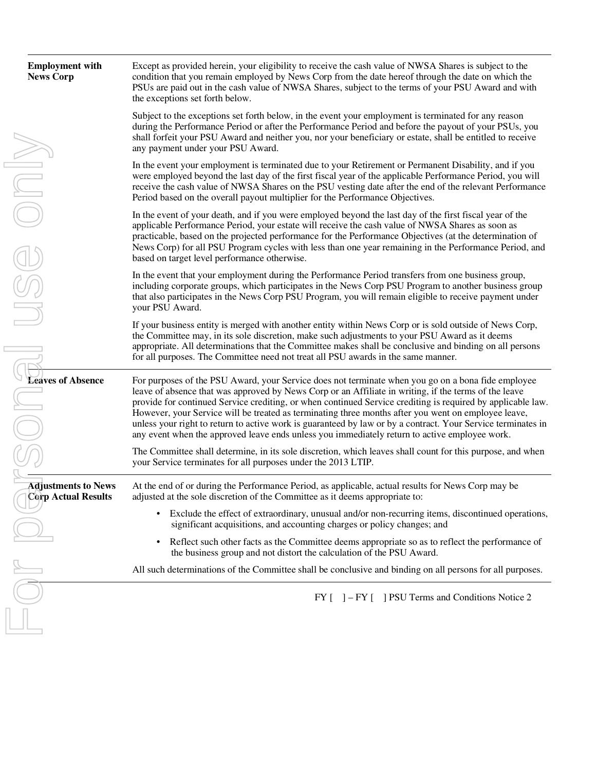| | |
|---|---|
| **Employment with News Corp** | Except as provided herein, your eligibility to receive the cash value of NWSA Shares is subject to the condition that you remain employed by News Corp from the date hereof through the date on which the PSUs are paid out in the cash value of NWSA Shares, subject to the terms of your PSU Award and with the exceptions set forth below.<br><br>Subject to the exceptions set forth below, in the event your employment is terminated for any reason during the Performance Period or after the Performance Period and before the payout of your PSUs, you shall forfeit your PSU Award and neither you, nor your beneficiary or estate, shall be entitled to receive any payment under your PSU Award.<br><br>In the event your employment is terminated due to your Retirement or Permanent Disability, and if you were employed beyond the last day of the first fiscal year of the applicable Performance Period, you will receive the cash value of NWSA Shares on the PSU vesting date after the end of the relevant Performance Period based on the overall payout multiplier for the Performance Objectives.<br><br>In the event of your death, and if you were employed beyond the last day of the first fiscal year of the applicable Performance Period, your estate will receive the cash value of NWSA Shares as soon as practicable, based on the projected performance for the Performance Objectives (at the determination of News Corp) for all PSU Program cycles with less than one year remaining in the Performance Period, and based on target level performance otherwise.<br><br>In the event that your employment during the Performance Period transfers from one business group, including corporate groups, which participates in the News Corp PSU Program to another business group that also participates in the News Corp PSU Program, you will remain eligible to receive payment under your PSU Award.<br><br>If your business entity is merged with another entity within News Corp or is sold outside of News Corp, the Committee may, in its sole discretion, make such adjustments to your PSU Award as it deems appropriate. All determinations that the Committee makes shall be conclusive and binding on all persons for all purposes. The Committee need not treat all PSU awards in the same manner. |
| **Leaves of Absence** | For purposes of the PSU Award, your Service does not terminate when you go on a bona fide employee leave of absence that was approved by News Corp or an Affiliate in writing, if the terms of the leave provide for continued Service crediting, or when continued Service crediting is required by applicable law. However, your Service will be treated as terminating three months after you went on employee leave, unless your right to return to active work is guaranteed by law or by a contract. Your Service terminates in any event when the approved leave ends unless you immediately return to active employee work.<br><br>The Committee shall determine, in its sole discretion, which leaves shall count for this purpose, and when your Service terminates for all purposes under the 2013 LTIP. |
| **Adjustments to News Corp Actual Results** | At the end of or during the Performance Period, as applicable, actual results for News Corp may be adjusted at the sole discretion of the Committee as it deems appropriate to:<br><br>• Exclude the effect of extraordinary, unusual and/or non-recurring items, discontinued operations, significant acquisitions, and accounting charges or policy changes; and<br><br>• Reflect such other facts as the Committee deems appropriate so as to reflect the performance of the business group and not distort the calculation of the PSU Award.<br><br>All such determinations of the Committee shall be conclusive and binding on all persons for all purposes. |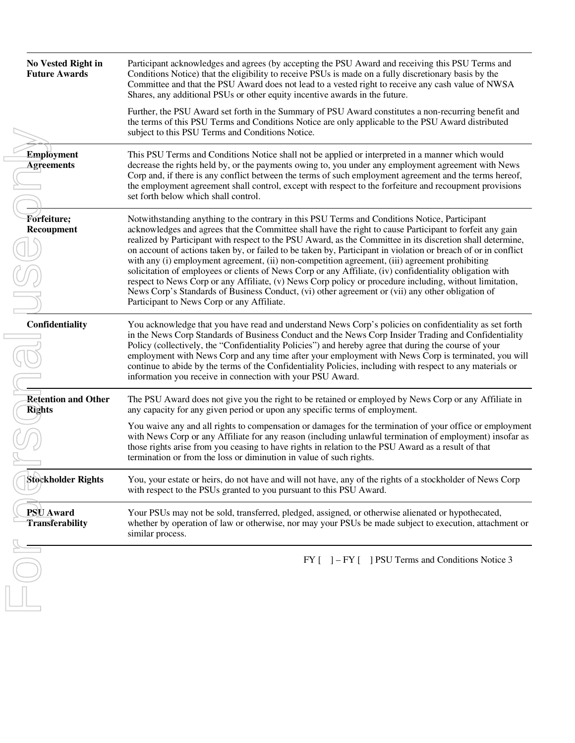| | |
|---|---|
| **No Vested Right in Future Awards** | Participant acknowledges and agrees (by accepting the PSU Award and receiving this PSU Terms and Conditions Notice) that the eligibility to receive PSUs is made on a fully discretionary basis by the Committee and that the PSU Award does not lead to a vested right to receive any cash value of NWSA Shares, any additional PSUs or other equity incentive awards in the future.<br><br>Further, the PSU Award set forth in the Summary of PSU Award constitutes a non-recurring benefit and the terms of this PSU Terms and Conditions Notice are only applicable to the PSU Award distributed subject to this PSU Terms and Conditions Notice. |
| **Employment Agreements** | This PSU Terms and Conditions Notice shall not be applied or interpreted in a manner which would decrease the rights held by, or the payments owing to, you under any employment agreement with News Corp and, if there is any conflict between the terms of such employment agreement and the terms hereof, the employment agreement shall control, except with respect to the forfeiture and recoupment provisions set forth below which shall control. |
| **Forfeiture; Recoupment** | Notwithstanding anything to the contrary in this PSU Terms and Conditions Notice, Participant acknowledges and agrees that the Committee shall have the right to cause Participant to forfeit any gain realized by Participant with respect to the PSU Award, as the Committee in its discretion shall determine, on account of actions taken by, or failed to be taken by, Participant in violation or breach of or in conflict with any (i) employment agreement, (ii) non-competition agreement, (iii) agreement prohibiting solicitation of employees or clients of News Corp or any Affiliate, (iv) confidentiality obligation with respect to News Corp or any Affiliate, (v) News Corp policy or procedure including, without limitation, News Corp's Standards of Business Conduct, (vi) other agreement or (vii) any other obligation of Participant to News Corp or any Affiliate. |
| **Confidentiality** | You acknowledge that you have read and understand News Corp's policies on confidentiality as set forth in the News Corp Standards of Business Conduct and the News Corp Insider Trading and Confidentiality Policy (collectively, the "Confidentiality Policies") and hereby agree that during the course of your employment with News Corp and any time after your employment with News Corp is terminated, you will continue to abide by the terms of the Confidentiality Policies, including with respect to any materials or information you receive in connection with your PSU Award. |
| **Retention and Other Rights** | The PSU Award does not give you the right to be retained or employed by News Corp or any Affiliate in any capacity for any given period or upon any specific terms of employment.<br><br>You waive any and all rights to compensation or damages for the termination of your office or employment with News Corp or any Affiliate for any reason (including unlawful termination of employment) insofar as those rights arise from you ceasing to have rights in relation to the PSU Award as a result of that termination or from the loss or diminution in value of such rights. |
| **Stockholder Rights** | You, your estate or heirs, do not have and will not have, any of the rights of a stockholder of News Corp with respect to the PSUs granted to you pursuant to this PSU Award. |
| **PSU Award Transferability** | Your PSUs may not be sold, transferred, pledged, assigned, or otherwise alienated or hypothecated, whether by operation of law or otherwise, nor may your PSUs be made subject to execution, attachment or similar process. |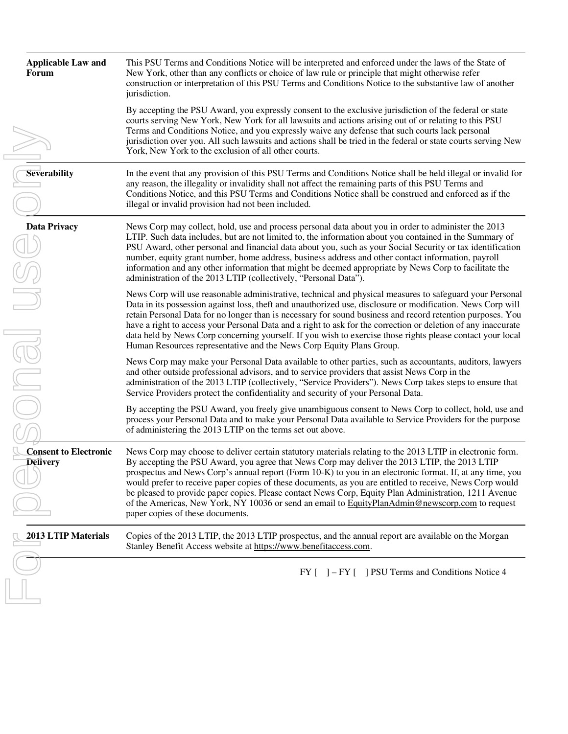| | |
|---|---|
| **Applicable Law and Forum** | This PSU Terms and Conditions Notice will be interpreted and enforced under the laws of the State of New York, other than any conflicts or choice of law rule or principle that might otherwise refer construction or interpretation of this PSU Terms and Conditions Notice to the substantive law of another jurisdiction.<br><br>By accepting the PSU Award, you expressly consent to the exclusive jurisdiction of the federal or state courts serving New York, New York for all lawsuits and actions arising out of or relating to this PSU Terms and Conditions Notice, and you expressly waive any defense that such courts lack personal jurisdiction over you. All such lawsuits and actions shall be tried in the federal or state courts serving New York, New York to the exclusion of all other courts. |
| **Severability** | In the event that any provision of this PSU Terms and Conditions Notice shall be held illegal or invalid for any reason, the illegality or invalidity shall not affect the remaining parts of this PSU Terms and Conditions Notice, and this PSU Terms and Conditions Notice shall be construed and enforced as if the illegal or invalid provision had not been included. |
| **Data Privacy** | News Corp may collect, hold, use and process personal data about you in order to administer the 2013 LTIP. Such data includes, but are not limited to, the information about you contained in the Summary of PSU Award, other personal and financial data about you, such as your Social Security or tax identification number, equity grant number, home address, business address and other contact information, payroll information and any other information that might be deemed appropriate by News Corp to facilitate the administration of the 2013 LTIP (collectively, "Personal Data").<br><br>News Corp will use reasonable administrative, technical and physical measures to safeguard your Personal Data in its possession against loss, theft and unauthorized use, disclosure or modification. News Corp will retain Personal Data for no longer than is necessary for sound business and record retention purposes. You have a right to access your Personal Data and a right to ask for the correction or deletion of any inaccurate data held by News Corp concerning yourself. If you wish to exercise those rights please contact your local Human Resources representative and the News Corp Equity Plans Group.<br><br>News Corp may make your Personal Data available to other parties, such as accountants, auditors, lawyers and other outside professional advisors, and to service providers that assist News Corp in the administration of the 2013 LTIP (collectively, "Service Providers"). News Corp takes steps to ensure that Service Providers protect the confidentiality and security of your Personal Data.<br><br>By accepting the PSU Award, you freely give unambiguous consent to News Corp to collect, hold, use and process your Personal Data and to make your Personal Data available to Service Providers for the purpose of administering the 2013 LTIP on the terms set out above. |
| **Consent to Electronic Delivery** | News Corp may choose to deliver certain statutory materials relating to the 2013 LTIP in electronic form. By accepting the PSU Award, you agree that News Corp may deliver the 2013 LTIP, the 2013 LTIP prospectus and News Corp's annual report (Form 10-K) to you in an electronic format. If, at any time, you would prefer to receive paper copies of these documents, as you are entitled to receive, News Corp would be pleased to provide paper copies. Please contact News Corp, Equity Plan Administration, 1211 Avenue of the Americas, New York, NY 10036 or send an email to EquityPlanAdmin@newscorp.com to request paper copies of these documents. |
| **2013 LTIP Materials** | Copies of the 2013 LTIP, the 2013 LTIP prospectus, and the annual report are available on the Morgan Stanley Benefit Access website at https://www.benefitaccess.com. |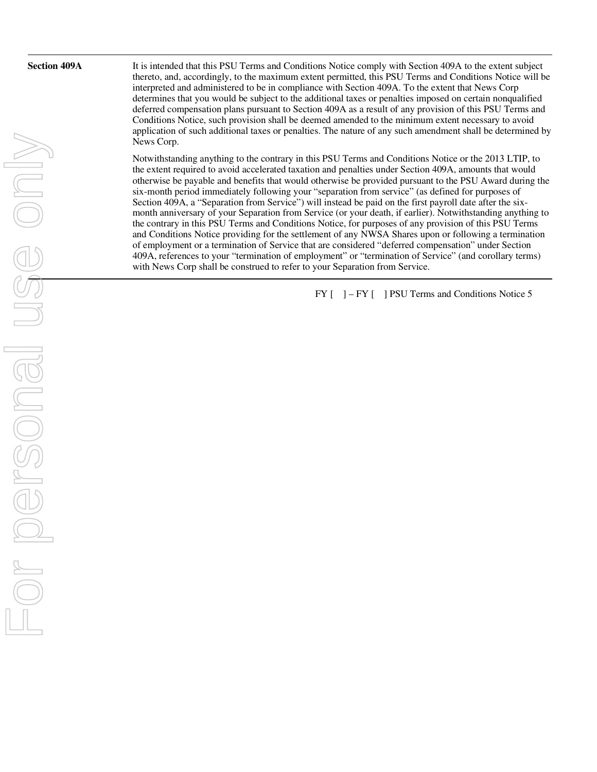**Section 409A**

It is intended that this PSU Terms and Conditions Notice comply with Section 409A to the extent subject thereto, and, accordingly, to the maximum extent permitted, this PSU Terms and Conditions Notice will be interpreted and administered to be in compliance with Section 409A. To the extent that News Corp determines that you would be subject to the additional taxes or penalties imposed on certain nonqualified deferred compensation plans pursuant to Section 409A as a result of any provision of this PSU Terms and Conditions Notice, such provision shall be deemed amended to the minimum extent necessary to avoid application of such additional taxes or penalties. The nature of any such amendment shall be determined by News Corp.

Notwithstanding anything to the contrary in this PSU Terms and Conditions Notice or the 2013 LTIP, to the extent required to avoid accelerated taxation and penalties under Section 409A, amounts that would otherwise be payable and benefits that would otherwise be provided pursuant to the PSU Award during the six-month period immediately following your "separation from service" (as defined for purposes of Section 409A, a "Separation from Service") will instead be paid on the first payroll date after the six-month anniversary of your Separation from Service (or your death, if earlier). Notwithstanding anything to the contrary in this PSU Terms and Conditions Notice, for purposes of any provision of this PSU Terms and Conditions Notice providing for the settlement of any NWSA Shares upon or following a termination of employment or a termination of Service that are considered "deferred compensation" under Section 409A, references to your "termination of employment" or "termination of Service" (and corollary terms) with News Corp shall be construed to refer to your Separation from Service.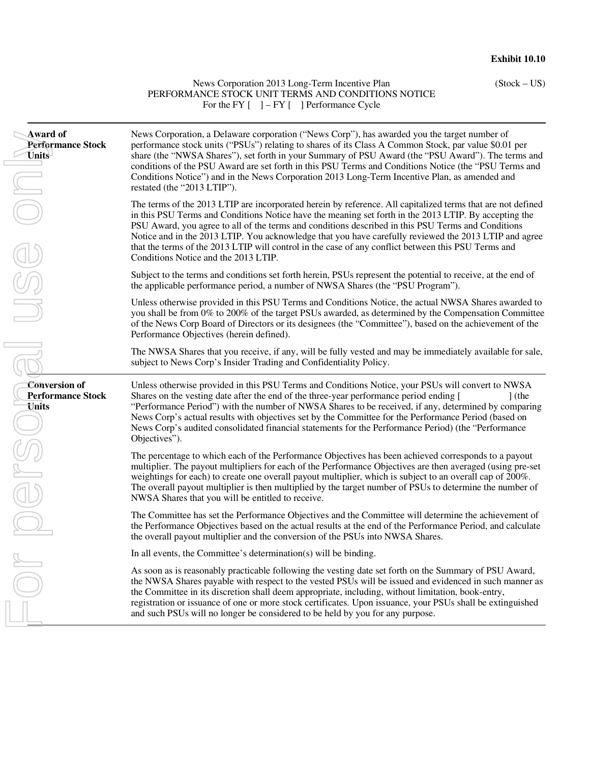**Exhibit 10.10**

News Corporation 2013 Long-Term Incentive Plan (Stock – US)
PERFORMANCE STOCK UNIT TERMS AND CONDITIONS NOTICE
For the FY [ ] – FY [ ] Performance Cycle

---

**Award of Performance Stock Units**

News Corporation, a Delaware corporation ("News Corp"), has awarded you the target number of performance stock units ("PSUs") relating to shares of its Class A Common Stock, par value $0.01 per share (the "NWSA Shares"), set forth in your Summary of PSU Award (the "PSU Award"). The terms and conditions of the PSU Award are set forth in this PSU Terms and Conditions Notice (the "PSU Terms and Conditions Notice") and in the News Corporation 2013 Long-Term Incentive Plan, as amended and restated (the "2013 LTIP").

The terms of the 2013 LTIP are incorporated herein by reference. All capitalized terms that are not defined in this PSU Terms and Conditions Notice have the meaning set forth in the 2013 LTIP. By accepting the PSU Award, you agree to all of the terms and conditions described in this PSU Terms and Conditions Notice and in the 2013 LTIP. You acknowledge that you have carefully reviewed the 2013 LTIP and agree that the terms of the 2013 LTIP will control in the case of any conflict between this PSU Terms and Conditions Notice and the 2013 LTIP.

Subject to the terms and conditions set forth herein, PSUs represent the potential to receive, at the end of the applicable performance period, a number of NWSA Shares (the "PSU Program").

Unless otherwise provided in this PSU Terms and Conditions Notice, the actual NWSA Shares awarded to you shall be from 0% to 200% of the target PSUs awarded, as determined by the Compensation Committee of the News Corp Board of Directors or its designees (the "Committee"), based on the achievement of the Performance Objectives (herein defined).

The NWSA Shares that you receive, if any, will be fully vested and may be immediately available for sale, subject to News Corp's Insider Trading and Confidentiality Policy.

---

**Conversion of Performance Stock Units**

Unless otherwise provided in this PSU Terms and Conditions Notice, your PSUs will convert to NWSA Shares on the vesting date after the end of the three-year performance period ending [ ] (the "Performance Period") with the number of NWSA Shares to be received, if any, determined by comparing News Corp's actual results with objectives set by the Committee for the Performance Period (based on News Corp's audited consolidated financial statements for the Performance Period) (the "Performance Objectives").

The percentage to which each of the Performance Objectives has been achieved corresponds to a payout multiplier. The payout multipliers for each of the Performance Objectives are then averaged (using pre-set weightings for each) to create one overall payout multiplier, which is subject to an overall cap of 200%. The overall payout multiplier is then multiplied by the target number of PSUs to determine the number of NWSA Shares that you will be entitled to receive.

The Committee has set the Performance Objectives and the Committee will determine the achievement of the Performance Objectives based on the actual results at the end of the Performance Period, and calculate the overall payout multiplier and the conversion of the PSUs into NWSA Shares.

In all events, the Committee's determination(s) will be binding.

As soon as is reasonably practicable following the vesting date set forth on the Summary of PSU Award, the NWSA Shares payable with respect to the vested PSUs will be issued and evidenced in such manner as the Committee in its discretion shall deem appropriate, including, without limitation, book-entry, registration or issuance of one or more stock certificates. Upon issuance, your PSUs shall be extinguished and such PSUs will no longer be considered to be held by you for any purpose.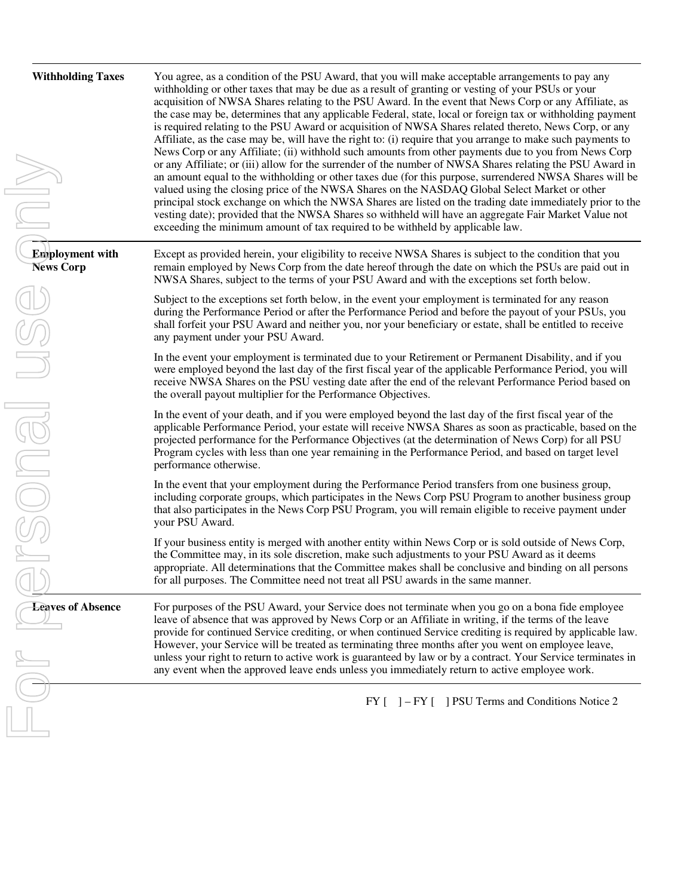| | |
|---|---|
| **Withholding Taxes** | You agree, as a condition of the PSU Award, that you will make acceptable arrangements to pay any withholding or other taxes that may be due as a result of granting or vesting of your PSUs or your acquisition of NWSA Shares relating to the PSU Award. In the event that News Corp or any Affiliate, as the case may be, determines that any applicable Federal, state, local or foreign tax or withholding payment is required relating to the PSU Award or acquisition of NWSA Shares related thereto, News Corp, or any Affiliate, as the case may be, will have the right to: (i) require that you arrange to make such payments to News Corp or any Affiliate; (ii) withhold such amounts from other payments due to you from News Corp or any Affiliate; or (iii) allow for the surrender of the number of NWSA Shares relating the PSU Award in an amount equal to the withholding or other taxes due (for this purpose, surrendered NWSA Shares will be valued using the closing price of the NWSA Shares on the NASDAQ Global Select Market or other principal stock exchange on which the NWSA Shares are listed on the trading date immediately prior to the vesting date); provided that the NWSA Shares so withheld will have an aggregate Fair Market Value not exceeding the minimum amount of tax required to be withheld by applicable law. |
| **Employment with News Corp** | Except as provided herein, your eligibility to receive NWSA Shares is subject to the condition that you remain employed by News Corp from the date hereof through the date on which the PSUs are paid out in NWSA Shares, subject to the terms of your PSU Award and with the exceptions set forth below.<br><br>Subject to the exceptions set forth below, in the event your employment is terminated for any reason during the Performance Period or after the Performance Period and before the payout of your PSUs, you shall forfeit your PSU Award and neither you, nor your beneficiary or estate, shall be entitled to receive any payment under your PSU Award.<br><br>In the event your employment is terminated due to your Retirement or Permanent Disability, and if you were employed beyond the last day of the first fiscal year of the applicable Performance Period, you will receive NWSA Shares on the PSU vesting date after the end of the relevant Performance Period based on the overall payout multiplier for the Performance Objectives.<br><br>In the event of your death, and if you were employed beyond the last day of the first fiscal year of the applicable Performance Period, your estate will receive NWSA Shares as soon as practicable, based on the projected performance for the Performance Objectives (at the determination of News Corp) for all PSU Program cycles with less than one year remaining in the Performance Period, and based on target level performance otherwise.<br><br>In the event that your employment during the Performance Period transfers from one business group, including corporate groups, which participates in the News Corp PSU Program to another business group that also participates in the News Corp PSU Program, you will remain eligible to receive payment under your PSU Award.<br><br>If your business entity is merged with another entity within News Corp or is sold outside of News Corp, the Committee may, in its sole discretion, make such adjustments to your PSU Award as it deems appropriate. All determinations that the Committee makes shall be conclusive and binding on all persons for all purposes. The Committee need not treat all PSU awards in the same manner. |
| **Leaves of Absence** | For purposes of the PSU Award, your Service does not terminate when you go on a bona fide employee leave of absence that was approved by News Corp or an Affiliate in writing, if the terms of the leave provide for continued Service crediting, or when continued Service crediting is required by applicable law. However, your Service will be treated as terminating three months after you went on employee leave, unless your right to return to active work is guaranteed by law or by a contract. Your Service terminates in any event when the approved leave ends unless you immediately return to active employee work. |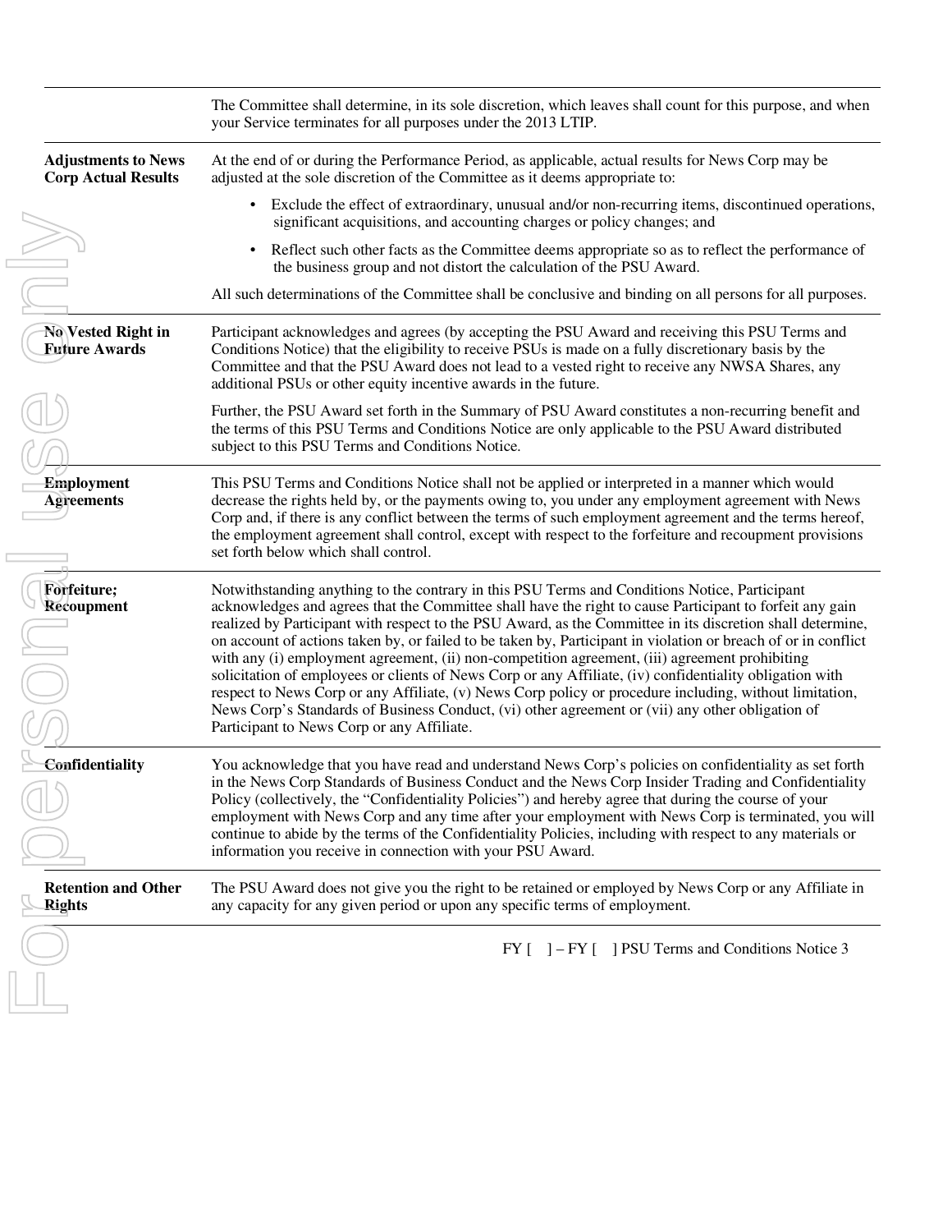| | |
|---|---|
| | The Committee shall determine, in its sole discretion, which leaves shall count for this purpose, and when your Service terminates for all purposes under the 2013 LTIP. |
| **Adjustments to News Corp Actual Results** | At the end of or during the Performance Period, as applicable, actual results for News Corp may be adjusted at the sole discretion of the Committee as it deems appropriate to:<br><br>• Exclude the effect of extraordinary, unusual and/or non-recurring items, discontinued operations, significant acquisitions, and accounting charges or policy changes; and<br><br>• Reflect such other facts as the Committee deems appropriate so as to reflect the performance of the business group and not distort the calculation of the PSU Award.<br><br>All such determinations of the Committee shall be conclusive and binding on all persons for all purposes. |
| **No Vested Right in Future Awards** | Participant acknowledges and agrees (by accepting the PSU Award and receiving this PSU Terms and Conditions Notice) that the eligibility to receive PSUs is made on a fully discretionary basis by the Committee and that the PSU Award does not lead to a vested right to receive any NWSA Shares, any additional PSUs or other equity incentive awards in the future.<br><br>Further, the PSU Award set forth in the Summary of PSU Award constitutes a non-recurring benefit and the terms of this PSU Terms and Conditions Notice are only applicable to the PSU Award distributed subject to this PSU Terms and Conditions Notice. |
| **Employment Agreements** | This PSU Terms and Conditions Notice shall not be applied or interpreted in a manner which would decrease the rights held by, or the payments owing to, you under any employment agreement with News Corp and, if there is any conflict between the terms of such employment agreement and the terms hereof, the employment agreement shall control, except with respect to the forfeiture and recoupment provisions set forth below which shall control. |
| **Forfeiture; Recoupment** | Notwithstanding anything to the contrary in this PSU Terms and Conditions Notice, Participant acknowledges and agrees that the Committee shall have the right to cause Participant to forfeit any gain realized by Participant with respect to the PSU Award, as the Committee in its discretion shall determine, on account of actions taken by, or failed to be taken by, Participant in violation or breach of or in conflict with any (i) employment agreement, (ii) non-competition agreement, (iii) agreement prohibiting solicitation of employees or clients of News Corp or any Affiliate, (iv) confidentiality obligation with respect to News Corp or any Affiliate, (v) News Corp policy or procedure including, without limitation, News Corp's Standards of Business Conduct, (vi) other agreement or (vii) any other obligation of Participant to News Corp or any Affiliate. |
| **Confidentiality** | You acknowledge that you have read and understand News Corp's policies on confidentiality as set forth in the News Corp Standards of Business Conduct and the News Corp Insider Trading and Confidentiality Policy (collectively, the "Confidentiality Policies") and hereby agree that during the course of your employment with News Corp and any time after your employment with News Corp is terminated, you will continue to abide by the terms of the Confidentiality Policies, including with respect to any materials or information you receive in connection with your PSU Award. |
| **Retention and Other Rights** | The PSU Award does not give you the right to be retained or employed by News Corp or any Affiliate in any capacity for any given period or upon any specific terms of employment. |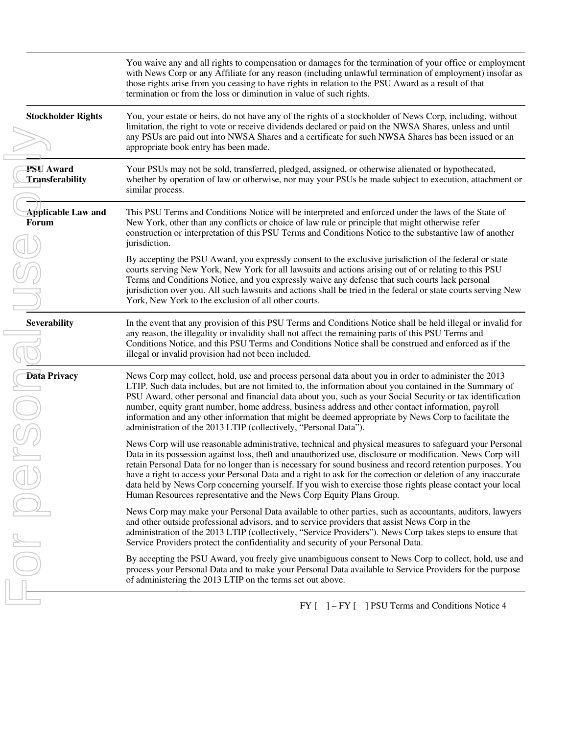| | |
|---|---|
| | You waive any and all rights to compensation or damages for the termination of your office or employment with News Corp or any Affiliate for any reason (including unlawful termination of employment) insofar as those rights arise from you ceasing to have rights in relation to the PSU Award as a result of that termination or from the loss or diminution in value of such rights. |
| **Stockholder Rights** | You, your estate or heirs, do not have any of the rights of a stockholder of News Corp, including, without limitation, the right to vote or receive dividends declared or paid on the NWSA Shares, unless and until any PSUs are paid out into NWSA Shares and a certificate for such NWSA Shares has been issued or an appropriate book entry has been made. |
| **PSU Award Transferability** | Your PSUs may not be sold, transferred, pledged, assigned, or otherwise alienated or hypothecated, whether by operation of law or otherwise, nor may your PSUs be made subject to execution, attachment or similar process. |
| **Applicable Law and Forum** | This PSU Terms and Conditions Notice will be interpreted and enforced under the laws of the State of New York, other than any conflicts or choice of law rule or principle that might otherwise refer construction or interpretation of this PSU Terms and Conditions Notice to the substantive law of another jurisdiction.<br><br>By accepting the PSU Award, you expressly consent to the exclusive jurisdiction of the federal or state courts serving New York, New York for all lawsuits and actions arising out of or relating to this PSU Terms and Conditions Notice, and you expressly waive any defense that such courts lack personal jurisdiction over you. All such lawsuits and actions shall be tried in the federal or state courts serving New York, New York to the exclusion of all other courts. |
| **Severability** | In the event that any provision of this PSU Terms and Conditions Notice shall be held illegal or invalid for any reason, the illegality or invalidity shall not affect the remaining parts of this PSU Terms and Conditions Notice, and this PSU Terms and Conditions Notice shall be construed and enforced as if the illegal or invalid provision had not been included. |
| **Data Privacy** | News Corp may collect, hold, use and process personal data about you in order to administer the 2013 LTIP. Such data includes, but are not limited to, the information about you contained in the Summary of PSU Award, other personal and financial data about you, such as your Social Security or tax identification number, equity grant number, home address, business address and other contact information, payroll information and any other information that might be deemed appropriate by News Corp to facilitate the administration of the 2013 LTIP (collectively, "Personal Data").<br><br>News Corp will use reasonable administrative, technical and physical measures to safeguard your Personal Data in its possession against loss, theft and unauthorized use, disclosure or modification. News Corp will retain Personal Data for no longer than is necessary for sound business and record retention purposes. You have a right to access your Personal Data and a right to ask for the correction or deletion of any inaccurate data held by News Corp concerning yourself. If you wish to exercise those rights please contact your local Human Resources representative and the News Corp Equity Plans Group.<br><br>News Corp may make your Personal Data available to other parties, such as accountants, auditors, lawyers and other outside professional advisors, and to service providers that assist News Corp in the administration of the 2013 LTIP (collectively, "Service Providers"). News Corp takes steps to ensure that Service Providers protect the confidentiality and security of your Personal Data.<br><br>By accepting the PSU Award, you freely give unambiguous consent to News Corp to collect, hold, use and process your Personal Data and to make your Personal Data available to Service Providers for the purpose of administering the 2013 LTIP on the terms set out above. |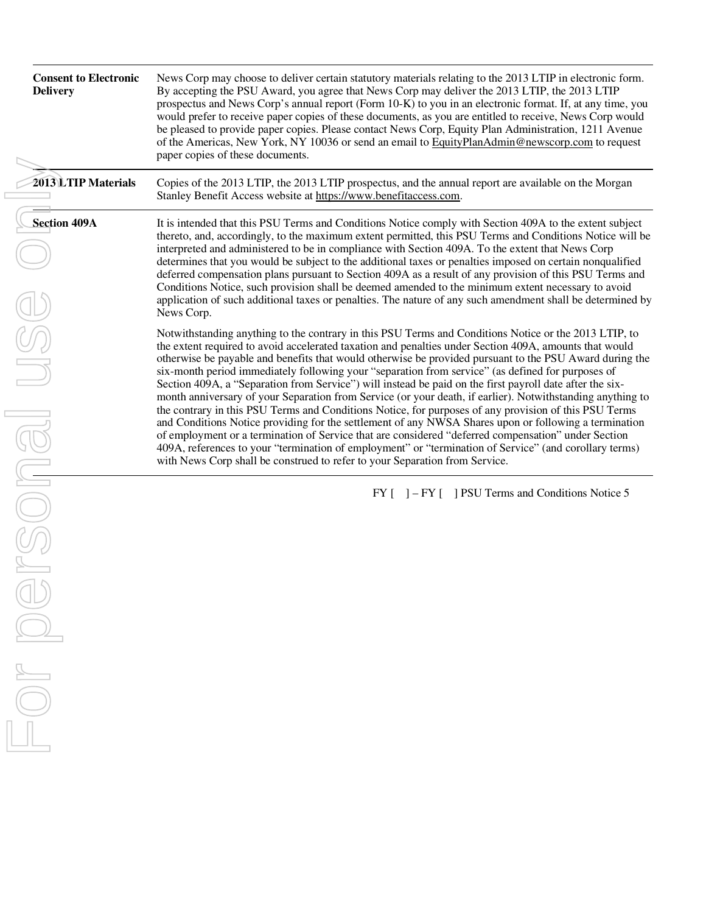| | |
|---|---|
| **Consent to Electronic Delivery** | News Corp may choose to deliver certain statutory materials relating to the 2013 LTIP in electronic form. By accepting the PSU Award, you agree that News Corp may deliver the 2013 LTIP, the 2013 LTIP prospectus and News Corp's annual report (Form 10-K) to you in an electronic format. If, at any time, you would prefer to receive paper copies of these documents, as you are entitled to receive, News Corp would be pleased to provide paper copies. Please contact News Corp, Equity Plan Administration, 1211 Avenue of the Americas, New York, NY 10036 or send an email to EquityPlanAdmin@newscorp.com to request paper copies of these documents. |
| **2013 LTIP Materials** | Copies of the 2013 LTIP, the 2013 LTIP prospectus, and the annual report are available on the Morgan Stanley Benefit Access website at https://www.benefitaccess.com. |
| **Section 409A** | It is intended that this PSU Terms and Conditions Notice comply with Section 409A to the extent subject thereto, and, accordingly, to the maximum extent permitted, this PSU Terms and Conditions Notice will be interpreted and administered to be in compliance with Section 409A. To the extent that News Corp determines that you would be subject to the additional taxes or penalties imposed on certain nonqualified deferred compensation plans pursuant to Section 409A as a result of any provision of this PSU Terms and Conditions Notice, such provision shall be deemed amended to the minimum extent necessary to avoid application of such additional taxes or penalties. The nature of any such amendment shall be determined by News Corp.<br><br>Notwithstanding anything to the contrary in this PSU Terms and Conditions Notice or the 2013 LTIP, to the extent required to avoid accelerated taxation and penalties under Section 409A, amounts that would otherwise be payable and benefits that would otherwise be provided pursuant to the PSU Award during the six-month period immediately following your "separation from service" (as defined for purposes of Section 409A, a "Separation from Service") will instead be paid on the first payroll date after the six-month anniversary of your Separation from Service (or your death, if earlier). Notwithstanding anything to the contrary in this PSU Terms and Conditions Notice, for purposes of any provision of this PSU Terms and Conditions Notice providing for the settlement of any NWSA Shares upon or following a termination of employment or a termination of Service that are considered "deferred compensation" under Section 409A, references to your "termination of employment" or "termination of Service" (and corollary terms) with News Corp shall be construed to refer to your Separation from Service. |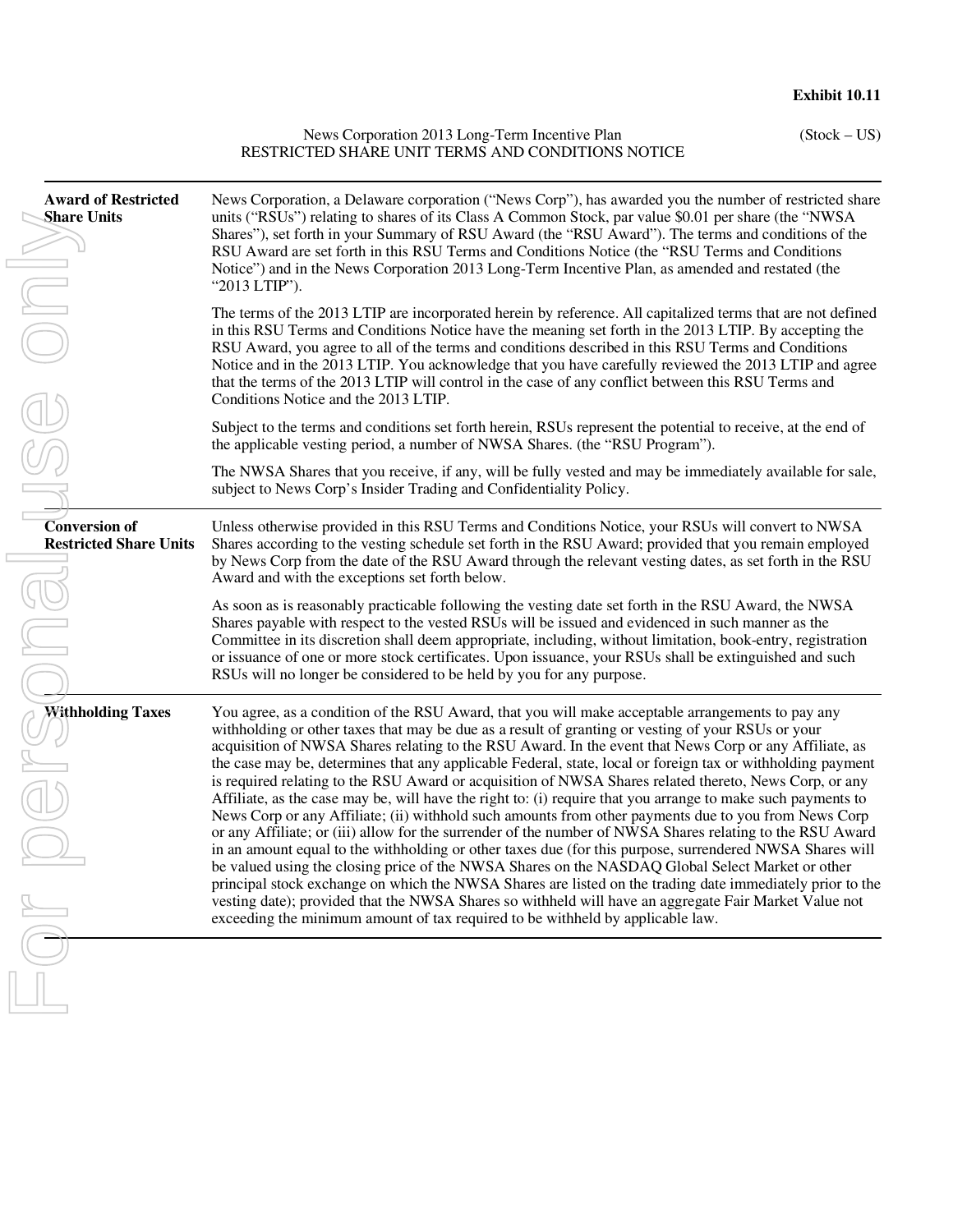**Exhibit 10.11**

News Corporation 2013 Long-Term Incentive Plan
RESTRICTED SHARE UNIT TERMS AND CONDITIONS NOTICE

(Stock – US)

**Award of Restricted Share Units**

News Corporation, a Delaware corporation ("News Corp"), has awarded you the number of restricted share units ("RSUs") relating to shares of its Class A Common Stock, par value $0.01 per share (the "NWSA Shares"), set forth in your Summary of RSU Award (the "RSU Award"). The terms and conditions of the RSU Award are set forth in this RSU Terms and Conditions Notice (the "RSU Terms and Conditions Notice") and in the News Corporation 2013 Long-Term Incentive Plan, as amended and restated (the "2013 LTIP").

The terms of the 2013 LTIP are incorporated herein by reference. All capitalized terms that are not defined in this RSU Terms and Conditions Notice have the meaning set forth in the 2013 LTIP. By accepting the RSU Award, you agree to all of the terms and conditions described in this RSU Terms and Conditions Notice and in the 2013 LTIP. You acknowledge that you have carefully reviewed the 2013 LTIP and agree that the terms of the 2013 LTIP will control in the case of any conflict between this RSU Terms and Conditions Notice and the 2013 LTIP.

Subject to the terms and conditions set forth herein, RSUs represent the potential to receive, at the end of the applicable vesting period, a number of NWSA Shares. (the "RSU Program").

The NWSA Shares that you receive, if any, will be fully vested and may be immediately available for sale, subject to News Corp's Insider Trading and Confidentiality Policy.

**Conversion of Restricted Share Units**

Unless otherwise provided in this RSU Terms and Conditions Notice, your RSUs will convert to NWSA Shares according to the vesting schedule set forth in the RSU Award; provided that you remain employed by News Corp from the date of the RSU Award through the relevant vesting dates, as set forth in the RSU Award and with the exceptions set forth below.

As soon as is reasonably practicable following the vesting date set forth in the RSU Award, the NWSA Shares payable with respect to the vested RSUs will be issued and evidenced in such manner as the Committee in its discretion shall deem appropriate, including, without limitation, book-entry, registration or issuance of one or more stock certificates. Upon issuance, your RSUs shall be extinguished and such RSUs will no longer be considered to be held by you for any purpose.

**Withholding Taxes**

You agree, as a condition of the RSU Award, that you will make acceptable arrangements to pay any withholding or other taxes that may be due as a result of granting or vesting of your RSUs or your acquisition of NWSA Shares relating to the RSU Award. In the event that News Corp or any Affiliate, as the case may be, determines that any applicable Federal, state, local or foreign tax or withholding payment is required relating to the RSU Award or acquisition of NWSA Shares related thereto, News Corp, or any Affiliate, as the case may be, will have the right to: (i) require that you arrange to make such payments to News Corp or any Affiliate; (ii) withhold such amounts from other payments due to you from News Corp or any Affiliate; or (iii) allow for the surrender of the number of NWSA Shares relating to the RSU Award in an amount equal to the withholding or other taxes due (for this purpose, surrendered NWSA Shares will be valued using the closing price of the NWSA Shares on the NASDAQ Global Select Market or other principal stock exchange on which the NWSA Shares are listed on the trading date immediately prior to the vesting date); provided that the NWSA Shares so withheld will have an aggregate Fair Market Value not exceeding the minimum amount of tax required to be withheld by applicable law.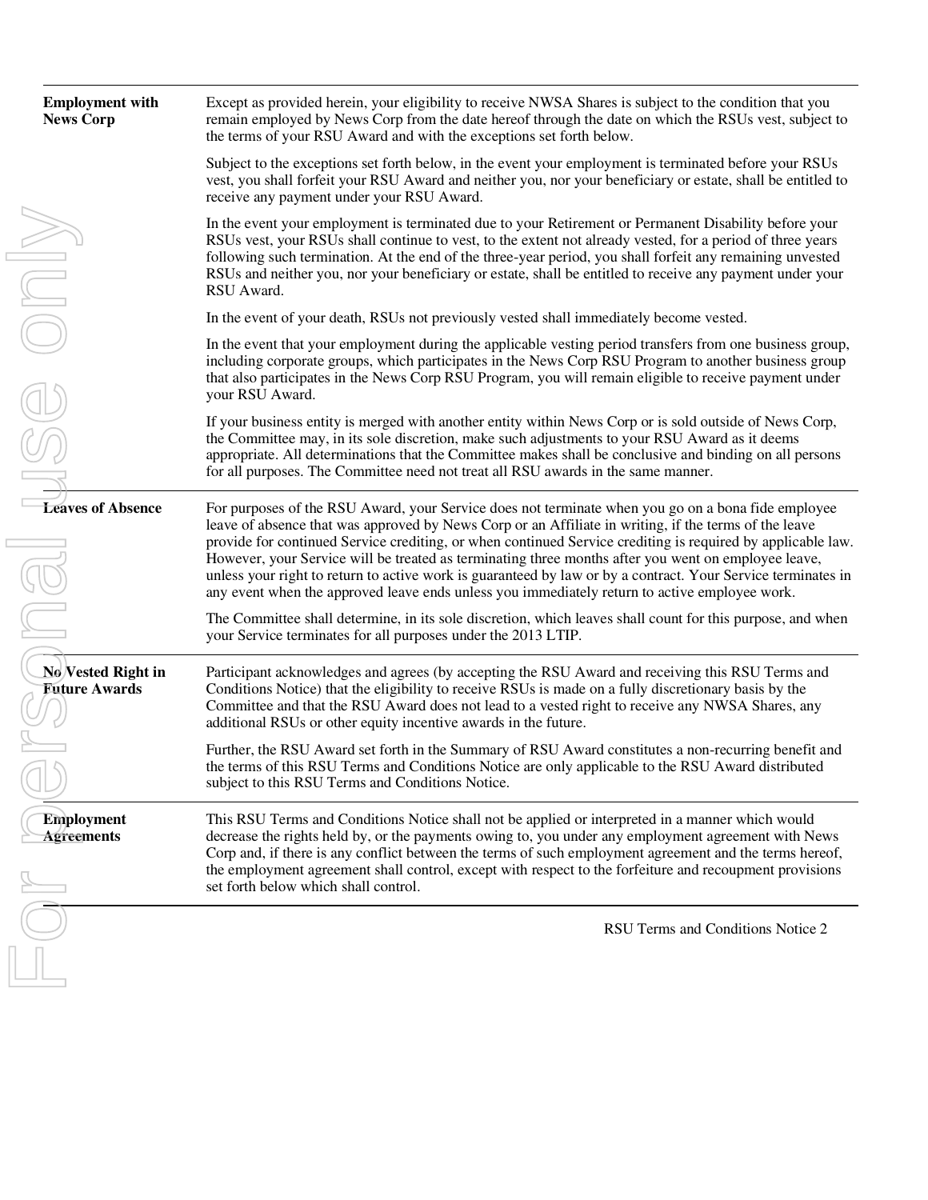| | |
|---|---|
| **Employment with News Corp** | Except as provided herein, your eligibility to receive NWSA Shares is subject to the condition that you remain employed by News Corp from the date hereof through the date on which the RSUs vest, subject to the terms of your RSU Award and with the exceptions set forth below.<br><br>Subject to the exceptions set forth below, in the event your employment is terminated before your RSUs vest, you shall forfeit your RSU Award and neither you, nor your beneficiary or estate, shall be entitled to receive any payment under your RSU Award.<br><br>In the event your employment is terminated due to your Retirement or Permanent Disability before your RSUs vest, your RSUs shall continue to vest, to the extent not already vested, for a period of three years following such termination. At the end of the three-year period, you shall forfeit any remaining unvested RSUs and neither you, nor your beneficiary or estate, shall be entitled to receive any payment under your RSU Award.<br><br>In the event of your death, RSUs not previously vested shall immediately become vested.<br><br>In the event that your employment during the applicable vesting period transfers from one business group, including corporate groups, which participates in the News Corp RSU Program to another business group that also participates in the News Corp RSU Program, you will remain eligible to receive payment under your RSU Award.<br><br>If your business entity is merged with another entity within News Corp or is sold outside of News Corp, the Committee may, in its sole discretion, make such adjustments to your RSU Award as it deems appropriate. All determinations that the Committee makes shall be conclusive and binding on all persons for all purposes. The Committee need not treat all RSU awards in the same manner. |
| **Leaves of Absence** | For purposes of the RSU Award, your Service does not terminate when you go on a bona fide employee leave of absence that was approved by News Corp or an Affiliate in writing, if the terms of the leave provide for continued Service crediting, or when continued Service crediting is required by applicable law. However, your Service will be treated as terminating three months after you went on employee leave, unless your right to return to active work is guaranteed by law or by a contract. Your Service terminates in any event when the approved leave ends unless you immediately return to active employee work.<br><br>The Committee shall determine, in its sole discretion, which leaves shall count for this purpose, and when your Service terminates for all purposes under the 2013 LTIP. |
| **No Vested Right in Future Awards** | Participant acknowledges and agrees (by accepting the RSU Award and receiving this RSU Terms and Conditions Notice) that the eligibility to receive RSUs is made on a fully discretionary basis by the Committee and that the RSU Award does not lead to a vested right to receive any NWSA Shares, any additional RSUs or other equity incentive awards in the future.<br><br>Further, the RSU Award set forth in the Summary of RSU Award constitutes a non-recurring benefit and the terms of this RSU Terms and Conditions Notice are only applicable to the RSU Award distributed subject to this RSU Terms and Conditions Notice. |
| **Employment Agreements** | This RSU Terms and Conditions Notice shall not be applied or interpreted in a manner which would decrease the rights held by, or the payments owing to, you under any employment agreement with News Corp and, if there is any conflict between the terms of such employment agreement and the terms hereof, the employment agreement shall control, except with respect to the forfeiture and recoupment provisions set forth below which shall control. |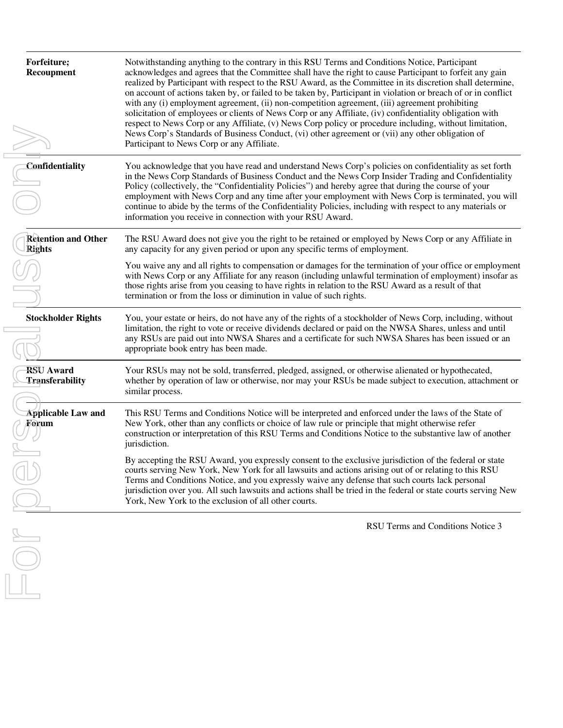| | |
|---|---|
| **Forfeiture; Recoupment** | Notwithstanding anything to the contrary in this RSU Terms and Conditions Notice, Participant acknowledges and agrees that the Committee shall have the right to cause Participant to forfeit any gain realized by Participant with respect to the RSU Award, as the Committee in its discretion shall determine, on account of actions taken by, or failed to be taken by, Participant in violation or breach of or in conflict with any (i) employment agreement, (ii) non-competition agreement, (iii) agreement prohibiting solicitation of employees or clients of News Corp or any Affiliate, (iv) confidentiality obligation with respect to News Corp or any Affiliate, (v) News Corp policy or procedure including, without limitation, News Corp's Standards of Business Conduct, (vi) other agreement or (vii) any other obligation of Participant to News Corp or any Affiliate. |
| **Confidentiality** | You acknowledge that you have read and understand News Corp's policies on confidentiality as set forth in the News Corp Standards of Business Conduct and the News Corp Insider Trading and Confidentiality Policy (collectively, the "Confidentiality Policies") and hereby agree that during the course of your employment with News Corp and any time after your employment with News Corp is terminated, you will continue to abide by the terms of the Confidentiality Policies, including with respect to any materials or information you receive in connection with your RSU Award. |
| **Retention and Other Rights** | The RSU Award does not give you the right to be retained or employed by News Corp or any Affiliate in any capacity for any given period or upon any specific terms of employment.<br><br>You waive any and all rights to compensation or damages for the termination of your office or employment with News Corp or any Affiliate for any reason (including unlawful termination of employment) insofar as those rights arise from you ceasing to have rights in relation to the RSU Award as a result of that termination or from the loss or diminution in value of such rights. |
| **Stockholder Rights** | You, your estate or heirs, do not have any of the rights of a stockholder of News Corp, including, without limitation, the right to vote or receive dividends declared or paid on the NWSA Shares, unless and until any RSUs are paid out into NWSA Shares and a certificate for such NWSA Shares has been issued or an appropriate book entry has been made. |
| **RSU Award Transferability** | Your RSUs may not be sold, transferred, pledged, assigned, or otherwise alienated or hypothecated, whether by operation of law or otherwise, nor may your RSUs be made subject to execution, attachment or similar process. |
| **Applicable Law and Forum** | This RSU Terms and Conditions Notice will be interpreted and enforced under the laws of the State of New York, other than any conflicts or choice of law rule or principle that might otherwise refer construction or interpretation of this RSU Terms and Conditions Notice to the substantive law of another jurisdiction.<br><br>By accepting the RSU Award, you expressly consent to the exclusive jurisdiction of the federal or state courts serving New York, New York for all lawsuits and actions arising out of or relating to this RSU Terms and Conditions Notice, and you expressly waive any defense that such courts lack personal jurisdiction over you. All such lawsuits and actions shall be tried in the federal or state courts serving New York, New York to the exclusion of all other courts. |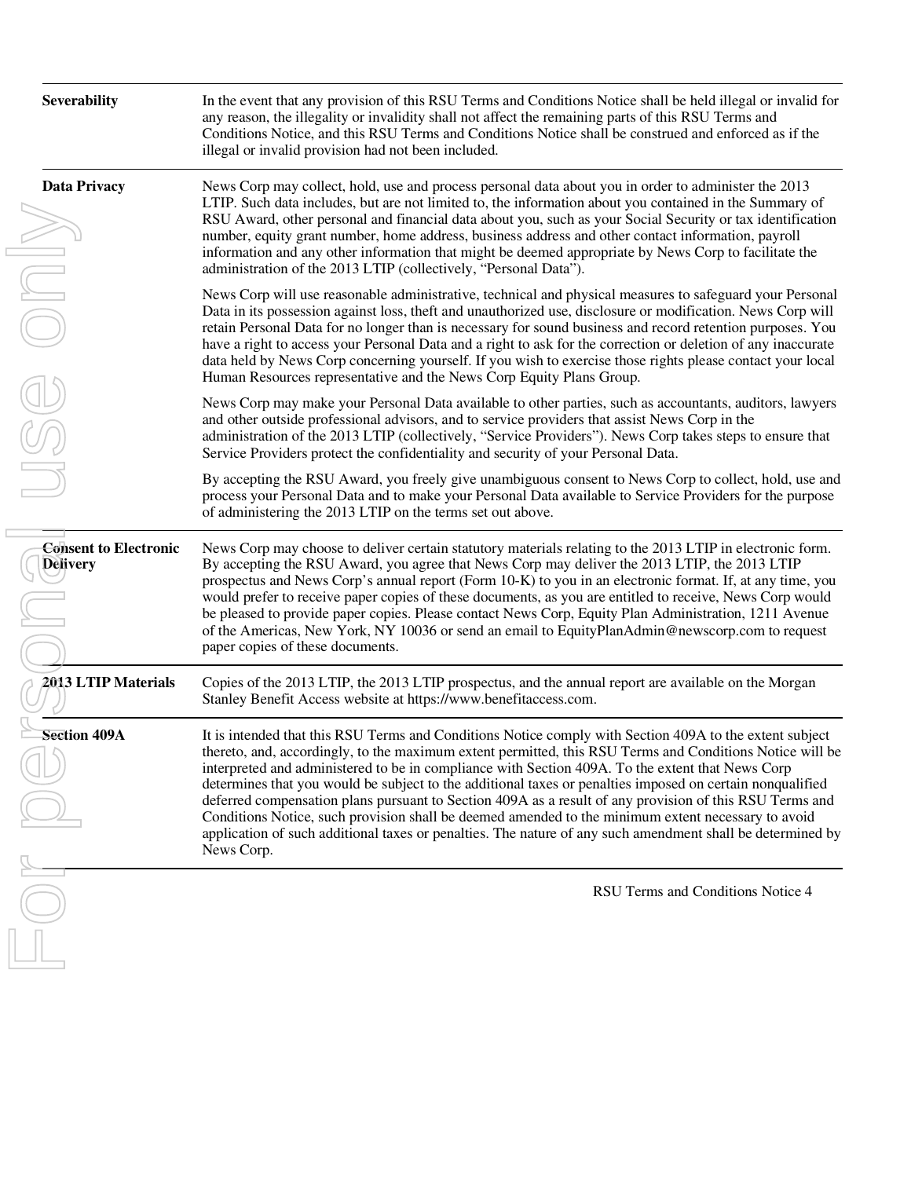| | |
|---|---|
| **Severability** | In the event that any provision of this RSU Terms and Conditions Notice shall be held illegal or invalid for any reason, the illegality or invalidity shall not affect the remaining parts of this RSU Terms and Conditions Notice, and this RSU Terms and Conditions Notice shall be construed and enforced as if the illegal or invalid provision had not been included. |
| **Data Privacy** | News Corp may collect, hold, use and process personal data about you in order to administer the 2013 LTIP. Such data includes, but are not limited to, the information about you contained in the Summary of RSU Award, other personal and financial data about you, such as your Social Security or tax identification number, equity grant number, home address, business address and other contact information, payroll information and any other information that might be deemed appropriate by News Corp to facilitate the administration of the 2013 LTIP (collectively, "Personal Data").<br><br>News Corp will use reasonable administrative, technical and physical measures to safeguard your Personal Data in its possession against loss, theft and unauthorized use, disclosure or modification. News Corp will retain Personal Data for no longer than is necessary for sound business and record retention purposes. You have a right to access your Personal Data and a right to ask for the correction or deletion of any inaccurate data held by News Corp concerning yourself. If you wish to exercise those rights please contact your local Human Resources representative and the News Corp Equity Plans Group.<br><br>News Corp may make your Personal Data available to other parties, such as accountants, auditors, lawyers and other outside professional advisors, and to service providers that assist News Corp in the administration of the 2013 LTIP (collectively, "Service Providers"). News Corp takes steps to ensure that Service Providers protect the confidentiality and security of your Personal Data.<br><br>By accepting the RSU Award, you freely give unambiguous consent to News Corp to collect, hold, use and process your Personal Data and to make your Personal Data available to Service Providers for the purpose of administering the 2013 LTIP on the terms set out above. |
| **Consent to Electronic Delivery** | News Corp may choose to deliver certain statutory materials relating to the 2013 LTIP in electronic form. By accepting the RSU Award, you agree that News Corp may deliver the 2013 LTIP, the 2013 LTIP prospectus and News Corp's annual report (Form 10-K) to you in an electronic format. If, at any time, you would prefer to receive paper copies of these documents, as you are entitled to receive, News Corp would be pleased to provide paper copies. Please contact News Corp, Equity Plan Administration, 1211 Avenue of the Americas, New York, NY 10036 or send an email to EquityPlanAdmin@newscorp.com to request paper copies of these documents. |
| **2013 LTIP Materials** | Copies of the 2013 LTIP, the 2013 LTIP prospectus, and the annual report are available on the Morgan Stanley Benefit Access website at https://www.benefitaccess.com. |
| **Section 409A** | It is intended that this RSU Terms and Conditions Notice comply with Section 409A to the extent subject thereto, and, accordingly, to the maximum extent permitted, this RSU Terms and Conditions Notice will be interpreted and administered to be in compliance with Section 409A. To the extent that News Corp determines that you would be subject to the additional taxes or penalties imposed on certain nonqualified deferred compensation plans pursuant to Section 409A as a result of any provision of this RSU Terms and Conditions Notice, such provision shall be deemed amended to the minimum extent necessary to avoid application of such additional taxes or penalties. The nature of any such amendment shall be determined by News Corp. |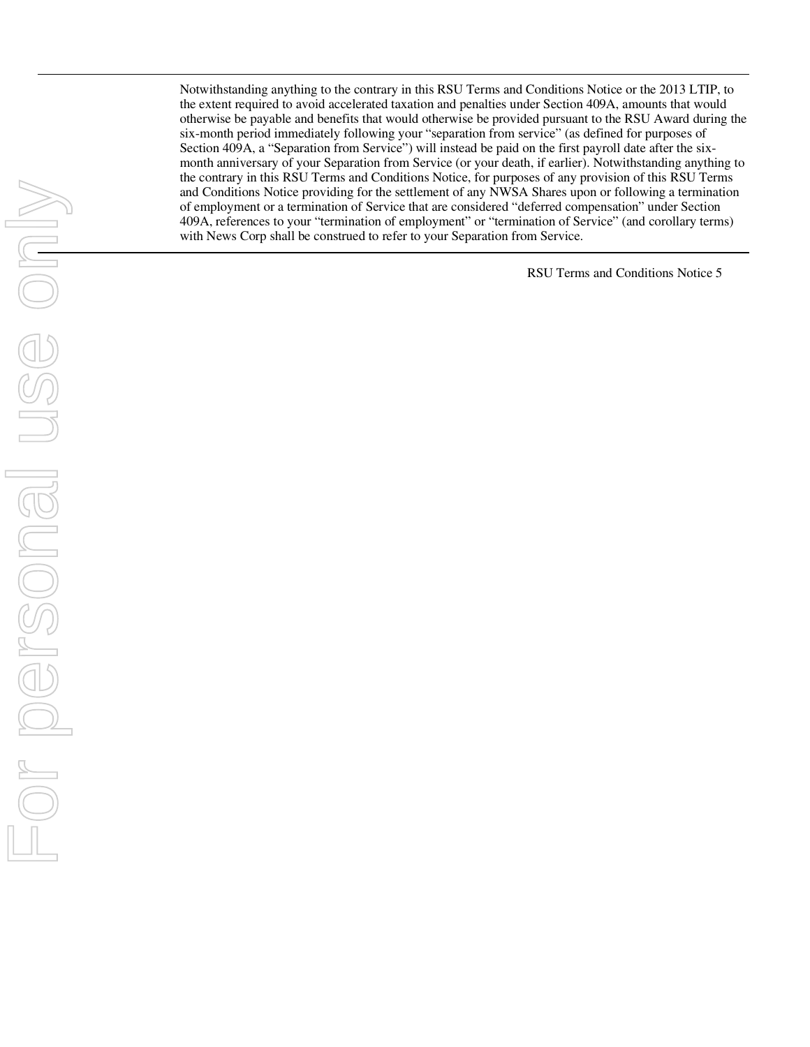Notwithstanding anything to the contrary in this RSU Terms and Conditions Notice or the 2013 LTIP, to the extent required to avoid accelerated taxation and penalties under Section 409A, amounts that would otherwise be payable and benefits that would otherwise be provided pursuant to the RSU Award during the six-month period immediately following your "separation from service" (as defined for purposes of Section 409A, a "Separation from Service") will instead be paid on the first payroll date after the six-month anniversary of your Separation from Service (or your death, if earlier). Notwithstanding anything to the contrary in this RSU Terms and Conditions Notice, for purposes of any provision of this RSU Terms and Conditions Notice providing for the settlement of any NWSA Shares upon or following a termination of employment or a termination of Service that are considered "deferred compensation" under Section 409A, references to your "termination of employment" or "termination of Service" (and corollary terms) with News Corp shall be construed to refer to your Separation from Service.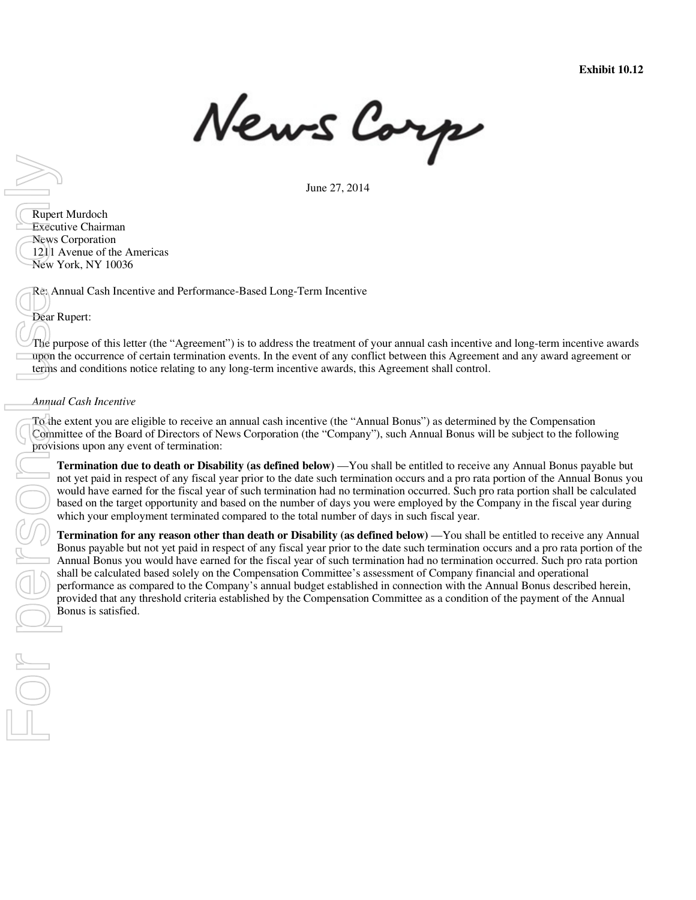**Exhibit 10.12**

News Corp

June 27, 2014

Rupert Murdoch
Executive Chairman
News Corporation
1211 Avenue of the Americas
New York, NY 10036

Re: Annual Cash Incentive and Performance-Based Long-Term Incentive

Dear Rupert:

The purpose of this letter (the "Agreement") is to address the treatment of your annual cash incentive and long-term incentive awards upon the occurrence of certain termination events. In the event of any conflict between this Agreement and any award agreement or terms and conditions notice relating to any long-term incentive awards, this Agreement shall control.

*Annual Cash Incentive*

To the extent you are eligible to receive an annual cash incentive (the "Annual Bonus") as determined by the Compensation Committee of the Board of Directors of News Corporation (the "Company"), such Annual Bonus will be subject to the following provisions upon any event of termination:

**Termination due to death or Disability (as defined below)** —You shall be entitled to receive any Annual Bonus payable but not yet paid in respect of any fiscal year prior to the date such termination occurs and a pro rata portion of the Annual Bonus you would have earned for the fiscal year of such termination had no termination occurred. Such pro rata portion shall be calculated based on the target opportunity and based on the number of days you were employed by the Company in the fiscal year during which your employment terminated compared to the total number of days in such fiscal year.

**Termination for any reason other than death or Disability (as defined below)** —You shall be entitled to receive any Annual Bonus payable but not yet paid in respect of any fiscal year prior to the date such termination occurs and a pro rata portion of the Annual Bonus you would have earned for the fiscal year of such termination had no termination occurred. Such pro rata portion shall be calculated based solely on the Compensation Committee's assessment of Company financial and operational performance as compared to the Company's annual budget established in connection with the Annual Bonus described herein, provided that any threshold criteria established by the Compensation Committee as a condition of the payment of the Annual Bonus is satisfied.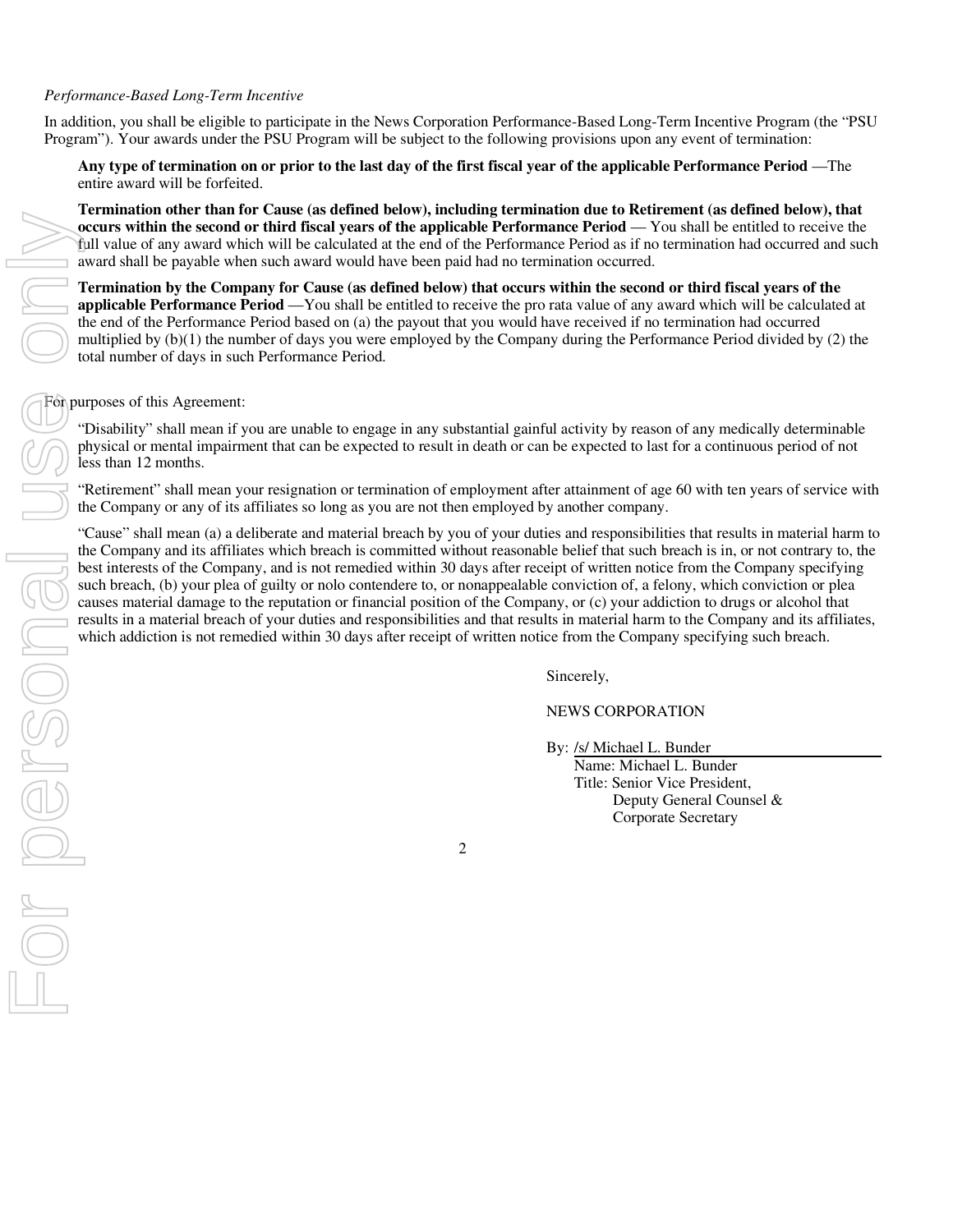*Performance-Based Long-Term Incentive*

In addition, you shall be eligible to participate in the News Corporation Performance-Based Long-Term Incentive Program (the "PSU Program"). Your awards under the PSU Program will be subject to the following provisions upon any event of termination:

**Any type of termination on or prior to the last day of the first fiscal year of the applicable Performance Period** —The entire award will be forfeited.

**Termination other than for Cause (as defined below), including termination due to Retirement (as defined below), that occurs within the second or third fiscal years of the applicable Performance Period** — You shall be entitled to receive the full value of any award which will be calculated at the end of the Performance Period as if no termination had occurred and such award shall be payable when such award would have been paid had no termination occurred.

**Termination by the Company for Cause (as defined below) that occurs within the second or third fiscal years of the applicable Performance Period** —You shall be entitled to receive the pro rata value of any award which will be calculated at the end of the Performance Period based on (a) the payout that you would have received if no termination had occurred multiplied by (b)(1) the number of days you were employed by the Company during the Performance Period divided by (2) the total number of days in such Performance Period.

For purposes of this Agreement:

"Disability" shall mean if you are unable to engage in any substantial gainful activity by reason of any medically determinable physical or mental impairment that can be expected to result in death or can be expected to last for a continuous period of not less than 12 months.

"Retirement" shall mean your resignation or termination of employment after attainment of age 60 with ten years of service with the Company or any of its affiliates so long as you are not then employed by another company.

"Cause" shall mean (a) a deliberate and material breach by you of your duties and responsibilities that results in material harm to the Company and its affiliates which breach is committed without reasonable belief that such breach is in, or not contrary to, the best interests of the Company, and is not remedied within 30 days after receipt of written notice from the Company specifying such breach, (b) your plea of guilty or nolo contendere to, or nonappealable conviction of, a felony, which conviction or plea causes material damage to the reputation or financial position of the Company, or (c) your addiction to drugs or alcohol that results in a material breach of your duties and responsibilities and that results in material harm to the Company and its affiliates, which addiction is not remedied within 30 days after receipt of written notice from the Company specifying such breach.

Sincerely,

NEWS CORPORATION

By: /s/ Michael L. Bunder
Name: Michael L. Bunder
Title: Senior Vice President,
Deputy General Counsel &
Corporate Secretary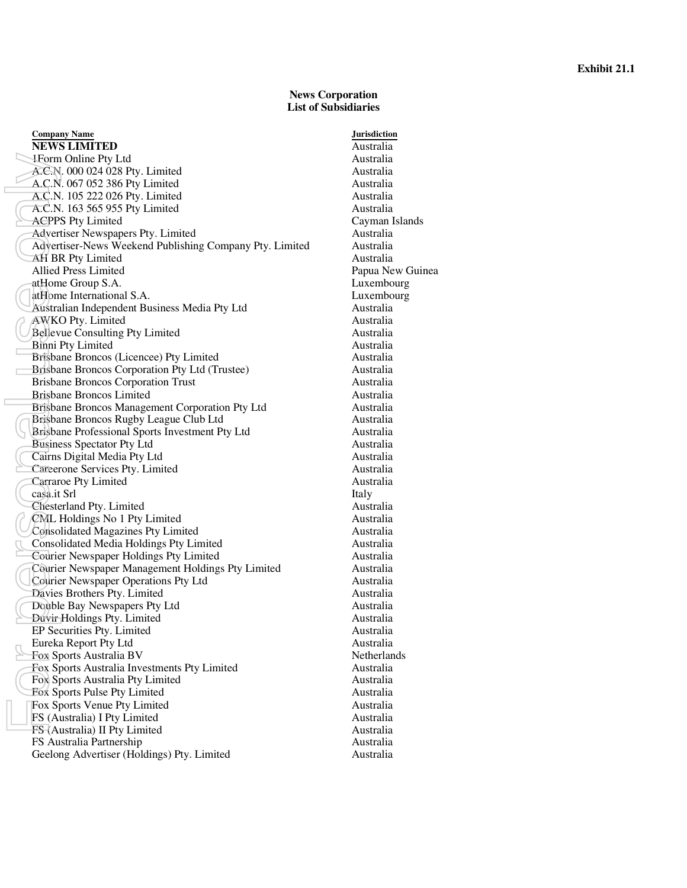**Exhibit 21.1**

**News Corporation**
**List of Subsidiaries**

| Company Name | Jurisdiction |
|---|---|
| **NEWS LIMITED** | Australia |
| 1Form Online Pty Ltd | Australia |
| A.C.N. 000 024 028 Pty. Limited | Australia |
| A.C.N. 067 052 386 Pty Limited | Australia |
| A.C.N. 105 222 026 Pty. Limited | Australia |
| A.C.N. 163 565 955 Pty Limited | Australia |
| ACPPS Pty Limited | Cayman Islands |
| Advertiser Newspapers Pty. Limited | Australia |
| Advertiser-News Weekend Publishing Company Pty. Limited | Australia |
| AH BR Pty Limited | Australia |
| Allied Press Limited | Papua New Guinea |
| atHome Group S.A. | Luxembourg |
| atHome International S.A. | Luxembourg |
| Australian Independent Business Media Pty Ltd | Australia |
| AWKO Pty. Limited | Australia |
| Bellevue Consulting Pty Limited | Australia |
| Binni Pty Limited | Australia |
| Brisbane Broncos (Licencee) Pty Limited | Australia |
| Brisbane Broncos Corporation Pty Ltd (Trustee) | Australia |
| Brisbane Broncos Corporation Trust | Australia |
| Brisbane Broncos Limited | Australia |
| Brisbane Broncos Management Corporation Pty Ltd | Australia |
| Brisbane Broncos Rugby League Club Ltd | Australia |
| Brisbane Professional Sports Investment Pty Ltd | Australia |
| Business Spectator Pty Ltd | Australia |
| Cairns Digital Media Pty Ltd | Australia |
| Careerone Services Pty. Limited | Australia |
| Carraroe Pty Limited | Australia |
| casa.it Srl | Italy |
| Chesterland Pty. Limited | Australia |
| CML Holdings No 1 Pty Limited | Australia |
| Consolidated Magazines Pty Limited | Australia |
| Consolidated Media Holdings Pty Limited | Australia |
| Courier Newspaper Holdings Pty Limited | Australia |
| Courier Newspaper Management Holdings Pty Limited | Australia |
| Courier Newspaper Operations Pty Ltd | Australia |
| Davies Brothers Pty. Limited | Australia |
| Double Bay Newspapers Pty Ltd | Australia |
| Duvir Holdings Pty. Limited | Australia |
| EP Securities Pty. Limited | Australia |
| Eureka Report Pty Ltd | Australia |
| Fox Sports Australia BV | Netherlands |
| Fox Sports Australia Investments Pty Limited | Australia |
| Fox Sports Australia Pty Limited | Australia |
| Fox Sports Pulse Pty Limited | Australia |
| Fox Sports Venue Pty Limited | Australia |
| FS (Australia) I Pty Limited | Australia |
| FS (Australia) II Pty Limited | Australia |
| FS Australia Partnership | Australia |
| Geelong Advertiser (Holdings) Pty. Limited | Australia |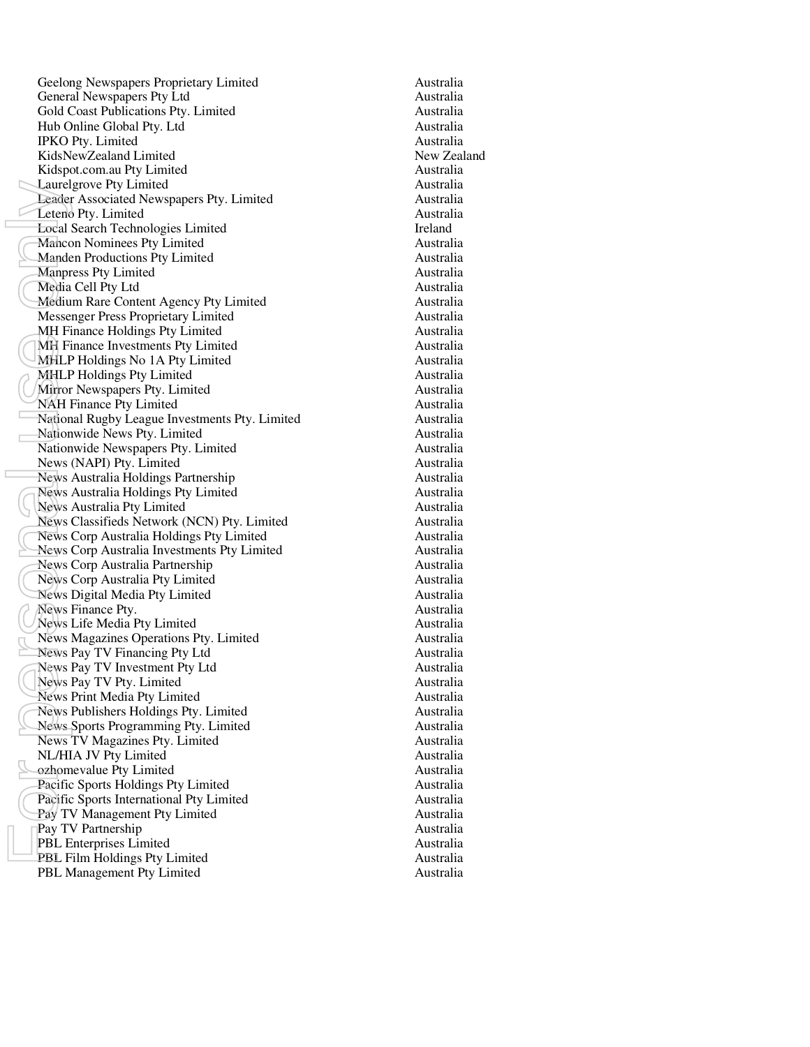| | |
|---|---|
| Geelong Newspapers Proprietary Limited | Australia |
| General Newspapers Pty Ltd | Australia |
| Gold Coast Publications Pty. Limited | Australia |
| Hub Online Global Pty. Ltd | Australia |
| IPKO Pty. Limited | Australia |
| KidsNewZealand Limited | New Zealand |
| Kidspot.com.au Pty Limited | Australia |
| Laurelgrove Pty Limited | Australia |
| Leader Associated Newspapers Pty. Limited | Australia |
| Leteno Pty. Limited | Australia |
| Local Search Technologies Limited | Ireland |
| Mancon Nominees Pty Limited | Australia |
| Manden Productions Pty Limited | Australia |
| Manpress Pty Limited | Australia |
| Media Cell Pty Ltd | Australia |
| Medium Rare Content Agency Pty Limited | Australia |
| Messenger Press Proprietary Limited | Australia |
| MH Finance Holdings Pty Limited | Australia |
| MH Finance Investments Pty Limited | Australia |
| MHLP Holdings No 1A Pty Limited | Australia |
| MHLP Holdings Pty Limited | Australia |
| Mirror Newspapers Pty. Limited | Australia |
| NAH Finance Pty Limited | Australia |
| National Rugby League Investments Pty. Limited | Australia |
| Nationwide News Pty. Limited | Australia |
| Nationwide Newspapers Pty. Limited | Australia |
| News (NAPI) Pty. Limited | Australia |
| News Australia Holdings Partnership | Australia |
| News Australia Holdings Pty Limited | Australia |
| News Australia Pty Limited | Australia |
| News Classifieds Network (NCN) Pty. Limited | Australia |
| News Corp Australia Holdings Pty Limited | Australia |
| News Corp Australia Investments Pty Limited | Australia |
| News Corp Australia Partnership | Australia |
| News Corp Australia Pty Limited | Australia |
| News Digital Media Pty Limited | Australia |
| News Finance Pty. | Australia |
| News Life Media Pty Limited | Australia |
| News Magazines Operations Pty. Limited | Australia |
| News Pay TV Financing Pty Ltd | Australia |
| News Pay TV Investment Pty Ltd | Australia |
| News Pay TV Pty. Limited | Australia |
| News Print Media Pty Limited | Australia |
| News Publishers Holdings Pty. Limited | Australia |
| News Sports Programming Pty. Limited | Australia |
| News TV Magazines Pty. Limited | Australia |
| NL/HIA JV Pty Limited | Australia |
| ozhomevalue Pty Limited | Australia |
| Pacific Sports Holdings Pty Limited | Australia |
| Pacific Sports International Pty Limited | Australia |
| Pay TV Management Pty Limited | Australia |
| Pay TV Partnership | Australia |
| PBL Enterprises Limited | Australia |
| PBL Film Holdings Pty Limited | Australia |
| PBL Management Pty Limited | Australia |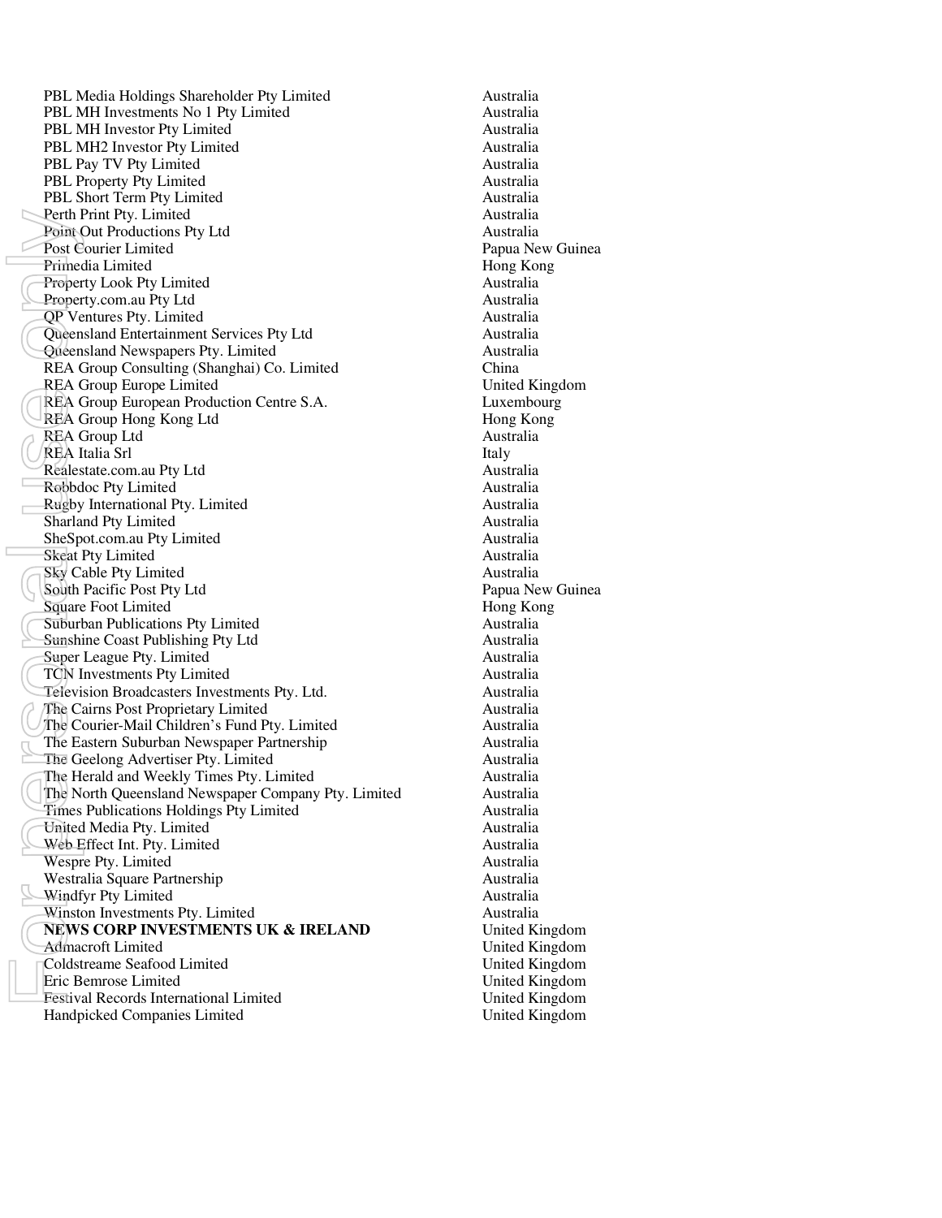| | |
|---|---|
| PBL Media Holdings Shareholder Pty Limited | Australia |
| PBL MH Investments No 1 Pty Limited | Australia |
| PBL MH Investor Pty Limited | Australia |
| PBL MH2 Investor Pty Limited | Australia |
| PBL Pay TV Pty Limited | Australia |
| PBL Property Pty Limited | Australia |
| PBL Short Term Pty Limited | Australia |
| Perth Print Pty. Limited | Australia |
| Point Out Productions Pty Ltd | Australia |
| Post Courier Limited | Papua New Guinea |
| Primedia Limited | Hong Kong |
| Property Look Pty Limited | Australia |
| Property.com.au Pty Ltd | Australia |
| QP Ventures Pty. Limited | Australia |
| Queensland Entertainment Services Pty Ltd | Australia |
| Queensland Newspapers Pty. Limited | Australia |
| REA Group Consulting (Shanghai) Co. Limited | China |
| REA Group Europe Limited | United Kingdom |
| REA Group European Production Centre S.A. | Luxembourg |
| REA Group Hong Kong Ltd | Hong Kong |
| REA Group Ltd | Australia |
| REA Italia Srl | Italy |
| Realestate.com.au Pty Ltd | Australia |
| Robbdoc Pty Limited | Australia |
| Rugby International Pty. Limited | Australia |
| Sharland Pty Limited | Australia |
| SheSpot.com.au Pty Limited | Australia |
| Skeat Pty Limited | Australia |
| Sky Cable Pty Limited | Australia |
| South Pacific Post Pty Ltd | Papua New Guinea |
| Square Foot Limited | Hong Kong |
| Suburban Publications Pty Limited | Australia |
| Sunshine Coast Publishing Pty Ltd | Australia |
| Super League Pty. Limited | Australia |
| TCN Investments Pty Limited | Australia |
| Television Broadcasters Investments Pty. Ltd. | Australia |
| The Cairns Post Proprietary Limited | Australia |
| The Courier-Mail Children's Fund Pty. Limited | Australia |
| The Eastern Suburban Newspaper Partnership | Australia |
| The Geelong Advertiser Pty. Limited | Australia |
| The Herald and Weekly Times Pty. Limited | Australia |
| The North Queensland Newspaper Company Pty. Limited | Australia |
| Times Publications Holdings Pty Limited | Australia |
| United Media Pty. Limited | Australia |
| Web Effect Int. Pty. Limited | Australia |
| Wespre Pty. Limited | Australia |
| Westralia Square Partnership | Australia |
| Windfyr Pty Limited | Australia |
| Winston Investments Pty. Limited | Australia |
| **NEWS CORP INVESTMENTS UK & IRELAND** | United Kingdom |
| Admacroft Limited | United Kingdom |
| Coldstreame Seafood Limited | United Kingdom |
| Eric Bemrose Limited | United Kingdom |
| Festival Records International Limited | United Kingdom |
| Handpicked Companies Limited | United Kingdom |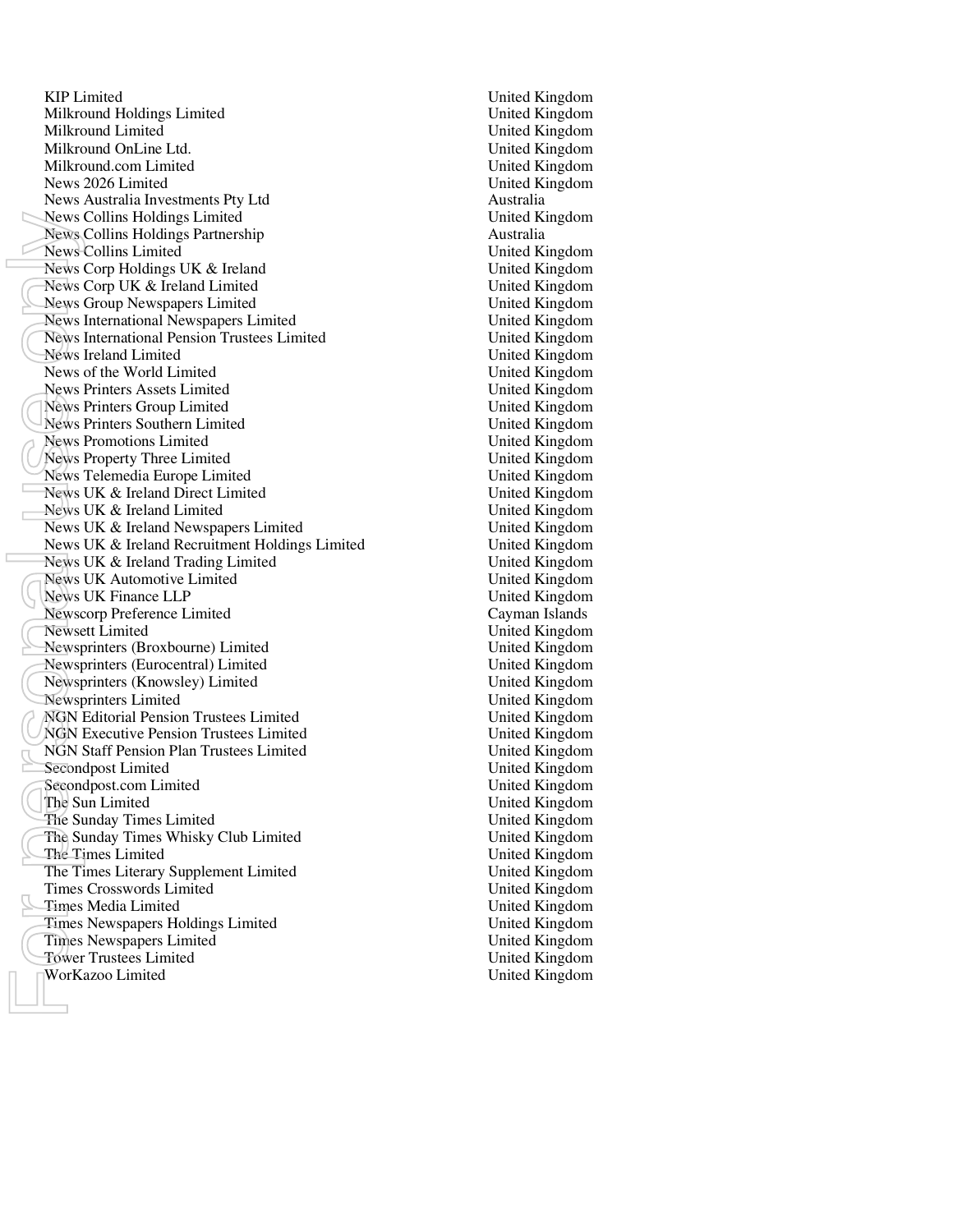| | |
|---|---|
| KIP Limited | United Kingdom |
| Milkround Holdings Limited | United Kingdom |
| Milkround Limited | United Kingdom |
| Milkround OnLine Ltd. | United Kingdom |
| Milkround.com Limited | United Kingdom |
| News 2026 Limited | United Kingdom |
| News Australia Investments Pty Ltd | Australia |
| News Collins Holdings Limited | United Kingdom |
| News Collins Holdings Partnership | Australia |
| News Collins Limited | United Kingdom |
| News Corp Holdings UK & Ireland | United Kingdom |
| News Corp UK & Ireland Limited | United Kingdom |
| News Group Newspapers Limited | United Kingdom |
| News International Newspapers Limited | United Kingdom |
| News International Pension Trustees Limited | United Kingdom |
| News Ireland Limited | United Kingdom |
| News of the World Limited | United Kingdom |
| News Printers Assets Limited | United Kingdom |
| News Printers Group Limited | United Kingdom |
| News Printers Southern Limited | United Kingdom |
| News Promotions Limited | United Kingdom |
| News Property Three Limited | United Kingdom |
| News Telemedia Europe Limited | United Kingdom |
| News UK & Ireland Direct Limited | United Kingdom |
| News UK & Ireland Limited | United Kingdom |
| News UK & Ireland Newspapers Limited | United Kingdom |
| News UK & Ireland Recruitment Holdings Limited | United Kingdom |
| News UK & Ireland Trading Limited | United Kingdom |
| News UK Automotive Limited | United Kingdom |
| News UK Finance LLP | United Kingdom |
| Newscorp Preference Limited | Cayman Islands |
| Newsett Limited | United Kingdom |
| Newsprinters (Broxbourne) Limited | United Kingdom |
| Newsprinters (Eurocentral) Limited | United Kingdom |
| Newsprinters (Knowsley) Limited | United Kingdom |
| Newsprinters Limited | United Kingdom |
| NGN Editorial Pension Trustees Limited | United Kingdom |
| NGN Executive Pension Trustees Limited | United Kingdom |
| NGN Staff Pension Plan Trustees Limited | United Kingdom |
| Secondpost Limited | United Kingdom |
| Secondpost.com Limited | United Kingdom |
| The Sun Limited | United Kingdom |
| The Sunday Times Limited | United Kingdom |
| The Sunday Times Whisky Club Limited | United Kingdom |
| The Times Limited | United Kingdom |
| The Times Literary Supplement Limited | United Kingdom |
| Times Crosswords Limited | United Kingdom |
| Times Media Limited | United Kingdom |
| Times Newspapers Holdings Limited | United Kingdom |
| Times Newspapers Limited | United Kingdom |
| Tower Trustees Limited | United Kingdom |
| WorKazoo Limited | United Kingdom |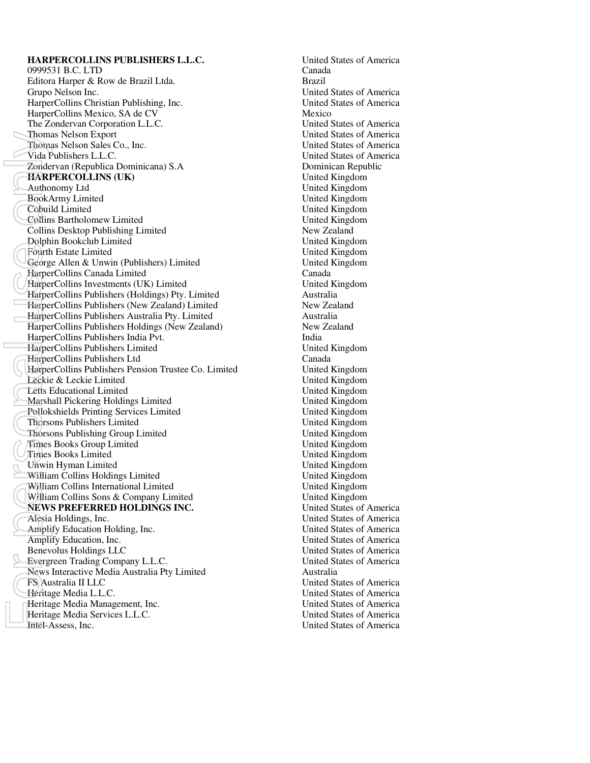| | |
|---|---|
| **HARPERCOLLINS PUBLISHERS L.L.C.** | United States of America |
| 0999531 B.C. LTD | Canada |
| Editora Harper & Row de Brazil Ltda. | Brazil |
| Grupo Nelson Inc. | United States of America |
| HarperCollins Christian Publishing, Inc. | United States of America |
| HarperCollins Mexico, SA de CV | Mexico |
| The Zondervan Corporation L.L.C. | United States of America |
| Thomas Nelson Export | United States of America |
| Thomas Nelson Sales Co., Inc. | United States of America |
| Vida Publishers L.L.C. | United States of America |
| Zondervan (Republica Dominicana) S.A | Dominican Republic |
| **HARPERCOLLINS (UK)** | United Kingdom |
| Authonomy Ltd | United Kingdom |
| BookArmy Limited | United Kingdom |
| Cobuild Limited | United Kingdom |
| Collins Bartholomew Limited | United Kingdom |
| Collins Desktop Publishing Limited | New Zealand |
| Dolphin Bookclub Limited | United Kingdom |
| Fourth Estate Limited | United Kingdom |
| George Allen & Unwin (Publishers) Limited | United Kingdom |
| HarperCollins Canada Limited | Canada |
| HarperCollins Investments (UK) Limited | United Kingdom |
| HarperCollins Publishers (Holdings) Pty. Limited | Australia |
| HarperCollins Publishers (New Zealand) Limited | New Zealand |
| HarperCollins Publishers Australia Pty. Limited | Australia |
| HarperCollins Publishers Holdings (New Zealand) | New Zealand |
| HarperCollins Publishers India Pvt. | India |
| HarperCollins Publishers Limited | United Kingdom |
| HarperCollins Publishers Ltd | Canada |
| HarperCollins Publishers Pension Trustee Co. Limited | United Kingdom |
| Leckie & Leckie Limited | United Kingdom |
| Letts Educational Limited | United Kingdom |
| Marshall Pickering Holdings Limited | United Kingdom |
| Pollokshields Printing Services Limited | United Kingdom |
| Thorsons Publishers Limited | United Kingdom |
| Thorsons Publishing Group Limited | United Kingdom |
| Times Books Group Limited | United Kingdom |
| Times Books Limited | United Kingdom |
| Unwin Hyman Limited | United Kingdom |
| William Collins Holdings Limited | United Kingdom |
| William Collins International Limited | United Kingdom |
| William Collins Sons & Company Limited | United Kingdom |
| **NEWS PREFERRED HOLDINGS INC.** | United States of America |
| Alesia Holdings, Inc. | United States of America |
| Amplify Education Holding, Inc. | United States of America |
| Amplify Education, Inc. | United States of America |
| Benevolus Holdings LLC | United States of America |
| Evergreen Trading Company L.L.C. | United States of America |
| News Interactive Media Australia Pty Limited | Australia |
| FS Australia II LLC | United States of America |
| Heritage Media L.L.C. | United States of America |
| Heritage Media Management, Inc. | United States of America |
| Heritage Media Services L.L.C. | United States of America |
| Intel-Assess, Inc. | United States of America |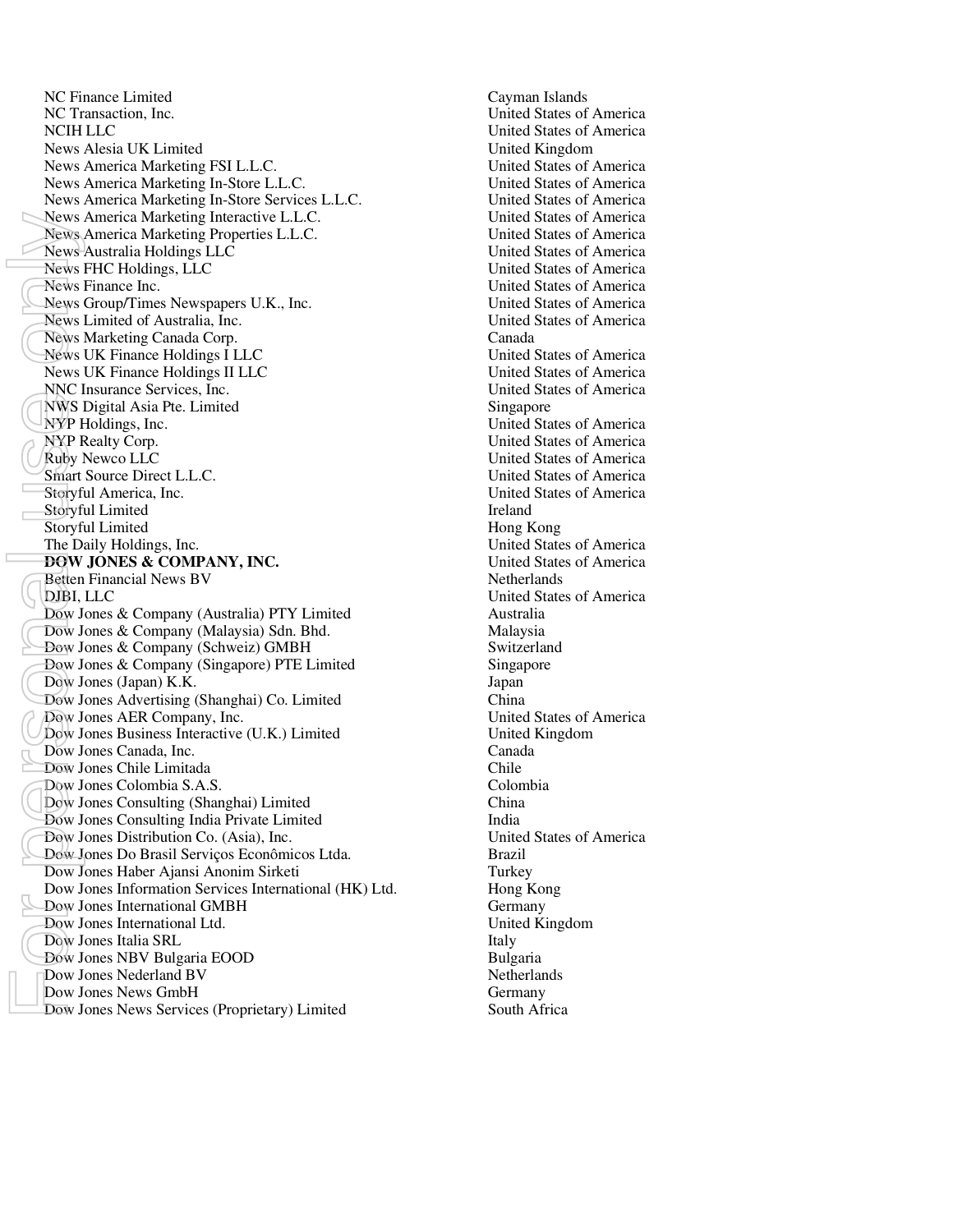| | |
|---|---|
| NC Finance Limited | Cayman Islands |
| NC Transaction, Inc. | United States of America |
| NCIH LLC | United States of America |
| News Alesia UK Limited | United Kingdom |
| News America Marketing FSI L.L.C. | United States of America |
| News America Marketing In-Store L.L.C. | United States of America |
| News America Marketing In-Store Services L.L.C. | United States of America |
| News America Marketing Interactive L.L.C. | United States of America |
| News America Marketing Properties L.L.C. | United States of America |
| News Australia Holdings LLC | United States of America |
| News FHC Holdings, LLC | United States of America |
| News Finance Inc. | United States of America |
| News Group/Times Newspapers U.K., Inc. | United States of America |
| News Limited of Australia, Inc. | United States of America |
| News Marketing Canada Corp. | Canada |
| News UK Finance Holdings I LLC | United States of America |
| News UK Finance Holdings II LLC | United States of America |
| NNC Insurance Services, Inc. | United States of America |
| NWS Digital Asia Pte. Limited | Singapore |
| NYP Holdings, Inc. | United States of America |
| NYP Realty Corp. | United States of America |
| Ruby Newco LLC | United States of America |
| Smart Source Direct L.L.C. | United States of America |
| Storyful America, Inc. | United States of America |
| Storyful Limited | Ireland |
| Storyful Limited | Hong Kong |
| The Daily Holdings, Inc. | United States of America |
| **DOW JONES & COMPANY, INC.** | United States of America |
| Betten Financial News BV | Netherlands |
| DJBI, LLC | United States of America |
| Dow Jones & Company (Australia) PTY Limited | Australia |
| Dow Jones & Company (Malaysia) Sdn. Bhd. | Malaysia |
| Dow Jones & Company (Schweiz) GMBH | Switzerland |
| Dow Jones & Company (Singapore) PTE Limited | Singapore |
| Dow Jones (Japan) K.K. | Japan |
| Dow Jones Advertising (Shanghai) Co. Limited | China |
| Dow Jones AER Company, Inc. | United States of America |
| Dow Jones Business Interactive (U.K.) Limited | United Kingdom |
| Dow Jones Canada, Inc. | Canada |
| Dow Jones Chile Limitada | Chile |
| Dow Jones Colombia S.A.S. | Colombia |
| Dow Jones Consulting (Shanghai) Limited | China |
| Dow Jones Consulting India Private Limited | India |
| Dow Jones Distribution Co. (Asia), Inc. | United States of America |
| Dow Jones Do Brasil Serviços Econômicos Ltda. | Brazil |
| Dow Jones Haber Ajansi Anonim Sirketi | Turkey |
| Dow Jones Information Services International (HK) Ltd. | Hong Kong |
| Dow Jones International GMBH | Germany |
| Dow Jones International Ltd. | United Kingdom |
| Dow Jones Italia SRL | Italy |
| Dow Jones NBV Bulgaria EOOD | Bulgaria |
| Dow Jones Nederland BV | Netherlands |
| Dow Jones News GmbH | Germany |
| Dow Jones News Services (Proprietary) Limited | South Africa |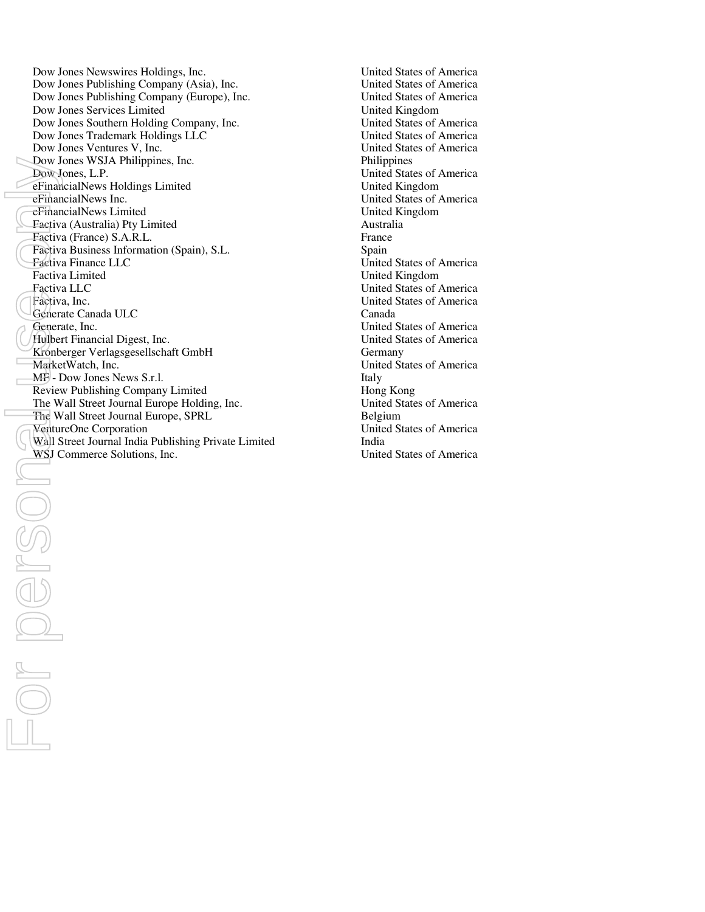| | |
|---|---|
| Dow Jones Newswires Holdings, Inc. | United States of America |
| Dow Jones Publishing Company (Asia), Inc. | United States of America |
| Dow Jones Publishing Company (Europe), Inc. | United States of America |
| Dow Jones Services Limited | United Kingdom |
| Dow Jones Southern Holding Company, Inc. | United States of America |
| Dow Jones Trademark Holdings LLC | United States of America |
| Dow Jones Ventures V, Inc. | United States of America |
| Dow Jones WSJA Philippines, Inc. | Philippines |
| Dow Jones, L.P. | United States of America |
| eFinancialNews Holdings Limited | United Kingdom |
| eFinancialNews Inc. | United States of America |
| eFinancialNews Limited | United Kingdom |
| Factiva (Australia) Pty Limited | Australia |
| Factiva (France) S.A.R.L. | France |
| Factiva Business Information (Spain), S.L. | Spain |
| Factiva Finance LLC | United States of America |
| Factiva Limited | United Kingdom |
| Factiva LLC | United States of America |
| Factiva, Inc. | United States of America |
| Generate Canada ULC | Canada |
| Generate, Inc. | United States of America |
| Hulbert Financial Digest, Inc. | United States of America |
| Kronberger Verlagsgesellschaft GmbH | Germany |
| MarketWatch, Inc. | United States of America |
| MF - Dow Jones News S.r.l. | Italy |
| Review Publishing Company Limited | Hong Kong |
| The Wall Street Journal Europe Holding, Inc. | United States of America |
| The Wall Street Journal Europe, SPRL | Belgium |
| VentureOne Corporation | United States of America |
| Wall Street Journal India Publishing Private Limited | India |
| WSJ Commerce Solutions, Inc. | United States of America |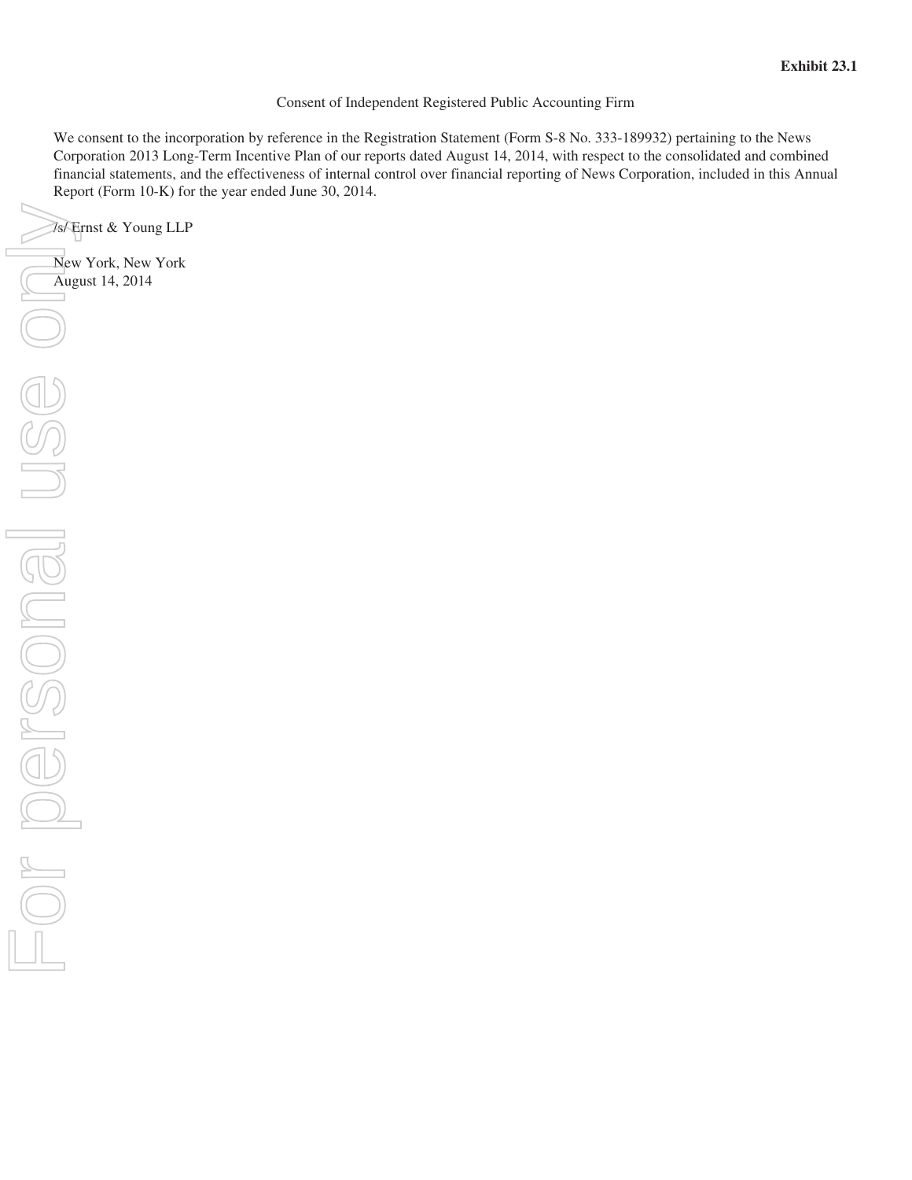**Exhibit 23.1**

Consent of Independent Registered Public Accounting Firm

We consent to the incorporation by reference in the Registration Statement (Form S-8 No. 333-189932) pertaining to the News Corporation 2013 Long-Term Incentive Plan of our reports dated August 14, 2014, with respect to the consolidated and combined financial statements, and the effectiveness of internal control over financial reporting of News Corporation, included in this Annual Report (Form 10-K) for the year ended June 30, 2014.

/s/ Ernst & Young LLP

New York, New York
August 14, 2014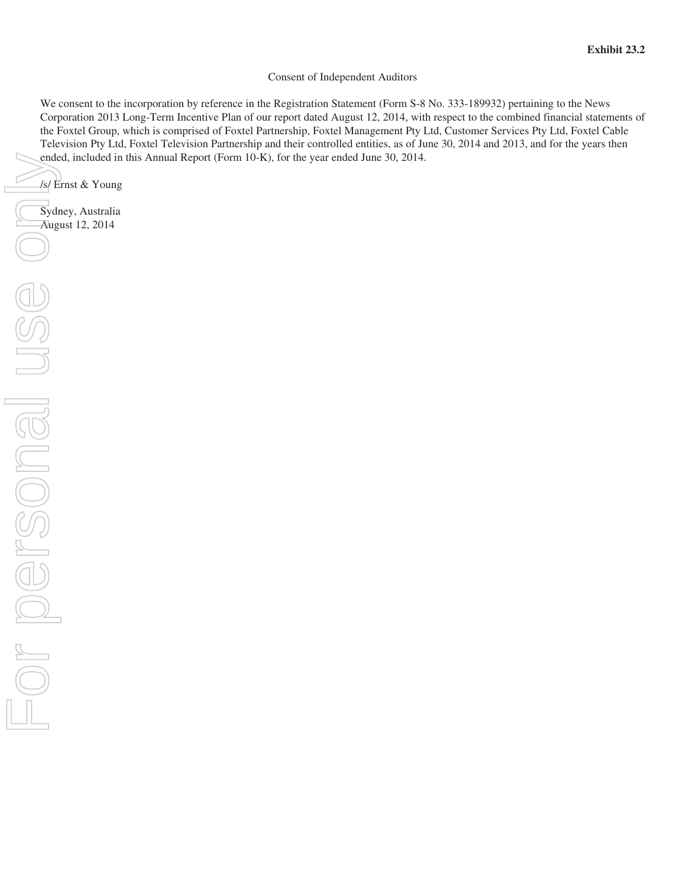**Exhibit 23.2**

Consent of Independent Auditors

We consent to the incorporation by reference in the Registration Statement (Form S-8 No. 333-189932) pertaining to the News Corporation 2013 Long-Term Incentive Plan of our report dated August 12, 2014, with respect to the combined financial statements of the Foxtel Group, which is comprised of Foxtel Partnership, Foxtel Management Pty Ltd, Customer Services Pty Ltd, Foxtel Cable Television Pty Ltd, Foxtel Television Partnership and their controlled entities, as of June 30, 2014 and 2013, and for the years then ended, included in this Annual Report (Form 10-K), for the year ended June 30, 2014.

/s/ Ernst & Young

Sydney, Australia
August 12, 2014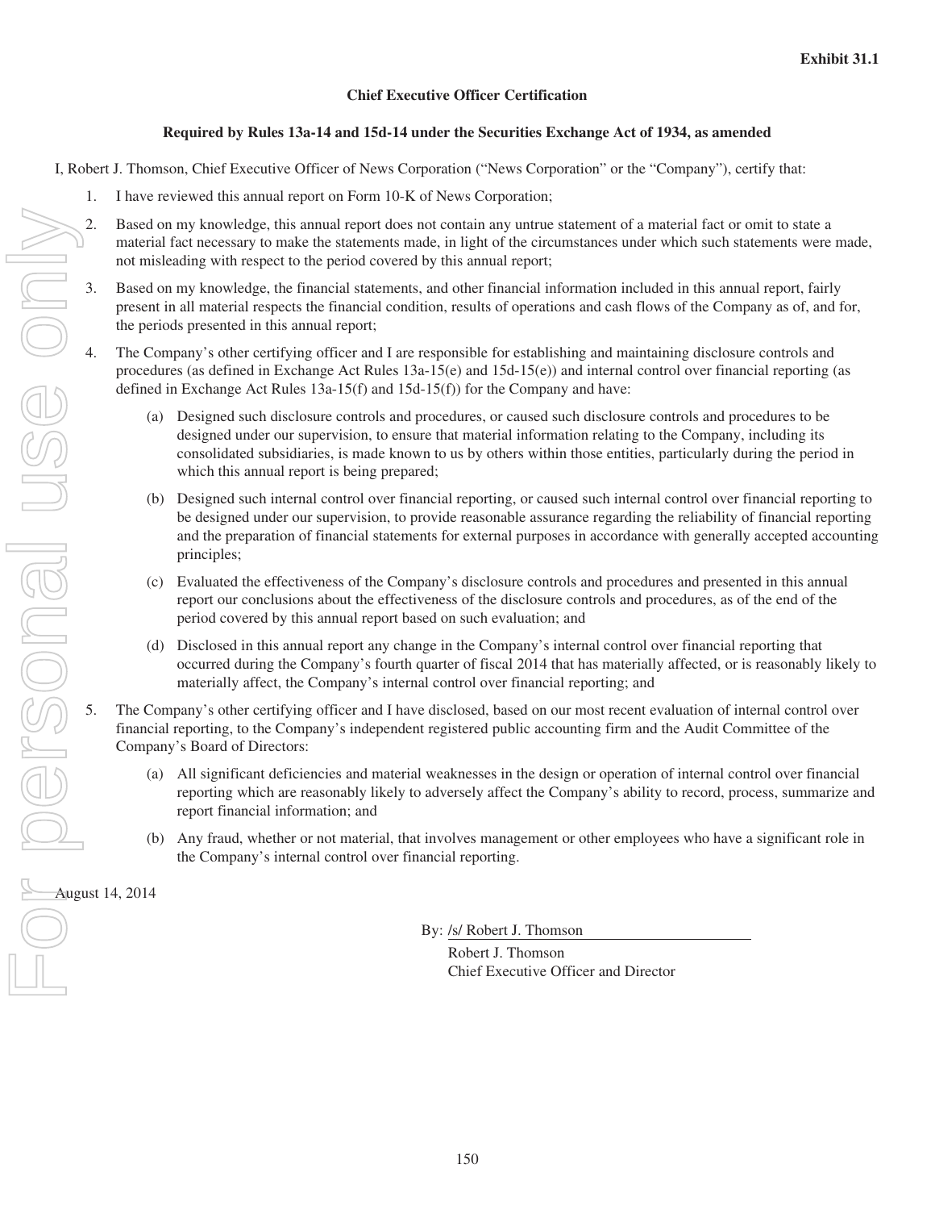**Exhibit 31.1**

## Chief Executive Officer Certification

### Required by Rules 13a-14 and 15d-14 under the Securities Exchange Act of 1934, as amended

I, Robert J. Thomson, Chief Executive Officer of News Corporation ("News Corporation" or the "Company"), certify that:

1. I have reviewed this annual report on Form 10-K of News Corporation;
2. Based on my knowledge, this annual report does not contain any untrue statement of a material fact or omit to state a material fact necessary to make the statements made, in light of the circumstances under which such statements were made, not misleading with respect to the period covered by this annual report;
3. Based on my knowledge, the financial statements, and other financial information included in this annual report, fairly present in all material respects the financial condition, results of operations and cash flows of the Company as of, and for, the periods presented in this annual report;
4. The Company's other certifying officer and I are responsible for establishing and maintaining disclosure controls and procedures (as defined in Exchange Act Rules 13a-15(e) and 15d-15(e)) and internal control over financial reporting (as defined in Exchange Act Rules 13a-15(f) and 15d-15(f)) for the Company and have:
   (a) Designed such disclosure controls and procedures, or caused such disclosure controls and procedures to be designed under our supervision, to ensure that material information relating to the Company, including its consolidated subsidiaries, is made known to us by others within those entities, particularly during the period in which this annual report is being prepared;
   (b) Designed such internal control over financial reporting, or caused such internal control over financial reporting to be designed under our supervision, to provide reasonable assurance regarding the reliability of financial reporting and the preparation of financial statements for external purposes in accordance with generally accepted accounting principles;
   (c) Evaluated the effectiveness of the Company's disclosure controls and procedures and presented in this annual report our conclusions about the effectiveness of the disclosure controls and procedures, as of the end of the period covered by this annual report based on such evaluation; and
   (d) Disclosed in this annual report any change in the Company's internal control over financial reporting that occurred during the Company's fourth quarter of fiscal 2014 that has materially affected, or is reasonably likely to materially affect, the Company's internal control over financial reporting; and
5. The Company's other certifying officer and I have disclosed, based on our most recent evaluation of internal control over financial reporting, to the Company's independent registered public accounting firm and the Audit Committee of the Company's Board of Directors:
   (a) All significant deficiencies and material weaknesses in the design or operation of internal control over financial reporting which are reasonably likely to adversely affect the Company's ability to record, process, summarize and report financial information; and
   (b) Any fraud, whether or not material, that involves management or other employees who have a significant role in the Company's internal control over financial reporting.

August 14, 2014

By: /s/ Robert J. Thomson
Robert J. Thomson
Chief Executive Officer and Director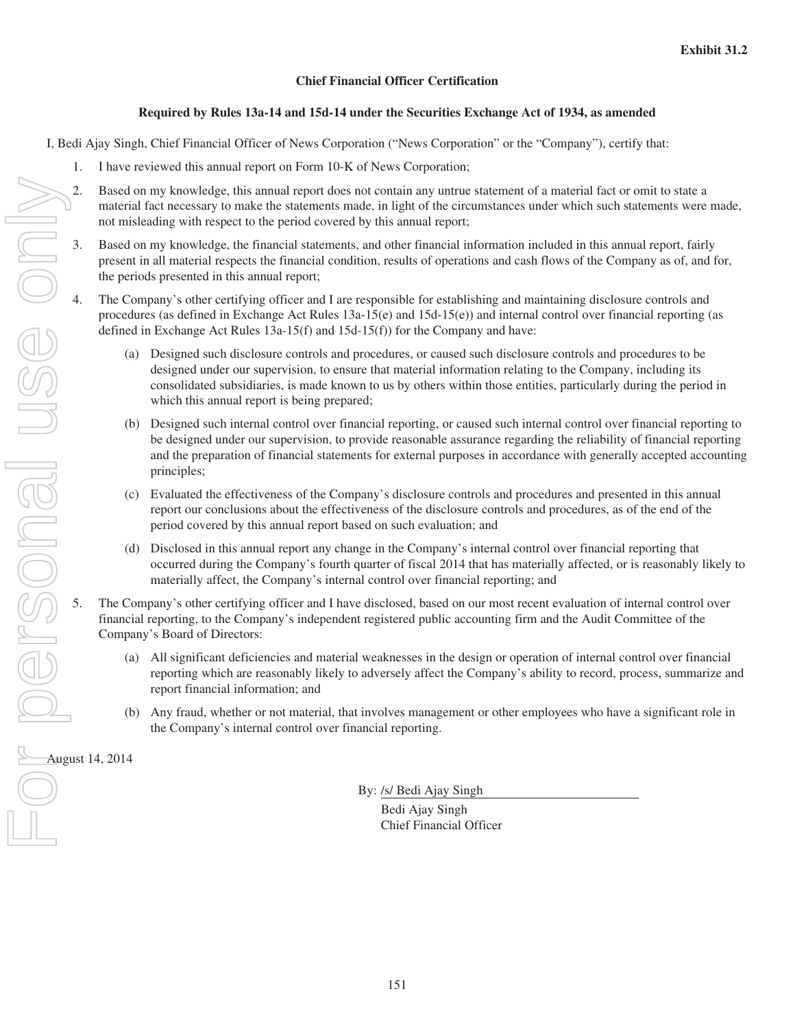Exhibit 31.2

**Chief Financial Officer Certification**

**Required by Rules 13a-14 and 15d-14 under the Securities Exchange Act of 1934, as amended**

I, Bedi Ajay Singh, Chief Financial Officer of News Corporation ("News Corporation" or the "Company"), certify that:

1. I have reviewed this annual report on Form 10-K of News Corporation;
2. Based on my knowledge, this annual report does not contain any untrue statement of a material fact or omit to state a material fact necessary to make the statements made, in light of the circumstances under which such statements were made, not misleading with respect to the period covered by this annual report;
3. Based on my knowledge, the financial statements, and other financial information included in this annual report, fairly present in all material respects the financial condition, results of operations and cash flows of the Company as of, and for, the periods presented in this annual report;
4. The Company's other certifying officer and I are responsible for establishing and maintaining disclosure controls and procedures (as defined in Exchange Act Rules 13a-15(e) and 15d-15(e)) and internal control over financial reporting (as defined in Exchange Act Rules 13a-15(f) and 15d-15(f)) for the Company and have:
   (a) Designed such disclosure controls and procedures, or caused such disclosure controls and procedures to be designed under our supervision, to ensure that material information relating to the Company, including its consolidated subsidiaries, is made known to us by others within those entities, particularly during the period in which this annual report is being prepared;
   (b) Designed such internal control over financial reporting, or caused such internal control over financial reporting to be designed under our supervision, to provide reasonable assurance regarding the reliability of financial reporting and the preparation of financial statements for external purposes in accordance with generally accepted accounting principles;
   (c) Evaluated the effectiveness of the Company's disclosure controls and procedures and presented in this annual report our conclusions about the effectiveness of the disclosure controls and procedures, as of the end of the period covered by this annual report based on such evaluation; and
   (d) Disclosed in this annual report any change in the Company's internal control over financial reporting that occurred during the Company's fourth quarter of fiscal 2014 that has materially affected, or is reasonably likely to materially affect, the Company's internal control over financial reporting; and
5. The Company's other certifying officer and I have disclosed, based on our most recent evaluation of internal control over financial reporting, to the Company's independent registered public accounting firm and the Audit Committee of the Company's Board of Directors:
   (a) All significant deficiencies and material weaknesses in the design or operation of internal control over financial reporting which are reasonably likely to adversely affect the Company's ability to record, process, summarize and report financial information; and
   (b) Any fraud, whether or not material, that involves management or other employees who have a significant role in the Company's internal control over financial reporting.

August 14, 2014

By: /s/ Bedi Ajay Singh

Bedi Ajay Singh
Chief Financial Officer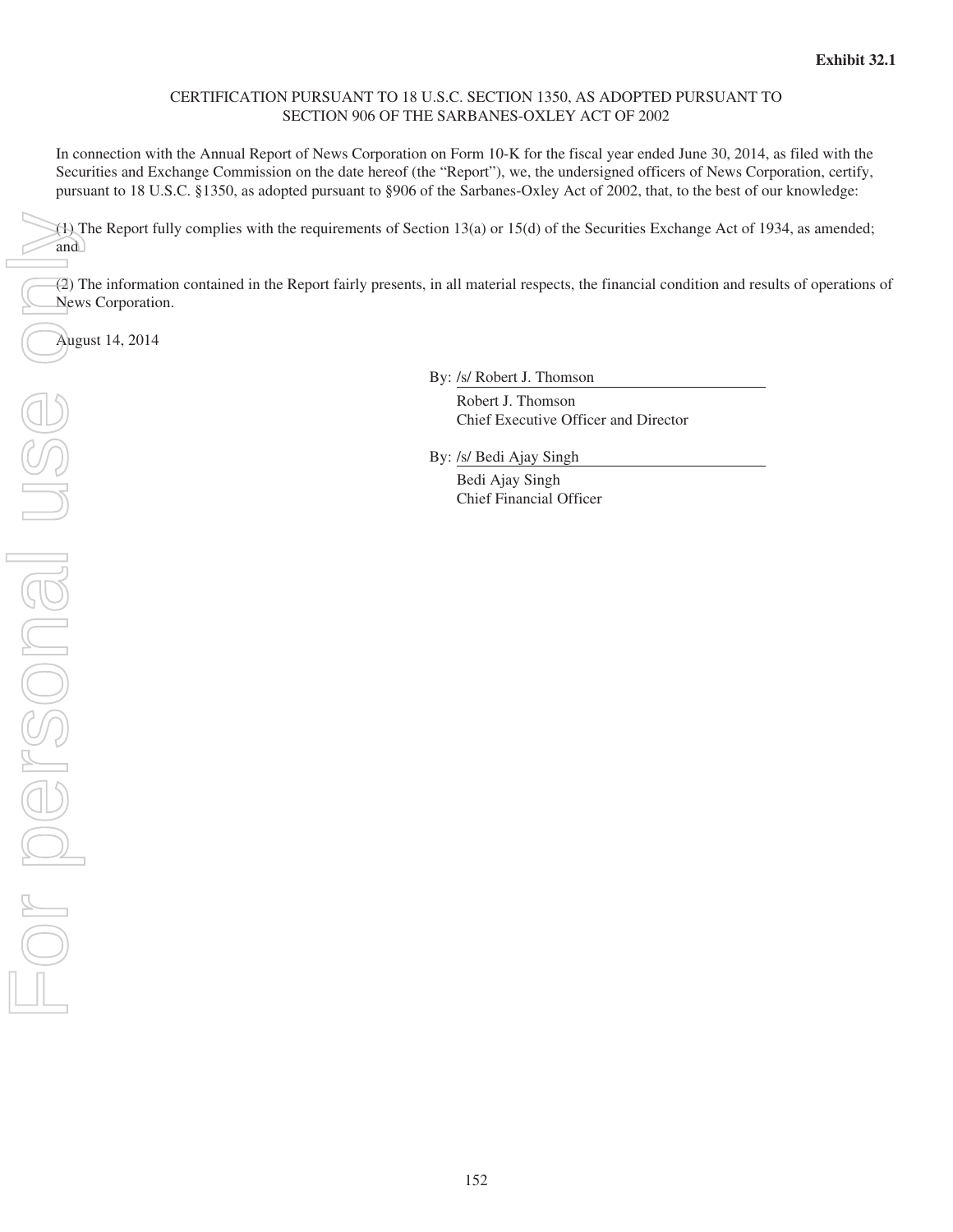**Exhibit 32.1**

CERTIFICATION PURSUANT TO 18 U.S.C. SECTION 1350, AS ADOPTED PURSUANT TO SECTION 906 OF THE SARBANES-OXLEY ACT OF 2002

In connection with the Annual Report of News Corporation on Form 10-K for the fiscal year ended June 30, 2014, as filed with the Securities and Exchange Commission on the date hereof (the "Report"), we, the undersigned officers of News Corporation, certify, pursuant to 18 U.S.C. §1350, as adopted pursuant to §906 of the Sarbanes-Oxley Act of 2002, that, to the best of our knowledge:

(1) The Report fully complies with the requirements of Section 13(a) or 15(d) of the Securities Exchange Act of 1934, as amended; and

(2) The information contained in the Report fairly presents, in all material respects, the financial condition and results of operations of News Corporation.

August 14, 2014

By: /s/ Robert J. Thomson
Robert J. Thomson
Chief Executive Officer and Director

By: /s/ Bedi Ajay Singh
Bedi Ajay Singh
Chief Financial Officer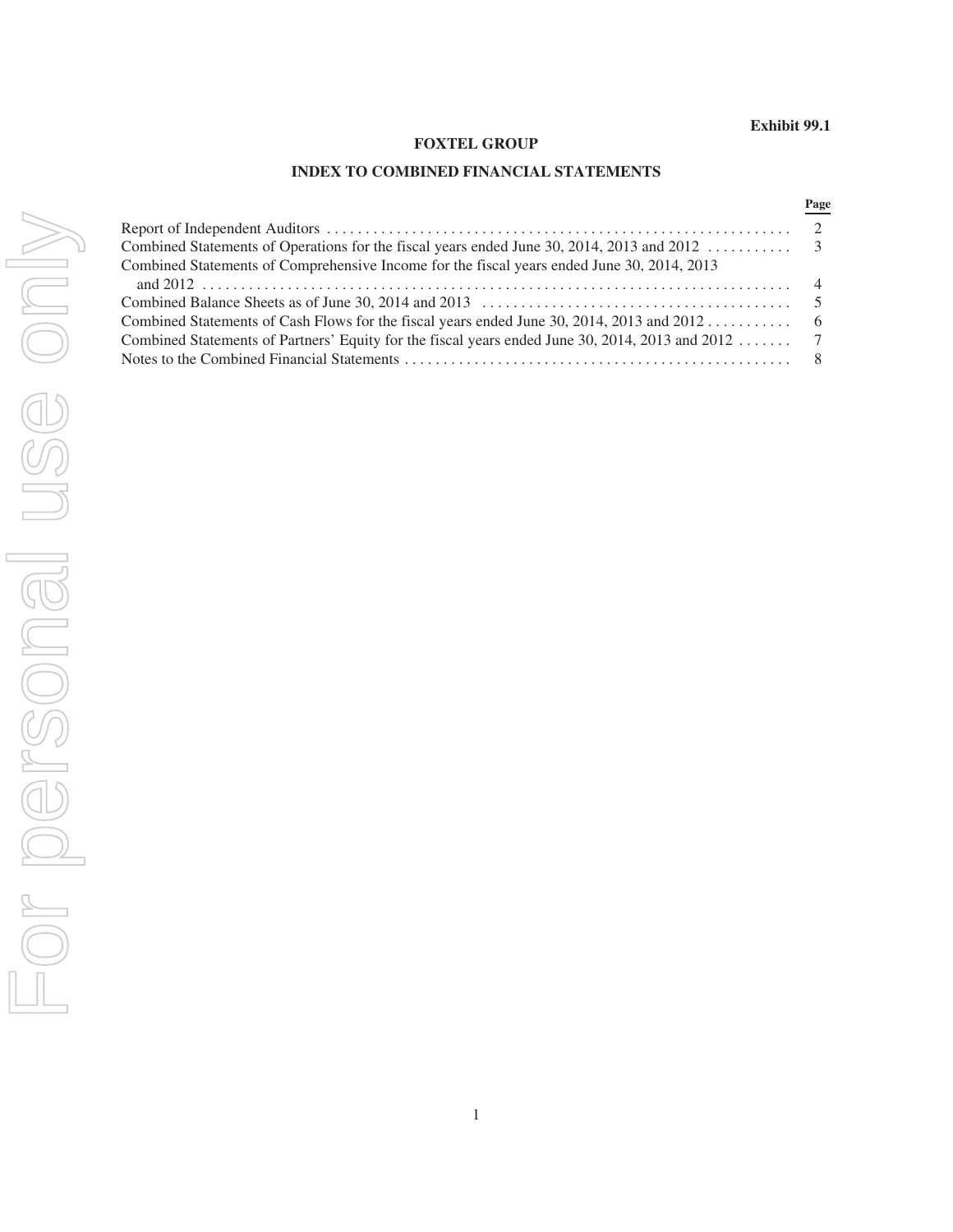**Exhibit 99.1**

# FOXTEL GROUP

## INDEX TO COMBINED FINANCIAL STATEMENTS

| | Page |
|---|---|
| Report of Independent Auditors | 2 |
| Combined Statements of Operations for the fiscal years ended June 30, 2014, 2013 and 2012 | 3 |
| Combined Statements of Comprehensive Income for the fiscal years ended June 30, 2014, 2013 and 2012 | 4 |
| Combined Balance Sheets as of June 30, 2014 and 2013 | 5 |
| Combined Statements of Cash Flows for the fiscal years ended June 30, 2014, 2013 and 2012 | 6 |
| Combined Statements of Partners' Equity for the fiscal years ended June 30, 2014, 2013 and 2012 | 7 |
| Notes to the Combined Financial Statements | 8 |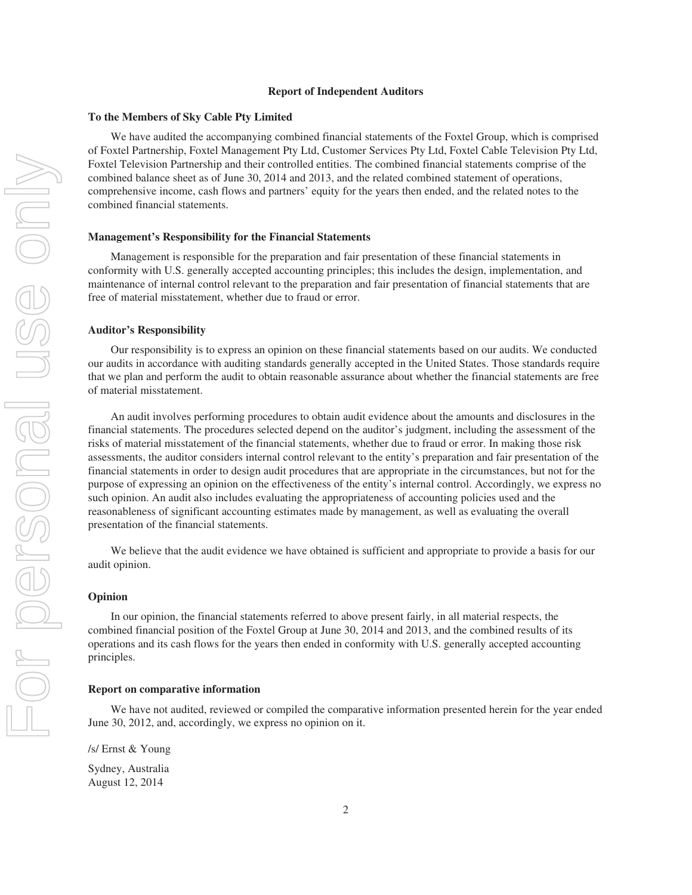# Report of Independent Auditors

**To the Members of Sky Cable Pty Limited**

We have audited the accompanying combined financial statements of the Foxtel Group, which is comprised of Foxtel Partnership, Foxtel Management Pty Ltd, Customer Services Pty Ltd, Foxtel Cable Television Pty Ltd, Foxtel Television Partnership and their controlled entities. The combined financial statements comprise of the combined balance sheet as of June 30, 2014 and 2013, and the related combined statement of operations, comprehensive income, cash flows and partners' equity for the years then ended, and the related notes to the combined financial statements.

**Management's Responsibility for the Financial Statements**

Management is responsible for the preparation and fair presentation of these financial statements in conformity with U.S. generally accepted accounting principles; this includes the design, implementation, and maintenance of internal control relevant to the preparation and fair presentation of financial statements that are free of material misstatement, whether due to fraud or error.

**Auditor's Responsibility**

Our responsibility is to express an opinion on these financial statements based on our audits. We conducted our audits in accordance with auditing standards generally accepted in the United States. Those standards require that we plan and perform the audit to obtain reasonable assurance about whether the financial statements are free of material misstatement.

An audit involves performing procedures to obtain audit evidence about the amounts and disclosures in the financial statements. The procedures selected depend on the auditor's judgment, including the assessment of the risks of material misstatement of the financial statements, whether due to fraud or error. In making those risk assessments, the auditor considers internal control relevant to the entity's preparation and fair presentation of the financial statements in order to design audit procedures that are appropriate in the circumstances, but not for the purpose of expressing an opinion on the effectiveness of the entity's internal control. Accordingly, we express no such opinion. An audit also includes evaluating the appropriateness of accounting policies used and the reasonableness of significant accounting estimates made by management, as well as evaluating the overall presentation of the financial statements.

We believe that the audit evidence we have obtained is sufficient and appropriate to provide a basis for our audit opinion.

**Opinion**

In our opinion, the financial statements referred to above present fairly, in all material respects, the combined financial position of the Foxtel Group at June 30, 2014 and 2013, and the combined results of its operations and its cash flows for the years then ended in conformity with U.S. generally accepted accounting principles.

**Report on comparative information**

We have not audited, reviewed or compiled the comparative information presented herein for the year ended June 30, 2012, and, accordingly, we express no opinion on it.

/s/ Ernst & Young

Sydney, Australia
August 12, 2014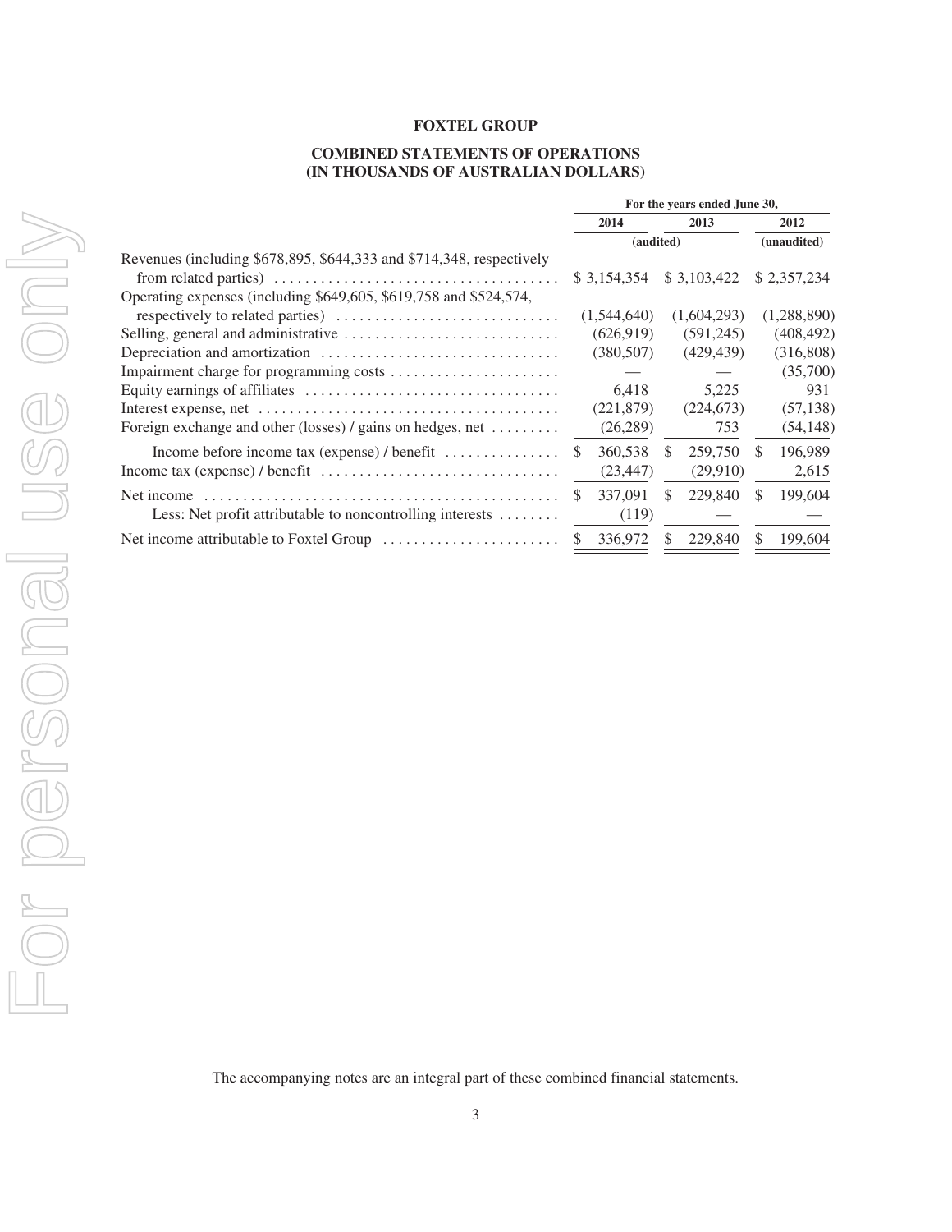**FOXTEL GROUP**

**COMBINED STATEMENTS OF OPERATIONS**
**(IN THOUSANDS OF AUSTRALIAN DOLLARS)**

| | For the years ended June 30, | | |
|---|---|---|---|
| | 2014 | 2013 | 2012 |
| | (audited) | | (unaudited) |
| Revenues (including $678,895, $644,333 and $714,348, respectively from related parties) | $ 3,154,354 | $ 3,103,422 | $ 2,357,234 |
| Operating expenses (including $649,605, $619,758 and $524,574, respectively to related parties) | (1,544,640) | (1,604,293) | (1,288,890) |
| Selling, general and administrative | (626,919) | (591,245) | (408,492) |
| Depreciation and amortization | (380,507) | (429,439) | (316,808) |
| Impairment charge for programming costs | — | — | (35,700) |
| Equity earnings of affiliates | 6,418 | 5,225 | 931 |
| Interest expense, net | (221,879) | (224,673) | (57,138) |
| Foreign exchange and other (losses) / gains on hedges, net | (26,289) | 753 | (54,148) |
| Income before income tax (expense) / benefit | $ 360,538 | $ 259,750 | $ 196,989 |
| Income tax (expense) / benefit | (23,447) | (29,910) | 2,615 |
| Net income | $ 337,091 | $ 229,840 | $ 199,604 |
| Less: Net profit attributable to noncontrolling interests | (119) | — | — |
| Net income attributable to Foxtel Group | $ 336,972 | $ 229,840 | $ 199,604 |

The accompanying notes are an integral part of these combined financial statements.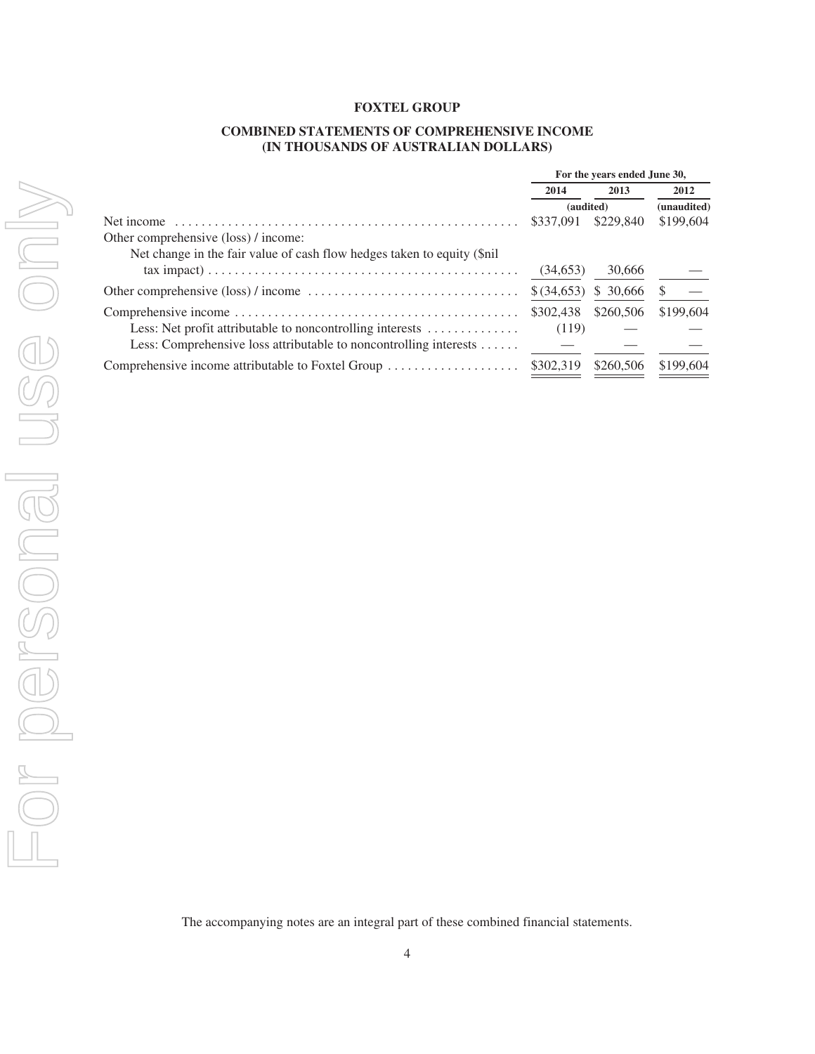**FOXTEL GROUP**

**COMBINED STATEMENTS OF COMPREHENSIVE INCOME**
**(IN THOUSANDS OF AUSTRALIAN DOLLARS)**

| | For the years ended June 30, | | |
|---|---|---|---|
| | 2014 | 2013 | 2012 |
| | (audited) | | (unaudited) |
| Net income | $337,091 | $229,840 | $199,604 |
| Other comprehensive (loss) / income: | | | |
| Net change in the fair value of cash flow hedges taken to equity ($nil tax impact) | (34,653) | 30,666 | — |
| Other comprehensive (loss) / income | $ (34,653) | $ 30,666 | $ — |
| Comprehensive income | $302,438 | $260,506 | $199,604 |
| Less: Net profit attributable to noncontrolling interests | (119) | — | — |
| Less: Comprehensive loss attributable to noncontrolling interests | — | — | — |
| Comprehensive income attributable to Foxtel Group | $302,319 | $260,506 | $199,604 |

The accompanying notes are an integral part of these combined financial statements.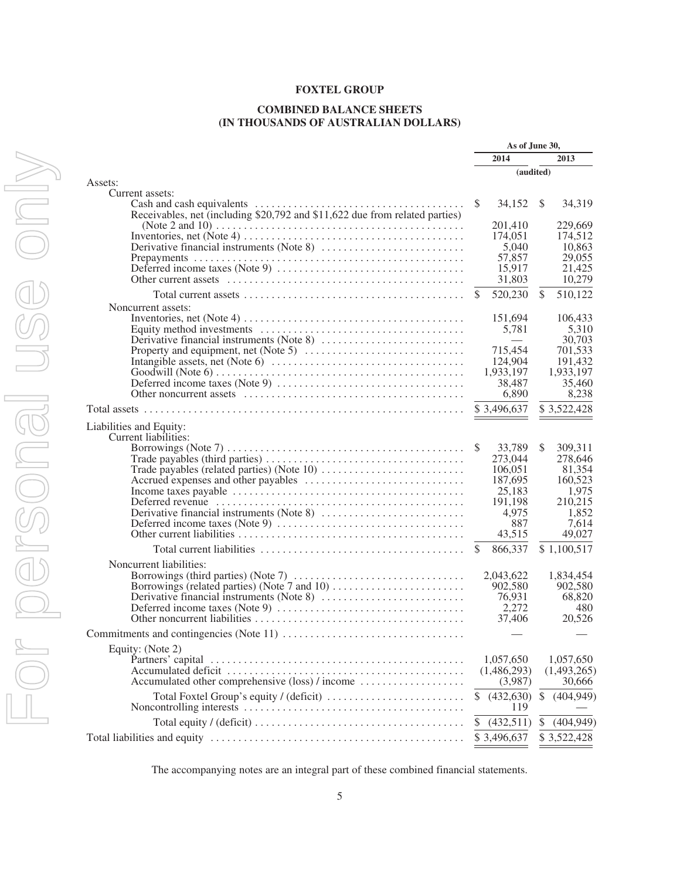# FOXTEL GROUP

## COMBINED BALANCE SHEETS (IN THOUSANDS OF AUSTRALIAN DOLLARS)

| | As of June 30, | |
|---|---|---|
| | 2014 | 2013 |
| | (audited) | |
| **Assets:** | | |
| Current assets: | | |
| Cash and cash equivalents | $ 34,152 | $ 34,319 |
| Receivables, net (including $20,792 and $11,622 due from related parties) (Note 2 and 10) | 201,410 | 229,669 |
| Inventories, net (Note 4) | 174,051 | 174,512 |
| Derivative financial instruments (Note 8) | 5,040 | 10,863 |
| Prepayments | 57,857 | 29,055 |
| Deferred income taxes (Note 9) | 15,917 | 21,425 |
| Other current assets | 31,803 | 10,279 |
| Total current assets | $ 520,230 | $ 510,122 |
| Noncurrent assets: | | |
| Inventories, net (Note 4) | 151,694 | 106,433 |
| Equity method investments | 5,781 | 5,310 |
| Derivative financial instruments (Note 8) | — | 30,703 |
| Property and equipment, net (Note 5) | 715,454 | 701,533 |
| Intangible assets, net (Note 6) | 124,904 | 191,432 |
| Goodwill (Note 6) | 1,933,197 | 1,933,197 |
| Deferred income taxes (Note 9) | 38,487 | 35,460 |
| Other noncurrent assets | 6,890 | 8,238 |
| Total assets | $ 3,496,637 | $ 3,522,428 |
| **Liabilities and Equity:** | | |
| Current liabilities: | | |
| Borrowings (Note 7) | $ 33,789 | $ 309,311 |
| Trade payables (third parties) | 273,044 | 278,646 |
| Trade payables (related parties) (Note 10) | 106,051 | 81,354 |
| Accrued expenses and other payables | 187,695 | 160,523 |
| Income taxes payable | 25,183 | 1,975 |
| Deferred revenue | 191,198 | 210,215 |
| Derivative financial instruments (Note 8) | 4,975 | 1,852 |
| Deferred income taxes (Note 9) | 887 | 7,614 |
| Other current liabilities | 43,515 | 49,027 |
| Total current liabilities | $ 866,337 | $ 1,100,517 |
| Noncurrent liabilities: | | |
| Borrowings (third parties) (Note 7) | 2,043,622 | 1,834,454 |
| Borrowings (related parties) (Note 7 and 10) | 902,580 | 902,580 |
| Derivative financial instruments (Note 8) | 76,931 | 68,820 |
| Deferred income taxes (Note 9) | 2,272 | 480 |
| Other noncurrent liabilities | 37,406 | 20,526 |
| Commitments and contingencies (Note 11) | — | — |
| Equity: (Note 2) | | |
| Partners' capital | 1,057,650 | 1,057,650 |
| Accumulated deficit | (1,486,293) | (1,493,265) |
| Accumulated other comprehensive (loss) / income | (3,987) | 30,666 |
| Total Foxtel Group's equity / (deficit) | $ (432,630) | $ (404,949) |
| Noncontrolling interests | 119 | — |
| Total equity / (deficit) | $ (432,511) | $ (404,949) |
| Total liabilities and equity | $ 3,496,637 | $ 3,522,428 |

The accompanying notes are an integral part of these combined financial statements.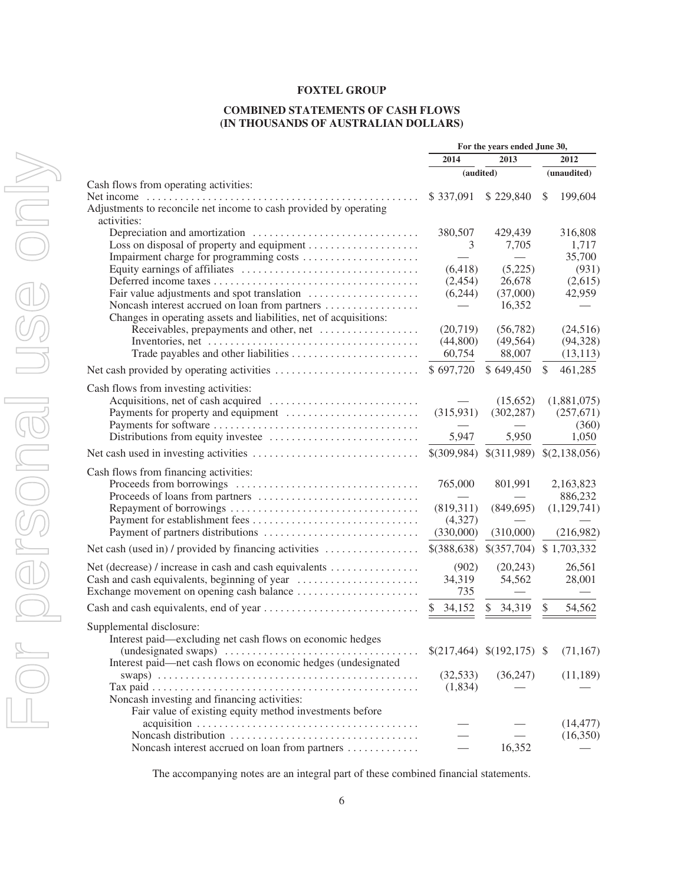**FOXTEL GROUP**

**COMBINED STATEMENTS OF CASH FLOWS**
**(IN THOUSANDS OF AUSTRALIAN DOLLARS)**

| | For the years ended June 30, | | |
|---|---|---|---|
| | 2014 | 2013 | 2012 |
| | (audited) | | (unaudited) |
| Cash flows from operating activities: | | | |
| Net income | $ 337,091 | $ 229,840 | $ 199,604 |
| Adjustments to reconcile net income to cash provided by operating activities: | | | |
| Depreciation and amortization | 380,507 | 429,439 | 316,808 |
| Loss on disposal of property and equipment | 3 | 7,705 | 1,717 |
| Impairment charge for programming costs | — | — | 35,700 |
| Equity earnings of affiliates | (6,418) | (5,225) | (931) |
| Deferred income taxes | (2,454) | 26,678 | (2,615) |
| Fair value adjustments and spot translation | (6,244) | (37,000) | 42,959 |
| Noncash interest accrued on loan from partners | — | 16,352 | — |
| Changes in operating assets and liabilities, net of acquisitions: | | | |
| Receivables, prepayments and other, net | (20,719) | (56,782) | (24,516) |
| Inventories, net | (44,800) | (49,564) | (94,328) |
| Trade payables and other liabilities | 60,754 | 88,007 | (13,113) |
| Net cash provided by operating activities | $ 697,720 | $ 649,450 | $ 461,285 |
| Cash flows from investing activities: | | | |
| Acquisitions, net of cash acquired | — | (15,652) | (1,881,075) |
| Payments for property and equipment | (315,931) | (302,287) | (257,671) |
| Payments for software | — | — | (360) |
| Distributions from equity investee | 5,947 | 5,950 | 1,050 |
| Net cash used in investing activities | $(309,984) | $(311,989) | $(2,138,056) |
| Cash flows from financing activities: | | | |
| Proceeds from borrowings | 765,000 | 801,991 | 2,163,823 |
| Proceeds of loans from partners | — | — | 886,232 |
| Repayment of borrowings | (819,311) | (849,695) | (1,129,741) |
| Payment for establishment fees | (4,327) | — | — |
| Payment of partners distributions | (330,000) | (310,000) | (216,982) |
| Net cash (used in) / provided by financing activities | $(388,638) | $(357,704) | $ 1,703,332 |
| Net (decrease) / increase in cash and cash equivalents | (902) | (20,243) | 26,561 |
| Cash and cash equivalents, beginning of year | 34,319 | 54,562 | 28,001 |
| Exchange movement on opening cash balance | 735 | — | — |
| Cash and cash equivalents, end of year | $ 34,152 | $ 34,319 | $ 54,562 |
| Supplemental disclosure: | | | |
| Interest paid—excluding net cash flows on economic hedges (undesignated swaps) | $(217,464) | $(192,175) | $ (71,167) |
| Interest paid—net cash flows on economic hedges (undesignated swaps) | (32,533) | (36,247) | (11,189) |
| Tax paid | (1,834) | — | — |
| Noncash investing and financing activities: | | | |
| Fair value of existing equity method investments before acquisition | — | — | (14,477) |
| Noncash distribution | — | — | (16,350) |
| Noncash interest accrued on loan from partners | — | 16,352 | — |

The accompanying notes are an integral part of these combined financial statements.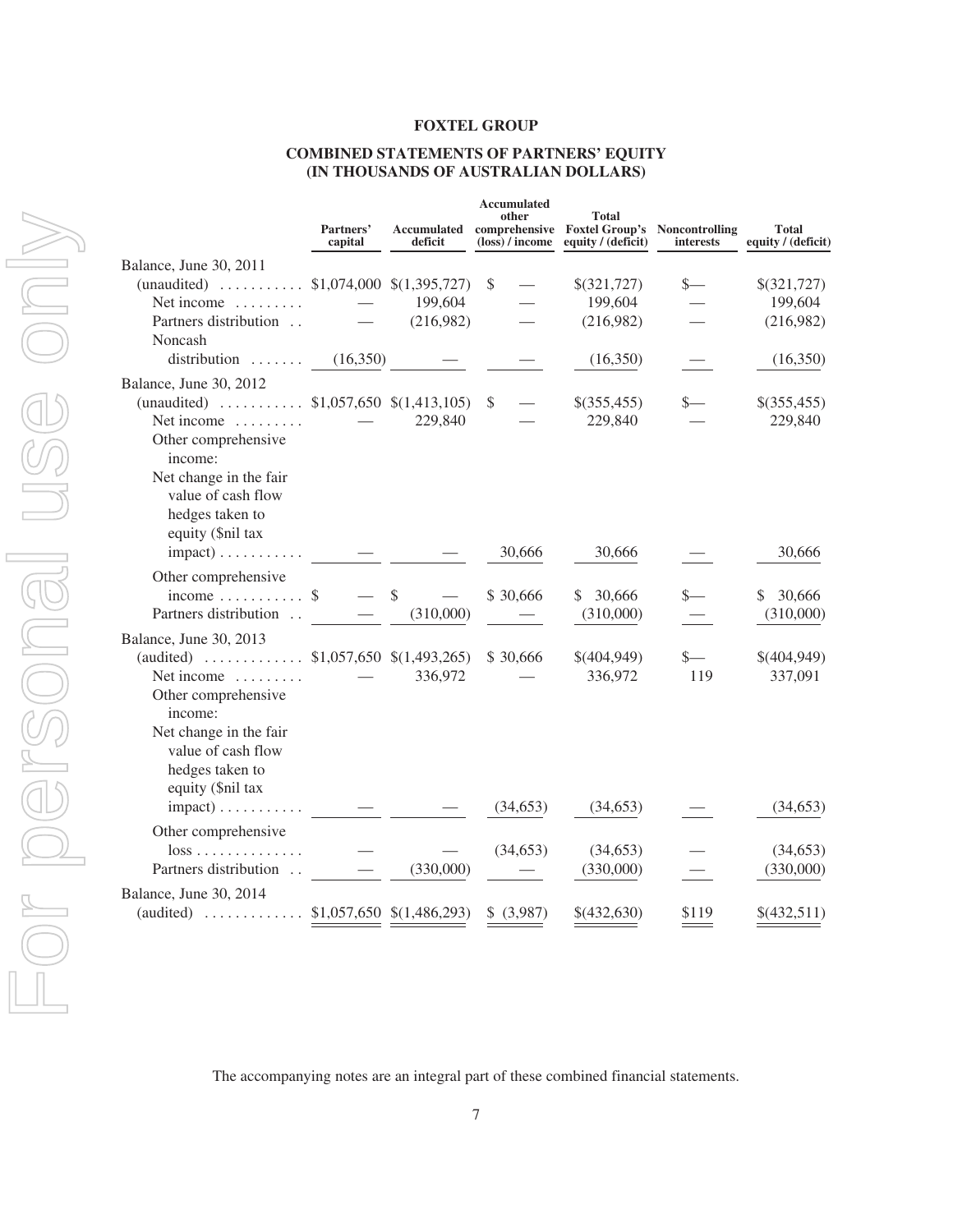**FOXTEL GROUP**

**COMBINED STATEMENTS OF PARTNERS' EQUITY (IN THOUSANDS OF AUSTRALIAN DOLLARS)**

| | Partners' capital | Accumulated deficit | Accumulated other comprehensive (loss) / income | Total Foxtel Group's equity / (deficit) | Noncontrolling interests | Total equity / (deficit) |
|---|---|---|---|---|---|---|
| Balance, June 30, 2011 (unaudited) | $1,074,000 | $(1,395,727) | $ — | $(321,727) | $— | $(321,727) |
| Net income | — | 199,604 | — | 199,604 | — | 199,604 |
| Partners distribution | — | (216,982) | — | (216,982) | — | (216,982) |
| Noncash distribution | (16,350) | — | — | (16,350) | — | (16,350) |
| Balance, June 30, 2012 (unaudited) | $1,057,650 | $(1,413,105) | $ — | $(355,455) | $— | $(355,455) |
| Net income | — | 229,840 | — | 229,840 | — | 229,840 |
| Other comprehensive income: | | | | | | |
| Net change in the fair value of cash flow hedges taken to equity ($nil tax impact) | — | — | 30,666 | 30,666 | — | 30,666 |
| Other comprehensive income | $ — | $ — | $ 30,666 | $ 30,666 | $— | $ 30,666 |
| Partners distribution | — | (310,000) | — | (310,000) | — | (310,000) |
| Balance, June 30, 2013 (audited) | $1,057,650 | $(1,493,265) | $ 30,666 | $(404,949) | $— | $(404,949) |
| Net income | — | 336,972 | — | 336,972 | 119 | 337,091 |
| Other comprehensive income: | | | | | | |
| Net change in the fair value of cash flow hedges taken to equity ($nil tax impact) | — | — | (34,653) | (34,653) | — | (34,653) |
| Other comprehensive loss | — | — | (34,653) | (34,653) | — | (34,653) |
| Partners distribution | — | (330,000) | — | (330,000) | — | (330,000) |
| Balance, June 30, 2014 (audited) | $1,057,650 | $(1,486,293) | $ (3,987) | $(432,630) | $119 | $(432,511) |

The accompanying notes are an integral part of these combined financial statements.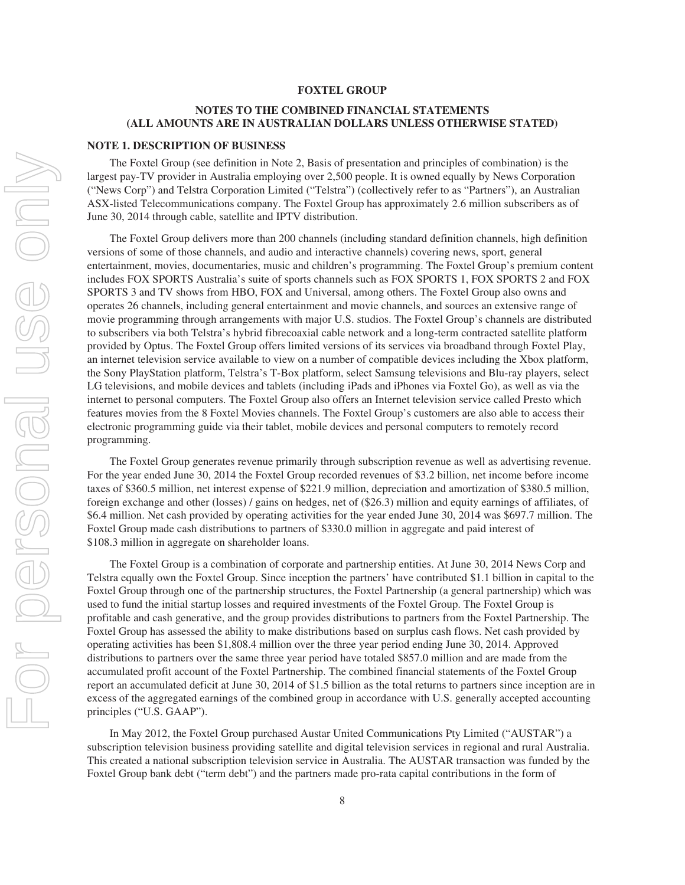**FOXTEL GROUP**

**NOTES TO THE COMBINED FINANCIAL STATEMENTS**
**(ALL AMOUNTS ARE IN AUSTRALIAN DOLLARS UNLESS OTHERWISE STATED)**

**NOTE 1. DESCRIPTION OF BUSINESS**

The Foxtel Group (see definition in Note 2, Basis of presentation and principles of combination) is the largest pay-TV provider in Australia employing over 2,500 people. It is owned equally by News Corporation ("News Corp") and Telstra Corporation Limited ("Telstra") (collectively refer to as "Partners"), an Australian ASX-listed Telecommunications company. The Foxtel Group has approximately 2.6 million subscribers as of June 30, 2014 through cable, satellite and IPTV distribution.

The Foxtel Group delivers more than 200 channels (including standard definition channels, high definition versions of some of those channels, and audio and interactive channels) covering news, sport, general entertainment, movies, documentaries, music and children's programming. The Foxtel Group's premium content includes FOX SPORTS Australia's suite of sports channels such as FOX SPORTS 1, FOX SPORTS 2 and FOX SPORTS 3 and TV shows from HBO, FOX and Universal, among others. The Foxtel Group also owns and operates 26 channels, including general entertainment and movie channels, and sources an extensive range of movie programming through arrangements with major U.S. studios. The Foxtel Group's channels are distributed to subscribers via both Telstra's hybrid fibrecoaxial cable network and a long-term contracted satellite platform provided by Optus. The Foxtel Group offers limited versions of its services via broadband through Foxtel Play, an internet television service available to view on a number of compatible devices including the Xbox platform, the Sony PlayStation platform, Telstra's T-Box platform, select Samsung televisions and Blu-ray players, select LG televisions, and mobile devices and tablets (including iPads and iPhones via Foxtel Go), as well as via the internet to personal computers. The Foxtel Group also offers an Internet television service called Presto which features movies from the 8 Foxtel Movies channels. The Foxtel Group's customers are also able to access their electronic programming guide via their tablet, mobile devices and personal computers to remotely record programming.

The Foxtel Group generates revenue primarily through subscription revenue as well as advertising revenue. For the year ended June 30, 2014 the Foxtel Group recorded revenues of $3.2 billion, net income before income taxes of $360.5 million, net interest expense of $221.9 million, depreciation and amortization of $380.5 million, foreign exchange and other (losses) / gains on hedges, net of ($26.3) million and equity earnings of affiliates, of $6.4 million. Net cash provided by operating activities for the year ended June 30, 2014 was $697.7 million. The Foxtel Group made cash distributions to partners of $330.0 million in aggregate and paid interest of $108.3 million in aggregate on shareholder loans.

The Foxtel Group is a combination of corporate and partnership entities. At June 30, 2014 News Corp and Telstra equally own the Foxtel Group. Since inception the partners' have contributed $1.1 billion in capital to the Foxtel Group through one of the partnership structures, the Foxtel Partnership (a general partnership) which was used to fund the initial startup losses and required investments of the Foxtel Group. The Foxtel Group is profitable and cash generative, and the group provides distributions to partners from the Foxtel Partnership. The Foxtel Group has assessed the ability to make distributions based on surplus cash flows. Net cash provided by operating activities has been $1,808.4 million over the three year period ending June 30, 2014. Approved distributions to partners over the same three year period have totaled $857.0 million and are made from the accumulated profit account of the Foxtel Partnership. The combined financial statements of the Foxtel Group report an accumulated deficit at June 30, 2014 of $1.5 billion as the total returns to partners since inception are in excess of the aggregated earnings of the combined group in accordance with U.S. generally accepted accounting principles ("U.S. GAAP").

In May 2012, the Foxtel Group purchased Austar United Communications Pty Limited ("AUSTAR") a subscription television business providing satellite and digital television services in regional and rural Australia. This created a national subscription television service in Australia. The AUSTAR transaction was funded by the Foxtel Group bank debt ("term debt") and the partners made pro-rata capital contributions in the form of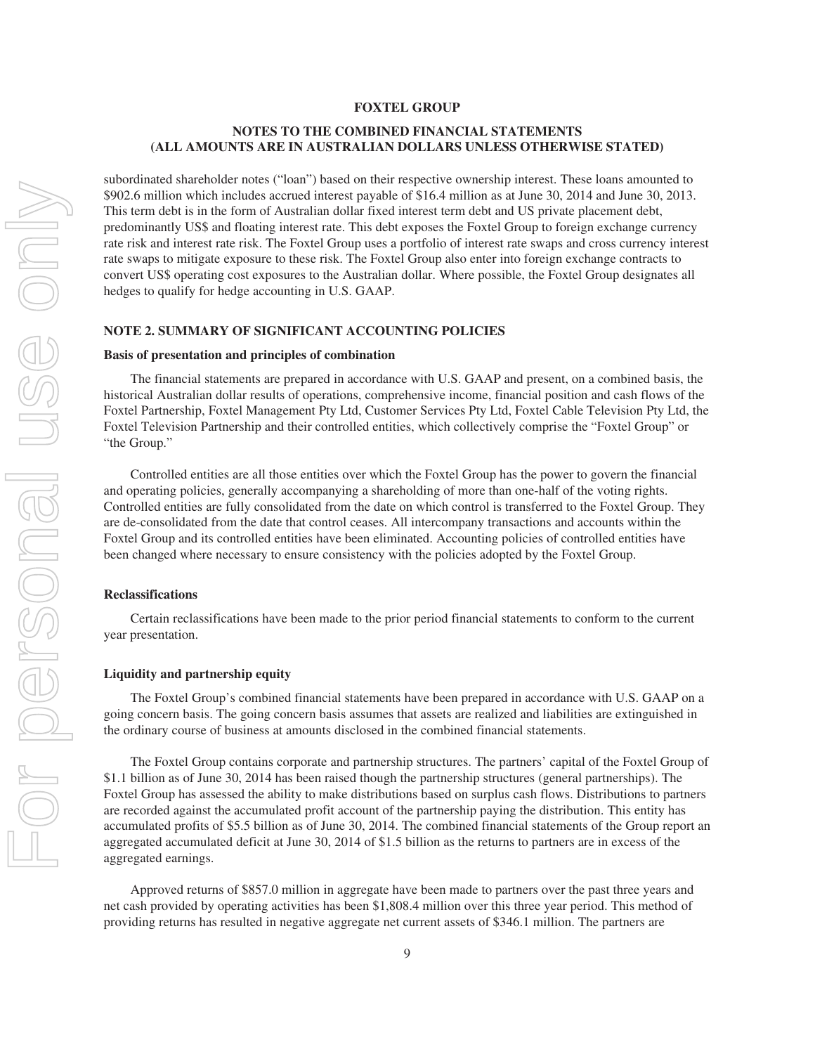subordinated shareholder notes ("loan") based on their respective ownership interest. These loans amounted to $902.6 million which includes accrued interest payable of $16.4 million as at June 30, 2014 and June 30, 2013. This term debt is in the form of Australian dollar fixed interest term debt and US private placement debt, predominantly US$ and floating interest rate. This debt exposes the Foxtel Group to foreign exchange currency rate risk and interest rate risk. The Foxtel Group uses a portfolio of interest rate swaps and cross currency interest rate swaps to mitigate exposure to these risk. The Foxtel Group also enter into foreign exchange contracts to convert US$ operating cost exposures to the Australian dollar. Where possible, the Foxtel Group designates all hedges to qualify for hedge accounting in U.S. GAAP.

## NOTE 2. SUMMARY OF SIGNIFICANT ACCOUNTING POLICIES

### Basis of presentation and principles of combination

The financial statements are prepared in accordance with U.S. GAAP and present, on a combined basis, the historical Australian dollar results of operations, comprehensive income, financial position and cash flows of the Foxtel Partnership, Foxtel Management Pty Ltd, Customer Services Pty Ltd, Foxtel Cable Television Pty Ltd, the Foxtel Television Partnership and their controlled entities, which collectively comprise the "Foxtel Group" or "the Group."

Controlled entities are all those entities over which the Foxtel Group has the power to govern the financial and operating policies, generally accompanying a shareholding of more than one-half of the voting rights. Controlled entities are fully consolidated from the date on which control is transferred to the Foxtel Group. They are de-consolidated from the date that control ceases. All intercompany transactions and accounts within the Foxtel Group and its controlled entities have been eliminated. Accounting policies of controlled entities have been changed where necessary to ensure consistency with the policies adopted by the Foxtel Group.

### Reclassifications

Certain reclassifications have been made to the prior period financial statements to conform to the current year presentation.

### Liquidity and partnership equity

The Foxtel Group's combined financial statements have been prepared in accordance with U.S. GAAP on a going concern basis. The going concern basis assumes that assets are realized and liabilities are extinguished in the ordinary course of business at amounts disclosed in the combined financial statements.

The Foxtel Group contains corporate and partnership structures. The partners' capital of the Foxtel Group of $1.1 billion as of June 30, 2014 has been raised though the partnership structures (general partnerships). The Foxtel Group has assessed the ability to make distributions based on surplus cash flows. Distributions to partners are recorded against the accumulated profit account of the partnership paying the distribution. This entity has accumulated profits of $5.5 billion as of June 30, 2014. The combined financial statements of the Group report an aggregated accumulated deficit at June 30, 2014 of $1.5 billion as the returns to partners are in excess of the aggregated earnings.

Approved returns of $857.0 million in aggregate have been made to partners over the past three years and net cash provided by operating activities has been $1,808.4 million over this three year period. This method of providing returns has resulted in negative aggregate net current assets of $346.1 million. The partners are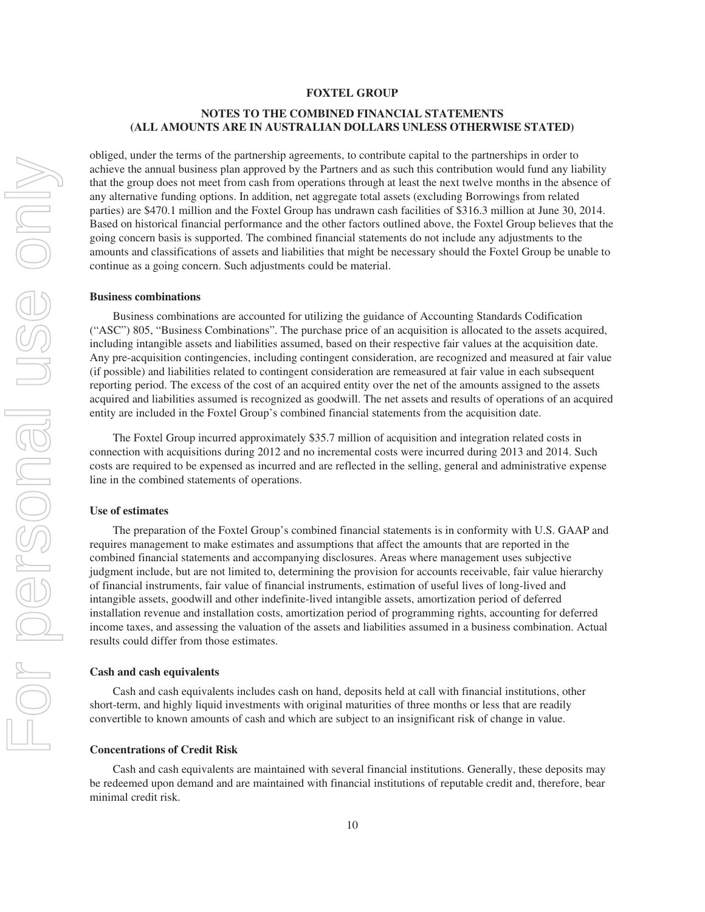obliged, under the terms of the partnership agreements, to contribute capital to the partnerships in order to achieve the annual business plan approved by the Partners and as such this contribution would fund any liability that the group does not meet from cash from operations through at least the next twelve months in the absence of any alternative funding options. In addition, net aggregate total assets (excluding Borrowings from related parties) are $470.1 million and the Foxtel Group has undrawn cash facilities of $316.3 million at June 30, 2014. Based on historical financial performance and the other factors outlined above, the Foxtel Group believes that the going concern basis is supported. The combined financial statements do not include any adjustments to the amounts and classifications of assets and liabilities that might be necessary should the Foxtel Group be unable to continue as a going concern. Such adjustments could be material.

**Business combinations**

Business combinations are accounted for utilizing the guidance of Accounting Standards Codification ("ASC") 805, "Business Combinations". The purchase price of an acquisition is allocated to the assets acquired, including intangible assets and liabilities assumed, based on their respective fair values at the acquisition date. Any pre-acquisition contingencies, including contingent consideration, are recognized and measured at fair value (if possible) and liabilities related to contingent consideration are remeasured at fair value in each subsequent reporting period. The excess of the cost of an acquired entity over the net of the amounts assigned to the assets acquired and liabilities assumed is recognized as goodwill. The net assets and results of operations of an acquired entity are included in the Foxtel Group's combined financial statements from the acquisition date.

The Foxtel Group incurred approximately $35.7 million of acquisition and integration related costs in connection with acquisitions during 2012 and no incremental costs were incurred during 2013 and 2014. Such costs are required to be expensed as incurred and are reflected in the selling, general and administrative expense line in the combined statements of operations.

**Use of estimates**

The preparation of the Foxtel Group's combined financial statements is in conformity with U.S. GAAP and requires management to make estimates and assumptions that affect the amounts that are reported in the combined financial statements and accompanying disclosures. Areas where management uses subjective judgment include, but are not limited to, determining the provision for accounts receivable, fair value hierarchy of financial instruments, fair value of financial instruments, estimation of useful lives of long-lived and intangible assets, goodwill and other indefinite-lived intangible assets, amortization period of deferred installation revenue and installation costs, amortization period of programming rights, accounting for deferred income taxes, and assessing the valuation of the assets and liabilities assumed in a business combination. Actual results could differ from those estimates.

**Cash and cash equivalents**

Cash and cash equivalents includes cash on hand, deposits held at call with financial institutions, other short-term, and highly liquid investments with original maturities of three months or less that are readily convertible to known amounts of cash and which are subject to an insignificant risk of change in value.

**Concentrations of Credit Risk**

Cash and cash equivalents are maintained with several financial institutions. Generally, these deposits may be redeemed upon demand and are maintained with financial institutions of reputable credit and, therefore, bear minimal credit risk.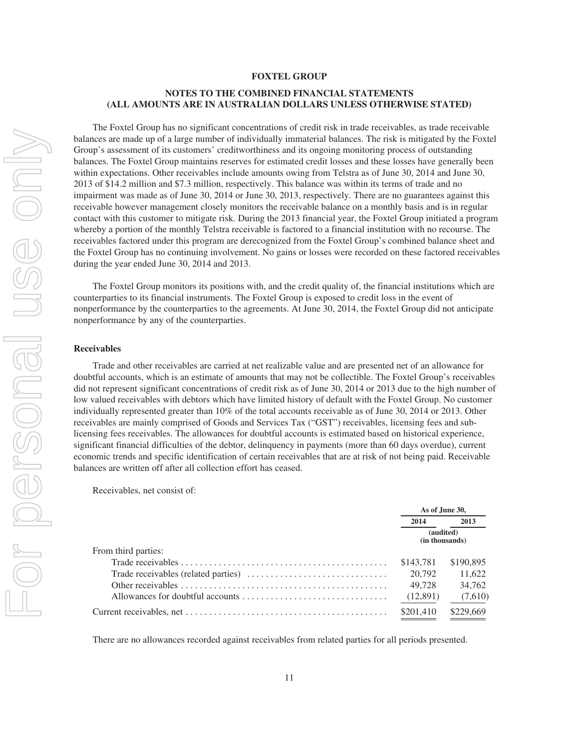**FOXTEL GROUP**

**NOTES TO THE COMBINED FINANCIAL STATEMENTS (ALL AMOUNTS ARE IN AUSTRALIAN DOLLARS UNLESS OTHERWISE STATED)**

The Foxtel Group has no significant concentrations of credit risk in trade receivables, as trade receivable balances are made up of a large number of individually immaterial balances. The risk is mitigated by the Foxtel Group's assessment of its customers' creditworthiness and its ongoing monitoring process of outstanding balances. The Foxtel Group maintains reserves for estimated credit losses and these losses have generally been within expectations. Other receivables include amounts owing from Telstra as of June 30, 2014 and June 30, 2013 of $14.2 million and $7.3 million, respectively. This balance was within its terms of trade and no impairment was made as of June 30, 2014 or June 30, 2013, respectively. There are no guarantees against this receivable however management closely monitors the receivable balance on a monthly basis and is in regular contact with this customer to mitigate risk. During the 2013 financial year, the Foxtel Group initiated a program whereby a portion of the monthly Telstra receivable is factored to a financial institution with no recourse. The receivables factored under this program are derecognized from the Foxtel Group's combined balance sheet and the Foxtel Group has no continuing involvement. No gains or losses were recorded on these factored receivables during the year ended June 30, 2014 and 2013.

The Foxtel Group monitors its positions with, and the credit quality of, the financial institutions which are counterparties to its financial instruments. The Foxtel Group is exposed to credit loss in the event of nonperformance by the counterparties to the agreements. At June 30, 2014, the Foxtel Group did not anticipate nonperformance by any of the counterparties.

**Receivables**

Trade and other receivables are carried at net realizable value and are presented net of an allowance for doubtful accounts, which is an estimate of amounts that may not be collectible. The Foxtel Group's receivables did not represent significant concentrations of credit risk as of June 30, 2014 or 2013 due to the high number of low valued receivables with debtors which have limited history of default with the Foxtel Group. No customer individually represented greater than 10% of the total accounts receivable as of June 30, 2014 or 2013. Other receivables are mainly comprised of Goods and Services Tax ("GST") receivables, licensing fees and sub-licensing fees receivables. The allowances for doubtful accounts is estimated based on historical experience, significant financial difficulties of the debtor, delinquency in payments (more than 60 days overdue), current economic trends and specific identification of certain receivables that are at risk of not being paid. Receivable balances are written off after all collection effort has ceased.

Receivables, net consist of:

| | As of June 30, | |
|---|---|---|
| | 2014 | 2013 |
| | (audited) (in thousands) | |
| From third parties: | | |
| Trade receivables | $143,781 | $190,895 |
| Trade receivables (related parties) | 20,792 | 11,622 |
| Other receivables | 49,728 | 34,762 |
| Allowances for doubtful accounts | (12,891) | (7,610) |
| Current receivables, net | $201,410 | $229,669 |

There are no allowances recorded against receivables from related parties for all periods presented.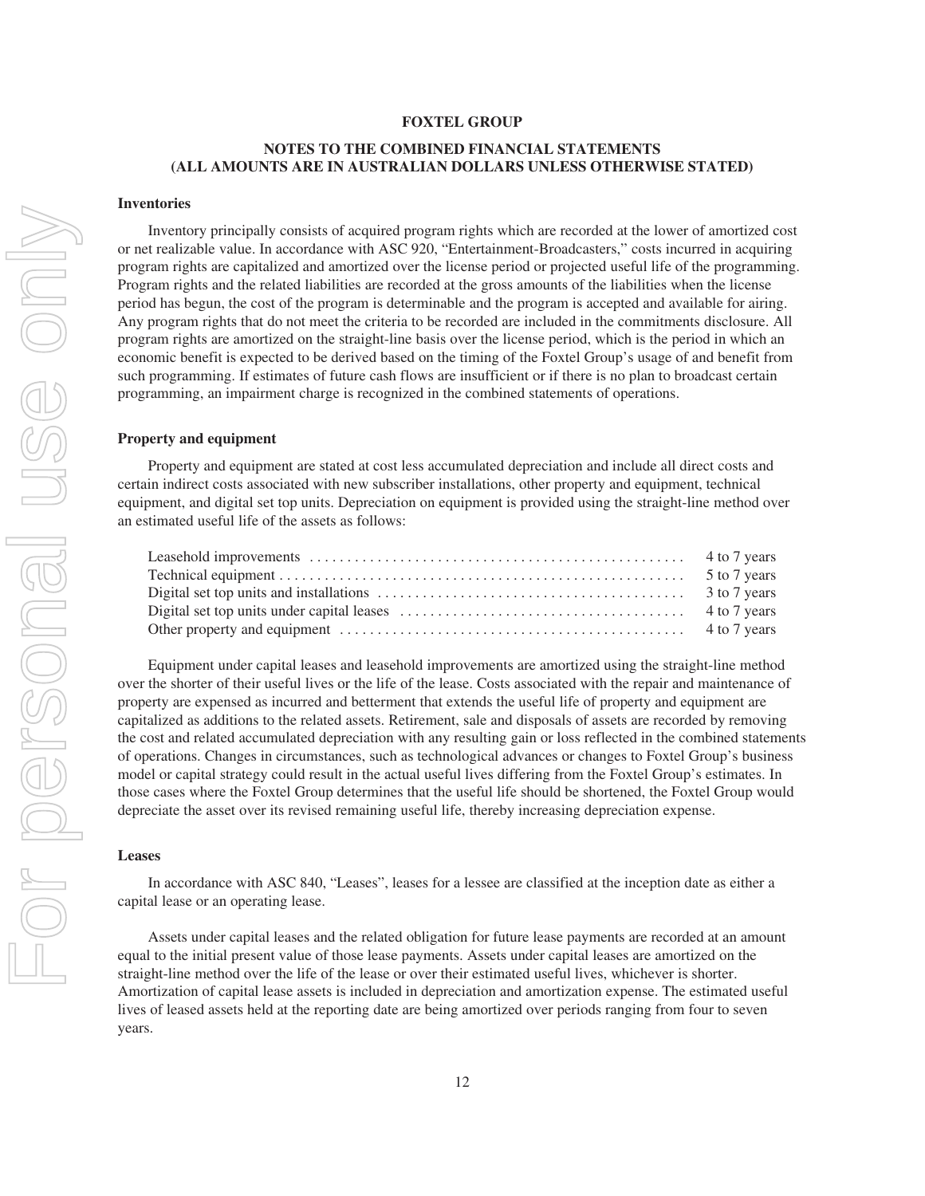**FOXTEL GROUP**

**NOTES TO THE COMBINED FINANCIAL STATEMENTS (ALL AMOUNTS ARE IN AUSTRALIAN DOLLARS UNLESS OTHERWISE STATED)**

**Inventories**

Inventory principally consists of acquired program rights which are recorded at the lower of amortized cost or net realizable value. In accordance with ASC 920, "Entertainment-Broadcasters," costs incurred in acquiring program rights are capitalized and amortized over the license period or projected useful life of the programming. Program rights and the related liabilities are recorded at the gross amounts of the liabilities when the license period has begun, the cost of the program is determinable and the program is accepted and available for airing. Any program rights that do not meet the criteria to be recorded are included in the commitments disclosure. All program rights are amortized on the straight-line basis over the license period, which is the period in which an economic benefit is expected to be derived based on the timing of the Foxtel Group's usage of and benefit from such programming. If estimates of future cash flows are insufficient or if there is no plan to broadcast certain programming, an impairment charge is recognized in the combined statements of operations.

**Property and equipment**

Property and equipment are stated at cost less accumulated depreciation and include all direct costs and certain indirect costs associated with new subscriber installations, other property and equipment, technical equipment, and digital set top units. Depreciation on equipment is provided using the straight-line method over an estimated useful life of the assets as follows:

| | |
|---|---|
| Leasehold improvements | 4 to 7 years |
| Technical equipment | 5 to 7 years |
| Digital set top units and installations | 3 to 7 years |
| Digital set top units under capital leases | 4 to 7 years |
| Other property and equipment | 4 to 7 years |

Equipment under capital leases and leasehold improvements are amortized using the straight-line method over the shorter of their useful lives or the life of the lease. Costs associated with the repair and maintenance of property are expensed as incurred and betterment that extends the useful life of property and equipment are capitalized as additions to the related assets. Retirement, sale and disposals of assets are recorded by removing the cost and related accumulated depreciation with any resulting gain or loss reflected in the combined statements of operations. Changes in circumstances, such as technological advances or changes to Foxtel Group's business model or capital strategy could result in the actual useful lives differing from the Foxtel Group's estimates. In those cases where the Foxtel Group determines that the useful life should be shortened, the Foxtel Group would depreciate the asset over its revised remaining useful life, thereby increasing depreciation expense.

**Leases**

In accordance with ASC 840, "Leases", leases for a lessee are classified at the inception date as either a capital lease or an operating lease.

Assets under capital leases and the related obligation for future lease payments are recorded at an amount equal to the initial present value of those lease payments. Assets under capital leases are amortized on the straight-line method over the life of the lease or over their estimated useful lives, whichever is shorter. Amortization of capital lease assets is included in depreciation and amortization expense. The estimated useful lives of leased assets held at the reporting date are being amortized over periods ranging from four to seven years.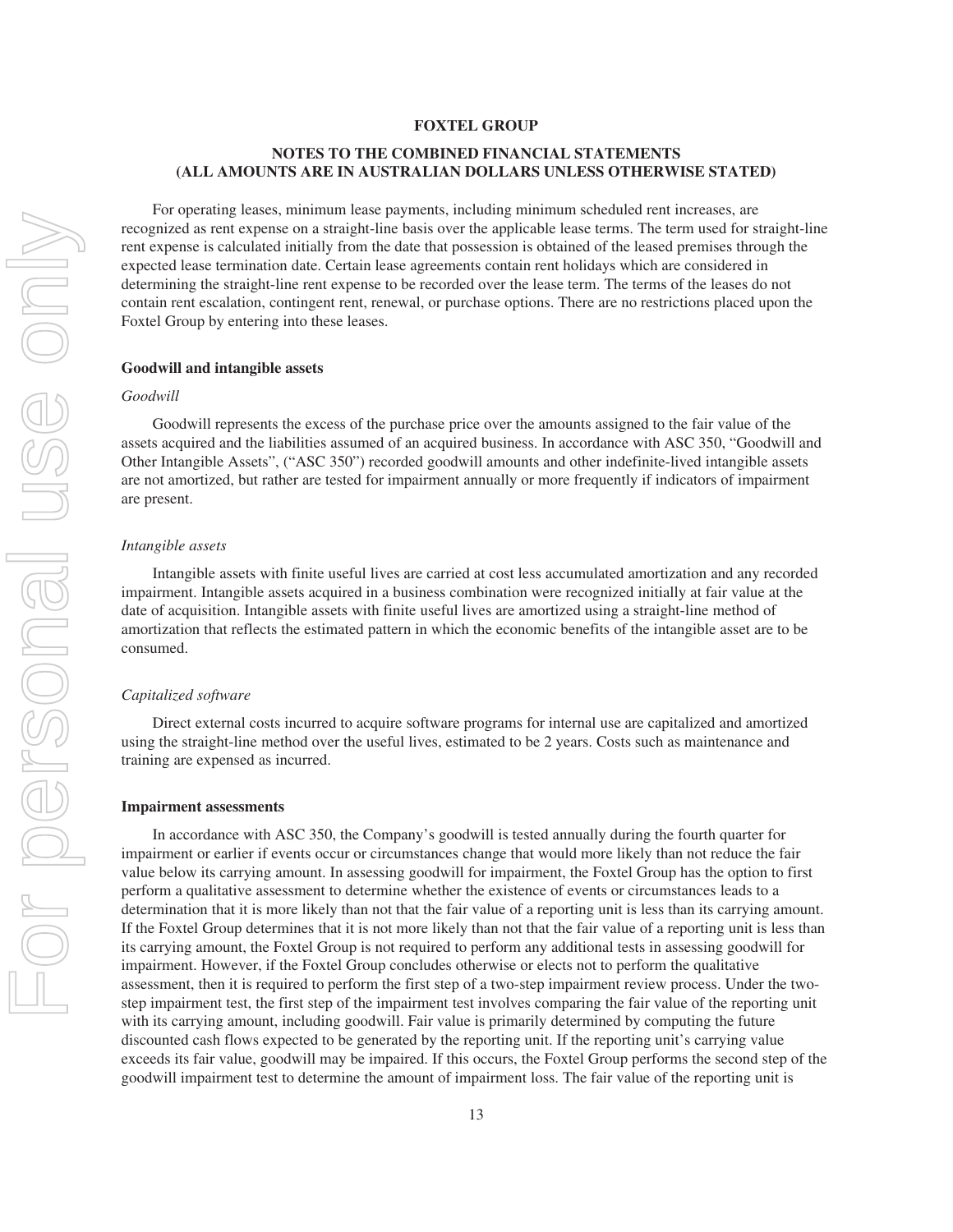For operating leases, minimum lease payments, including minimum scheduled rent increases, are recognized as rent expense on a straight-line basis over the applicable lease terms. The term used for straight-line rent expense is calculated initially from the date that possession is obtained of the leased premises through the expected lease termination date. Certain lease agreements contain rent holidays which are considered in determining the straight-line rent expense to be recorded over the lease term. The terms of the leases do not contain rent escalation, contingent rent, renewal, or purchase options. There are no restrictions placed upon the Foxtel Group by entering into these leases.

**Goodwill and intangible assets**

*Goodwill*

Goodwill represents the excess of the purchase price over the amounts assigned to the fair value of the assets acquired and the liabilities assumed of an acquired business. In accordance with ASC 350, "Goodwill and Other Intangible Assets", ("ASC 350") recorded goodwill amounts and other indefinite-lived intangible assets are not amortized, but rather are tested for impairment annually or more frequently if indicators of impairment are present.

*Intangible assets*

Intangible assets with finite useful lives are carried at cost less accumulated amortization and any recorded impairment. Intangible assets acquired in a business combination were recognized initially at fair value at the date of acquisition. Intangible assets with finite useful lives are amortized using a straight-line method of amortization that reflects the estimated pattern in which the economic benefits of the intangible asset are to be consumed.

*Capitalized software*

Direct external costs incurred to acquire software programs for internal use are capitalized and amortized using the straight-line method over the useful lives, estimated to be 2 years. Costs such as maintenance and training are expensed as incurred.

**Impairment assessments**

In accordance with ASC 350, the Company's goodwill is tested annually during the fourth quarter for impairment or earlier if events occur or circumstances change that would more likely than not reduce the fair value below its carrying amount. In assessing goodwill for impairment, the Foxtel Group has the option to first perform a qualitative assessment to determine whether the existence of events or circumstances leads to a determination that it is more likely than not that the fair value of a reporting unit is less than its carrying amount. If the Foxtel Group determines that it is not more likely than not that the fair value of a reporting unit is less than its carrying amount, the Foxtel Group is not required to perform any additional tests in assessing goodwill for impairment. However, if the Foxtel Group concludes otherwise or elects not to perform the qualitative assessment, then it is required to perform the first step of a two-step impairment review process. Under the two-step impairment test, the first step of the impairment test involves comparing the fair value of the reporting unit with its carrying amount, including goodwill. Fair value is primarily determined by computing the future discounted cash flows expected to be generated by the reporting unit. If the reporting unit's carrying value exceeds its fair value, goodwill may be impaired. If this occurs, the Foxtel Group performs the second step of the goodwill impairment test to determine the amount of impairment loss. The fair value of the reporting unit is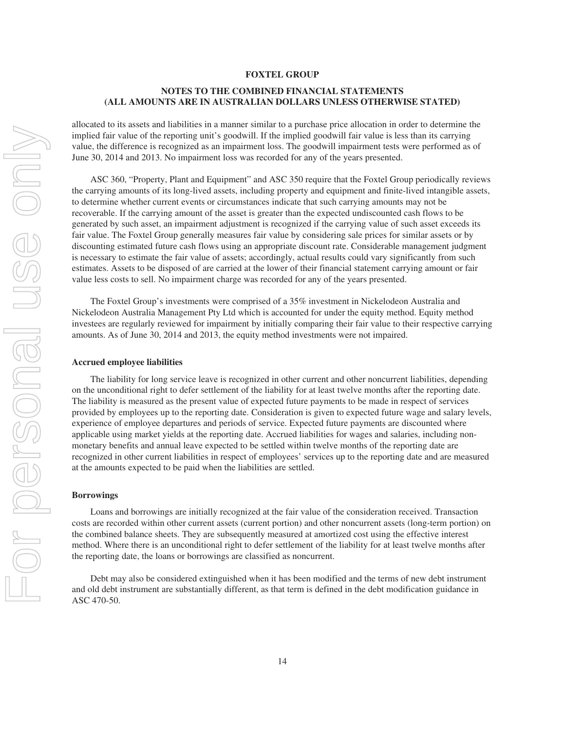allocated to its assets and liabilities in a manner similar to a purchase price allocation in order to determine the implied fair value of the reporting unit's goodwill. If the implied goodwill fair value is less than its carrying value, the difference is recognized as an impairment loss. The goodwill impairment tests were performed as of June 30, 2014 and 2013. No impairment loss was recorded for any of the years presented.

ASC 360, "Property, Plant and Equipment" and ASC 350 require that the Foxtel Group periodically reviews the carrying amounts of its long-lived assets, including property and equipment and finite-lived intangible assets, to determine whether current events or circumstances indicate that such carrying amounts may not be recoverable. If the carrying amount of the asset is greater than the expected undiscounted cash flows to be generated by such asset, an impairment adjustment is recognized if the carrying value of such asset exceeds its fair value. The Foxtel Group generally measures fair value by considering sale prices for similar assets or by discounting estimated future cash flows using an appropriate discount rate. Considerable management judgment is necessary to estimate the fair value of assets; accordingly, actual results could vary significantly from such estimates. Assets to be disposed of are carried at the lower of their financial statement carrying amount or fair value less costs to sell. No impairment charge was recorded for any of the years presented.

The Foxtel Group's investments were comprised of a 35% investment in Nickelodeon Australia and Nickelodeon Australia Management Pty Ltd which is accounted for under the equity method. Equity method investees are regularly reviewed for impairment by initially comparing their fair value to their respective carrying amounts. As of June 30, 2014 and 2013, the equity method investments were not impaired.

**Accrued employee liabilities**

The liability for long service leave is recognized in other current and other noncurrent liabilities, depending on the unconditional right to defer settlement of the liability for at least twelve months after the reporting date. The liability is measured as the present value of expected future payments to be made in respect of services provided by employees up to the reporting date. Consideration is given to expected future wage and salary levels, experience of employee departures and periods of service. Expected future payments are discounted where applicable using market yields at the reporting date. Accrued liabilities for wages and salaries, including non-monetary benefits and annual leave expected to be settled within twelve months of the reporting date are recognized in other current liabilities in respect of employees' services up to the reporting date and are measured at the amounts expected to be paid when the liabilities are settled.

**Borrowings**

Loans and borrowings are initially recognized at the fair value of the consideration received. Transaction costs are recorded within other current assets (current portion) and other noncurrent assets (long-term portion) on the combined balance sheets. They are subsequently measured at amortized cost using the effective interest method. Where there is an unconditional right to defer settlement of the liability for at least twelve months after the reporting date, the loans or borrowings are classified as noncurrent.

Debt may also be considered extinguished when it has been modified and the terms of new debt instrument and old debt instrument are substantially different, as that term is defined in the debt modification guidance in ASC 470-50.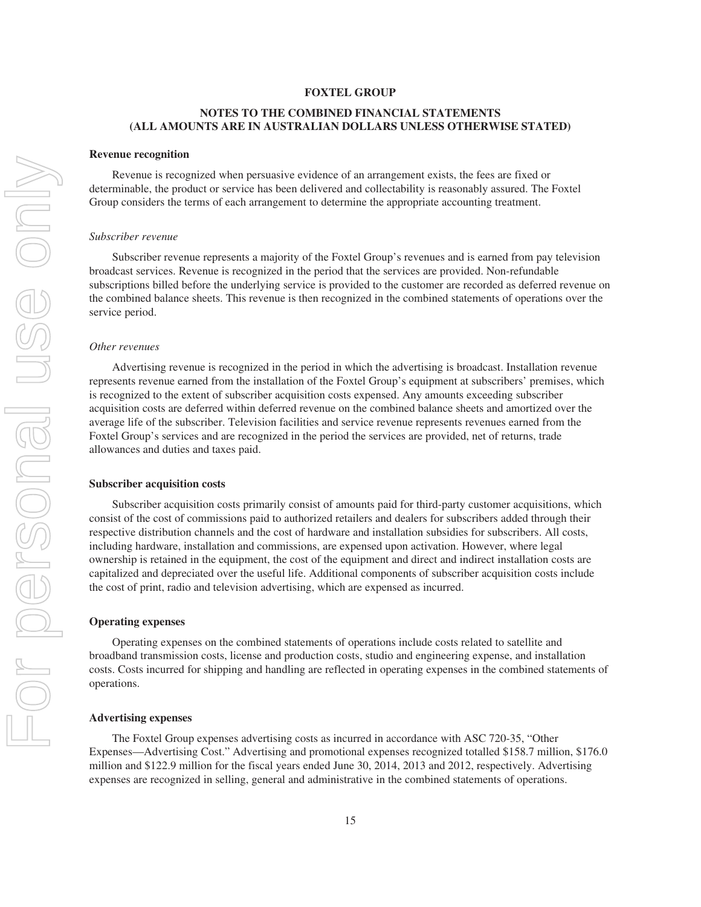# FOXTEL GROUP

## NOTES TO THE COMBINED FINANCIAL STATEMENTS (ALL AMOUNTS ARE IN AUSTRALIAN DOLLARS UNLESS OTHERWISE STATED)

**Revenue recognition**

Revenue is recognized when persuasive evidence of an arrangement exists, the fees are fixed or determinable, the product or service has been delivered and collectability is reasonably assured. The Foxtel Group considers the terms of each arrangement to determine the appropriate accounting treatment.

*Subscriber revenue*

Subscriber revenue represents a majority of the Foxtel Group's revenues and is earned from pay television broadcast services. Revenue is recognized in the period that the services are provided. Non-refundable subscriptions billed before the underlying service is provided to the customer are recorded as deferred revenue on the combined balance sheets. This revenue is then recognized in the combined statements of operations over the service period.

*Other revenues*

Advertising revenue is recognized in the period in which the advertising is broadcast. Installation revenue represents revenue earned from the installation of the Foxtel Group's equipment at subscribers' premises, which is recognized to the extent of subscriber acquisition costs expensed. Any amounts exceeding subscriber acquisition costs are deferred within deferred revenue on the combined balance sheets and amortized over the average life of the subscriber. Television facilities and service revenue represents revenues earned from the Foxtel Group's services and are recognized in the period the services are provided, net of returns, trade allowances and duties and taxes paid.

**Subscriber acquisition costs**

Subscriber acquisition costs primarily consist of amounts paid for third-party customer acquisitions, which consist of the cost of commissions paid to authorized retailers and dealers for subscribers added through their respective distribution channels and the cost of hardware and installation subsidies for subscribers. All costs, including hardware, installation and commissions, are expensed upon activation. However, where legal ownership is retained in the equipment, the cost of the equipment and direct and indirect installation costs are capitalized and depreciated over the useful life. Additional components of subscriber acquisition costs include the cost of print, radio and television advertising, which are expensed as incurred.

**Operating expenses**

Operating expenses on the combined statements of operations include costs related to satellite and broadband transmission costs, license and production costs, studio and engineering expense, and installation costs. Costs incurred for shipping and handling are reflected in operating expenses in the combined statements of operations.

**Advertising expenses**

The Foxtel Group expenses advertising costs as incurred in accordance with ASC 720-35, "Other Expenses—Advertising Cost." Advertising and promotional expenses recognized totalled $158.7 million, $176.0 million and $122.9 million for the fiscal years ended June 30, 2014, 2013 and 2012, respectively. Advertising expenses are recognized in selling, general and administrative in the combined statements of operations.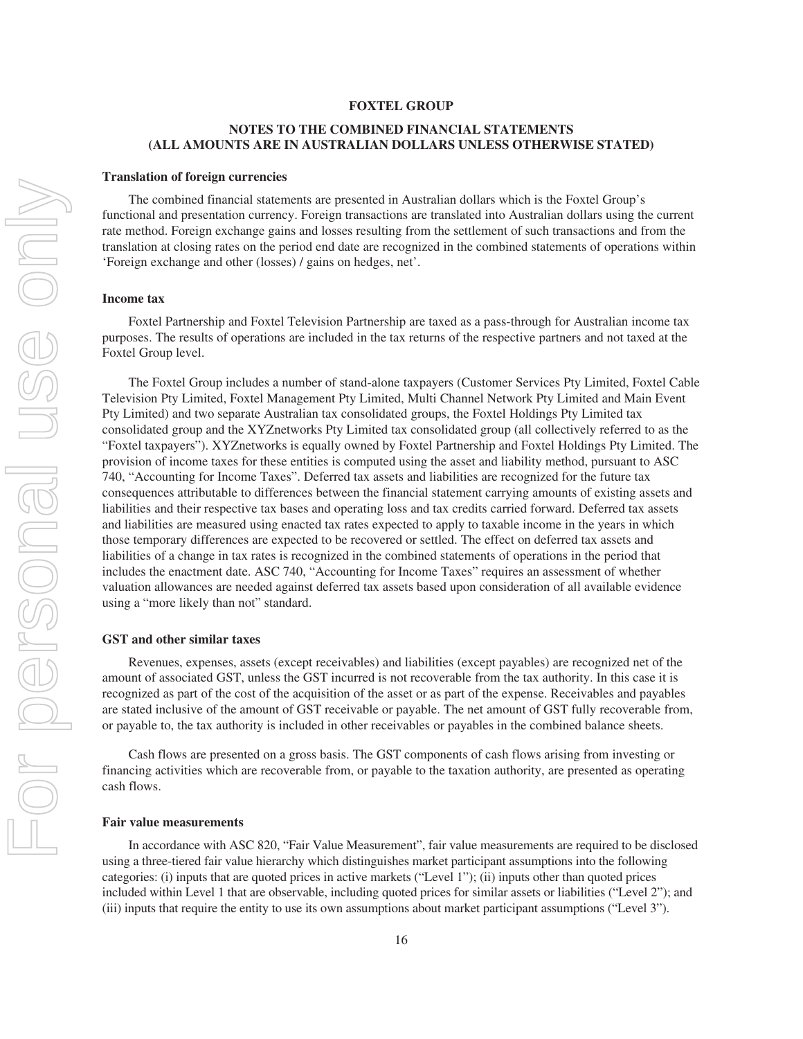**FOXTEL GROUP**

**NOTES TO THE COMBINED FINANCIAL STATEMENTS (ALL AMOUNTS ARE IN AUSTRALIAN DOLLARS UNLESS OTHERWISE STATED)**

**Translation of foreign currencies**

The combined financial statements are presented in Australian dollars which is the Foxtel Group's functional and presentation currency. Foreign transactions are translated into Australian dollars using the current rate method. Foreign exchange gains and losses resulting from the settlement of such transactions and from the translation at closing rates on the period end date are recognized in the combined statements of operations within 'Foreign exchange and other (losses) / gains on hedges, net'.

**Income tax**

Foxtel Partnership and Foxtel Television Partnership are taxed as a pass-through for Australian income tax purposes. The results of operations are included in the tax returns of the respective partners and not taxed at the Foxtel Group level.

The Foxtel Group includes a number of stand-alone taxpayers (Customer Services Pty Limited, Foxtel Cable Television Pty Limited, Foxtel Management Pty Limited, Multi Channel Network Pty Limited and Main Event Pty Limited) and two separate Australian tax consolidated groups, the Foxtel Holdings Pty Limited tax consolidated group and the XYZnetworks Pty Limited tax consolidated group (all collectively referred to as the "Foxtel taxpayers"). XYZnetworks is equally owned by Foxtel Partnership and Foxtel Holdings Pty Limited. The provision of income taxes for these entities is computed using the asset and liability method, pursuant to ASC 740, "Accounting for Income Taxes". Deferred tax assets and liabilities are recognized for the future tax consequences attributable to differences between the financial statement carrying amounts of existing assets and liabilities and their respective tax bases and operating loss and tax credits carried forward. Deferred tax assets and liabilities are measured using enacted tax rates expected to apply to taxable income in the years in which those temporary differences are expected to be recovered or settled. The effect on deferred tax assets and liabilities of a change in tax rates is recognized in the combined statements of operations in the period that includes the enactment date. ASC 740, "Accounting for Income Taxes" requires an assessment of whether valuation allowances are needed against deferred tax assets based upon consideration of all available evidence using a "more likely than not" standard.

**GST and other similar taxes**

Revenues, expenses, assets (except receivables) and liabilities (except payables) are recognized net of the amount of associated GST, unless the GST incurred is not recoverable from the tax authority. In this case it is recognized as part of the cost of the acquisition of the asset or as part of the expense. Receivables and payables are stated inclusive of the amount of GST receivable or payable. The net amount of GST fully recoverable from, or payable to, the tax authority is included in other receivables or payables in the combined balance sheets.

Cash flows are presented on a gross basis. The GST components of cash flows arising from investing or financing activities which are recoverable from, or payable to the taxation authority, are presented as operating cash flows.

**Fair value measurements**

In accordance with ASC 820, "Fair Value Measurement", fair value measurements are required to be disclosed using a three-tiered fair value hierarchy which distinguishes market participant assumptions into the following categories: (i) inputs that are quoted prices in active markets ("Level 1"); (ii) inputs other than quoted prices included within Level 1 that are observable, including quoted prices for similar assets or liabilities ("Level 2"); and (iii) inputs that require the entity to use its own assumptions about market participant assumptions ("Level 3").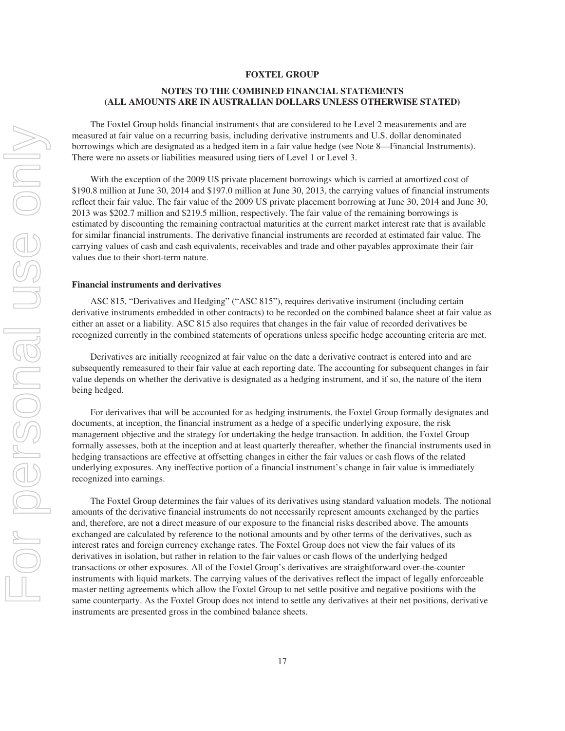The Foxtel Group holds financial instruments that are considered to be Level 2 measurements and are measured at fair value on a recurring basis, including derivative instruments and U.S. dollar denominated borrowings which are designated as a hedged item in a fair value hedge (see Note 8—Financial Instruments). There were no assets or liabilities measured using tiers of Level 1 or Level 3.

With the exception of the 2009 US private placement borrowings which is carried at amortized cost of $190.8 million at June 30, 2014 and $197.0 million at June 30, 2013, the carrying values of financial instruments reflect their fair value. The fair value of the 2009 US private placement borrowing at June 30, 2014 and June 30, 2013 was $202.7 million and $219.5 million, respectively. The fair value of the remaining borrowings is estimated by discounting the remaining contractual maturities at the current market interest rate that is available for similar financial instruments. The derivative financial instruments are recorded at estimated fair value. The carrying values of cash and cash equivalents, receivables and trade and other payables approximate their fair values due to their short-term nature.

**Financial instruments and derivatives**

ASC 815, "Derivatives and Hedging" ("ASC 815"), requires derivative instrument (including certain derivative instruments embedded in other contracts) to be recorded on the combined balance sheet at fair value as either an asset or a liability. ASC 815 also requires that changes in the fair value of recorded derivatives be recognized currently in the combined statements of operations unless specific hedge accounting criteria are met.

Derivatives are initially recognized at fair value on the date a derivative contract is entered into and are subsequently remeasured to their fair value at each reporting date. The accounting for subsequent changes in fair value depends on whether the derivative is designated as a hedging instrument, and if so, the nature of the item being hedged.

For derivatives that will be accounted for as hedging instruments, the Foxtel Group formally designates and documents, at inception, the financial instrument as a hedge of a specific underlying exposure, the risk management objective and the strategy for undertaking the hedge transaction. In addition, the Foxtel Group formally assesses, both at the inception and at least quarterly thereafter, whether the financial instruments used in hedging transactions are effective at offsetting changes in either the fair values or cash flows of the related underlying exposures. Any ineffective portion of a financial instrument's change in fair value is immediately recognized into earnings.

The Foxtel Group determines the fair values of its derivatives using standard valuation models. The notional amounts of the derivative financial instruments do not necessarily represent amounts exchanged by the parties and, therefore, are not a direct measure of our exposure to the financial risks described above. The amounts exchanged are calculated by reference to the notional amounts and by other terms of the derivatives, such as interest rates and foreign currency exchange rates. The Foxtel Group does not view the fair values of its derivatives in isolation, but rather in relation to the fair values or cash flows of the underlying hedged transactions or other exposures. All of the Foxtel Group's derivatives are straightforward over-the-counter instruments with liquid markets. The carrying values of the derivatives reflect the impact of legally enforceable master netting agreements which allow the Foxtel Group to net settle positive and negative positions with the same counterparty. As the Foxtel Group does not intend to settle any derivatives at their net positions, derivative instruments are presented gross in the combined balance sheets.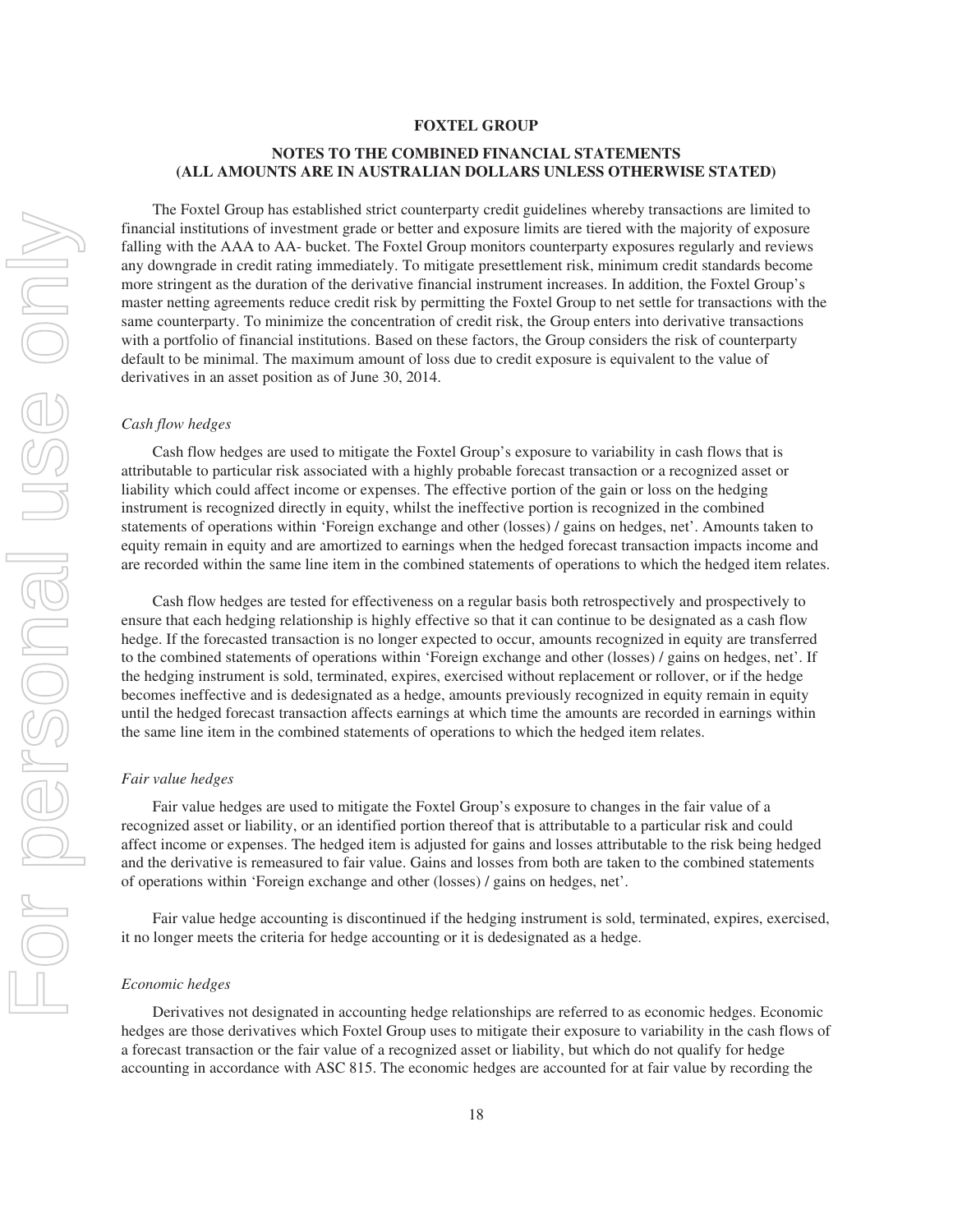The Foxtel Group has established strict counterparty credit guidelines whereby transactions are limited to financial institutions of investment grade or better and exposure limits are tiered with the majority of exposure falling with the AAA to AA- bucket. The Foxtel Group monitors counterparty exposures regularly and reviews any downgrade in credit rating immediately. To mitigate presettlement risk, minimum credit standards become more stringent as the duration of the derivative financial instrument increases. In addition, the Foxtel Group's master netting agreements reduce credit risk by permitting the Foxtel Group to net settle for transactions with the same counterparty. To minimize the concentration of credit risk, the Group enters into derivative transactions with a portfolio of financial institutions. Based on these factors, the Group considers the risk of counterparty default to be minimal. The maximum amount of loss due to credit exposure is equivalent to the value of derivatives in an asset position as of June 30, 2014.

*Cash flow hedges*

Cash flow hedges are used to mitigate the Foxtel Group's exposure to variability in cash flows that is attributable to particular risk associated with a highly probable forecast transaction or a recognized asset or liability which could affect income or expenses. The effective portion of the gain or loss on the hedging instrument is recognized directly in equity, whilst the ineffective portion is recognized in the combined statements of operations within 'Foreign exchange and other (losses) / gains on hedges, net'. Amounts taken to equity remain in equity and are amortized to earnings when the hedged forecast transaction impacts income and are recorded within the same line item in the combined statements of operations to which the hedged item relates.

Cash flow hedges are tested for effectiveness on a regular basis both retrospectively and prospectively to ensure that each hedging relationship is highly effective so that it can continue to be designated as a cash flow hedge. If the forecasted transaction is no longer expected to occur, amounts recognized in equity are transferred to the combined statements of operations within 'Foreign exchange and other (losses) / gains on hedges, net'. If the hedging instrument is sold, terminated, expires, exercised without replacement or rollover, or if the hedge becomes ineffective and is dedesignated as a hedge, amounts previously recognized in equity remain in equity until the hedged forecast transaction affects earnings at which time the amounts are recorded in earnings within the same line item in the combined statements of operations to which the hedged item relates.

*Fair value hedges*

Fair value hedges are used to mitigate the Foxtel Group's exposure to changes in the fair value of a recognized asset or liability, or an identified portion thereof that is attributable to a particular risk and could affect income or expenses. The hedged item is adjusted for gains and losses attributable to the risk being hedged and the derivative is remeasured to fair value. Gains and losses from both are taken to the combined statements of operations within 'Foreign exchange and other (losses) / gains on hedges, net'.

Fair value hedge accounting is discontinued if the hedging instrument is sold, terminated, expires, exercised, it no longer meets the criteria for hedge accounting or it is dedesignated as a hedge.

*Economic hedges*

Derivatives not designated in accounting hedge relationships are referred to as economic hedges. Economic hedges are those derivatives which Foxtel Group uses to mitigate their exposure to variability in the cash flows of a forecast transaction or the fair value of a recognized asset or liability, but which do not qualify for hedge accounting in accordance with ASC 815. The economic hedges are accounted for at fair value by recording the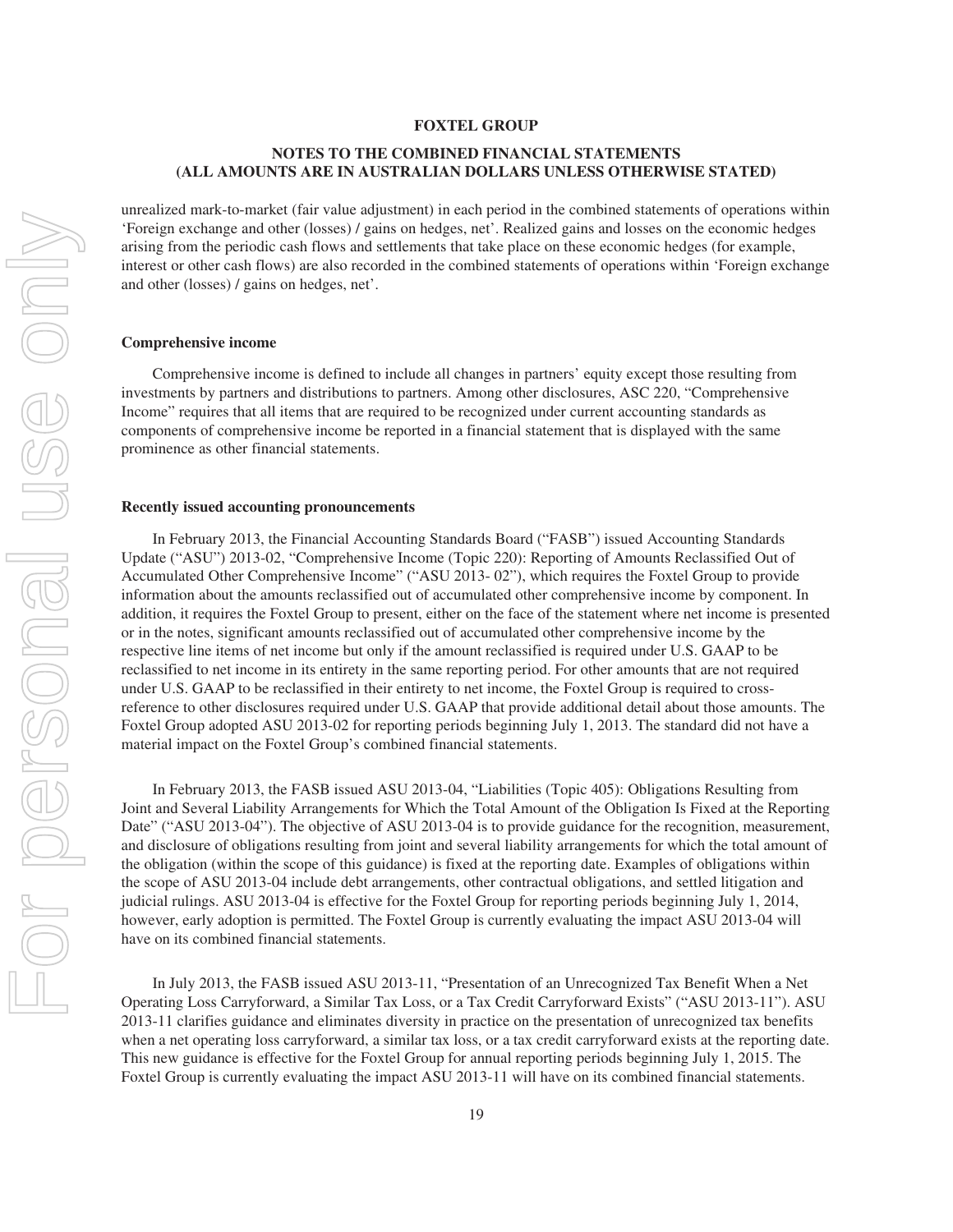unrealized mark-to-market (fair value adjustment) in each period in the combined statements of operations within 'Foreign exchange and other (losses) / gains on hedges, net'. Realized gains and losses on the economic hedges arising from the periodic cash flows and settlements that take place on these economic hedges (for example, interest or other cash flows) are also recorded in the combined statements of operations within 'Foreign exchange and other (losses) / gains on hedges, net'.

**Comprehensive income**

Comprehensive income is defined to include all changes in partners' equity except those resulting from investments by partners and distributions to partners. Among other disclosures, ASC 220, "Comprehensive Income" requires that all items that are required to be recognized under current accounting standards as components of comprehensive income be reported in a financial statement that is displayed with the same prominence as other financial statements.

**Recently issued accounting pronouncements**

In February 2013, the Financial Accounting Standards Board ("FASB") issued Accounting Standards Update ("ASU") 2013-02, "Comprehensive Income (Topic 220): Reporting of Amounts Reclassified Out of Accumulated Other Comprehensive Income" ("ASU 2013- 02"), which requires the Foxtel Group to provide information about the amounts reclassified out of accumulated other comprehensive income by component. In addition, it requires the Foxtel Group to present, either on the face of the statement where net income is presented or in the notes, significant amounts reclassified out of accumulated other comprehensive income by the respective line items of net income but only if the amount reclassified is required under U.S. GAAP to be reclassified to net income in its entirety in the same reporting period. For other amounts that are not required under U.S. GAAP to be reclassified in their entirety to net income, the Foxtel Group is required to cross-reference to other disclosures required under U.S. GAAP that provide additional detail about those amounts. The Foxtel Group adopted ASU 2013-02 for reporting periods beginning July 1, 2013. The standard did not have a material impact on the Foxtel Group's combined financial statements.

In February 2013, the FASB issued ASU 2013-04, "Liabilities (Topic 405): Obligations Resulting from Joint and Several Liability Arrangements for Which the Total Amount of the Obligation Is Fixed at the Reporting Date" ("ASU 2013-04"). The objective of ASU 2013-04 is to provide guidance for the recognition, measurement, and disclosure of obligations resulting from joint and several liability arrangements for which the total amount of the obligation (within the scope of this guidance) is fixed at the reporting date. Examples of obligations within the scope of ASU 2013-04 include debt arrangements, other contractual obligations, and settled litigation and judicial rulings. ASU 2013-04 is effective for the Foxtel Group for reporting periods beginning July 1, 2014, however, early adoption is permitted. The Foxtel Group is currently evaluating the impact ASU 2013-04 will have on its combined financial statements.

In July 2013, the FASB issued ASU 2013-11, "Presentation of an Unrecognized Tax Benefit When a Net Operating Loss Carryforward, a Similar Tax Loss, or a Tax Credit Carryforward Exists" ("ASU 2013-11"). ASU 2013-11 clarifies guidance and eliminates diversity in practice on the presentation of unrecognized tax benefits when a net operating loss carryforward, a similar tax loss, or a tax credit carryforward exists at the reporting date. This new guidance is effective for the Foxtel Group for annual reporting periods beginning July 1, 2015. The Foxtel Group is currently evaluating the impact ASU 2013-11 will have on its combined financial statements.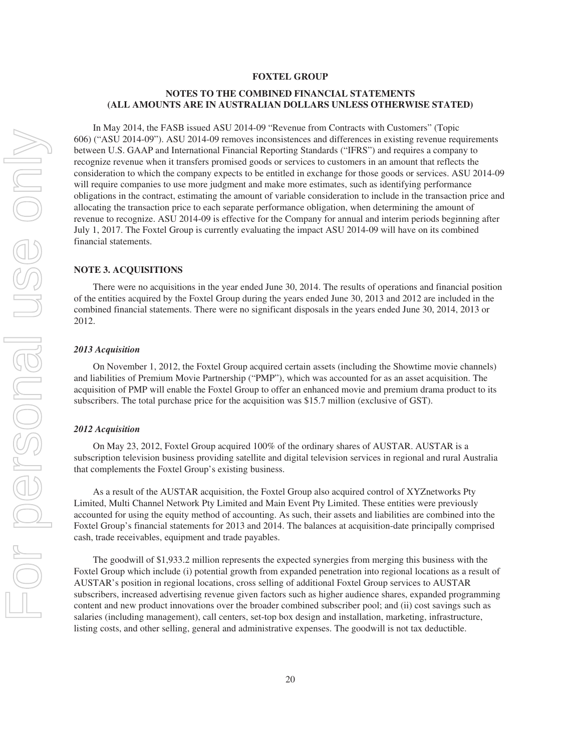**FOXTEL GROUP**

**NOTES TO THE COMBINED FINANCIAL STATEMENTS (ALL AMOUNTS ARE IN AUSTRALIAN DOLLARS UNLESS OTHERWISE STATED)**

In May 2014, the FASB issued ASU 2014-09 "Revenue from Contracts with Customers" (Topic 606) ("ASU 2014-09"). ASU 2014-09 removes inconsistences and differences in existing revenue requirements between U.S. GAAP and International Financial Reporting Standards ("IFRS") and requires a company to recognize revenue when it transfers promised goods or services to customers in an amount that reflects the consideration to which the company expects to be entitled in exchange for those goods or services. ASU 2014-09 will require companies to use more judgment and make more estimates, such as identifying performance obligations in the contract, estimating the amount of variable consideration to include in the transaction price and allocating the transaction price to each separate performance obligation, when determining the amount of revenue to recognize. ASU 2014-09 is effective for the Company for annual and interim periods beginning after July 1, 2017. The Foxtel Group is currently evaluating the impact ASU 2014-09 will have on its combined financial statements.

## NOTE 3. ACQUISITIONS

There were no acquisitions in the year ended June 30, 2014. The results of operations and financial position of the entities acquired by the Foxtel Group during the years ended June 30, 2013 and 2012 are included in the combined financial statements. There were no significant disposals in the years ended June 30, 2014, 2013 or 2012.

### *2013 Acquisition*

On November 1, 2012, the Foxtel Group acquired certain assets (including the Showtime movie channels) and liabilities of Premium Movie Partnership ("PMP"), which was accounted for as an asset acquisition. The acquisition of PMP will enable the Foxtel Group to offer an enhanced movie and premium drama product to its subscribers. The total purchase price for the acquisition was $15.7 million (exclusive of GST).

### *2012 Acquisition*

On May 23, 2012, Foxtel Group acquired 100% of the ordinary shares of AUSTAR. AUSTAR is a subscription television business providing satellite and digital television services in regional and rural Australia that complements the Foxtel Group's existing business.

As a result of the AUSTAR acquisition, the Foxtel Group also acquired control of XYZnetworks Pty Limited, Multi Channel Network Pty Limited and Main Event Pty Limited. These entities were previously accounted for using the equity method of accounting. As such, their assets and liabilities are combined into the Foxtel Group's financial statements for 2013 and 2014. The balances at acquisition-date principally comprised cash, trade receivables, equipment and trade payables.

The goodwill of $1,933.2 million represents the expected synergies from merging this business with the Foxtel Group which include (i) potential growth from expanded penetration into regional locations as a result of AUSTAR's position in regional locations, cross selling of additional Foxtel Group services to AUSTAR subscribers, increased advertising revenue given factors such as higher audience shares, expanded programming content and new product innovations over the broader combined subscriber pool; and (ii) cost savings such as salaries (including management), call centers, set-top box design and installation, marketing, infrastructure, listing costs, and other selling, general and administrative expenses. The goodwill is not tax deductible.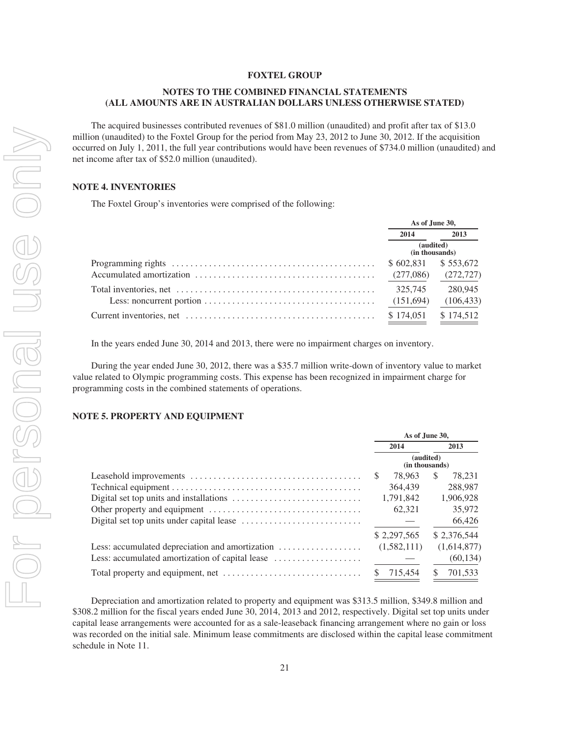**FOXTEL GROUP**

**NOTES TO THE COMBINED FINANCIAL STATEMENTS**
**(ALL AMOUNTS ARE IN AUSTRALIAN DOLLARS UNLESS OTHERWISE STATED)**

The acquired businesses contributed revenues of $81.0 million (unaudited) and profit after tax of $13.0 million (unaudited) to the Foxtel Group for the period from May 23, 2012 to June 30, 2012. If the acquisition occurred on July 1, 2011, the full year contributions would have been revenues of $734.0 million (unaudited) and net income after tax of $52.0 million (unaudited).

## NOTE 4. INVENTORIES

The Foxtel Group's inventories were comprised of the following:

| | As of June 30, | |
|---|---|---|
| | 2014 | 2013 |
| | (audited) (in thousands) | |
| Programming rights | $ 602,831 | $ 553,672 |
| Accumulated amortization | (277,086) | (272,727) |
| Total inventories, net | 325,745 | 280,945 |
| Less: noncurrent portion | (151,694) | (106,433) |
| Current inventories, net | $ 174,051 | $ 174,512 |

In the years ended June 30, 2014 and 2013, there were no impairment charges on inventory.

During the year ended June 30, 2012, there was a $35.7 million write-down of inventory value to market value related to Olympic programming costs. This expense has been recognized in impairment charge for programming costs in the combined statements of operations.

## NOTE 5. PROPERTY AND EQUIPMENT

| | As of June 30, | |
|---|---|---|
| | 2014 | 2013 |
| | (audited) (in thousands) | |
| Leasehold improvements | $ 78,963 | $ 78,231 |
| Technical equipment | 364,439 | 288,987 |
| Digital set top units and installations | 1,791,842 | 1,906,928 |
| Other property and equipment | 62,321 | 35,972 |
| Digital set top units under capital lease | — | 66,426 |
| | $ 2,297,565 | $ 2,376,544 |
| Less: accumulated depreciation and amortization | (1,582,111) | (1,614,877) |
| Less: accumulated amortization of capital lease | — | (60,134) |
| Total property and equipment, net | $ 715,454 | $ 701,533 |

Depreciation and amortization related to property and equipment was $313.5 million, $349.8 million and $308.2 million for the fiscal years ended June 30, 2014, 2013 and 2012, respectively. Digital set top units under capital lease arrangements were accounted for as a sale-leaseback financing arrangement where no gain or loss was recorded on the initial sale. Minimum lease commitments are disclosed within the capital lease commitment schedule in Note 11.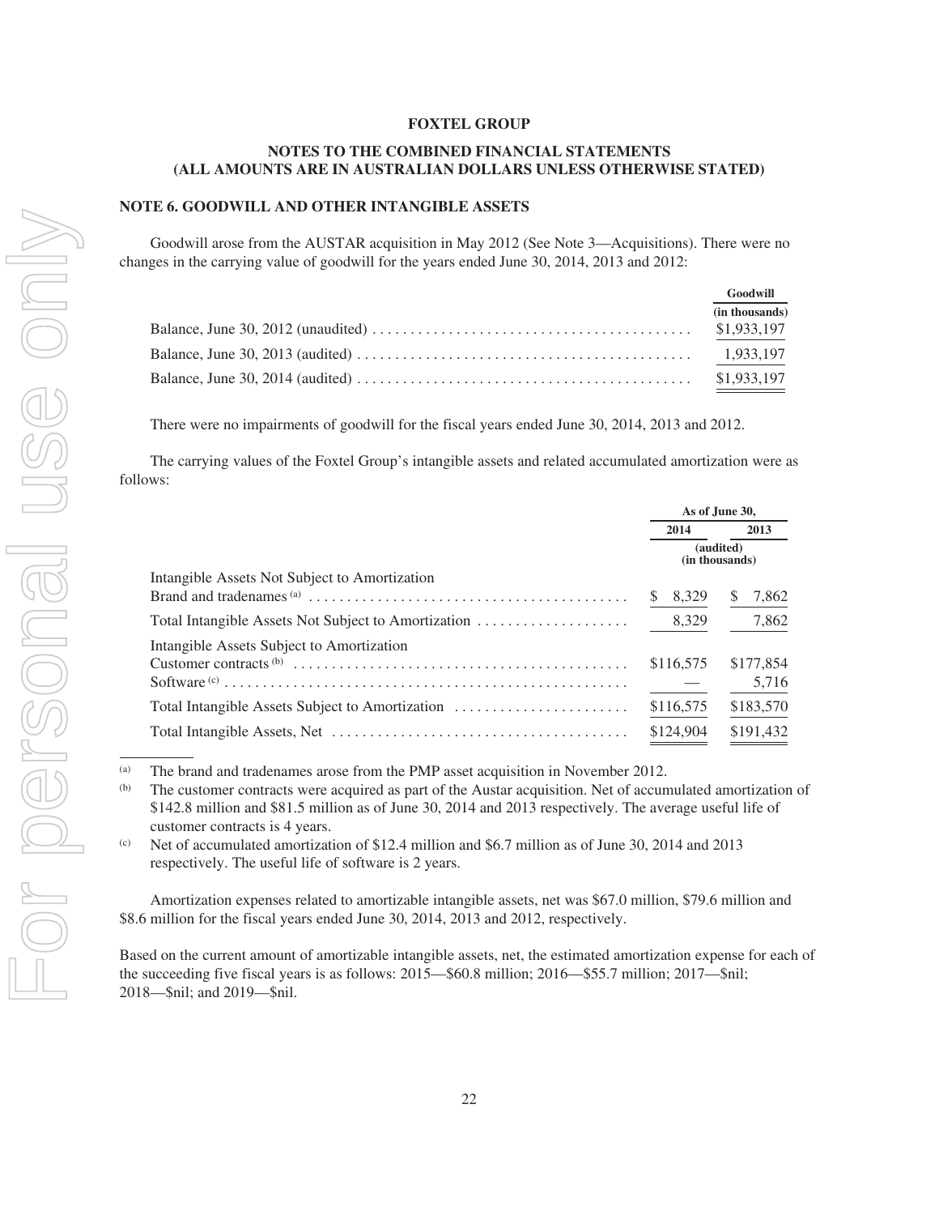**FOXTEL GROUP**

**NOTES TO THE COMBINED FINANCIAL STATEMENTS**
**(ALL AMOUNTS ARE IN AUSTRALIAN DOLLARS UNLESS OTHERWISE STATED)**

## NOTE 6. GOODWILL AND OTHER INTANGIBLE ASSETS

Goodwill arose from the AUSTAR acquisition in May 2012 (See Note 3—Acquisitions). There were no changes in the carrying value of goodwill for the years ended June 30, 2014, 2013 and 2012:

| | Goodwill |
|---|---|
| | (in thousands) |
| Balance, June 30, 2012 (unaudited) | $1,933,197 |
| Balance, June 30, 2013 (audited) | 1,933,197 |
| Balance, June 30, 2014 (audited) | $1,933,197 |

There were no impairments of goodwill for the fiscal years ended June 30, 2014, 2013 and 2012.

The carrying values of the Foxtel Group's intangible assets and related accumulated amortization were as follows:

| | As of June 30, | |
|---|---|---|
| | 2014 | 2013 |
| | (audited) (in thousands) | |
| Intangible Assets Not Subject to Amortization | | |
| Brand and tradenames [(a)] | $ 8,329 | $ 7,862 |
| Total Intangible Assets Not Subject to Amortization | 8,329 | 7,862 |
| Intangible Assets Subject to Amortization | | |
| Customer contracts [(b)] | $116,575 | $177,854 |
| Software [(c)] | — | 5,716 |
| Total Intangible Assets Subject to Amortization | $116,575 | $183,570 |
| Total Intangible Assets, Net | $124,904 | $191,432 |

(a) The brand and tradenames arose from the PMP asset acquisition in November 2012.

(b) The customer contracts were acquired as part of the Austar acquisition. Net of accumulated amortization of $142.8 million and $81.5 million as of June 30, 2014 and 2013 respectively. The average useful life of customer contracts is 4 years.

(c) Net of accumulated amortization of $12.4 million and $6.7 million as of June 30, 2014 and 2013 respectively. The useful life of software is 2 years.

Amortization expenses related to amortizable intangible assets, net was $67.0 million, $79.6 million and $8.6 million for the fiscal years ended June 30, 2014, 2013 and 2012, respectively.

Based on the current amount of amortizable intangible assets, net, the estimated amortization expense for each of the succeeding five fiscal years is as follows: 2015—$60.8 million; 2016—$55.7 million; 2017—$nil; 2018—$nil; and 2019—$nil.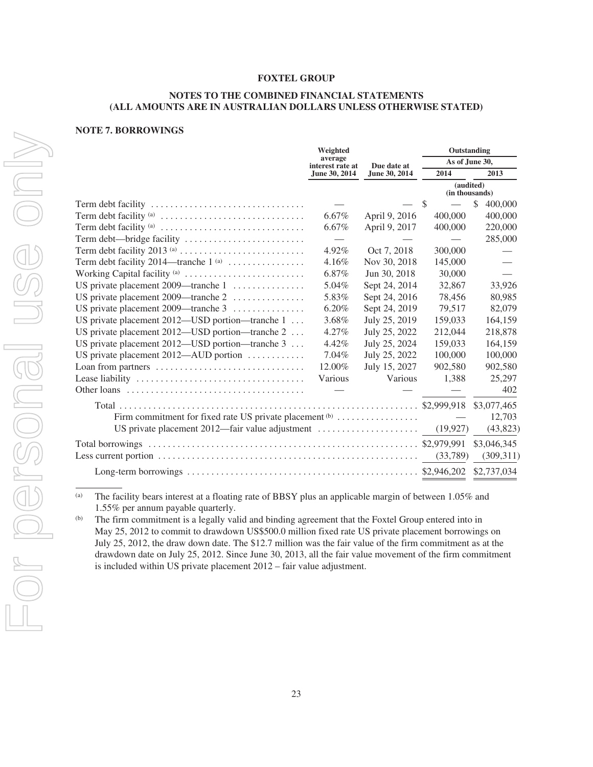**FOXTEL GROUP**

**NOTES TO THE COMBINED FINANCIAL STATEMENTS**
**(ALL AMOUNTS ARE IN AUSTRALIAN DOLLARS UNLESS OTHERWISE STATED)**

**NOTE 7. BORROWINGS**

| | Weighted average interest rate at June 30, 2014 | Due date at June 30, 2014 | Outstanding As of June 30, 2014 | 2013 |
|---|---|---|---|---|
| | | | (audited) (in thousands) | |
| Term debt facility | — | — | $ — | $ 400,000 |
| Term debt facility [(a)] | 6.67% | April 9, 2016 | 400,000 | 400,000 |
| Term debt facility [(a)] | 6.67% | April 9, 2017 | 400,000 | 220,000 |
| Term debt—bridge facility | — | — | — | 285,000 |
| Term debt facility 2013 [(a)] | 4.92% | Oct 7, 2018 | 300,000 | — |
| Term debt facility 2014—tranche 1 [(a)] | 4.16% | Nov 30, 2018 | 145,000 | — |
| Working Capital facility [(a)] | 6.87% | Jun 30, 2018 | 30,000 | — |
| US private placement 2009—tranche 1 | 5.04% | Sept 24, 2014 | 32,867 | 33,926 |
| US private placement 2009—tranche 2 | 5.83% | Sept 24, 2016 | 78,456 | 80,985 |
| US private placement 2009—tranche 3 | 6.20% | Sept 24, 2019 | 79,517 | 82,079 |
| US private placement 2012—USD portion—tranche 1 | 3.68% | July 25, 2019 | 159,033 | 164,159 |
| US private placement 2012—USD portion—tranche 2 | 4.27% | July 25, 2022 | 212,044 | 218,878 |
| US private placement 2012—USD portion—tranche 3 | 4.42% | July 25, 2024 | 159,033 | 164,159 |
| US private placement 2012—AUD portion | 7.04% | July 25, 2022 | 100,000 | 100,000 |
| Loan from partners | 12.00% | July 15, 2027 | 902,580 | 902,580 |
| Lease liability | Various | Various | 1,388 | 25,297 |
| Other loans | — | — | — | 402 |
| Total | | | $2,999,918 | $3,077,465 |
| Firm commitment for fixed rate US private placement [(b)] | | | — | 12,703 |
| US private placement 2012—fair value adjustment | | | (19,927) | (43,823) |
| Total borrowings | | | $2,979,991 | $3,046,345 |
| Less current portion | | | (33,789) | (309,311) |
| Long-term borrowings | | | $2,946,202 | $2,737,034 |

(a) The facility bears interest at a floating rate of BBSY plus an applicable margin of between 1.05% and 1.55% per annum payable quarterly.

(b) The firm commitment is a legally valid and binding agreement that the Foxtel Group entered into in May 25, 2012 to commit to drawdown US$500.0 million fixed rate US private placement borrowings on July 25, 2012, the draw down date. The $12.7 million was the fair value of the firm commitment as at the drawdown date on July 25, 2012. Since June 30, 2013, all the fair value movement of the firm commitment is included within US private placement 2012 – fair value adjustment.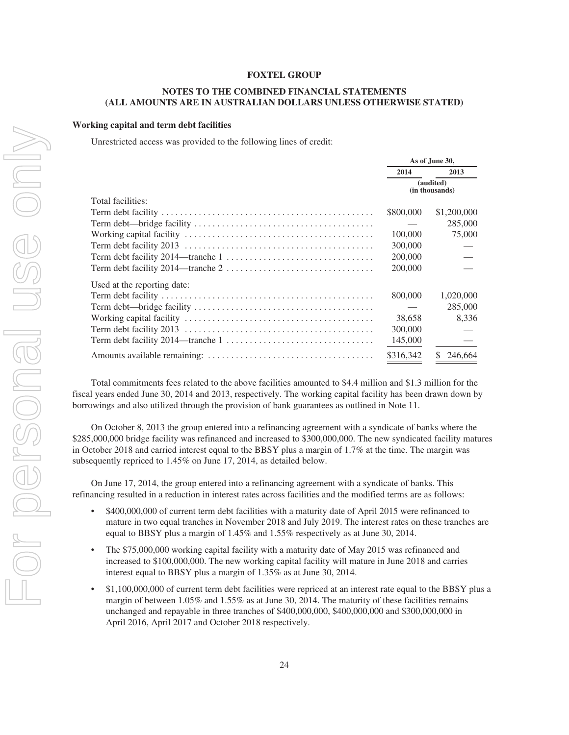FOXTEL GROUP

NOTES TO THE COMBINED FINANCIAL STATEMENTS
(ALL AMOUNTS ARE IN AUSTRALIAN DOLLARS UNLESS OTHERWISE STATED)

**Working capital and term debt facilities**

Unrestricted access was provided to the following lines of credit:

| | As of June 30, | |
|---|---|---|
| | 2014 | 2013 |
| | (audited) (in thousands) | |
| Total facilities: | | |
| Term debt facility | $800,000 | $1,200,000 |
| Term debt—bridge facility | — | 285,000 |
| Working capital facility | 100,000 | 75,000 |
| Term debt facility 2013 | 300,000 | — |
| Term debt facility 2014—tranche 1 | 200,000 | — |
| Term debt facility 2014—tranche 2 | 200,000 | — |
| Used at the reporting date: | | |
| Term debt facility | 800,000 | 1,020,000 |
| Term debt—bridge facility | — | 285,000 |
| Working capital facility | 38,658 | 8,336 |
| Term debt facility 2013 | 300,000 | — |
| Term debt facility 2014—tranche 1 | 145,000 | — |
| Amounts available remaining: | $316,342 | $ 246,664 |

Total commitments fees related to the above facilities amounted to $4.4 million and $1.3 million for the fiscal years ended June 30, 2014 and 2013, respectively. The working capital facility has been drawn down by borrowings and also utilized through the provision of bank guarantees as outlined in Note 11.

On October 8, 2013 the group entered into a refinancing agreement with a syndicate of banks where the $285,000,000 bridge facility was refinanced and increased to $300,000,000. The new syndicated facility matures in October 2018 and carried interest equal to the BBSY plus a margin of 1.7% at the time. The margin was subsequently repriced to 1.45% on June 17, 2014, as detailed below.

On June 17, 2014, the group entered into a refinancing agreement with a syndicate of banks. This refinancing resulted in a reduction in interest rates across facilities and the modified terms are as follows:

- $400,000,000 of current term debt facilities with a maturity date of April 2015 were refinanced to mature in two equal tranches in November 2018 and July 2019. The interest rates on these tranches are equal to BBSY plus a margin of 1.45% and 1.55% respectively as at June 30, 2014.
- The $75,000,000 working capital facility with a maturity date of May 2015 was refinanced and increased to $100,000,000. The new working capital facility will mature in June 2018 and carries interest equal to BBSY plus a margin of 1.35% as at June 30, 2014.
- $1,100,000,000 of current term debt facilities were repriced at an interest rate equal to the BBSY plus a margin of between 1.05% and 1.55% as at June 30, 2014. The maturity of these facilities remains unchanged and repayable in three tranches of $400,000,000, $400,000,000 and $300,000,000 in April 2016, April 2017 and October 2018 respectively.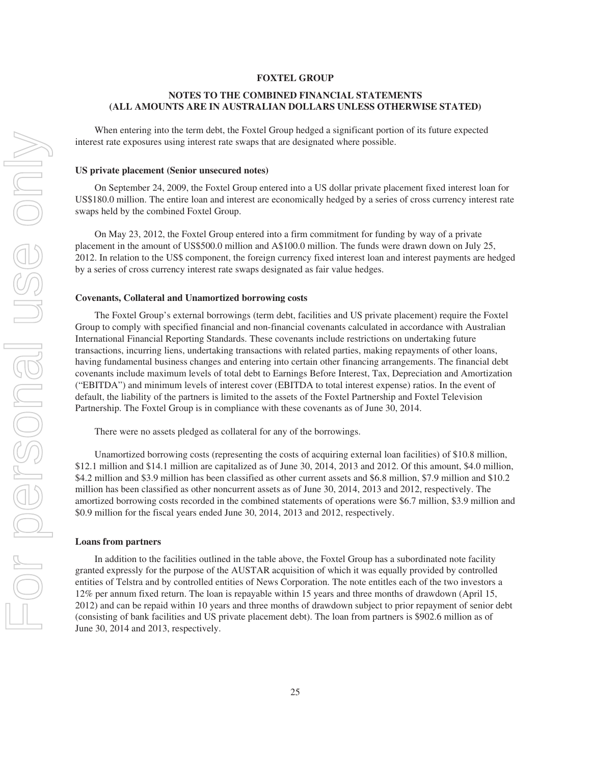# FOXTEL GROUP

## NOTES TO THE COMBINED FINANCIAL STATEMENTS (ALL AMOUNTS ARE IN AUSTRALIAN DOLLARS UNLESS OTHERWISE STATED)

When entering into the term debt, the Foxtel Group hedged a significant portion of its future expected interest rate exposures using interest rate swaps that are designated where possible.

### US private placement (Senior unsecured notes)

On September 24, 2009, the Foxtel Group entered into a US dollar private placement fixed interest loan for US$180.0 million. The entire loan and interest are economically hedged by a series of cross currency interest rate swaps held by the combined Foxtel Group.

On May 23, 2012, the Foxtel Group entered into a firm commitment for funding by way of a private placement in the amount of US$500.0 million and A$100.0 million. The funds were drawn down on July 25, 2012. In relation to the US$ component, the foreign currency fixed interest loan and interest payments are hedged by a series of cross currency interest rate swaps designated as fair value hedges.

### Covenants, Collateral and Unamortized borrowing costs

The Foxtel Group's external borrowings (term debt, facilities and US private placement) require the Foxtel Group to comply with specified financial and non-financial covenants calculated in accordance with Australian International Financial Reporting Standards. These covenants include restrictions on undertaking future transactions, incurring liens, undertaking transactions with related parties, making repayments of other loans, having fundamental business changes and entering into certain other financing arrangements. The financial debt covenants include maximum levels of total debt to Earnings Before Interest, Tax, Depreciation and Amortization ("EBITDA") and minimum levels of interest cover (EBITDA to total interest expense) ratios. In the event of default, the liability of the partners is limited to the assets of the Foxtel Partnership and Foxtel Television Partnership. The Foxtel Group is in compliance with these covenants as of June 30, 2014.

There were no assets pledged as collateral for any of the borrowings.

Unamortized borrowing costs (representing the costs of acquiring external loan facilities) of $10.8 million, $12.1 million and $14.1 million are capitalized as of June 30, 2014, 2013 and 2012. Of this amount, $4.0 million, $4.2 million and $3.9 million has been classified as other current assets and $6.8 million, $7.9 million and $10.2 million has been classified as other noncurrent assets as of June 30, 2014, 2013 and 2012, respectively. The amortized borrowing costs recorded in the combined statements of operations were $6.7 million, $3.9 million and $0.9 million for the fiscal years ended June 30, 2014, 2013 and 2012, respectively.

### Loans from partners

In addition to the facilities outlined in the table above, the Foxtel Group has a subordinated note facility granted expressly for the purpose of the AUSTAR acquisition of which it was equally provided by controlled entities of Telstra and by controlled entities of News Corporation. The note entitles each of the two investors a 12% per annum fixed return. The loan is repayable within 15 years and three months of drawdown (April 15, 2012) and can be repaid within 10 years and three months of drawdown subject to prior repayment of senior debt (consisting of bank facilities and US private placement debt). The loan from partners is $902.6 million as of June 30, 2014 and 2013, respectively.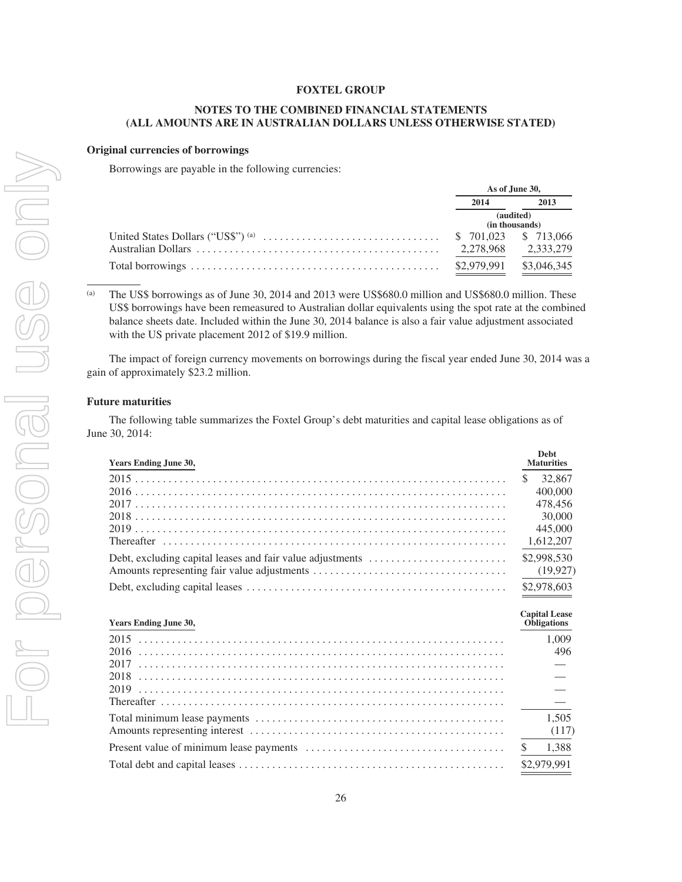**FOXTEL GROUP**

**NOTES TO THE COMBINED FINANCIAL STATEMENTS
(ALL AMOUNTS ARE IN AUSTRALIAN DOLLARS UNLESS OTHERWISE STATED)**

**Original currencies of borrowings**

Borrowings are payable in the following currencies:

| | As of June 30, | |
|---|---|---|
| | 2014 | 2013 |
| | (audited) (in thousands) | |
| United States Dollars ("US$") [(a)] | $ 701,023 | $ 713,066 |
| Australian Dollars | 2,278,968 | 2,333,279 |
| Total borrowings | $2,979,991 | $3,046,345 |

(a) The US$ borrowings as of June 30, 2014 and 2013 were US$680.0 million and US$680.0 million. These US$ borrowings have been remeasured to Australian dollar equivalents using the spot rate at the combined balance sheets date. Included within the June 30, 2014 balance is also a fair value adjustment associated with the US private placement 2012 of $19.9 million.

The impact of foreign currency movements on borrowings during the fiscal year ended June 30, 2014 was a gain of approximately $23.2 million.

**Future maturities**

The following table summarizes the Foxtel Group's debt maturities and capital lease obligations as of June 30, 2014:

| Years Ending June 30, | Debt Maturities |
|---|---|
| 2015 | $ 32,867 |
| 2016 | 400,000 |
| 2017 | 478,456 |
| 2018 | 30,000 |
| 2019 | 445,000 |
| Thereafter | 1,612,207 |
| Debt, excluding capital leases and fair value adjustments | $2,998,530 |
| Amounts representing fair value adjustments | (19,927) |
| Debt, excluding capital leases | $2,978,603 |

| Years Ending June 30, | Capital Lease Obligations |
|---|---|
| 2015 | 1,009 |
| 2016 | 496 |
| 2017 | — |
| 2018 | — |
| 2019 | — |
| Thereafter | — |
| Total minimum lease payments | 1,505 |
| Amounts representing interest | (117) |
| Present value of minimum lease payments | $ 1,388 |
| Total debt and capital leases | $2,979,991 |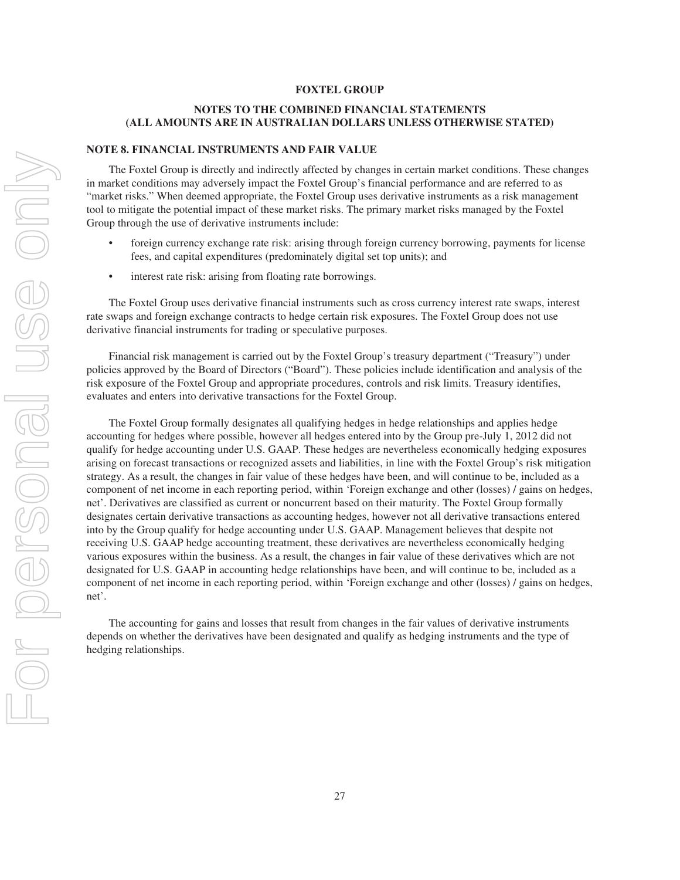# FOXTEL GROUP

## NOTES TO THE COMBINED FINANCIAL STATEMENTS (ALL AMOUNTS ARE IN AUSTRALIAN DOLLARS UNLESS OTHERWISE STATED)

### NOTE 8. FINANCIAL INSTRUMENTS AND FAIR VALUE

The Foxtel Group is directly and indirectly affected by changes in certain market conditions. These changes in market conditions may adversely impact the Foxtel Group's financial performance and are referred to as "market risks." When deemed appropriate, the Foxtel Group uses derivative instruments as a risk management tool to mitigate the potential impact of these market risks. The primary market risks managed by the Foxtel Group through the use of derivative instruments include:

- foreign currency exchange rate risk: arising through foreign currency borrowing, payments for license fees, and capital expenditures (predominately digital set top units); and
- interest rate risk: arising from floating rate borrowings.

The Foxtel Group uses derivative financial instruments such as cross currency interest rate swaps, interest rate swaps and foreign exchange contracts to hedge certain risk exposures. The Foxtel Group does not use derivative financial instruments for trading or speculative purposes.

Financial risk management is carried out by the Foxtel Group's treasury department ("Treasury") under policies approved by the Board of Directors ("Board"). These policies include identification and analysis of the risk exposure of the Foxtel Group and appropriate procedures, controls and risk limits. Treasury identifies, evaluates and enters into derivative transactions for the Foxtel Group.

The Foxtel Group formally designates all qualifying hedges in hedge relationships and applies hedge accounting for hedges where possible, however all hedges entered into by the Group pre-July 1, 2012 did not qualify for hedge accounting under U.S. GAAP. These hedges are nevertheless economically hedging exposures arising on forecast transactions or recognized assets and liabilities, in line with the Foxtel Group's risk mitigation strategy. As a result, the changes in fair value of these hedges have been, and will continue to be, included as a component of net income in each reporting period, within 'Foreign exchange and other (losses) / gains on hedges, net'. Derivatives are classified as current or noncurrent based on their maturity. The Foxtel Group formally designates certain derivative transactions as accounting hedges, however not all derivative transactions entered into by the Group qualify for hedge accounting under U.S. GAAP. Management believes that despite not receiving U.S. GAAP hedge accounting treatment, these derivatives are nevertheless economically hedging various exposures within the business. As a result, the changes in fair value of these derivatives which are not designated for U.S. GAAP in accounting hedge relationships have been, and will continue to be, included as a component of net income in each reporting period, within 'Foreign exchange and other (losses) / gains on hedges, net'.

The accounting for gains and losses that result from changes in the fair values of derivative instruments depends on whether the derivatives have been designated and qualify as hedging instruments and the type of hedging relationships.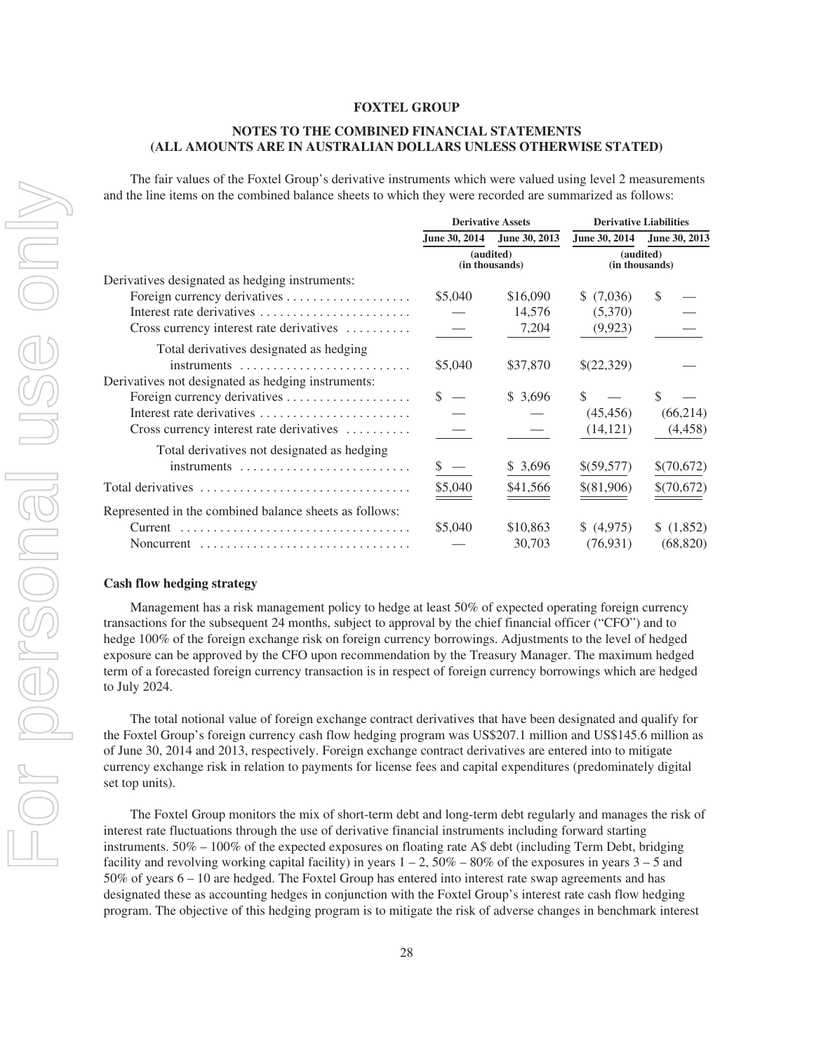**FOXTEL GROUP**

**NOTES TO THE COMBINED FINANCIAL STATEMENTS (ALL AMOUNTS ARE IN AUSTRALIAN DOLLARS UNLESS OTHERWISE STATED)**

The fair values of the Foxtel Group's derivative instruments which were valued using level 2 measurements and the line items on the combined balance sheets to which they were recorded are summarized as follows:

| | Derivative Assets | | Derivative Liabilities | |
|---|---|---|---|---|
| | June 30, 2014 | June 30, 2013 | June 30, 2014 | June 30, 2013 |
| | (audited) (in thousands) | | (audited) (in thousands) | |
| Derivatives designated as hedging instruments: | | | | |
| Foreign currency derivatives | $5,040 | $16,090 | $ (7,036) | $ — |
| Interest rate derivatives | — | 14,576 | (5,370) | — |
| Cross currency interest rate derivatives | — | 7,204 | (9,923) | — |
| Total derivatives designated as hedging instruments | $5,040 | $37,870 | $(22,329) | — |
| Derivatives not designated as hedging instruments: | | | | |
| Foreign currency derivatives | $ — | $ 3,696 | $ — | $ — |
| Interest rate derivatives | — | — | (45,456) | (66,214) |
| Cross currency interest rate derivatives | — | — | (14,121) | (4,458) |
| Total derivatives not designated as hedging instruments | $ — | $ 3,696 | $(59,577) | $(70,672) |
| Total derivatives | $5,040 | $41,566 | $(81,906) | $(70,672) |
| Represented in the combined balance sheets as follows: | | | | |
| Current | $5,040 | $10,863 | $ (4,975) | $ (1,852) |
| Noncurrent | — | 30,703 | (76,931) | (68,820) |

**Cash flow hedging strategy**

Management has a risk management policy to hedge at least 50% of expected operating foreign currency transactions for the subsequent 24 months, subject to approval by the chief financial officer ("CFO") and to hedge 100% of the foreign exchange risk on foreign currency borrowings. Adjustments to the level of hedged exposure can be approved by the CFO upon recommendation by the Treasury Manager. The maximum hedged term of a forecasted foreign currency transaction is in respect of foreign currency borrowings which are hedged to July 2024.

The total notional value of foreign exchange contract derivatives that have been designated and qualify for the Foxtel Group's foreign currency cash flow hedging program was US$207.1 million and US$145.6 million as of June 30, 2014 and 2013, respectively. Foreign exchange contract derivatives are entered into to mitigate currency exchange risk in relation to payments for license fees and capital expenditures (predominately digital set top units).

The Foxtel Group monitors the mix of short-term debt and long-term debt regularly and manages the risk of interest rate fluctuations through the use of derivative financial instruments including forward starting instruments. 50% – 100% of the expected exposures on floating rate A$ debt (including Term Debt, bridging facility and revolving working capital facility) in years 1 – 2, 50% – 80% of the exposures in years 3 – 5 and 50% of years 6 – 10 are hedged. The Foxtel Group has entered into interest rate swap agreements and has designated these as accounting hedges in conjunction with the Foxtel Group's interest rate cash flow hedging program. The objective of this hedging program is to mitigate the risk of adverse changes in benchmark interest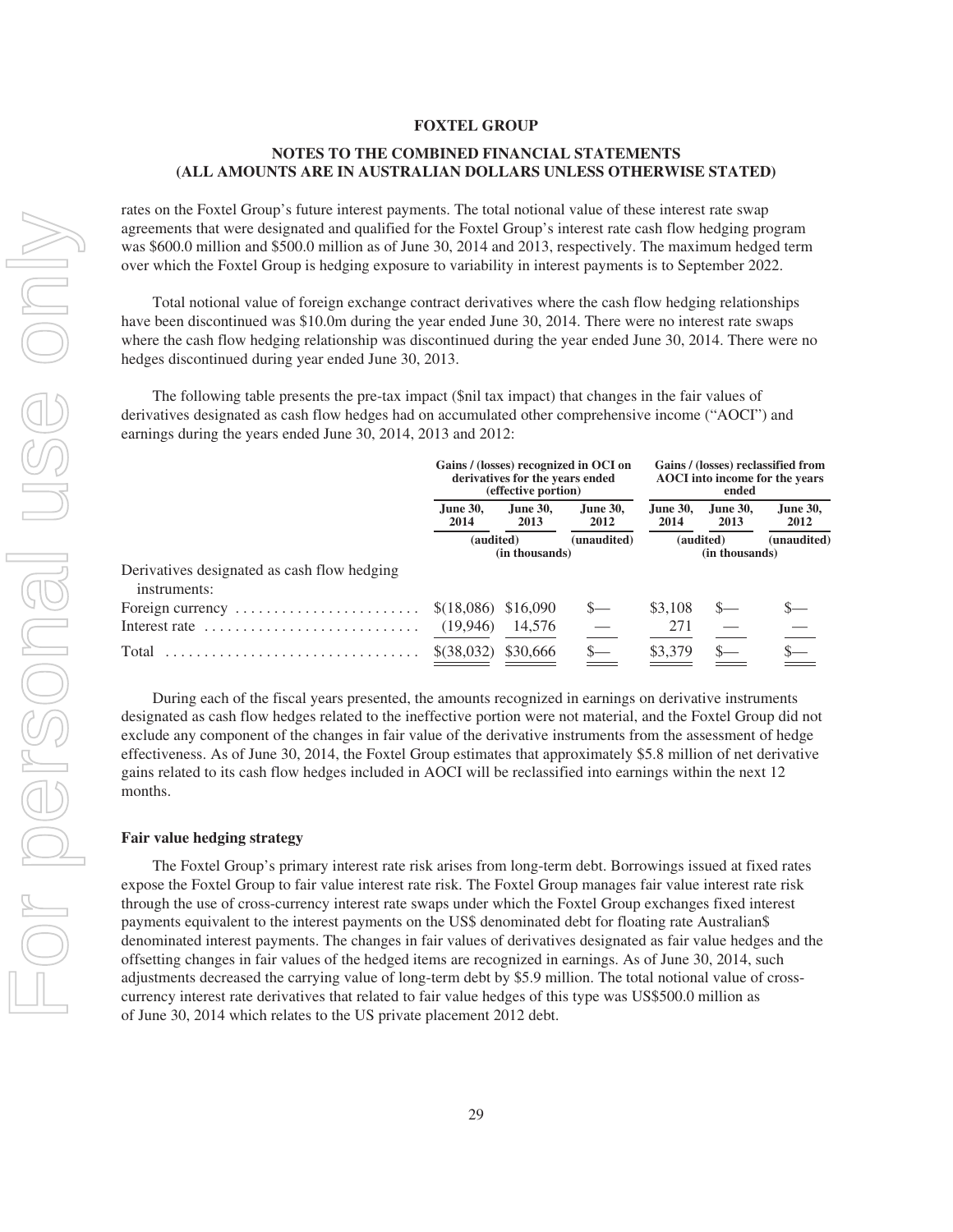rates on the Foxtel Group's future interest payments. The total notional value of these interest rate swap agreements that were designated and qualified for the Foxtel Group's interest rate cash flow hedging program was $600.0 million and $500.0 million as of June 30, 2014 and 2013, respectively. The maximum hedged term over which the Foxtel Group is hedging exposure to variability in interest payments is to September 2022.

Total notional value of foreign exchange contract derivatives where the cash flow hedging relationships have been discontinued was $10.0m during the year ended June 30, 2014. There were no interest rate swaps where the cash flow hedging relationship was discontinued during the year ended June 30, 2014. There were no hedges discontinued during year ended June 30, 2013.

The following table presents the pre-tax impact ($nil tax impact) that changes in the fair values of derivatives designated as cash flow hedges had on accumulated other comprehensive income ("AOCI") and earnings during the years ended June 30, 2014, 2013 and 2012:

| | Gains / (losses) recognized in OCI on derivatives for the years ended (effective portion) | | | Gains / (losses) reclassified from AOCI into income for the years ended | | |
|---|---|---|---|---|---|---|
| | June 30, 2014 | June 30, 2013 | June 30, 2012 | June 30, 2014 | June 30, 2013 | June 30, 2012 |
| | (audited) (in thousands) | | (unaudited) | (audited) (in thousands) | | (unaudited) |
| Derivatives designated as cash flow hedging instruments: | | | | | | |
| Foreign currency | $(18,086) | $16,090 | $— | $3,108 | $— | $— |
| Interest rate | (19,946) | 14,576 | — | 271 | — | — |
| Total | $(38,032) | $30,666 | $— | $3,379 | $— | $— |

During each of the fiscal years presented, the amounts recognized in earnings on derivative instruments designated as cash flow hedges related to the ineffective portion were not material, and the Foxtel Group did not exclude any component of the changes in fair value of the derivative instruments from the assessment of hedge effectiveness. As of June 30, 2014, the Foxtel Group estimates that approximately $5.8 million of net derivative gains related to its cash flow hedges included in AOCI will be reclassified into earnings within the next 12 months.

**Fair value hedging strategy**

The Foxtel Group's primary interest rate risk arises from long-term debt. Borrowings issued at fixed rates expose the Foxtel Group to fair value interest rate risk. The Foxtel Group manages fair value interest rate risk through the use of cross-currency interest rate swaps under which the Foxtel Group exchanges fixed interest payments equivalent to the interest payments on the US$ denominated debt for floating rate Australian$ denominated interest payments. The changes in fair values of derivatives designated as fair value hedges and the offsetting changes in fair values of the hedged items are recognized in earnings. As of June 30, 2014, such adjustments decreased the carrying value of long-term debt by $5.9 million. The total notional value of cross-currency interest rate derivatives that related to fair value hedges of this type was US$500.0 million as of June 30, 2014 which relates to the US private placement 2012 debt.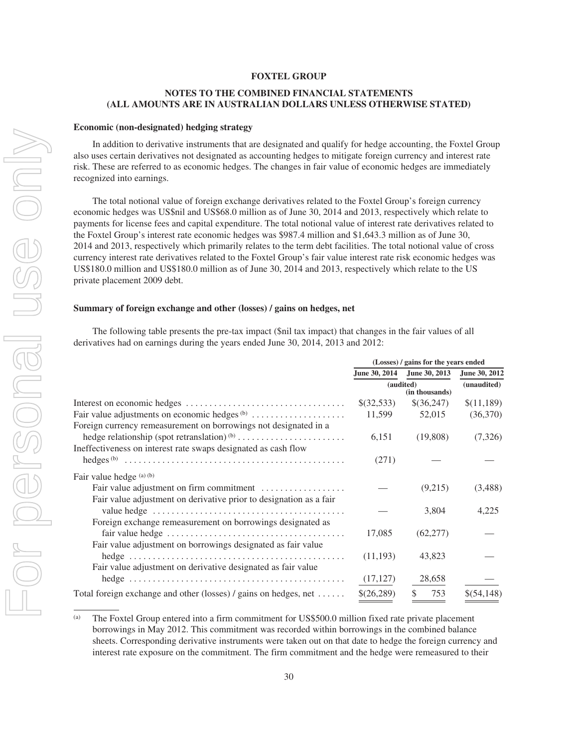**FOXTEL GROUP**

**NOTES TO THE COMBINED FINANCIAL STATEMENTS (ALL AMOUNTS ARE IN AUSTRALIAN DOLLARS UNLESS OTHERWISE STATED)**

**Economic (non-designated) hedging strategy**

In addition to derivative instruments that are designated and qualify for hedge accounting, the Foxtel Group also uses certain derivatives not designated as accounting hedges to mitigate foreign currency and interest rate risk. These are referred to as economic hedges. The changes in fair value of economic hedges are immediately recognized into earnings.

The total notional value of foreign exchange derivatives related to the Foxtel Group's foreign currency economic hedges was US$nil and US$68.0 million as of June 30, 2014 and 2013, respectively which relate to payments for license fees and capital expenditure. The total notional value of interest rate derivatives related to the Foxtel Group's interest rate economic hedges was $987.4 million and $1,643.3 million as of June 30, 2014 and 2013, respectively which primarily relates to the term debt facilities. The total notional value of cross currency interest rate derivatives related to the Foxtel Group's fair value interest rate risk economic hedges was US$180.0 million and US$180.0 million as of June 30, 2014 and 2013, respectively which relate to the US private placement 2009 debt.

**Summary of foreign exchange and other (losses) / gains on hedges, net**

The following table presents the pre-tax impact ($nil tax impact) that changes in the fair values of all derivatives had on earnings during the years ended June 30, 2014, 2013 and 2012:

| | (Losses) / gains for the years ended | | |
|---|---|---|---|
| | June 30, 2014 | June 30, 2013 | June 30, 2012 |
| | (audited) | | (unaudited) |
| | | (in thousands) | |
| Interest on economic hedges | $(32,533) | $(36,247) | $(11,189) |
| Fair value adjustments on economic hedges [(b)] | 11,599 | 52,015 | (36,370) |
| Foreign currency remeasurement on borrowings not designated in a hedge relationship (spot retranslation) [(b)] | 6,151 | (19,808) | (7,326) |
| Ineffectiveness on interest rate swaps designated as cash flow hedges [(b)] | (271) | — | — |
| Fair value hedge [(a) (b)] | | | |
| Fair value adjustment on firm commitment | — | (9,215) | (3,488) |
| Fair value adjustment on derivative prior to designation as a fair value hedge | — | 3,804 | 4,225 |
| Foreign exchange remeasurement on borrowings designated as fair value hedge | 17,085 | (62,277) | — |
| Fair value adjustment on borrowings designated as fair value hedge | (11,193) | 43,823 | — |
| Fair value adjustment on derivative designated as fair value hedge | (17,127) | 28,658 | — |
| Total foreign exchange and other (losses) / gains on hedges, net | $(26,289) | $ 753 | $(54,148) |

(a) The Foxtel Group entered into a firm commitment for US$500.0 million fixed rate private placement borrowings in May 2012. This commitment was recorded within borrowings in the combined balance sheets. Corresponding derivative instruments were taken out on that date to hedge the foreign currency and interest rate exposure on the commitment. The firm commitment and the hedge were remeasured to their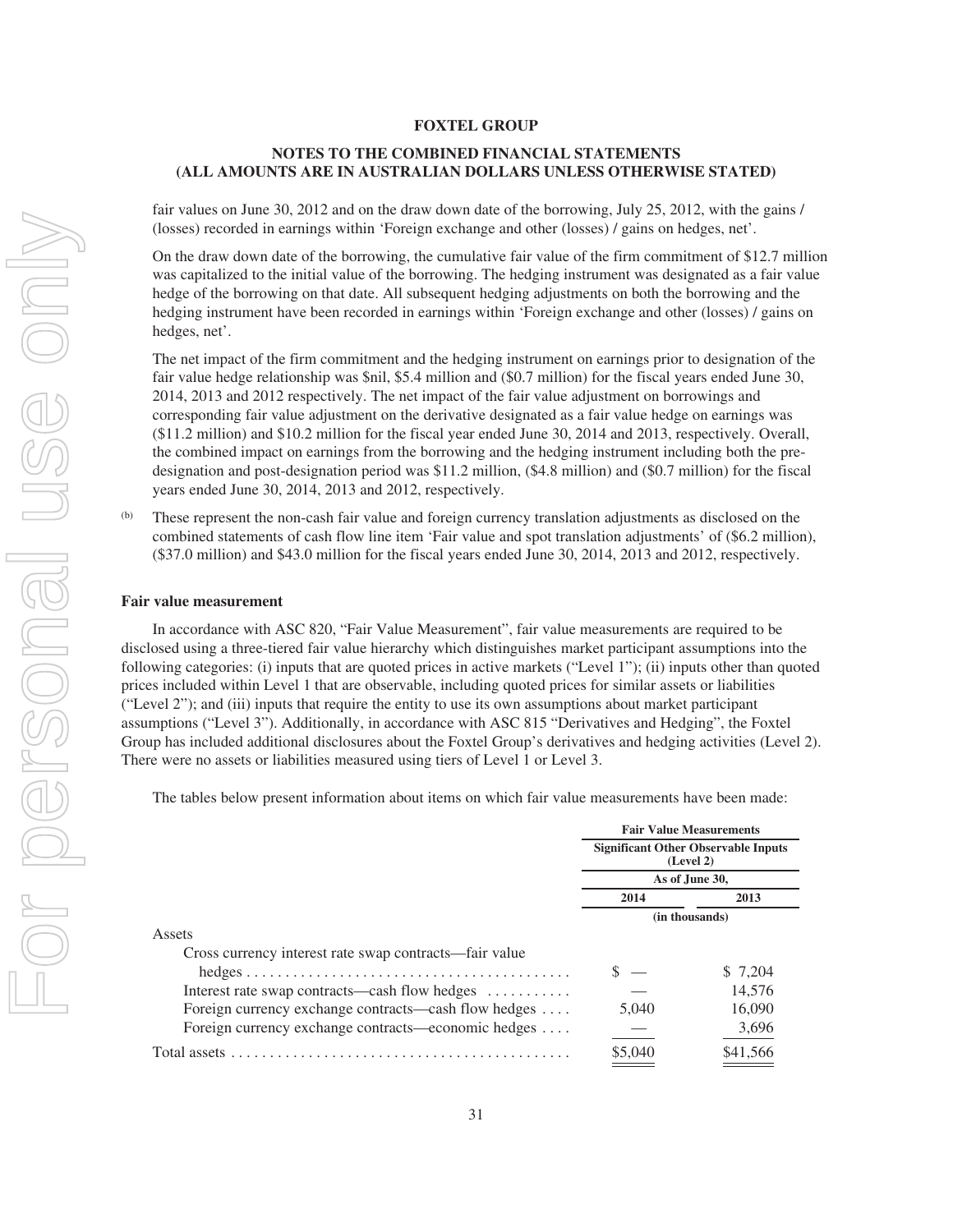fair values on June 30, 2012 and on the draw down date of the borrowing, July 25, 2012, with the gains / (losses) recorded in earnings within 'Foreign exchange and other (losses) / gains on hedges, net'.

On the draw down date of the borrowing, the cumulative fair value of the firm commitment of $12.7 million was capitalized to the initial value of the borrowing. The hedging instrument was designated as a fair value hedge of the borrowing on that date. All subsequent hedging adjustments on both the borrowing and the hedging instrument have been recorded in earnings within 'Foreign exchange and other (losses) / gains on hedges, net'.

The net impact of the firm commitment and the hedging instrument on earnings prior to designation of the fair value hedge relationship was $nil, $5.4 million and ($0.7 million) for the fiscal years ended June 30, 2014, 2013 and 2012 respectively. The net impact of the fair value adjustment on borrowings and corresponding fair value adjustment on the derivative designated as a fair value hedge on earnings was ($11.2 million) and $10.2 million for the fiscal year ended June 30, 2014 and 2013, respectively. Overall, the combined impact on earnings from the borrowing and the hedging instrument including both the pre-designation and post-designation period was $11.2 million, ($4.8 million) and ($0.7 million) for the fiscal years ended June 30, 2014, 2013 and 2012, respectively.

(b) These represent the non-cash fair value and foreign currency translation adjustments as disclosed on the combined statements of cash flow line item 'Fair value and spot translation adjustments' of ($6.2 million), ($37.0 million) and $43.0 million for the fiscal years ended June 30, 2014, 2013 and 2012, respectively.

**Fair value measurement**

In accordance with ASC 820, "Fair Value Measurement", fair value measurements are required to be disclosed using a three-tiered fair value hierarchy which distinguishes market participant assumptions into the following categories: (i) inputs that are quoted prices in active markets ("Level 1"); (ii) inputs other than quoted prices included within Level 1 that are observable, including quoted prices for similar assets or liabilities ("Level 2"); and (iii) inputs that require the entity to use its own assumptions about market participant assumptions ("Level 3"). Additionally, in accordance with ASC 815 "Derivatives and Hedging", the Foxtel Group has included additional disclosures about the Foxtel Group's derivatives and hedging activities (Level 2). There were no assets or liabilities measured using tiers of Level 1 or Level 3.

The tables below present information about items on which fair value measurements have been made:

| | Fair Value Measurements Significant Other Observable Inputs (Level 2) | |
|---|---|---|
| | As of June 30, | |
| | 2014 | 2013 |
| | (in thousands) | |
| Assets | | |
| Cross currency interest rate swap contracts—fair value hedges | $ — | $ 7,204 |
| Interest rate swap contracts—cash flow hedges | — | 14,576 |
| Foreign currency exchange contracts—cash flow hedges | 5,040 | 16,090 |
| Foreign currency exchange contracts—economic hedges | — | 3,696 |
| Total assets | $5,040 | $41,566 |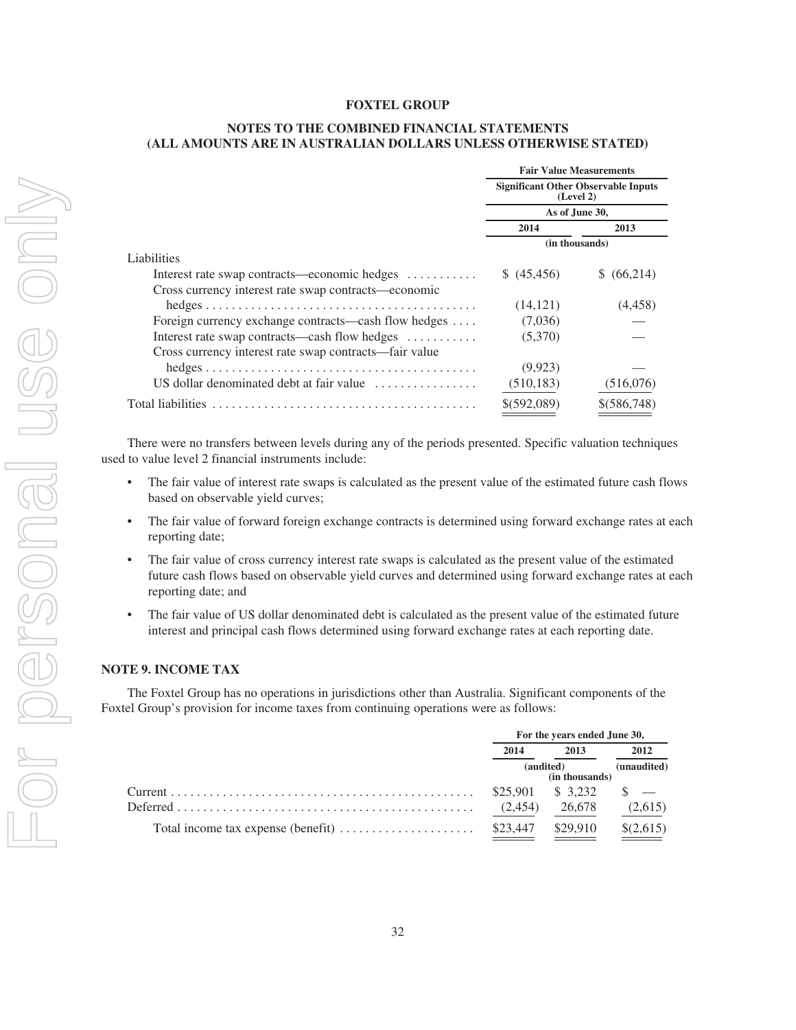**FOXTEL GROUP**

**NOTES TO THE COMBINED FINANCIAL STATEMENTS (ALL AMOUNTS ARE IN AUSTRALIAN DOLLARS UNLESS OTHERWISE STATED)**

| | Fair Value Measurements | |
|---|---|---|
| | Significant Other Observable Inputs (Level 2) | |
| | As of June 30, | |
| | 2014 | 2013 |
| | (in thousands) | |
| Liabilities | | |
| Interest rate swap contracts—economic hedges | $ (45,456) | $ (66,214) |
| Cross currency interest rate swap contracts—economic hedges | (14,121) | (4,458) |
| Foreign currency exchange contracts—cash flow hedges | (7,036) | — |
| Interest rate swap contracts—cash flow hedges | (5,370) | — |
| Cross currency interest rate swap contracts—fair value hedges | (9,923) | — |
| US dollar denominated debt at fair value | (510,183) | (516,076) |
| Total liabilities | $(592,089) | $(586,748) |

There were no transfers between levels during any of the periods presented. Specific valuation techniques used to value level 2 financial instruments include:

- The fair value of interest rate swaps is calculated as the present value of the estimated future cash flows based on observable yield curves;
- The fair value of forward foreign exchange contracts is determined using forward exchange rates at each reporting date;
- The fair value of cross currency interest rate swaps is calculated as the present value of the estimated future cash flows based on observable yield curves and determined using forward exchange rates at each reporting date; and
- The fair value of US dollar denominated debt is calculated as the present value of the estimated future interest and principal cash flows determined using forward exchange rates at each reporting date.

## NOTE 9. INCOME TAX

The Foxtel Group has no operations in jurisdictions other than Australia. Significant components of the Foxtel Group's provision for income taxes from continuing operations were as follows:

| | For the years ended June 30, | | |
|---|---|---|---|
| | 2014 | 2013 | 2012 |
| | (audited) | | (unaudited) |
| | (in thousands) | | |
| Current | $25,901 | $ 3,232 | $ — |
| Deferred | (2,454) | 26,678 | (2,615) |
| Total income tax expense (benefit) | $23,447 | $29,910 | $(2,615) |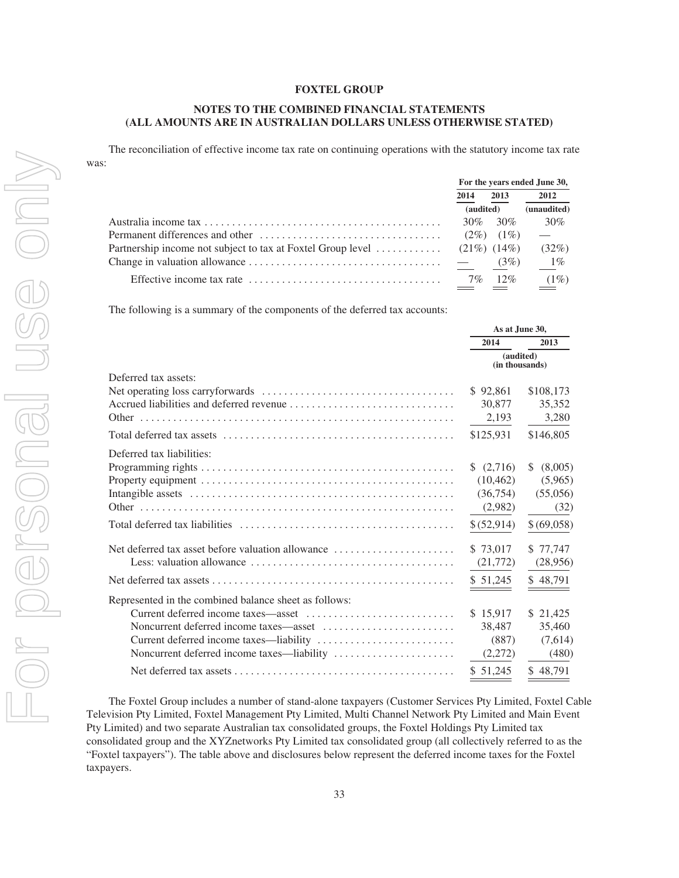**FOXTEL GROUP**

**NOTES TO THE COMBINED FINANCIAL STATEMENTS**
**(ALL AMOUNTS ARE IN AUSTRALIAN DOLLARS UNLESS OTHERWISE STATED)**

The reconciliation of effective income tax rate on continuing operations with the statutory income tax rate was:

| | For the years ended June 30, | | |
|---|---|---|---|
| | 2014 | 2013 | 2012 |
| | (audited) | | (unaudited) |
| Australia income tax | 30% | 30% | 30% |
| Permanent differences and other | (2%) | (1%) | — |
| Partnership income not subject to tax at Foxtel Group level | (21%) | (14%) | (32%) |
| Change in valuation allowance | — | (3%) | 1% |
| Effective income tax rate | 7% | 12% | (1%) |

The following is a summary of the components of the deferred tax accounts:

| | As at June 30, | |
|---|---|---|
| | 2014 | 2013 |
| | (audited) (in thousands) | |
| Deferred tax assets: | | |
| Net operating loss carryforwards | $ 92,861 | $108,173 |
| Accrued liabilities and deferred revenue | 30,877 | 35,352 |
| Other | 2,193 | 3,280 |
| Total deferred tax assets | $125,931 | $146,805 |
| Deferred tax liabilities: | | |
| Programming rights | $ (2,716) | $ (8,005) |
| Property equipment | (10,462) | (5,965) |
| Intangible assets | (36,754) | (55,056) |
| Other | (2,982) | (32) |
| Total deferred tax liabilities | $(52,914) | $(69,058) |
| Net deferred tax asset before valuation allowance | $ 73,017 | $ 77,747 |
| Less: valuation allowance | (21,772) | (28,956) |
| Net deferred tax assets | $ 51,245 | $ 48,791 |
| Represented in the combined balance sheet as follows: | | |
| Current deferred income taxes—asset | $ 15,917 | $ 21,425 |
| Noncurrent deferred income taxes—asset | 38,487 | 35,460 |
| Current deferred income taxes—liability | (887) | (7,614) |
| Noncurrent deferred income taxes—liability | (2,272) | (480) |
| Net deferred tax assets | $ 51,245 | $ 48,791 |

The Foxtel Group includes a number of stand-alone taxpayers (Customer Services Pty Limited, Foxtel Cable Television Pty Limited, Foxtel Management Pty Limited, Multi Channel Network Pty Limited and Main Event Pty Limited) and two separate Australian tax consolidated groups, the Foxtel Holdings Pty Limited tax consolidated group and the XYZnetworks Pty Limited tax consolidated group (all collectively referred to as the "Foxtel taxpayers"). The table above and disclosures below represent the deferred income taxes for the Foxtel taxpayers.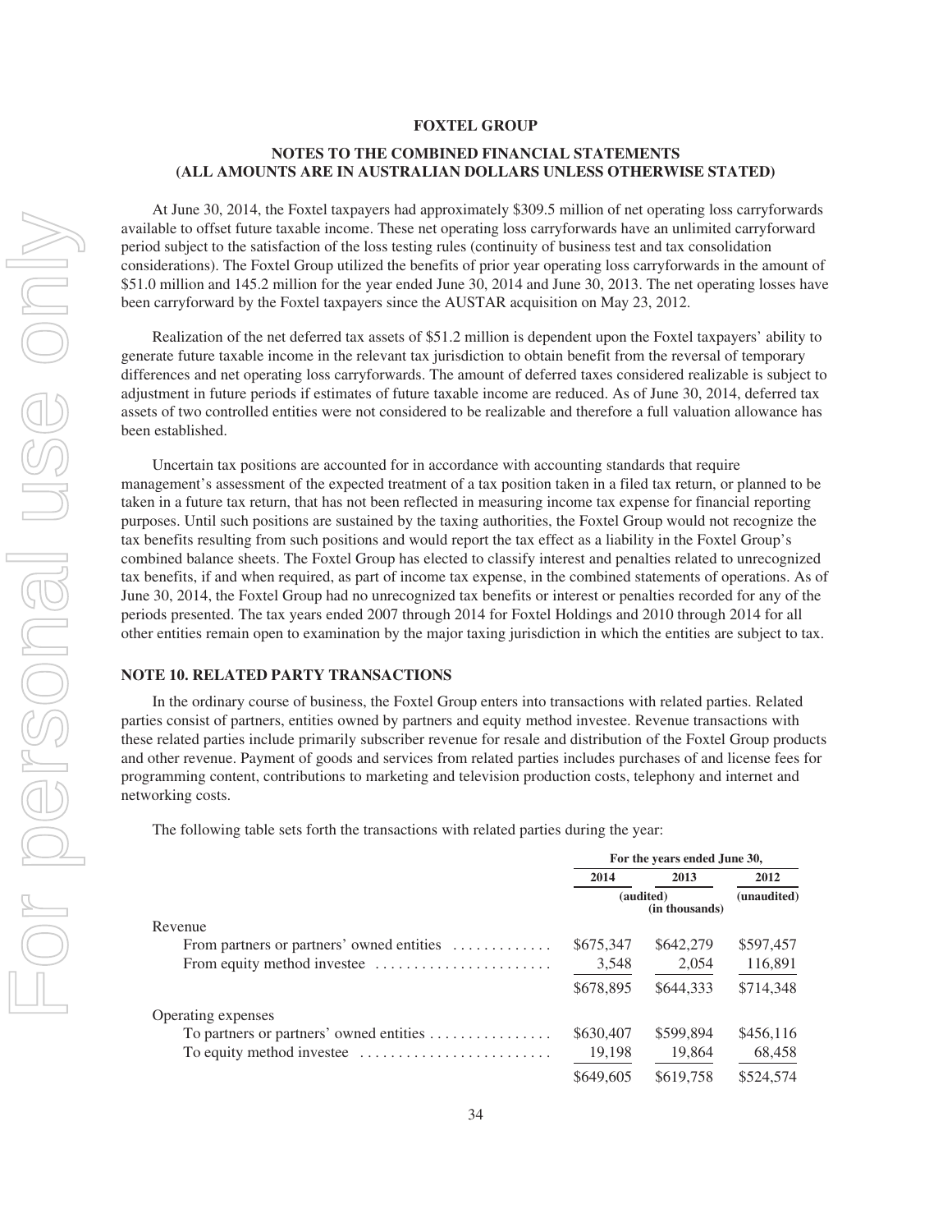**FOXTEL GROUP**

**NOTES TO THE COMBINED FINANCIAL STATEMENTS**
**(ALL AMOUNTS ARE IN AUSTRALIAN DOLLARS UNLESS OTHERWISE STATED)**

At June 30, 2014, the Foxtel taxpayers had approximately \$309.5 million of net operating loss carryforwards available to offset future taxable income. These net operating loss carryforwards have an unlimited carryforward period subject to the satisfaction of the loss testing rules (continuity of business test and tax consolidation considerations). The Foxtel Group utilized the benefits of prior year operating loss carryforwards in the amount of \$51.0 million and 145.2 million for the year ended June 30, 2014 and June 30, 2013. The net operating losses have been carryforward by the Foxtel taxpayers since the AUSTAR acquisition on May 23, 2012.

Realization of the net deferred tax assets of \$51.2 million is dependent upon the Foxtel taxpayers' ability to generate future taxable income in the relevant tax jurisdiction to obtain benefit from the reversal of temporary differences and net operating loss carryforwards. The amount of deferred taxes considered realizable is subject to adjustment in future periods if estimates of future taxable income are reduced. As of June 30, 2014, deferred tax assets of two controlled entities were not considered to be realizable and therefore a full valuation allowance has been established.

Uncertain tax positions are accounted for in accordance with accounting standards that require management's assessment of the expected treatment of a tax position taken in a filed tax return, or planned to be taken in a future tax return, that has not been reflected in measuring income tax expense for financial reporting purposes. Until such positions are sustained by the taxing authorities, the Foxtel Group would not recognize the tax benefits resulting from such positions and would report the tax effect as a liability in the Foxtel Group's combined balance sheets. The Foxtel Group has elected to classify interest and penalties related to unrecognized tax benefits, if and when required, as part of income tax expense, in the combined statements of operations. As of June 30, 2014, the Foxtel Group had no unrecognized tax benefits or interest or penalties recorded for any of the periods presented. The tax years ended 2007 through 2014 for Foxtel Holdings and 2010 through 2014 for all other entities remain open to examination by the major taxing jurisdiction in which the entities are subject to tax.

## NOTE 10. RELATED PARTY TRANSACTIONS

In the ordinary course of business, the Foxtel Group enters into transactions with related parties. Related parties consist of partners, entities owned by partners and equity method investee. Revenue transactions with these related parties include primarily subscriber revenue for resale and distribution of the Foxtel Group products and other revenue. Payment of goods and services from related parties includes purchases of and license fees for programming content, contributions to marketing and television production costs, telephony and internet and networking costs.

The following table sets forth the transactions with related parties during the year:

| | For the years ended June 30, | | |
|---|---|---|---|
| | 2014 | 2013 | 2012 |
| | (audited) (in thousands) | | (unaudited) |
| Revenue | | | |
| From partners or partners' owned entities | \$675,347 | \$642,279 | \$597,457 |
| From equity method investee | 3,548 | 2,054 | 116,891 |
| | \$678,895 | \$644,333 | \$714,348 |
| Operating expenses | | | |
| To partners or partners' owned entities | \$630,407 | \$599,894 | \$456,116 |
| To equity method investee | 19,198 | 19,864 | 68,458 |
| | \$649,605 | \$619,758 | \$524,574 |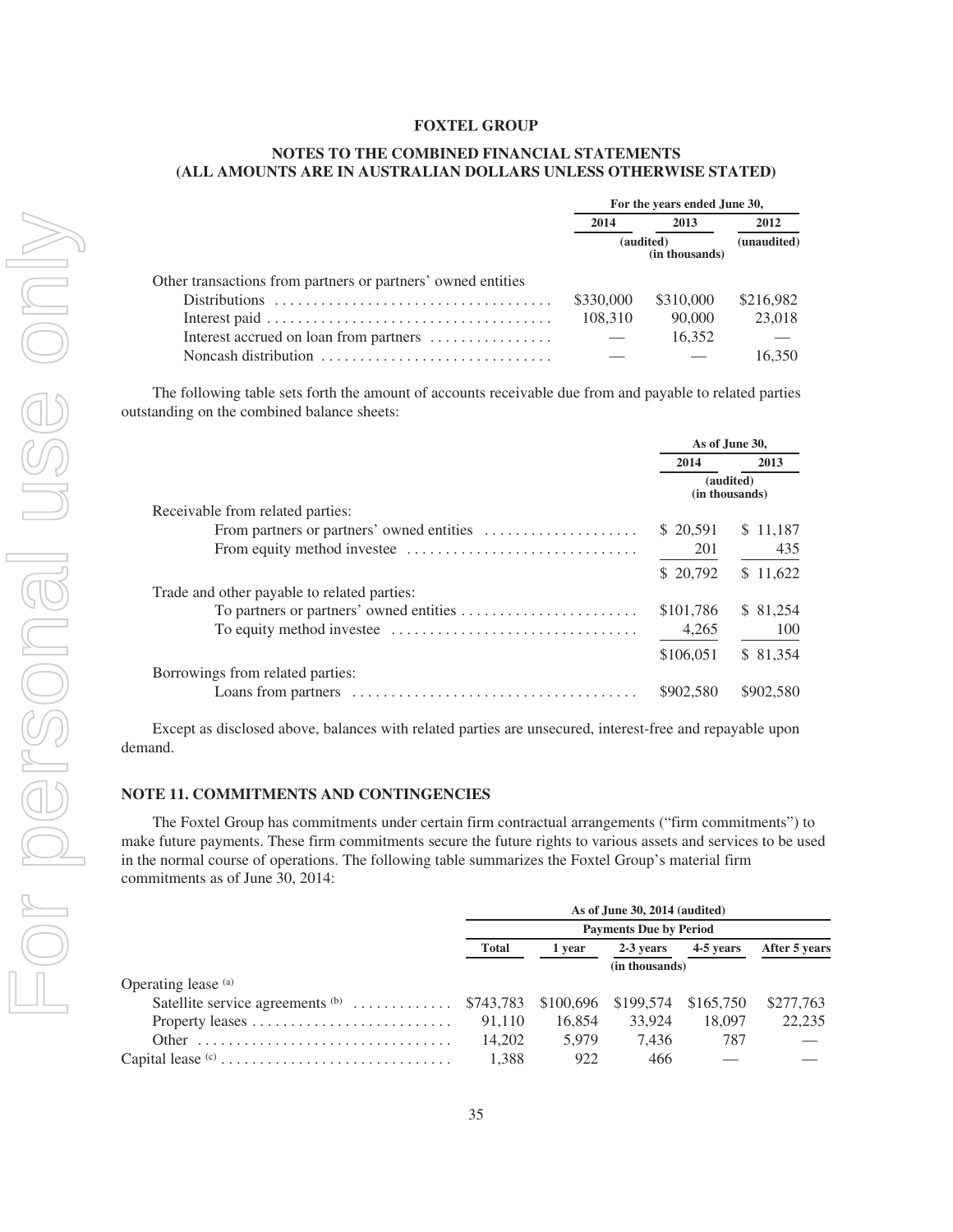**FOXTEL GROUP**

**NOTES TO THE COMBINED FINANCIAL STATEMENTS (ALL AMOUNTS ARE IN AUSTRALIAN DOLLARS UNLESS OTHERWISE STATED)**

| | For the years ended June 30, | | |
|---|---|---|---|
| | 2014 | 2013 | 2012 |
| | (audited) (in thousands) | | (unaudited) |
| Other transactions from partners or partners' owned entities | | | |
| Distributions | $330,000 | $310,000 | $216,982 |
| Interest paid | 108,310 | 90,000 | 23,018 |
| Interest accrued on loan from partners | — | 16,352 | — |
| Noncash distribution | — | — | 16,350 |

The following table sets forth the amount of accounts receivable due from and payable to related parties outstanding on the combined balance sheets:

| | As of June 30, | |
|---|---|---|
| | 2014 | 2013 |
| | (audited) (in thousands) | |
| Receivable from related parties: | | |
| From partners or partners' owned entities | $ 20,591 | $ 11,187 |
| From equity method investee | 201 | 435 |
| | $ 20,792 | $ 11,622 |
| Trade and other payable to related parties: | | |
| To partners or partners' owned entities | $101,786 | $ 81,254 |
| To equity method investee | 4,265 | 100 |
| | $106,051 | $ 81,354 |
| Borrowings from related parties: | | |
| Loans from partners | $902,580 | $902,580 |

Except as disclosed above, balances with related parties are unsecured, interest-free and repayable upon demand.

## NOTE 11. COMMITMENTS AND CONTINGENCIES

The Foxtel Group has commitments under certain firm contractual arrangements ("firm commitments") to make future payments. These firm commitments secure the future rights to various assets and services to be used in the normal course of operations. The following table summarizes the Foxtel Group's material firm commitments as of June 30, 2014:

| | As of June 30, 2014 (audited) | | | | |
|---|---|---|---|---|---|
| | Payments Due by Period | | | | |
| | Total | 1 year | 2-3 years | 4-5 years | After 5 years |
| | (in thousands) | | | | |
| Operating lease [(a)] | | | | | |
| Satellite service agreements [(b)] | $743,783 | $100,696 | $199,574 | $165,750 | $277,763 |
| Property leases | 91,110 | 16,854 | 33,924 | 18,097 | 22,235 |
| Other | 14,202 | 5,979 | 7,436 | 787 | — |
| Capital lease [(c)] | 1,388 | 922 | 466 | — | — |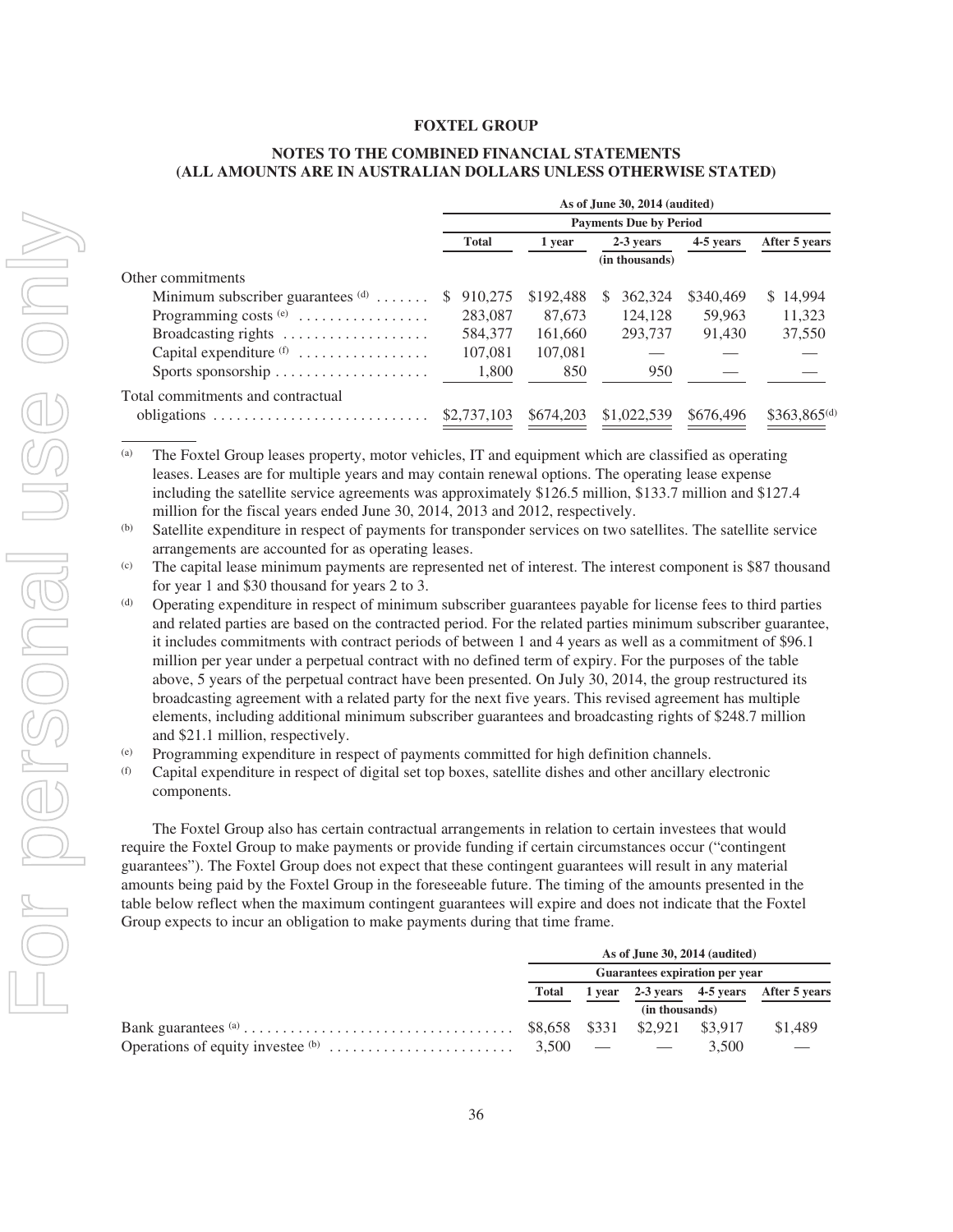**FOXTEL GROUP**

**NOTES TO THE COMBINED FINANCIAL STATEMENTS**
**(ALL AMOUNTS ARE IN AUSTRALIAN DOLLARS UNLESS OTHERWISE STATED)**

| | As of June 30, 2014 (audited) | | | | |
|---|---|---|---|---|---|
| | Payments Due by Period | | | | |
| | Total | 1 year | 2-3 years | 4-5 years | After 5 years |
| | | | (in thousands) | | |
| Other commitments | | | | | |
| Minimum subscriber guarantees [(d)] | $ 910,275 | $192,488 | $ 362,324 | $340,469 | $ 14,994 |
| Programming costs [(e)] | 283,087 | 87,673 | 124,128 | 59,963 | 11,323 |
| Broadcasting rights | 584,377 | 161,660 | 293,737 | 91,430 | 37,550 |
| Capital expenditure [(f)] | 107,081 | 107,081 | — | — | — |
| Sports sponsorship | 1,800 | 850 | 950 | — | — |
| Total commitments and contractual obligations | $2,737,103 | $674,203 | $1,022,539 | $676,496 | $363,865[(d)] |

(a) The Foxtel Group leases property, motor vehicles, IT and equipment which are classified as operating leases. Leases are for multiple years and may contain renewal options. The operating lease expense including the satellite service agreements was approximately $126.5 million, $133.7 million and $127.4 million for the fiscal years ended June 30, 2014, 2013 and 2012, respectively.

(b) Satellite expenditure in respect of payments for transponder services on two satellites. The satellite service arrangements are accounted for as operating leases.

(c) The capital lease minimum payments are represented net of interest. The interest component is $87 thousand for year 1 and $30 thousand for years 2 to 3.

(d) Operating expenditure in respect of minimum subscriber guarantees payable for license fees to third parties and related parties are based on the contracted period. For the related parties minimum subscriber guarantee, it includes commitments with contract periods of between 1 and 4 years as well as a commitment of $96.1 million per year under a perpetual contract with no defined term of expiry. For the purposes of the table above, 5 years of the perpetual contract have been presented. On July 30, 2014, the group restructured its broadcasting agreement with a related party for the next five years. This revised agreement has multiple elements, including additional minimum subscriber guarantees and broadcasting rights of $248.7 million and $21.1 million, respectively.

(e) Programming expenditure in respect of payments committed for high definition channels.

(f) Capital expenditure in respect of digital set top boxes, satellite dishes and other ancillary electronic components.

The Foxtel Group also has certain contractual arrangements in relation to certain investees that would require the Foxtel Group to make payments or provide funding if certain circumstances occur ("contingent guarantees"). The Foxtel Group does not expect that these contingent guarantees will result in any material amounts being paid by the Foxtel Group in the foreseeable future. The timing of the amounts presented in the table below reflect when the maximum contingent guarantees will expire and does not indicate that the Foxtel Group expects to incur an obligation to make payments during that time frame.

| | As of June 30, 2014 (audited) | | | | |
|---|---|---|---|---|---|
| | Guarantees expiration per year | | | | |
| | Total | 1 year | 2-3 years | 4-5 years | After 5 years |
| | | | (in thousands) | | |
| Bank guarantees [(a)] | $8,658 | $331 | $2,921 | $3,917 | $1,489 |
| Operations of equity investee [(b)] | 3,500 | — | — | 3,500 | — |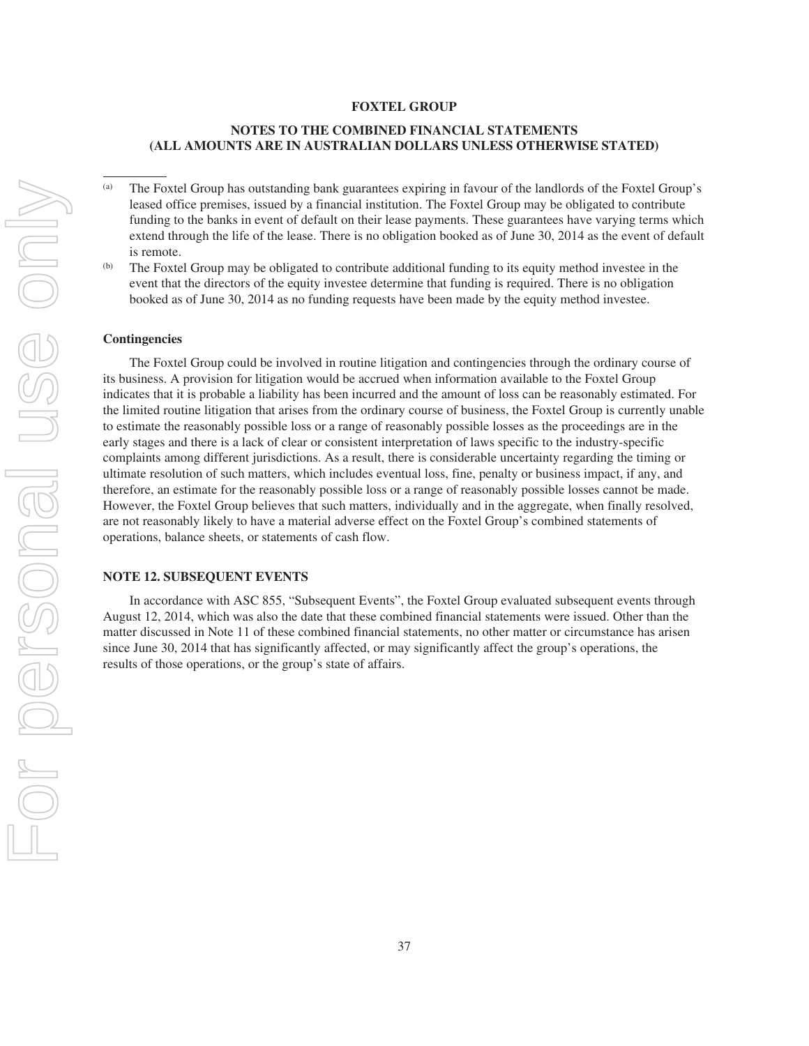**FOXTEL GROUP**

**NOTES TO THE COMBINED FINANCIAL STATEMENTS (ALL AMOUNTS ARE IN AUSTRALIAN DOLLARS UNLESS OTHERWISE STATED)**

---

(a) The Foxtel Group has outstanding bank guarantees expiring in favour of the landlords of the Foxtel Group's leased office premises, issued by a financial institution. The Foxtel Group may be obligated to contribute funding to the banks in event of default on their lease payments. These guarantees have varying terms which extend through the life of the lease. There is no obligation booked as of June 30, 2014 as the event of default is remote.

(b) The Foxtel Group may be obligated to contribute additional funding to its equity method investee in the event that the directors of the equity investee determine that funding is required. There is no obligation booked as of June 30, 2014 as no funding requests have been made by the equity method investee.

**Contingencies**

The Foxtel Group could be involved in routine litigation and contingencies through the ordinary course of its business. A provision for litigation would be accrued when information available to the Foxtel Group indicates that it is probable a liability has been incurred and the amount of loss can be reasonably estimated. For the limited routine litigation that arises from the ordinary course of business, the Foxtel Group is currently unable to estimate the reasonably possible loss or a range of reasonably possible losses as the proceedings are in the early stages and there is a lack of clear or consistent interpretation of laws specific to the industry-specific complaints among different jurisdictions. As a result, there is considerable uncertainty regarding the timing or ultimate resolution of such matters, which includes eventual loss, fine, penalty or business impact, if any, and therefore, an estimate for the reasonably possible loss or a range of reasonably possible losses cannot be made. However, the Foxtel Group believes that such matters, individually and in the aggregate, when finally resolved, are not reasonably likely to have a material adverse effect on the Foxtel Group's combined statements of operations, balance sheets, or statements of cash flow.

**NOTE 12. SUBSEQUENT EVENTS**

In accordance with ASC 855, "Subsequent Events", the Foxtel Group evaluated subsequent events through August 12, 2014, which was also the date that these combined financial statements were issued. Other than the matter discussed in Note 11 of these combined financial statements, no other matter or circumstance has arisen since June 30, 2014 that has significantly affected, or may significantly affect the group's operations, the results of those operations, or the group's state of affairs.